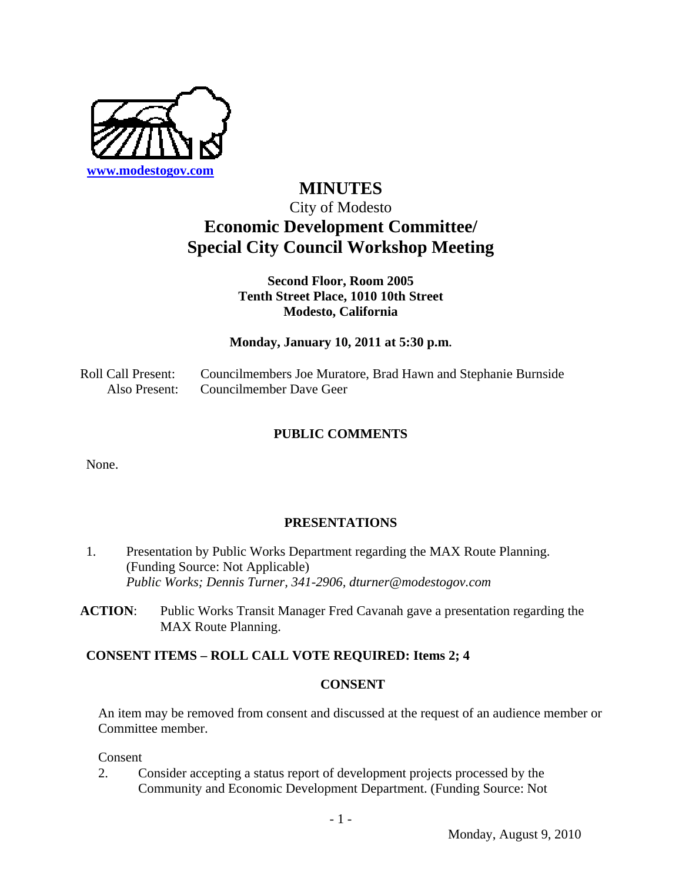www.modestogov.com

# MINUTES

City of Modesto

## Economic Development Committee/ Special City Council Workshop Meeting

**Second Floor, Room 2005**
**Tenth Street Place, 1010 10th Street**
**Modesto, California**

**Monday, January 10, 2011 at 5:30 p.m.**

Roll Call Present: Councilmembers Joe Muratore, Brad Hawn and Stephanie Burnside
Also Present: Councilmember Dave Geer

### PUBLIC COMMENTS

None.

### PRESENTATIONS

1. Presentation by Public Works Department regarding the MAX Route Planning. (Funding Source: Not Applicable)
   *Public Works; Dennis Turner, 341-2906, dturner@modestogov.com*

**ACTION**: Public Works Transit Manager Fred Cavanah gave a presentation regarding the MAX Route Planning.

**CONSENT ITEMS – ROLL CALL VOTE REQUIRED: Items 2; 4**

### CONSENT

An item may be removed from consent and discussed at the request of an audience member or Committee member.

Consent

2. Consider accepting a status report of development projects processed by the Community and Economic Development Department. (Funding Source: Not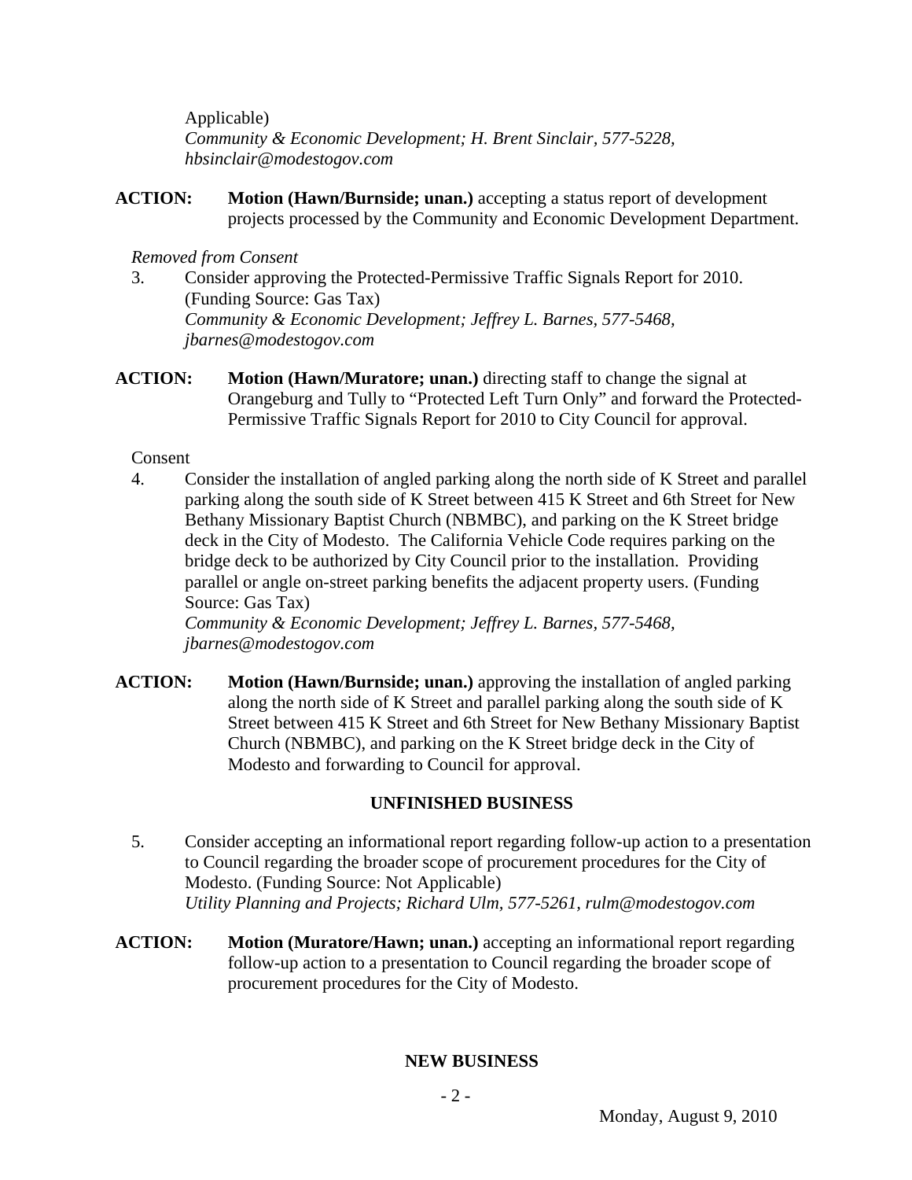Applicable)
*Community & Economic Development; H. Brent Sinclair, 577-5228, hbsinclair@modestogov.com*

**ACTION:** **Motion (Hawn/Burnside; unan.)** accepting a status report of development projects processed by the Community and Economic Development Department.

*Removed from Consent*

3. Consider approving the Protected-Permissive Traffic Signals Report for 2010. (Funding Source: Gas Tax)
*Community & Economic Development; Jeffrey L. Barnes, 577-5468, jbarnes@modestogov.com*

**ACTION:** **Motion (Hawn/Muratore; unan.)** directing staff to change the signal at Orangeburg and Tully to "Protected Left Turn Only" and forward the Protected-Permissive Traffic Signals Report for 2010 to City Council for approval.

Consent

4. Consider the installation of angled parking along the north side of K Street and parallel parking along the south side of K Street between 415 K Street and 6th Street for New Bethany Missionary Baptist Church (NBMBC), and parking on the K Street bridge deck in the City of Modesto. The California Vehicle Code requires parking on the bridge deck to be authorized by City Council prior to the installation. Providing parallel or angle on-street parking benefits the adjacent property users. (Funding Source: Gas Tax)
*Community & Economic Development; Jeffrey L. Barnes, 577-5468, jbarnes@modestogov.com*

**ACTION:** **Motion (Hawn/Burnside; unan.)** approving the installation of angled parking along the north side of K Street and parallel parking along the south side of K Street between 415 K Street and 6th Street for New Bethany Missionary Baptist Church (NBMBC), and parking on the K Street bridge deck in the City of Modesto and forwarding to Council for approval.

## UNFINISHED BUSINESS

5. Consider accepting an informational report regarding follow-up action to a presentation to Council regarding the broader scope of procurement procedures for the City of Modesto. (Funding Source: Not Applicable)
*Utility Planning and Projects; Richard Ulm, 577-5261, rulm@modestogov.com*

**ACTION:** **Motion (Muratore/Hawn; unan.)** accepting an informational report regarding follow-up action to a presentation to Council regarding the broader scope of procurement procedures for the City of Modesto.

## NEW BUSINESS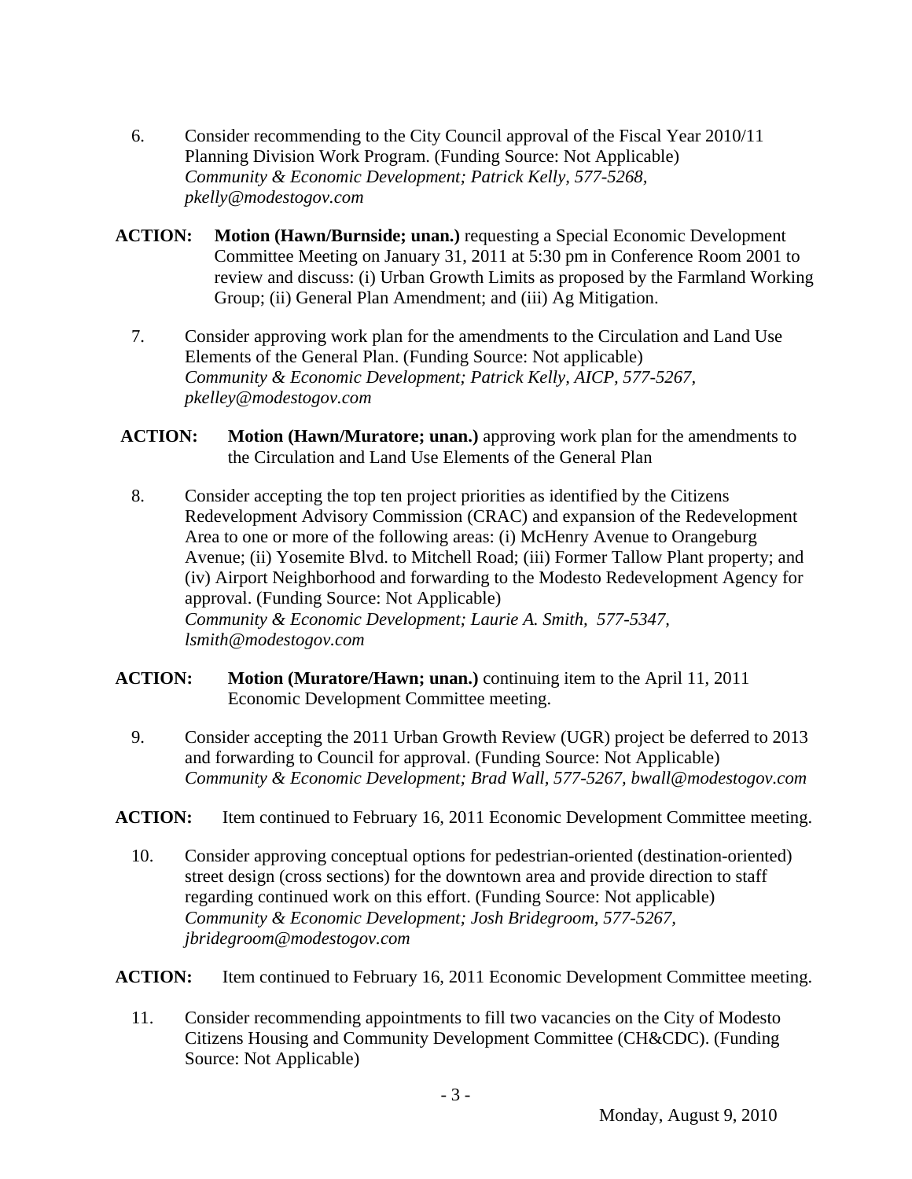6. Consider recommending to the City Council approval of the Fiscal Year 2010/11 Planning Division Work Program. (Funding Source: Not Applicable)
   *Community & Economic Development; Patrick Kelly, 577-5268, pkelly@modestogov.com*

**ACTION:** **Motion (Hawn/Burnside; unan.)** requesting a Special Economic Development Committee Meeting on January 31, 2011 at 5:30 pm in Conference Room 2001 to review and discuss: (i) Urban Growth Limits as proposed by the Farmland Working Group; (ii) General Plan Amendment; and (iii) Ag Mitigation.

7. Consider approving work plan for the amendments to the Circulation and Land Use Elements of the General Plan. (Funding Source: Not applicable)
   *Community & Economic Development; Patrick Kelly, AICP, 577-5267, pkelley@modestogov.com*

**ACTION:** **Motion (Hawn/Muratore; unan.)** approving work plan for the amendments to the Circulation and Land Use Elements of the General Plan

8. Consider accepting the top ten project priorities as identified by the Citizens Redevelopment Advisory Commission (CRAC) and expansion of the Redevelopment Area to one or more of the following areas: (i) McHenry Avenue to Orangeburg Avenue; (ii) Yosemite Blvd. to Mitchell Road; (iii) Former Tallow Plant property; and (iv) Airport Neighborhood and forwarding to the Modesto Redevelopment Agency for approval. (Funding Source: Not Applicable)
   *Community & Economic Development; Laurie A. Smith, 577-5347, lsmith@modestogov.com*

**ACTION:** **Motion (Muratore/Hawn; unan.)** continuing item to the April 11, 2011 Economic Development Committee meeting.

9. Consider accepting the 2011 Urban Growth Review (UGR) project be deferred to 2013 and forwarding to Council for approval. (Funding Source: Not Applicable)
   *Community & Economic Development; Brad Wall, 577-5267, bwall@modestogov.com*

**ACTION:** Item continued to February 16, 2011 Economic Development Committee meeting.

10. Consider approving conceptual options for pedestrian-oriented (destination-oriented) street design (cross sections) for the downtown area and provide direction to staff regarding continued work on this effort. (Funding Source: Not applicable)
    *Community & Economic Development; Josh Bridegroom, 577-5267, jbridegroom@modestogov.com*

**ACTION:** Item continued to February 16, 2011 Economic Development Committee meeting.

11. Consider recommending appointments to fill two vacancies on the City of Modesto Citizens Housing and Community Development Committee (CH&CDC). (Funding Source: Not Applicable)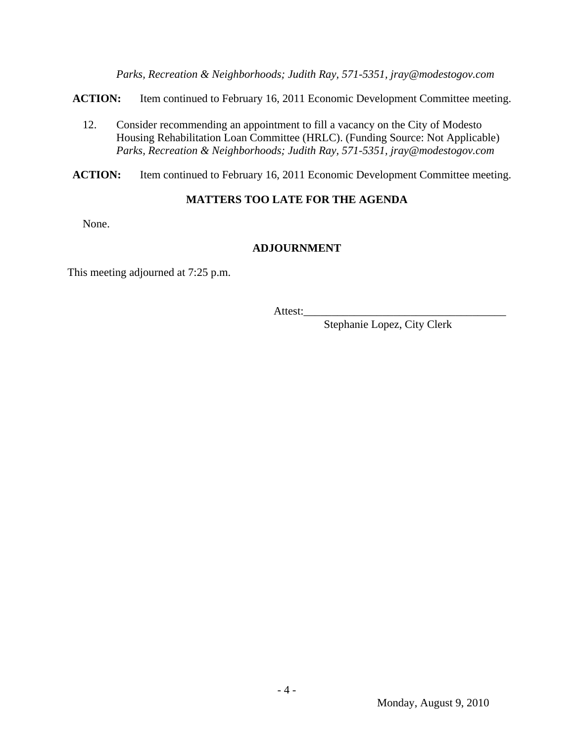*Parks, Recreation & Neighborhoods; Judith Ray, 571-5351, jray@modestogov.com*

**ACTION:** Item continued to February 16, 2011 Economic Development Committee meeting.

12. Consider recommending an appointment to fill a vacancy on the City of Modesto Housing Rehabilitation Loan Committee (HRLC). (Funding Source: Not Applicable) *Parks, Recreation & Neighborhoods; Judith Ray, 571-5351, jray@modestogov.com*

**ACTION:** Item continued to February 16, 2011 Economic Development Committee meeting.

## MATTERS TOO LATE FOR THE AGENDA

None.

## ADJOURNMENT

This meeting adjourned at 7:25 p.m.

Attest:_____________________________________
Stephanie Lopez, City Clerk

Monday, August 9, 2010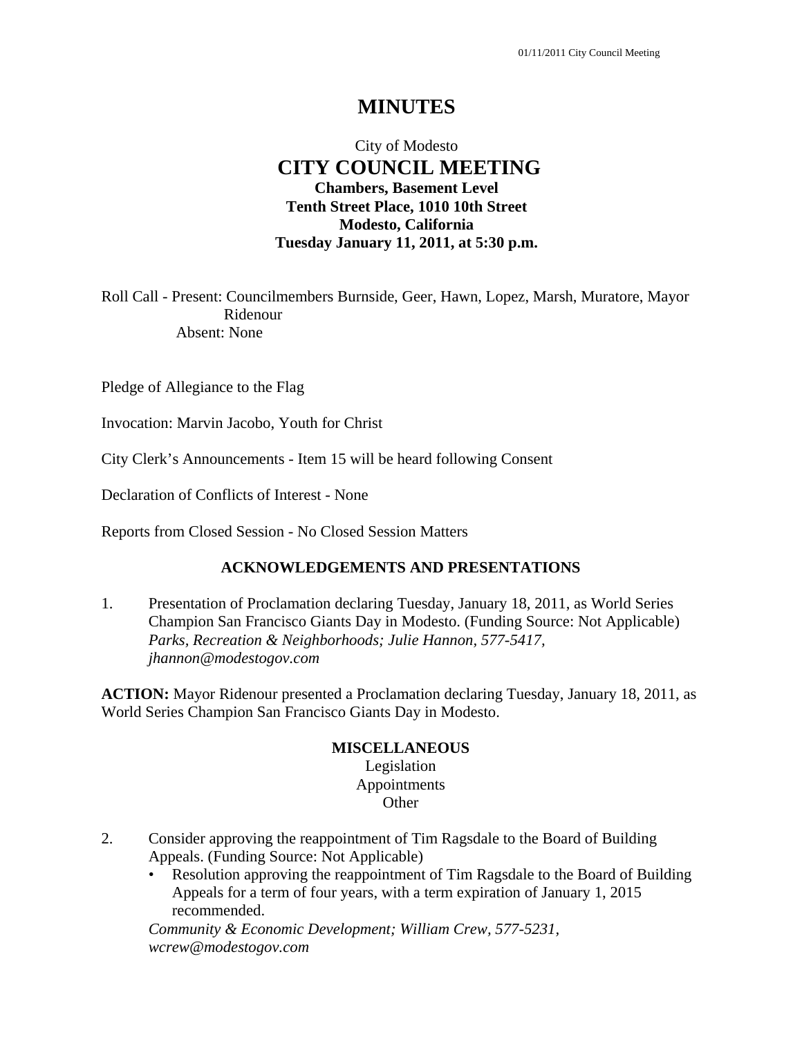# MINUTES

City of Modesto

## CITY COUNCIL MEETING

**Chambers, Basement Level**
**Tenth Street Place, 1010 10th Street**
**Modesto, California**
**Tuesday January 11, 2011, at 5:30 p.m.**

Roll Call - Present: Councilmembers Burnside, Geer, Hawn, Lopez, Marsh, Muratore, Mayor Ridenour
Absent: None

Pledge of Allegiance to the Flag

Invocation: Marvin Jacobo, Youth for Christ

City Clerk's Announcements - Item 15 will be heard following Consent

Declaration of Conflicts of Interest - None

Reports from Closed Session - No Closed Session Matters

### ACKNOWLEDGEMENTS AND PRESENTATIONS

1. Presentation of Proclamation declaring Tuesday, January 18, 2011, as World Series Champion San Francisco Giants Day in Modesto. (Funding Source: Not Applicable)
*Parks, Recreation & Neighborhoods; Julie Hannon, 577-5417, jhannon@modestogov.com*

**ACTION:** Mayor Ridenour presented a Proclamation declaring Tuesday, January 18, 2011, as World Series Champion San Francisco Giants Day in Modesto.

### MISCELLANEOUS

Legislation
Appointments
Other

2. Consider approving the reappointment of Tim Ragsdale to the Board of Building Appeals. (Funding Source: Not Applicable)
   - Resolution approving the reappointment of Tim Ragsdale to the Board of Building Appeals for a term of four years, with a term expiration of January 1, 2015 recommended.

   *Community & Economic Development; William Crew, 577-5231, wcrew@modestogov.com*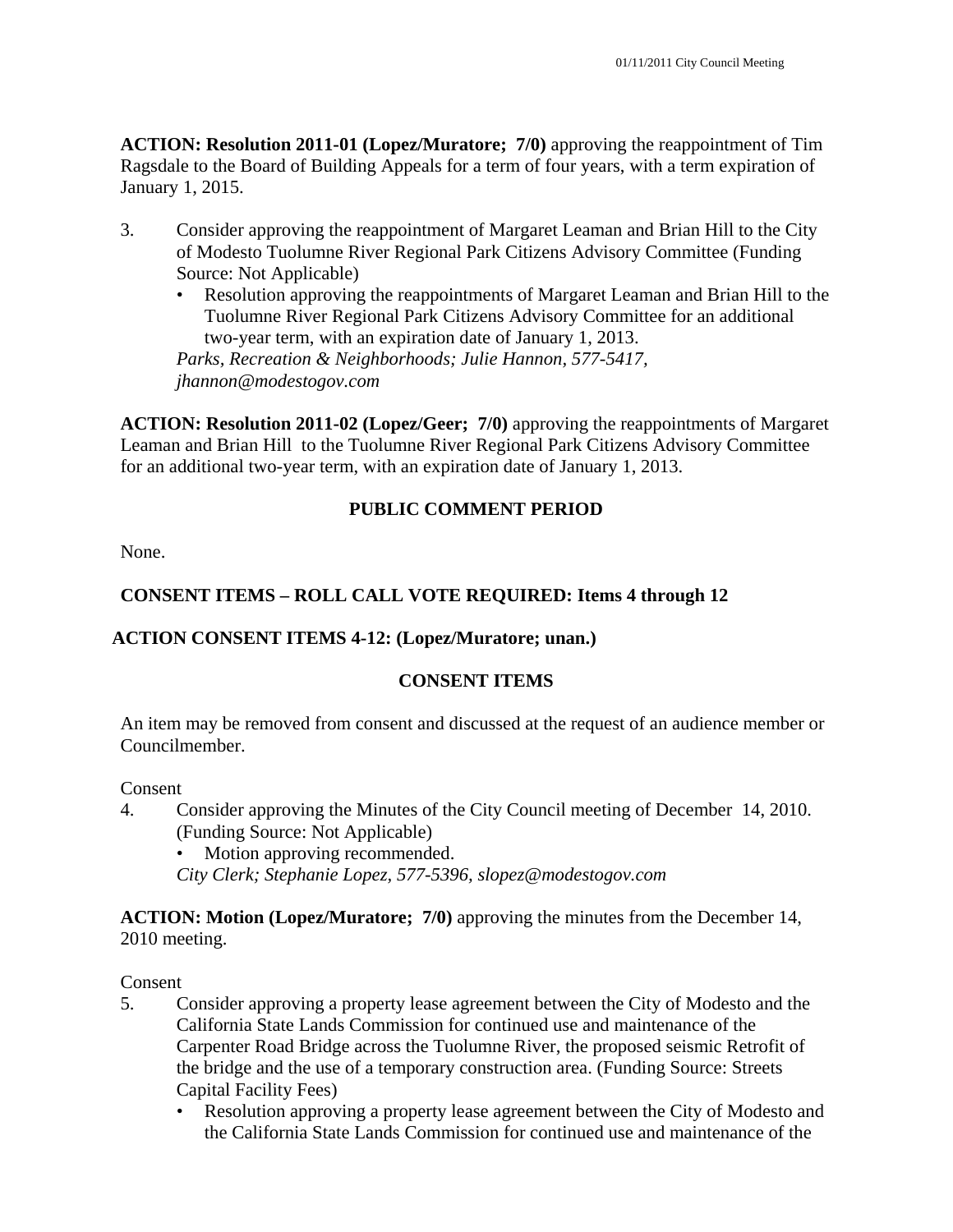**ACTION: Resolution 2011-01 (Lopez/Muratore; 7/0)** approving the reappointment of Tim Ragsdale to the Board of Building Appeals for a term of four years, with a term expiration of January 1, 2015.

3. Consider approving the reappointment of Margaret Leaman and Brian Hill to the City of Modesto Tuolumne River Regional Park Citizens Advisory Committee (Funding Source: Not Applicable)
   - Resolution approving the reappointments of Margaret Leaman and Brian Hill to the Tuolumne River Regional Park Citizens Advisory Committee for an additional two-year term, with an expiration date of January 1, 2013.

   *Parks, Recreation & Neighborhoods; Julie Hannon, 577-5417, jhannon@modestogov.com*

**ACTION: Resolution 2011-02 (Lopez/Geer; 7/0)** approving the reappointments of Margaret Leaman and Brian Hill to the Tuolumne River Regional Park Citizens Advisory Committee for an additional two-year term, with an expiration date of January 1, 2013.

## PUBLIC COMMENT PERIOD

None.

**CONSENT ITEMS – ROLL CALL VOTE REQUIRED: Items 4 through 12**

**ACTION CONSENT ITEMS 4-12: (Lopez/Muratore; unan.)**

## CONSENT ITEMS

An item may be removed from consent and discussed at the request of an audience member or Councilmember.

Consent

4. Consider approving the Minutes of the City Council meeting of December 14, 2010. (Funding Source: Not Applicable)
   - Motion approving recommended.

   *City Clerk; Stephanie Lopez, 577-5396, slopez@modestogov.com*

**ACTION: Motion (Lopez/Muratore; 7/0)** approving the minutes from the December 14, 2010 meeting.

Consent

5. Consider approving a property lease agreement between the City of Modesto and the California State Lands Commission for continued use and maintenance of the Carpenter Road Bridge across the Tuolumne River, the proposed seismic Retrofit of the bridge and the use of a temporary construction area. (Funding Source: Streets Capital Facility Fees)
   - Resolution approving a property lease agreement between the City of Modesto and the California State Lands Commission for continued use and maintenance of the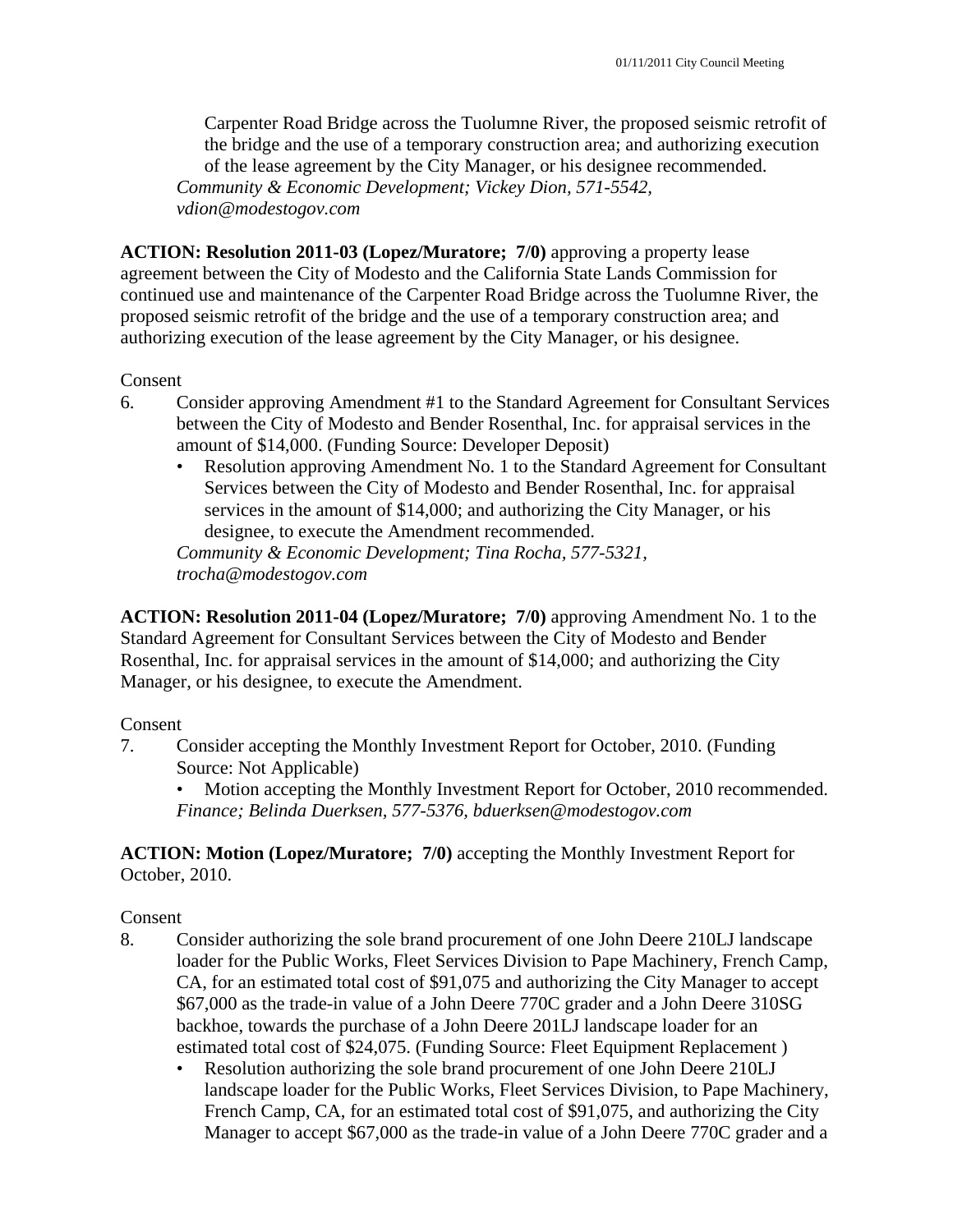Carpenter Road Bridge across the Tuolumne River, the proposed seismic retrofit of the bridge and the use of a temporary construction area; and authorizing execution of the lease agreement by the City Manager, or his designee recommended.

*Community & Economic Development; Vickey Dion, 571-5542, vdion@modestogov.com*

**ACTION: Resolution 2011-03 (Lopez/Muratore; 7/0)** approving a property lease agreement between the City of Modesto and the California State Lands Commission for continued use and maintenance of the Carpenter Road Bridge across the Tuolumne River, the proposed seismic retrofit of the bridge and the use of a temporary construction area; and authorizing execution of the lease agreement by the City Manager, or his designee.

Consent

6. Consider approving Amendment #1 to the Standard Agreement for Consultant Services between the City of Modesto and Bender Rosenthal, Inc. for appraisal services in the amount of $14,000. (Funding Source: Developer Deposit)
   - Resolution approving Amendment No. 1 to the Standard Agreement for Consultant Services between the City of Modesto and Bender Rosenthal, Inc. for appraisal services in the amount of $14,000; and authorizing the City Manager, or his designee, to execute the Amendment recommended.

   *Community & Economic Development; Tina Rocha, 577-5321, trocha@modestogov.com*

**ACTION: Resolution 2011-04 (Lopez/Muratore; 7/0)** approving Amendment No. 1 to the Standard Agreement for Consultant Services between the City of Modesto and Bender Rosenthal, Inc. for appraisal services in the amount of $14,000; and authorizing the City Manager, or his designee, to execute the Amendment.

Consent

7. Consider accepting the Monthly Investment Report for October, 2010. (Funding Source: Not Applicable)
   - Motion accepting the Monthly Investment Report for October, 2010 recommended.

   *Finance; Belinda Duerksen, 577-5376, bduerksen@modestogov.com*

**ACTION: Motion (Lopez/Muratore; 7/0)** accepting the Monthly Investment Report for October, 2010.

Consent

8. Consider authorizing the sole brand procurement of one John Deere 210LJ landscape loader for the Public Works, Fleet Services Division to Pape Machinery, French Camp, CA, for an estimated total cost of $91,075 and authorizing the City Manager to accept $67,000 as the trade-in value of a John Deere 770C grader and a John Deere 310SG backhoe, towards the purchase of a John Deere 201LJ landscape loader for an estimated total cost of $24,075. (Funding Source: Fleet Equipment Replacement )
   - Resolution authorizing the sole brand procurement of one John Deere 210LJ landscape loader for the Public Works, Fleet Services Division, to Pape Machinery, French Camp, CA, for an estimated total cost of $91,075, and authorizing the City Manager to accept $67,000 as the trade-in value of a John Deere 770C grader and a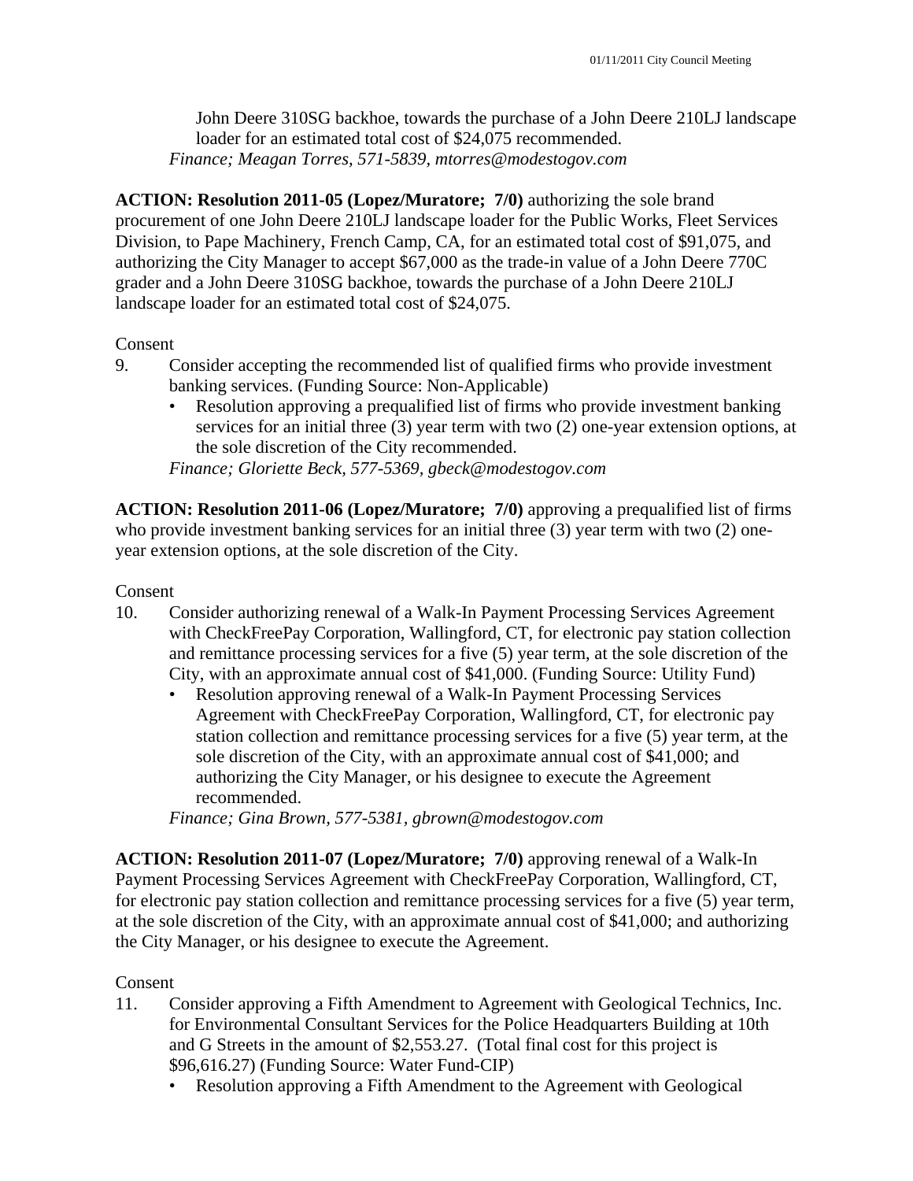John Deere 310SG backhoe, towards the purchase of a John Deere 210LJ landscape loader for an estimated total cost of $24,075 recommended.
*Finance; Meagan Torres, 571-5839, mtorres@modestogov.com*

**ACTION: Resolution 2011-05 (Lopez/Muratore; 7/0)** authorizing the sole brand procurement of one John Deere 210LJ landscape loader for the Public Works, Fleet Services Division, to Pape Machinery, French Camp, CA, for an estimated total cost of $91,075, and authorizing the City Manager to accept $67,000 as the trade-in value of a John Deere 770C grader and a John Deere 310SG backhoe, towards the purchase of a John Deere 210LJ landscape loader for an estimated total cost of $24,075.

Consent

9. Consider accepting the recommended list of qualified firms who provide investment banking services. (Funding Source: Non-Applicable)
   - Resolution approving a prequalified list of firms who provide investment banking services for an initial three (3) year term with two (2) one-year extension options, at the sole discretion of the City recommended.

   *Finance; Gloriette Beck, 577-5369, gbeck@modestogov.com*

**ACTION: Resolution 2011-06 (Lopez/Muratore; 7/0)** approving a prequalified list of firms who provide investment banking services for an initial three (3) year term with two (2) one-year extension options, at the sole discretion of the City.

Consent

10. Consider authorizing renewal of a Walk-In Payment Processing Services Agreement with CheckFreePay Corporation, Wallingford, CT, for electronic pay station collection and remittance processing services for a five (5) year term, at the sole discretion of the City, with an approximate annual cost of $41,000. (Funding Source: Utility Fund)
    - Resolution approving renewal of a Walk-In Payment Processing Services Agreement with CheckFreePay Corporation, Wallingford, CT, for electronic pay station collection and remittance processing services for a five (5) year term, at the sole discretion of the City, with an approximate annual cost of $41,000; and authorizing the City Manager, or his designee to execute the Agreement recommended.

    *Finance; Gina Brown, 577-5381, gbrown@modestogov.com*

**ACTION: Resolution 2011-07 (Lopez/Muratore; 7/0)** approving renewal of a Walk-In Payment Processing Services Agreement with CheckFreePay Corporation, Wallingford, CT, for electronic pay station collection and remittance processing services for a five (5) year term, at the sole discretion of the City, with an approximate annual cost of $41,000; and authorizing the City Manager, or his designee to execute the Agreement.

Consent

11. Consider approving a Fifth Amendment to Agreement with Geological Technics, Inc. for Environmental Consultant Services for the Police Headquarters Building at 10th and G Streets in the amount of $2,553.27. (Total final cost for this project is $96,616.27) (Funding Source: Water Fund-CIP)
    - Resolution approving a Fifth Amendment to the Agreement with Geological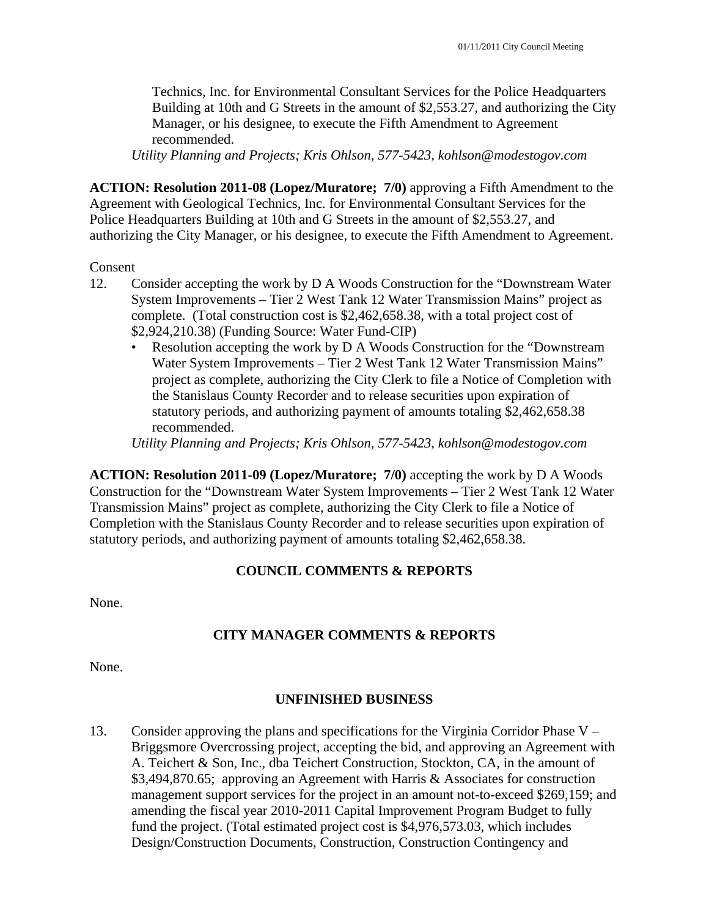Technics, Inc. for Environmental Consultant Services for the Police Headquarters Building at 10th and G Streets in the amount of $2,553.27, and authorizing the City Manager, or his designee, to execute the Fifth Amendment to Agreement recommended.

*Utility Planning and Projects; Kris Ohlson, 577-5423, kohlson@modestogov.com*

**ACTION: Resolution 2011-08 (Lopez/Muratore; 7/0)** approving a Fifth Amendment to the Agreement with Geological Technics, Inc. for Environmental Consultant Services for the Police Headquarters Building at 10th and G Streets in the amount of $2,553.27, and authorizing the City Manager, or his designee, to execute the Fifth Amendment to Agreement.

Consent

12. Consider accepting the work by D A Woods Construction for the "Downstream Water System Improvements – Tier 2 West Tank 12 Water Transmission Mains" project as complete. (Total construction cost is $2,462,658.38, with a total project cost of $2,924,210.38) (Funding Source: Water Fund-CIP)
    - Resolution accepting the work by D A Woods Construction for the "Downstream Water System Improvements – Tier 2 West Tank 12 Water Transmission Mains" project as complete, authorizing the City Clerk to file a Notice of Completion with the Stanislaus County Recorder and to release securities upon expiration of statutory periods, and authorizing payment of amounts totaling $2,462,658.38 recommended.

    *Utility Planning and Projects; Kris Ohlson, 577-5423, kohlson@modestogov.com*

**ACTION: Resolution 2011-09 (Lopez/Muratore; 7/0)** accepting the work by D A Woods Construction for the "Downstream Water System Improvements – Tier 2 West Tank 12 Water Transmission Mains" project as complete, authorizing the City Clerk to file a Notice of Completion with the Stanislaus County Recorder and to release securities upon expiration of statutory periods, and authorizing payment of amounts totaling $2,462,658.38.

## COUNCIL COMMENTS & REPORTS

None.

## CITY MANAGER COMMENTS & REPORTS

None.

## UNFINISHED BUSINESS

13. Consider approving the plans and specifications for the Virginia Corridor Phase V – Briggsmore Overcrossing project, accepting the bid, and approving an Agreement with A. Teichert & Son, Inc., dba Teichert Construction, Stockton, CA, in the amount of $3,494,870.65; approving an Agreement with Harris & Associates for construction management support services for the project in an amount not-to-exceed $269,159; and amending the fiscal year 2010-2011 Capital Improvement Program Budget to fully fund the project. (Total estimated project cost is $4,976,573.03, which includes Design/Construction Documents, Construction, Construction Contingency and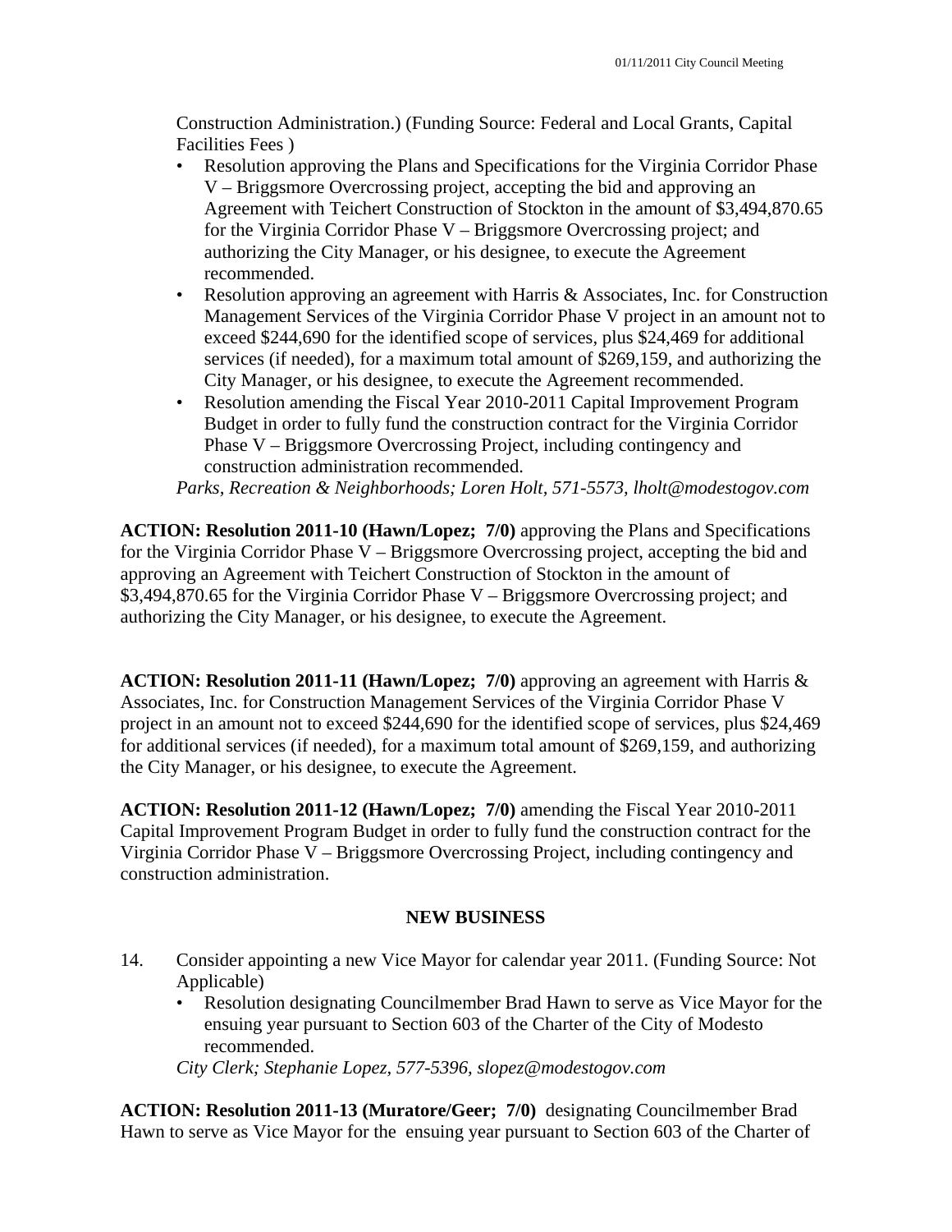Construction Administration.) (Funding Source: Federal and Local Grants, Capital Facilities Fees )

- Resolution approving the Plans and Specifications for the Virginia Corridor Phase V – Briggsmore Overcrossing project, accepting the bid and approving an Agreement with Teichert Construction of Stockton in the amount of $3,494,870.65 for the Virginia Corridor Phase V – Briggsmore Overcrossing project; and authorizing the City Manager, or his designee, to execute the Agreement recommended.
- Resolution approving an agreement with Harris & Associates, Inc. for Construction Management Services of the Virginia Corridor Phase V project in an amount not to exceed $244,690 for the identified scope of services, plus $24,469 for additional services (if needed), for a maximum total amount of $269,159, and authorizing the City Manager, or his designee, to execute the Agreement recommended.
- Resolution amending the Fiscal Year 2010-2011 Capital Improvement Program Budget in order to fully fund the construction contract for the Virginia Corridor Phase V – Briggsmore Overcrossing Project, including contingency and construction administration recommended.

*Parks, Recreation & Neighborhoods; Loren Holt, 571-5573, lholt@modestogov.com*

**ACTION: Resolution 2011-10 (Hawn/Lopez; 7/0)** approving the Plans and Specifications for the Virginia Corridor Phase V – Briggsmore Overcrossing project, accepting the bid and approving an Agreement with Teichert Construction of Stockton in the amount of $3,494,870.65 for the Virginia Corridor Phase V – Briggsmore Overcrossing project; and authorizing the City Manager, or his designee, to execute the Agreement.

**ACTION: Resolution 2011-11 (Hawn/Lopez; 7/0)** approving an agreement with Harris & Associates, Inc. for Construction Management Services of the Virginia Corridor Phase V project in an amount not to exceed $244,690 for the identified scope of services, plus $24,469 for additional services (if needed), for a maximum total amount of $269,159, and authorizing the City Manager, or his designee, to execute the Agreement.

**ACTION: Resolution 2011-12 (Hawn/Lopez; 7/0)** amending the Fiscal Year 2010-2011 Capital Improvement Program Budget in order to fully fund the construction contract for the Virginia Corridor Phase V – Briggsmore Overcrossing Project, including contingency and construction administration.

**NEW BUSINESS**

14. Consider appointing a new Vice Mayor for calendar year 2011. (Funding Source: Not Applicable)
    - Resolution designating Councilmember Brad Hawn to serve as Vice Mayor for the ensuing year pursuant to Section 603 of the Charter of the City of Modesto recommended.

    *City Clerk; Stephanie Lopez, 577-5396, slopez@modestogov.com*

**ACTION: Resolution 2011-13 (Muratore/Geer; 7/0)** designating Councilmember Brad Hawn to serve as Vice Mayor for the ensuing year pursuant to Section 603 of the Charter of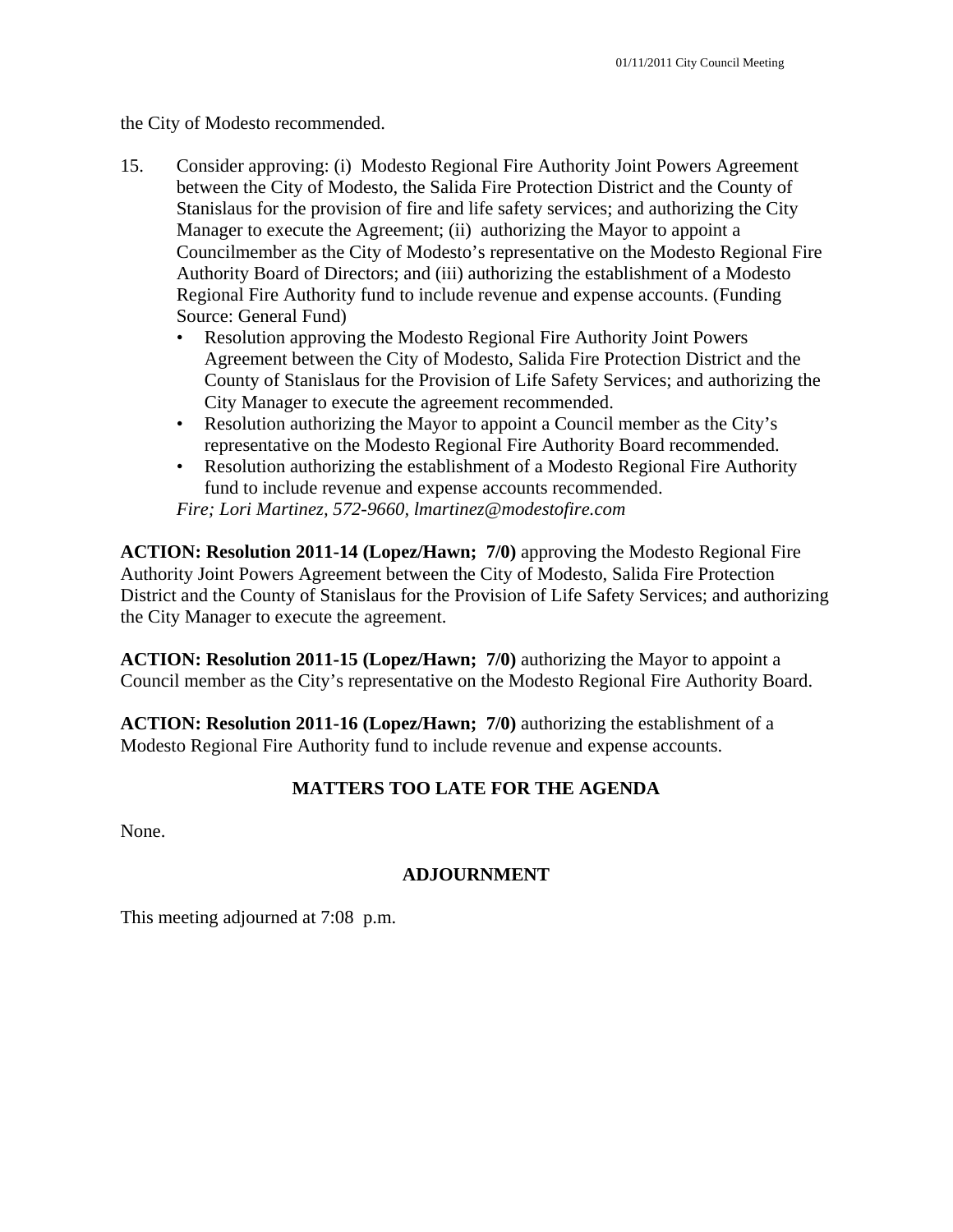the City of Modesto recommended.

15. Consider approving: (i) Modesto Regional Fire Authority Joint Powers Agreement between the City of Modesto, the Salida Fire Protection District and the County of Stanislaus for the provision of fire and life safety services; and authorizing the City Manager to execute the Agreement; (ii) authorizing the Mayor to appoint a Councilmember as the City of Modesto's representative on the Modesto Regional Fire Authority Board of Directors; and (iii) authorizing the establishment of a Modesto Regional Fire Authority fund to include revenue and expense accounts. (Funding Source: General Fund)
    - Resolution approving the Modesto Regional Fire Authority Joint Powers Agreement between the City of Modesto, Salida Fire Protection District and the County of Stanislaus for the Provision of Life Safety Services; and authorizing the City Manager to execute the agreement recommended.
    - Resolution authorizing the Mayor to appoint a Council member as the City's representative on the Modesto Regional Fire Authority Board recommended.
    - Resolution authorizing the establishment of a Modesto Regional Fire Authority fund to include revenue and expense accounts recommended.

    *Fire; Lori Martinez, 572-9660, lmartinez@modestofire.com*

**ACTION: Resolution 2011-14 (Lopez/Hawn; 7/0)** approving the Modesto Regional Fire Authority Joint Powers Agreement between the City of Modesto, Salida Fire Protection District and the County of Stanislaus for the Provision of Life Safety Services; and authorizing the City Manager to execute the agreement.

**ACTION: Resolution 2011-15 (Lopez/Hawn; 7/0)** authorizing the Mayor to appoint a Council member as the City's representative on the Modesto Regional Fire Authority Board.

**ACTION: Resolution 2011-16 (Lopez/Hawn; 7/0)** authorizing the establishment of a Modesto Regional Fire Authority fund to include revenue and expense accounts.

## MATTERS TOO LATE FOR THE AGENDA

None.

## ADJOURNMENT

This meeting adjourned at 7:08 p.m.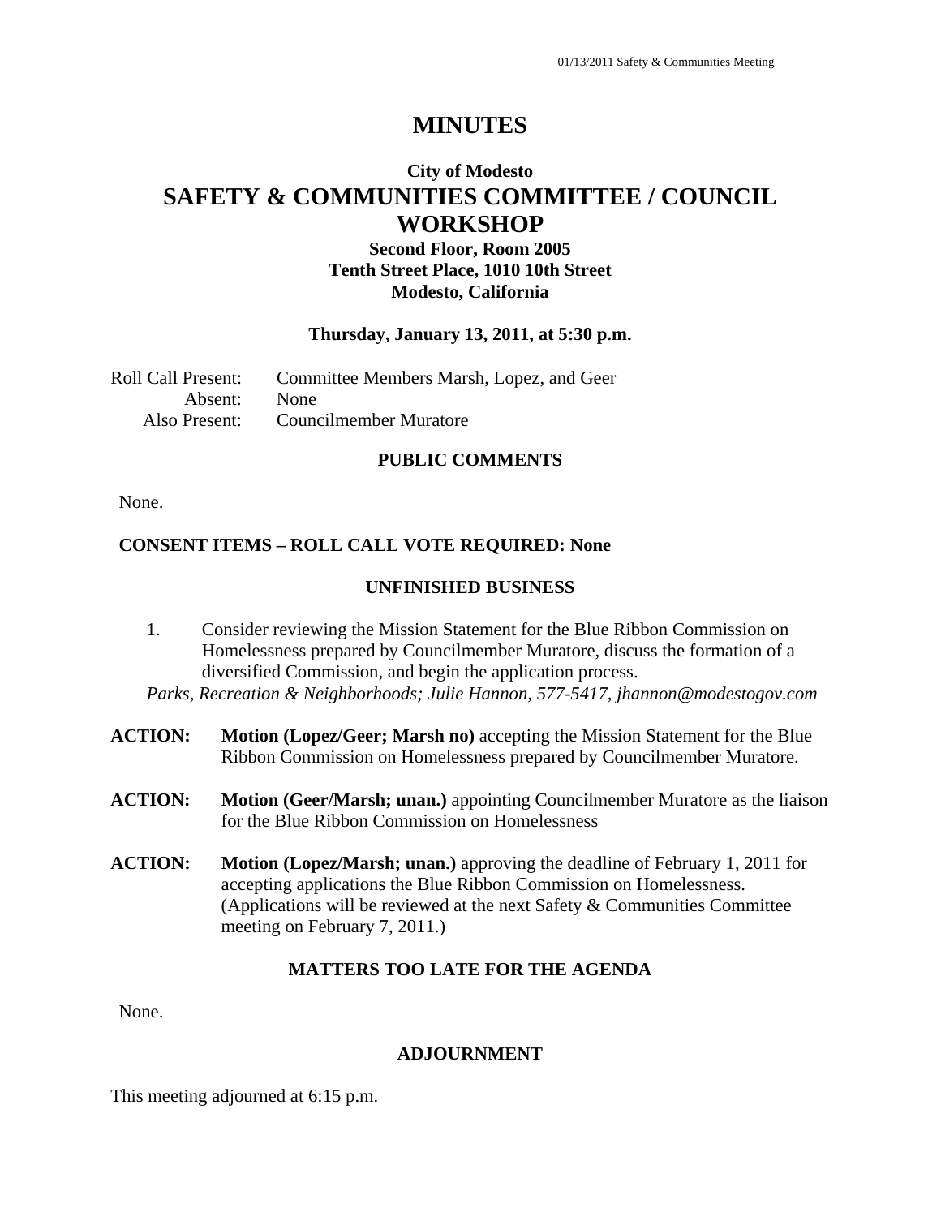# MINUTES

## City of Modesto

# SAFETY & COMMUNITIES COMMITTEE / COUNCIL WORKSHOP

**Second Floor, Room 2005**
**Tenth Street Place, 1010 10th Street**
**Modesto, California**

**Thursday, January 13, 2011, at 5:30 p.m.**

Roll Call Present: Committee Members Marsh, Lopez, and Geer
Absent: None
Also Present: Councilmember Muratore

### PUBLIC COMMENTS

None.

### CONSENT ITEMS – ROLL CALL VOTE REQUIRED: None

### UNFINISHED BUSINESS

1. Consider reviewing the Mission Statement for the Blue Ribbon Commission on Homelessness prepared by Councilmember Muratore, discuss the formation of a diversified Commission, and begin the application process.
*Parks, Recreation & Neighborhoods; Julie Hannon, 577-5417, jhannon@modestogov.com*

**ACTION:** **Motion (Lopez/Geer; Marsh no)** accepting the Mission Statement for the Blue Ribbon Commission on Homelessness prepared by Councilmember Muratore.

**ACTION:** **Motion (Geer/Marsh; unan.)** appointing Councilmember Muratore as the liaison for the Blue Ribbon Commission on Homelessness

**ACTION:** **Motion (Lopez/Marsh; unan.)** approving the deadline of February 1, 2011 for accepting applications the Blue Ribbon Commission on Homelessness. (Applications will be reviewed at the next Safety & Communities Committee meeting on February 7, 2011.)

### MATTERS TOO LATE FOR THE AGENDA

None.

### ADJOURNMENT

This meeting adjourned at 6:15 p.m.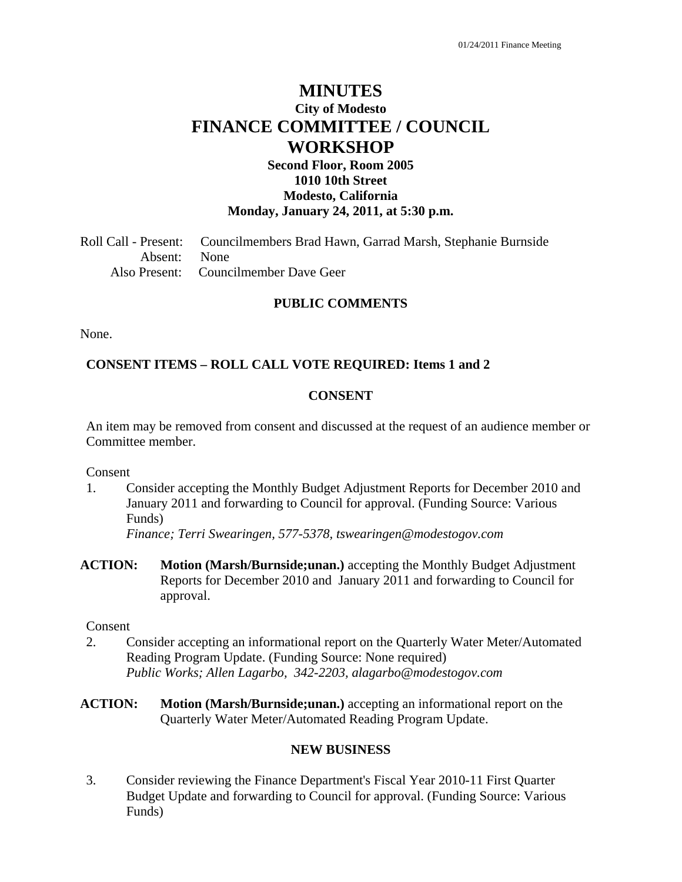# MINUTES

## City of Modesto

# FINANCE COMMITTEE / COUNCIL WORKSHOP

**Second Floor, Room 2005**
**1010 10th Street**
**Modesto, California**
**Monday, January 24, 2011, at 5:30 p.m.**

Roll Call - Present: Councilmembers Brad Hawn, Garrad Marsh, Stephanie Burnside
Absent: None
Also Present: Councilmember Dave Geer

### PUBLIC COMMENTS

None.

### CONSENT ITEMS – ROLL CALL VOTE REQUIRED: Items 1 and 2

### CONSENT

An item may be removed from consent and discussed at the request of an audience member or Committee member.

Consent

1. Consider accepting the Monthly Budget Adjustment Reports for December 2010 and January 2011 and forwarding to Council for approval. (Funding Source: Various Funds)
   *Finance; Terri Swearingen, 577-5378, tswearingen@modestogov.com*

**ACTION:** **Motion (Marsh/Burnside;unan.)** accepting the Monthly Budget Adjustment Reports for December 2010 and January 2011 and forwarding to Council for approval.

Consent

2. Consider accepting an informational report on the Quarterly Water Meter/Automated Reading Program Update. (Funding Source: None required)
   *Public Works; Allen Lagarbo, 342-2203, alagarbo@modestogov.com*

**ACTION:** **Motion (Marsh/Burnside;unan.)** accepting an informational report on the Quarterly Water Meter/Automated Reading Program Update.

### NEW BUSINESS

3. Consider reviewing the Finance Department's Fiscal Year 2010-11 First Quarter Budget Update and forwarding to Council for approval. (Funding Source: Various Funds)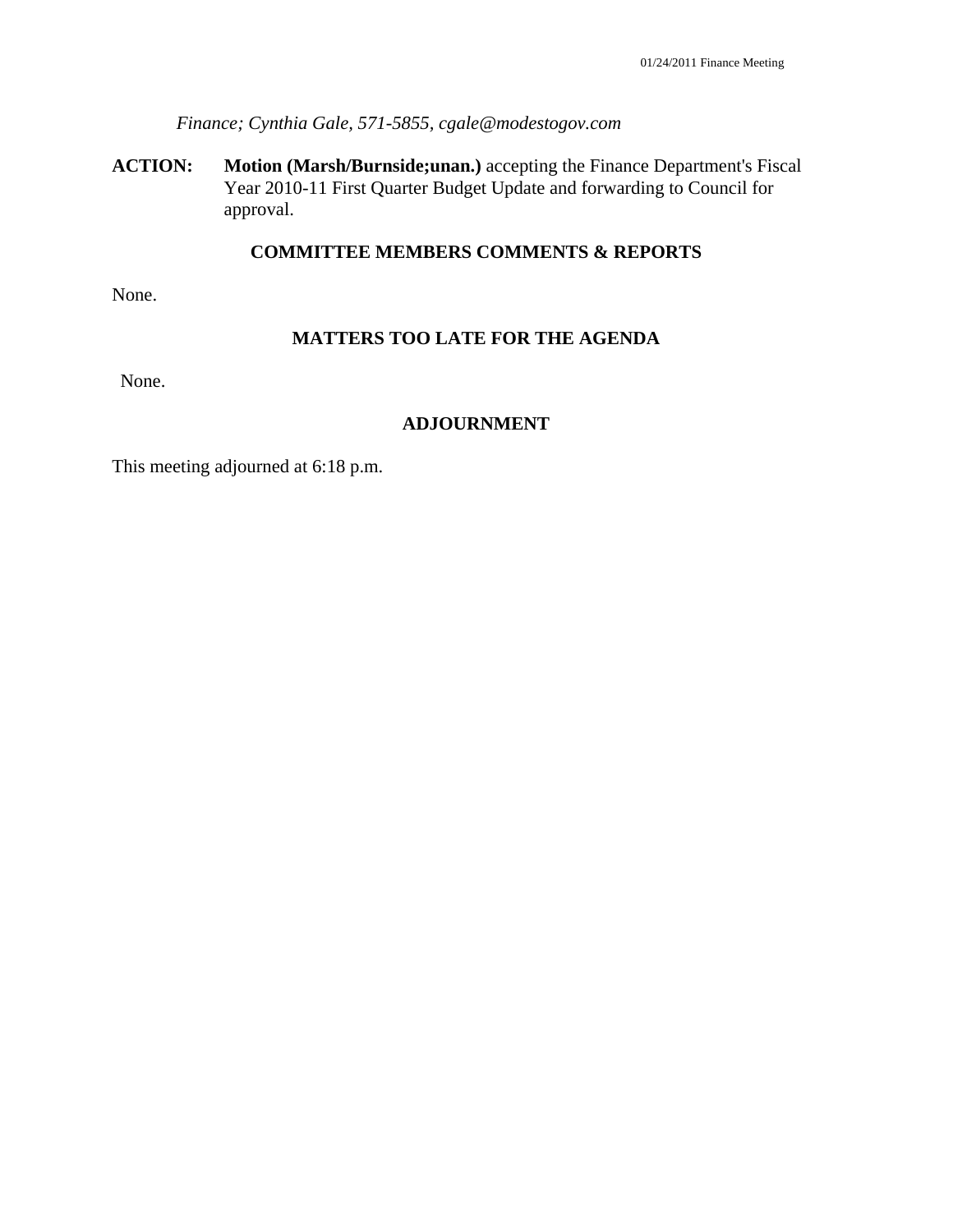*Finance; Cynthia Gale, 571-5855, cgale@modestogov.com*

**ACTION:** **Motion (Marsh/Burnside;unan.)** accepting the Finance Department's Fiscal Year 2010-11 First Quarter Budget Update and forwarding to Council for approval.

## COMMITTEE MEMBERS COMMENTS & REPORTS

None.

## MATTERS TOO LATE FOR THE AGENDA

None.

## ADJOURNMENT

This meeting adjourned at 6:18 p.m.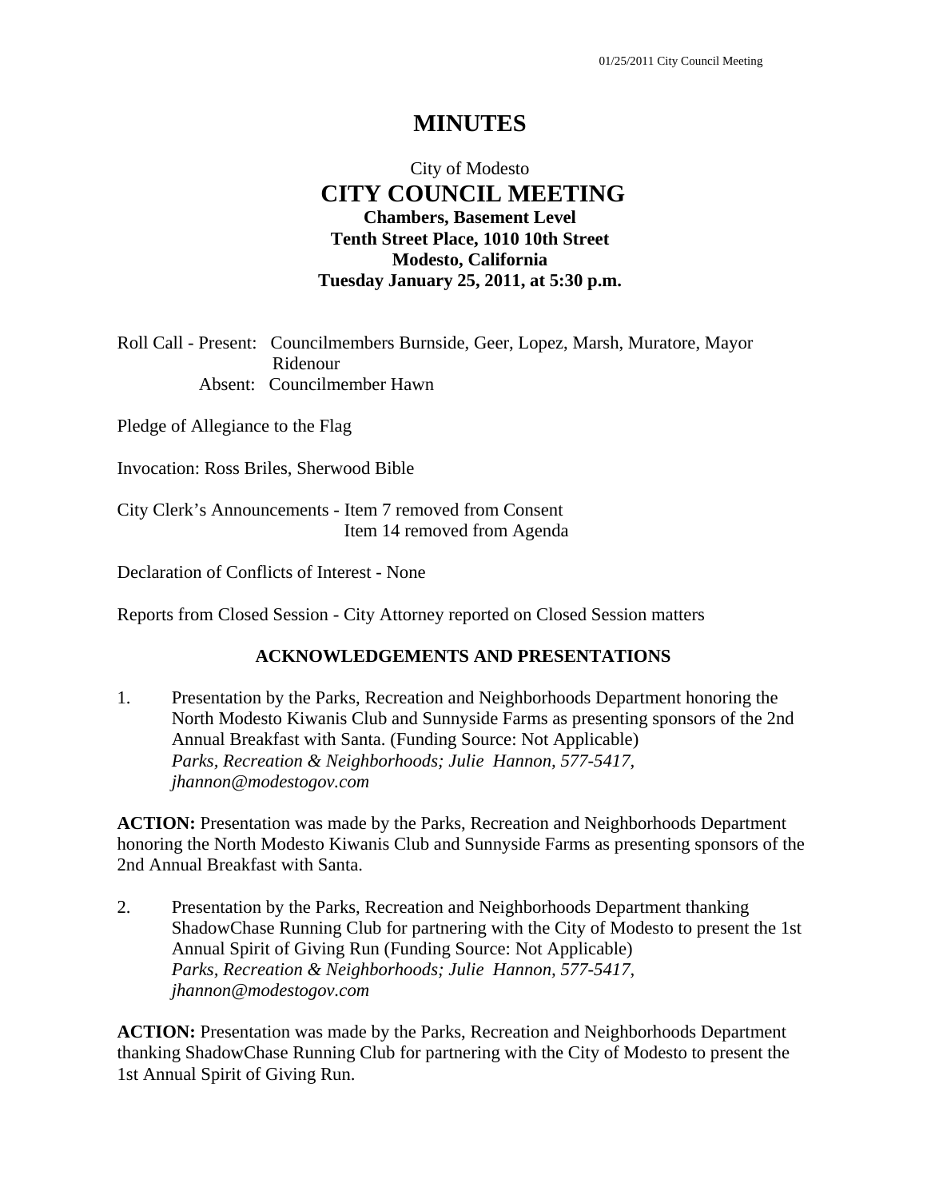# MINUTES

City of Modesto
**CITY COUNCIL MEETING**
**Chambers, Basement Level**
**Tenth Street Place, 1010 10th Street**
**Modesto, California**
**Tuesday January 25, 2011, at 5:30 p.m.**

Roll Call - Present: Councilmembers Burnside, Geer, Lopez, Marsh, Muratore, Mayor Ridenour
Absent: Councilmember Hawn

Pledge of Allegiance to the Flag

Invocation: Ross Briles, Sherwood Bible

City Clerk's Announcements - Item 7 removed from Consent
Item 14 removed from Agenda

Declaration of Conflicts of Interest - None

Reports from Closed Session - City Attorney reported on Closed Session matters

## ACKNOWLEDGEMENTS AND PRESENTATIONS

1. Presentation by the Parks, Recreation and Neighborhoods Department honoring the North Modesto Kiwanis Club and Sunnyside Farms as presenting sponsors of the 2nd Annual Breakfast with Santa. (Funding Source: Not Applicable)
   *Parks, Recreation & Neighborhoods; Julie Hannon, 577-5417, jhannon@modestogov.com*

**ACTION:** Presentation was made by the Parks, Recreation and Neighborhoods Department honoring the North Modesto Kiwanis Club and Sunnyside Farms as presenting sponsors of the 2nd Annual Breakfast with Santa.

2. Presentation by the Parks, Recreation and Neighborhoods Department thanking ShadowChase Running Club for partnering with the City of Modesto to present the 1st Annual Spirit of Giving Run (Funding Source: Not Applicable)
   *Parks, Recreation & Neighborhoods; Julie Hannon, 577-5417, jhannon@modestogov.com*

**ACTION:** Presentation was made by the Parks, Recreation and Neighborhoods Department thanking ShadowChase Running Club for partnering with the City of Modesto to present the 1st Annual Spirit of Giving Run.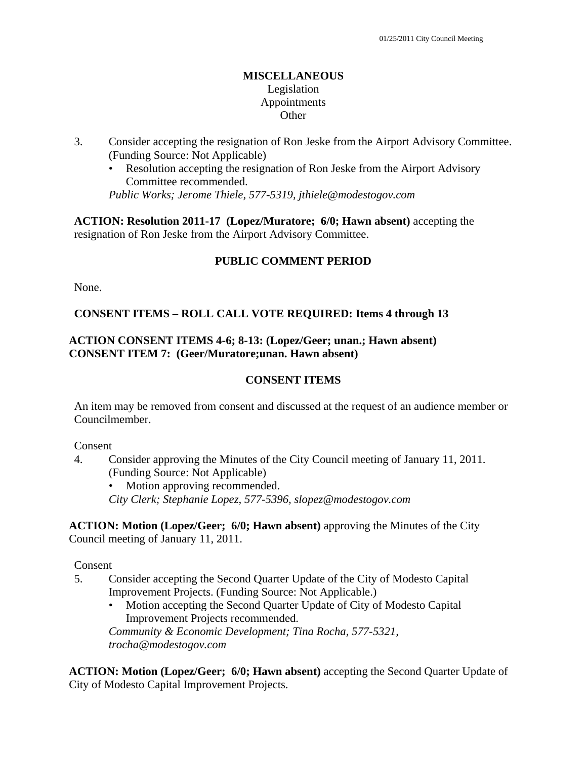**MISCELLANEOUS**
Legislation
Appointments
Other

3. Consider accepting the resignation of Ron Jeske from the Airport Advisory Committee. (Funding Source: Not Applicable)
   - Resolution accepting the resignation of Ron Jeske from the Airport Advisory Committee recommended.

   *Public Works; Jerome Thiele, 577-5319, jthiele@modestogov.com*

**ACTION: Resolution 2011-17 (Lopez/Muratore; 6/0; Hawn absent)** accepting the resignation of Ron Jeske from the Airport Advisory Committee.

**PUBLIC COMMENT PERIOD**

None.

**CONSENT ITEMS – ROLL CALL VOTE REQUIRED: Items 4 through 13**

**ACTION CONSENT ITEMS 4-6; 8-13: (Lopez/Geer; unan.; Hawn absent)**
**CONSENT ITEM 7: (Geer/Muratore;unan. Hawn absent)**

**CONSENT ITEMS**

An item may be removed from consent and discussed at the request of an audience member or Councilmember.

Consent

4. Consider approving the Minutes of the City Council meeting of January 11, 2011. (Funding Source: Not Applicable)
   - Motion approving recommended.

   *City Clerk; Stephanie Lopez, 577-5396, slopez@modestogov.com*

**ACTION: Motion (Lopez/Geer; 6/0; Hawn absent)** approving the Minutes of the City Council meeting of January 11, 2011.

Consent

5. Consider accepting the Second Quarter Update of the City of Modesto Capital Improvement Projects. (Funding Source: Not Applicable.)
   - Motion accepting the Second Quarter Update of City of Modesto Capital Improvement Projects recommended.

   *Community & Economic Development; Tina Rocha, 577-5321, trocha@modestogov.com*

**ACTION: Motion (Lopez/Geer; 6/0; Hawn absent)** accepting the Second Quarter Update of City of Modesto Capital Improvement Projects.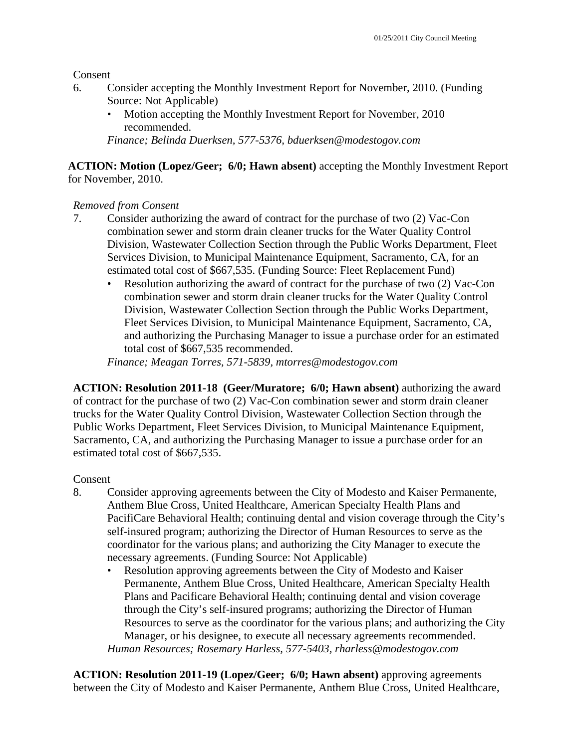Consent

6. Consider accepting the Monthly Investment Report for November, 2010. (Funding Source: Not Applicable)
   - Motion accepting the Monthly Investment Report for November, 2010 recommended.

   *Finance; Belinda Duerksen, 577-5376, bduerksen@modestogov.com*

**ACTION: Motion (Lopez/Geer; 6/0; Hawn absent)** accepting the Monthly Investment Report for November, 2010.

*Removed from Consent*

7. Consider authorizing the award of contract for the purchase of two (2) Vac-Con combination sewer and storm drain cleaner trucks for the Water Quality Control Division, Wastewater Collection Section through the Public Works Department, Fleet Services Division, to Municipal Maintenance Equipment, Sacramento, CA, for an estimated total cost of $667,535. (Funding Source: Fleet Replacement Fund)
   - Resolution authorizing the award of contract for the purchase of two (2) Vac-Con combination sewer and storm drain cleaner trucks for the Water Quality Control Division, Wastewater Collection Section through the Public Works Department, Fleet Services Division, to Municipal Maintenance Equipment, Sacramento, CA, and authorizing the Purchasing Manager to issue a purchase order for an estimated total cost of $667,535 recommended.

   *Finance; Meagan Torres, 571-5839, mtorres@modestogov.com*

**ACTION: Resolution 2011-18 (Geer/Muratore; 6/0; Hawn absent)** authorizing the award of contract for the purchase of two (2) Vac-Con combination sewer and storm drain cleaner trucks for the Water Quality Control Division, Wastewater Collection Section through the Public Works Department, Fleet Services Division, to Municipal Maintenance Equipment, Sacramento, CA, and authorizing the Purchasing Manager to issue a purchase order for an estimated total cost of $667,535.

Consent

8. Consider approving agreements between the City of Modesto and Kaiser Permanente, Anthem Blue Cross, United Healthcare, American Specialty Health Plans and PacifiCare Behavioral Health; continuing dental and vision coverage through the City's self-insured program; authorizing the Director of Human Resources to serve as the coordinator for the various plans; and authorizing the City Manager to execute the necessary agreements. (Funding Source: Not Applicable)
   - Resolution approving agreements between the City of Modesto and Kaiser Permanente, Anthem Blue Cross, United Healthcare, American Specialty Health Plans and Pacificare Behavioral Health; continuing dental and vision coverage through the City's self-insured programs; authorizing the Director of Human Resources to serve as the coordinator for the various plans; and authorizing the City Manager, or his designee, to execute all necessary agreements recommended.

   *Human Resources; Rosemary Harless, 577-5403, rharless@modestogov.com*

**ACTION: Resolution 2011-19 (Lopez/Geer; 6/0; Hawn absent)** approving agreements between the City of Modesto and Kaiser Permanente, Anthem Blue Cross, United Healthcare,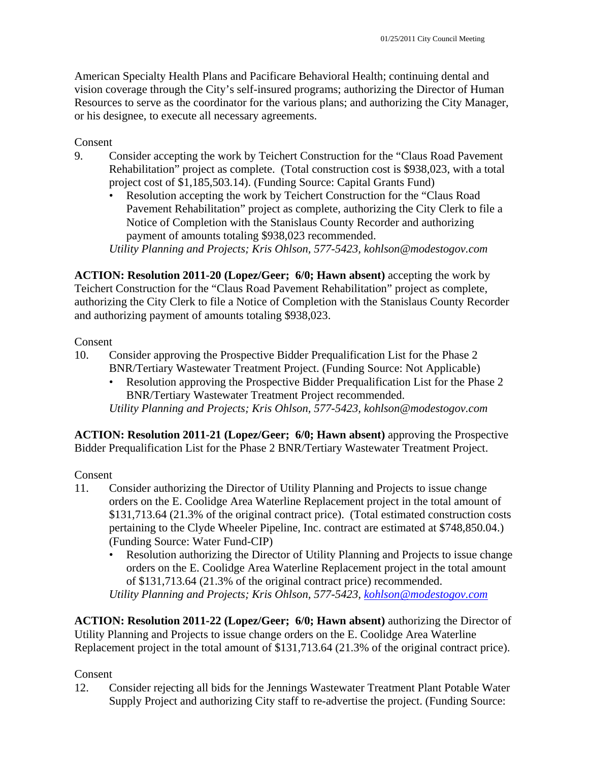American Specialty Health Plans and Pacificare Behavioral Health; continuing dental and vision coverage through the City's self-insured programs; authorizing the Director of Human Resources to serve as the coordinator for the various plans; and authorizing the City Manager, or his designee, to execute all necessary agreements.

Consent

9. Consider accepting the work by Teichert Construction for the "Claus Road Pavement Rehabilitation" project as complete. (Total construction cost is $938,023, with a total project cost of $1,185,503.14). (Funding Source: Capital Grants Fund)
   - Resolution accepting the work by Teichert Construction for the "Claus Road Pavement Rehabilitation" project as complete, authorizing the City Clerk to file a Notice of Completion with the Stanislaus County Recorder and authorizing payment of amounts totaling $938,023 recommended.

   *Utility Planning and Projects; Kris Ohlson, 577-5423, kohlson@modestogov.com*

**ACTION: Resolution 2011-20 (Lopez/Geer; 6/0; Hawn absent)** accepting the work by Teichert Construction for the "Claus Road Pavement Rehabilitation" project as complete, authorizing the City Clerk to file a Notice of Completion with the Stanislaus County Recorder and authorizing payment of amounts totaling $938,023.

Consent

10. Consider approving the Prospective Bidder Prequalification List for the Phase 2 BNR/Tertiary Wastewater Treatment Project. (Funding Source: Not Applicable)
    - Resolution approving the Prospective Bidder Prequalification List for the Phase 2 BNR/Tertiary Wastewater Treatment Project recommended.

    *Utility Planning and Projects; Kris Ohlson, 577-5423, kohlson@modestogov.com*

**ACTION: Resolution 2011-21 (Lopez/Geer; 6/0; Hawn absent)** approving the Prospective Bidder Prequalification List for the Phase 2 BNR/Tertiary Wastewater Treatment Project.

Consent

11. Consider authorizing the Director of Utility Planning and Projects to issue change orders on the E. Coolidge Area Waterline Replacement project in the total amount of $131,713.64 (21.3% of the original contract price). (Total estimated construction costs pertaining to the Clyde Wheeler Pipeline, Inc. contract are estimated at $748,850.04.) (Funding Source: Water Fund-CIP)
    - Resolution authorizing the Director of Utility Planning and Projects to issue change orders on the E. Coolidge Area Waterline Replacement project in the total amount of $131,713.64 (21.3% of the original contract price) recommended.

    *Utility Planning and Projects; Kris Ohlson, 577-5423, kohlson@modestogov.com*

**ACTION: Resolution 2011-22 (Lopez/Geer; 6/0; Hawn absent)** authorizing the Director of Utility Planning and Projects to issue change orders on the E. Coolidge Area Waterline Replacement project in the total amount of $131,713.64 (21.3% of the original contract price).

Consent

12. Consider rejecting all bids for the Jennings Wastewater Treatment Plant Potable Water Supply Project and authorizing City staff to re-advertise the project. (Funding Source: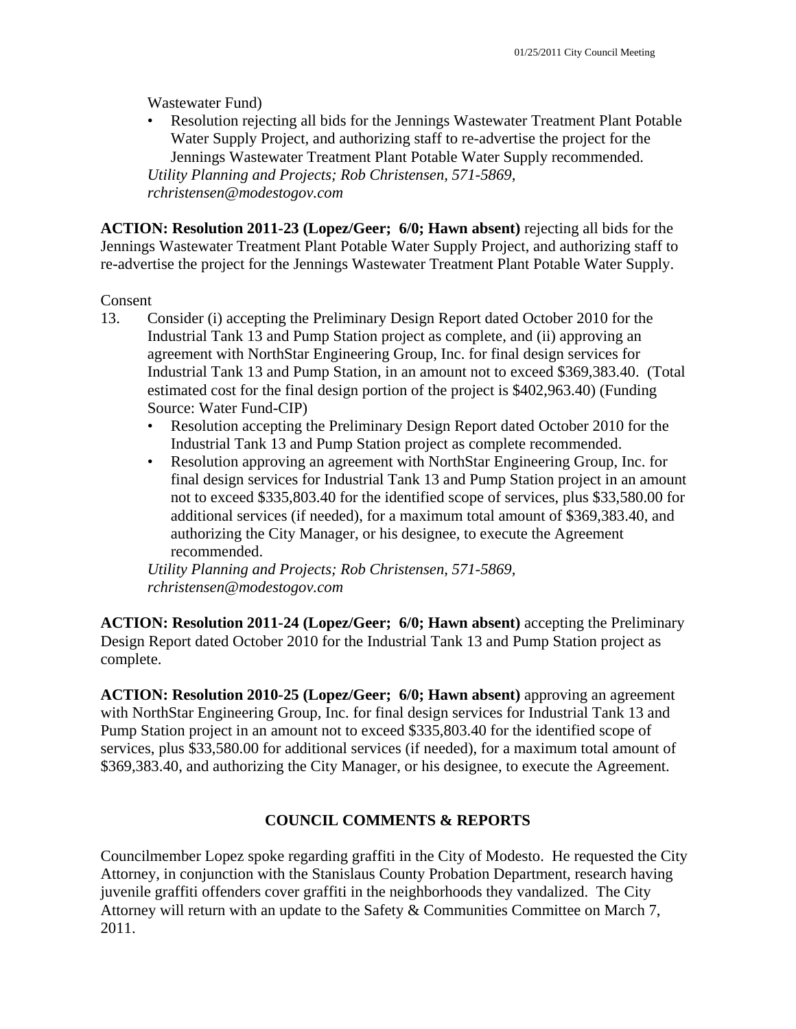Wastewater Fund)

- Resolution rejecting all bids for the Jennings Wastewater Treatment Plant Potable Water Supply Project, and authorizing staff to re-advertise the project for the Jennings Wastewater Treatment Plant Potable Water Supply recommended.

*Utility Planning and Projects; Rob Christensen, 571-5869, rchristensen@modestogov.com*

**ACTION: Resolution 2011-23 (Lopez/Geer; 6/0; Hawn absent)** rejecting all bids for the Jennings Wastewater Treatment Plant Potable Water Supply Project, and authorizing staff to re-advertise the project for the Jennings Wastewater Treatment Plant Potable Water Supply.

Consent

13. Consider (i) accepting the Preliminary Design Report dated October 2010 for the Industrial Tank 13 and Pump Station project as complete, and (ii) approving an agreement with NorthStar Engineering Group, Inc. for final design services for Industrial Tank 13 and Pump Station, in an amount not to exceed $369,383.40. (Total estimated cost for the final design portion of the project is $402,963.40) (Funding Source: Water Fund-CIP)
    - Resolution accepting the Preliminary Design Report dated October 2010 for the Industrial Tank 13 and Pump Station project as complete recommended.
    - Resolution approving an agreement with NorthStar Engineering Group, Inc. for final design services for Industrial Tank 13 and Pump Station project in an amount not to exceed $335,803.40 for the identified scope of services, plus $33,580.00 for additional services (if needed), for a maximum total amount of $369,383.40, and authorizing the City Manager, or his designee, to execute the Agreement recommended.

    *Utility Planning and Projects; Rob Christensen, 571-5869, rchristensen@modestogov.com*

**ACTION: Resolution 2011-24 (Lopez/Geer; 6/0; Hawn absent)** accepting the Preliminary Design Report dated October 2010 for the Industrial Tank 13 and Pump Station project as complete.

**ACTION: Resolution 2010-25 (Lopez/Geer; 6/0; Hawn absent)** approving an agreement with NorthStar Engineering Group, Inc. for final design services for Industrial Tank 13 and Pump Station project in an amount not to exceed $335,803.40 for the identified scope of services, plus $33,580.00 for additional services (if needed), for a maximum total amount of $369,383.40, and authorizing the City Manager, or his designee, to execute the Agreement.

## COUNCIL COMMENTS & REPORTS

Councilmember Lopez spoke regarding graffiti in the City of Modesto. He requested the City Attorney, in conjunction with the Stanislaus County Probation Department, research having juvenile graffiti offenders cover graffiti in the neighborhoods they vandalized. The City Attorney will return with an update to the Safety & Communities Committee on March 7, 2011.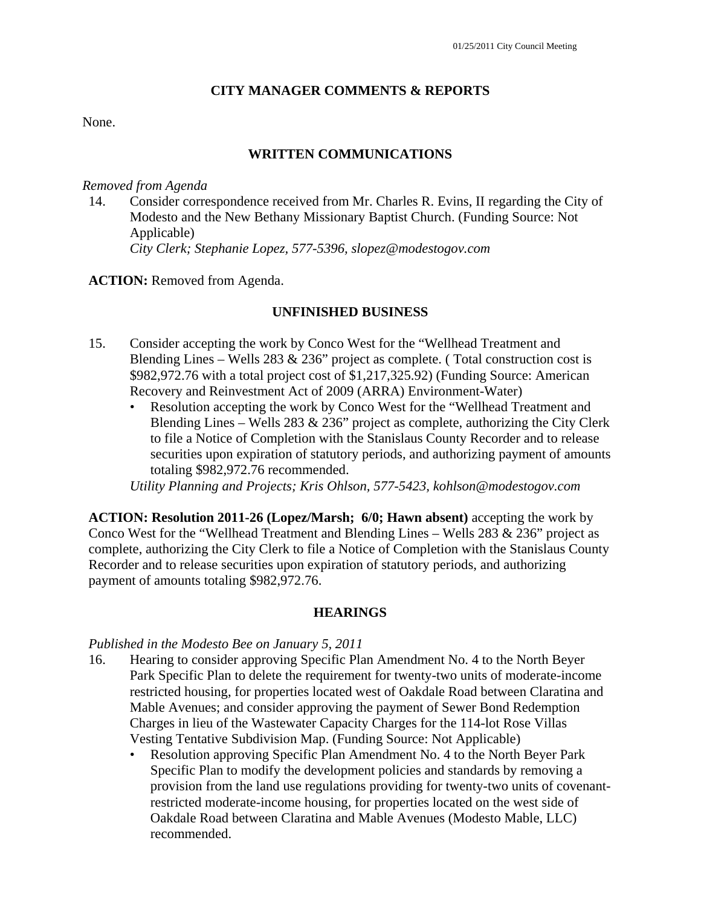## CITY MANAGER COMMENTS & REPORTS

None.

## WRITTEN COMMUNICATIONS

*Removed from Agenda*

14. Consider correspondence received from Mr. Charles R. Evins, II regarding the City of Modesto and the New Bethany Missionary Baptist Church. (Funding Source: Not Applicable)
    *City Clerk; Stephanie Lopez, 577-5396, slopez@modestogov.com*

**ACTION:** Removed from Agenda.

## UNFINISHED BUSINESS

15. Consider accepting the work by Conco West for the "Wellhead Treatment and Blending Lines – Wells 283 & 236" project as complete. ( Total construction cost is $982,972.76 with a total project cost of $1,217,325.92) (Funding Source: American Recovery and Reinvestment Act of 2009 (ARRA) Environment-Water)
    - Resolution accepting the work by Conco West for the "Wellhead Treatment and Blending Lines – Wells 283 & 236" project as complete, authorizing the City Clerk to file a Notice of Completion with the Stanislaus County Recorder and to release securities upon expiration of statutory periods, and authorizing payment of amounts totaling $982,972.76 recommended.

    *Utility Planning and Projects; Kris Ohlson, 577-5423, kohlson@modestogov.com*

**ACTION: Resolution 2011-26 (Lopez/Marsh; 6/0; Hawn absent)** accepting the work by Conco West for the "Wellhead Treatment and Blending Lines – Wells 283 & 236" project as complete, authorizing the City Clerk to file a Notice of Completion with the Stanislaus County Recorder and to release securities upon expiration of statutory periods, and authorizing payment of amounts totaling $982,972.76.

## HEARINGS

*Published in the Modesto Bee on January 5, 2011*

16. Hearing to consider approving Specific Plan Amendment No. 4 to the North Beyer Park Specific Plan to delete the requirement for twenty-two units of moderate-income restricted housing, for properties located west of Oakdale Road between Claratina and Mable Avenues; and consider approving the payment of Sewer Bond Redemption Charges in lieu of the Wastewater Capacity Charges for the 114-lot Rose Villas Vesting Tentative Subdivision Map. (Funding Source: Not Applicable)
    - Resolution approving Specific Plan Amendment No. 4 to the North Beyer Park Specific Plan to modify the development policies and standards by removing a provision from the land use regulations providing for twenty-two units of covenant-restricted moderate-income housing, for properties located on the west side of Oakdale Road between Claratina and Mable Avenues (Modesto Mable, LLC) recommended.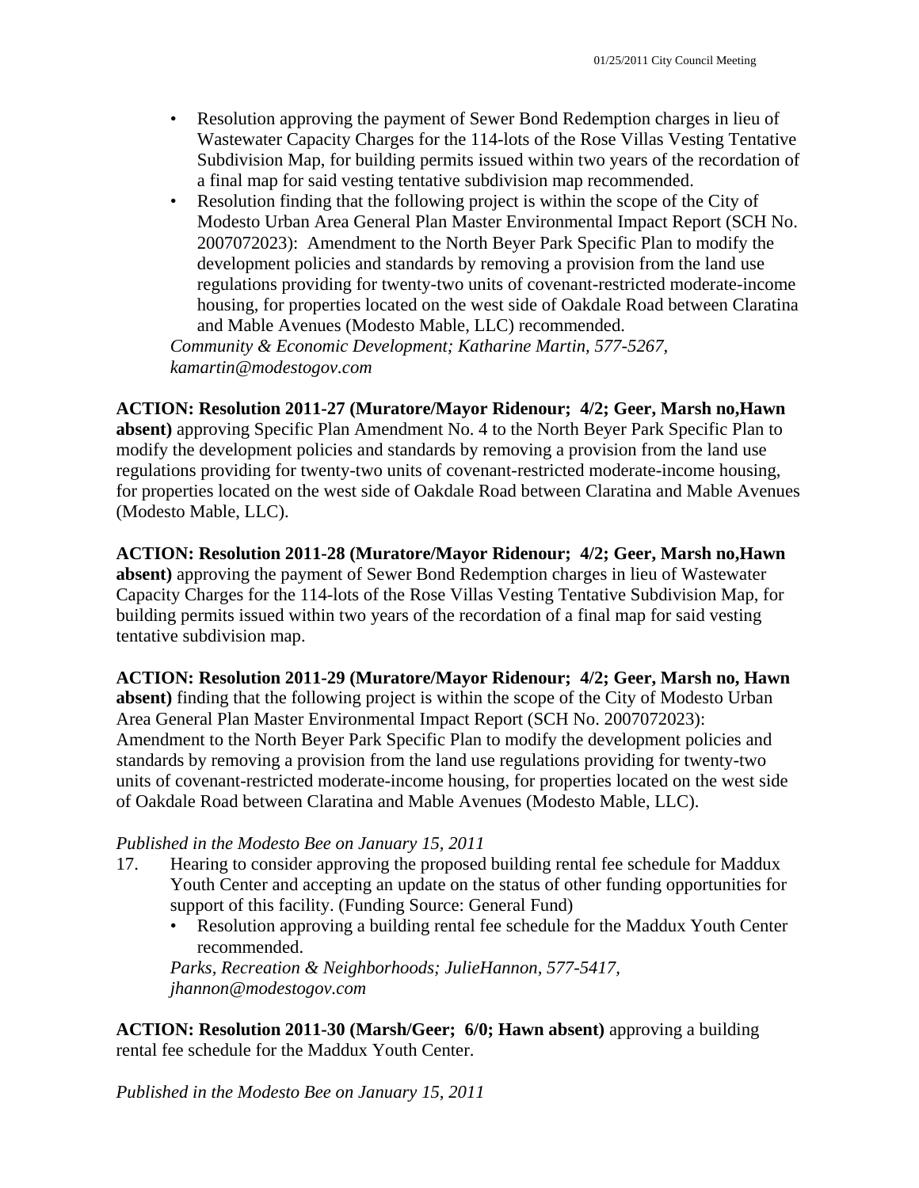- Resolution approving the payment of Sewer Bond Redemption charges in lieu of Wastewater Capacity Charges for the 114-lots of the Rose Villas Vesting Tentative Subdivision Map, for building permits issued within two years of the recordation of a final map for said vesting tentative subdivision map recommended.
- Resolution finding that the following project is within the scope of the City of Modesto Urban Area General Plan Master Environmental Impact Report (SCH No. 2007072023): Amendment to the North Beyer Park Specific Plan to modify the development policies and standards by removing a provision from the land use regulations providing for twenty-two units of covenant-restricted moderate-income housing, for properties located on the west side of Oakdale Road between Claratina and Mable Avenues (Modesto Mable, LLC) recommended.

*Community & Economic Development; Katharine Martin, 577-5267, kamartin@modestogov.com*

**ACTION: Resolution 2011-27 (Muratore/Mayor Ridenour; 4/2; Geer, Marsh no,Hawn absent)** approving Specific Plan Amendment No. 4 to the North Beyer Park Specific Plan to modify the development policies and standards by removing a provision from the land use regulations providing for twenty-two units of covenant-restricted moderate-income housing, for properties located on the west side of Oakdale Road between Claratina and Mable Avenues (Modesto Mable, LLC).

**ACTION: Resolution 2011-28 (Muratore/Mayor Ridenour; 4/2; Geer, Marsh no,Hawn absent)** approving the payment of Sewer Bond Redemption charges in lieu of Wastewater Capacity Charges for the 114-lots of the Rose Villas Vesting Tentative Subdivision Map, for building permits issued within two years of the recordation of a final map for said vesting tentative subdivision map.

**ACTION: Resolution 2011-29 (Muratore/Mayor Ridenour; 4/2; Geer, Marsh no, Hawn absent)** finding that the following project is within the scope of the City of Modesto Urban Area General Plan Master Environmental Impact Report (SCH No. 2007072023): Amendment to the North Beyer Park Specific Plan to modify the development policies and standards by removing a provision from the land use regulations providing for twenty-two units of covenant-restricted moderate-income housing, for properties located on the west side of Oakdale Road between Claratina and Mable Avenues (Modesto Mable, LLC).

*Published in the Modesto Bee on January 15, 2011*

17. Hearing to consider approving the proposed building rental fee schedule for Maddux Youth Center and accepting an update on the status of other funding opportunities for support of this facility. (Funding Source: General Fund)
    - Resolution approving a building rental fee schedule for the Maddux Youth Center recommended.

    *Parks, Recreation & Neighborhoods; JulieHannon, 577-5417, jhannon@modestogov.com*

**ACTION: Resolution 2011-30 (Marsh/Geer; 6/0; Hawn absent)** approving a building rental fee schedule for the Maddux Youth Center.

*Published in the Modesto Bee on January 15, 2011*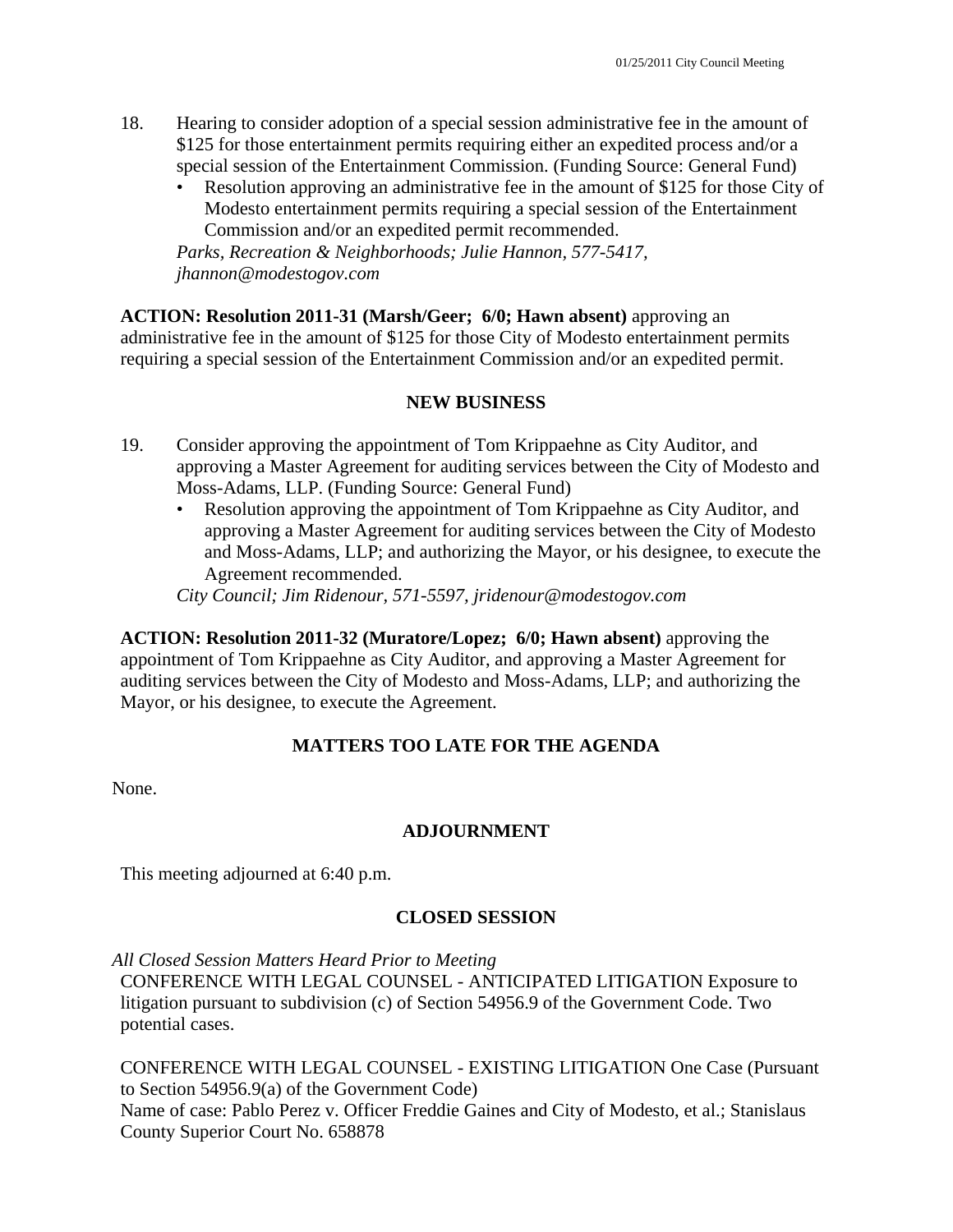18. Hearing to consider adoption of a special session administrative fee in the amount of $125 for those entertainment permits requiring either an expedited process and/or a special session of the Entertainment Commission. (Funding Source: General Fund)
    - Resolution approving an administrative fee in the amount of $125 for those City of Modesto entertainment permits requiring a special session of the Entertainment Commission and/or an expedited permit recommended.

    *Parks, Recreation & Neighborhoods; Julie Hannon, 577-5417, jhannon@modestogov.com*

**ACTION: Resolution 2011-31 (Marsh/Geer; 6/0; Hawn absent)** approving an administrative fee in the amount of $125 for those City of Modesto entertainment permits requiring a special session of the Entertainment Commission and/or an expedited permit.

## NEW BUSINESS

19. Consider approving the appointment of Tom Krippaehne as City Auditor, and approving a Master Agreement for auditing services between the City of Modesto and Moss-Adams, LLP. (Funding Source: General Fund)
    - Resolution approving the appointment of Tom Krippaehne as City Auditor, and approving a Master Agreement for auditing services between the City of Modesto and Moss-Adams, LLP; and authorizing the Mayor, or his designee, to execute the Agreement recommended.

    *City Council; Jim Ridenour, 571-5597, jridenour@modestogov.com*

**ACTION: Resolution 2011-32 (Muratore/Lopez; 6/0; Hawn absent)** approving the appointment of Tom Krippaehne as City Auditor, and approving a Master Agreement for auditing services between the City of Modesto and Moss-Adams, LLP; and authorizing the Mayor, or his designee, to execute the Agreement.

## MATTERS TOO LATE FOR THE AGENDA

None.

## ADJOURNMENT

This meeting adjourned at 6:40 p.m.

## CLOSED SESSION

*All Closed Session Matters Heard Prior to Meeting*

CONFERENCE WITH LEGAL COUNSEL - ANTICIPATED LITIGATION Exposure to litigation pursuant to subdivision (c) of Section 54956.9 of the Government Code. Two potential cases.

CONFERENCE WITH LEGAL COUNSEL - EXISTING LITIGATION One Case (Pursuant to Section 54956.9(a) of the Government Code)
Name of case: Pablo Perez v. Officer Freddie Gaines and City of Modesto, et al.; Stanislaus County Superior Court No. 658878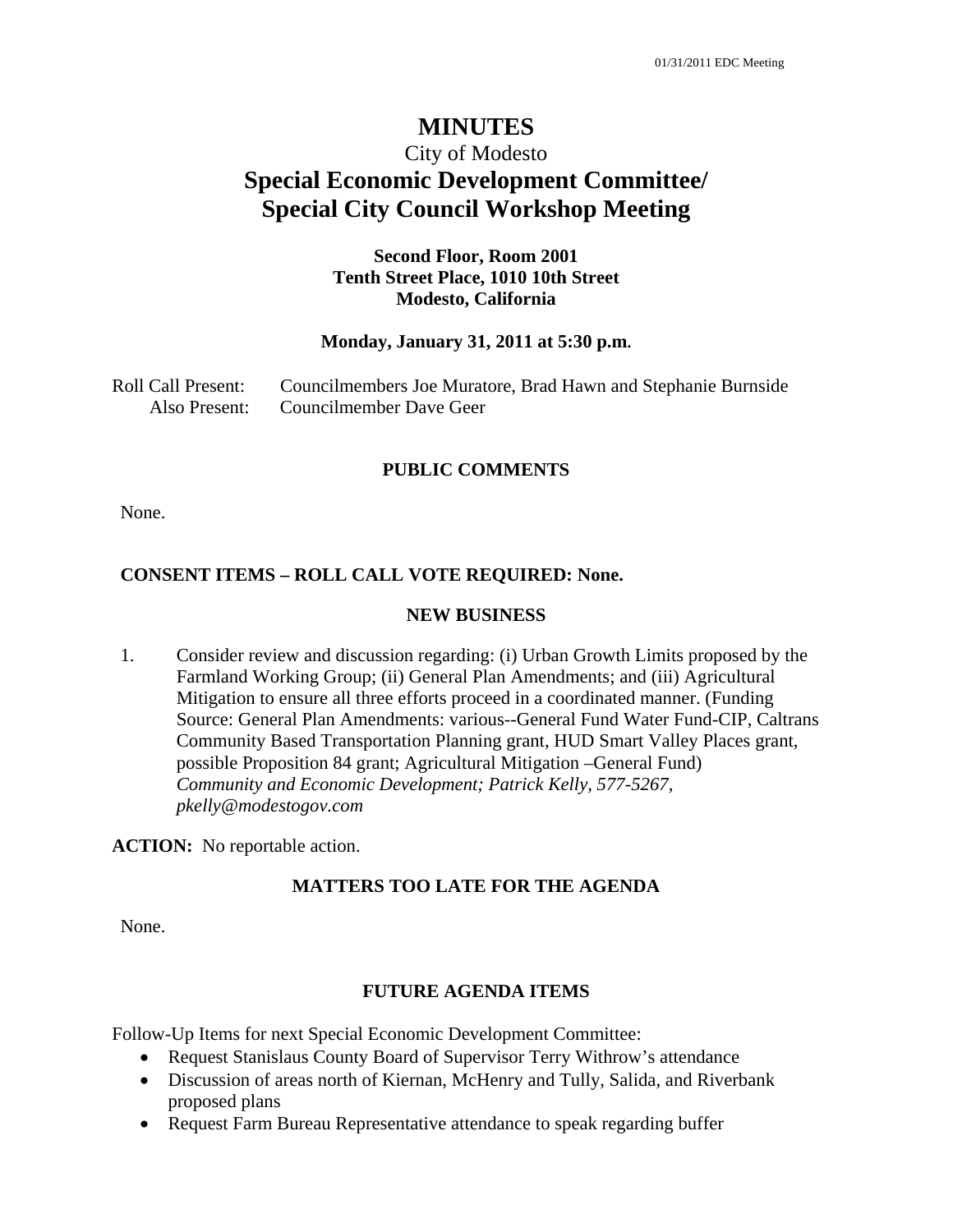# MINUTES

City of Modesto

## Special Economic Development Committee/ Special City Council Workshop Meeting

**Second Floor, Room 2001**
**Tenth Street Place, 1010 10th Street**
**Modesto, California**

**Monday, January 31, 2011 at 5:30 p.m.**

Roll Call Present: Councilmembers Joe Muratore, Brad Hawn and Stephanie Burnside
Also Present: Councilmember Dave Geer

### PUBLIC COMMENTS

None.

### CONSENT ITEMS – ROLL CALL VOTE REQUIRED: None.

### NEW BUSINESS

1. Consider review and discussion regarding: (i) Urban Growth Limits proposed by the Farmland Working Group; (ii) General Plan Amendments; and (iii) Agricultural Mitigation to ensure all three efforts proceed in a coordinated manner. (Funding Source: General Plan Amendments: various--General Fund Water Fund-CIP, Caltrans Community Based Transportation Planning grant, HUD Smart Valley Places grant, possible Proposition 84 grant; Agricultural Mitigation –General Fund)
*Community and Economic Development; Patrick Kelly, 577-5267, pkelly@modestogov.com*

**ACTION:** No reportable action.

### MATTERS TOO LATE FOR THE AGENDA

None.

### FUTURE AGENDA ITEMS

Follow-Up Items for next Special Economic Development Committee:

- Request Stanislaus County Board of Supervisor Terry Withrow's attendance
- Discussion of areas north of Kiernan, McHenry and Tully, Salida, and Riverbank proposed plans
- Request Farm Bureau Representative attendance to speak regarding buffer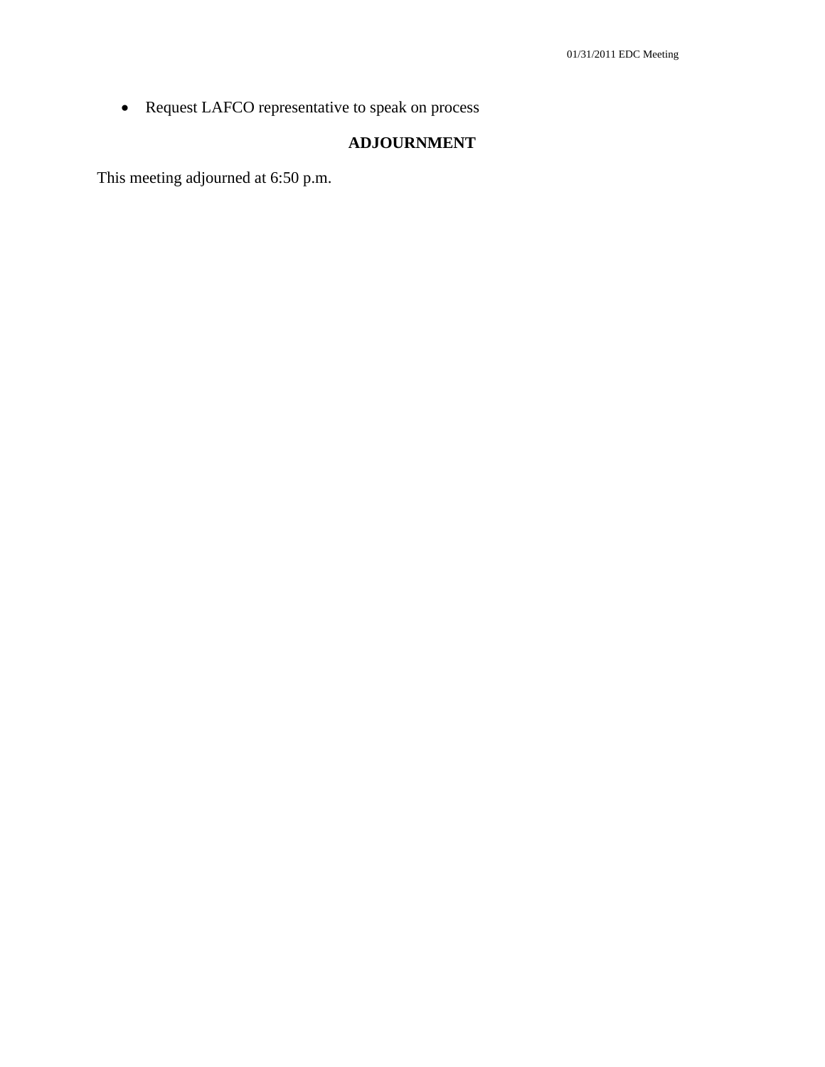- Request LAFCO representative to speak on process

## ADJOURNMENT

This meeting adjourned at 6:50 p.m.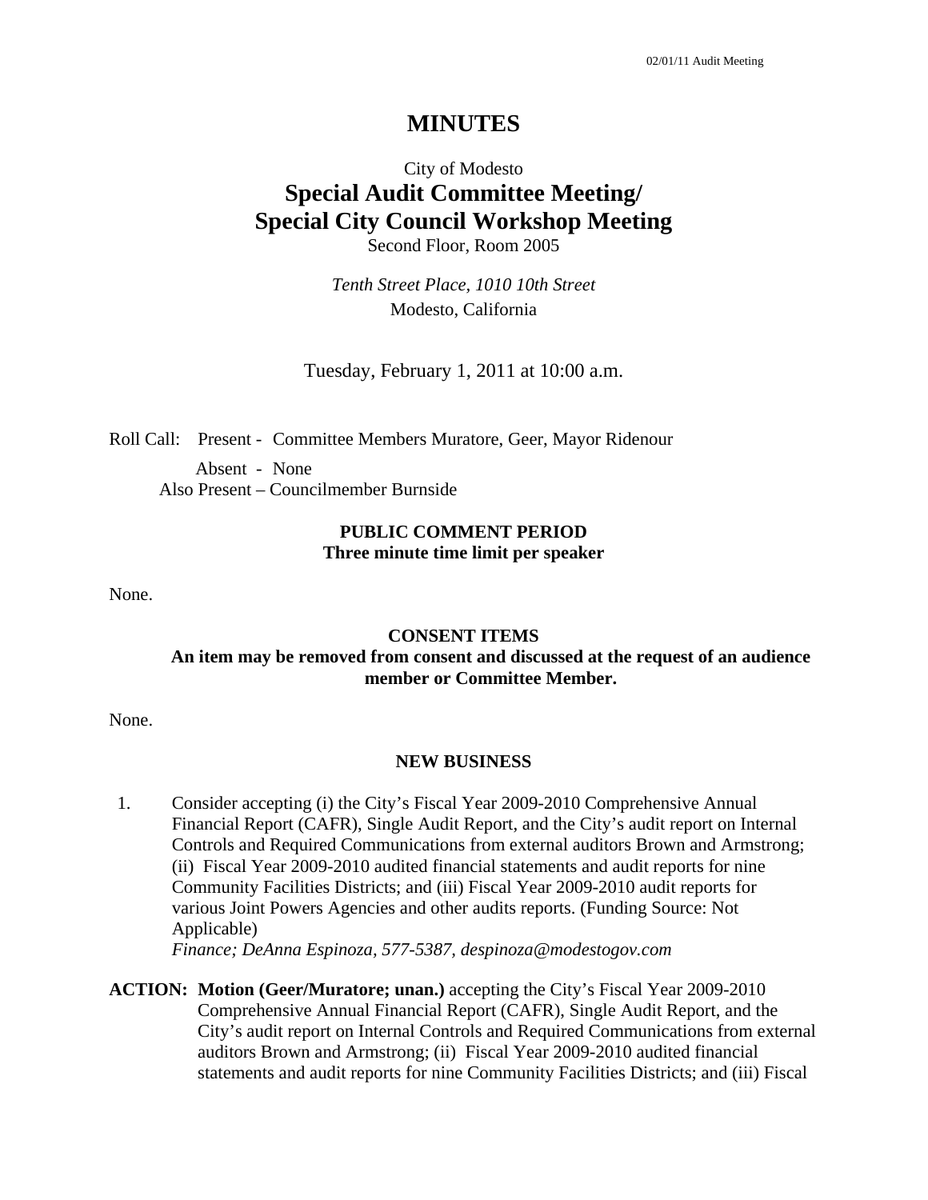# MINUTES

City of Modesto

## Special Audit Committee Meeting/ Special City Council Workshop Meeting

Second Floor, Room 2005

*Tenth Street Place, 1010 10th Street*
Modesto, California

Tuesday, February 1, 2011 at 10:00 a.m.

Roll Call: Present - Committee Members Muratore, Geer, Mayor Ridenour

Absent - None

Also Present – Councilmember Burnside

**PUBLIC COMMENT PERIOD**
**Three minute time limit per speaker**

None.

**CONSENT ITEMS**
**An item may be removed from consent and discussed at the request of an audience member or Committee Member.**

None.

**NEW BUSINESS**

1. Consider accepting (i) the City's Fiscal Year 2009-2010 Comprehensive Annual Financial Report (CAFR), Single Audit Report, and the City's audit report on Internal Controls and Required Communications from external auditors Brown and Armstrong; (ii) Fiscal Year 2009-2010 audited financial statements and audit reports for nine Community Facilities Districts; and (iii) Fiscal Year 2009-2010 audit reports for various Joint Powers Agencies and other audits reports. (Funding Source: Not Applicable)
*Finance; DeAnna Espinoza, 577-5387, despinoza@modestogov.com*

**ACTION: Motion (Geer/Muratore; unan.)** accepting the City's Fiscal Year 2009-2010 Comprehensive Annual Financial Report (CAFR), Single Audit Report, and the City's audit report on Internal Controls and Required Communications from external auditors Brown and Armstrong; (ii) Fiscal Year 2009-2010 audited financial statements and audit reports for nine Community Facilities Districts; and (iii) Fiscal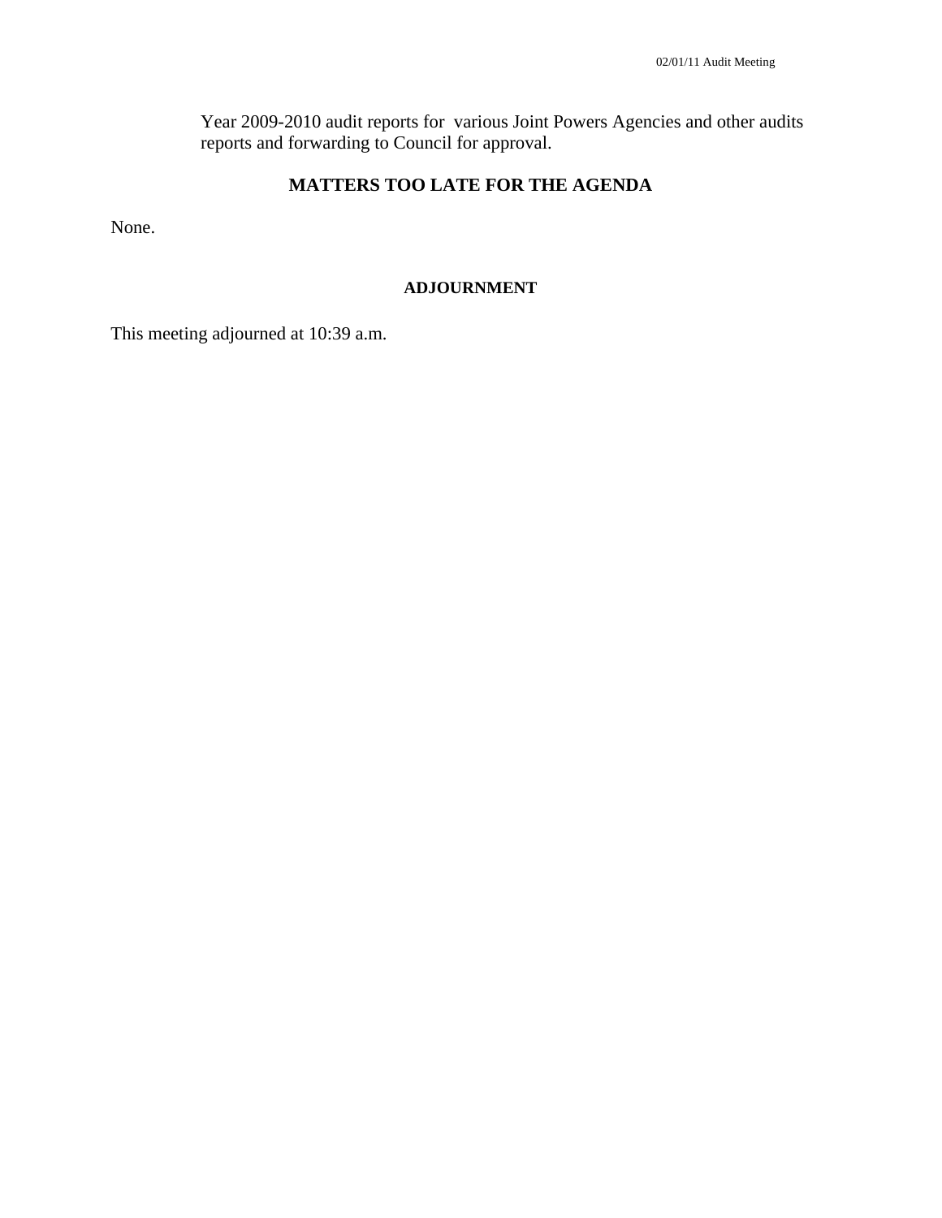Year 2009-2010 audit reports for various Joint Powers Agencies and other audits reports and forwarding to Council for approval.

## MATTERS TOO LATE FOR THE AGENDA

None.

### ADJOURNMENT

This meeting adjourned at 10:39 a.m.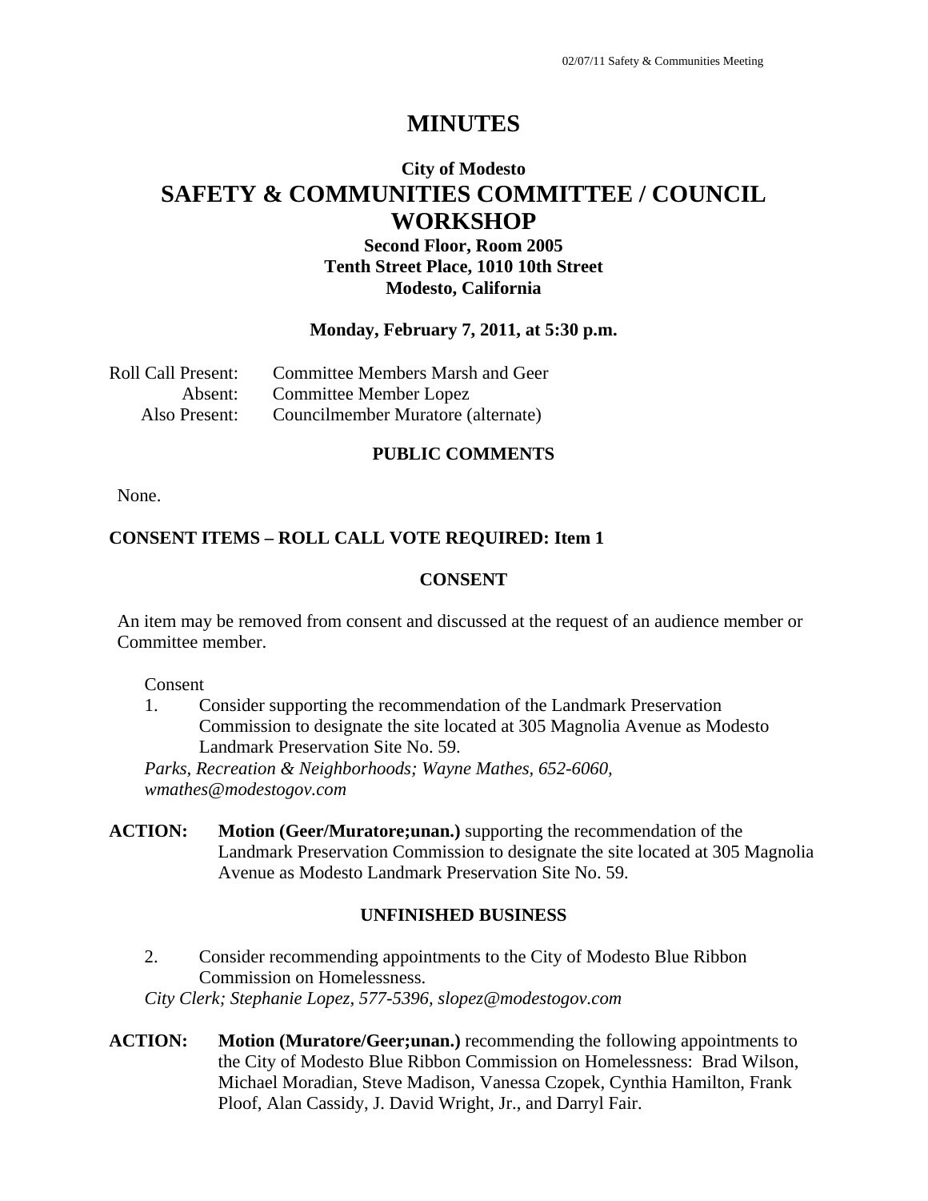# MINUTES

## City of Modesto
## SAFETY & COMMUNITIES COMMITTEE / COUNCIL WORKSHOP

**Second Floor, Room 2005**
**Tenth Street Place, 1010 10th Street**
**Modesto, California**

**Monday, February 7, 2011, at 5:30 p.m.**

Roll Call Present: Committee Members Marsh and Geer
Absent: Committee Member Lopez
Also Present: Councilmember Muratore (alternate)

### PUBLIC COMMENTS

None.

### CONSENT ITEMS – ROLL CALL VOTE REQUIRED: Item 1

### CONSENT

An item may be removed from consent and discussed at the request of an audience member or Committee member.

Consent

1. Consider supporting the recommendation of the Landmark Preservation Commission to designate the site located at 305 Magnolia Avenue as Modesto Landmark Preservation Site No. 59.

*Parks, Recreation & Neighborhoods; Wayne Mathes, 652-6060, wmathes@modestogov.com*

**ACTION:** **Motion (Geer/Muratore;unan.)** supporting the recommendation of the Landmark Preservation Commission to designate the site located at 305 Magnolia Avenue as Modesto Landmark Preservation Site No. 59.

### UNFINISHED BUSINESS

2. Consider recommending appointments to the City of Modesto Blue Ribbon Commission on Homelessness.

*City Clerk; Stephanie Lopez, 577-5396, slopez@modestogov.com*

**ACTION:** **Motion (Muratore/Geer;unan.)** recommending the following appointments to the City of Modesto Blue Ribbon Commission on Homelessness: Brad Wilson, Michael Moradian, Steve Madison, Vanessa Czopek, Cynthia Hamilton, Frank Ploof, Alan Cassidy, J. David Wright, Jr., and Darryl Fair.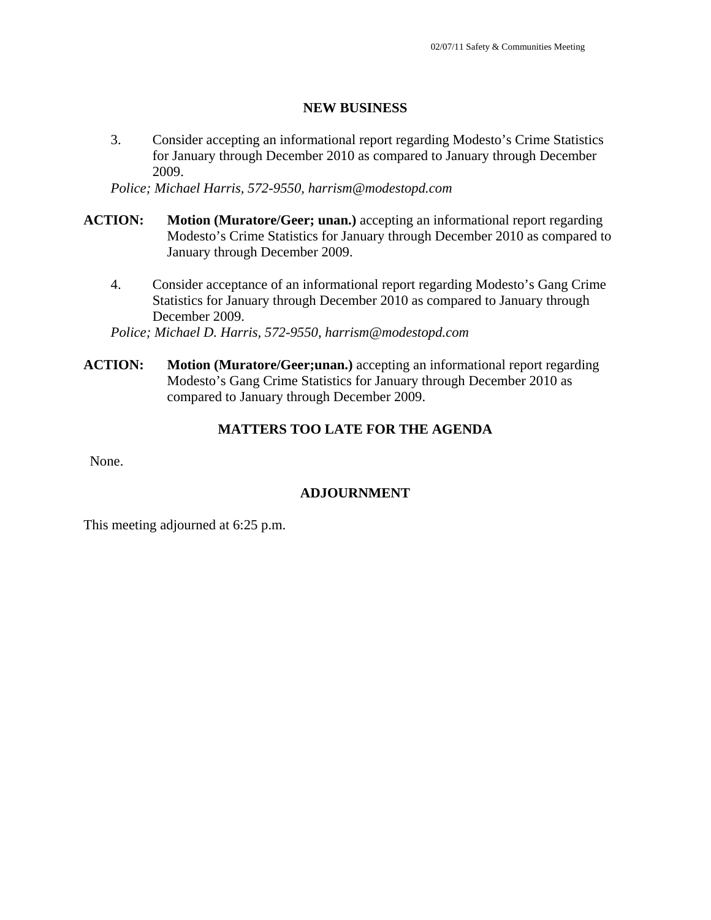## NEW BUSINESS

3. Consider accepting an informational report regarding Modesto's Crime Statistics for January through December 2010 as compared to January through December 2009.

*Police; Michael Harris, 572-9550, harrism@modestopd.com*

**ACTION:** **Motion (Muratore/Geer; unan.)** accepting an informational report regarding Modesto's Crime Statistics for January through December 2010 as compared to January through December 2009.

4. Consider acceptance of an informational report regarding Modesto's Gang Crime Statistics for January through December 2010 as compared to January through December 2009.

*Police; Michael D. Harris, 572-9550, harrism@modestopd.com*

**ACTION:** **Motion (Muratore/Geer;unan.)** accepting an informational report regarding Modesto's Gang Crime Statistics for January through December 2010 as compared to January through December 2009.

## MATTERS TOO LATE FOR THE AGENDA

None.

## ADJOURNMENT

This meeting adjourned at 6:25 p.m.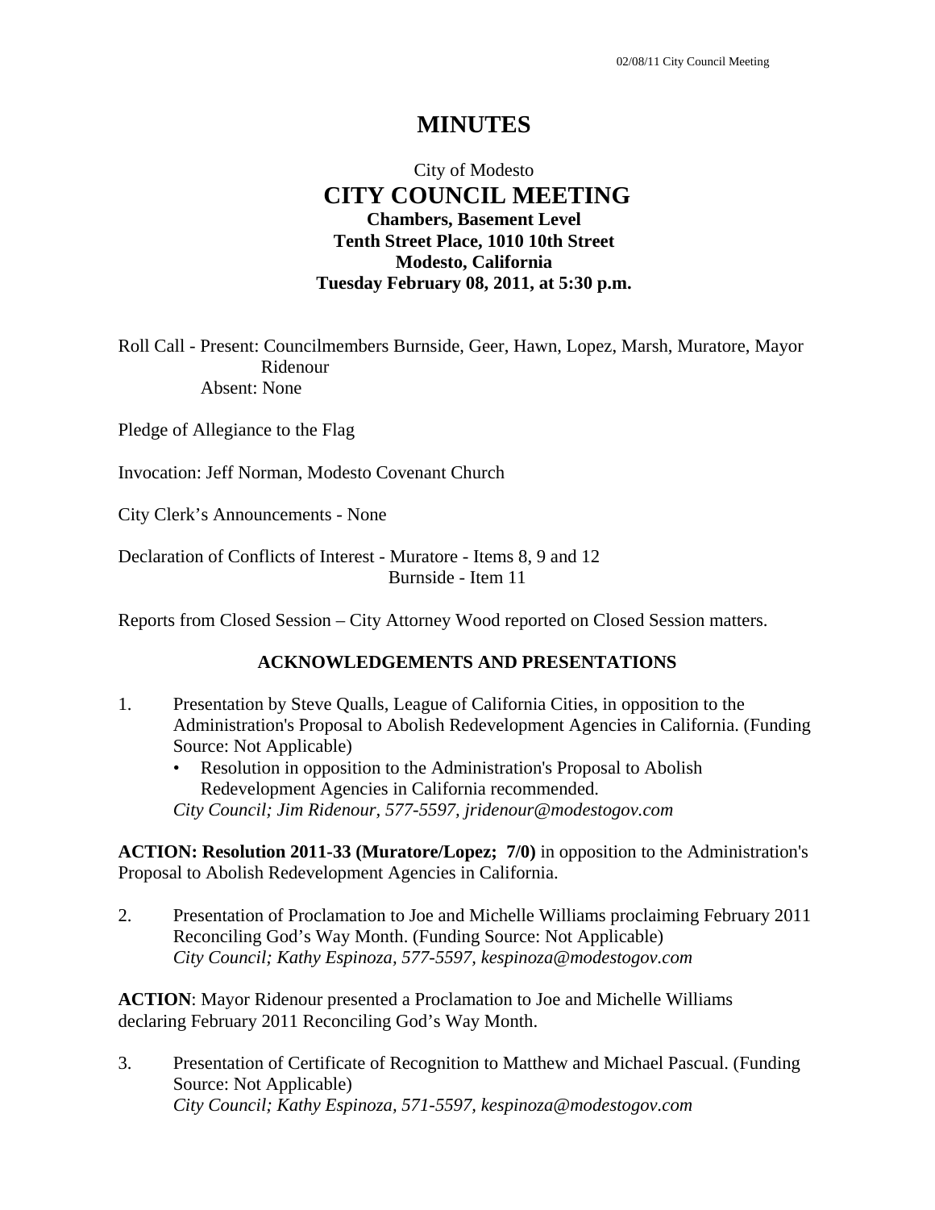# MINUTES

City of Modesto
**CITY COUNCIL MEETING**
**Chambers, Basement Level**
**Tenth Street Place, 1010 10th Street**
**Modesto, California**
**Tuesday February 08, 2011, at 5:30 p.m.**

Roll Call - Present: Councilmembers Burnside, Geer, Hawn, Lopez, Marsh, Muratore, Mayor Ridenour
Absent: None

Pledge of Allegiance to the Flag

Invocation: Jeff Norman, Modesto Covenant Church

City Clerk's Announcements - None

Declaration of Conflicts of Interest - Muratore - Items 8, 9 and 12
Burnside - Item 11

Reports from Closed Session – City Attorney Wood reported on Closed Session matters.

**ACKNOWLEDGEMENTS AND PRESENTATIONS**

1. Presentation by Steve Qualls, League of California Cities, in opposition to the Administration's Proposal to Abolish Redevelopment Agencies in California. (Funding Source: Not Applicable)
   - Resolution in opposition to the Administration's Proposal to Abolish Redevelopment Agencies in California recommended.

   *City Council; Jim Ridenour, 577-5597, jridenour@modestogov.com*

**ACTION: Resolution 2011-33 (Muratore/Lopez; 7/0)** in opposition to the Administration's Proposal to Abolish Redevelopment Agencies in California.

2. Presentation of Proclamation to Joe and Michelle Williams proclaiming February 2011 Reconciling God's Way Month. (Funding Source: Not Applicable)
   *City Council; Kathy Espinoza, 577-5597, kespinoza@modestogov.com*

**ACTION**: Mayor Ridenour presented a Proclamation to Joe and Michelle Williams declaring February 2011 Reconciling God's Way Month.

3. Presentation of Certificate of Recognition to Matthew and Michael Pascual. (Funding Source: Not Applicable)
   *City Council; Kathy Espinoza, 571-5597, kespinoza@modestogov.com*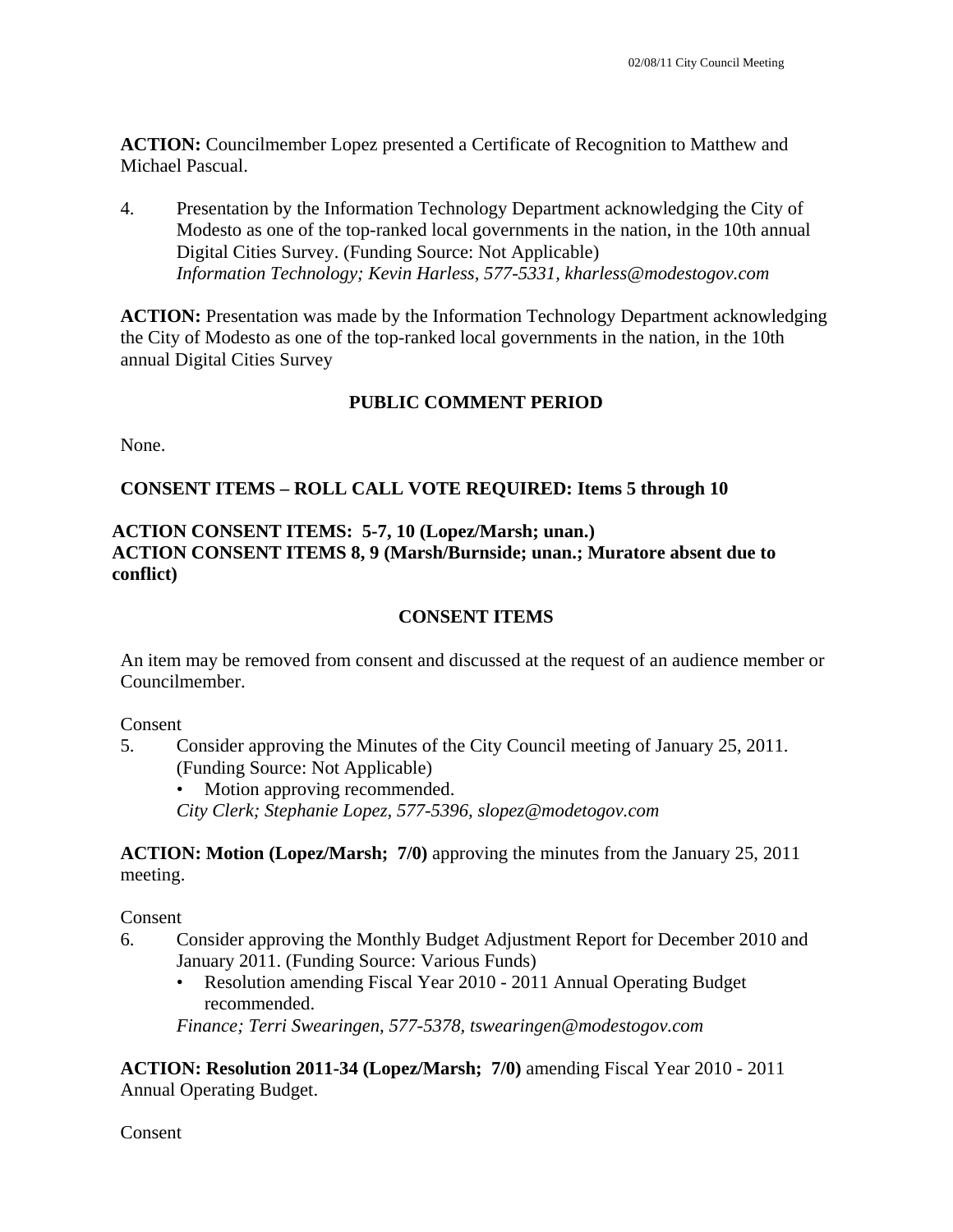**ACTION:** Councilmember Lopez presented a Certificate of Recognition to Matthew and Michael Pascual.

4. Presentation by the Information Technology Department acknowledging the City of Modesto as one of the top-ranked local governments in the nation, in the 10th annual Digital Cities Survey. (Funding Source: Not Applicable)
   *Information Technology; Kevin Harless, 577-5331, kharless@modestogov.com*

**ACTION:** Presentation was made by the Information Technology Department acknowledging the City of Modesto as one of the top-ranked local governments in the nation, in the 10th annual Digital Cities Survey

**PUBLIC COMMENT PERIOD**

None.

**CONSENT ITEMS – ROLL CALL VOTE REQUIRED: Items 5 through 10**

**ACTION CONSENT ITEMS: 5-7, 10 (Lopez/Marsh; unan.)**
**ACTION CONSENT ITEMS 8, 9 (Marsh/Burnside; unan.; Muratore absent due to conflict)**

**CONSENT ITEMS**

An item may be removed from consent and discussed at the request of an audience member or Councilmember.

Consent

5. Consider approving the Minutes of the City Council meeting of January 25, 2011. (Funding Source: Not Applicable)
   - Motion approving recommended.

   *City Clerk; Stephanie Lopez, 577-5396, slopez@modetogov.com*

**ACTION: Motion (Lopez/Marsh; 7/0)** approving the minutes from the January 25, 2011 meeting.

Consent

6. Consider approving the Monthly Budget Adjustment Report for December 2010 and January 2011. (Funding Source: Various Funds)
   - Resolution amending Fiscal Year 2010 - 2011 Annual Operating Budget recommended.

   *Finance; Terri Swearingen, 577-5378, tswearingen@modestogov.com*

**ACTION: Resolution 2011-34 (Lopez/Marsh; 7/0)** amending Fiscal Year 2010 - 2011 Annual Operating Budget.

Consent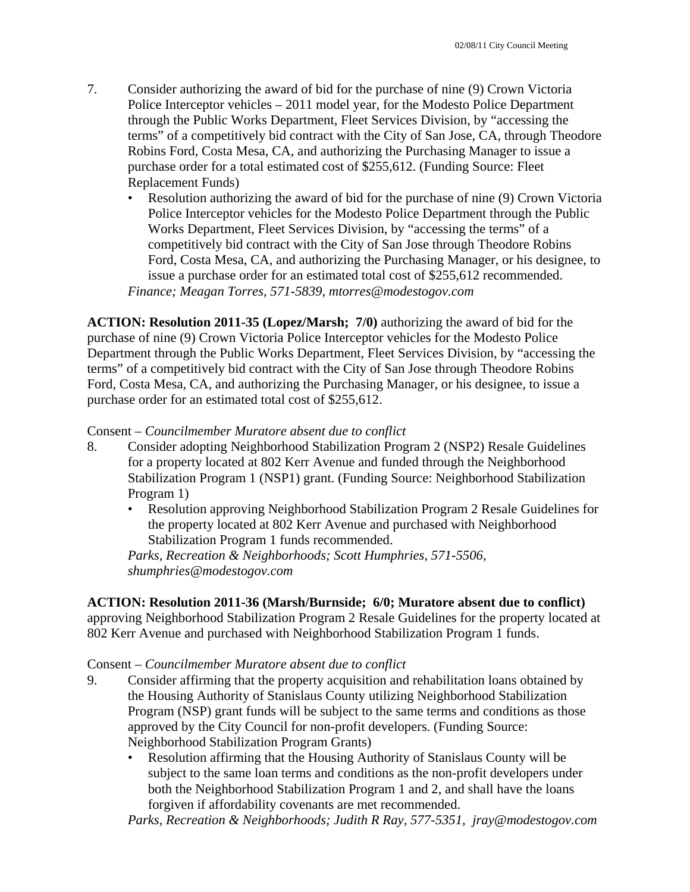7. Consider authorizing the award of bid for the purchase of nine (9) Crown Victoria Police Interceptor vehicles – 2011 model year, for the Modesto Police Department through the Public Works Department, Fleet Services Division, by "accessing the terms" of a competitively bid contract with the City of San Jose, CA, through Theodore Robins Ford, Costa Mesa, CA, and authorizing the Purchasing Manager to issue a purchase order for a total estimated cost of $255,612. (Funding Source: Fleet Replacement Funds)
   - Resolution authorizing the award of bid for the purchase of nine (9) Crown Victoria Police Interceptor vehicles for the Modesto Police Department through the Public Works Department, Fleet Services Division, by "accessing the terms" of a competitively bid contract with the City of San Jose through Theodore Robins Ford, Costa Mesa, CA, and authorizing the Purchasing Manager, or his designee, to issue a purchase order for an estimated total cost of $255,612 recommended.

   *Finance; Meagan Torres, 571-5839, mtorres@modestogov.com*

**ACTION: Resolution 2011-35 (Lopez/Marsh; 7/0)** authorizing the award of bid for the purchase of nine (9) Crown Victoria Police Interceptor vehicles for the Modesto Police Department through the Public Works Department, Fleet Services Division, by "accessing the terms" of a competitively bid contract with the City of San Jose through Theodore Robins Ford, Costa Mesa, CA, and authorizing the Purchasing Manager, or his designee, to issue a purchase order for an estimated total cost of $255,612.

Consent – *Councilmember Muratore absent due to conflict*

8. Consider adopting Neighborhood Stabilization Program 2 (NSP2) Resale Guidelines for a property located at 802 Kerr Avenue and funded through the Neighborhood Stabilization Program 1 (NSP1) grant. (Funding Source: Neighborhood Stabilization Program 1)
   - Resolution approving Neighborhood Stabilization Program 2 Resale Guidelines for the property located at 802 Kerr Avenue and purchased with Neighborhood Stabilization Program 1 funds recommended.

   *Parks, Recreation & Neighborhoods; Scott Humphries, 571-5506, shumphries@modestogov.com*

**ACTION: Resolution 2011-36 (Marsh/Burnside; 6/0; Muratore absent due to conflict)** approving Neighborhood Stabilization Program 2 Resale Guidelines for the property located at 802 Kerr Avenue and purchased with Neighborhood Stabilization Program 1 funds.

Consent – *Councilmember Muratore absent due to conflict*

9. Consider affirming that the property acquisition and rehabilitation loans obtained by the Housing Authority of Stanislaus County utilizing Neighborhood Stabilization Program (NSP) grant funds will be subject to the same terms and conditions as those approved by the City Council for non-profit developers. (Funding Source: Neighborhood Stabilization Program Grants)
   - Resolution affirming that the Housing Authority of Stanislaus County will be subject to the same loan terms and conditions as the non-profit developers under both the Neighborhood Stabilization Program 1 and 2, and shall have the loans forgiven if affordability covenants are met recommended.

   *Parks, Recreation & Neighborhoods; Judith R Ray, 577-5351, jray@modestogov.com*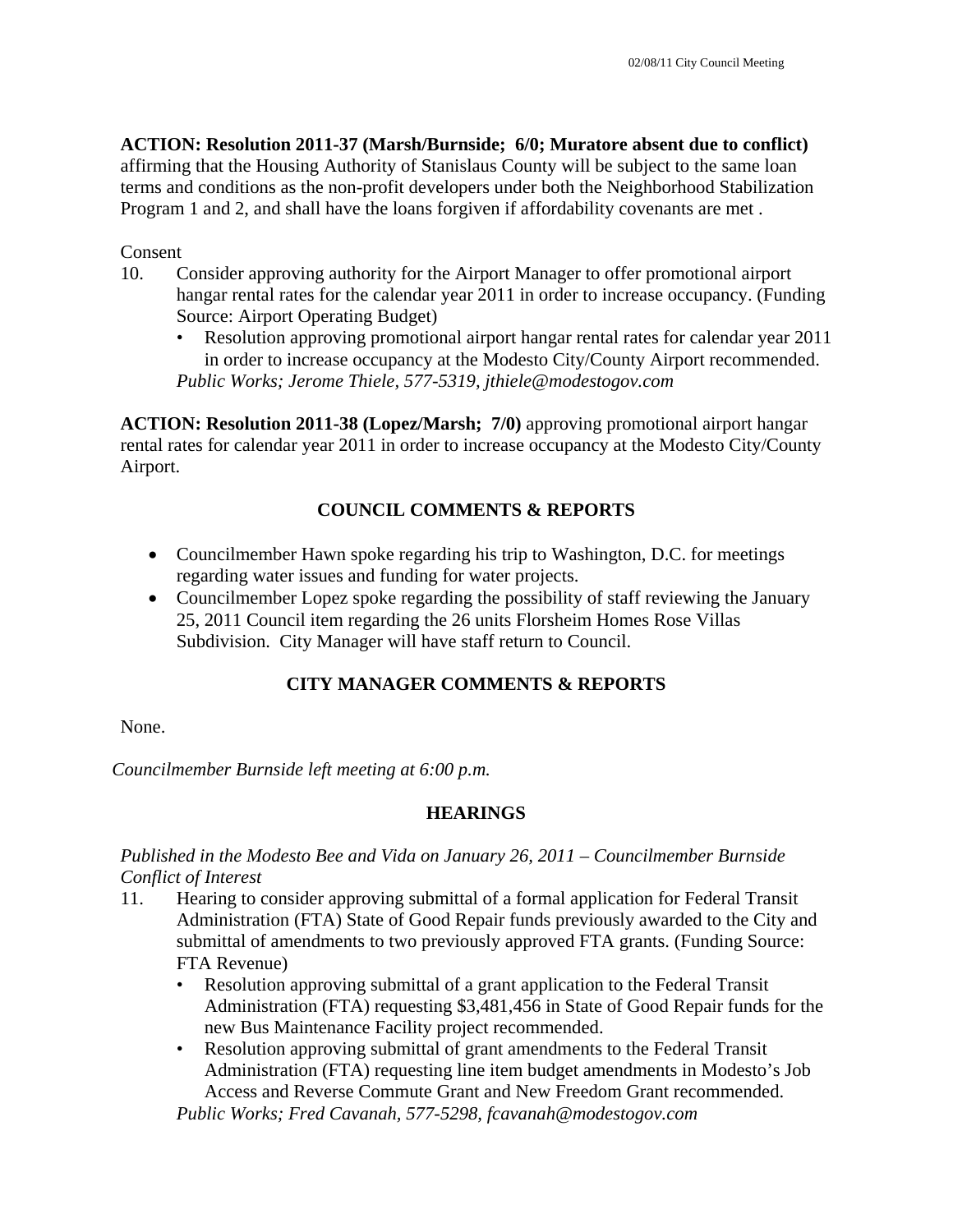**ACTION: Resolution 2011-37 (Marsh/Burnside; 6/0; Muratore absent due to conflict)** affirming that the Housing Authority of Stanislaus County will be subject to the same loan terms and conditions as the non-profit developers under both the Neighborhood Stabilization Program 1 and 2, and shall have the loans forgiven if affordability covenants are met .

Consent

10. Consider approving authority for the Airport Manager to offer promotional airport hangar rental rates for the calendar year 2011 in order to increase occupancy. (Funding Source: Airport Operating Budget)
    - Resolution approving promotional airport hangar rental rates for calendar year 2011 in order to increase occupancy at the Modesto City/County Airport recommended.

    *Public Works; Jerome Thiele, 577-5319, jthiele@modestogov.com*

**ACTION: Resolution 2011-38 (Lopez/Marsh; 7/0)** approving promotional airport hangar rental rates for calendar year 2011 in order to increase occupancy at the Modesto City/County Airport.

## COUNCIL COMMENTS & REPORTS

- Councilmember Hawn spoke regarding his trip to Washington, D.C. for meetings regarding water issues and funding for water projects.
- Councilmember Lopez spoke regarding the possibility of staff reviewing the January 25, 2011 Council item regarding the 26 units Florsheim Homes Rose Villas Subdivision. City Manager will have staff return to Council.

## CITY MANAGER COMMENTS & REPORTS

None.

*Councilmember Burnside left meeting at 6:00 p.m.*

## HEARINGS

*Published in the Modesto Bee and Vida on January 26, 2011 – Councilmember Burnside Conflict of Interest*

11. Hearing to consider approving submittal of a formal application for Federal Transit Administration (FTA) State of Good Repair funds previously awarded to the City and submittal of amendments to two previously approved FTA grants. (Funding Source: FTA Revenue)
    - Resolution approving submittal of a grant application to the Federal Transit Administration (FTA) requesting $3,481,456 in State of Good Repair funds for the new Bus Maintenance Facility project recommended.
    - Resolution approving submittal of grant amendments to the Federal Transit Administration (FTA) requesting line item budget amendments in Modesto's Job Access and Reverse Commute Grant and New Freedom Grant recommended.

    *Public Works; Fred Cavanah, 577-5298, fcavanah@modestogov.com*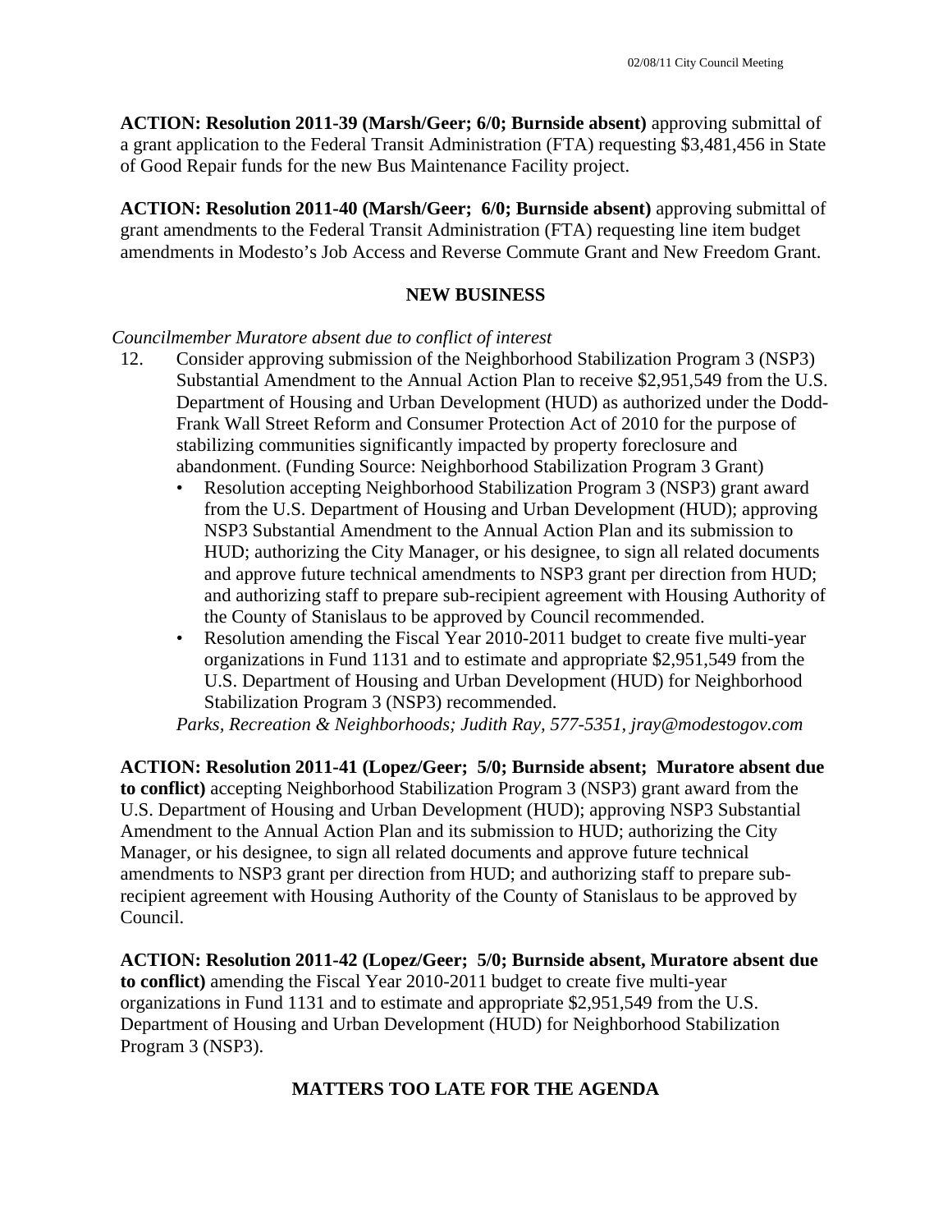**ACTION: Resolution 2011-39 (Marsh/Geer; 6/0; Burnside absent)** approving submittal of a grant application to the Federal Transit Administration (FTA) requesting $3,481,456 in State of Good Repair funds for the new Bus Maintenance Facility project.

**ACTION: Resolution 2011-40 (Marsh/Geer; 6/0; Burnside absent)** approving submittal of grant amendments to the Federal Transit Administration (FTA) requesting line item budget amendments in Modesto's Job Access and Reverse Commute Grant and New Freedom Grant.

## NEW BUSINESS

*Councilmember Muratore absent due to conflict of interest*

12. Consider approving submission of the Neighborhood Stabilization Program 3 (NSP3) Substantial Amendment to the Annual Action Plan to receive $2,951,549 from the U.S. Department of Housing and Urban Development (HUD) as authorized under the Dodd-Frank Wall Street Reform and Consumer Protection Act of 2010 for the purpose of stabilizing communities significantly impacted by property foreclosure and abandonment. (Funding Source: Neighborhood Stabilization Program 3 Grant)
    - Resolution accepting Neighborhood Stabilization Program 3 (NSP3) grant award from the U.S. Department of Housing and Urban Development (HUD); approving NSP3 Substantial Amendment to the Annual Action Plan and its submission to HUD; authorizing the City Manager, or his designee, to sign all related documents and approve future technical amendments to NSP3 grant per direction from HUD; and authorizing staff to prepare sub-recipient agreement with Housing Authority of the County of Stanislaus to be approved by Council recommended.
    - Resolution amending the Fiscal Year 2010-2011 budget to create five multi-year organizations in Fund 1131 and to estimate and appropriate $2,951,549 from the U.S. Department of Housing and Urban Development (HUD) for Neighborhood Stabilization Program 3 (NSP3) recommended.

    *Parks, Recreation & Neighborhoods; Judith Ray, 577-5351, jray@modestogov.com*

**ACTION: Resolution 2011-41 (Lopez/Geer; 5/0; Burnside absent; Muratore absent due to conflict)** accepting Neighborhood Stabilization Program 3 (NSP3) grant award from the U.S. Department of Housing and Urban Development (HUD); approving NSP3 Substantial Amendment to the Annual Action Plan and its submission to HUD; authorizing the City Manager, or his designee, to sign all related documents and approve future technical amendments to NSP3 grant per direction from HUD; and authorizing staff to prepare sub-recipient agreement with Housing Authority of the County of Stanislaus to be approved by Council.

**ACTION: Resolution 2011-42 (Lopez/Geer; 5/0; Burnside absent, Muratore absent due to conflict)** amending the Fiscal Year 2010-2011 budget to create five multi-year organizations in Fund 1131 and to estimate and appropriate $2,951,549 from the U.S. Department of Housing and Urban Development (HUD) for Neighborhood Stabilization Program 3 (NSP3).

## MATTERS TOO LATE FOR THE AGENDA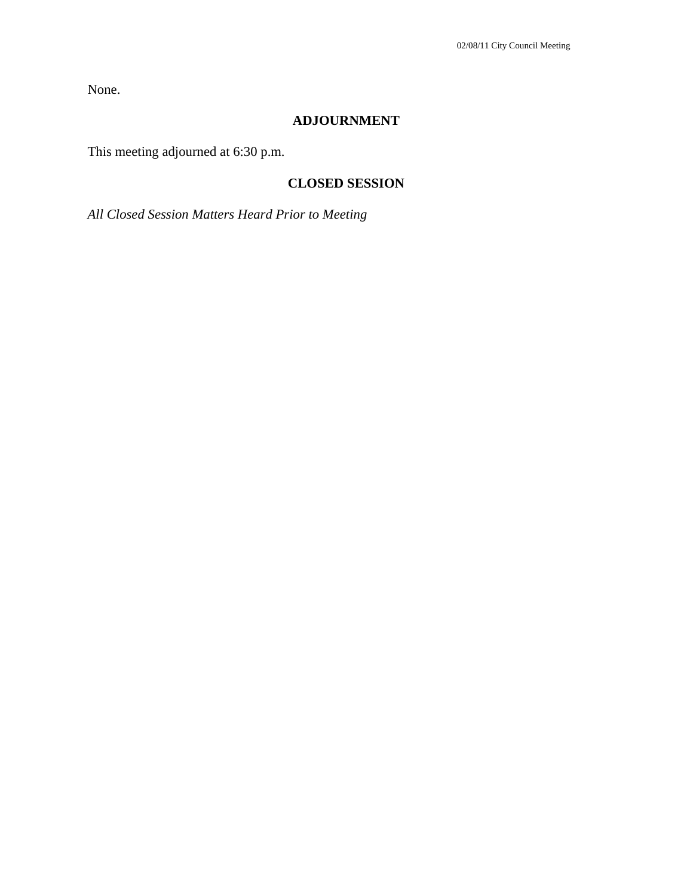None.

## ADJOURNMENT

This meeting adjourned at 6:30 p.m.

## CLOSED SESSION

*All Closed Session Matters Heard Prior to Meeting*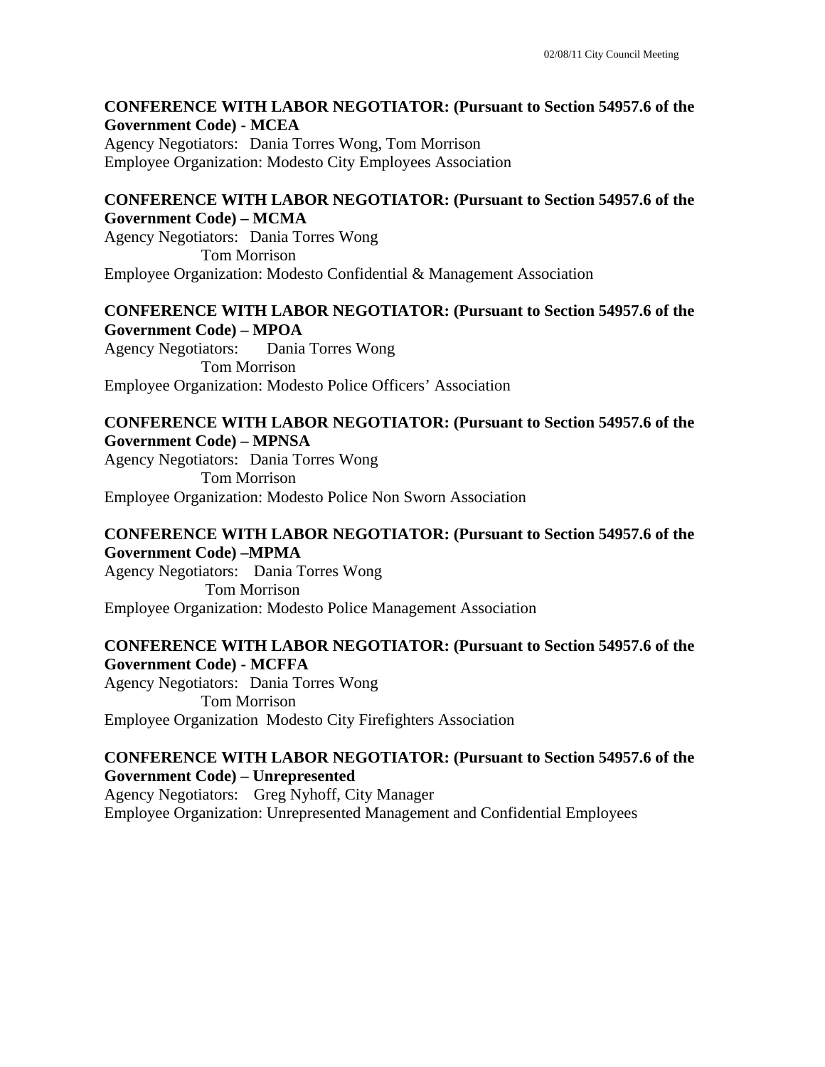**CONFERENCE WITH LABOR NEGOTIATOR: (Pursuant to Section 54957.6 of the Government Code) - MCEA**

Agency Negotiators: Dania Torres Wong, Tom Morrison
Employee Organization: Modesto City Employees Association

**CONFERENCE WITH LABOR NEGOTIATOR: (Pursuant to Section 54957.6 of the Government Code) – MCMA**

Agency Negotiators: Dania Torres Wong
Tom Morrison
Employee Organization: Modesto Confidential & Management Association

**CONFERENCE WITH LABOR NEGOTIATOR: (Pursuant to Section 54957.6 of the Government Code) – MPOA**

Agency Negotiators: Dania Torres Wong
Tom Morrison
Employee Organization: Modesto Police Officers' Association

**CONFERENCE WITH LABOR NEGOTIATOR: (Pursuant to Section 54957.6 of the Government Code) – MPNSA**

Agency Negotiators: Dania Torres Wong
Tom Morrison
Employee Organization: Modesto Police Non Sworn Association

**CONFERENCE WITH LABOR NEGOTIATOR: (Pursuant to Section 54957.6 of the Government Code) –MPMA**

Agency Negotiators: Dania Torres Wong
Tom Morrison
Employee Organization: Modesto Police Management Association

**CONFERENCE WITH LABOR NEGOTIATOR: (Pursuant to Section 54957.6 of the Government Code) - MCFFA**

Agency Negotiators: Dania Torres Wong
Tom Morrison
Employee Organization Modesto City Firefighters Association

**CONFERENCE WITH LABOR NEGOTIATOR: (Pursuant to Section 54957.6 of the Government Code) – Unrepresented**

Agency Negotiators: Greg Nyhoff, City Manager
Employee Organization: Unrepresented Management and Confidential Employees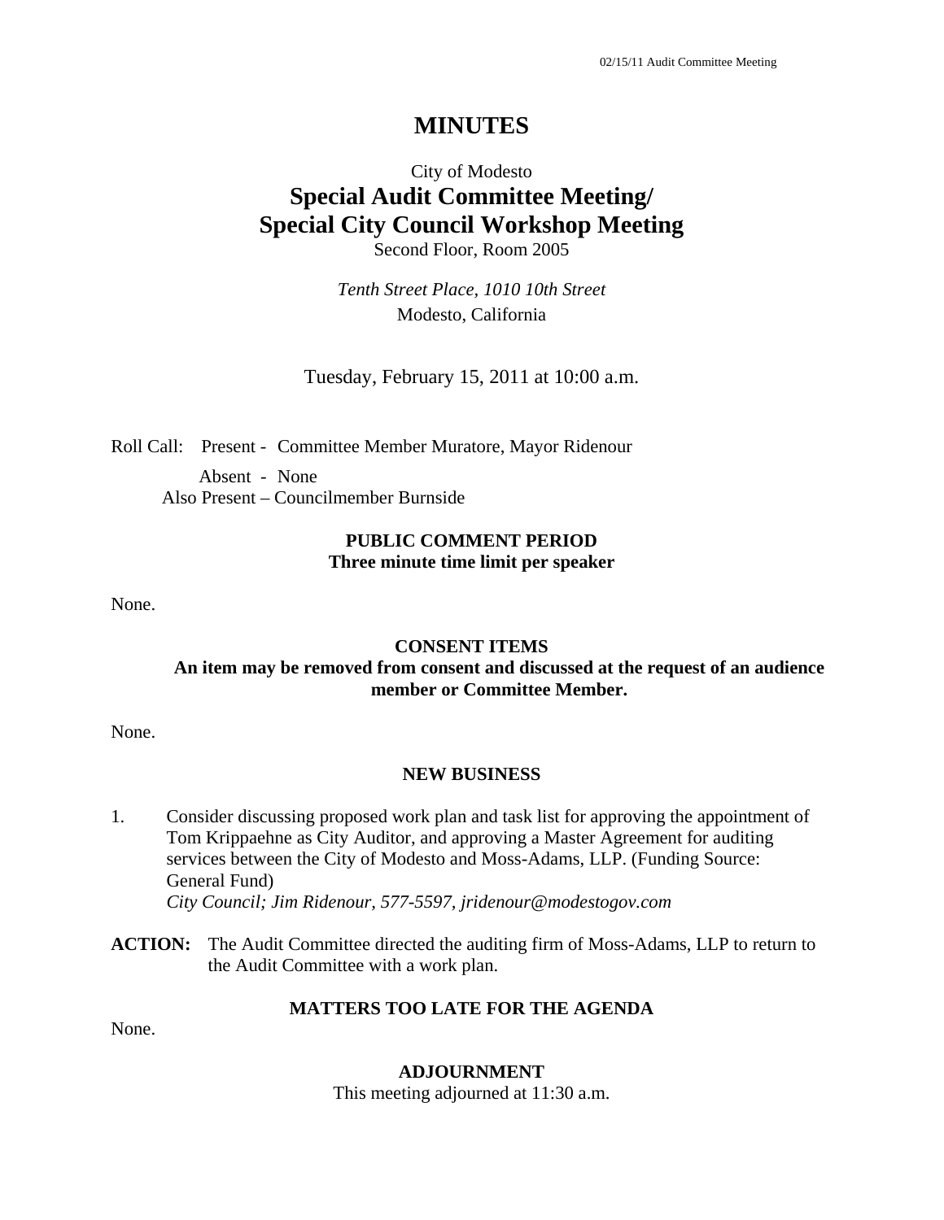# MINUTES

City of Modesto

## Special Audit Committee Meeting/ Special City Council Workshop Meeting

Second Floor, Room 2005

*Tenth Street Place, 1010 10th Street*
Modesto, California

Tuesday, February 15, 2011 at 10:00 a.m.

Roll Call: Present - Committee Member Muratore, Mayor Ridenour

Absent - None
Also Present – Councilmember Burnside

**PUBLIC COMMENT PERIOD**
**Three minute time limit per speaker**

None.

**CONSENT ITEMS**
**An item may be removed from consent and discussed at the request of an audience member or Committee Member.**

None.

**NEW BUSINESS**

1. Consider discussing proposed work plan and task list for approving the appointment of Tom Krippaehne as City Auditor, and approving a Master Agreement for auditing services between the City of Modesto and Moss-Adams, LLP. (Funding Source: General Fund)
   *City Council; Jim Ridenour, 577-5597, jridenour@modestogov.com*

**ACTION:** The Audit Committee directed the auditing firm of Moss-Adams, LLP to return to the Audit Committee with a work plan.

**MATTERS TOO LATE FOR THE AGENDA**

None.

**ADJOURNMENT**
This meeting adjourned at 11:30 a.m.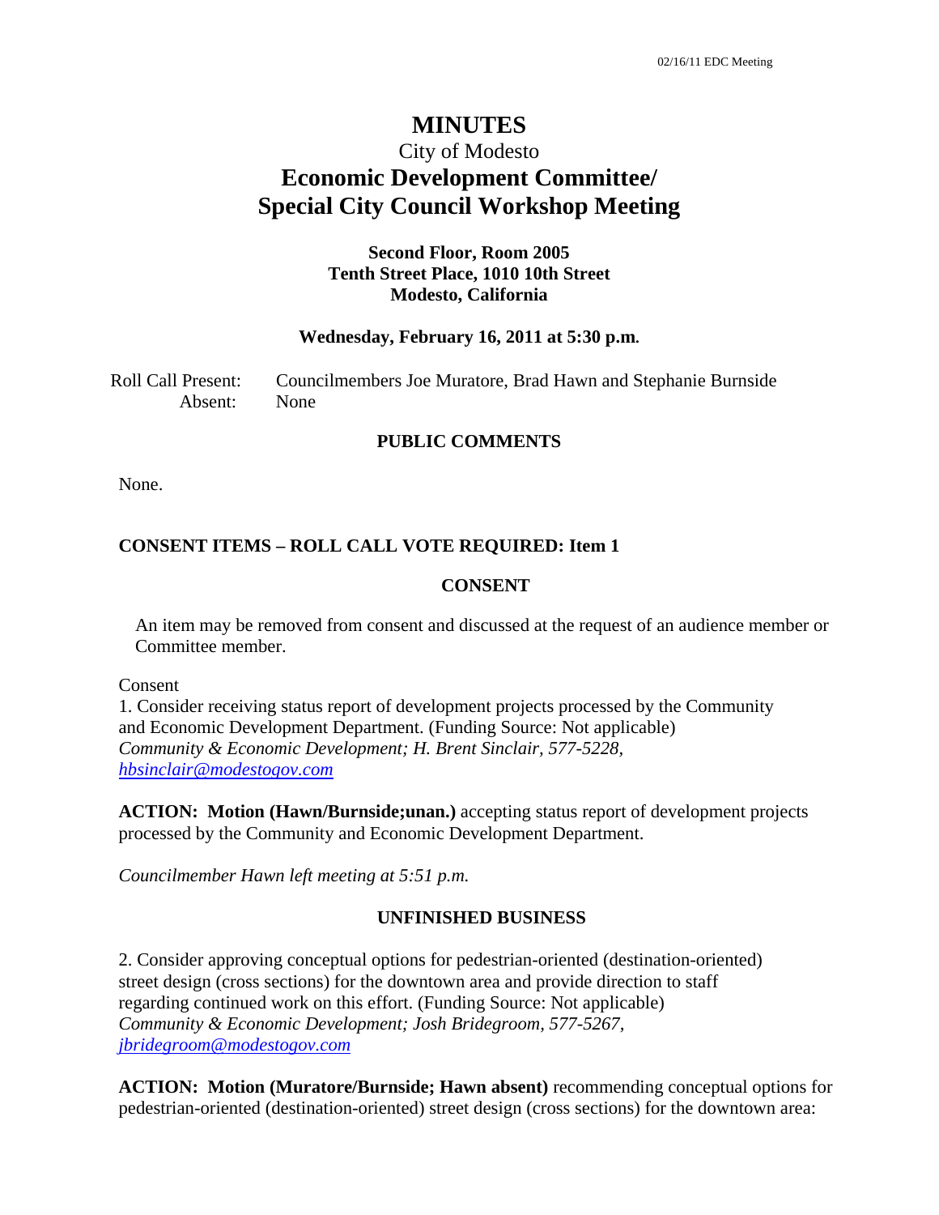# MINUTES

City of Modesto

## Economic Development Committee/ Special City Council Workshop Meeting

**Second Floor, Room 2005**
**Tenth Street Place, 1010 10th Street**
**Modesto, California**

**Wednesday, February 16, 2011 at 5:30 p.m.**

Roll Call Present: Councilmembers Joe Muratore, Brad Hawn and Stephanie Burnside
Absent: None

### PUBLIC COMMENTS

None.

### CONSENT ITEMS – ROLL CALL VOTE REQUIRED: Item 1

### CONSENT

An item may be removed from consent and discussed at the request of an audience member or Committee member.

Consent
1. Consider receiving status report of development projects processed by the Community and Economic Development Department. (Funding Source: Not applicable)
*Community & Economic Development; H. Brent Sinclair, 577-5228, hbsinclair@modestogov.com*

**ACTION: Motion (Hawn/Burnside;unan.)** accepting status report of development projects processed by the Community and Economic Development Department.

*Councilmember Hawn left meeting at 5:51 p.m.*

### UNFINISHED BUSINESS

2. Consider approving conceptual options for pedestrian-oriented (destination-oriented) street design (cross sections) for the downtown area and provide direction to staff regarding continued work on this effort. (Funding Source: Not applicable)
*Community & Economic Development; Josh Bridegroom, 577-5267, jbridegroom@modestogov.com*

**ACTION: Motion (Muratore/Burnside; Hawn absent)** recommending conceptual options for pedestrian-oriented (destination-oriented) street design (cross sections) for the downtown area: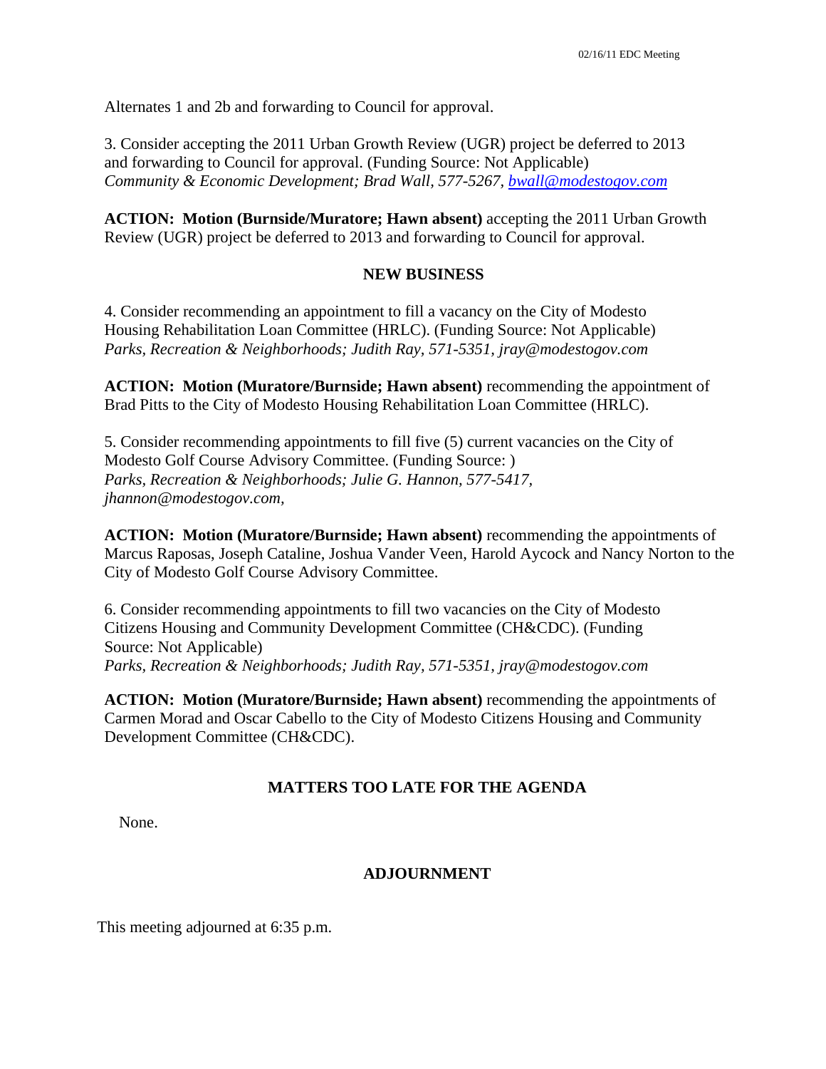Alternates 1 and 2b and forwarding to Council for approval.

3. Consider accepting the 2011 Urban Growth Review (UGR) project be deferred to 2013 and forwarding to Council for approval. (Funding Source: Not Applicable)
*Community & Economic Development; Brad Wall, 577-5267, bwall@modestogov.com*

**ACTION: Motion (Burnside/Muratore; Hawn absent)** accepting the 2011 Urban Growth Review (UGR) project be deferred to 2013 and forwarding to Council for approval.

## NEW BUSINESS

4. Consider recommending an appointment to fill a vacancy on the City of Modesto Housing Rehabilitation Loan Committee (HRLC). (Funding Source: Not Applicable)
*Parks, Recreation & Neighborhoods; Judith Ray, 571-5351, jray@modestogov.com*

**ACTION: Motion (Muratore/Burnside; Hawn absent)** recommending the appointment of Brad Pitts to the City of Modesto Housing Rehabilitation Loan Committee (HRLC).

5. Consider recommending appointments to fill five (5) current vacancies on the City of Modesto Golf Course Advisory Committee. (Funding Source: )
*Parks, Recreation & Neighborhoods; Julie G. Hannon, 577-5417, jhannon@modestogov.com,*

**ACTION: Motion (Muratore/Burnside; Hawn absent)** recommending the appointments of Marcus Raposas, Joseph Cataline, Joshua Vander Veen, Harold Aycock and Nancy Norton to the City of Modesto Golf Course Advisory Committee.

6. Consider recommending appointments to fill two vacancies on the City of Modesto Citizens Housing and Community Development Committee (CH&CDC). (Funding Source: Not Applicable)
*Parks, Recreation & Neighborhoods; Judith Ray, 571-5351, jray@modestogov.com*

**ACTION: Motion (Muratore/Burnside; Hawn absent)** recommending the appointments of Carmen Morad and Oscar Cabello to the City of Modesto Citizens Housing and Community Development Committee (CH&CDC).

## MATTERS TOO LATE FOR THE AGENDA

None.

## ADJOURNMENT

This meeting adjourned at 6:35 p.m.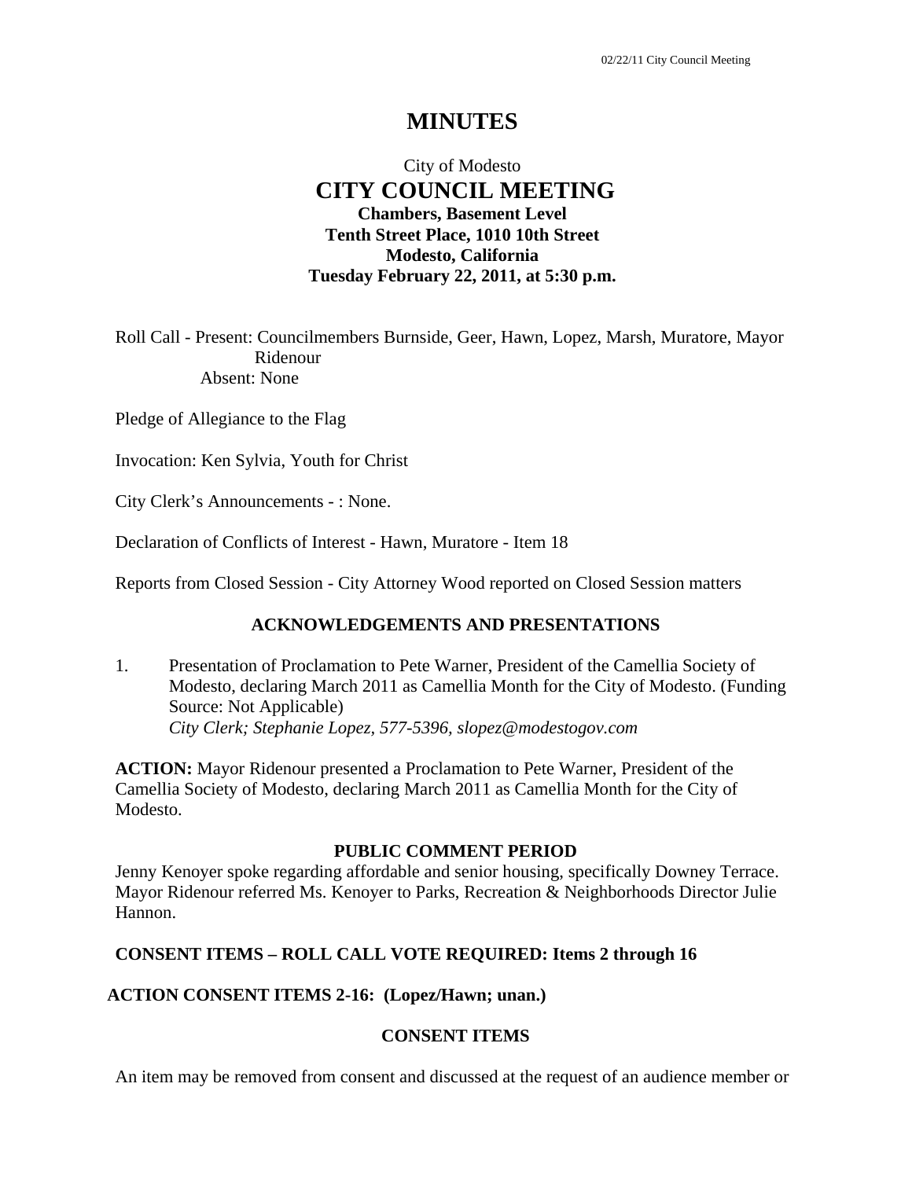# MINUTES

City of Modesto
## CITY COUNCIL MEETING
**Chambers, Basement Level**
**Tenth Street Place, 1010 10th Street**
**Modesto, California**
**Tuesday February 22, 2011, at 5:30 p.m.**

Roll Call - Present: Councilmembers Burnside, Geer, Hawn, Lopez, Marsh, Muratore, Mayor Ridenour
Absent: None

Pledge of Allegiance to the Flag

Invocation: Ken Sylvia, Youth for Christ

City Clerk's Announcements - : None.

Declaration of Conflicts of Interest - Hawn, Muratore - Item 18

Reports from Closed Session - City Attorney Wood reported on Closed Session matters

### ACKNOWLEDGEMENTS AND PRESENTATIONS

1. Presentation of Proclamation to Pete Warner, President of the Camellia Society of Modesto, declaring March 2011 as Camellia Month for the City of Modesto. (Funding Source: Not Applicable)
*City Clerk; Stephanie Lopez, 577-5396, slopez@modestogov.com*

**ACTION:** Mayor Ridenour presented a Proclamation to Pete Warner, President of the Camellia Society of Modesto, declaring March 2011 as Camellia Month for the City of Modesto.

### PUBLIC COMMENT PERIOD

Jenny Kenoyer spoke regarding affordable and senior housing, specifically Downey Terrace. Mayor Ridenour referred Ms. Kenoyer to Parks, Recreation & Neighborhoods Director Julie Hannon.

**CONSENT ITEMS – ROLL CALL VOTE REQUIRED: Items 2 through 16**

**ACTION CONSENT ITEMS 2-16: (Lopez/Hawn; unan.)**

### CONSENT ITEMS

An item may be removed from consent and discussed at the request of an audience member or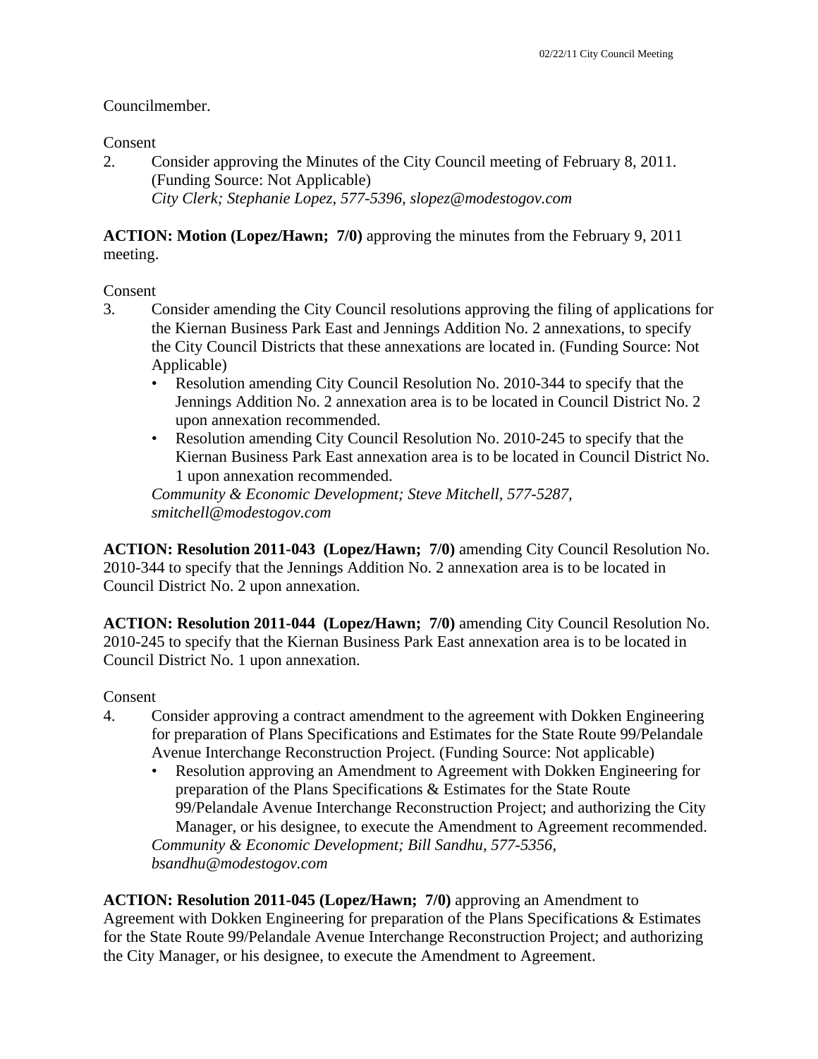Councilmember.

Consent

2. Consider approving the Minutes of the City Council meeting of February 8, 2011. (Funding Source: Not Applicable)
   *City Clerk; Stephanie Lopez, 577-5396, slopez@modestogov.com*

**ACTION: Motion (Lopez/Hawn; 7/0)** approving the minutes from the February 9, 2011 meeting.

Consent

3. Consider amending the City Council resolutions approving the filing of applications for the Kiernan Business Park East and Jennings Addition No. 2 annexations, to specify the City Council Districts that these annexations are located in. (Funding Source: Not Applicable)
   - Resolution amending City Council Resolution No. 2010-344 to specify that the Jennings Addition No. 2 annexation area is to be located in Council District No. 2 upon annexation recommended.
   - Resolution amending City Council Resolution No. 2010-245 to specify that the Kiernan Business Park East annexation area is to be located in Council District No. 1 upon annexation recommended.

   *Community & Economic Development; Steve Mitchell, 577-5287, smitchell@modestogov.com*

**ACTION: Resolution 2011-043 (Lopez/Hawn; 7/0)** amending City Council Resolution No. 2010-344 to specify that the Jennings Addition No. 2 annexation area is to be located in Council District No. 2 upon annexation.

**ACTION: Resolution 2011-044 (Lopez/Hawn; 7/0)** amending City Council Resolution No. 2010-245 to specify that the Kiernan Business Park East annexation area is to be located in Council District No. 1 upon annexation.

Consent

4. Consider approving a contract amendment to the agreement with Dokken Engineering for preparation of Plans Specifications and Estimates for the State Route 99/Pelandale Avenue Interchange Reconstruction Project. (Funding Source: Not applicable)
   - Resolution approving an Amendment to Agreement with Dokken Engineering for preparation of the Plans Specifications & Estimates for the State Route 99/Pelandale Avenue Interchange Reconstruction Project; and authorizing the City Manager, or his designee, to execute the Amendment to Agreement recommended.

   *Community & Economic Development; Bill Sandhu, 577-5356, bsandhu@modestogov.com*

**ACTION: Resolution 2011-045 (Lopez/Hawn; 7/0)** approving an Amendment to Agreement with Dokken Engineering for preparation of the Plans Specifications & Estimates for the State Route 99/Pelandale Avenue Interchange Reconstruction Project; and authorizing the City Manager, or his designee, to execute the Amendment to Agreement.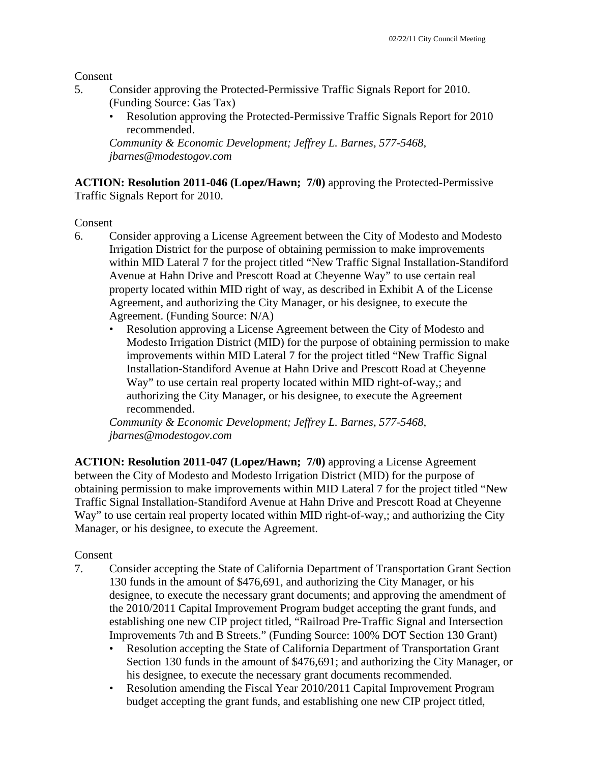Consent

5. Consider approving the Protected-Permissive Traffic Signals Report for 2010. (Funding Source: Gas Tax)
   - Resolution approving the Protected-Permissive Traffic Signals Report for 2010 recommended.

   *Community & Economic Development; Jeffrey L. Barnes, 577-5468, jbarnes@modestogov.com*

**ACTION: Resolution 2011-046 (Lopez/Hawn; 7/0)** approving the Protected-Permissive Traffic Signals Report for 2010.

Consent

6. Consider approving a License Agreement between the City of Modesto and Modesto Irrigation District for the purpose of obtaining permission to make improvements within MID Lateral 7 for the project titled "New Traffic Signal Installation-Standiford Avenue at Hahn Drive and Prescott Road at Cheyenne Way" to use certain real property located within MID right of way, as described in Exhibit A of the License Agreement, and authorizing the City Manager, or his designee, to execute the Agreement. (Funding Source: N/A)
   - Resolution approving a License Agreement between the City of Modesto and Modesto Irrigation District (MID) for the purpose of obtaining permission to make improvements within MID Lateral 7 for the project titled "New Traffic Signal Installation-Standiford Avenue at Hahn Drive and Prescott Road at Cheyenne Way" to use certain real property located within MID right-of-way,; and authorizing the City Manager, or his designee, to execute the Agreement recommended.

   *Community & Economic Development; Jeffrey L. Barnes, 577-5468, jbarnes@modestogov.com*

**ACTION: Resolution 2011-047 (Lopez/Hawn; 7/0)** approving a License Agreement between the City of Modesto and Modesto Irrigation District (MID) for the purpose of obtaining permission to make improvements within MID Lateral 7 for the project titled "New Traffic Signal Installation-Standiford Avenue at Hahn Drive and Prescott Road at Cheyenne Way" to use certain real property located within MID right-of-way,; and authorizing the City Manager, or his designee, to execute the Agreement.

Consent

7. Consider accepting the State of California Department of Transportation Grant Section 130 funds in the amount of $476,691, and authorizing the City Manager, or his designee, to execute the necessary grant documents; and approving the amendment of the 2010/2011 Capital Improvement Program budget accepting the grant funds, and establishing one new CIP project titled, "Railroad Pre-Traffic Signal and Intersection Improvements 7th and B Streets." (Funding Source: 100% DOT Section 130 Grant)
   - Resolution accepting the State of California Department of Transportation Grant Section 130 funds in the amount of $476,691; and authorizing the City Manager, or his designee, to execute the necessary grant documents recommended.
   - Resolution amending the Fiscal Year 2010/2011 Capital Improvement Program budget accepting the grant funds, and establishing one new CIP project titled,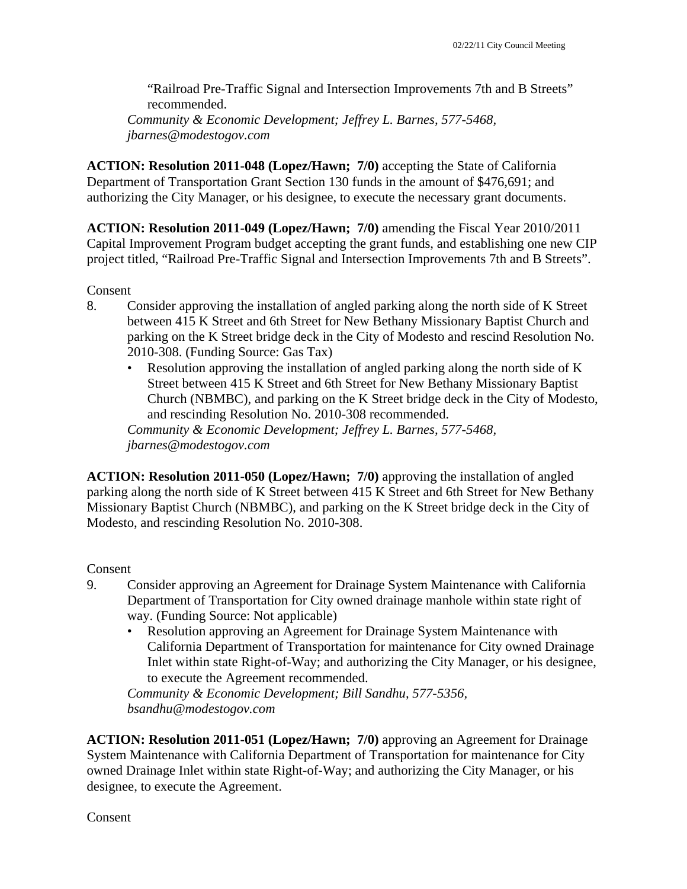"Railroad Pre-Traffic Signal and Intersection Improvements 7th and B Streets" recommended.
*Community & Economic Development; Jeffrey L. Barnes, 577-5468, jbarnes@modestogov.com*

**ACTION: Resolution 2011-048 (Lopez/Hawn; 7/0)** accepting the State of California Department of Transportation Grant Section 130 funds in the amount of $476,691; and authorizing the City Manager, or his designee, to execute the necessary grant documents.

**ACTION: Resolution 2011-049 (Lopez/Hawn; 7/0)** amending the Fiscal Year 2010/2011 Capital Improvement Program budget accepting the grant funds, and establishing one new CIP project titled, "Railroad Pre-Traffic Signal and Intersection Improvements 7th and B Streets".

Consent

8. Consider approving the installation of angled parking along the north side of K Street between 415 K Street and 6th Street for New Bethany Missionary Baptist Church and parking on the K Street bridge deck in the City of Modesto and rescind Resolution No. 2010-308. (Funding Source: Gas Tax)
   - Resolution approving the installation of angled parking along the north side of K Street between 415 K Street and 6th Street for New Bethany Missionary Baptist Church (NBMBC), and parking on the K Street bridge deck in the City of Modesto, and rescinding Resolution No. 2010-308 recommended.

   *Community & Economic Development; Jeffrey L. Barnes, 577-5468, jbarnes@modestogov.com*

**ACTION: Resolution 2011-050 (Lopez/Hawn; 7/0)** approving the installation of angled parking along the north side of K Street between 415 K Street and 6th Street for New Bethany Missionary Baptist Church (NBMBC), and parking on the K Street bridge deck in the City of Modesto, and rescinding Resolution No. 2010-308.

Consent

9. Consider approving an Agreement for Drainage System Maintenance with California Department of Transportation for City owned drainage manhole within state right of way. (Funding Source: Not applicable)
   - Resolution approving an Agreement for Drainage System Maintenance with California Department of Transportation for maintenance for City owned Drainage Inlet within state Right-of-Way; and authorizing the City Manager, or his designee, to execute the Agreement recommended.

   *Community & Economic Development; Bill Sandhu, 577-5356, bsandhu@modestogov.com*

**ACTION: Resolution 2011-051 (Lopez/Hawn; 7/0)** approving an Agreement for Drainage System Maintenance with California Department of Transportation for maintenance for City owned Drainage Inlet within state Right-of-Way; and authorizing the City Manager, or his designee, to execute the Agreement.

Consent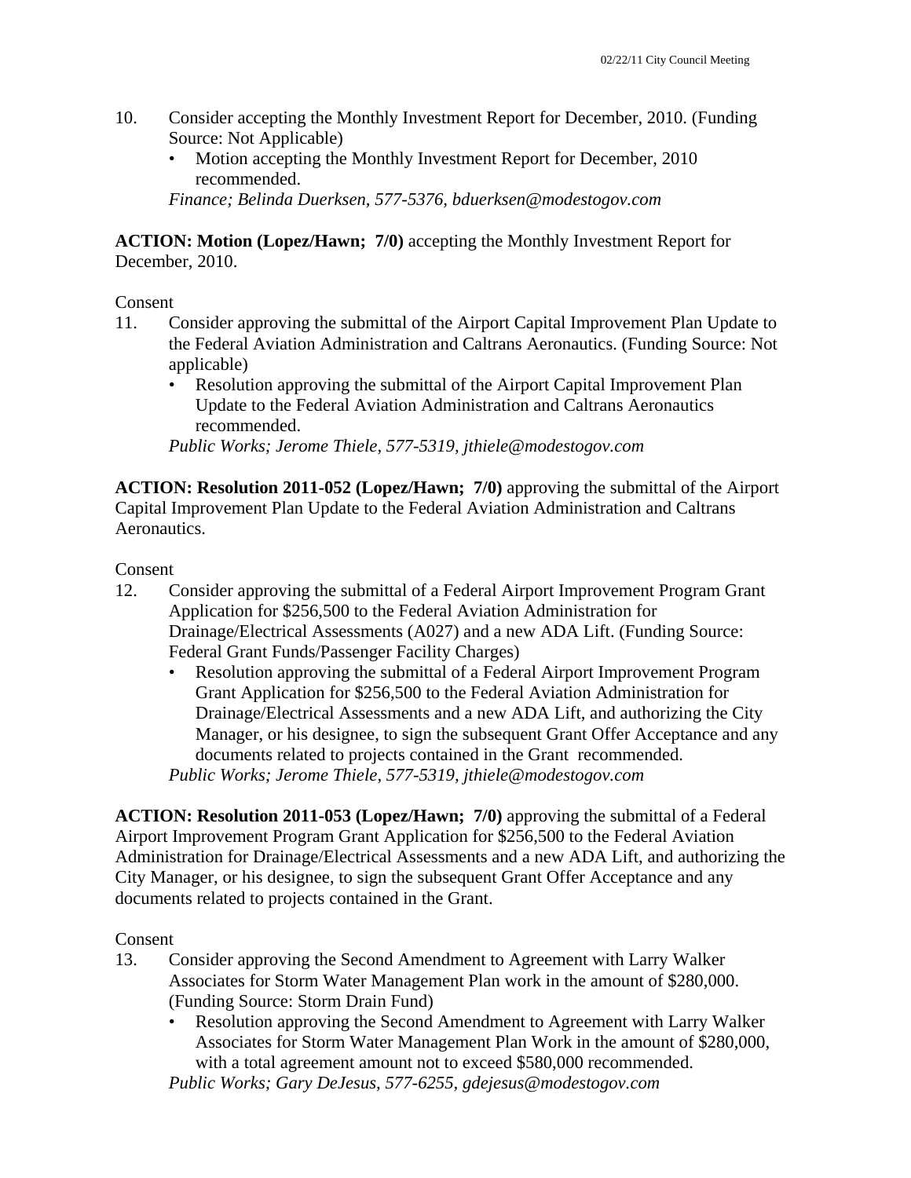10. Consider accepting the Monthly Investment Report for December, 2010. (Funding Source: Not Applicable)
    - Motion accepting the Monthly Investment Report for December, 2010 recommended.

    *Finance; Belinda Duerksen, 577-5376, bduerksen@modestogov.com*

**ACTION: Motion (Lopez/Hawn; 7/0)** accepting the Monthly Investment Report for December, 2010.

Consent

11. Consider approving the submittal of the Airport Capital Improvement Plan Update to the Federal Aviation Administration and Caltrans Aeronautics. (Funding Source: Not applicable)
    - Resolution approving the submittal of the Airport Capital Improvement Plan Update to the Federal Aviation Administration and Caltrans Aeronautics recommended.

    *Public Works; Jerome Thiele, 577-5319, jthiele@modestogov.com*

**ACTION: Resolution 2011-052 (Lopez/Hawn; 7/0)** approving the submittal of the Airport Capital Improvement Plan Update to the Federal Aviation Administration and Caltrans Aeronautics.

Consent

12. Consider approving the submittal of a Federal Airport Improvement Program Grant Application for $256,500 to the Federal Aviation Administration for Drainage/Electrical Assessments (A027) and a new ADA Lift. (Funding Source: Federal Grant Funds/Passenger Facility Charges)
    - Resolution approving the submittal of a Federal Airport Improvement Program Grant Application for $256,500 to the Federal Aviation Administration for Drainage/Electrical Assessments and a new ADA Lift, and authorizing the City Manager, or his designee, to sign the subsequent Grant Offer Acceptance and any documents related to projects contained in the Grant recommended.

    *Public Works; Jerome Thiele, 577-5319, jthiele@modestogov.com*

**ACTION: Resolution 2011-053 (Lopez/Hawn; 7/0)** approving the submittal of a Federal Airport Improvement Program Grant Application for $256,500 to the Federal Aviation Administration for Drainage/Electrical Assessments and a new ADA Lift, and authorizing the City Manager, or his designee, to sign the subsequent Grant Offer Acceptance and any documents related to projects contained in the Grant.

Consent

13. Consider approving the Second Amendment to Agreement with Larry Walker Associates for Storm Water Management Plan work in the amount of $280,000. (Funding Source: Storm Drain Fund)
    - Resolution approving the Second Amendment to Agreement with Larry Walker Associates for Storm Water Management Plan Work in the amount of $280,000, with a total agreement amount not to exceed $580,000 recommended.

    *Public Works; Gary DeJesus, 577-6255, gdejesus@modestogov.com*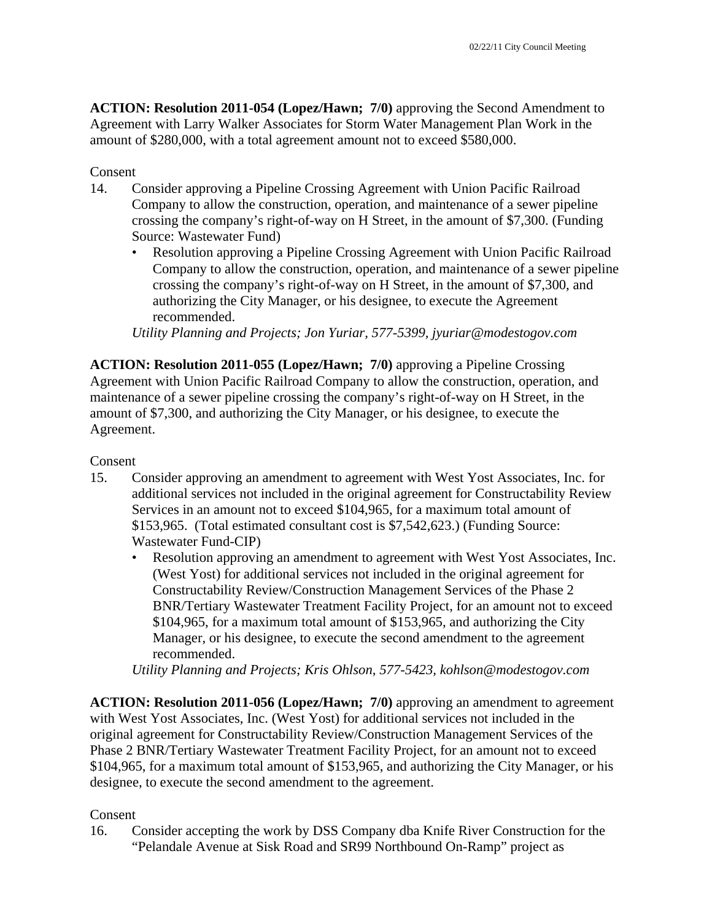**ACTION: Resolution 2011-054 (Lopez/Hawn; 7/0)** approving the Second Amendment to Agreement with Larry Walker Associates for Storm Water Management Plan Work in the amount of $280,000, with a total agreement amount not to exceed $580,000.

Consent

14. Consider approving a Pipeline Crossing Agreement with Union Pacific Railroad Company to allow the construction, operation, and maintenance of a sewer pipeline crossing the company's right-of-way on H Street, in the amount of $7,300. (Funding Source: Wastewater Fund)
    - Resolution approving a Pipeline Crossing Agreement with Union Pacific Railroad Company to allow the construction, operation, and maintenance of a sewer pipeline crossing the company's right-of-way on H Street, in the amount of $7,300, and authorizing the City Manager, or his designee, to execute the Agreement recommended.

    *Utility Planning and Projects; Jon Yuriar, 577-5399, jyuriar@modestogov.com*

**ACTION: Resolution 2011-055 (Lopez/Hawn; 7/0)** approving a Pipeline Crossing Agreement with Union Pacific Railroad Company to allow the construction, operation, and maintenance of a sewer pipeline crossing the company's right-of-way on H Street, in the amount of $7,300, and authorizing the City Manager, or his designee, to execute the Agreement.

Consent

15. Consider approving an amendment to agreement with West Yost Associates, Inc. for additional services not included in the original agreement for Constructability Review Services in an amount not to exceed $104,965, for a maximum total amount of $153,965. (Total estimated consultant cost is $7,542,623.) (Funding Source: Wastewater Fund-CIP)
    - Resolution approving an amendment to agreement with West Yost Associates, Inc. (West Yost) for additional services not included in the original agreement for Constructability Review/Construction Management Services of the Phase 2 BNR/Tertiary Wastewater Treatment Facility Project, for an amount not to exceed $104,965, for a maximum total amount of $153,965, and authorizing the City Manager, or his designee, to execute the second amendment to the agreement recommended.

    *Utility Planning and Projects; Kris Ohlson, 577-5423, kohlson@modestogov.com*

**ACTION: Resolution 2011-056 (Lopez/Hawn; 7/0)** approving an amendment to agreement with West Yost Associates, Inc. (West Yost) for additional services not included in the original agreement for Constructability Review/Construction Management Services of the Phase 2 BNR/Tertiary Wastewater Treatment Facility Project, for an amount not to exceed $104,965, for a maximum total amount of $153,965, and authorizing the City Manager, or his designee, to execute the second amendment to the agreement.

Consent

16. Consider accepting the work by DSS Company dba Knife River Construction for the "Pelandale Avenue at Sisk Road and SR99 Northbound On-Ramp" project as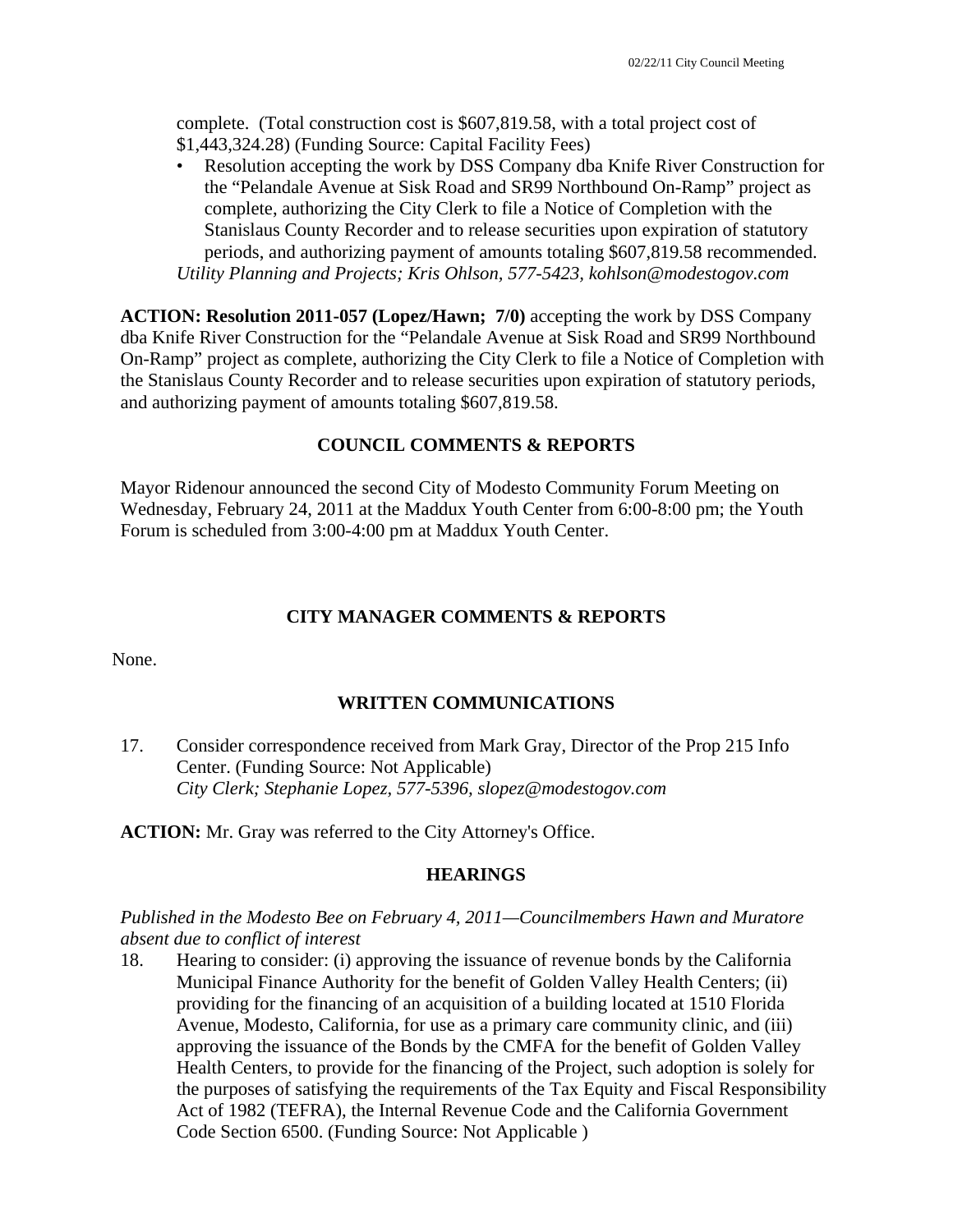complete. (Total construction cost is $607,819.58, with a total project cost of $1,443,324.28) (Funding Source: Capital Facility Fees)

- Resolution accepting the work by DSS Company dba Knife River Construction for the "Pelandale Avenue at Sisk Road and SR99 Northbound On-Ramp" project as complete, authorizing the City Clerk to file a Notice of Completion with the Stanislaus County Recorder and to release securities upon expiration of statutory periods, and authorizing payment of amounts totaling $607,819.58 recommended.

*Utility Planning and Projects; Kris Ohlson, 577-5423, kohlson@modestogov.com*

**ACTION: Resolution 2011-057 (Lopez/Hawn; 7/0)** accepting the work by DSS Company dba Knife River Construction for the "Pelandale Avenue at Sisk Road and SR99 Northbound On-Ramp" project as complete, authorizing the City Clerk to file a Notice of Completion with the Stanislaus County Recorder and to release securities upon expiration of statutory periods, and authorizing payment of amounts totaling $607,819.58.

## COUNCIL COMMENTS & REPORTS

Mayor Ridenour announced the second City of Modesto Community Forum Meeting on Wednesday, February 24, 2011 at the Maddux Youth Center from 6:00-8:00 pm; the Youth Forum is scheduled from 3:00-4:00 pm at Maddux Youth Center.

## CITY MANAGER COMMENTS & REPORTS

None.

## WRITTEN COMMUNICATIONS

17. Consider correspondence received from Mark Gray, Director of the Prop 215 Info Center. (Funding Source: Not Applicable)
*City Clerk; Stephanie Lopez, 577-5396, slopez@modestogov.com*

**ACTION:** Mr. Gray was referred to the City Attorney's Office.

## HEARINGS

*Published in the Modesto Bee on February 4, 2011—Councilmembers Hawn and Muratore absent due to conflict of interest*

18. Hearing to consider: (i) approving the issuance of revenue bonds by the California Municipal Finance Authority for the benefit of Golden Valley Health Centers; (ii) providing for the financing of an acquisition of a building located at 1510 Florida Avenue, Modesto, California, for use as a primary care community clinic, and (iii) approving the issuance of the Bonds by the CMFA for the benefit of Golden Valley Health Centers, to provide for the financing of the Project, such adoption is solely for the purposes of satisfying the requirements of the Tax Equity and Fiscal Responsibility Act of 1982 (TEFRA), the Internal Revenue Code and the California Government Code Section 6500. (Funding Source: Not Applicable )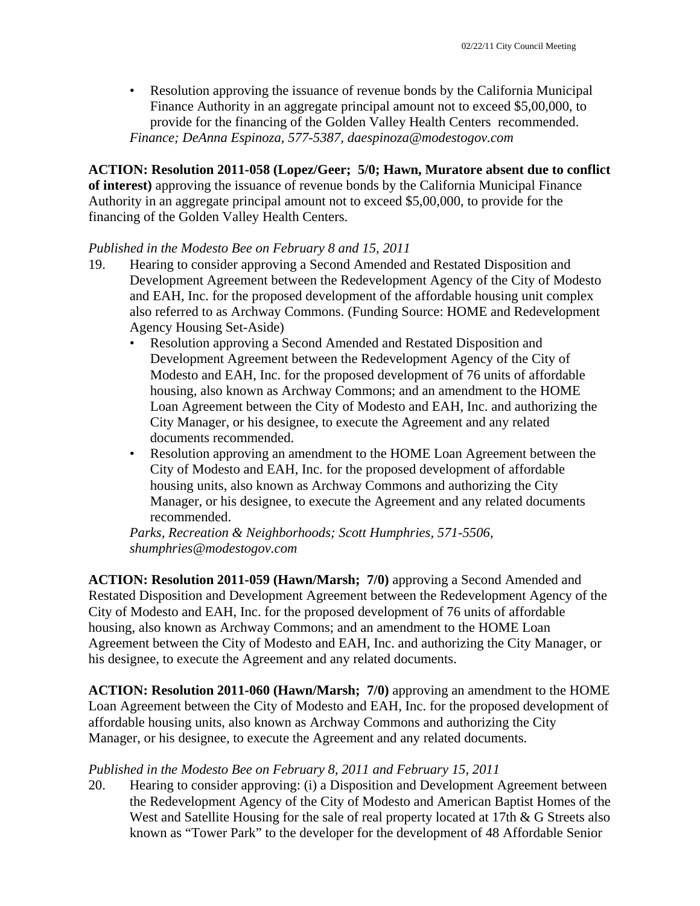- Resolution approving the issuance of revenue bonds by the California Municipal Finance Authority in an aggregate principal amount not to exceed $5,00,000, to provide for the financing of the Golden Valley Health Centers recommended.
*Finance; DeAnna Espinoza, 577-5387, daespinoza@modestogov.com*

**ACTION: Resolution 2011-058 (Lopez/Geer; 5/0; Hawn, Muratore absent due to conflict of interest)** approving the issuance of revenue bonds by the California Municipal Finance Authority in an aggregate principal amount not to exceed $5,00,000, to provide for the financing of the Golden Valley Health Centers.

*Published in the Modesto Bee on February 8 and 15, 2011*

19. Hearing to consider approving a Second Amended and Restated Disposition and Development Agreement between the Redevelopment Agency of the City of Modesto and EAH, Inc. for the proposed development of the affordable housing unit complex also referred to as Archway Commons. (Funding Source: HOME and Redevelopment Agency Housing Set-Aside)
    - Resolution approving a Second Amended and Restated Disposition and Development Agreement between the Redevelopment Agency of the City of Modesto and EAH, Inc. for the proposed development of 76 units of affordable housing, also known as Archway Commons; and an amendment to the HOME Loan Agreement between the City of Modesto and EAH, Inc. and authorizing the City Manager, or his designee, to execute the Agreement and any related documents recommended.
    - Resolution approving an amendment to the HOME Loan Agreement between the City of Modesto and EAH, Inc. for the proposed development of affordable housing units, also known as Archway Commons and authorizing the City Manager, or his designee, to execute the Agreement and any related documents recommended.

    *Parks, Recreation & Neighborhoods; Scott Humphries, 571-5506, shumphries@modestogov.com*

**ACTION: Resolution 2011-059 (Hawn/Marsh; 7/0)** approving a Second Amended and Restated Disposition and Development Agreement between the Redevelopment Agency of the City of Modesto and EAH, Inc. for the proposed development of 76 units of affordable housing, also known as Archway Commons; and an amendment to the HOME Loan Agreement between the City of Modesto and EAH, Inc. and authorizing the City Manager, or his designee, to execute the Agreement and any related documents.

**ACTION: Resolution 2011-060 (Hawn/Marsh; 7/0)** approving an amendment to the HOME Loan Agreement between the City of Modesto and EAH, Inc. for the proposed development of affordable housing units, also known as Archway Commons and authorizing the City Manager, or his designee, to execute the Agreement and any related documents.

*Published in the Modesto Bee on February 8, 2011 and February 15, 2011*

20. Hearing to consider approving: (i) a Disposition and Development Agreement between the Redevelopment Agency of the City of Modesto and American Baptist Homes of the West and Satellite Housing for the sale of real property located at 17th & G Streets also known as "Tower Park" to the developer for the development of 48 Affordable Senior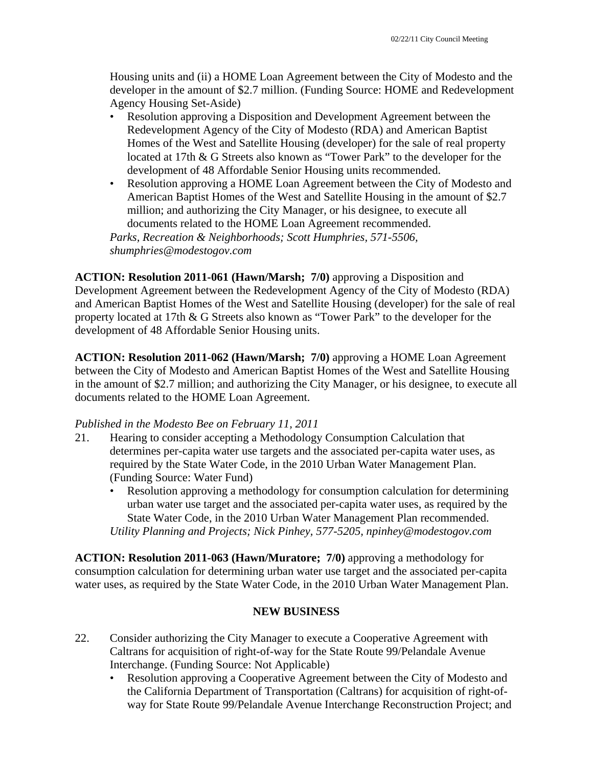Housing units and (ii) a HOME Loan Agreement between the City of Modesto and the developer in the amount of $2.7 million. (Funding Source: HOME and Redevelopment Agency Housing Set-Aside)

- Resolution approving a Disposition and Development Agreement between the Redevelopment Agency of the City of Modesto (RDA) and American Baptist Homes of the West and Satellite Housing (developer) for the sale of real property located at 17th & G Streets also known as "Tower Park" to the developer for the development of 48 Affordable Senior Housing units recommended.
- Resolution approving a HOME Loan Agreement between the City of Modesto and American Baptist Homes of the West and Satellite Housing in the amount of $2.7 million; and authorizing the City Manager, or his designee, to execute all documents related to the HOME Loan Agreement recommended.

*Parks, Recreation & Neighborhoods; Scott Humphries, 571-5506, shumphries@modestogov.com*

**ACTION: Resolution 2011-061 (Hawn/Marsh; 7/0)** approving a Disposition and Development Agreement between the Redevelopment Agency of the City of Modesto (RDA) and American Baptist Homes of the West and Satellite Housing (developer) for the sale of real property located at 17th & G Streets also known as "Tower Park" to the developer for the development of 48 Affordable Senior Housing units.

**ACTION: Resolution 2011-062 (Hawn/Marsh; 7/0)** approving a HOME Loan Agreement between the City of Modesto and American Baptist Homes of the West and Satellite Housing in the amount of $2.7 million; and authorizing the City Manager, or his designee, to execute all documents related to the HOME Loan Agreement.

*Published in the Modesto Bee on February 11, 2011*

21. Hearing to consider accepting a Methodology Consumption Calculation that determines per-capita water use targets and the associated per-capita water uses, as required by the State Water Code, in the 2010 Urban Water Management Plan. (Funding Source: Water Fund)
    - Resolution approving a methodology for consumption calculation for determining urban water use target and the associated per-capita water uses, as required by the State Water Code, in the 2010 Urban Water Management Plan recommended.

    *Utility Planning and Projects; Nick Pinhey, 577-5205, npinhey@modestogov.com*

**ACTION: Resolution 2011-063 (Hawn/Muratore; 7/0)** approving a methodology for consumption calculation for determining urban water use target and the associated per-capita water uses, as required by the State Water Code, in the 2010 Urban Water Management Plan.

## NEW BUSINESS

22. Consider authorizing the City Manager to execute a Cooperative Agreement with Caltrans for acquisition of right-of-way for the State Route 99/Pelandale Avenue Interchange. (Funding Source: Not Applicable)
    - Resolution approving a Cooperative Agreement between the City of Modesto and the California Department of Transportation (Caltrans) for acquisition of right-of-way for State Route 99/Pelandale Avenue Interchange Reconstruction Project; and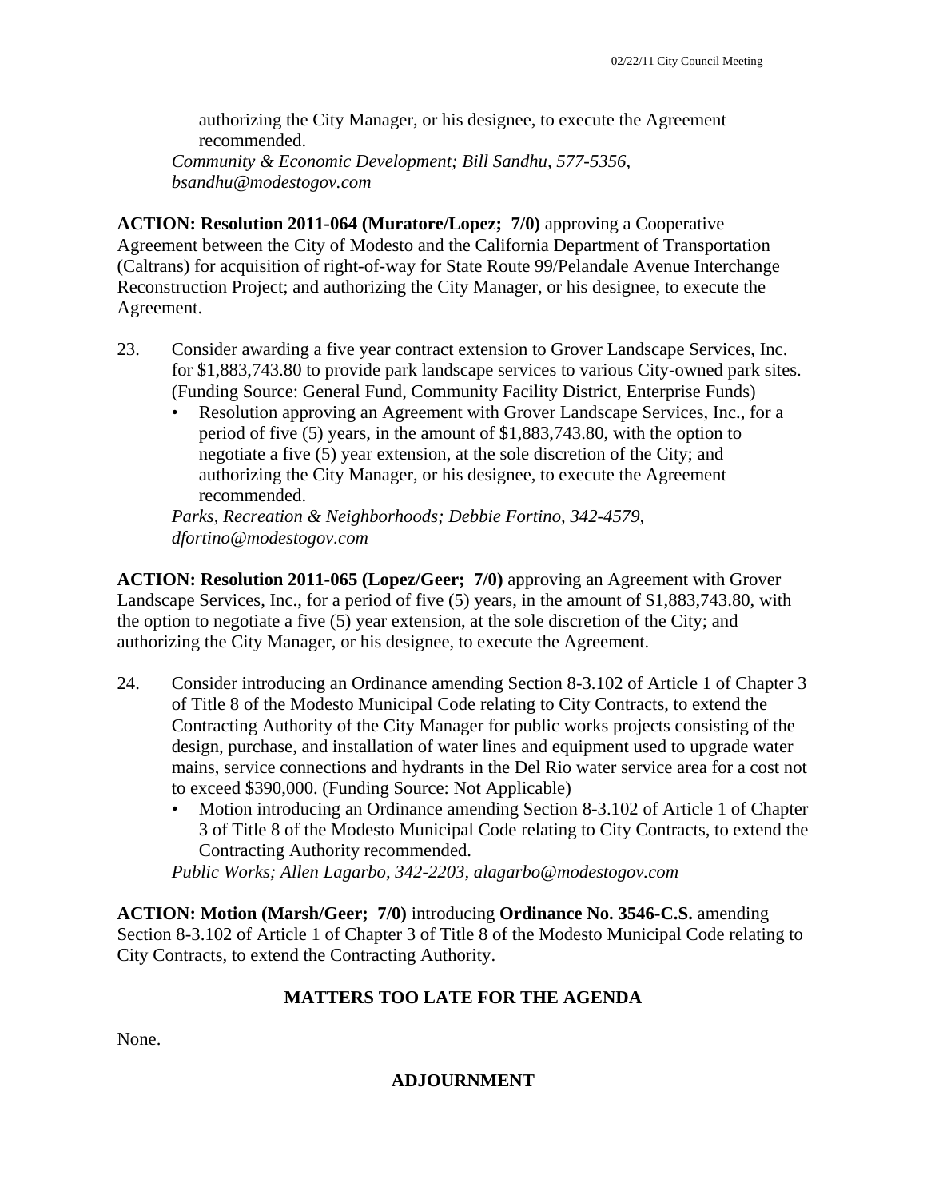authorizing the City Manager, or his designee, to execute the Agreement recommended.

*Community & Economic Development; Bill Sandhu, 577-5356, bsandhu@modestogov.com*

**ACTION: Resolution 2011-064 (Muratore/Lopez; 7/0)** approving a Cooperative Agreement between the City of Modesto and the California Department of Transportation (Caltrans) for acquisition of right-of-way for State Route 99/Pelandale Avenue Interchange Reconstruction Project; and authorizing the City Manager, or his designee, to execute the Agreement.

23. Consider awarding a five year contract extension to Grover Landscape Services, Inc. for $1,883,743.80 to provide park landscape services to various City-owned park sites. (Funding Source: General Fund, Community Facility District, Enterprise Funds)
    - Resolution approving an Agreement with Grover Landscape Services, Inc., for a period of five (5) years, in the amount of $1,883,743.80, with the option to negotiate a five (5) year extension, at the sole discretion of the City; and authorizing the City Manager, or his designee, to execute the Agreement recommended.

    *Parks, Recreation & Neighborhoods; Debbie Fortino, 342-4579, dfortino@modestogov.com*

**ACTION: Resolution 2011-065 (Lopez/Geer; 7/0)** approving an Agreement with Grover Landscape Services, Inc., for a period of five (5) years, in the amount of $1,883,743.80, with the option to negotiate a five (5) year extension, at the sole discretion of the City; and authorizing the City Manager, or his designee, to execute the Agreement.

24. Consider introducing an Ordinance amending Section 8-3.102 of Article 1 of Chapter 3 of Title 8 of the Modesto Municipal Code relating to City Contracts, to extend the Contracting Authority of the City Manager for public works projects consisting of the design, purchase, and installation of water lines and equipment used to upgrade water mains, service connections and hydrants in the Del Rio water service area for a cost not to exceed $390,000. (Funding Source: Not Applicable)
    - Motion introducing an Ordinance amending Section 8-3.102 of Article 1 of Chapter 3 of Title 8 of the Modesto Municipal Code relating to City Contracts, to extend the Contracting Authority recommended.

    *Public Works; Allen Lagarbo, 342-2203, alagarbo@modestogov.com*

**ACTION: Motion (Marsh/Geer; 7/0)** introducing **Ordinance No. 3546-C.S.** amending Section 8-3.102 of Article 1 of Chapter 3 of Title 8 of the Modesto Municipal Code relating to City Contracts, to extend the Contracting Authority.

## MATTERS TOO LATE FOR THE AGENDA

None.

## ADJOURNMENT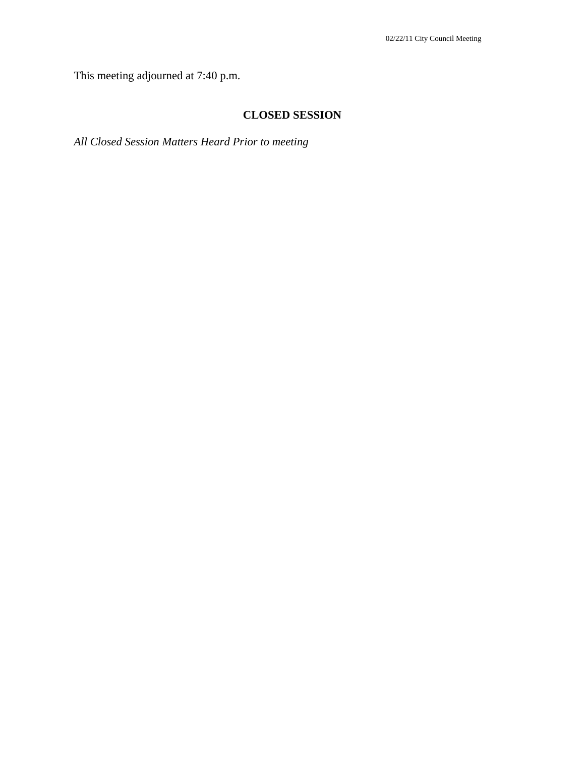This meeting adjourned at 7:40 p.m.

## CLOSED SESSION

*All Closed Session Matters Heard Prior to meeting*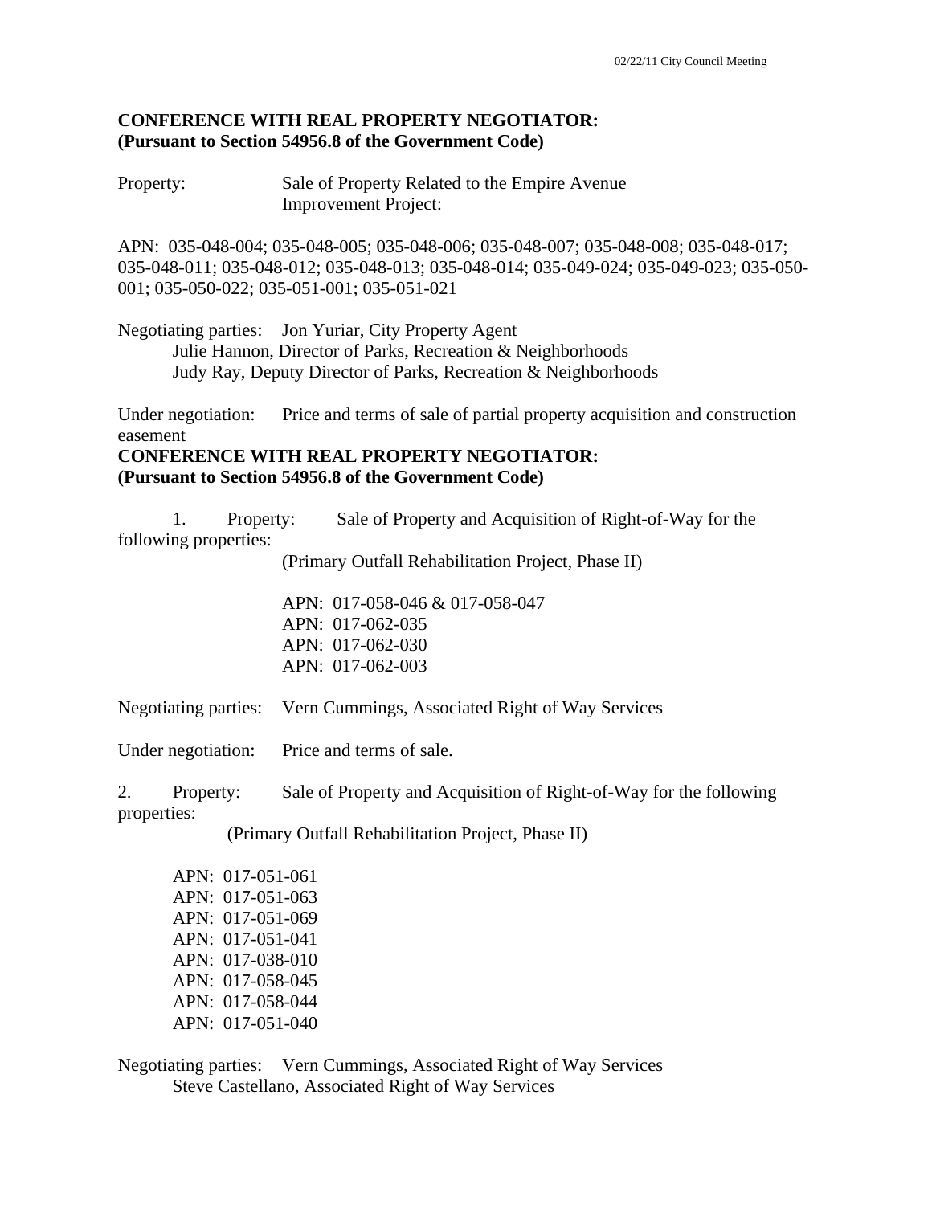**CONFERENCE WITH REAL PROPERTY NEGOTIATOR:**
**(Pursuant to Section 54956.8 of the Government Code)**

Property: Sale of Property Related to the Empire Avenue Improvement Project:

APN: 035-048-004; 035-048-005; 035-048-006; 035-048-007; 035-048-008; 035-048-017; 035-048-011; 035-048-012; 035-048-013; 035-048-014; 035-049-024; 035-049-023; 035-050-001; 035-050-022; 035-051-001; 035-051-021

Negotiating parties: Jon Yuriar, City Property Agent
Julie Hannon, Director of Parks, Recreation & Neighborhoods
Judy Ray, Deputy Director of Parks, Recreation & Neighborhoods

Under negotiation: Price and terms of sale of partial property acquisition and construction easement

**CONFERENCE WITH REAL PROPERTY NEGOTIATOR:**
**(Pursuant to Section 54956.8 of the Government Code)**

1. Property: Sale of Property and Acquisition of Right-of-Way for the following properties:

(Primary Outfall Rehabilitation Project, Phase II)

APN: 017-058-046 & 017-058-047
APN: 017-062-035
APN: 017-062-030
APN: 017-062-003

Negotiating parties: Vern Cummings, Associated Right of Way Services

Under negotiation: Price and terms of sale.

2. Property: Sale of Property and Acquisition of Right-of-Way for the following properties:

(Primary Outfall Rehabilitation Project, Phase II)

APN: 017-051-061
APN: 017-051-063
APN: 017-051-069
APN: 017-051-041
APN: 017-038-010
APN: 017-058-045
APN: 017-058-044
APN: 017-051-040

Negotiating parties: Vern Cummings, Associated Right of Way Services
Steve Castellano, Associated Right of Way Services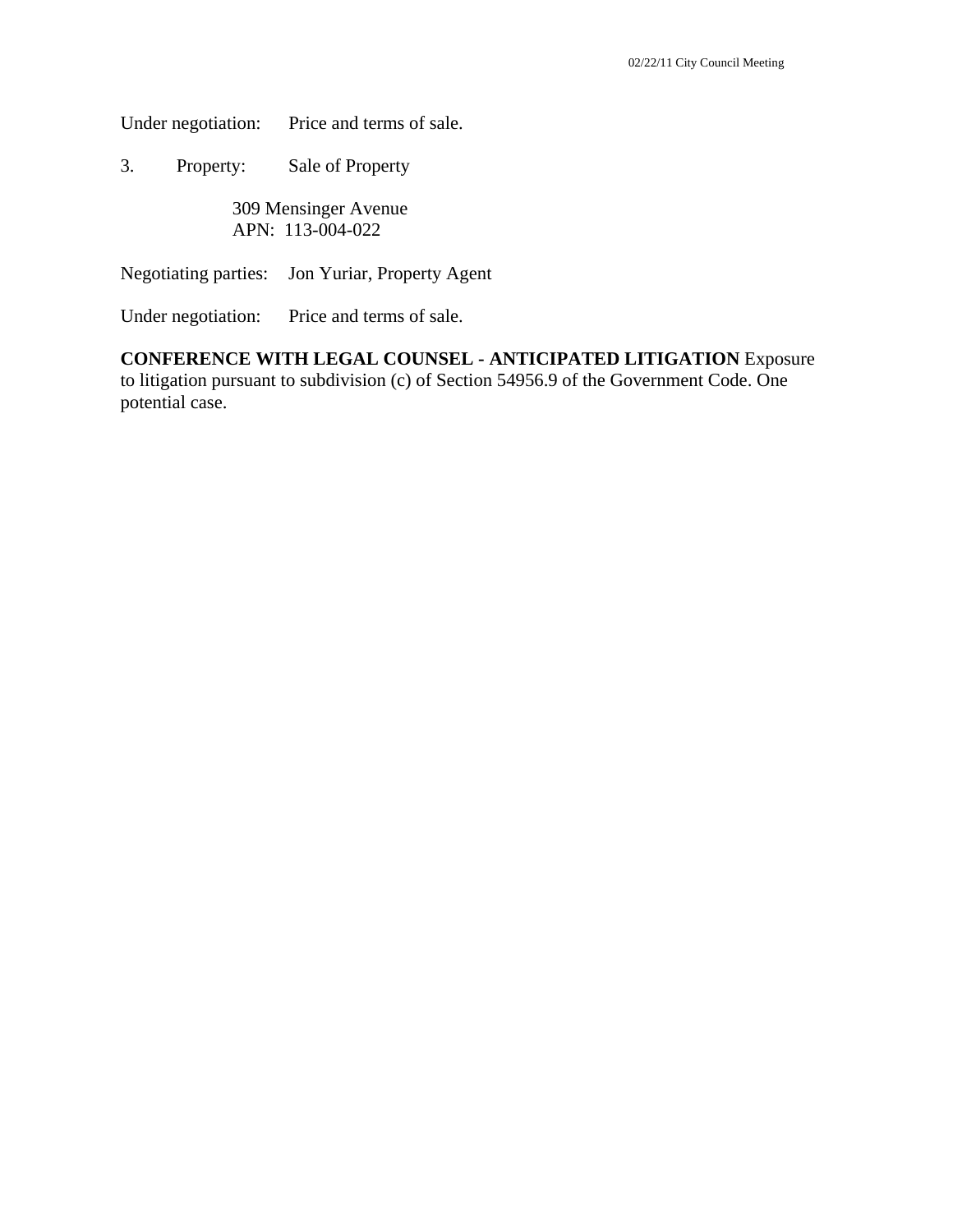Under negotiation: Price and terms of sale.

3. Property: Sale of Property

309 Mensinger Avenue
APN: 113-004-022

Negotiating parties: Jon Yuriar, Property Agent

Under negotiation: Price and terms of sale.

**CONFERENCE WITH LEGAL COUNSEL - ANTICIPATED LITIGATION** Exposure to litigation pursuant to subdivision (c) of Section 54956.9 of the Government Code. One potential case.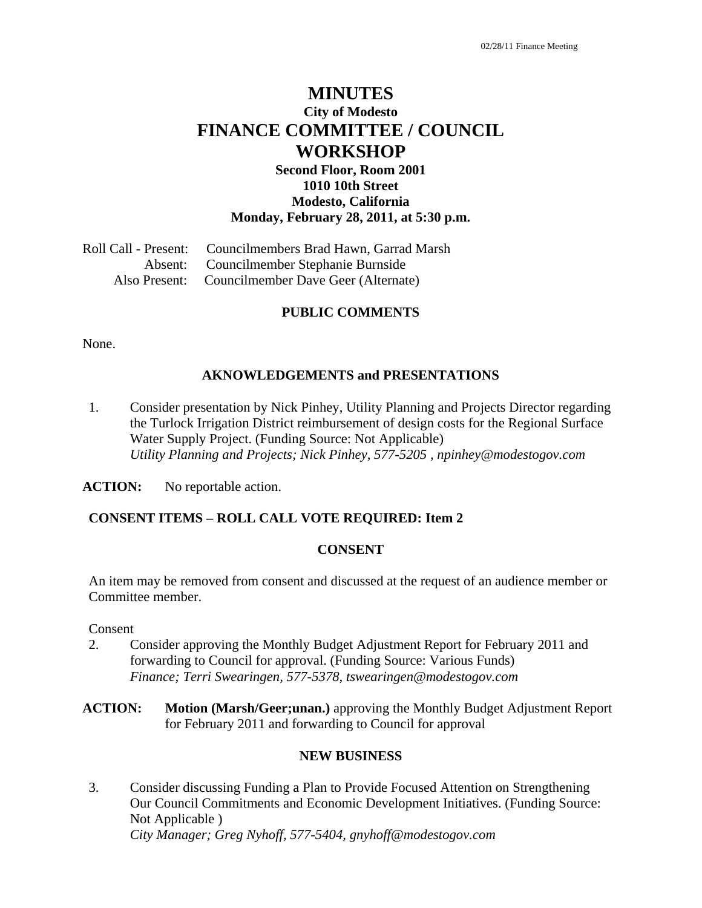# MINUTES

## City of Modesto

# FINANCE COMMITTEE / COUNCIL WORKSHOP

### Second Floor, Room 2001
### 1010 10th Street
### Modesto, California
### Monday, February 28, 2011, at 5:30 p.m.

Roll Call - Present: Councilmembers Brad Hawn, Garrad Marsh
Absent: Councilmember Stephanie Burnside
Also Present: Councilmember Dave Geer (Alternate)

**PUBLIC COMMENTS**

None.

**AKNOWLEDGEMENTS and PRESENTATIONS**

1. Consider presentation by Nick Pinhey, Utility Planning and Projects Director regarding the Turlock Irrigation District reimbursement of design costs for the Regional Surface Water Supply Project. (Funding Source: Not Applicable)
*Utility Planning and Projects; Nick Pinhey, 577-5205 , npinhey@modestogov.com*

**ACTION:** No reportable action.

**CONSENT ITEMS – ROLL CALL VOTE REQUIRED: Item 2**

**CONSENT**

An item may be removed from consent and discussed at the request of an audience member or Committee member.

Consent

2. Consider approving the Monthly Budget Adjustment Report for February 2011 and forwarding to Council for approval. (Funding Source: Various Funds)
*Finance; Terri Swearingen, 577-5378, tswearingen@modestogov.com*

**ACTION:** **Motion (Marsh/Geer;unan.)** approving the Monthly Budget Adjustment Report for February 2011 and forwarding to Council for approval

**NEW BUSINESS**

3. Consider discussing Funding a Plan to Provide Focused Attention on Strengthening Our Council Commitments and Economic Development Initiatives. (Funding Source: Not Applicable )
*City Manager; Greg Nyhoff, 577-5404, gnyhoff@modestogov.com*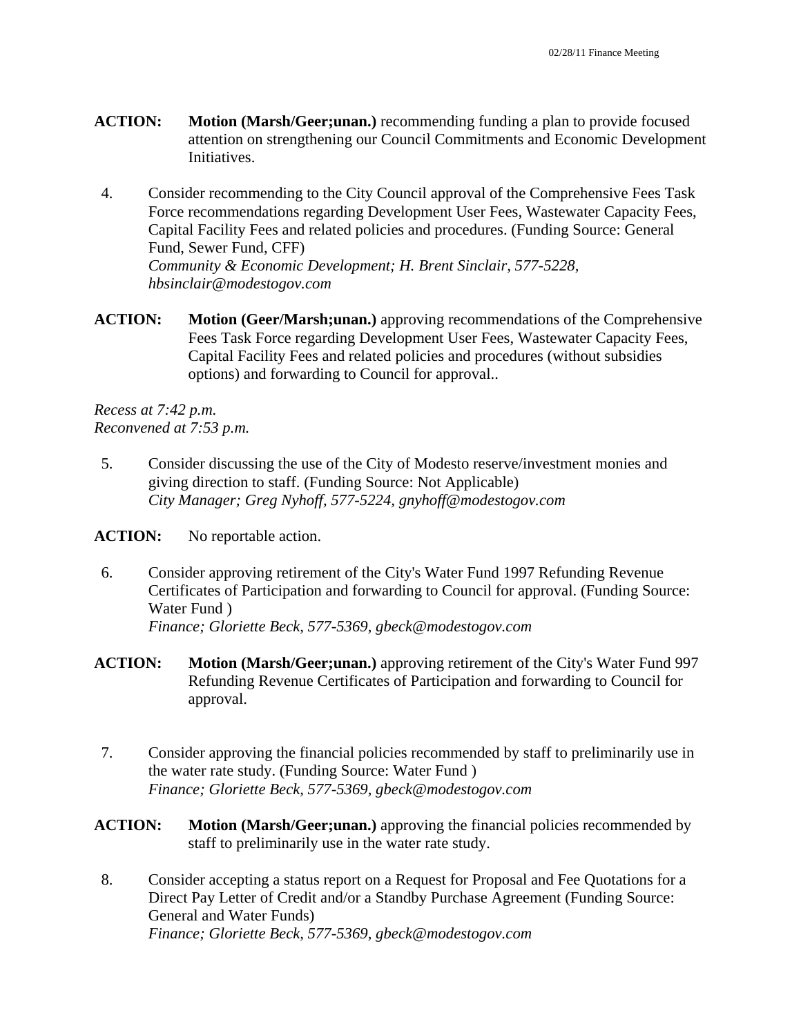**ACTION:** **Motion (Marsh/Geer;unan.)** recommending funding a plan to provide focused attention on strengthening our Council Commitments and Economic Development Initiatives.

4. Consider recommending to the City Council approval of the Comprehensive Fees Task Force recommendations regarding Development User Fees, Wastewater Capacity Fees, Capital Facility Fees and related policies and procedures. (Funding Source: General Fund, Sewer Fund, CFF)
   *Community & Economic Development; H. Brent Sinclair, 577-5228, hbsinclair@modestogov.com*

**ACTION:** **Motion (Geer/Marsh;unan.)** approving recommendations of the Comprehensive Fees Task Force regarding Development User Fees, Wastewater Capacity Fees, Capital Facility Fees and related policies and procedures (without subsidies options) and forwarding to Council for approval..

*Recess at 7:42 p.m.*
*Reconvened at 7:53 p.m.*

5. Consider discussing the use of the City of Modesto reserve/investment monies and giving direction to staff. (Funding Source: Not Applicable)
   *City Manager; Greg Nyhoff, 577-5224, gnyhoff@modestogov.com*

**ACTION:** No reportable action.

6. Consider approving retirement of the City's Water Fund 1997 Refunding Revenue Certificates of Participation and forwarding to Council for approval. (Funding Source: Water Fund )
   *Finance; Gloriette Beck, 577-5369, gbeck@modestogov.com*

**ACTION:** **Motion (Marsh/Geer;unan.)** approving retirement of the City's Water Fund 997 Refunding Revenue Certificates of Participation and forwarding to Council for approval.

7. Consider approving the financial policies recommended by staff to preliminarily use in the water rate study. (Funding Source: Water Fund )
   *Finance; Gloriette Beck, 577-5369, gbeck@modestogov.com*

**ACTION:** **Motion (Marsh/Geer;unan.)** approving the financial policies recommended by staff to preliminarily use in the water rate study.

8. Consider accepting a status report on a Request for Proposal and Fee Quotations for a Direct Pay Letter of Credit and/or a Standby Purchase Agreement (Funding Source: General and Water Funds)
   *Finance; Gloriette Beck, 577-5369, gbeck@modestogov.com*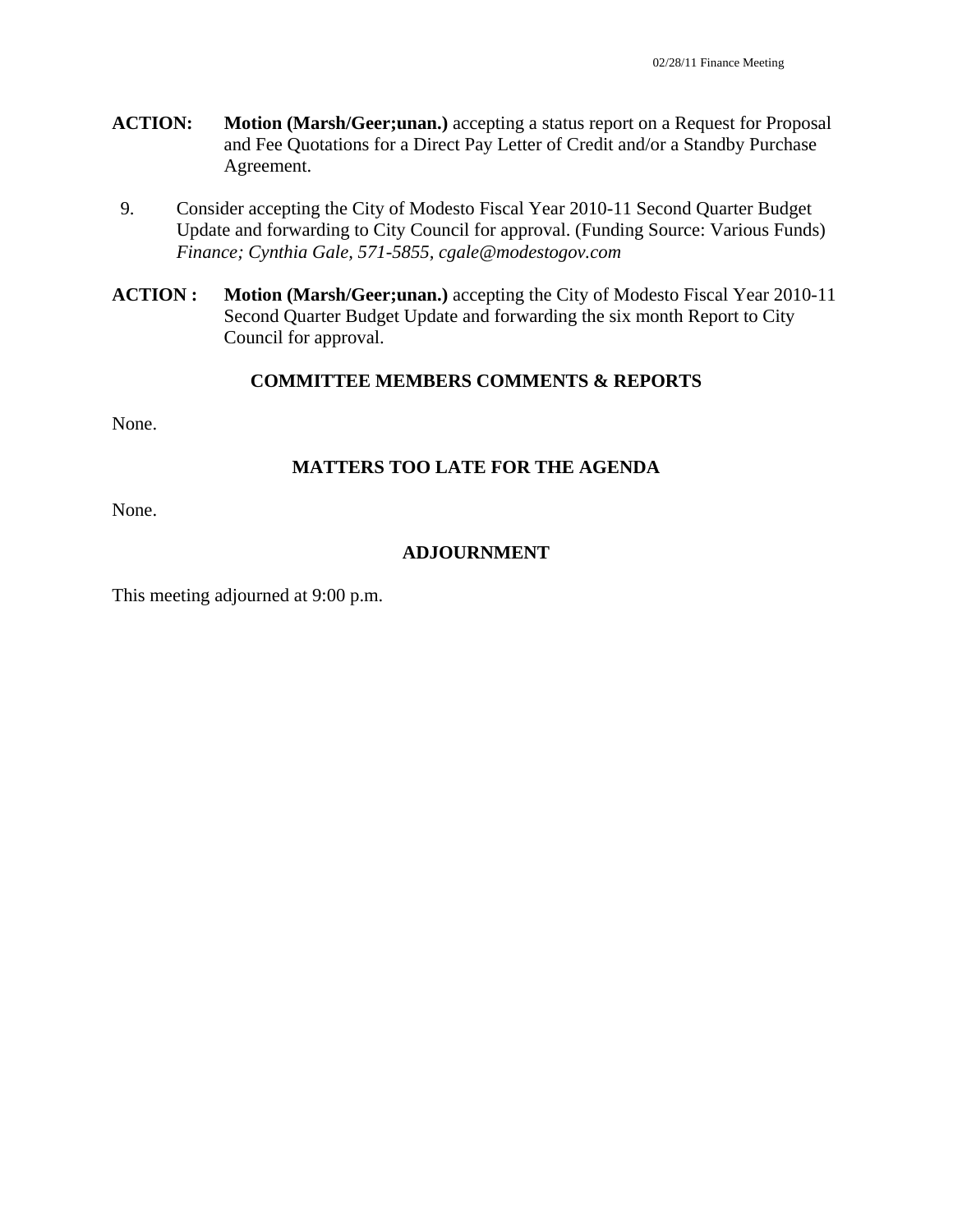**ACTION:** **Motion (Marsh/Geer;unan.)** accepting a status report on a Request for Proposal and Fee Quotations for a Direct Pay Letter of Credit and/or a Standby Purchase Agreement.

9. Consider accepting the City of Modesto Fiscal Year 2010-11 Second Quarter Budget Update and forwarding to City Council for approval. (Funding Source: Various Funds) *Finance; Cynthia Gale, 571-5855, cgale@modestogov.com*

**ACTION :** **Motion (Marsh/Geer;unan.)** accepting the City of Modesto Fiscal Year 2010-11 Second Quarter Budget Update and forwarding the six month Report to City Council for approval.

## COMMITTEE MEMBERS COMMENTS & REPORTS

None.

## MATTERS TOO LATE FOR THE AGENDA

None.

## ADJOURNMENT

This meeting adjourned at 9:00 p.m.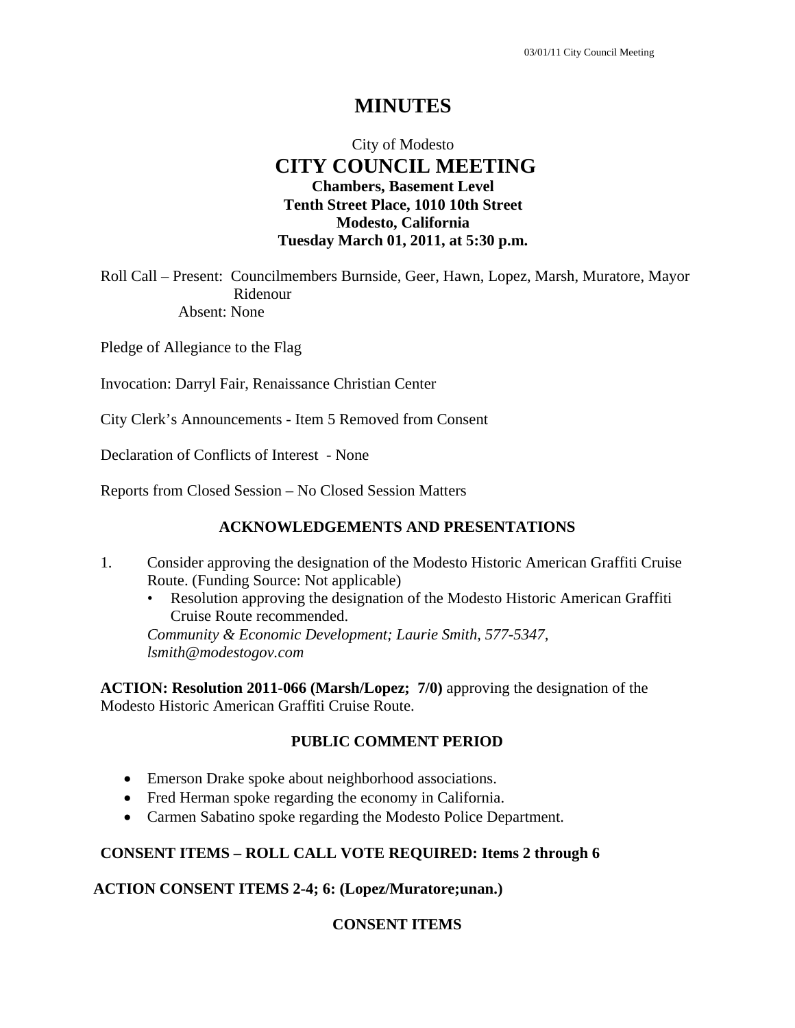# MINUTES

City of Modesto
## CITY COUNCIL MEETING
**Chambers, Basement Level**
**Tenth Street Place, 1010 10th Street**
**Modesto, California**
**Tuesday March 01, 2011, at 5:30 p.m.**

Roll Call – Present: Councilmembers Burnside, Geer, Hawn, Lopez, Marsh, Muratore, Mayor Ridenour
Absent: None

Pledge of Allegiance to the Flag

Invocation: Darryl Fair, Renaissance Christian Center

City Clerk's Announcements - Item 5 Removed from Consent

Declaration of Conflicts of Interest - None

Reports from Closed Session – No Closed Session Matters

### ACKNOWLEDGEMENTS AND PRESENTATIONS

1. Consider approving the designation of the Modesto Historic American Graffiti Cruise Route. (Funding Source: Not applicable)
   - Resolution approving the designation of the Modesto Historic American Graffiti Cruise Route recommended.

   *Community & Economic Development; Laurie Smith, 577-5347, lsmith@modestogov.com*

**ACTION: Resolution 2011-066 (Marsh/Lopez; 7/0)** approving the designation of the Modesto Historic American Graffiti Cruise Route.

### PUBLIC COMMENT PERIOD

- Emerson Drake spoke about neighborhood associations.
- Fred Herman spoke regarding the economy in California.
- Carmen Sabatino spoke regarding the Modesto Police Department.

**CONSENT ITEMS – ROLL CALL VOTE REQUIRED: Items 2 through 6**

**ACTION CONSENT ITEMS 2-4; 6: (Lopez/Muratore;unan.)**

### CONSENT ITEMS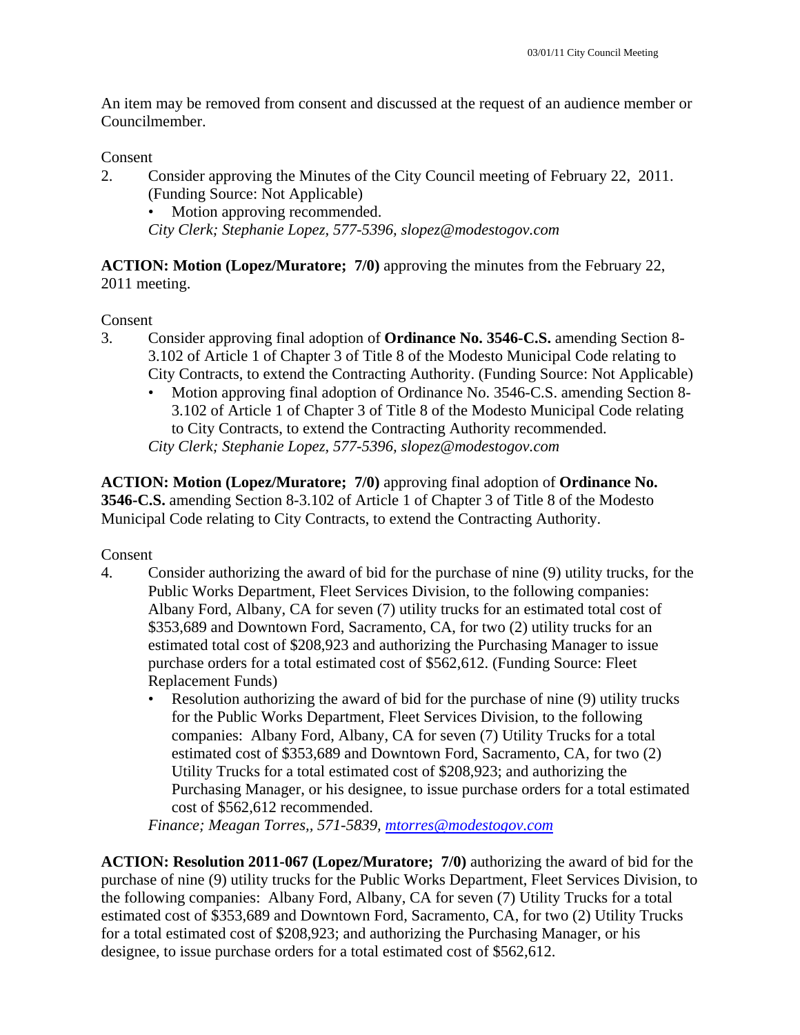An item may be removed from consent and discussed at the request of an audience member or Councilmember.

Consent

2. Consider approving the Minutes of the City Council meeting of February 22, 2011. (Funding Source: Not Applicable)
   - Motion approving recommended.

   *City Clerk; Stephanie Lopez, 577-5396, slopez@modestogov.com*

**ACTION: Motion (Lopez/Muratore; 7/0)** approving the minutes from the February 22, 2011 meeting.

Consent

3. Consider approving final adoption of **Ordinance No. 3546-C.S.** amending Section 8-3.102 of Article 1 of Chapter 3 of Title 8 of the Modesto Municipal Code relating to City Contracts, to extend the Contracting Authority. (Funding Source: Not Applicable)
   - Motion approving final adoption of Ordinance No. 3546-C.S. amending Section 8-3.102 of Article 1 of Chapter 3 of Title 8 of the Modesto Municipal Code relating to City Contracts, to extend the Contracting Authority recommended.

   *City Clerk; Stephanie Lopez, 577-5396, slopez@modestogov.com*

**ACTION: Motion (Lopez/Muratore; 7/0)** approving final adoption of **Ordinance No. 3546-C.S.** amending Section 8-3.102 of Article 1 of Chapter 3 of Title 8 of the Modesto Municipal Code relating to City Contracts, to extend the Contracting Authority.

Consent

4. Consider authorizing the award of bid for the purchase of nine (9) utility trucks, for the Public Works Department, Fleet Services Division, to the following companies: Albany Ford, Albany, CA for seven (7) utility trucks for an estimated total cost of $353,689 and Downtown Ford, Sacramento, CA, for two (2) utility trucks for an estimated total cost of $208,923 and authorizing the Purchasing Manager to issue purchase orders for a total estimated cost of $562,612. (Funding Source: Fleet Replacement Funds)
   - Resolution authorizing the award of bid for the purchase of nine (9) utility trucks for the Public Works Department, Fleet Services Division, to the following companies: Albany Ford, Albany, CA for seven (7) Utility Trucks for a total estimated cost of $353,689 and Downtown Ford, Sacramento, CA, for two (2) Utility Trucks for a total estimated cost of $208,923; and authorizing the Purchasing Manager, or his designee, to issue purchase orders for a total estimated cost of $562,612 recommended.

   *Finance; Meagan Torres,, 571-5839, mtorres@modestogov.com*

**ACTION: Resolution 2011-067 (Lopez/Muratore; 7/0)** authorizing the award of bid for the purchase of nine (9) utility trucks for the Public Works Department, Fleet Services Division, to the following companies: Albany Ford, Albany, CA for seven (7) Utility Trucks for a total estimated cost of $353,689 and Downtown Ford, Sacramento, CA, for two (2) Utility Trucks for a total estimated cost of $208,923; and authorizing the Purchasing Manager, or his designee, to issue purchase orders for a total estimated cost of $562,612.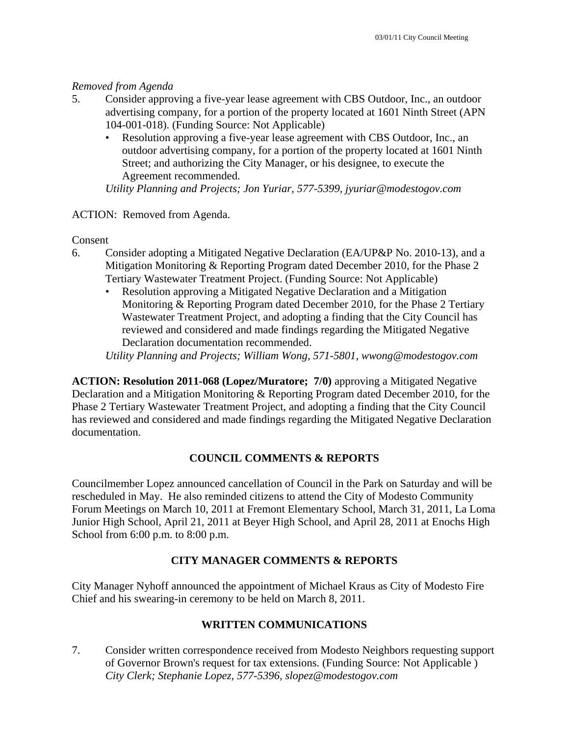*Removed from Agenda*

5. Consider approving a five-year lease agreement with CBS Outdoor, Inc., an outdoor advertising company, for a portion of the property located at 1601 Ninth Street (APN 104-001-018). (Funding Source: Not Applicable)
   - Resolution approving a five-year lease agreement with CBS Outdoor, Inc., an outdoor advertising company, for a portion of the property located at 1601 Ninth Street; and authorizing the City Manager, or his designee, to execute the Agreement recommended.

   *Utility Planning and Projects; Jon Yuriar, 577-5399, jyuriar@modestogov.com*

ACTION: Removed from Agenda.

Consent

6. Consider adopting a Mitigated Negative Declaration (EA/UP&P No. 2010-13), and a Mitigation Monitoring & Reporting Program dated December 2010, for the Phase 2 Tertiary Wastewater Treatment Project. (Funding Source: Not Applicable)
   - Resolution approving a Mitigated Negative Declaration and a Mitigation Monitoring & Reporting Program dated December 2010, for the Phase 2 Tertiary Wastewater Treatment Project, and adopting a finding that the City Council has reviewed and considered and made findings regarding the Mitigated Negative Declaration documentation recommended.

   *Utility Planning and Projects; William Wong, 571-5801, wwong@modestogov.com*

**ACTION: Resolution 2011-068 (Lopez/Muratore; 7/0)** approving a Mitigated Negative Declaration and a Mitigation Monitoring & Reporting Program dated December 2010, for the Phase 2 Tertiary Wastewater Treatment Project, and adopting a finding that the City Council has reviewed and considered and made findings regarding the Mitigated Negative Declaration documentation.

## COUNCIL COMMENTS & REPORTS

Councilmember Lopez announced cancellation of Council in the Park on Saturday and will be rescheduled in May. He also reminded citizens to attend the City of Modesto Community Forum Meetings on March 10, 2011 at Fremont Elementary School, March 31, 2011, La Loma Junior High School, April 21, 2011 at Beyer High School, and April 28, 2011 at Enochs High School from 6:00 p.m. to 8:00 p.m.

## CITY MANAGER COMMENTS & REPORTS

City Manager Nyhoff announced the appointment of Michael Kraus as City of Modesto Fire Chief and his swearing-in ceremony to be held on March 8, 2011.

## WRITTEN COMMUNICATIONS

7. Consider written correspondence received from Modesto Neighbors requesting support of Governor Brown's request for tax extensions. (Funding Source: Not Applicable )

   *City Clerk; Stephanie Lopez, 577-5396, slopez@modestogov.com*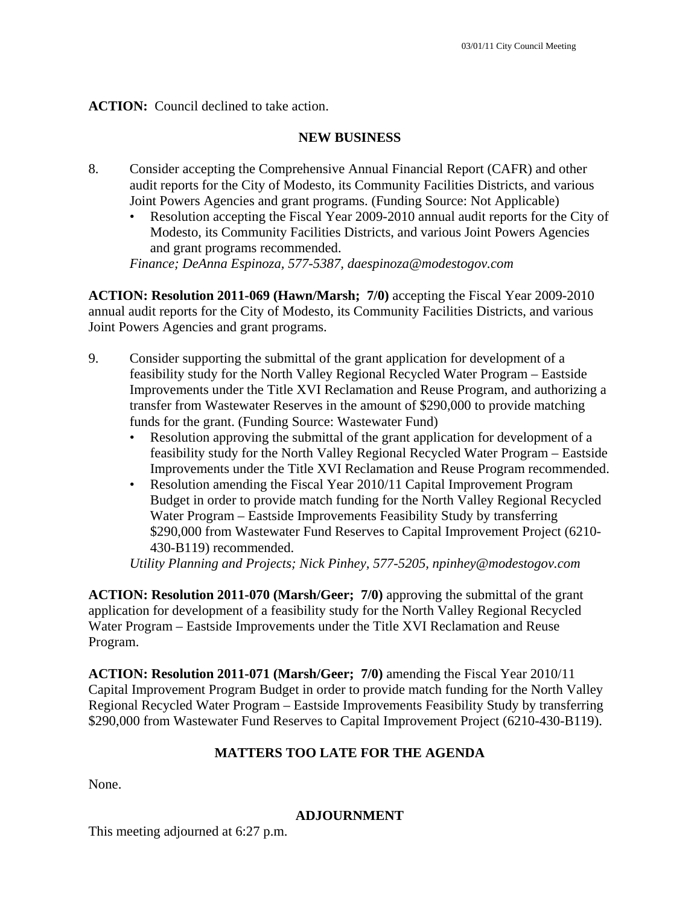**ACTION:** Council declined to take action.

## NEW BUSINESS

8. Consider accepting the Comprehensive Annual Financial Report (CAFR) and other audit reports for the City of Modesto, its Community Facilities Districts, and various Joint Powers Agencies and grant programs. (Funding Source: Not Applicable)
   - Resolution accepting the Fiscal Year 2009-2010 annual audit reports for the City of Modesto, its Community Facilities Districts, and various Joint Powers Agencies and grant programs recommended.

   *Finance; DeAnna Espinoza, 577-5387, daespinoza@modestogov.com*

**ACTION: Resolution 2011-069 (Hawn/Marsh; 7/0)** accepting the Fiscal Year 2009-2010 annual audit reports for the City of Modesto, its Community Facilities Districts, and various Joint Powers Agencies and grant programs.

9. Consider supporting the submittal of the grant application for development of a feasibility study for the North Valley Regional Recycled Water Program – Eastside Improvements under the Title XVI Reclamation and Reuse Program, and authorizing a transfer from Wastewater Reserves in the amount of $290,000 to provide matching funds for the grant. (Funding Source: Wastewater Fund)
   - Resolution approving the submittal of the grant application for development of a feasibility study for the North Valley Regional Recycled Water Program – Eastside Improvements under the Title XVI Reclamation and Reuse Program recommended.
   - Resolution amending the Fiscal Year 2010/11 Capital Improvement Program Budget in order to provide match funding for the North Valley Regional Recycled Water Program – Eastside Improvements Feasibility Study by transferring $290,000 from Wastewater Fund Reserves to Capital Improvement Project (6210-430-B119) recommended.

   *Utility Planning and Projects; Nick Pinhey, 577-5205, npinhey@modestogov.com*

**ACTION: Resolution 2011-070 (Marsh/Geer; 7/0)** approving the submittal of the grant application for development of a feasibility study for the North Valley Regional Recycled Water Program – Eastside Improvements under the Title XVI Reclamation and Reuse Program.

**ACTION: Resolution 2011-071 (Marsh/Geer; 7/0)** amending the Fiscal Year 2010/11 Capital Improvement Program Budget in order to provide match funding for the North Valley Regional Recycled Water Program – Eastside Improvements Feasibility Study by transferring $290,000 from Wastewater Fund Reserves to Capital Improvement Project (6210-430-B119).

## MATTERS TOO LATE FOR THE AGENDA

None.

## ADJOURNMENT

This meeting adjourned at 6:27 p.m.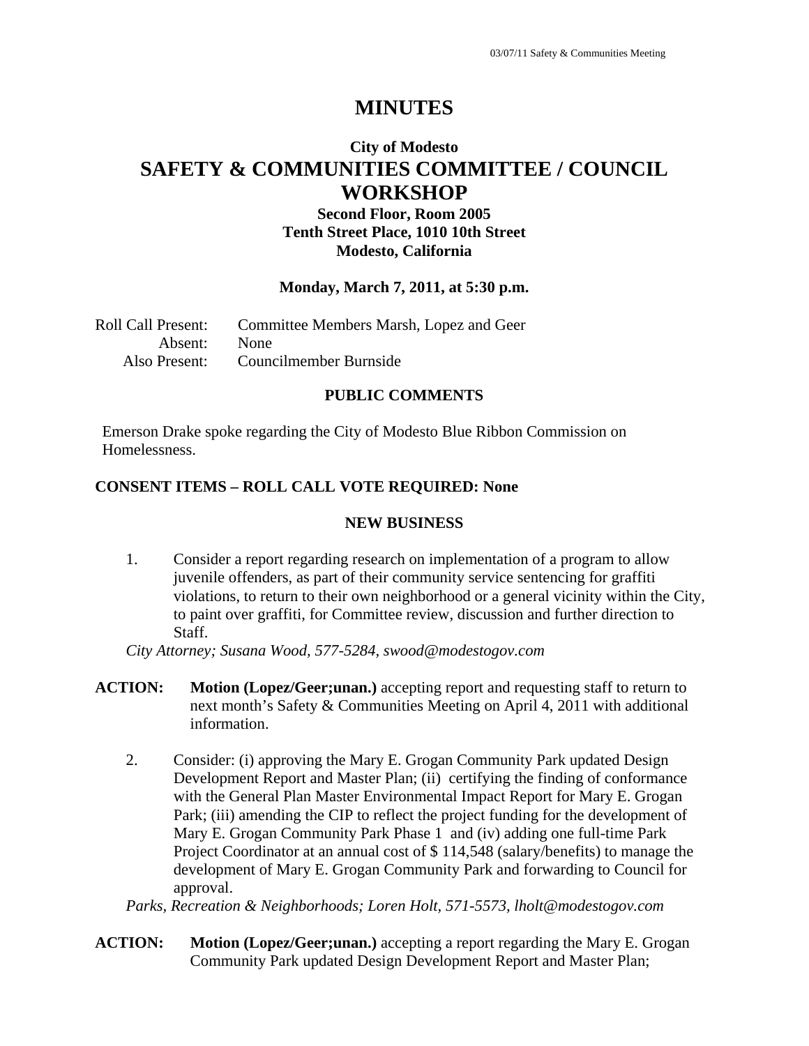# MINUTES

## City of Modesto

# SAFETY & COMMUNITIES COMMITTEE / COUNCIL WORKSHOP

### Second Floor, Room 2005
### Tenth Street Place, 1010 10th Street
### Modesto, California

**Monday, March 7, 2011, at 5:30 p.m.**

| | |
|---|---|
| Roll Call Present: | Committee Members Marsh, Lopez and Geer |
| Absent: | None |
| Also Present: | Councilmember Burnside |

### PUBLIC COMMENTS

Emerson Drake spoke regarding the City of Modesto Blue Ribbon Commission on Homelessness.

**CONSENT ITEMS – ROLL CALL VOTE REQUIRED: None**

### NEW BUSINESS

1. Consider a report regarding research on implementation of a program to allow juvenile offenders, as part of their community service sentencing for graffiti violations, to return to their own neighborhood or a general vicinity within the City, to paint over graffiti, for Committee review, discussion and further direction to Staff.

*City Attorney; Susana Wood, 577-5284, swood@modestogov.com*

**ACTION:** **Motion (Lopez/Geer;unan.)** accepting report and requesting staff to return to next month's Safety & Communities Meeting on April 4, 2011 with additional information.

2. Consider: (i) approving the Mary E. Grogan Community Park updated Design Development Report and Master Plan; (ii) certifying the finding of conformance with the General Plan Master Environmental Impact Report for Mary E. Grogan Park; (iii) amending the CIP to reflect the project funding for the development of Mary E. Grogan Community Park Phase 1 and (iv) adding one full-time Park Project Coordinator at an annual cost of $ 114,548 (salary/benefits) to manage the development of Mary E. Grogan Community Park and forwarding to Council for approval.

*Parks, Recreation & Neighborhoods; Loren Holt, 571-5573, lholt@modestogov.com*

**ACTION:** **Motion (Lopez/Geer;unan.)** accepting a report regarding the Mary E. Grogan Community Park updated Design Development Report and Master Plan;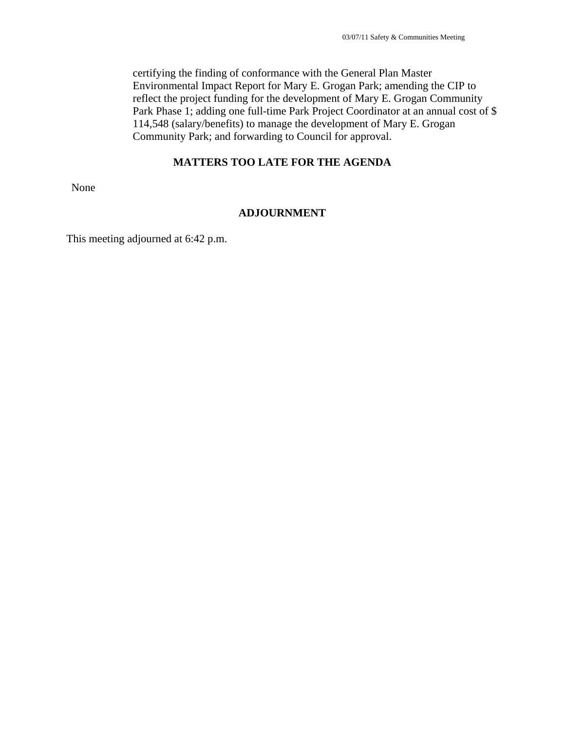certifying the finding of conformance with the General Plan Master Environmental Impact Report for Mary E. Grogan Park; amending the CIP to reflect the project funding for the development of Mary E. Grogan Community Park Phase 1; adding one full-time Park Project Coordinator at an annual cost of $ 114,548 (salary/benefits) to manage the development of Mary E. Grogan Community Park; and forwarding to Council for approval.

## MATTERS TOO LATE FOR THE AGENDA

None

## ADJOURNMENT

This meeting adjourned at 6:42 p.m.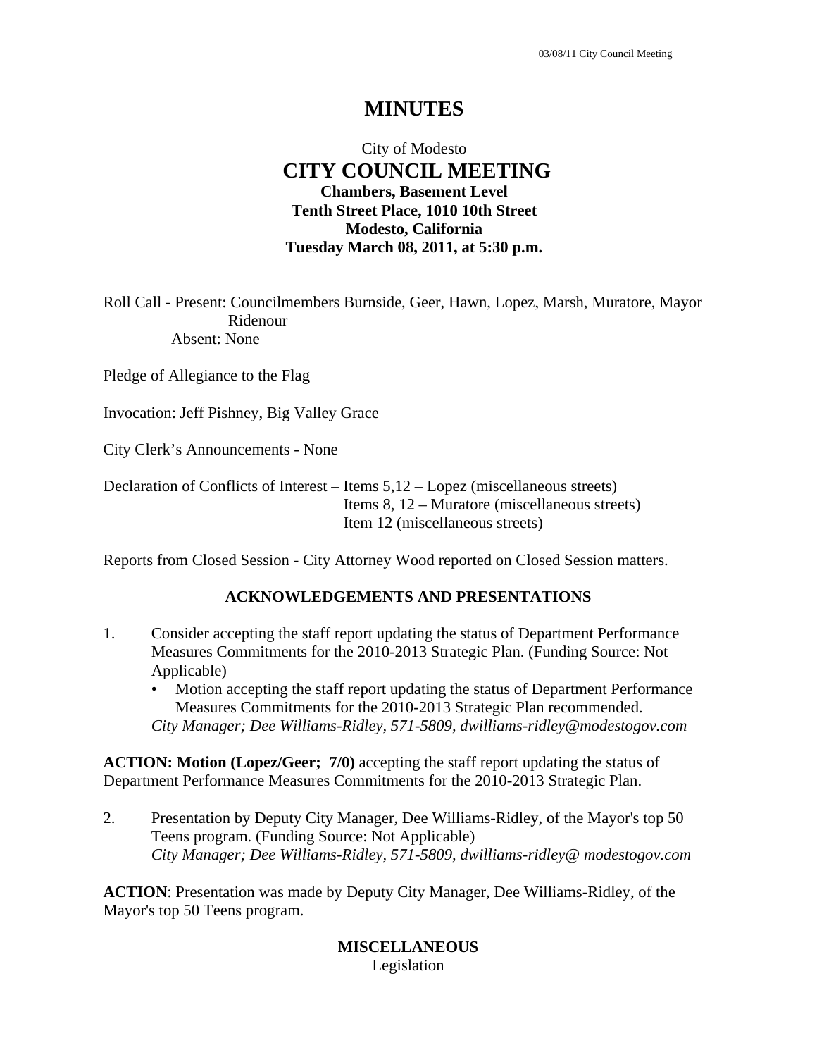# MINUTES

City of Modesto
## CITY COUNCIL MEETING
**Chambers, Basement Level**
**Tenth Street Place, 1010 10th Street**
**Modesto, California**
**Tuesday March 08, 2011, at 5:30 p.m.**

Roll Call - Present: Councilmembers Burnside, Geer, Hawn, Lopez, Marsh, Muratore, Mayor Ridenour
Absent: None

Pledge of Allegiance to the Flag

Invocation: Jeff Pishney, Big Valley Grace

City Clerk's Announcements - None

Declaration of Conflicts of Interest – Items 5,12 – Lopez (miscellaneous streets)
Items 8, 12 – Muratore (miscellaneous streets)
Item 12 (miscellaneous streets)

Reports from Closed Session - City Attorney Wood reported on Closed Session matters.

**ACKNOWLEDGEMENTS AND PRESENTATIONS**

1. Consider accepting the staff report updating the status of Department Performance Measures Commitments for the 2010-2013 Strategic Plan. (Funding Source: Not Applicable)
   - Motion accepting the staff report updating the status of Department Performance Measures Commitments for the 2010-2013 Strategic Plan recommended.

   *City Manager; Dee Williams-Ridley, 571-5809, dwilliams-ridley@modestogov.com*

**ACTION: Motion (Lopez/Geer; 7/0)** accepting the staff report updating the status of Department Performance Measures Commitments for the 2010-2013 Strategic Plan.

2. Presentation by Deputy City Manager, Dee Williams-Ridley, of the Mayor's top 50 Teens program. (Funding Source: Not Applicable)
   *City Manager; Dee Williams-Ridley, 571-5809, dwilliams-ridley@ modestogov.com*

**ACTION**: Presentation was made by Deputy City Manager, Dee Williams-Ridley, of the Mayor's top 50 Teens program.

**MISCELLANEOUS**
Legislation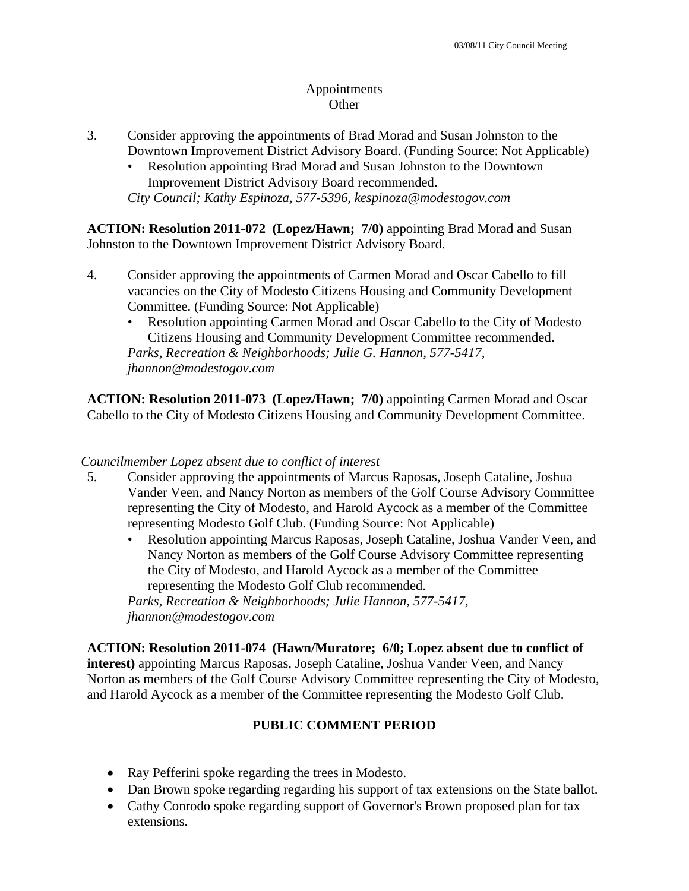Appointments
Other

3. Consider approving the appointments of Brad Morad and Susan Johnston to the Downtown Improvement District Advisory Board. (Funding Source: Not Applicable)
   - Resolution appointing Brad Morad and Susan Johnston to the Downtown Improvement District Advisory Board recommended.

   *City Council; Kathy Espinoza, 577-5396, kespinoza@modestogov.com*

**ACTION: Resolution 2011-072 (Lopez/Hawn; 7/0)** appointing Brad Morad and Susan Johnston to the Downtown Improvement District Advisory Board.

4. Consider approving the appointments of Carmen Morad and Oscar Cabello to fill vacancies on the City of Modesto Citizens Housing and Community Development Committee. (Funding Source: Not Applicable)
   - Resolution appointing Carmen Morad and Oscar Cabello to the City of Modesto Citizens Housing and Community Development Committee recommended.

   *Parks, Recreation & Neighborhoods; Julie G. Hannon, 577-5417, jhannon@modestogov.com*

**ACTION: Resolution 2011-073 (Lopez/Hawn; 7/0)** appointing Carmen Morad and Oscar Cabello to the City of Modesto Citizens Housing and Community Development Committee.

*Councilmember Lopez absent due to conflict of interest*

5. Consider approving the appointments of Marcus Raposas, Joseph Cataline, Joshua Vander Veen, and Nancy Norton as members of the Golf Course Advisory Committee representing the City of Modesto, and Harold Aycock as a member of the Committee representing Modesto Golf Club. (Funding Source: Not Applicable)
   - Resolution appointing Marcus Raposas, Joseph Cataline, Joshua Vander Veen, and Nancy Norton as members of the Golf Course Advisory Committee representing the City of Modesto, and Harold Aycock as a member of the Committee representing the Modesto Golf Club recommended.

   *Parks, Recreation & Neighborhoods; Julie Hannon, 577-5417, jhannon@modestogov.com*

**ACTION: Resolution 2011-074 (Hawn/Muratore; 6/0; Lopez absent due to conflict of interest)** appointing Marcus Raposas, Joseph Cataline, Joshua Vander Veen, and Nancy Norton as members of the Golf Course Advisory Committee representing the City of Modesto, and Harold Aycock as a member of the Committee representing the Modesto Golf Club.

## PUBLIC COMMENT PERIOD

- Ray Pefferini spoke regarding the trees in Modesto.
- Dan Brown spoke regarding regarding his support of tax extensions on the State ballot.
- Cathy Conrodo spoke regarding support of Governor's Brown proposed plan for tax extensions.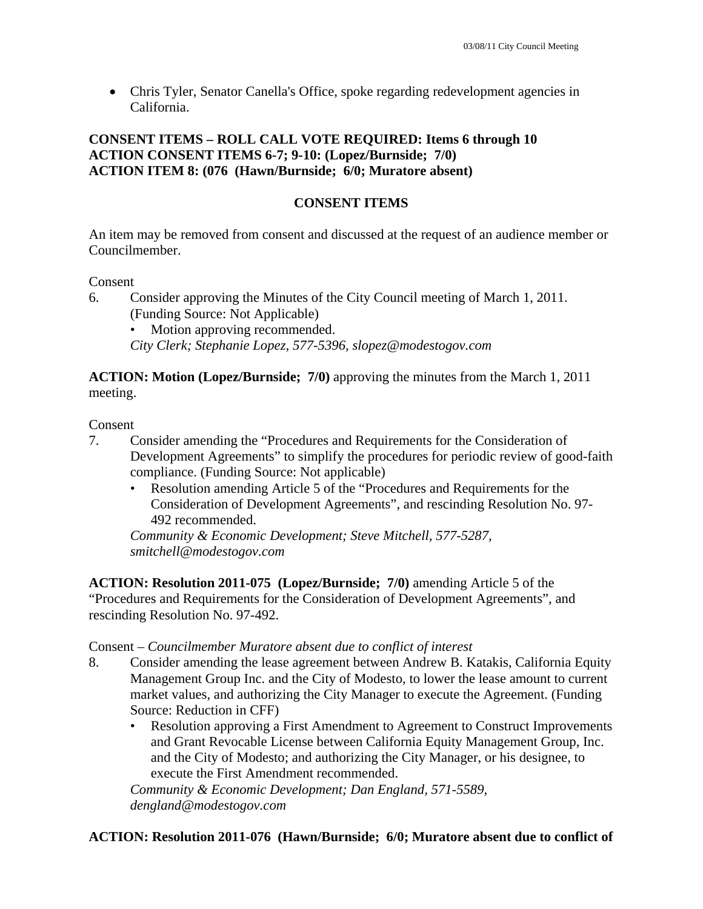- Chris Tyler, Senator Canella's Office, spoke regarding redevelopment agencies in California.

**CONSENT ITEMS – ROLL CALL VOTE REQUIRED: Items 6 through 10**
**ACTION CONSENT ITEMS 6-7; 9-10: (Lopez/Burnside; 7/0)**
**ACTION ITEM 8: (076 (Hawn/Burnside; 6/0; Muratore absent)**

**CONSENT ITEMS**

An item may be removed from consent and discussed at the request of an audience member or Councilmember.

Consent

6. Consider approving the Minutes of the City Council meeting of March 1, 2011. (Funding Source: Not Applicable)
   - Motion approving recommended.

   *City Clerk; Stephanie Lopez, 577-5396, slopez@modestogov.com*

**ACTION: Motion (Lopez/Burnside; 7/0)** approving the minutes from the March 1, 2011 meeting.

Consent

7. Consider amending the "Procedures and Requirements for the Consideration of Development Agreements" to simplify the procedures for periodic review of good-faith compliance. (Funding Source: Not applicable)
   - Resolution amending Article 5 of the "Procedures and Requirements for the Consideration of Development Agreements", and rescinding Resolution No. 97-492 recommended.

   *Community & Economic Development; Steve Mitchell, 577-5287, smitchell@modestogov.com*

**ACTION: Resolution 2011-075 (Lopez/Burnside; 7/0)** amending Article 5 of the "Procedures and Requirements for the Consideration of Development Agreements", and rescinding Resolution No. 97-492.

Consent – *Councilmember Muratore absent due to conflict of interest*

8. Consider amending the lease agreement between Andrew B. Katakis, California Equity Management Group Inc. and the City of Modesto, to lower the lease amount to current market values, and authorizing the City Manager to execute the Agreement. (Funding Source: Reduction in CFF)
   - Resolution approving a First Amendment to Agreement to Construct Improvements and Grant Revocable License between California Equity Management Group, Inc. and the City of Modesto; and authorizing the City Manager, or his designee, to execute the First Amendment recommended.

   *Community & Economic Development; Dan England, 571-5589, dengland@modestogov.com*

**ACTION: Resolution 2011-076 (Hawn/Burnside; 6/0; Muratore absent due to conflict of**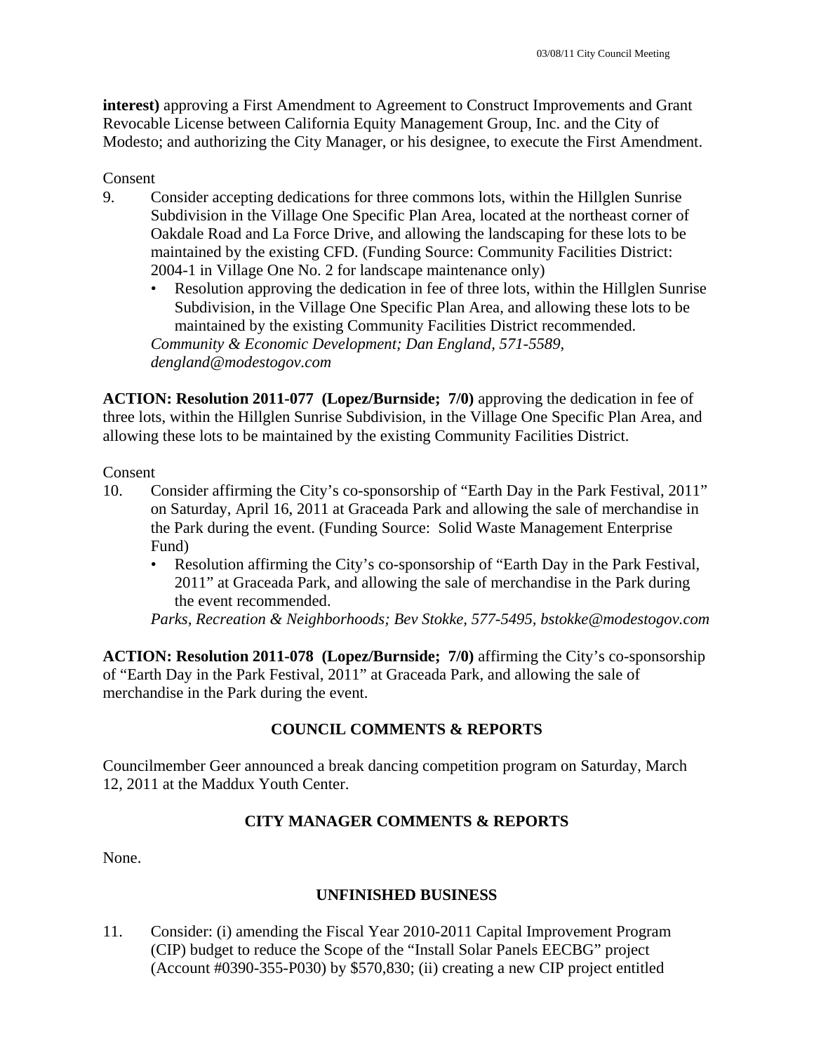**interest)** approving a First Amendment to Agreement to Construct Improvements and Grant Revocable License between California Equity Management Group, Inc. and the City of Modesto; and authorizing the City Manager, or his designee, to execute the First Amendment.

Consent

9. Consider accepting dedications for three commons lots, within the Hillglen Sunrise Subdivision in the Village One Specific Plan Area, located at the northeast corner of Oakdale Road and La Force Drive, and allowing the landscaping for these lots to be maintained by the existing CFD. (Funding Source: Community Facilities District: 2004-1 in Village One No. 2 for landscape maintenance only)
   - Resolution approving the dedication in fee of three lots, within the Hillglen Sunrise Subdivision, in the Village One Specific Plan Area, and allowing these lots to be maintained by the existing Community Facilities District recommended.

   *Community & Economic Development; Dan England, 571-5589, dengland@modestogov.com*

**ACTION: Resolution 2011-077 (Lopez/Burnside; 7/0)** approving the dedication in fee of three lots, within the Hillglen Sunrise Subdivision, in the Village One Specific Plan Area, and allowing these lots to be maintained by the existing Community Facilities District.

Consent

10. Consider affirming the City's co-sponsorship of "Earth Day in the Park Festival, 2011" on Saturday, April 16, 2011 at Graceada Park and allowing the sale of merchandise in the Park during the event. (Funding Source: Solid Waste Management Enterprise Fund)
   - Resolution affirming the City's co-sponsorship of "Earth Day in the Park Festival, 2011" at Graceada Park, and allowing the sale of merchandise in the Park during the event recommended.

   *Parks, Recreation & Neighborhoods; Bev Stokke, 577-5495, bstokke@modestogov.com*

**ACTION: Resolution 2011-078 (Lopez/Burnside; 7/0)** affirming the City's co-sponsorship of "Earth Day in the Park Festival, 2011" at Graceada Park, and allowing the sale of merchandise in the Park during the event.

## COUNCIL COMMENTS & REPORTS

Councilmember Geer announced a break dancing competition program on Saturday, March 12, 2011 at the Maddux Youth Center.

## CITY MANAGER COMMENTS & REPORTS

None.

## UNFINISHED BUSINESS

11. Consider: (i) amending the Fiscal Year 2010-2011 Capital Improvement Program (CIP) budget to reduce the Scope of the "Install Solar Panels EECBG" project (Account #0390-355-P030) by $570,830; (ii) creating a new CIP project entitled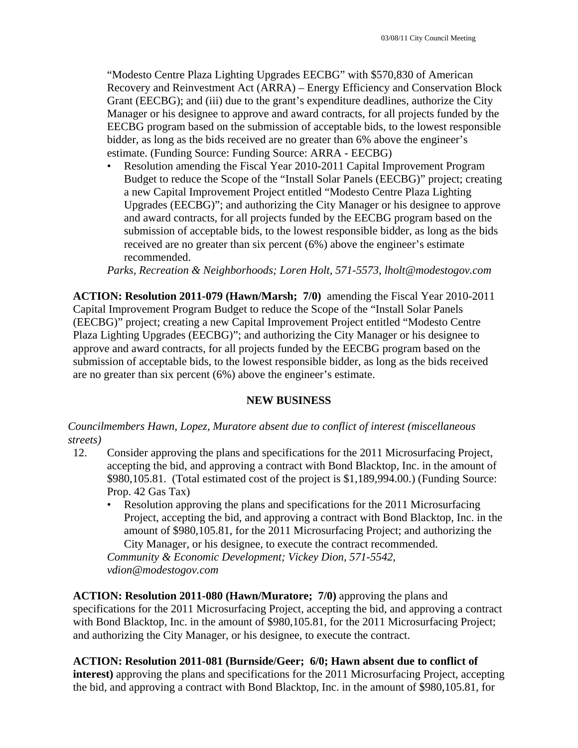"Modesto Centre Plaza Lighting Upgrades EECBG" with $570,830 of American Recovery and Reinvestment Act (ARRA) – Energy Efficiency and Conservation Block Grant (EECBG); and (iii) due to the grant's expenditure deadlines, authorize the City Manager or his designee to approve and award contracts, for all projects funded by the EECBG program based on the submission of acceptable bids, to the lowest responsible bidder, as long as the bids received are no greater than 6% above the engineer's estimate. (Funding Source: Funding Source: ARRA - EECBG)

- Resolution amending the Fiscal Year 2010-2011 Capital Improvement Program Budget to reduce the Scope of the "Install Solar Panels (EECBG)" project; creating a new Capital Improvement Project entitled "Modesto Centre Plaza Lighting Upgrades (EECBG)"; and authorizing the City Manager or his designee to approve and award contracts, for all projects funded by the EECBG program based on the submission of acceptable bids, to the lowest responsible bidder, as long as the bids received are no greater than six percent (6%) above the engineer's estimate recommended.

*Parks, Recreation & Neighborhoods; Loren Holt, 571-5573, lholt@modestogov.com*

**ACTION: Resolution 2011-079 (Hawn/Marsh; 7/0)** amending the Fiscal Year 2010-2011 Capital Improvement Program Budget to reduce the Scope of the "Install Solar Panels (EECBG)" project; creating a new Capital Improvement Project entitled "Modesto Centre Plaza Lighting Upgrades (EECBG)"; and authorizing the City Manager or his designee to approve and award contracts, for all projects funded by the EECBG program based on the submission of acceptable bids, to the lowest responsible bidder, as long as the bids received are no greater than six percent (6%) above the engineer's estimate.

## NEW BUSINESS

*Councilmembers Hawn, Lopez, Muratore absent due to conflict of interest (miscellaneous streets)*

12. Consider approving the plans and specifications for the 2011 Microsurfacing Project, accepting the bid, and approving a contract with Bond Blacktop, Inc. in the amount of $980,105.81. (Total estimated cost of the project is $1,189,994.00.) (Funding Source: Prop. 42 Gas Tax)
    - Resolution approving the plans and specifications for the 2011 Microsurfacing Project, accepting the bid, and approving a contract with Bond Blacktop, Inc. in the amount of $980,105.81, for the 2011 Microsurfacing Project; and authorizing the City Manager, or his designee, to execute the contract recommended.

    *Community & Economic Development; Vickey Dion, 571-5542, vdion@modestogov.com*

**ACTION: Resolution 2011-080 (Hawn/Muratore; 7/0)** approving the plans and specifications for the 2011 Microsurfacing Project, accepting the bid, and approving a contract with Bond Blacktop, Inc. in the amount of $980,105.81, for the 2011 Microsurfacing Project; and authorizing the City Manager, or his designee, to execute the contract.

**ACTION: Resolution 2011-081 (Burnside/Geer; 6/0; Hawn absent due to conflict of interest)** approving the plans and specifications for the 2011 Microsurfacing Project, accepting the bid, and approving a contract with Bond Blacktop, Inc. in the amount of $980,105.81, for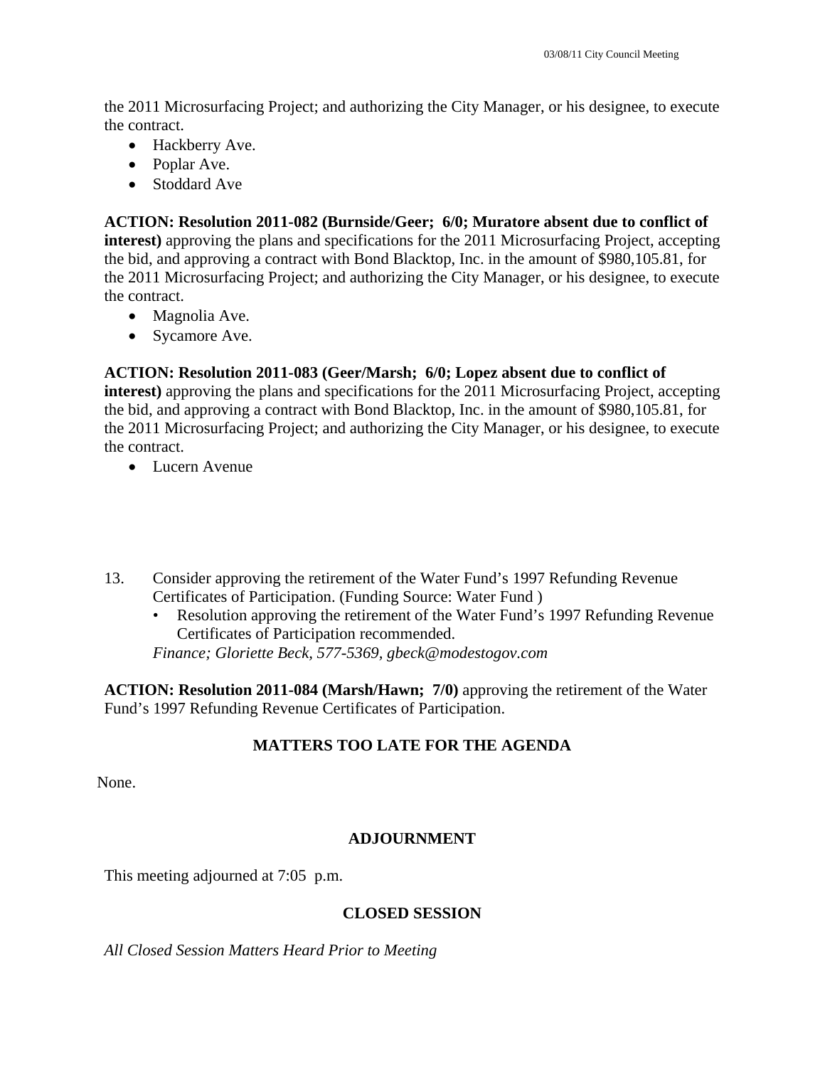the 2011 Microsurfacing Project; and authorizing the City Manager, or his designee, to execute the contract.

- Hackberry Ave.
- Poplar Ave.
- Stoddard Ave

**ACTION: Resolution 2011-082 (Burnside/Geer; 6/0; Muratore absent due to conflict of interest)** approving the plans and specifications for the 2011 Microsurfacing Project, accepting the bid, and approving a contract with Bond Blacktop, Inc. in the amount of $980,105.81, for the 2011 Microsurfacing Project; and authorizing the City Manager, or his designee, to execute the contract.

- Magnolia Ave.
- Sycamore Ave.

**ACTION: Resolution 2011-083 (Geer/Marsh; 6/0; Lopez absent due to conflict of interest)** approving the plans and specifications for the 2011 Microsurfacing Project, accepting the bid, and approving a contract with Bond Blacktop, Inc. in the amount of $980,105.81, for the 2011 Microsurfacing Project; and authorizing the City Manager, or his designee, to execute the contract.

- Lucern Avenue

13. Consider approving the retirement of the Water Fund's 1997 Refunding Revenue Certificates of Participation. (Funding Source: Water Fund )
    - Resolution approving the retirement of the Water Fund's 1997 Refunding Revenue Certificates of Participation recommended.

    *Finance; Gloriette Beck, 577-5369, gbeck@modestogov.com*

**ACTION: Resolution 2011-084 (Marsh/Hawn; 7/0)** approving the retirement of the Water Fund's 1997 Refunding Revenue Certificates of Participation.

## MATTERS TOO LATE FOR THE AGENDA

None.

## ADJOURNMENT

This meeting adjourned at 7:05 p.m.

## CLOSED SESSION

*All Closed Session Matters Heard Prior to Meeting*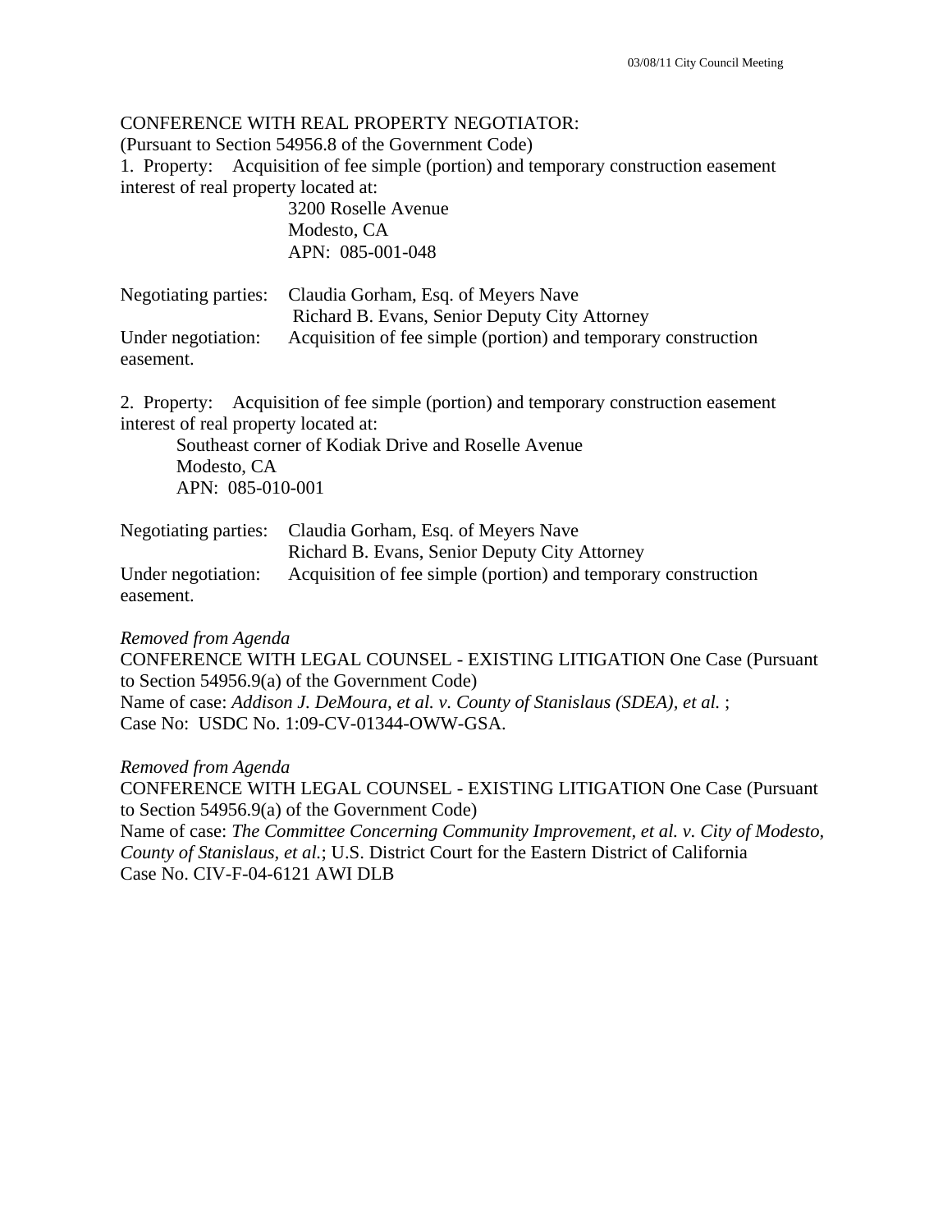CONFERENCE WITH REAL PROPERTY NEGOTIATOR:
(Pursuant to Section 54956.8 of the Government Code)

1. Property: Acquisition of fee simple (portion) and temporary construction easement interest of real property located at:

3200 Roselle Avenue
Modesto, CA
APN: 085-001-048

Negotiating parties: Claudia Gorham, Esq. of Meyers Nave
Richard B. Evans, Senior Deputy City Attorney

Under negotiation: Acquisition of fee simple (portion) and temporary construction easement.

2. Property: Acquisition of fee simple (portion) and temporary construction easement interest of real property located at:

Southeast corner of Kodiak Drive and Roselle Avenue
Modesto, CA
APN: 085-010-001

Negotiating parties: Claudia Gorham, Esq. of Meyers Nave
Richard B. Evans, Senior Deputy City Attorney

Under negotiation: Acquisition of fee simple (portion) and temporary construction easement.

*Removed from Agenda*
CONFERENCE WITH LEGAL COUNSEL - EXISTING LITIGATION One Case (Pursuant to Section 54956.9(a) of the Government Code)
Name of case: *Addison J. DeMoura, et al. v. County of Stanislaus (SDEA), et al.* ;
Case No: USDC No. 1:09-CV-01344-OWW-GSA.

*Removed from Agenda*
CONFERENCE WITH LEGAL COUNSEL - EXISTING LITIGATION One Case (Pursuant to Section 54956.9(a) of the Government Code)
Name of case: *The Committee Concerning Community Improvement, et al. v. City of Modesto, County of Stanislaus, et al.*; U.S. District Court for the Eastern District of California
Case No. CIV-F-04-6121 AWI DLB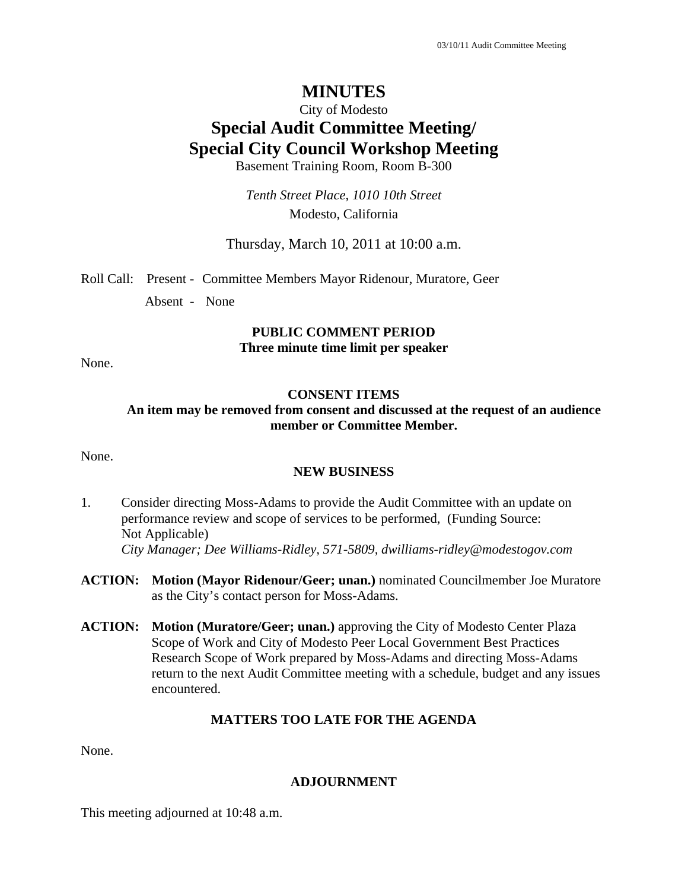# MINUTES

City of Modesto

## Special Audit Committee Meeting/ Special City Council Workshop Meeting

Basement Training Room, Room B-300

*Tenth Street Place, 1010 10th Street*
Modesto, California

Thursday, March 10, 2011 at 10:00 a.m.

Roll Call: Present - Committee Members Mayor Ridenour, Muratore, Geer

Absent - None

**PUBLIC COMMENT PERIOD**
**Three minute time limit per speaker**

None.

**CONSENT ITEMS**
**An item may be removed from consent and discussed at the request of an audience member or Committee Member.**

None.

**NEW BUSINESS**

1. Consider directing Moss-Adams to provide the Audit Committee with an update on performance review and scope of services to be performed, (Funding Source: Not Applicable)
*City Manager; Dee Williams-Ridley, 571-5809, dwilliams-ridley@modestogov.com*

**ACTION: Motion (Mayor Ridenour/Geer; unan.)** nominated Councilmember Joe Muratore as the City's contact person for Moss-Adams.

**ACTION: Motion (Muratore/Geer; unan.)** approving the City of Modesto Center Plaza Scope of Work and City of Modesto Peer Local Government Best Practices Research Scope of Work prepared by Moss-Adams and directing Moss-Adams return to the next Audit Committee meeting with a schedule, budget and any issues encountered.

**MATTERS TOO LATE FOR THE AGENDA**

None.

**ADJOURNMENT**

This meeting adjourned at 10:48 a.m.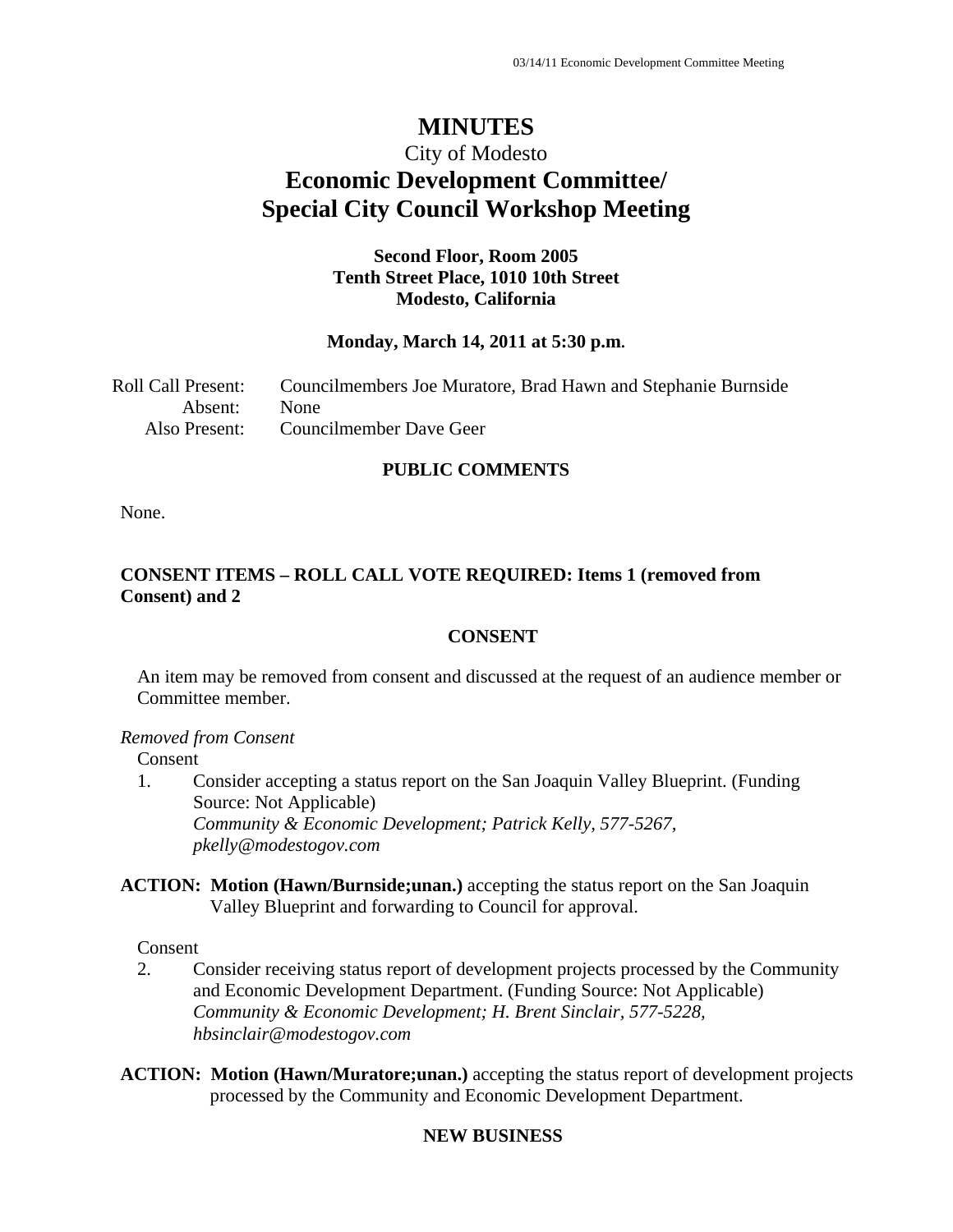# MINUTES

City of Modesto

## Economic Development Committee/ Special City Council Workshop Meeting

**Second Floor, Room 2005**
**Tenth Street Place, 1010 10th Street**
**Modesto, California**

**Monday, March 14, 2011 at 5:30 p.m.**

Roll Call Present: Councilmembers Joe Muratore, Brad Hawn and Stephanie Burnside
Absent: None
Also Present: Councilmember Dave Geer

### PUBLIC COMMENTS

None.

**CONSENT ITEMS – ROLL CALL VOTE REQUIRED: Items 1 (removed from Consent) and 2**

### CONSENT

An item may be removed from consent and discussed at the request of an audience member or Committee member.

*Removed from Consent*

Consent

1. Consider accepting a status report on the San Joaquin Valley Blueprint. (Funding Source: Not Applicable)
   *Community & Economic Development; Patrick Kelly, 577-5267, pkelly@modestogov.com*

**ACTION: Motion (Hawn/Burnside;unan.)** accepting the status report on the San Joaquin Valley Blueprint and forwarding to Council for approval.

Consent

2. Consider receiving status report of development projects processed by the Community and Economic Development Department. (Funding Source: Not Applicable)
   *Community & Economic Development; H. Brent Sinclair, 577-5228, hbsinclair@modestogov.com*

**ACTION: Motion (Hawn/Muratore;unan.)** accepting the status report of development projects processed by the Community and Economic Development Department.

### NEW BUSINESS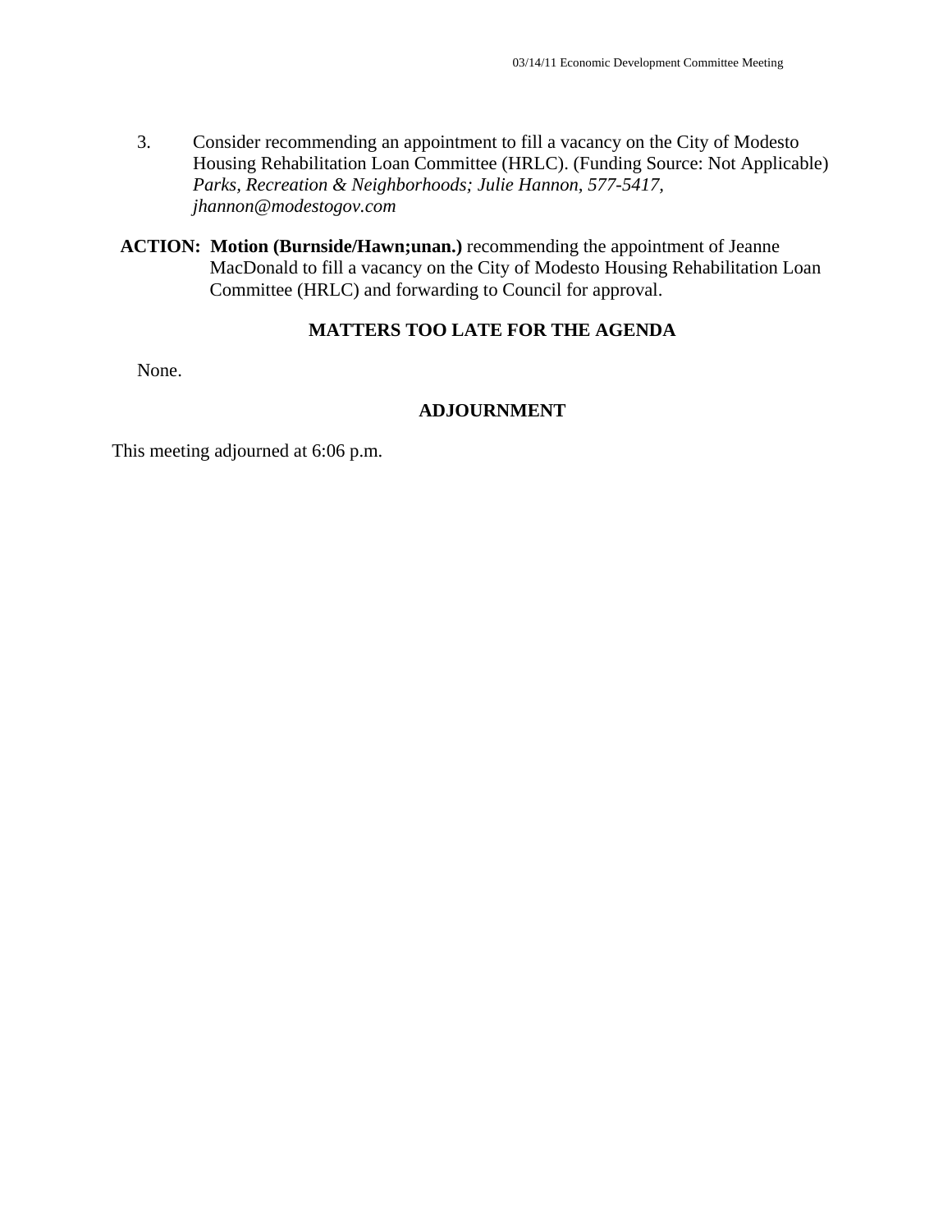3. Consider recommending an appointment to fill a vacancy on the City of Modesto Housing Rehabilitation Loan Committee (HRLC). (Funding Source: Not Applicable) *Parks, Recreation & Neighborhoods; Julie Hannon, 577-5417, jhannon@modestogov.com*

**ACTION: Motion (Burnside/Hawn;unan.)** recommending the appointment of Jeanne MacDonald to fill a vacancy on the City of Modesto Housing Rehabilitation Loan Committee (HRLC) and forwarding to Council for approval.

**MATTERS TOO LATE FOR THE AGENDA**

None.

**ADJOURNMENT**

This meeting adjourned at 6:06 p.m.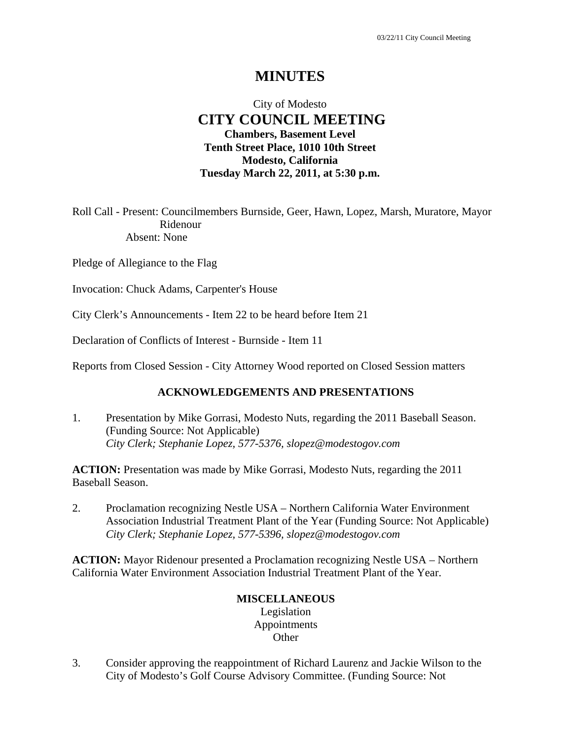# MINUTES

City of Modesto
## CITY COUNCIL MEETING
**Chambers, Basement Level**
**Tenth Street Place, 1010 10th Street**
**Modesto, California**
**Tuesday March 22, 2011, at 5:30 p.m.**

Roll Call - Present: Councilmembers Burnside, Geer, Hawn, Lopez, Marsh, Muratore, Mayor Ridenour
Absent: None

Pledge of Allegiance to the Flag

Invocation: Chuck Adams, Carpenter's House

City Clerk's Announcements - Item 22 to be heard before Item 21

Declaration of Conflicts of Interest - Burnside - Item 11

Reports from Closed Session - City Attorney Wood reported on Closed Session matters

### ACKNOWLEDGEMENTS AND PRESENTATIONS

1. Presentation by Mike Gorrasi, Modesto Nuts, regarding the 2011 Baseball Season. (Funding Source: Not Applicable)
*City Clerk; Stephanie Lopez, 577-5376, slopez@modestogov.com*

**ACTION:** Presentation was made by Mike Gorrasi, Modesto Nuts, regarding the 2011 Baseball Season.

2. Proclamation recognizing Nestle USA – Northern California Water Environment Association Industrial Treatment Plant of the Year (Funding Source: Not Applicable)
*City Clerk; Stephanie Lopez, 577-5396, slopez@modestogov.com*

**ACTION:** Mayor Ridenour presented a Proclamation recognizing Nestle USA – Northern California Water Environment Association Industrial Treatment Plant of the Year.

### MISCELLANEOUS
Legislation
Appointments
Other

3. Consider approving the reappointment of Richard Laurenz and Jackie Wilson to the City of Modesto's Golf Course Advisory Committee. (Funding Source: Not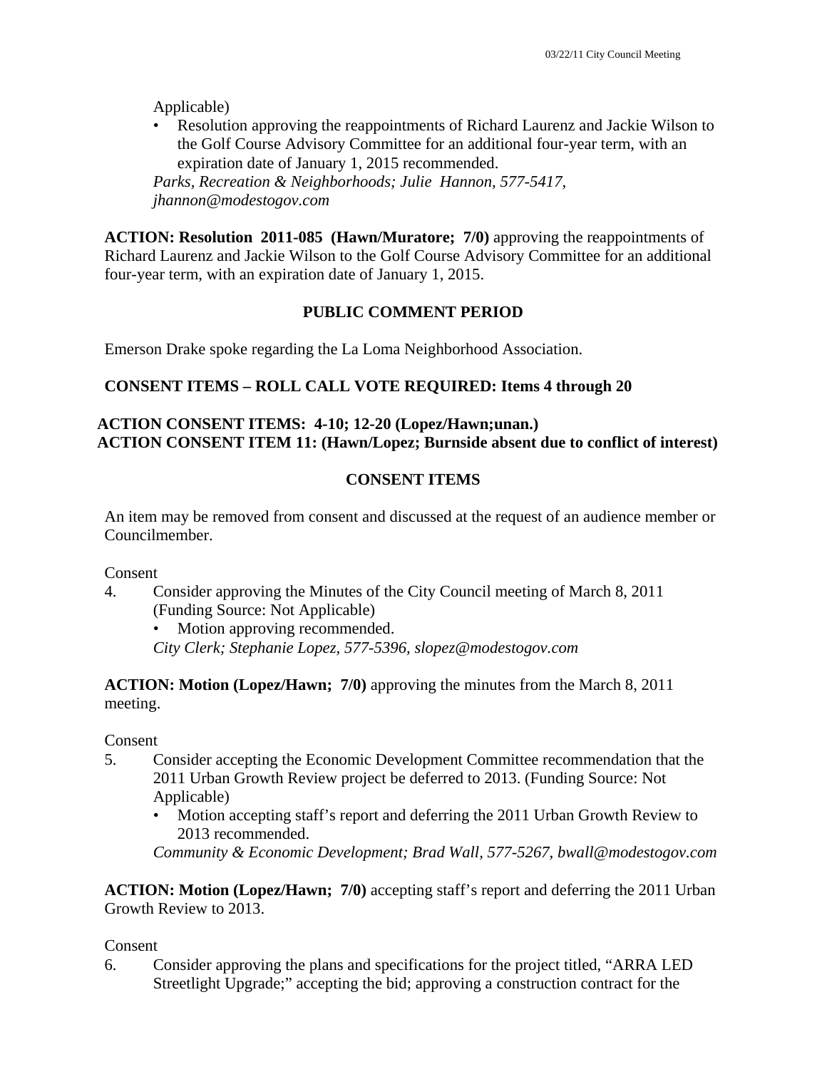Applicable)

- Resolution approving the reappointments of Richard Laurenz and Jackie Wilson to the Golf Course Advisory Committee for an additional four-year term, with an expiration date of January 1, 2015 recommended.

*Parks, Recreation & Neighborhoods; Julie Hannon, 577-5417, jhannon@modestogov.com*

**ACTION: Resolution 2011-085 (Hawn/Muratore; 7/0)** approving the reappointments of Richard Laurenz and Jackie Wilson to the Golf Course Advisory Committee for an additional four-year term, with an expiration date of January 1, 2015.

**PUBLIC COMMENT PERIOD**

Emerson Drake spoke regarding the La Loma Neighborhood Association.

**CONSENT ITEMS – ROLL CALL VOTE REQUIRED: Items 4 through 20**

**ACTION CONSENT ITEMS: 4-10; 12-20 (Lopez/Hawn;unan.)**
**ACTION CONSENT ITEM 11: (Hawn/Lopez; Burnside absent due to conflict of interest)**

**CONSENT ITEMS**

An item may be removed from consent and discussed at the request of an audience member or Councilmember.

Consent

4. Consider approving the Minutes of the City Council meeting of March 8, 2011 (Funding Source: Not Applicable)
   - Motion approving recommended.

   *City Clerk; Stephanie Lopez, 577-5396, slopez@modestogov.com*

**ACTION: Motion (Lopez/Hawn; 7/0)** approving the minutes from the March 8, 2011 meeting.

Consent

5. Consider accepting the Economic Development Committee recommendation that the 2011 Urban Growth Review project be deferred to 2013. (Funding Source: Not Applicable)
   - Motion accepting staff's report and deferring the 2011 Urban Growth Review to 2013 recommended.

   *Community & Economic Development; Brad Wall, 577-5267, bwall@modestogov.com*

**ACTION: Motion (Lopez/Hawn; 7/0)** accepting staff's report and deferring the 2011 Urban Growth Review to 2013.

Consent

6. Consider approving the plans and specifications for the project titled, "ARRA LED Streetlight Upgrade;" accepting the bid; approving a construction contract for the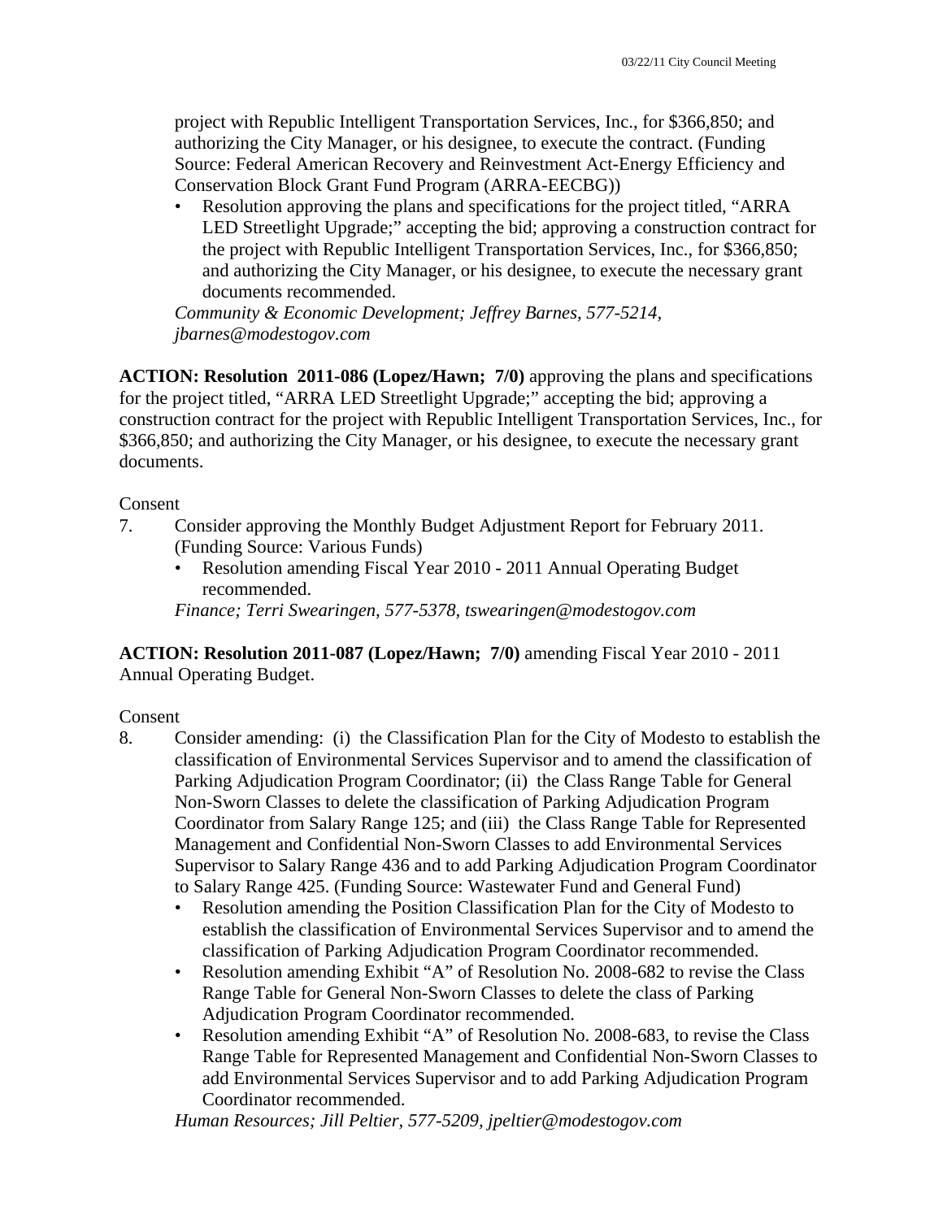project with Republic Intelligent Transportation Services, Inc., for $366,850; and authorizing the City Manager, or his designee, to execute the contract. (Funding Source: Federal American Recovery and Reinvestment Act-Energy Efficiency and Conservation Block Grant Fund Program (ARRA-EECBG))

- Resolution approving the plans and specifications for the project titled, "ARRA LED Streetlight Upgrade;" accepting the bid; approving a construction contract for the project with Republic Intelligent Transportation Services, Inc., for $366,850; and authorizing the City Manager, or his designee, to execute the necessary grant documents recommended.

*Community & Economic Development; Jeffrey Barnes, 577-5214, jbarnes@modestogov.com*

**ACTION: Resolution 2011-086 (Lopez/Hawn; 7/0)** approving the plans and specifications for the project titled, "ARRA LED Streetlight Upgrade;" accepting the bid; approving a construction contract for the project with Republic Intelligent Transportation Services, Inc., for $366,850; and authorizing the City Manager, or his designee, to execute the necessary grant documents.

Consent

7. Consider approving the Monthly Budget Adjustment Report for February 2011. (Funding Source: Various Funds)
   - Resolution amending Fiscal Year 2010 - 2011 Annual Operating Budget recommended.

   *Finance; Terri Swearingen, 577-5378, tswearingen@modestogov.com*

**ACTION: Resolution 2011-087 (Lopez/Hawn; 7/0)** amending Fiscal Year 2010 - 2011 Annual Operating Budget.

Consent

8. Consider amending: (i) the Classification Plan for the City of Modesto to establish the classification of Environmental Services Supervisor and to amend the classification of Parking Adjudication Program Coordinator; (ii) the Class Range Table for General Non-Sworn Classes to delete the classification of Parking Adjudication Program Coordinator from Salary Range 125; and (iii) the Class Range Table for Represented Management and Confidential Non-Sworn Classes to add Environmental Services Supervisor to Salary Range 436 and to add Parking Adjudication Program Coordinator to Salary Range 425. (Funding Source: Wastewater Fund and General Fund)
   - Resolution amending the Position Classification Plan for the City of Modesto to establish the classification of Environmental Services Supervisor and to amend the classification of Parking Adjudication Program Coordinator recommended.
   - Resolution amending Exhibit "A" of Resolution No. 2008-682 to revise the Class Range Table for General Non-Sworn Classes to delete the class of Parking Adjudication Program Coordinator recommended.
   - Resolution amending Exhibit "A" of Resolution No. 2008-683, to revise the Class Range Table for Represented Management and Confidential Non-Sworn Classes to add Environmental Services Supervisor and to add Parking Adjudication Program Coordinator recommended.

   *Human Resources; Jill Peltier, 577-5209, jpeltier@modestogov.com*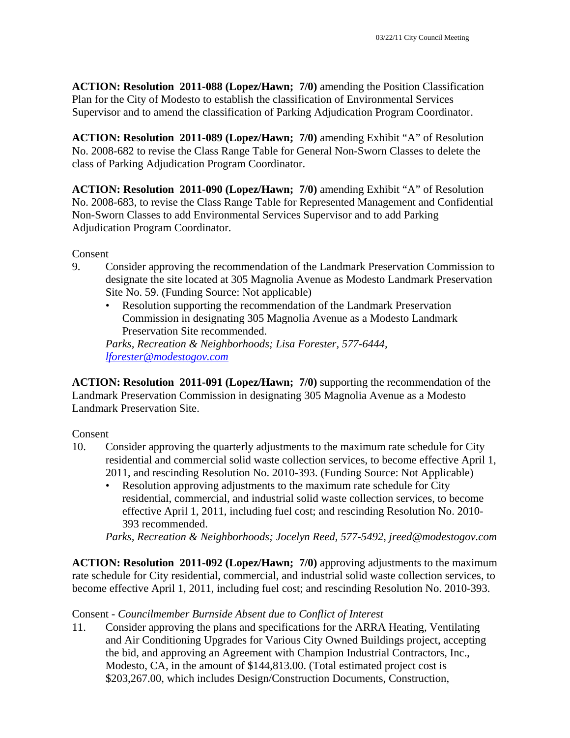**ACTION: Resolution 2011-088 (Lopez/Hawn; 7/0)** amending the Position Classification Plan for the City of Modesto to establish the classification of Environmental Services Supervisor and to amend the classification of Parking Adjudication Program Coordinator.

**ACTION: Resolution 2011-089 (Lopez/Hawn; 7/0)** amending Exhibit "A" of Resolution No. 2008-682 to revise the Class Range Table for General Non-Sworn Classes to delete the class of Parking Adjudication Program Coordinator.

**ACTION: Resolution 2011-090 (Lopez/Hawn; 7/0)** amending Exhibit "A" of Resolution No. 2008-683, to revise the Class Range Table for Represented Management and Confidential Non-Sworn Classes to add Environmental Services Supervisor and to add Parking Adjudication Program Coordinator.

Consent

9. Consider approving the recommendation of the Landmark Preservation Commission to designate the site located at 305 Magnolia Avenue as Modesto Landmark Preservation Site No. 59. (Funding Source: Not applicable)
   - Resolution supporting the recommendation of the Landmark Preservation Commission in designating 305 Magnolia Avenue as a Modesto Landmark Preservation Site recommended.

   *Parks, Recreation & Neighborhoods; Lisa Forester, 577-6444, lforester@modestogov.com*

**ACTION: Resolution 2011-091 (Lopez/Hawn; 7/0)** supporting the recommendation of the Landmark Preservation Commission in designating 305 Magnolia Avenue as a Modesto Landmark Preservation Site.

Consent

10. Consider approving the quarterly adjustments to the maximum rate schedule for City residential and commercial solid waste collection services, to become effective April 1, 2011, and rescinding Resolution No. 2010-393. (Funding Source: Not Applicable)
    - Resolution approving adjustments to the maximum rate schedule for City residential, commercial, and industrial solid waste collection services, to become effective April 1, 2011, including fuel cost; and rescinding Resolution No. 2010-393 recommended.

    *Parks, Recreation & Neighborhoods; Jocelyn Reed, 577-5492, jreed@modestogov.com*

**ACTION: Resolution 2011-092 (Lopez/Hawn; 7/0)** approving adjustments to the maximum rate schedule for City residential, commercial, and industrial solid waste collection services, to become effective April 1, 2011, including fuel cost; and rescinding Resolution No. 2010-393.

Consent - *Councilmember Burnside Absent due to Conflict of Interest*

11. Consider approving the plans and specifications for the ARRA Heating, Ventilating and Air Conditioning Upgrades for Various City Owned Buildings project, accepting the bid, and approving an Agreement with Champion Industrial Contractors, Inc., Modesto, CA, in the amount of $144,813.00. (Total estimated project cost is $203,267.00, which includes Design/Construction Documents, Construction,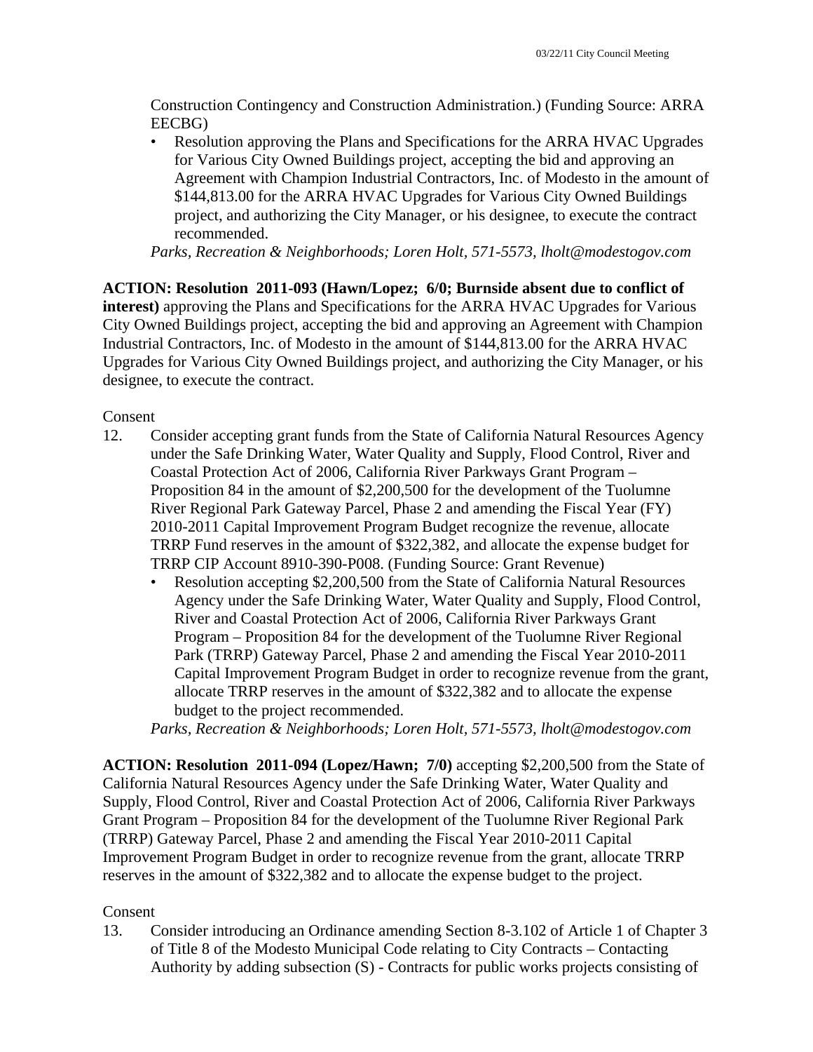Construction Contingency and Construction Administration.) (Funding Source: ARRA EECBG)

- Resolution approving the Plans and Specifications for the ARRA HVAC Upgrades for Various City Owned Buildings project, accepting the bid and approving an Agreement with Champion Industrial Contractors, Inc. of Modesto in the amount of $144,813.00 for the ARRA HVAC Upgrades for Various City Owned Buildings project, and authorizing the City Manager, or his designee, to execute the contract recommended.

*Parks, Recreation & Neighborhoods; Loren Holt, 571-5573, lholt@modestogov.com*

**ACTION: Resolution 2011-093 (Hawn/Lopez; 6/0; Burnside absent due to conflict of interest)** approving the Plans and Specifications for the ARRA HVAC Upgrades for Various City Owned Buildings project, accepting the bid and approving an Agreement with Champion Industrial Contractors, Inc. of Modesto in the amount of $144,813.00 for the ARRA HVAC Upgrades for Various City Owned Buildings project, and authorizing the City Manager, or his designee, to execute the contract.

Consent

12. Consider accepting grant funds from the State of California Natural Resources Agency under the Safe Drinking Water, Water Quality and Supply, Flood Control, River and Coastal Protection Act of 2006, California River Parkways Grant Program – Proposition 84 in the amount of $2,200,500 for the development of the Tuolumne River Regional Park Gateway Parcel, Phase 2 and amending the Fiscal Year (FY) 2010-2011 Capital Improvement Program Budget recognize the revenue, allocate TRRP Fund reserves in the amount of $322,382, and allocate the expense budget for TRRP CIP Account 8910-390-P008. (Funding Source: Grant Revenue)
    - Resolution accepting $2,200,500 from the State of California Natural Resources Agency under the Safe Drinking Water, Water Quality and Supply, Flood Control, River and Coastal Protection Act of 2006, California River Parkways Grant Program – Proposition 84 for the development of the Tuolumne River Regional Park (TRRP) Gateway Parcel, Phase 2 and amending the Fiscal Year 2010-2011 Capital Improvement Program Budget in order to recognize revenue from the grant, allocate TRRP reserves in the amount of $322,382 and to allocate the expense budget to the project recommended.

    *Parks, Recreation & Neighborhoods; Loren Holt, 571-5573, lholt@modestogov.com*

**ACTION: Resolution 2011-094 (Lopez/Hawn; 7/0)** accepting $2,200,500 from the State of California Natural Resources Agency under the Safe Drinking Water, Water Quality and Supply, Flood Control, River and Coastal Protection Act of 2006, California River Parkways Grant Program – Proposition 84 for the development of the Tuolumne River Regional Park (TRRP) Gateway Parcel, Phase 2 and amending the Fiscal Year 2010-2011 Capital Improvement Program Budget in order to recognize revenue from the grant, allocate TRRP reserves in the amount of $322,382 and to allocate the expense budget to the project.

Consent

13. Consider introducing an Ordinance amending Section 8-3.102 of Article 1 of Chapter 3 of Title 8 of the Modesto Municipal Code relating to City Contracts – Contacting Authority by adding subsection (S) - Contracts for public works projects consisting of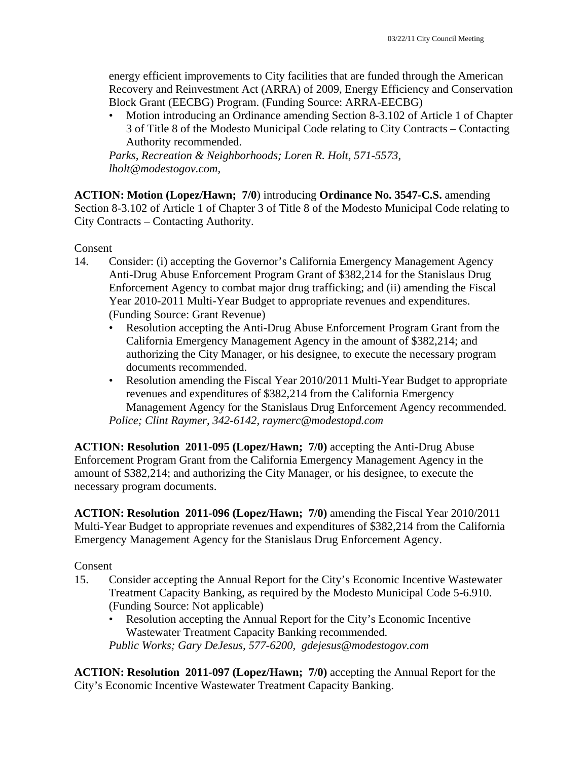energy efficient improvements to City facilities that are funded through the American Recovery and Reinvestment Act (ARRA) of 2009, Energy Efficiency and Conservation Block Grant (EECBG) Program. (Funding Source: ARRA-EECBG)

- Motion introducing an Ordinance amending Section 8-3.102 of Article 1 of Chapter 3 of Title 8 of the Modesto Municipal Code relating to City Contracts – Contacting Authority recommended.

*Parks, Recreation & Neighborhoods; Loren R. Holt, 571-5573, lholt@modestogov.com,*

**ACTION: Motion (Lopez/Hawn; 7/0**) introducing **Ordinance No. 3547-C.S.** amending Section 8-3.102 of Article 1 of Chapter 3 of Title 8 of the Modesto Municipal Code relating to City Contracts – Contacting Authority.

Consent

14. Consider: (i) accepting the Governor's California Emergency Management Agency Anti-Drug Abuse Enforcement Program Grant of $382,214 for the Stanislaus Drug Enforcement Agency to combat major drug trafficking; and (ii) amending the Fiscal Year 2010-2011 Multi-Year Budget to appropriate revenues and expenditures. (Funding Source: Grant Revenue)
    - Resolution accepting the Anti-Drug Abuse Enforcement Program Grant from the California Emergency Management Agency in the amount of $382,214; and authorizing the City Manager, or his designee, to execute the necessary program documents recommended.
    - Resolution amending the Fiscal Year 2010/2011 Multi-Year Budget to appropriate revenues and expenditures of $382,214 from the California Emergency Management Agency for the Stanislaus Drug Enforcement Agency recommended.

    *Police; Clint Raymer, 342-6142, raymerc@modestopd.com*

**ACTION: Resolution 2011-095 (Lopez/Hawn; 7/0)** accepting the Anti-Drug Abuse Enforcement Program Grant from the California Emergency Management Agency in the amount of $382,214; and authorizing the City Manager, or his designee, to execute the necessary program documents.

**ACTION: Resolution 2011-096 (Lopez/Hawn; 7/0)** amending the Fiscal Year 2010/2011 Multi-Year Budget to appropriate revenues and expenditures of $382,214 from the California Emergency Management Agency for the Stanislaus Drug Enforcement Agency.

Consent

15. Consider accepting the Annual Report for the City's Economic Incentive Wastewater Treatment Capacity Banking, as required by the Modesto Municipal Code 5-6.910. (Funding Source: Not applicable)
    - Resolution accepting the Annual Report for the City's Economic Incentive Wastewater Treatment Capacity Banking recommended.

    *Public Works; Gary DeJesus, 577-6200, gdejesus@modestogov.com*

**ACTION: Resolution 2011-097 (Lopez/Hawn; 7/0)** accepting the Annual Report for the City's Economic Incentive Wastewater Treatment Capacity Banking.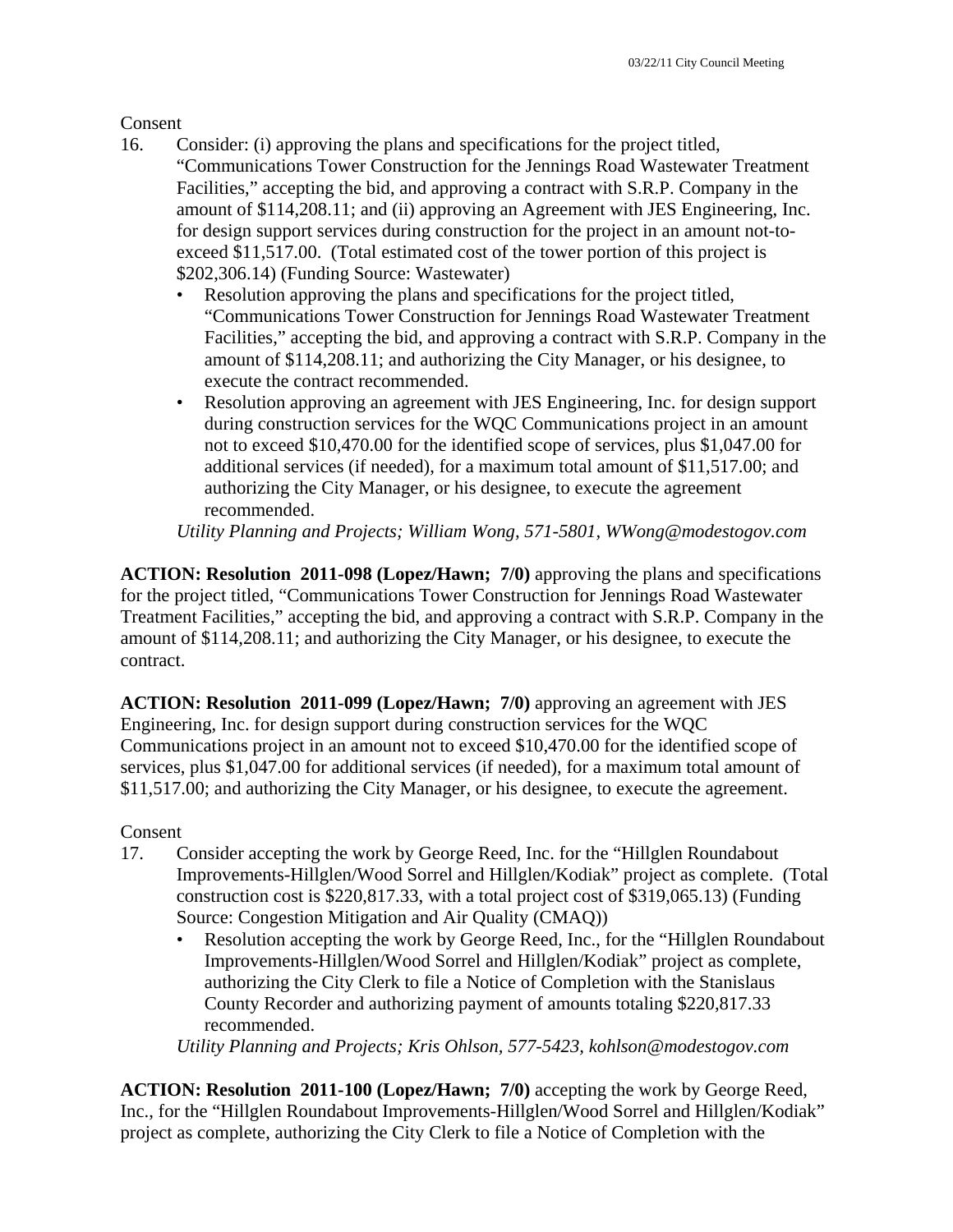Consent

16. Consider: (i) approving the plans and specifications for the project titled, "Communications Tower Construction for the Jennings Road Wastewater Treatment Facilities," accepting the bid, and approving a contract with S.R.P. Company in the amount of $114,208.11; and (ii) approving an Agreement with JES Engineering, Inc. for design support services during construction for the project in an amount not-to-exceed $11,517.00. (Total estimated cost of the tower portion of this project is $202,306.14) (Funding Source: Wastewater)
    - Resolution approving the plans and specifications for the project titled, "Communications Tower Construction for Jennings Road Wastewater Treatment Facilities," accepting the bid, and approving a contract with S.R.P. Company in the amount of $114,208.11; and authorizing the City Manager, or his designee, to execute the contract recommended.
    - Resolution approving an agreement with JES Engineering, Inc. for design support during construction services for the WQC Communications project in an amount not to exceed $10,470.00 for the identified scope of services, plus $1,047.00 for additional services (if needed), for a maximum total amount of $11,517.00; and authorizing the City Manager, or his designee, to execute the agreement recommended.

    *Utility Planning and Projects; William Wong, 571-5801, WWong@modestogov.com*

**ACTION: Resolution 2011-098 (Lopez/Hawn; 7/0)** approving the plans and specifications for the project titled, "Communications Tower Construction for Jennings Road Wastewater Treatment Facilities," accepting the bid, and approving a contract with S.R.P. Company in the amount of $114,208.11; and authorizing the City Manager, or his designee, to execute the contract.

**ACTION: Resolution 2011-099 (Lopez/Hawn; 7/0)** approving an agreement with JES Engineering, Inc. for design support during construction services for the WQC Communications project in an amount not to exceed $10,470.00 for the identified scope of services, plus $1,047.00 for additional services (if needed), for a maximum total amount of $11,517.00; and authorizing the City Manager, or his designee, to execute the agreement.

Consent

17. Consider accepting the work by George Reed, Inc. for the "Hillglen Roundabout Improvements-Hillglen/Wood Sorrel and Hillglen/Kodiak" project as complete. (Total construction cost is $220,817.33, with a total project cost of $319,065.13) (Funding Source: Congestion Mitigation and Air Quality (CMAQ))
    - Resolution accepting the work by George Reed, Inc., for the "Hillglen Roundabout Improvements-Hillglen/Wood Sorrel and Hillglen/Kodiak" project as complete, authorizing the City Clerk to file a Notice of Completion with the Stanislaus County Recorder and authorizing payment of amounts totaling $220,817.33 recommended.

    *Utility Planning and Projects; Kris Ohlson, 577-5423, kohlson@modestogov.com*

**ACTION: Resolution 2011-100 (Lopez/Hawn; 7/0)** accepting the work by George Reed, Inc., for the "Hillglen Roundabout Improvements-Hillglen/Wood Sorrel and Hillglen/Kodiak" project as complete, authorizing the City Clerk to file a Notice of Completion with the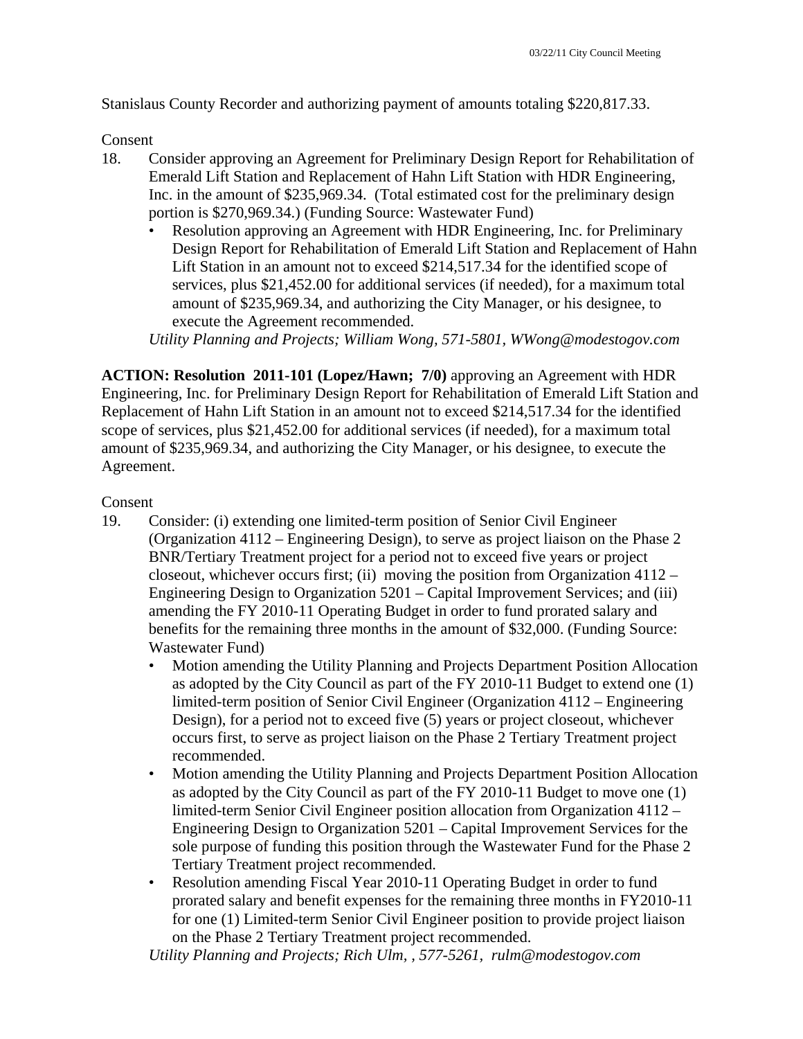Stanislaus County Recorder and authorizing payment of amounts totaling $220,817.33.

Consent

18. Consider approving an Agreement for Preliminary Design Report for Rehabilitation of Emerald Lift Station and Replacement of Hahn Lift Station with HDR Engineering, Inc. in the amount of $235,969.34. (Total estimated cost for the preliminary design portion is $270,969.34.) (Funding Source: Wastewater Fund)
    - Resolution approving an Agreement with HDR Engineering, Inc. for Preliminary Design Report for Rehabilitation of Emerald Lift Station and Replacement of Hahn Lift Station in an amount not to exceed $214,517.34 for the identified scope of services, plus $21,452.00 for additional services (if needed), for a maximum total amount of $235,969.34, and authorizing the City Manager, or his designee, to execute the Agreement recommended.

    *Utility Planning and Projects; William Wong, 571-5801, WWong@modestogov.com*

**ACTION: Resolution 2011-101 (Lopez/Hawn; 7/0)** approving an Agreement with HDR Engineering, Inc. for Preliminary Design Report for Rehabilitation of Emerald Lift Station and Replacement of Hahn Lift Station in an amount not to exceed $214,517.34 for the identified scope of services, plus $21,452.00 for additional services (if needed), for a maximum total amount of $235,969.34, and authorizing the City Manager, or his designee, to execute the Agreement.

Consent

19. Consider: (i) extending one limited-term position of Senior Civil Engineer (Organization 4112 – Engineering Design), to serve as project liaison on the Phase 2 BNR/Tertiary Treatment project for a period not to exceed five years or project closeout, whichever occurs first; (ii) moving the position from Organization 4112 – Engineering Design to Organization 5201 – Capital Improvement Services; and (iii) amending the FY 2010-11 Operating Budget in order to fund prorated salary and benefits for the remaining three months in the amount of $32,000. (Funding Source: Wastewater Fund)
    - Motion amending the Utility Planning and Projects Department Position Allocation as adopted by the City Council as part of the FY 2010-11 Budget to extend one (1) limited-term position of Senior Civil Engineer (Organization 4112 – Engineering Design), for a period not to exceed five (5) years or project closeout, whichever occurs first, to serve as project liaison on the Phase 2 Tertiary Treatment project recommended.
    - Motion amending the Utility Planning and Projects Department Position Allocation as adopted by the City Council as part of the FY 2010-11 Budget to move one (1) limited-term Senior Civil Engineer position allocation from Organization 4112 – Engineering Design to Organization 5201 – Capital Improvement Services for the sole purpose of funding this position through the Wastewater Fund for the Phase 2 Tertiary Treatment project recommended.
    - Resolution amending Fiscal Year 2010-11 Operating Budget in order to fund prorated salary and benefit expenses for the remaining three months in FY2010-11 for one (1) Limited-term Senior Civil Engineer position to provide project liaison on the Phase 2 Tertiary Treatment project recommended.

    *Utility Planning and Projects; Rich Ulm, , 577-5261, rulm@modestogov.com*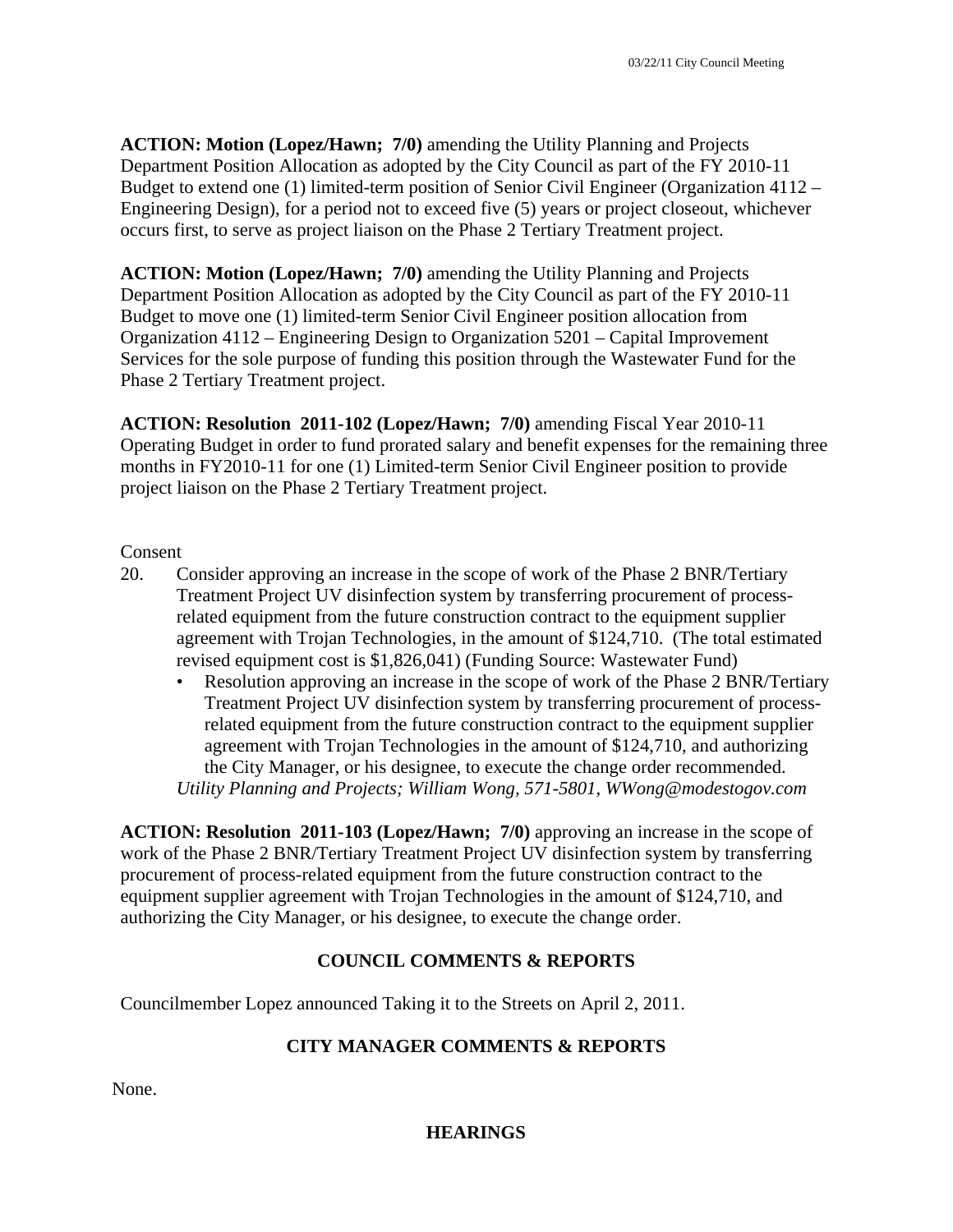**ACTION: Motion (Lopez/Hawn; 7/0)** amending the Utility Planning and Projects Department Position Allocation as adopted by the City Council as part of the FY 2010-11 Budget to extend one (1) limited-term position of Senior Civil Engineer (Organization 4112 – Engineering Design), for a period not to exceed five (5) years or project closeout, whichever occurs first, to serve as project liaison on the Phase 2 Tertiary Treatment project.

**ACTION: Motion (Lopez/Hawn; 7/0)** amending the Utility Planning and Projects Department Position Allocation as adopted by the City Council as part of the FY 2010-11 Budget to move one (1) limited-term Senior Civil Engineer position allocation from Organization 4112 – Engineering Design to Organization 5201 – Capital Improvement Services for the sole purpose of funding this position through the Wastewater Fund for the Phase 2 Tertiary Treatment project.

**ACTION: Resolution 2011-102 (Lopez/Hawn; 7/0)** amending Fiscal Year 2010-11 Operating Budget in order to fund prorated salary and benefit expenses for the remaining three months in FY2010-11 for one (1) Limited-term Senior Civil Engineer position to provide project liaison on the Phase 2 Tertiary Treatment project.

Consent

20. Consider approving an increase in the scope of work of the Phase 2 BNR/Tertiary Treatment Project UV disinfection system by transferring procurement of process-related equipment from the future construction contract to the equipment supplier agreement with Trojan Technologies, in the amount of $124,710. (The total estimated revised equipment cost is $1,826,041) (Funding Source: Wastewater Fund)
    - Resolution approving an increase in the scope of work of the Phase 2 BNR/Tertiary Treatment Project UV disinfection system by transferring procurement of process-related equipment from the future construction contract to the equipment supplier agreement with Trojan Technologies in the amount of $124,710, and authorizing the City Manager, or his designee, to execute the change order recommended.

    *Utility Planning and Projects; William Wong, 571-5801, WWong@modestogov.com*

**ACTION: Resolution 2011-103 (Lopez/Hawn; 7/0)** approving an increase in the scope of work of the Phase 2 BNR/Tertiary Treatment Project UV disinfection system by transferring procurement of process-related equipment from the future construction contract to the equipment supplier agreement with Trojan Technologies in the amount of $124,710, and authorizing the City Manager, or his designee, to execute the change order.

## COUNCIL COMMENTS & REPORTS

Councilmember Lopez announced Taking it to the Streets on April 2, 2011.

## CITY MANAGER COMMENTS & REPORTS

None.

## HEARINGS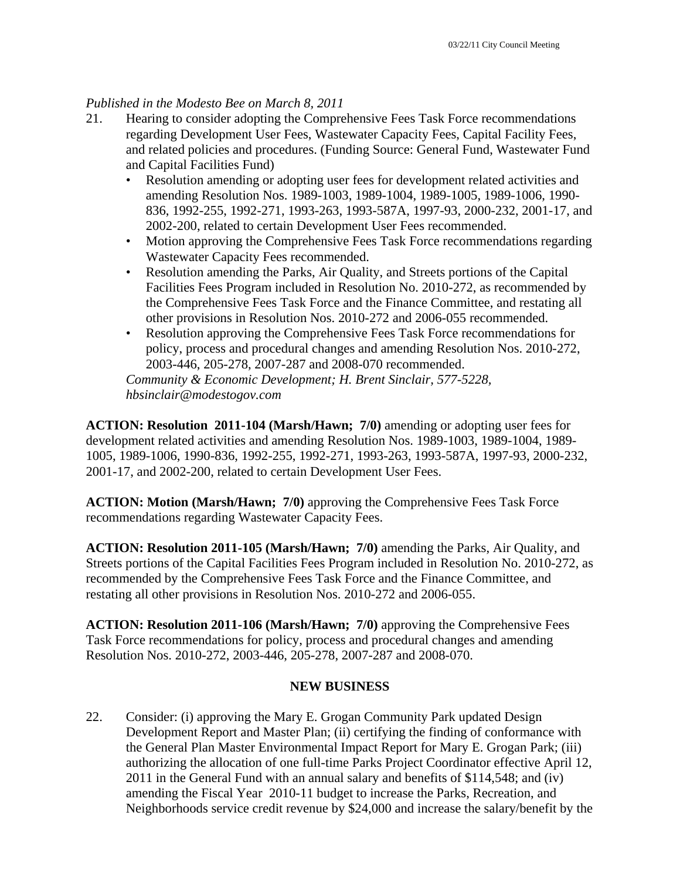*Published in the Modesto Bee on March 8, 2011*

21. Hearing to consider adopting the Comprehensive Fees Task Force recommendations regarding Development User Fees, Wastewater Capacity Fees, Capital Facility Fees, and related policies and procedures. (Funding Source: General Fund, Wastewater Fund and Capital Facilities Fund)
    - Resolution amending or adopting user fees for development related activities and amending Resolution Nos. 1989-1003, 1989-1004, 1989-1005, 1989-1006, 1990-836, 1992-255, 1992-271, 1993-263, 1993-587A, 1997-93, 2000-232, 2001-17, and 2002-200, related to certain Development User Fees recommended.
    - Motion approving the Comprehensive Fees Task Force recommendations regarding Wastewater Capacity Fees recommended.
    - Resolution amending the Parks, Air Quality, and Streets portions of the Capital Facilities Fees Program included in Resolution No. 2010-272, as recommended by the Comprehensive Fees Task Force and the Finance Committee, and restating all other provisions in Resolution Nos. 2010-272 and 2006-055 recommended.
    - Resolution approving the Comprehensive Fees Task Force recommendations for policy, process and procedural changes and amending Resolution Nos. 2010-272, 2003-446, 205-278, 2007-287 and 2008-070 recommended.

    *Community & Economic Development; H. Brent Sinclair, 577-5228, hbsinclair@modestogov.com*

**ACTION: Resolution 2011-104 (Marsh/Hawn; 7/0)** amending or adopting user fees for development related activities and amending Resolution Nos. 1989-1003, 1989-1004, 1989-1005, 1989-1006, 1990-836, 1992-255, 1992-271, 1993-263, 1993-587A, 1997-93, 2000-232, 2001-17, and 2002-200, related to certain Development User Fees.

**ACTION: Motion (Marsh/Hawn; 7/0)** approving the Comprehensive Fees Task Force recommendations regarding Wastewater Capacity Fees.

**ACTION: Resolution 2011-105 (Marsh/Hawn; 7/0)** amending the Parks, Air Quality, and Streets portions of the Capital Facilities Fees Program included in Resolution No. 2010-272, as recommended by the Comprehensive Fees Task Force and the Finance Committee, and restating all other provisions in Resolution Nos. 2010-272 and 2006-055.

**ACTION: Resolution 2011-106 (Marsh/Hawn; 7/0)** approving the Comprehensive Fees Task Force recommendations for policy, process and procedural changes and amending Resolution Nos. 2010-272, 2003-446, 205-278, 2007-287 and 2008-070.

## NEW BUSINESS

22. Consider: (i) approving the Mary E. Grogan Community Park updated Design Development Report and Master Plan; (ii) certifying the finding of conformance with the General Plan Master Environmental Impact Report for Mary E. Grogan Park; (iii) authorizing the allocation of one full-time Parks Project Coordinator effective April 12, 2011 in the General Fund with an annual salary and benefits of $114,548; and (iv) amending the Fiscal Year 2010-11 budget to increase the Parks, Recreation, and Neighborhoods service credit revenue by $24,000 and increase the salary/benefit by the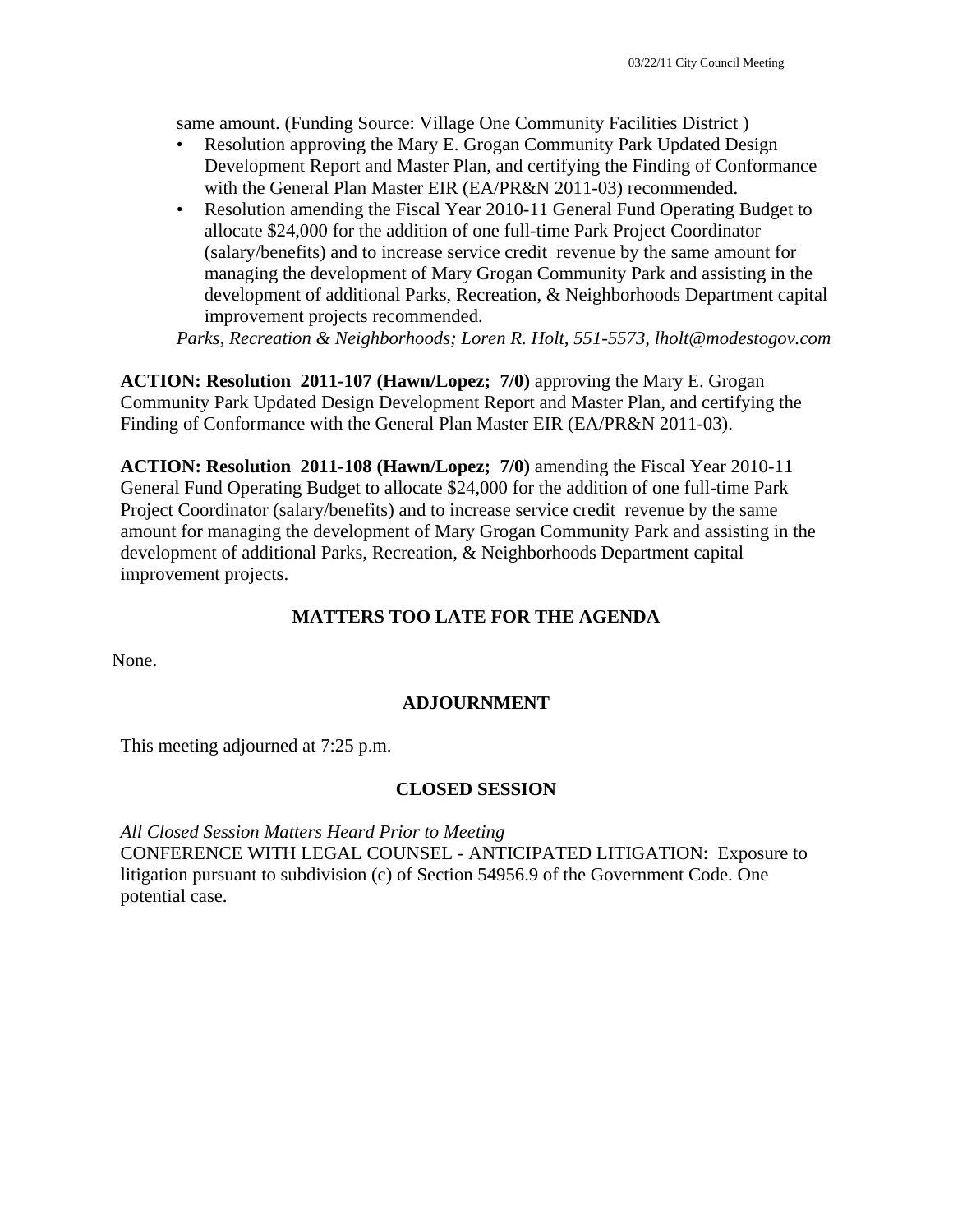same amount. (Funding Source: Village One Community Facilities District )

- Resolution approving the Mary E. Grogan Community Park Updated Design Development Report and Master Plan, and certifying the Finding of Conformance with the General Plan Master EIR (EA/PR&N 2011-03) recommended.
- Resolution amending the Fiscal Year 2010-11 General Fund Operating Budget to allocate $24,000 for the addition of one full-time Park Project Coordinator (salary/benefits) and to increase service credit revenue by the same amount for managing the development of Mary Grogan Community Park and assisting in the development of additional Parks, Recreation, & Neighborhoods Department capital improvement projects recommended.

*Parks, Recreation & Neighborhoods; Loren R. Holt, 551-5573, lholt@modestogov.com*

**ACTION: Resolution 2011-107 (Hawn/Lopez; 7/0)** approving the Mary E. Grogan Community Park Updated Design Development Report and Master Plan, and certifying the Finding of Conformance with the General Plan Master EIR (EA/PR&N 2011-03).

**ACTION: Resolution 2011-108 (Hawn/Lopez; 7/0)** amending the Fiscal Year 2010-11 General Fund Operating Budget to allocate $24,000 for the addition of one full-time Park Project Coordinator (salary/benefits) and to increase service credit revenue by the same amount for managing the development of Mary Grogan Community Park and assisting in the development of additional Parks, Recreation, & Neighborhoods Department capital improvement projects.

## MATTERS TOO LATE FOR THE AGENDA

None.

## ADJOURNMENT

This meeting adjourned at 7:25 p.m.

## CLOSED SESSION

*All Closed Session Matters Heard Prior to Meeting*
CONFERENCE WITH LEGAL COUNSEL - ANTICIPATED LITIGATION: Exposure to litigation pursuant to subdivision (c) of Section 54956.9 of the Government Code. One potential case.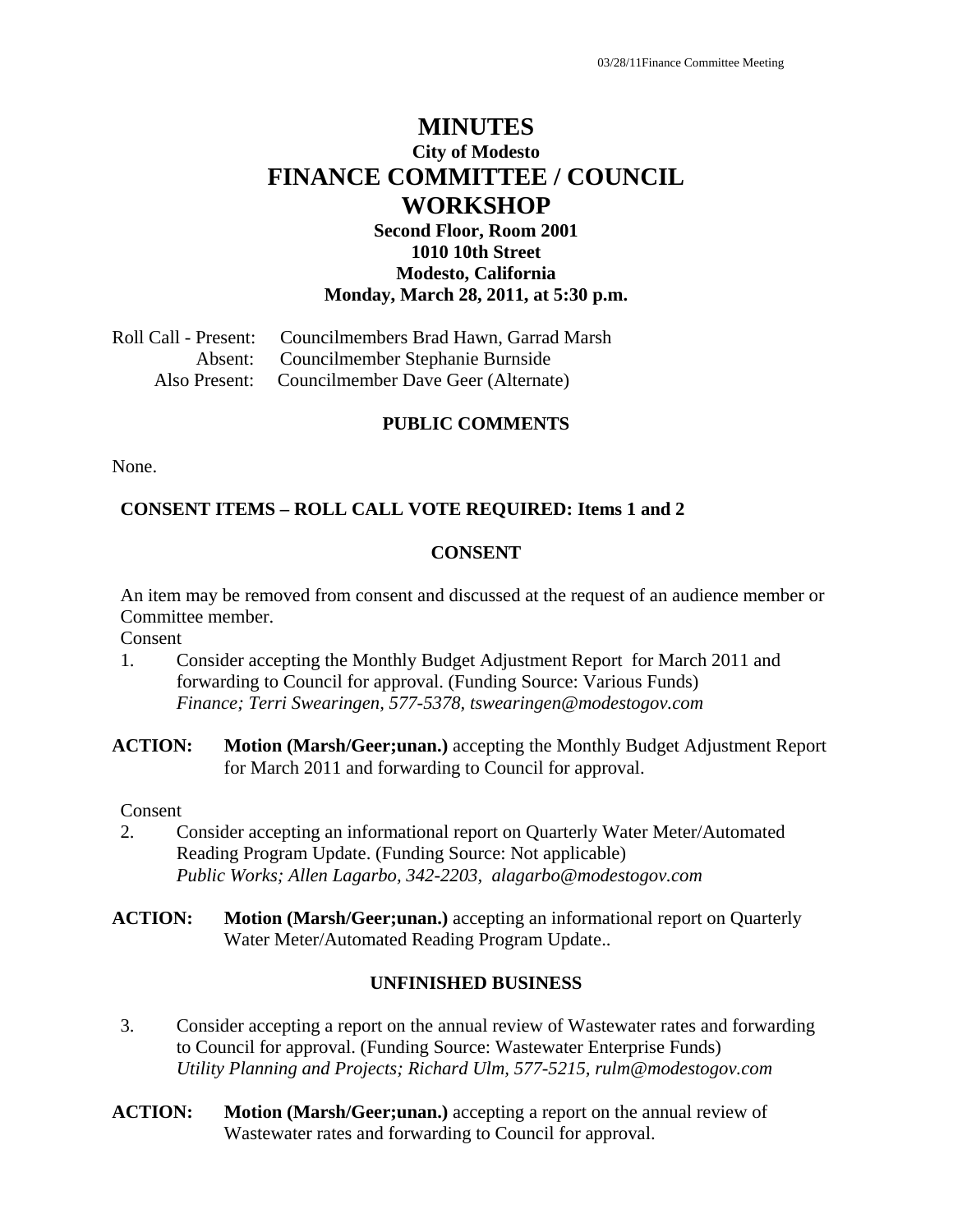# MINUTES

## City of Modesto

# FINANCE COMMITTEE / COUNCIL WORKSHOP

**Second Floor, Room 2001**
**1010 10th Street**
**Modesto, California**
**Monday, March 28, 2011, at 5:30 p.m.**

Roll Call - Present: Councilmembers Brad Hawn, Garrad Marsh
Absent: Councilmember Stephanie Burnside
Also Present: Councilmember Dave Geer (Alternate)

### PUBLIC COMMENTS

None.

### CONSENT ITEMS – ROLL CALL VOTE REQUIRED: Items 1 and 2

### CONSENT

An item may be removed from consent and discussed at the request of an audience member or Committee member.

Consent

1. Consider accepting the Monthly Budget Adjustment Report for March 2011 and forwarding to Council for approval. (Funding Source: Various Funds)
   *Finance; Terri Swearingen, 577-5378, tswearingen@modestogov.com*

**ACTION:** **Motion (Marsh/Geer;unan.)** accepting the Monthly Budget Adjustment Report for March 2011 and forwarding to Council for approval.

Consent

2. Consider accepting an informational report on Quarterly Water Meter/Automated Reading Program Update. (Funding Source: Not applicable)
   *Public Works; Allen Lagarbo, 342-2203, alagarbo@modestogov.com*

**ACTION:** **Motion (Marsh/Geer;unan.)** accepting an informational report on Quarterly Water Meter/Automated Reading Program Update..

### UNFINISHED BUSINESS

3. Consider accepting a report on the annual review of Wastewater rates and forwarding to Council for approval. (Funding Source: Wastewater Enterprise Funds)
   *Utility Planning and Projects; Richard Ulm, 577-5215, rulm@modestogov.com*

**ACTION:** **Motion (Marsh/Geer;unan.)** accepting a report on the annual review of Wastewater rates and forwarding to Council for approval.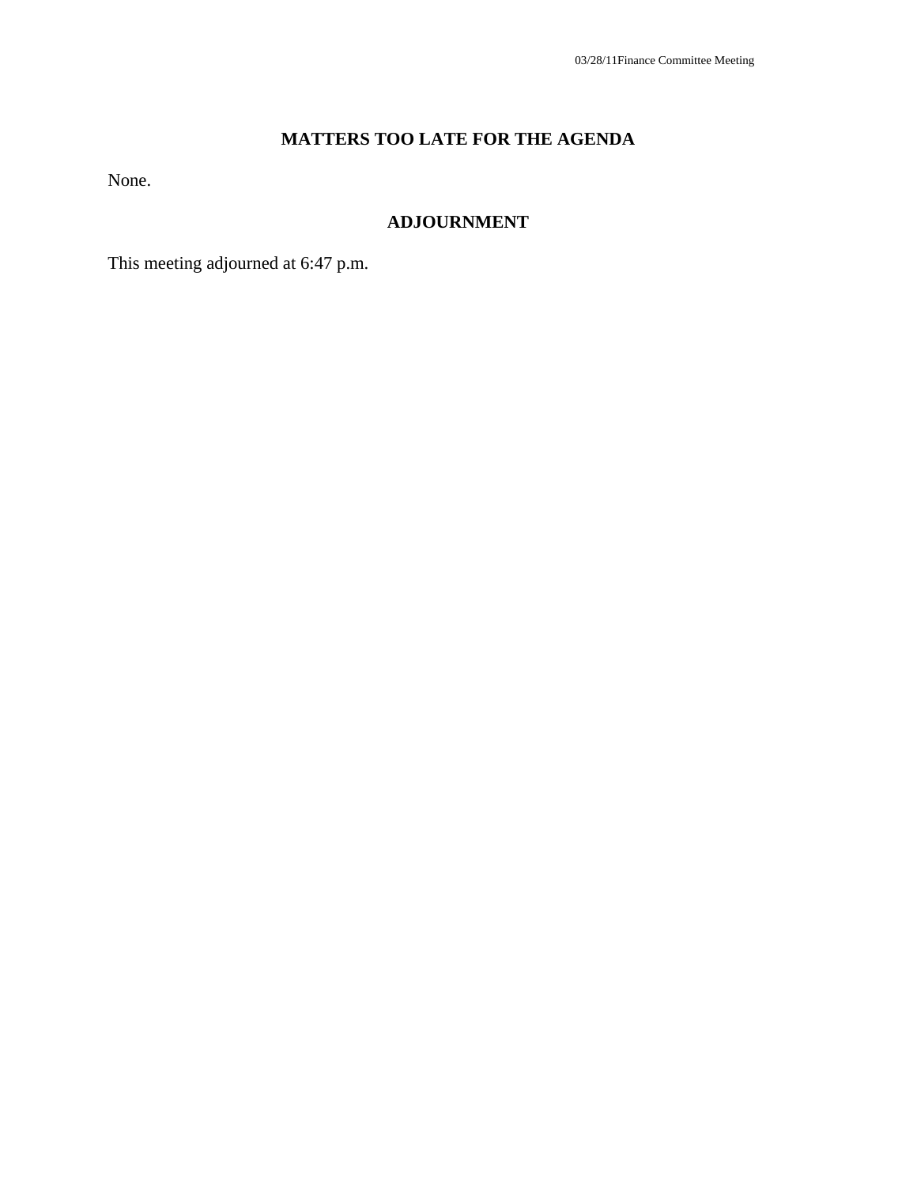## MATTERS TOO LATE FOR THE AGENDA

None.

## ADJOURNMENT

This meeting adjourned at 6:47 p.m.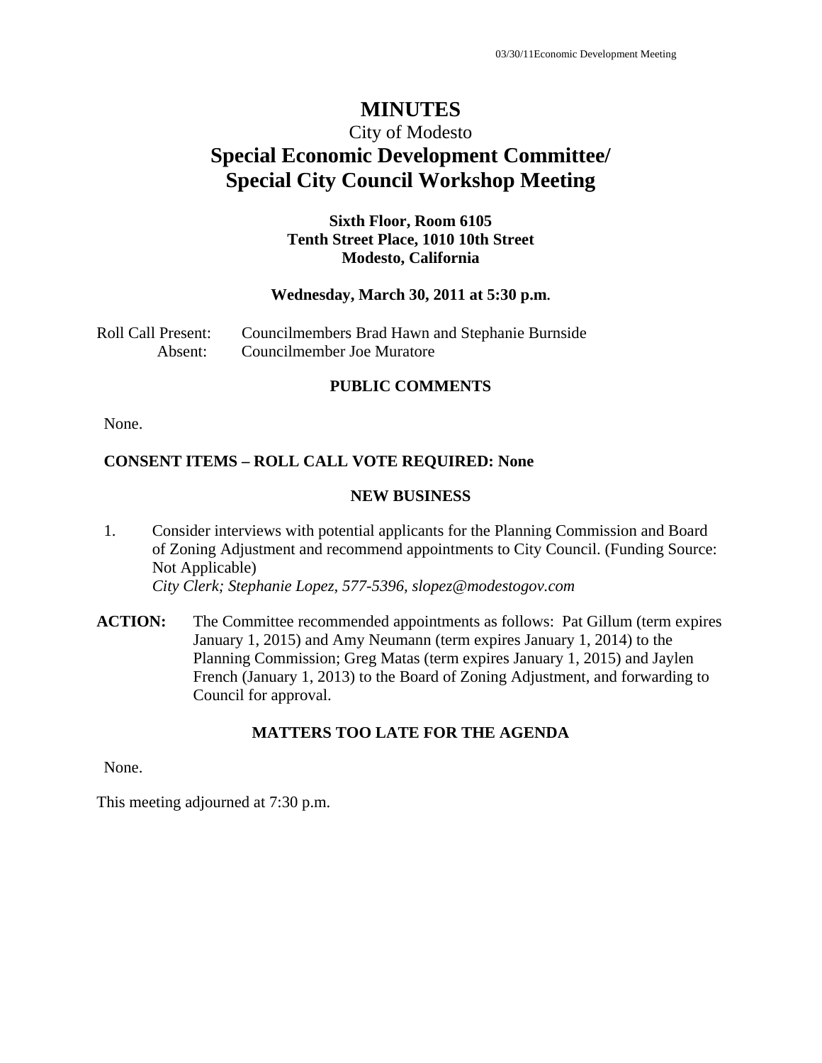# MINUTES

City of Modesto

## Special Economic Development Committee/ Special City Council Workshop Meeting

**Sixth Floor, Room 6105**
**Tenth Street Place, 1010 10th Street**
**Modesto, California**

**Wednesday, March 30, 2011 at 5:30 p.m.**

Roll Call Present: Councilmembers Brad Hawn and Stephanie Burnside
Absent: Councilmember Joe Muratore

### PUBLIC COMMENTS

None.

**CONSENT ITEMS – ROLL CALL VOTE REQUIRED: None**

### NEW BUSINESS

1. Consider interviews with potential applicants for the Planning Commission and Board of Zoning Adjustment and recommend appointments to City Council. (Funding Source: Not Applicable)
   *City Clerk; Stephanie Lopez, 577-5396, slopez@modestogov.com*

**ACTION:** The Committee recommended appointments as follows: Pat Gillum (term expires January 1, 2015) and Amy Neumann (term expires January 1, 2014) to the Planning Commission; Greg Matas (term expires January 1, 2015) and Jaylen French (January 1, 2013) to the Board of Zoning Adjustment, and forwarding to Council for approval.

### MATTERS TOO LATE FOR THE AGENDA

None.

This meeting adjourned at 7:30 p.m.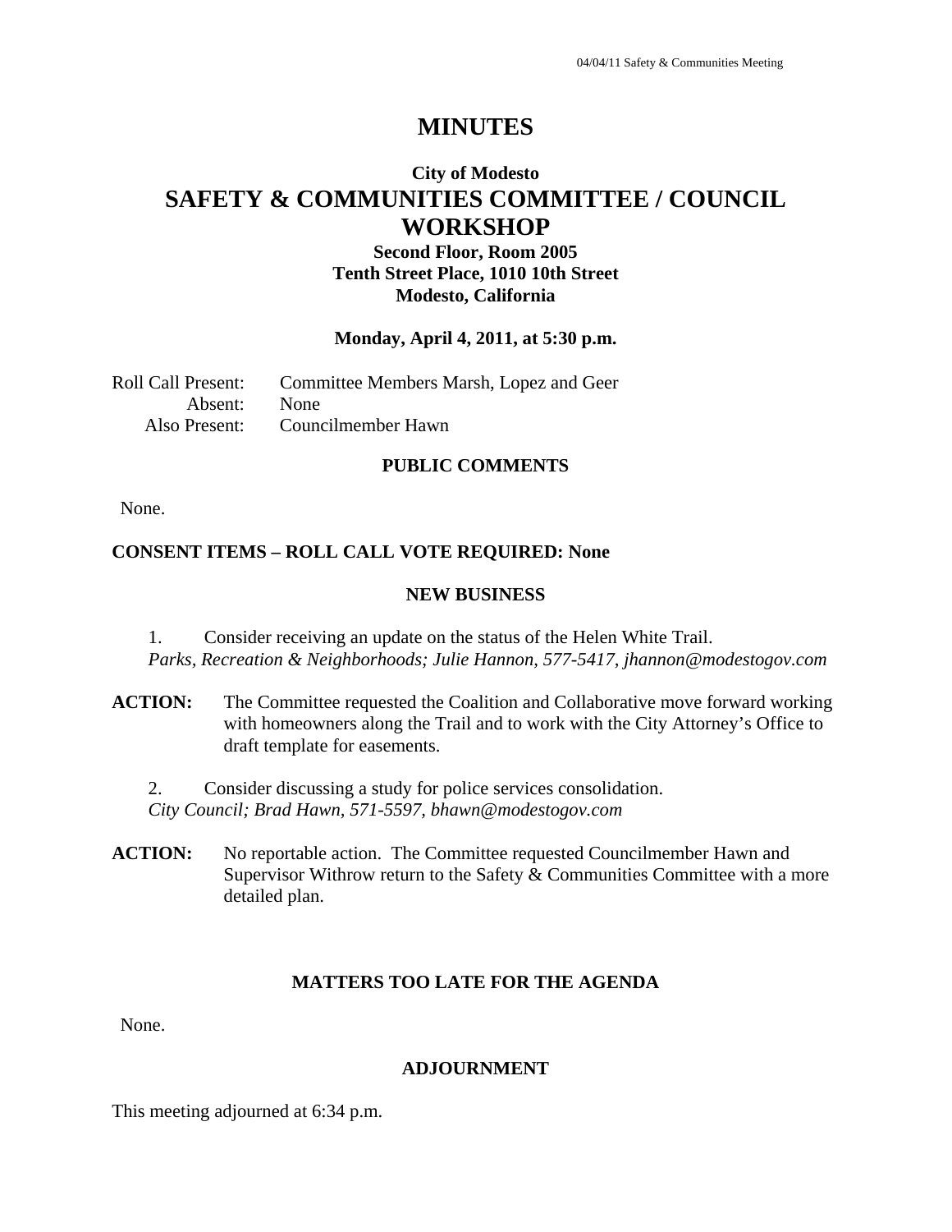# MINUTES

## City of Modesto
# SAFETY & COMMUNITIES COMMITTEE / COUNCIL WORKSHOP

**Second Floor, Room 2005**
**Tenth Street Place, 1010 10th Street**
**Modesto, California**

**Monday, April 4, 2011, at 5:30 p.m.**

Roll Call Present: Committee Members Marsh, Lopez and Geer
Absent: None
Also Present: Councilmember Hawn

### PUBLIC COMMENTS

None.

**CONSENT ITEMS – ROLL CALL VOTE REQUIRED: None**

### NEW BUSINESS

1. Consider receiving an update on the status of the Helen White Trail.
*Parks, Recreation & Neighborhoods; Julie Hannon, 577-5417, jhannon@modestogov.com*

**ACTION:** The Committee requested the Coalition and Collaborative move forward working with homeowners along the Trail and to work with the City Attorney's Office to draft template for easements.

2. Consider discussing a study for police services consolidation.
*City Council; Brad Hawn, 571-5597, bhawn@modestogov.com*

**ACTION:** No reportable action. The Committee requested Councilmember Hawn and Supervisor Withrow return to the Safety & Communities Committee with a more detailed plan.

### MATTERS TOO LATE FOR THE AGENDA

None.

### ADJOURNMENT

This meeting adjourned at 6:34 p.m.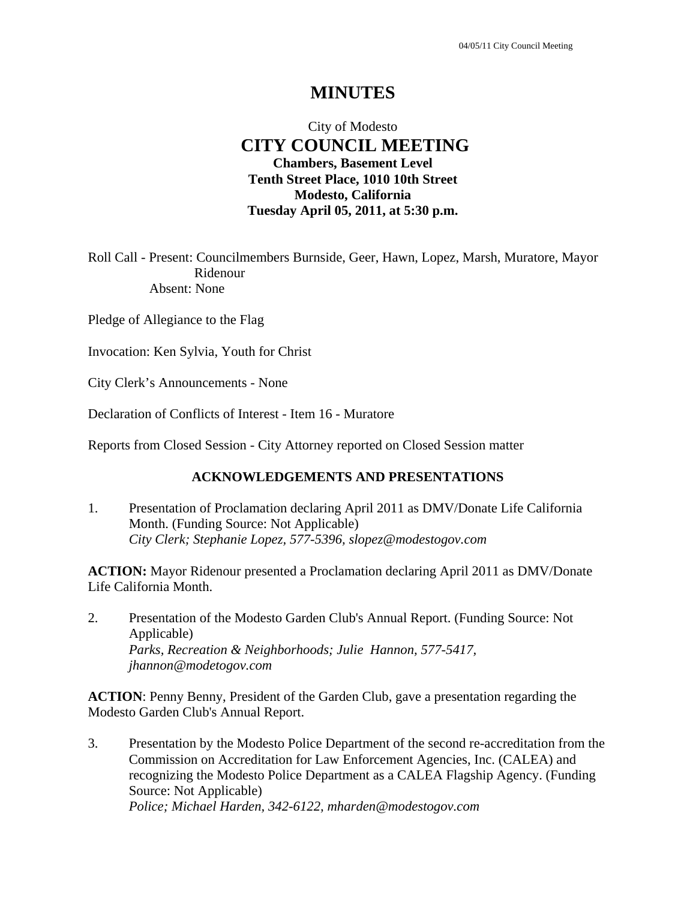# MINUTES

City of Modesto
## CITY COUNCIL MEETING
**Chambers, Basement Level**
**Tenth Street Place, 1010 10th Street**
**Modesto, California**
**Tuesday April 05, 2011, at 5:30 p.m.**

Roll Call - Present: Councilmembers Burnside, Geer, Hawn, Lopez, Marsh, Muratore, Mayor Ridenour
Absent: None

Pledge of Allegiance to the Flag

Invocation: Ken Sylvia, Youth for Christ

City Clerk's Announcements - None

Declaration of Conflicts of Interest - Item 16 - Muratore

Reports from Closed Session - City Attorney reported on Closed Session matter

### ACKNOWLEDGEMENTS AND PRESENTATIONS

1. Presentation of Proclamation declaring April 2011 as DMV/Donate Life California Month. (Funding Source: Not Applicable)
   *City Clerk; Stephanie Lopez, 577-5396, slopez@modestogov.com*

**ACTION:** Mayor Ridenour presented a Proclamation declaring April 2011 as DMV/Donate Life California Month.

2. Presentation of the Modesto Garden Club's Annual Report. (Funding Source: Not Applicable)
   *Parks, Recreation & Neighborhoods; Julie Hannon, 577-5417, jhannon@modetogov.com*

**ACTION**: Penny Benny, President of the Garden Club, gave a presentation regarding the Modesto Garden Club's Annual Report.

3. Presentation by the Modesto Police Department of the second re-accreditation from the Commission on Accreditation for Law Enforcement Agencies, Inc. (CALEA) and recognizing the Modesto Police Department as a CALEA Flagship Agency. (Funding Source: Not Applicable)
   *Police; Michael Harden, 342-6122, mharden@modestogov.com*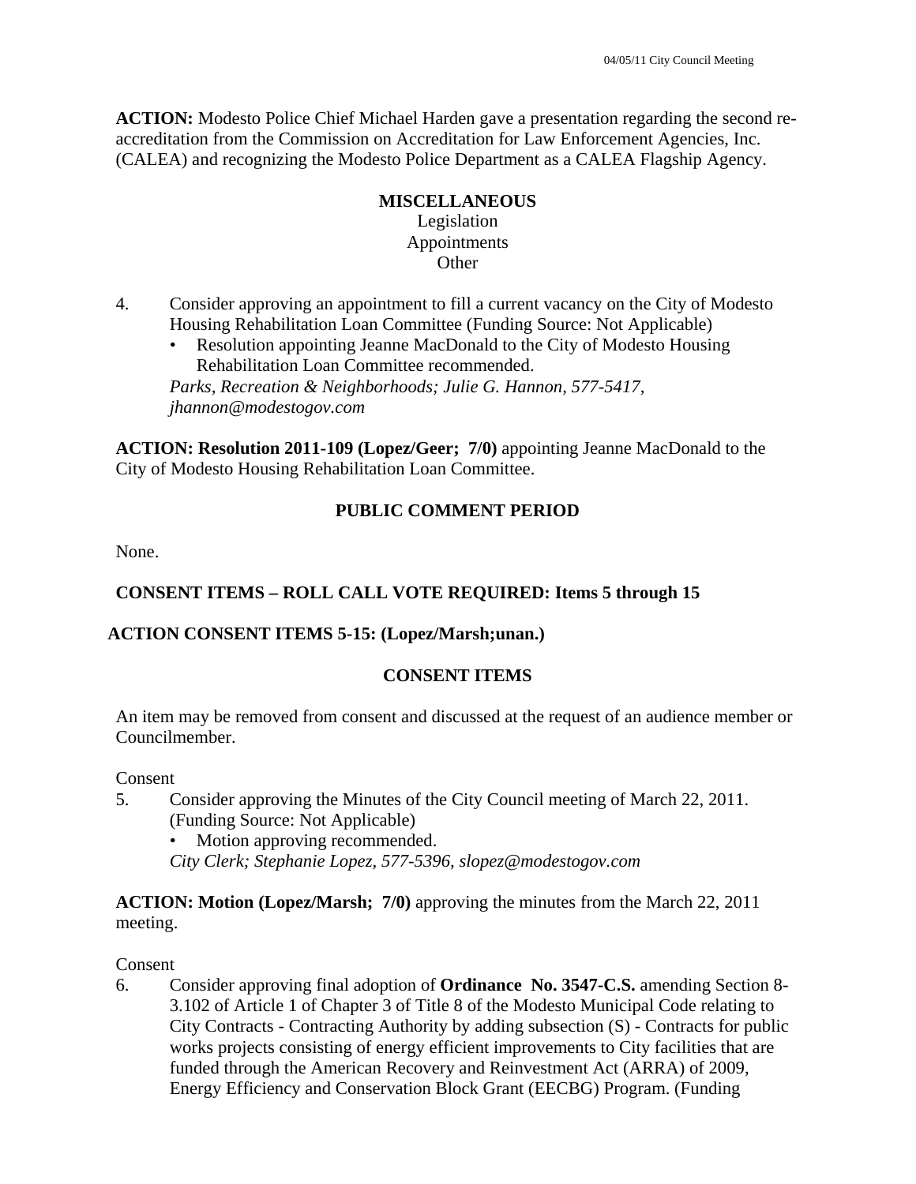**ACTION:** Modesto Police Chief Michael Harden gave a presentation regarding the second re-accreditation from the Commission on Accreditation for Law Enforcement Agencies, Inc. (CALEA) and recognizing the Modesto Police Department as a CALEA Flagship Agency.

**MISCELLANEOUS**
Legislation
Appointments
Other

4. Consider approving an appointment to fill a current vacancy on the City of Modesto Housing Rehabilitation Loan Committee (Funding Source: Not Applicable)
   - Resolution appointing Jeanne MacDonald to the City of Modesto Housing Rehabilitation Loan Committee recommended.

   *Parks, Recreation & Neighborhoods; Julie G. Hannon, 577-5417, jhannon@modestogov.com*

**ACTION: Resolution 2011-109 (Lopez/Geer; 7/0)** appointing Jeanne MacDonald to the City of Modesto Housing Rehabilitation Loan Committee.

**PUBLIC COMMENT PERIOD**

None.

**CONSENT ITEMS – ROLL CALL VOTE REQUIRED: Items 5 through 15**

**ACTION CONSENT ITEMS 5-15: (Lopez/Marsh;unan.)**

**CONSENT ITEMS**

An item may be removed from consent and discussed at the request of an audience member or Councilmember.

Consent

5. Consider approving the Minutes of the City Council meeting of March 22, 2011. (Funding Source: Not Applicable)
   - Motion approving recommended.

   *City Clerk; Stephanie Lopez, 577-5396, slopez@modestogov.com*

**ACTION: Motion (Lopez/Marsh; 7/0)** approving the minutes from the March 22, 2011 meeting.

Consent

6. Consider approving final adoption of **Ordinance No. 3547-C.S.** amending Section 8-3.102 of Article 1 of Chapter 3 of Title 8 of the Modesto Municipal Code relating to City Contracts - Contracting Authority by adding subsection (S) - Contracts for public works projects consisting of energy efficient improvements to City facilities that are funded through the American Recovery and Reinvestment Act (ARRA) of 2009, Energy Efficiency and Conservation Block Grant (EECBG) Program. (Funding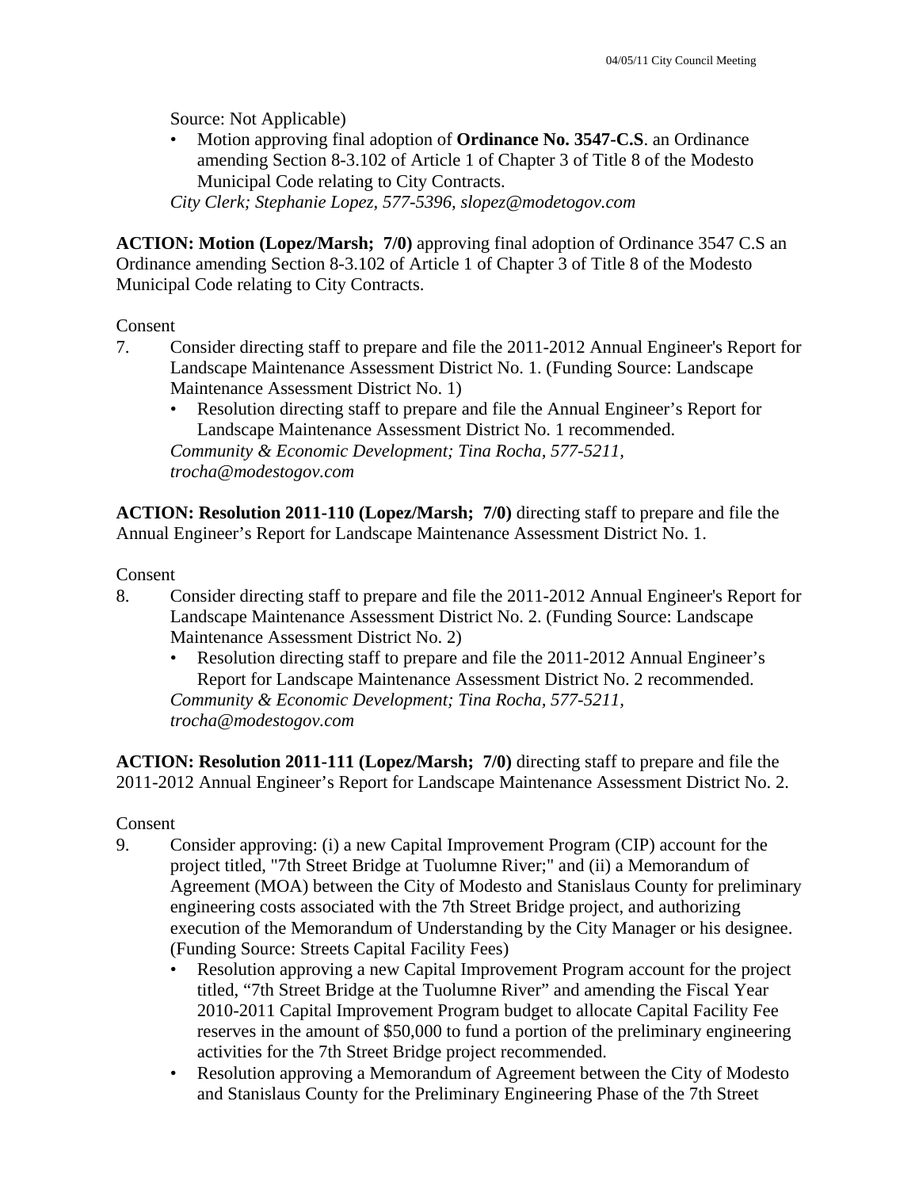Source: Not Applicable)

- Motion approving final adoption of **Ordinance No. 3547-C.S**. an Ordinance amending Section 8-3.102 of Article 1 of Chapter 3 of Title 8 of the Modesto Municipal Code relating to City Contracts.

*City Clerk; Stephanie Lopez, 577-5396, slopez@modetogov.com*

**ACTION: Motion (Lopez/Marsh; 7/0)** approving final adoption of Ordinance 3547 C.S an Ordinance amending Section 8-3.102 of Article 1 of Chapter 3 of Title 8 of the Modesto Municipal Code relating to City Contracts.

Consent

7. Consider directing staff to prepare and file the 2011-2012 Annual Engineer's Report for Landscape Maintenance Assessment District No. 1. (Funding Source: Landscape Maintenance Assessment District No. 1)
   - Resolution directing staff to prepare and file the Annual Engineer's Report for Landscape Maintenance Assessment District No. 1 recommended.

   *Community & Economic Development; Tina Rocha, 577-5211, trocha@modestogov.com*

**ACTION: Resolution 2011-110 (Lopez/Marsh; 7/0)** directing staff to prepare and file the Annual Engineer's Report for Landscape Maintenance Assessment District No. 1.

Consent

8. Consider directing staff to prepare and file the 2011-2012 Annual Engineer's Report for Landscape Maintenance Assessment District No. 2. (Funding Source: Landscape Maintenance Assessment District No. 2)
   - Resolution directing staff to prepare and file the 2011-2012 Annual Engineer's Report for Landscape Maintenance Assessment District No. 2 recommended.

   *Community & Economic Development; Tina Rocha, 577-5211, trocha@modestogov.com*

**ACTION: Resolution 2011-111 (Lopez/Marsh; 7/0)** directing staff to prepare and file the 2011-2012 Annual Engineer's Report for Landscape Maintenance Assessment District No. 2.

Consent

9. Consider approving: (i) a new Capital Improvement Program (CIP) account for the project titled, "7th Street Bridge at Tuolumne River;" and (ii) a Memorandum of Agreement (MOA) between the City of Modesto and Stanislaus County for preliminary engineering costs associated with the 7th Street Bridge project, and authorizing execution of the Memorandum of Understanding by the City Manager or his designee. (Funding Source: Streets Capital Facility Fees)
   - Resolution approving a new Capital Improvement Program account for the project titled, "7th Street Bridge at the Tuolumne River" and amending the Fiscal Year 2010-2011 Capital Improvement Program budget to allocate Capital Facility Fee reserves in the amount of $50,000 to fund a portion of the preliminary engineering activities for the 7th Street Bridge project recommended.
   - Resolution approving a Memorandum of Agreement between the City of Modesto and Stanislaus County for the Preliminary Engineering Phase of the 7th Street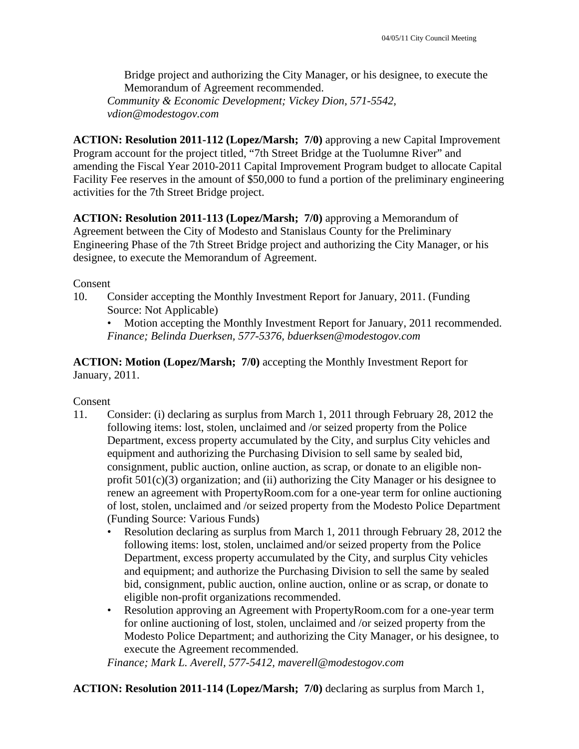Bridge project and authorizing the City Manager, or his designee, to execute the Memorandum of Agreement recommended.

*Community & Economic Development; Vickey Dion, 571-5542, vdion@modestogov.com*

**ACTION: Resolution 2011-112 (Lopez/Marsh; 7/0)** approving a new Capital Improvement Program account for the project titled, "7th Street Bridge at the Tuolumne River" and amending the Fiscal Year 2010-2011 Capital Improvement Program budget to allocate Capital Facility Fee reserves in the amount of $50,000 to fund a portion of the preliminary engineering activities for the 7th Street Bridge project.

**ACTION: Resolution 2011-113 (Lopez/Marsh; 7/0)** approving a Memorandum of Agreement between the City of Modesto and Stanislaus County for the Preliminary Engineering Phase of the 7th Street Bridge project and authorizing the City Manager, or his designee, to execute the Memorandum of Agreement.

Consent

10. Consider accepting the Monthly Investment Report for January, 2011. (Funding Source: Not Applicable)
   - Motion accepting the Monthly Investment Report for January, 2011 recommended.

   *Finance; Belinda Duerksen, 577-5376, bduerksen@modestogov.com*

**ACTION: Motion (Lopez/Marsh; 7/0)** accepting the Monthly Investment Report for January, 2011.

Consent

11. Consider: (i) declaring as surplus from March 1, 2011 through February 28, 2012 the following items: lost, stolen, unclaimed and /or seized property from the Police Department, excess property accumulated by the City, and surplus City vehicles and equipment and authorizing the Purchasing Division to sell same by sealed bid, consignment, public auction, online auction, as scrap, or donate to an eligible non-profit 501(c)(3) organization; and (ii) authorizing the City Manager or his designee to renew an agreement with PropertyRoom.com for a one-year term for online auctioning of lost, stolen, unclaimed and /or seized property from the Modesto Police Department (Funding Source: Various Funds)
   - Resolution declaring as surplus from March 1, 2011 through February 28, 2012 the following items: lost, stolen, unclaimed and/or seized property from the Police Department, excess property accumulated by the City, and surplus City vehicles and equipment; and authorize the Purchasing Division to sell the same by sealed bid, consignment, public auction, online auction, online or as scrap, or donate to eligible non-profit organizations recommended.
   - Resolution approving an Agreement with PropertyRoom.com for a one-year term for online auctioning of lost, stolen, unclaimed and /or seized property from the Modesto Police Department; and authorizing the City Manager, or his designee, to execute the Agreement recommended.

   *Finance; Mark L. Averell, 577-5412, maverell@modestogov.com*

**ACTION: Resolution 2011-114 (Lopez/Marsh; 7/0)** declaring as surplus from March 1,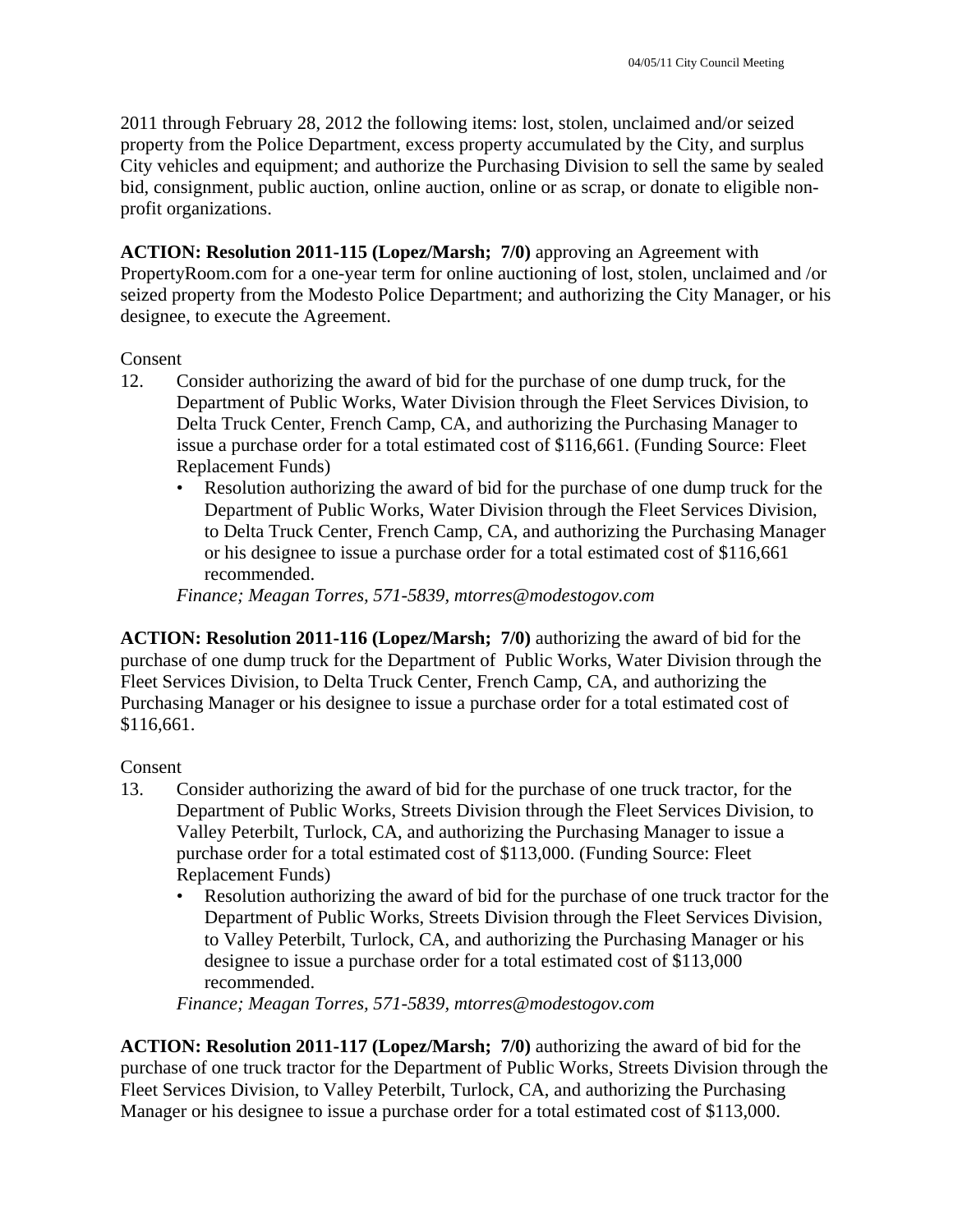2011 through February 28, 2012 the following items: lost, stolen, unclaimed and/or seized property from the Police Department, excess property accumulated by the City, and surplus City vehicles and equipment; and authorize the Purchasing Division to sell the same by sealed bid, consignment, public auction, online auction, online or as scrap, or donate to eligible non-profit organizations.

**ACTION: Resolution 2011-115 (Lopez/Marsh; 7/0)** approving an Agreement with PropertyRoom.com for a one-year term for online auctioning of lost, stolen, unclaimed and /or seized property from the Modesto Police Department; and authorizing the City Manager, or his designee, to execute the Agreement.

Consent

12. Consider authorizing the award of bid for the purchase of one dump truck, for the Department of Public Works, Water Division through the Fleet Services Division, to Delta Truck Center, French Camp, CA, and authorizing the Purchasing Manager to issue a purchase order for a total estimated cost of $116,661. (Funding Source: Fleet Replacement Funds)
    - Resolution authorizing the award of bid for the purchase of one dump truck for the Department of Public Works, Water Division through the Fleet Services Division, to Delta Truck Center, French Camp, CA, and authorizing the Purchasing Manager or his designee to issue a purchase order for a total estimated cost of $116,661 recommended.

    *Finance; Meagan Torres, 571-5839, mtorres@modestogov.com*

**ACTION: Resolution 2011-116 (Lopez/Marsh; 7/0)** authorizing the award of bid for the purchase of one dump truck for the Department of Public Works, Water Division through the Fleet Services Division, to Delta Truck Center, French Camp, CA, and authorizing the Purchasing Manager or his designee to issue a purchase order for a total estimated cost of $116,661.

Consent

13. Consider authorizing the award of bid for the purchase of one truck tractor, for the Department of Public Works, Streets Division through the Fleet Services Division, to Valley Peterbilt, Turlock, CA, and authorizing the Purchasing Manager to issue a purchase order for a total estimated cost of $113,000. (Funding Source: Fleet Replacement Funds)
    - Resolution authorizing the award of bid for the purchase of one truck tractor for the Department of Public Works, Streets Division through the Fleet Services Division, to Valley Peterbilt, Turlock, CA, and authorizing the Purchasing Manager or his designee to issue a purchase order for a total estimated cost of $113,000 recommended.

    *Finance; Meagan Torres, 571-5839, mtorres@modestogov.com*

**ACTION: Resolution 2011-117 (Lopez/Marsh; 7/0)** authorizing the award of bid for the purchase of one truck tractor for the Department of Public Works, Streets Division through the Fleet Services Division, to Valley Peterbilt, Turlock, CA, and authorizing the Purchasing Manager or his designee to issue a purchase order for a total estimated cost of $113,000.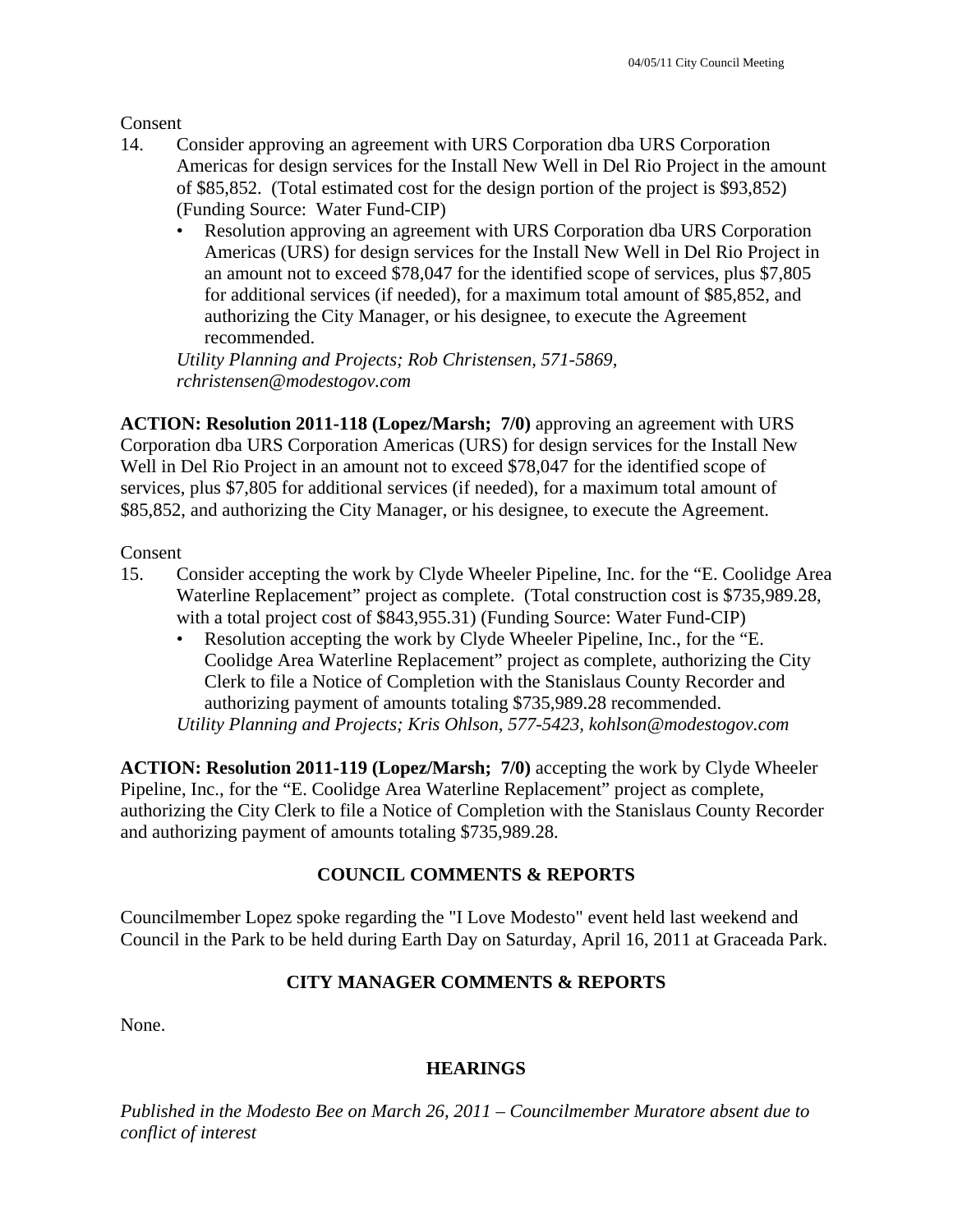Consent

14. Consider approving an agreement with URS Corporation dba URS Corporation Americas for design services for the Install New Well in Del Rio Project in the amount of $85,852. (Total estimated cost for the design portion of the project is $93,852) (Funding Source: Water Fund-CIP)
    - Resolution approving an agreement with URS Corporation dba URS Corporation Americas (URS) for design services for the Install New Well in Del Rio Project in an amount not to exceed $78,047 for the identified scope of services, plus $7,805 for additional services (if needed), for a maximum total amount of $85,852, and authorizing the City Manager, or his designee, to execute the Agreement recommended.

    *Utility Planning and Projects; Rob Christensen, 571-5869, rchristensen@modestogov.com*

**ACTION: Resolution 2011-118 (Lopez/Marsh; 7/0)** approving an agreement with URS Corporation dba URS Corporation Americas (URS) for design services for the Install New Well in Del Rio Project in an amount not to exceed $78,047 for the identified scope of services, plus $7,805 for additional services (if needed), for a maximum total amount of $85,852, and authorizing the City Manager, or his designee, to execute the Agreement.

Consent

15. Consider accepting the work by Clyde Wheeler Pipeline, Inc. for the "E. Coolidge Area Waterline Replacement" project as complete. (Total construction cost is $735,989.28, with a total project cost of $843,955.31) (Funding Source: Water Fund-CIP)
    - Resolution accepting the work by Clyde Wheeler Pipeline, Inc., for the "E. Coolidge Area Waterline Replacement" project as complete, authorizing the City Clerk to file a Notice of Completion with the Stanislaus County Recorder and authorizing payment of amounts totaling $735,989.28 recommended.

    *Utility Planning and Projects; Kris Ohlson, 577-5423, kohlson@modestogov.com*

**ACTION: Resolution 2011-119 (Lopez/Marsh; 7/0)** accepting the work by Clyde Wheeler Pipeline, Inc., for the "E. Coolidge Area Waterline Replacement" project as complete, authorizing the City Clerk to file a Notice of Completion with the Stanislaus County Recorder and authorizing payment of amounts totaling $735,989.28.

## COUNCIL COMMENTS & REPORTS

Councilmember Lopez spoke regarding the "I Love Modesto" event held last weekend and Council in the Park to be held during Earth Day on Saturday, April 16, 2011 at Graceada Park.

## CITY MANAGER COMMENTS & REPORTS

None.

## HEARINGS

*Published in the Modesto Bee on March 26, 2011 – Councilmember Muratore absent due to conflict of interest*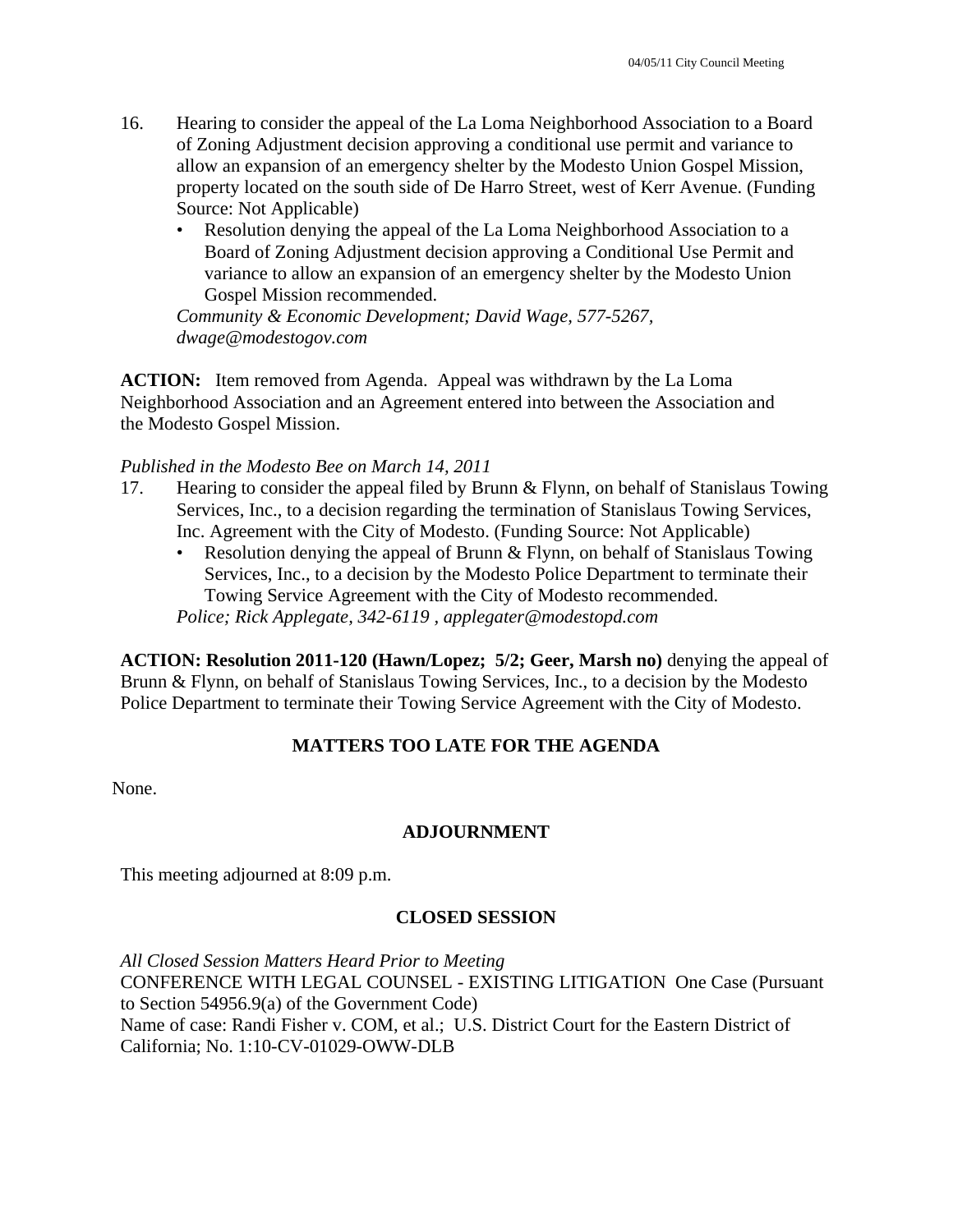16. Hearing to consider the appeal of the La Loma Neighborhood Association to a Board of Zoning Adjustment decision approving a conditional use permit and variance to allow an expansion of an emergency shelter by the Modesto Union Gospel Mission, property located on the south side of De Harro Street, west of Kerr Avenue. (Funding Source: Not Applicable)
    - Resolution denying the appeal of the La Loma Neighborhood Association to a Board of Zoning Adjustment decision approving a Conditional Use Permit and variance to allow an expansion of an emergency shelter by the Modesto Union Gospel Mission recommended.

    *Community & Economic Development; David Wage, 577-5267, dwage@modestogov.com*

**ACTION:** Item removed from Agenda. Appeal was withdrawn by the La Loma Neighborhood Association and an Agreement entered into between the Association and the Modesto Gospel Mission.

*Published in the Modesto Bee on March 14, 2011*

17. Hearing to consider the appeal filed by Brunn & Flynn, on behalf of Stanislaus Towing Services, Inc., to a decision regarding the termination of Stanislaus Towing Services, Inc. Agreement with the City of Modesto. (Funding Source: Not Applicable)
    - Resolution denying the appeal of Brunn & Flynn, on behalf of Stanislaus Towing Services, Inc., to a decision by the Modesto Police Department to terminate their Towing Service Agreement with the City of Modesto recommended.

    *Police; Rick Applegate, 342-6119 , applegater@modestopd.com*

**ACTION: Resolution 2011-120 (Hawn/Lopez; 5/2; Geer, Marsh no)** denying the appeal of Brunn & Flynn, on behalf of Stanislaus Towing Services, Inc., to a decision by the Modesto Police Department to terminate their Towing Service Agreement with the City of Modesto.

## MATTERS TOO LATE FOR THE AGENDA

None.

## ADJOURNMENT

This meeting adjourned at 8:09 p.m.

## CLOSED SESSION

*All Closed Session Matters Heard Prior to Meeting*

CONFERENCE WITH LEGAL COUNSEL - EXISTING LITIGATION One Case (Pursuant to Section 54956.9(a) of the Government Code)

Name of case: Randi Fisher v. COM, et al.; U.S. District Court for the Eastern District of California; No. 1:10-CV-01029-OWW-DLB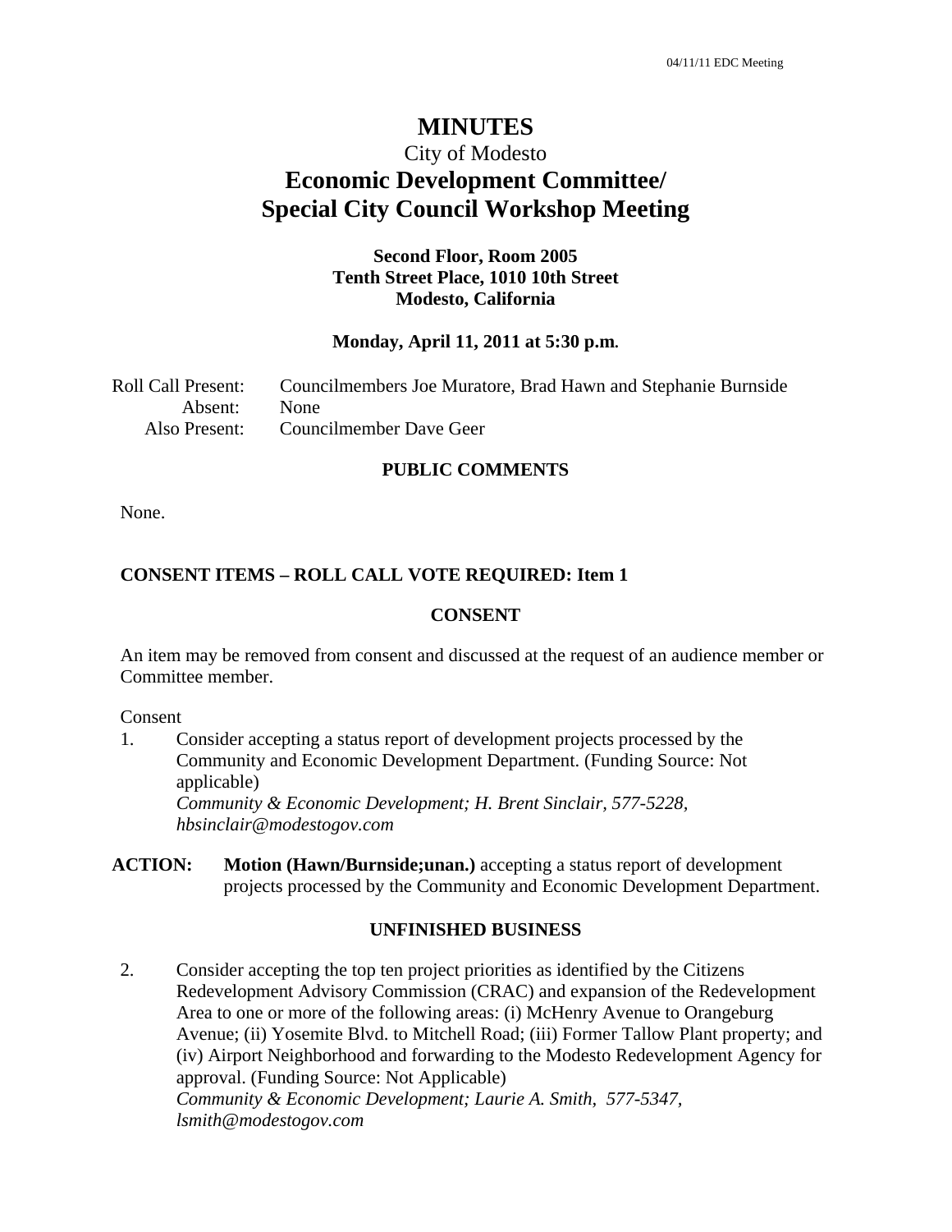# MINUTES

City of Modesto

## Economic Development Committee/ Special City Council Workshop Meeting

**Second Floor, Room 2005**
**Tenth Street Place, 1010 10th Street**
**Modesto, California**

**Monday, April 11, 2011 at 5:30 p.m.**

Roll Call Present: Councilmembers Joe Muratore, Brad Hawn and Stephanie Burnside
Absent: None
Also Present: Councilmember Dave Geer

**PUBLIC COMMENTS**

None.

**CONSENT ITEMS – ROLL CALL VOTE REQUIRED: Item 1**

**CONSENT**

An item may be removed from consent and discussed at the request of an audience member or Committee member.

Consent

1. Consider accepting a status report of development projects processed by the Community and Economic Development Department. (Funding Source: Not applicable)
*Community & Economic Development; H. Brent Sinclair, 577-5228, hbsinclair@modestogov.com*

**ACTION:** **Motion (Hawn/Burnside;unan.)** accepting a status report of development projects processed by the Community and Economic Development Department.

**UNFINISHED BUSINESS**

2. Consider accepting the top ten project priorities as identified by the Citizens Redevelopment Advisory Commission (CRAC) and expansion of the Redevelopment Area to one or more of the following areas: (i) McHenry Avenue to Orangeburg Avenue; (ii) Yosemite Blvd. to Mitchell Road; (iii) Former Tallow Plant property; and (iv) Airport Neighborhood and forwarding to the Modesto Redevelopment Agency for approval. (Funding Source: Not Applicable)
*Community & Economic Development; Laurie A. Smith, 577-5347, lsmith@modestogov.com*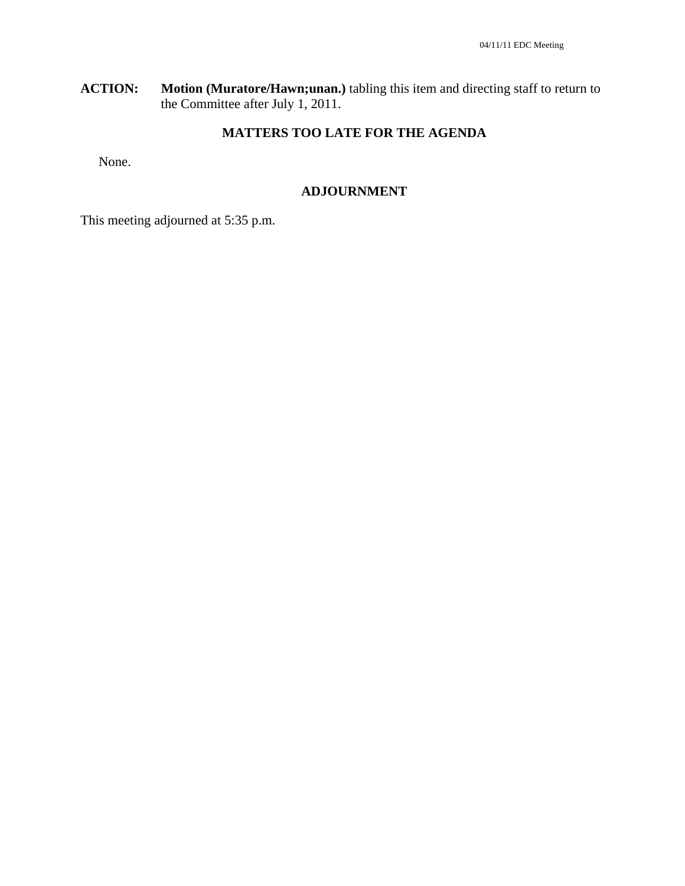**ACTION:** **Motion (Muratore/Hawn;unan.)** tabling this item and directing staff to return to the Committee after July 1, 2011.

## MATTERS TOO LATE FOR THE AGENDA

None.

## ADJOURNMENT

This meeting adjourned at 5:35 p.m.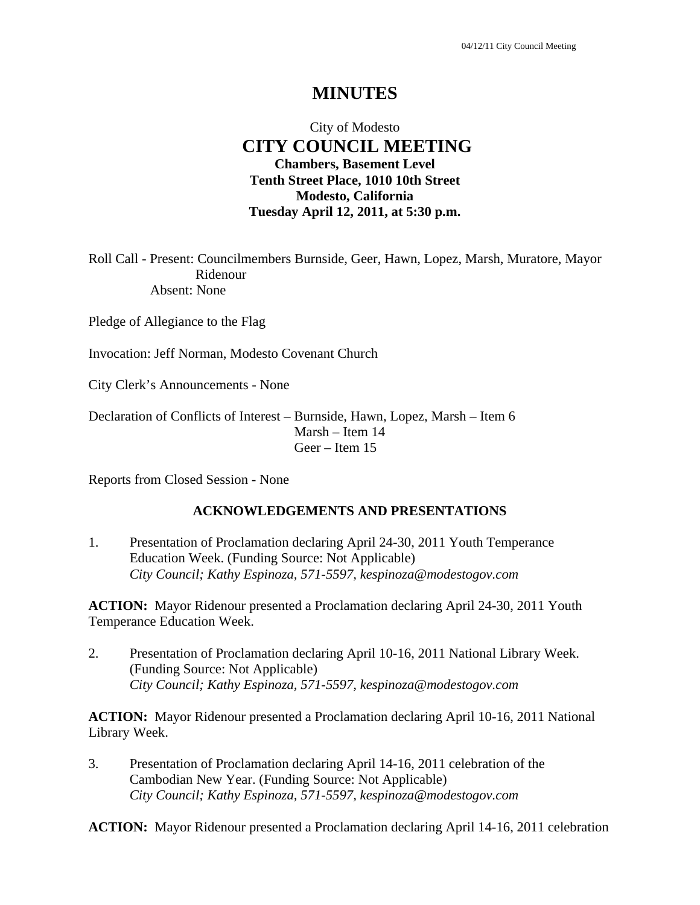# MINUTES

City of Modesto

## CITY COUNCIL MEETING

**Chambers, Basement Level**
**Tenth Street Place, 1010 10th Street**
**Modesto, California**
**Tuesday April 12, 2011, at 5:30 p.m.**

Roll Call - Present: Councilmembers Burnside, Geer, Hawn, Lopez, Marsh, Muratore, Mayor Ridenour
Absent: None

Pledge of Allegiance to the Flag

Invocation: Jeff Norman, Modesto Covenant Church

City Clerk's Announcements - None

Declaration of Conflicts of Interest – Burnside, Hawn, Lopez, Marsh – Item 6
Marsh – Item 14
Geer – Item 15

Reports from Closed Session - None

### ACKNOWLEDGEMENTS AND PRESENTATIONS

1. Presentation of Proclamation declaring April 24-30, 2011 Youth Temperance Education Week. (Funding Source: Not Applicable)
*City Council; Kathy Espinoza, 571-5597, kespinoza@modestogov.com*

**ACTION:** Mayor Ridenour presented a Proclamation declaring April 24-30, 2011 Youth Temperance Education Week.

2. Presentation of Proclamation declaring April 10-16, 2011 National Library Week. (Funding Source: Not Applicable)
*City Council; Kathy Espinoza, 571-5597, kespinoza@modestogov.com*

**ACTION:** Mayor Ridenour presented a Proclamation declaring April 10-16, 2011 National Library Week.

3. Presentation of Proclamation declaring April 14-16, 2011 celebration of the Cambodian New Year. (Funding Source: Not Applicable)
*City Council; Kathy Espinoza, 571-5597, kespinoza@modestogov.com*

**ACTION:** Mayor Ridenour presented a Proclamation declaring April 14-16, 2011 celebration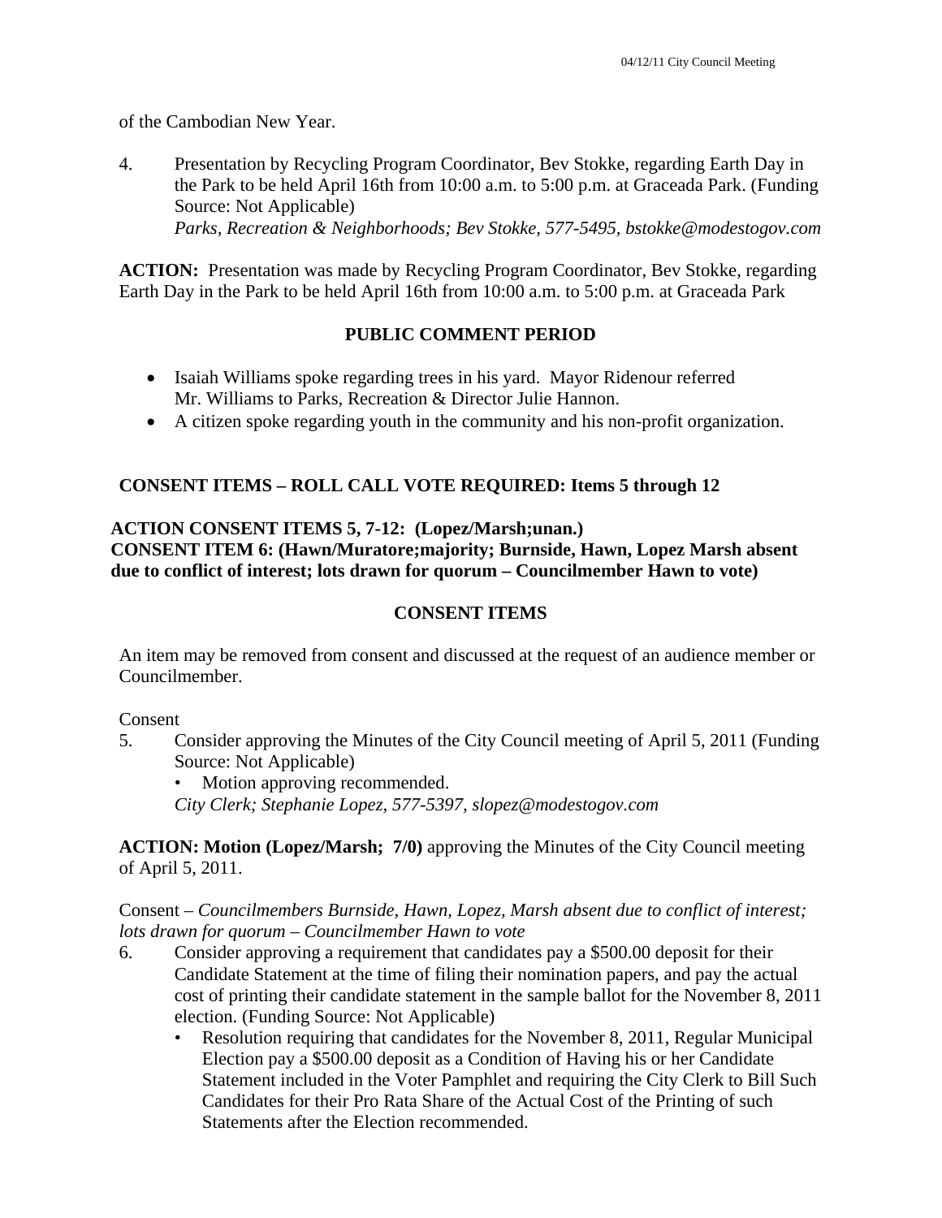of the Cambodian New Year.

4. Presentation by Recycling Program Coordinator, Bev Stokke, regarding Earth Day in the Park to be held April 16th from 10:00 a.m. to 5:00 p.m. at Graceada Park. (Funding Source: Not Applicable)
   *Parks, Recreation & Neighborhoods; Bev Stokke, 577-5495, bstokke@modestogov.com*

**ACTION:** Presentation was made by Recycling Program Coordinator, Bev Stokke, regarding Earth Day in the Park to be held April 16th from 10:00 a.m. to 5:00 p.m. at Graceada Park

**PUBLIC COMMENT PERIOD**

- Isaiah Williams spoke regarding trees in his yard. Mayor Ridenour referred Mr. Williams to Parks, Recreation & Director Julie Hannon.
- A citizen spoke regarding youth in the community and his non-profit organization.

**CONSENT ITEMS – ROLL CALL VOTE REQUIRED: Items 5 through 12**

**ACTION CONSENT ITEMS 5, 7-12: (Lopez/Marsh;unan.)**
**CONSENT ITEM 6: (Hawn/Muratore;majority; Burnside, Hawn, Lopez Marsh absent due to conflict of interest; lots drawn for quorum – Councilmember Hawn to vote)**

**CONSENT ITEMS**

An item may be removed from consent and discussed at the request of an audience member or Councilmember.

Consent

5. Consider approving the Minutes of the City Council meeting of April 5, 2011 (Funding Source: Not Applicable)
   - Motion approving recommended.

   *City Clerk; Stephanie Lopez, 577-5397, slopez@modestogov.com*

**ACTION: Motion (Lopez/Marsh; 7/0)** approving the Minutes of the City Council meeting of April 5, 2011.

Consent – *Councilmembers Burnside, Hawn, Lopez, Marsh absent due to conflict of interest; lots drawn for quorum – Councilmember Hawn to vote*

6. Consider approving a requirement that candidates pay a $500.00 deposit for their Candidate Statement at the time of filing their nomination papers, and pay the actual cost of printing their candidate statement in the sample ballot for the November 8, 2011 election. (Funding Source: Not Applicable)
   - Resolution requiring that candidates for the November 8, 2011, Regular Municipal Election pay a $500.00 deposit as a Condition of Having his or her Candidate Statement included in the Voter Pamphlet and requiring the City Clerk to Bill Such Candidates for their Pro Rata Share of the Actual Cost of the Printing of such Statements after the Election recommended.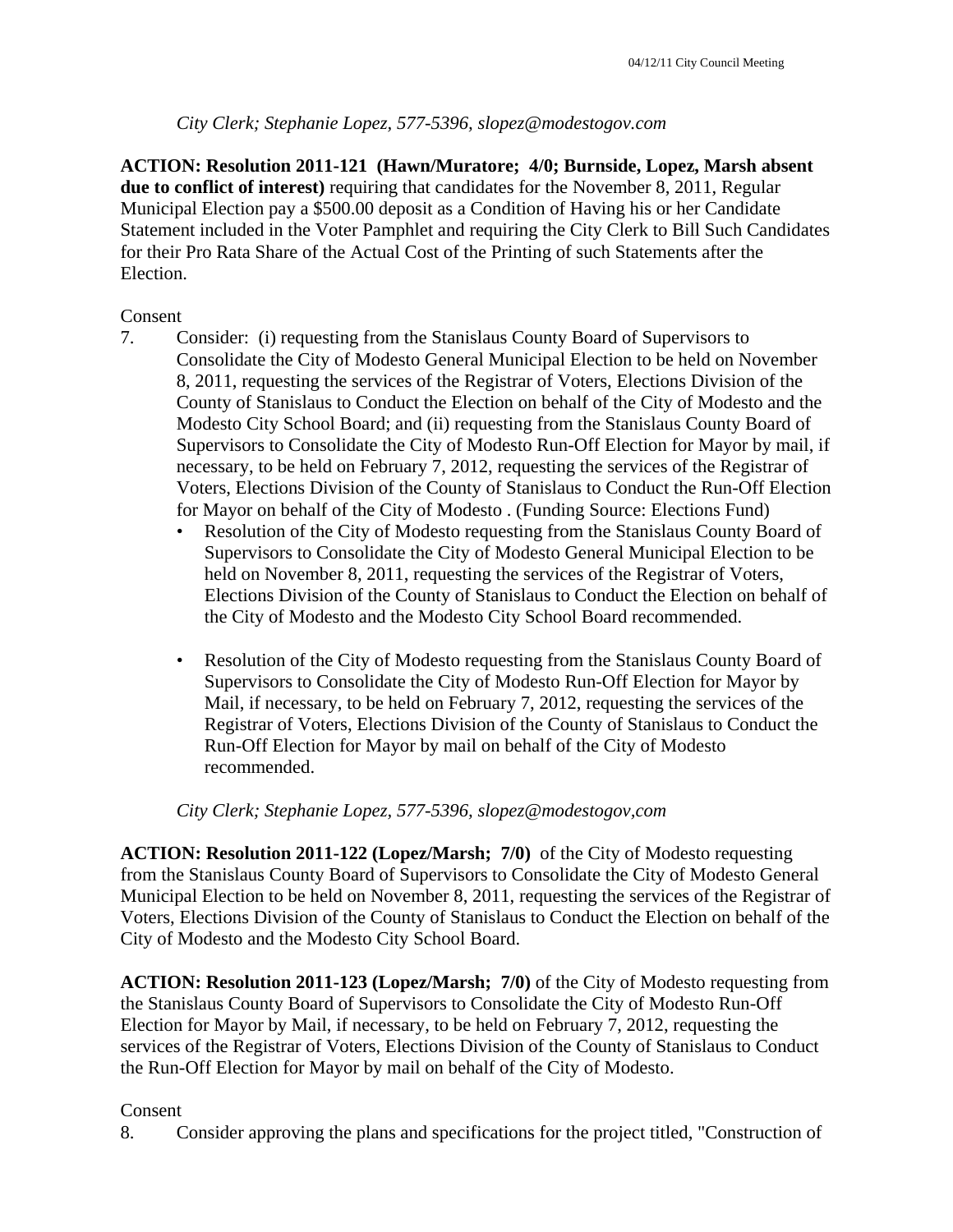*City Clerk; Stephanie Lopez, 577-5396, slopez@modestogov.com*

**ACTION: Resolution 2011-121 (Hawn/Muratore; 4/0; Burnside, Lopez, Marsh absent due to conflict of interest)** requiring that candidates for the November 8, 2011, Regular Municipal Election pay a $500.00 deposit as a Condition of Having his or her Candidate Statement included in the Voter Pamphlet and requiring the City Clerk to Bill Such Candidates for their Pro Rata Share of the Actual Cost of the Printing of such Statements after the Election.

Consent

7. Consider: (i) requesting from the Stanislaus County Board of Supervisors to Consolidate the City of Modesto General Municipal Election to be held on November 8, 2011, requesting the services of the Registrar of Voters, Elections Division of the County of Stanislaus to Conduct the Election on behalf of the City of Modesto and the Modesto City School Board; and (ii) requesting from the Stanislaus County Board of Supervisors to Consolidate the City of Modesto Run-Off Election for Mayor by mail, if necessary, to be held on February 7, 2012, requesting the services of the Registrar of Voters, Elections Division of the County of Stanislaus to Conduct the Run-Off Election for Mayor on behalf of the City of Modesto . (Funding Source: Elections Fund)
   - Resolution of the City of Modesto requesting from the Stanislaus County Board of Supervisors to Consolidate the City of Modesto General Municipal Election to be held on November 8, 2011, requesting the services of the Registrar of Voters, Elections Division of the County of Stanislaus to Conduct the Election on behalf of the City of Modesto and the Modesto City School Board recommended.
   - Resolution of the City of Modesto requesting from the Stanislaus County Board of Supervisors to Consolidate the City of Modesto Run-Off Election for Mayor by Mail, if necessary, to be held on February 7, 2012, requesting the services of the Registrar of Voters, Elections Division of the County of Stanislaus to Conduct the Run-Off Election for Mayor by mail on behalf of the City of Modesto recommended.

*City Clerk; Stephanie Lopez, 577-5396, slopez@modestogov,com*

**ACTION: Resolution 2011-122 (Lopez/Marsh; 7/0)** of the City of Modesto requesting from the Stanislaus County Board of Supervisors to Consolidate the City of Modesto General Municipal Election to be held on November 8, 2011, requesting the services of the Registrar of Voters, Elections Division of the County of Stanislaus to Conduct the Election on behalf of the City of Modesto and the Modesto City School Board.

**ACTION: Resolution 2011-123 (Lopez/Marsh; 7/0)** of the City of Modesto requesting from the Stanislaus County Board of Supervisors to Consolidate the City of Modesto Run-Off Election for Mayor by Mail, if necessary, to be held on February 7, 2012, requesting the services of the Registrar of Voters, Elections Division of the County of Stanislaus to Conduct the Run-Off Election for Mayor by mail on behalf of the City of Modesto.

Consent

8. Consider approving the plans and specifications for the project titled, "Construction of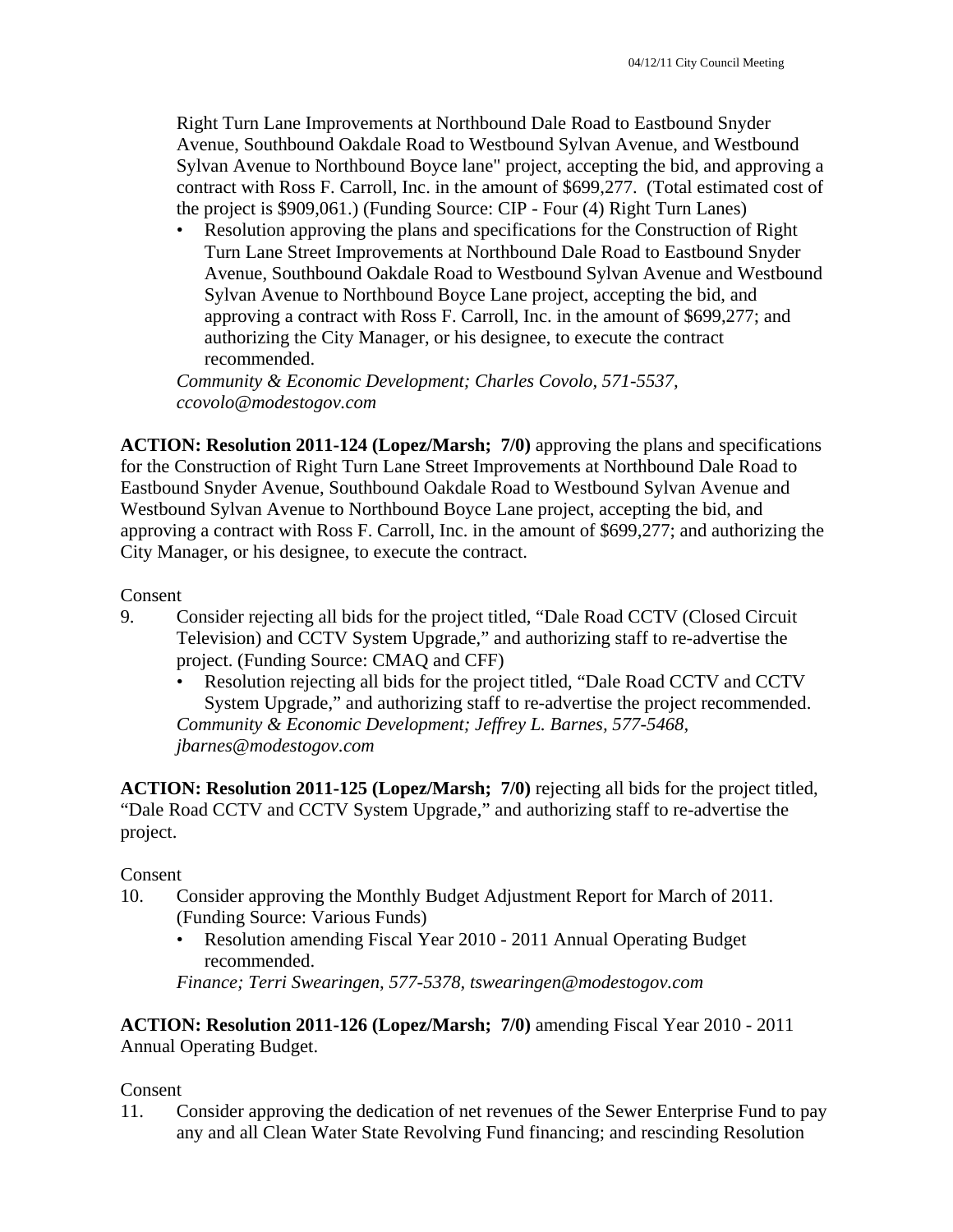Right Turn Lane Improvements at Northbound Dale Road to Eastbound Snyder Avenue, Southbound Oakdale Road to Westbound Sylvan Avenue, and Westbound Sylvan Avenue to Northbound Boyce lane" project, accepting the bid, and approving a contract with Ross F. Carroll, Inc. in the amount of $699,277. (Total estimated cost of the project is $909,061.) (Funding Source: CIP - Four (4) Right Turn Lanes)

- Resolution approving the plans and specifications for the Construction of Right Turn Lane Street Improvements at Northbound Dale Road to Eastbound Snyder Avenue, Southbound Oakdale Road to Westbound Sylvan Avenue and Westbound Sylvan Avenue to Northbound Boyce Lane project, accepting the bid, and approving a contract with Ross F. Carroll, Inc. in the amount of $699,277; and authorizing the City Manager, or his designee, to execute the contract recommended.

*Community & Economic Development; Charles Covolo, 571-5537, ccovolo@modestogov.com*

**ACTION: Resolution 2011-124 (Lopez/Marsh; 7/0)** approving the plans and specifications for the Construction of Right Turn Lane Street Improvements at Northbound Dale Road to Eastbound Snyder Avenue, Southbound Oakdale Road to Westbound Sylvan Avenue and Westbound Sylvan Avenue to Northbound Boyce Lane project, accepting the bid, and approving a contract with Ross F. Carroll, Inc. in the amount of $699,277; and authorizing the City Manager, or his designee, to execute the contract.

Consent

9. Consider rejecting all bids for the project titled, "Dale Road CCTV (Closed Circuit Television) and CCTV System Upgrade," and authorizing staff to re-advertise the project. (Funding Source: CMAQ and CFF)
   - Resolution rejecting all bids for the project titled, "Dale Road CCTV and CCTV System Upgrade," and authorizing staff to re-advertise the project recommended.

   *Community & Economic Development; Jeffrey L. Barnes, 577-5468, jbarnes@modestogov.com*

**ACTION: Resolution 2011-125 (Lopez/Marsh; 7/0)** rejecting all bids for the project titled, "Dale Road CCTV and CCTV System Upgrade," and authorizing staff to re-advertise the project.

Consent

10. Consider approving the Monthly Budget Adjustment Report for March of 2011. (Funding Source: Various Funds)
    - Resolution amending Fiscal Year 2010 - 2011 Annual Operating Budget recommended.

    *Finance; Terri Swearingen, 577-5378, tswearingen@modestogov.com*

**ACTION: Resolution 2011-126 (Lopez/Marsh; 7/0)** amending Fiscal Year 2010 - 2011 Annual Operating Budget.

Consent

11. Consider approving the dedication of net revenues of the Sewer Enterprise Fund to pay any and all Clean Water State Revolving Fund financing; and rescinding Resolution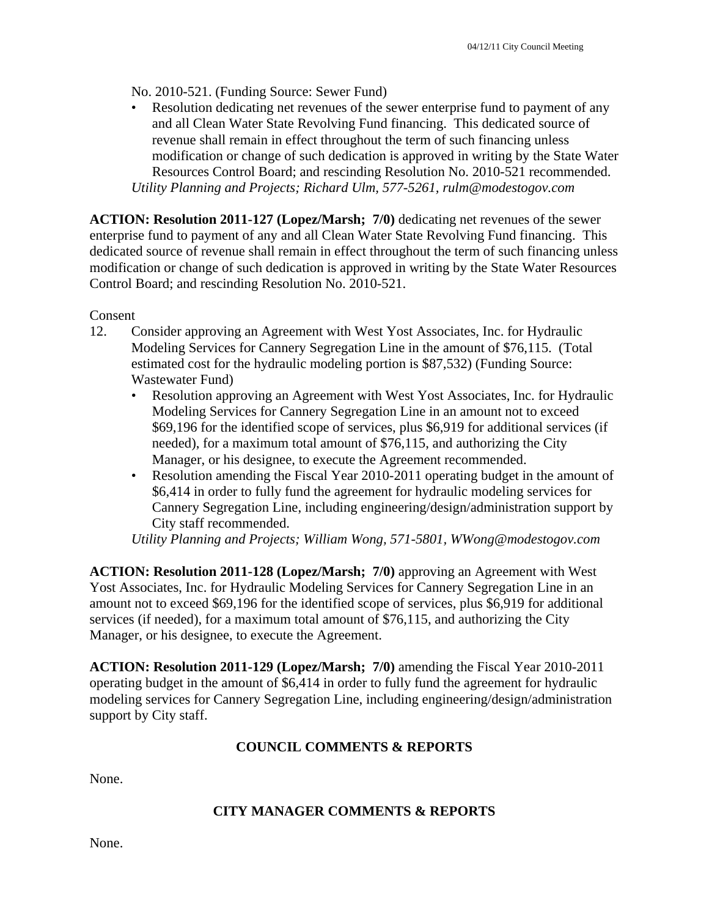No. 2010-521. (Funding Source: Sewer Fund)

- Resolution dedicating net revenues of the sewer enterprise fund to payment of any and all Clean Water State Revolving Fund financing. This dedicated source of revenue shall remain in effect throughout the term of such financing unless modification or change of such dedication is approved in writing by the State Water Resources Control Board; and rescinding Resolution No. 2010-521 recommended.

*Utility Planning and Projects; Richard Ulm, 577-5261, rulm@modestogov.com*

**ACTION: Resolution 2011-127 (Lopez/Marsh; 7/0)** dedicating net revenues of the sewer enterprise fund to payment of any and all Clean Water State Revolving Fund financing. This dedicated source of revenue shall remain in effect throughout the term of such financing unless modification or change of such dedication is approved in writing by the State Water Resources Control Board; and rescinding Resolution No. 2010-521.

Consent

12. Consider approving an Agreement with West Yost Associates, Inc. for Hydraulic Modeling Services for Cannery Segregation Line in the amount of $76,115. (Total estimated cost for the hydraulic modeling portion is $87,532) (Funding Source: Wastewater Fund)
    - Resolution approving an Agreement with West Yost Associates, Inc. for Hydraulic Modeling Services for Cannery Segregation Line in an amount not to exceed $69,196 for the identified scope of services, plus $6,919 for additional services (if needed), for a maximum total amount of $76,115, and authorizing the City Manager, or his designee, to execute the Agreement recommended.
    - Resolution amending the Fiscal Year 2010-2011 operating budget in the amount of $6,414 in order to fully fund the agreement for hydraulic modeling services for Cannery Segregation Line, including engineering/design/administration support by City staff recommended.

    *Utility Planning and Projects; William Wong, 571-5801, WWong@modestogov.com*

**ACTION: Resolution 2011-128 (Lopez/Marsh; 7/0)** approving an Agreement with West Yost Associates, Inc. for Hydraulic Modeling Services for Cannery Segregation Line in an amount not to exceed $69,196 for the identified scope of services, plus $6,919 for additional services (if needed), for a maximum total amount of $76,115, and authorizing the City Manager, or his designee, to execute the Agreement.

**ACTION: Resolution 2011-129 (Lopez/Marsh; 7/0)** amending the Fiscal Year 2010-2011 operating budget in the amount of $6,414 in order to fully fund the agreement for hydraulic modeling services for Cannery Segregation Line, including engineering/design/administration support by City staff.

## COUNCIL COMMENTS & REPORTS

None.

## CITY MANAGER COMMENTS & REPORTS

None.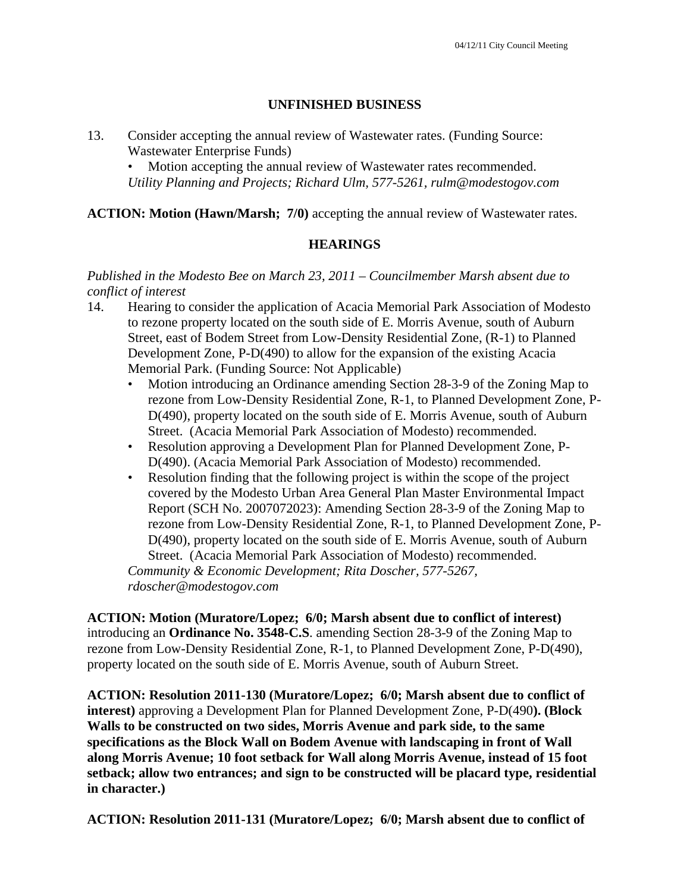## UNFINISHED BUSINESS

13. Consider accepting the annual review of Wastewater rates. (Funding Source: Wastewater Enterprise Funds)
    - Motion accepting the annual review of Wastewater rates recommended.

    *Utility Planning and Projects; Richard Ulm, 577-5261, rulm@modestogov.com*

**ACTION: Motion (Hawn/Marsh; 7/0)** accepting the annual review of Wastewater rates.

## HEARINGS

*Published in the Modesto Bee on March 23, 2011 – Councilmember Marsh absent due to conflict of interest*

14. Hearing to consider the application of Acacia Memorial Park Association of Modesto to rezone property located on the south side of E. Morris Avenue, south of Auburn Street, east of Bodem Street from Low-Density Residential Zone, (R-1) to Planned Development Zone, P-D(490) to allow for the expansion of the existing Acacia Memorial Park. (Funding Source: Not Applicable)
    - Motion introducing an Ordinance amending Section 28-3-9 of the Zoning Map to rezone from Low-Density Residential Zone, R-1, to Planned Development Zone, P-D(490), property located on the south side of E. Morris Avenue, south of Auburn Street. (Acacia Memorial Park Association of Modesto) recommended.
    - Resolution approving a Development Plan for Planned Development Zone, P-D(490). (Acacia Memorial Park Association of Modesto) recommended.
    - Resolution finding that the following project is within the scope of the project covered by the Modesto Urban Area General Plan Master Environmental Impact Report (SCH No. 2007072023): Amending Section 28-3-9 of the Zoning Map to rezone from Low-Density Residential Zone, R-1, to Planned Development Zone, P-D(490), property located on the south side of E. Morris Avenue, south of Auburn Street. (Acacia Memorial Park Association of Modesto) recommended.

    *Community & Economic Development; Rita Doscher, 577-5267, rdoscher@modestogov.com*

**ACTION: Motion (Muratore/Lopez; 6/0; Marsh absent due to conflict of interest)** introducing an **Ordinance No. 3548-C.S**. amending Section 28-3-9 of the Zoning Map to rezone from Low-Density Residential Zone, R-1, to Planned Development Zone, P-D(490), property located on the south side of E. Morris Avenue, south of Auburn Street.

**ACTION: Resolution 2011-130 (Muratore/Lopez; 6/0; Marsh absent due to conflict of interest)** approving a Development Plan for Planned Development Zone, P-D(490**). (Block Walls to be constructed on two sides, Morris Avenue and park side, to the same specifications as the Block Wall on Bodem Avenue with landscaping in front of Wall along Morris Avenue; 10 foot setback for Wall along Morris Avenue, instead of 15 foot setback; allow two entrances; and sign to be constructed will be placard type, residential in character.)**

**ACTION: Resolution 2011-131 (Muratore/Lopez; 6/0; Marsh absent due to conflict of**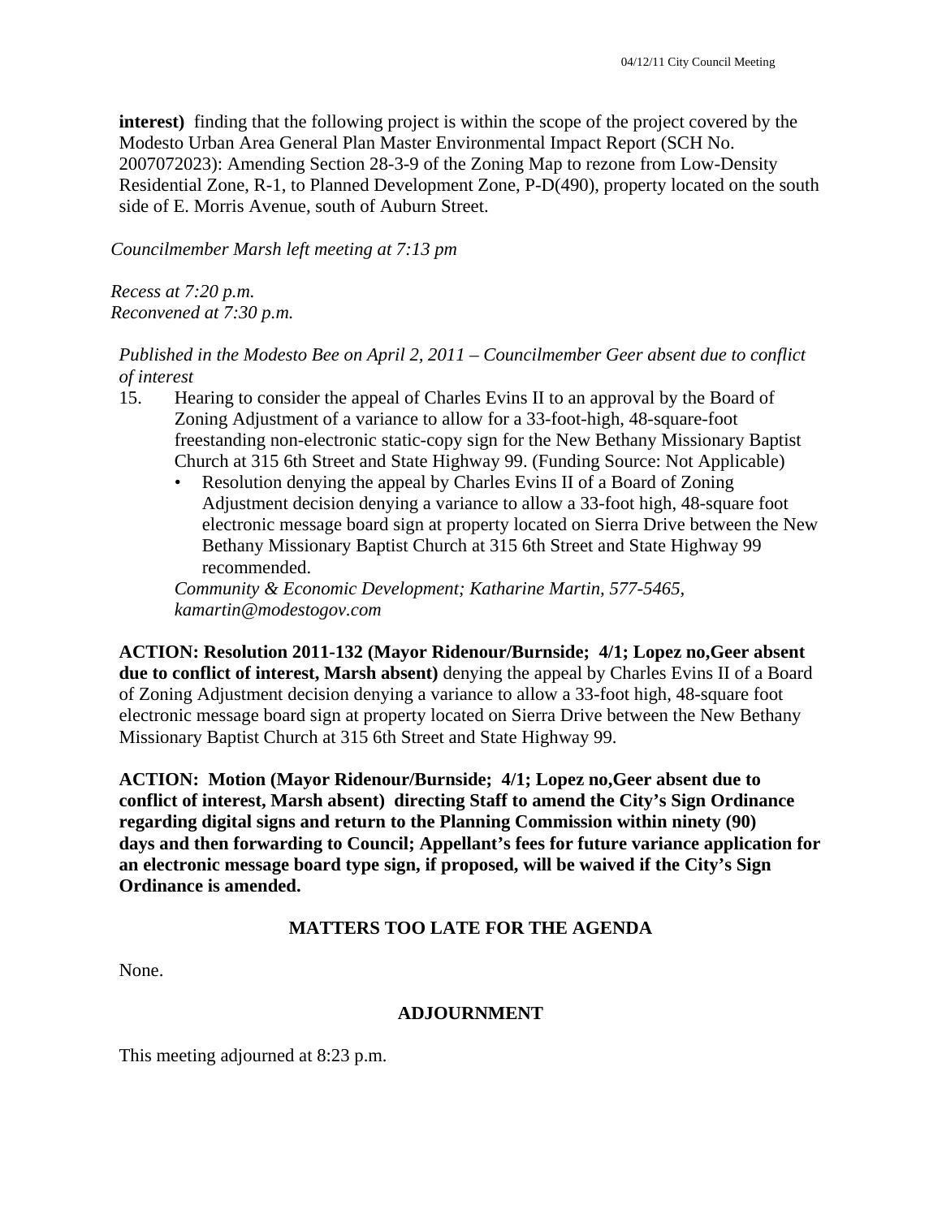**interest)** finding that the following project is within the scope of the project covered by the Modesto Urban Area General Plan Master Environmental Impact Report (SCH No. 2007072023): Amending Section 28-3-9 of the Zoning Map to rezone from Low-Density Residential Zone, R-1, to Planned Development Zone, P-D(490), property located on the south side of E. Morris Avenue, south of Auburn Street.

*Councilmember Marsh left meeting at 7:13 pm*

*Recess at 7:20 p.m.*
*Reconvened at 7:30 p.m.*

*Published in the Modesto Bee on April 2, 2011 – Councilmember Geer absent due to conflict of interest*

15. Hearing to consider the appeal of Charles Evins II to an approval by the Board of Zoning Adjustment of a variance to allow for a 33-foot-high, 48-square-foot freestanding non-electronic static-copy sign for the New Bethany Missionary Baptist Church at 315 6th Street and State Highway 99. (Funding Source: Not Applicable)
    - Resolution denying the appeal by Charles Evins II of a Board of Zoning Adjustment decision denying a variance to allow a 33-foot high, 48-square foot electronic message board sign at property located on Sierra Drive between the New Bethany Missionary Baptist Church at 315 6th Street and State Highway 99 recommended.

    *Community & Economic Development; Katharine Martin, 577-5465, kamartin@modestogov.com*

**ACTION: Resolution 2011-132 (Mayor Ridenour/Burnside; 4/1; Lopez no,Geer absent due to conflict of interest, Marsh absent)** denying the appeal by Charles Evins II of a Board of Zoning Adjustment decision denying a variance to allow a 33-foot high, 48-square foot electronic message board sign at property located on Sierra Drive between the New Bethany Missionary Baptist Church at 315 6th Street and State Highway 99.

**ACTION: Motion (Mayor Ridenour/Burnside; 4/1; Lopez no,Geer absent due to conflict of interest, Marsh absent) directing Staff to amend the City's Sign Ordinance regarding digital signs and return to the Planning Commission within ninety (90) days and then forwarding to Council; Appellant's fees for future variance application for an electronic message board type sign, if proposed, will be waived if the City's Sign Ordinance is amended.**

## MATTERS TOO LATE FOR THE AGENDA

None.

## ADJOURNMENT

This meeting adjourned at 8:23 p.m.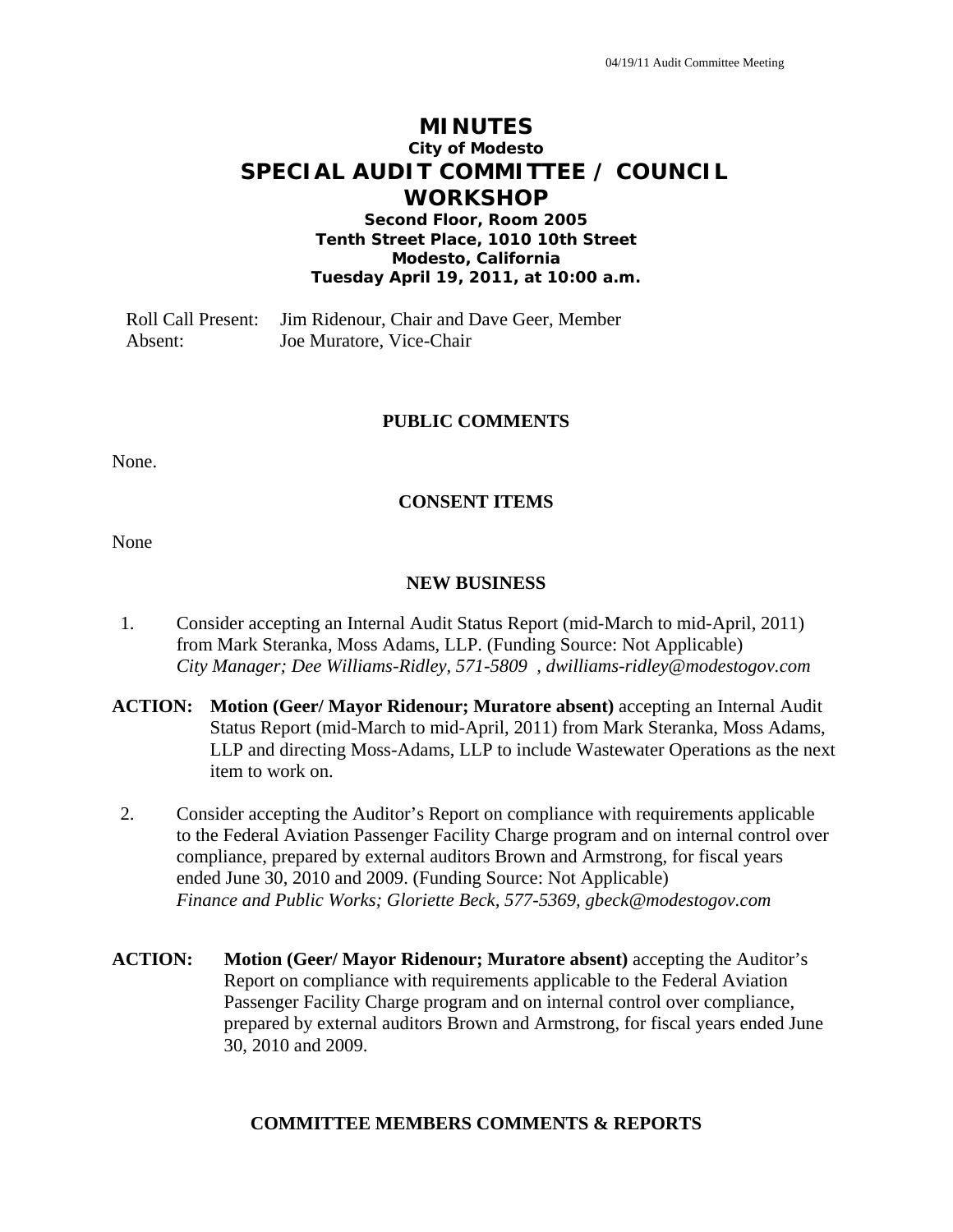# MINUTES

## City of Modesto

# SPECIAL AUDIT COMMITTEE / COUNCIL WORKSHOP

**Second Floor, Room 2005**
**Tenth Street Place, 1010 10th Street**
**Modesto, California**
**Tuesday April 19, 2011, at 10:00 a.m.**

Roll Call Present: Jim Ridenour, Chair and Dave Geer, Member
Absent: Joe Muratore, Vice-Chair

## PUBLIC COMMENTS

None.

## CONSENT ITEMS

None

## NEW BUSINESS

1. Consider accepting an Internal Audit Status Report (mid-March to mid-April, 2011) from Mark Steranka, Moss Adams, LLP. (Funding Source: Not Applicable)
*City Manager; Dee Williams-Ridley, 571-5809 , dwilliams-ridley@modestogov.com*

**ACTION: Motion (Geer/ Mayor Ridenour; Muratore absent)** accepting an Internal Audit Status Report (mid-March to mid-April, 2011) from Mark Steranka, Moss Adams, LLP and directing Moss-Adams, LLP to include Wastewater Operations as the next item to work on.

2. Consider accepting the Auditor's Report on compliance with requirements applicable to the Federal Aviation Passenger Facility Charge program and on internal control over compliance, prepared by external auditors Brown and Armstrong, for fiscal years ended June 30, 2010 and 2009. (Funding Source: Not Applicable)
*Finance and Public Works; Gloriette Beck, 577-5369, gbeck@modestogov.com*

**ACTION: Motion (Geer/ Mayor Ridenour; Muratore absent)** accepting the Auditor's Report on compliance with requirements applicable to the Federal Aviation Passenger Facility Charge program and on internal control over compliance, prepared by external auditors Brown and Armstrong, for fiscal years ended June 30, 2010 and 2009.

## COMMITTEE MEMBERS COMMENTS & REPORTS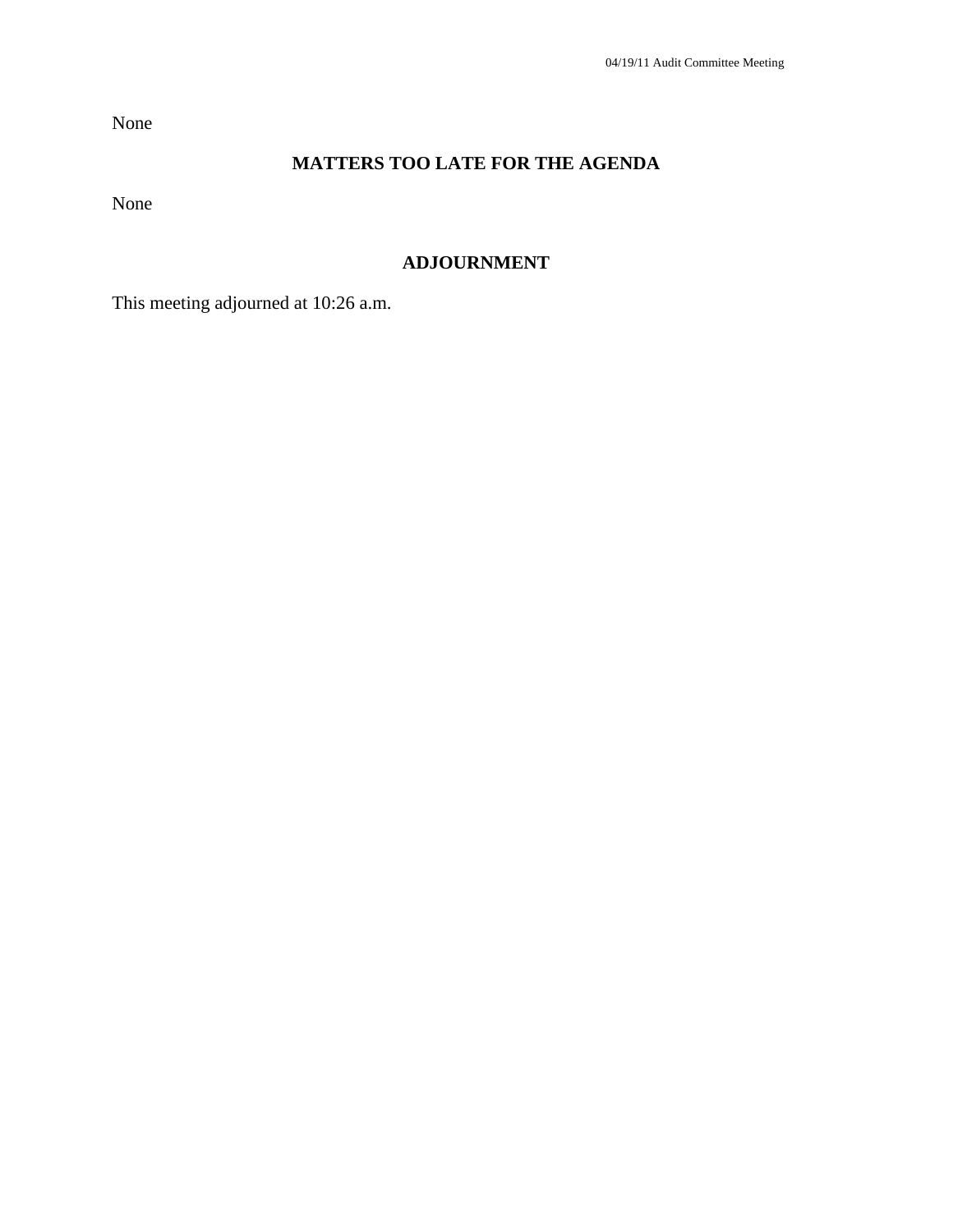None

## MATTERS TOO LATE FOR THE AGENDA

None

## ADJOURNMENT

This meeting adjourned at 10:26 a.m.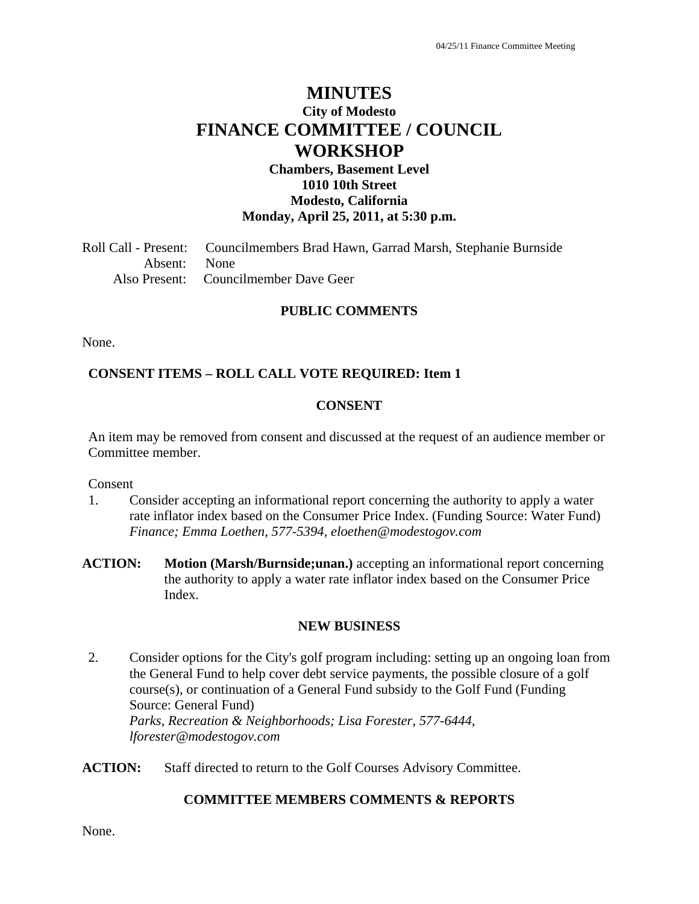# MINUTES

## City of Modesto

# FINANCE COMMITTEE / COUNCIL WORKSHOP

**Chambers, Basement Level**
**1010 10th Street**
**Modesto, California**
**Monday, April 25, 2011, at 5:30 p.m.**

Roll Call - Present: Councilmembers Brad Hawn, Garrad Marsh, Stephanie Burnside
Absent: None
Also Present: Councilmember Dave Geer

### PUBLIC COMMENTS

None.

### CONSENT ITEMS – ROLL CALL VOTE REQUIRED: Item 1

### CONSENT

An item may be removed from consent and discussed at the request of an audience member or Committee member.

Consent

1. Consider accepting an informational report concerning the authority to apply a water rate inflator index based on the Consumer Price Index. (Funding Source: Water Fund)
*Finance; Emma Loethen, 577-5394, eloethen@modestogov.com*

**ACTION:** **Motion (Marsh/Burnside;unan.)** accepting an informational report concerning the authority to apply a water rate inflator index based on the Consumer Price Index.

### NEW BUSINESS

2. Consider options for the City's golf program including: setting up an ongoing loan from the General Fund to help cover debt service payments, the possible closure of a golf course(s), or continuation of a General Fund subsidy to the Golf Fund (Funding Source: General Fund)
*Parks, Recreation & Neighborhoods; Lisa Forester, 577-6444, lforester@modestogov.com*

**ACTION:** Staff directed to return to the Golf Courses Advisory Committee.

### COMMITTEE MEMBERS COMMENTS & REPORTS

None.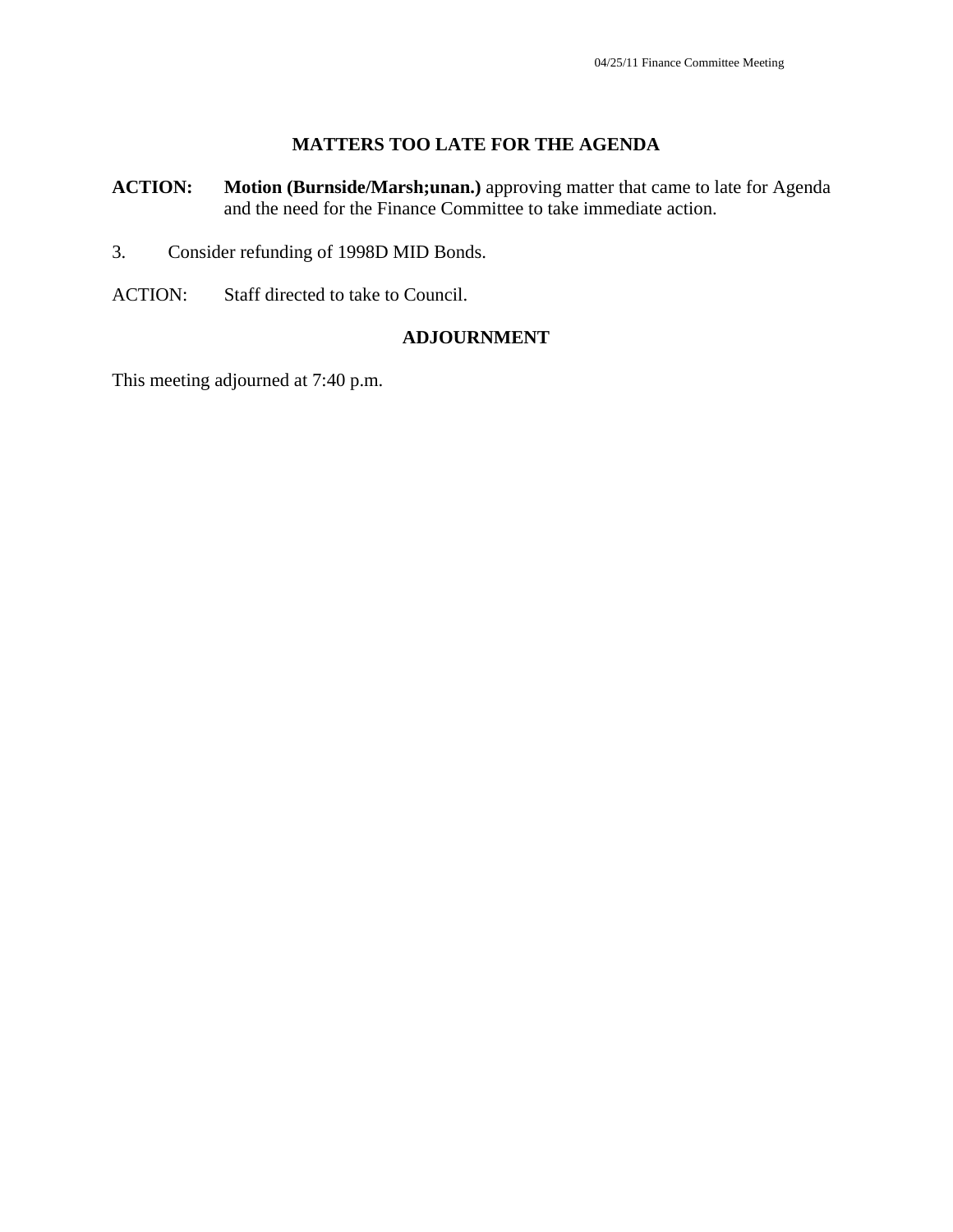## MATTERS TOO LATE FOR THE AGENDA

**ACTION:** **Motion (Burnside/Marsh;unan.)** approving matter that came to late for Agenda and the need for the Finance Committee to take immediate action.

3. Consider refunding of 1998D MID Bonds.

ACTION: Staff directed to take to Council.

## ADJOURNMENT

This meeting adjourned at 7:40 p.m.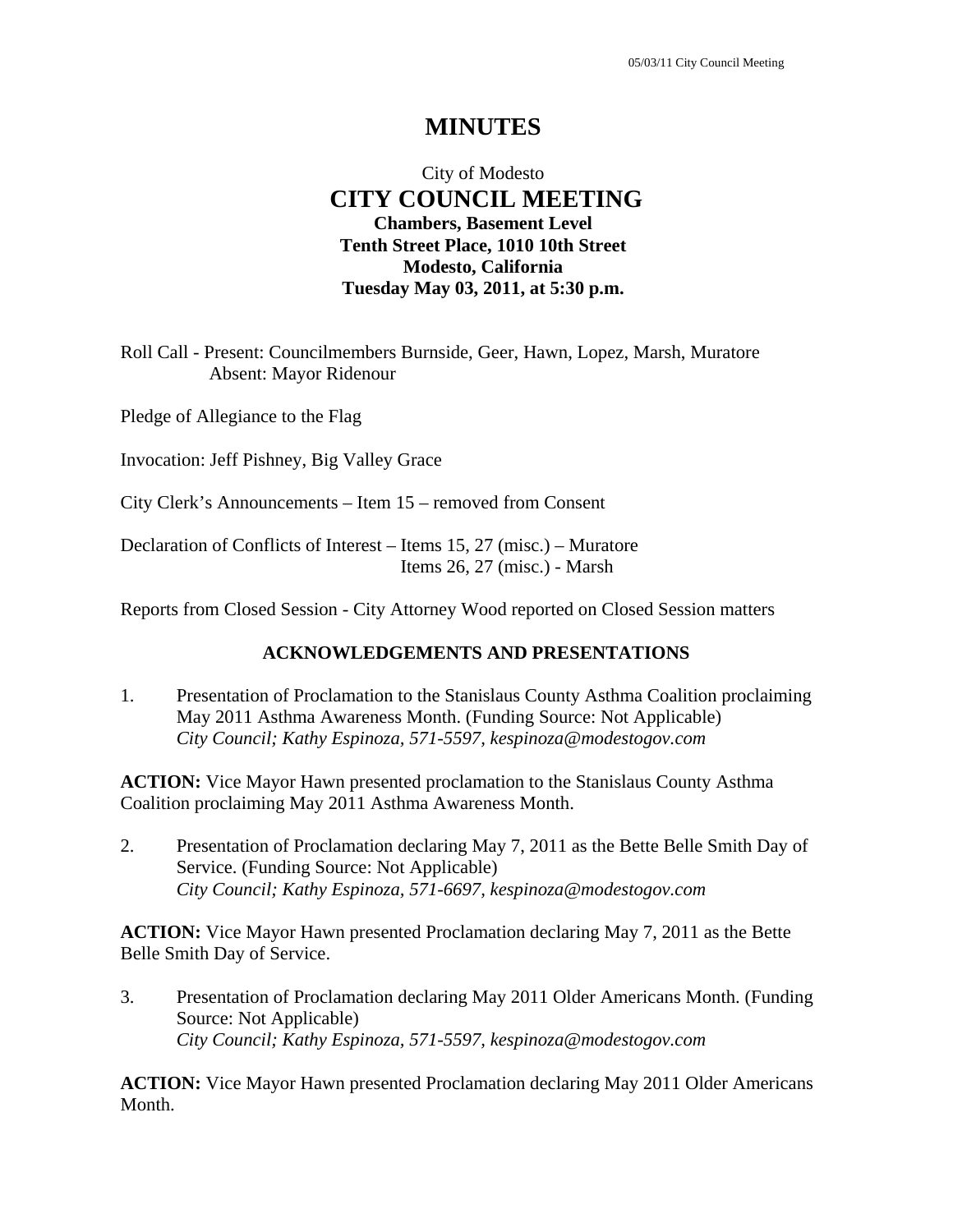# MINUTES

City of Modesto
**CITY COUNCIL MEETING**
**Chambers, Basement Level**
**Tenth Street Place, 1010 10th Street**
**Modesto, California**
**Tuesday May 03, 2011, at 5:30 p.m.**

Roll Call - Present: Councilmembers Burnside, Geer, Hawn, Lopez, Marsh, Muratore
Absent: Mayor Ridenour

Pledge of Allegiance to the Flag

Invocation: Jeff Pishney, Big Valley Grace

City Clerk's Announcements – Item 15 – removed from Consent

Declaration of Conflicts of Interest – Items 15, 27 (misc.) – Muratore
Items 26, 27 (misc.) - Marsh

Reports from Closed Session - City Attorney Wood reported on Closed Session matters

## ACKNOWLEDGEMENTS AND PRESENTATIONS

1. Presentation of Proclamation to the Stanislaus County Asthma Coalition proclaiming May 2011 Asthma Awareness Month. (Funding Source: Not Applicable)
*City Council; Kathy Espinoza, 571-5597, kespinoza@modestogov.com*

**ACTION:** Vice Mayor Hawn presented proclamation to the Stanislaus County Asthma Coalition proclaiming May 2011 Asthma Awareness Month.

2. Presentation of Proclamation declaring May 7, 2011 as the Bette Belle Smith Day of Service. (Funding Source: Not Applicable)
*City Council; Kathy Espinoza, 571-6697, kespinoza@modestogov.com*

**ACTION:** Vice Mayor Hawn presented Proclamation declaring May 7, 2011 as the Bette Belle Smith Day of Service.

3. Presentation of Proclamation declaring May 2011 Older Americans Month. (Funding Source: Not Applicable)
*City Council; Kathy Espinoza, 571-5597, kespinoza@modestogov.com*

**ACTION:** Vice Mayor Hawn presented Proclamation declaring May 2011 Older Americans Month.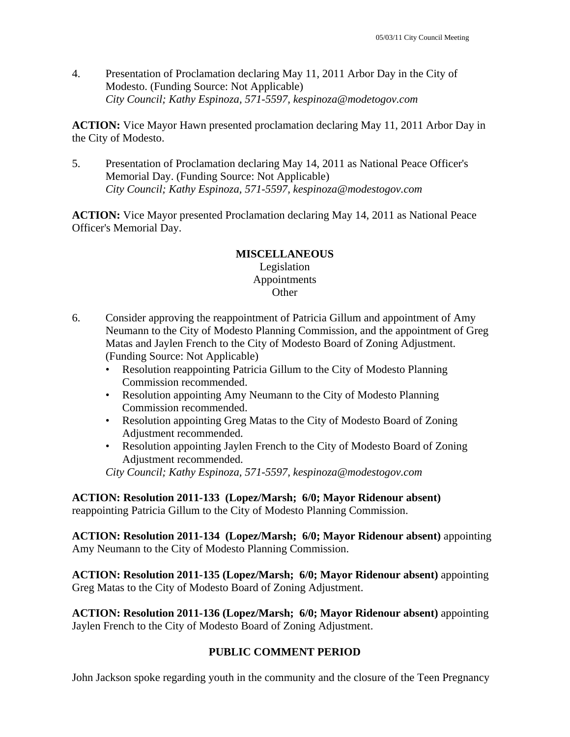4. Presentation of Proclamation declaring May 11, 2011 Arbor Day in the City of Modesto. (Funding Source: Not Applicable)
*City Council; Kathy Espinoza, 571-5597, kespinoza@modetogov.com*

**ACTION:** Vice Mayor Hawn presented proclamation declaring May 11, 2011 Arbor Day in the City of Modesto.

5. Presentation of Proclamation declaring May 14, 2011 as National Peace Officer's Memorial Day. (Funding Source: Not Applicable)
*City Council; Kathy Espinoza, 571-5597, kespinoza@modestogov.com*

**ACTION:** Vice Mayor presented Proclamation declaring May 14, 2011 as National Peace Officer's Memorial Day.

**MISCELLANEOUS**
Legislation
Appointments
Other

6. Consider approving the reappointment of Patricia Gillum and appointment of Amy Neumann to the City of Modesto Planning Commission, and the appointment of Greg Matas and Jaylen French to the City of Modesto Board of Zoning Adjustment. (Funding Source: Not Applicable)
   - Resolution reappointing Patricia Gillum to the City of Modesto Planning Commission recommended.
   - Resolution appointing Amy Neumann to the City of Modesto Planning Commission recommended.
   - Resolution appointing Greg Matas to the City of Modesto Board of Zoning Adjustment recommended.
   - Resolution appointing Jaylen French to the City of Modesto Board of Zoning Adjustment recommended.

   *City Council; Kathy Espinoza, 571-5597, kespinoza@modestogov.com*

**ACTION: Resolution 2011-133 (Lopez/Marsh; 6/0; Mayor Ridenour absent)** reappointing Patricia Gillum to the City of Modesto Planning Commission.

**ACTION: Resolution 2011-134 (Lopez/Marsh; 6/0; Mayor Ridenour absent)** appointing Amy Neumann to the City of Modesto Planning Commission.

**ACTION: Resolution 2011-135 (Lopez/Marsh; 6/0; Mayor Ridenour absent)** appointing Greg Matas to the City of Modesto Board of Zoning Adjustment.

**ACTION: Resolution 2011-136 (Lopez/Marsh; 6/0; Mayor Ridenour absent)** appointing Jaylen French to the City of Modesto Board of Zoning Adjustment.

**PUBLIC COMMENT PERIOD**

John Jackson spoke regarding youth in the community and the closure of the Teen Pregnancy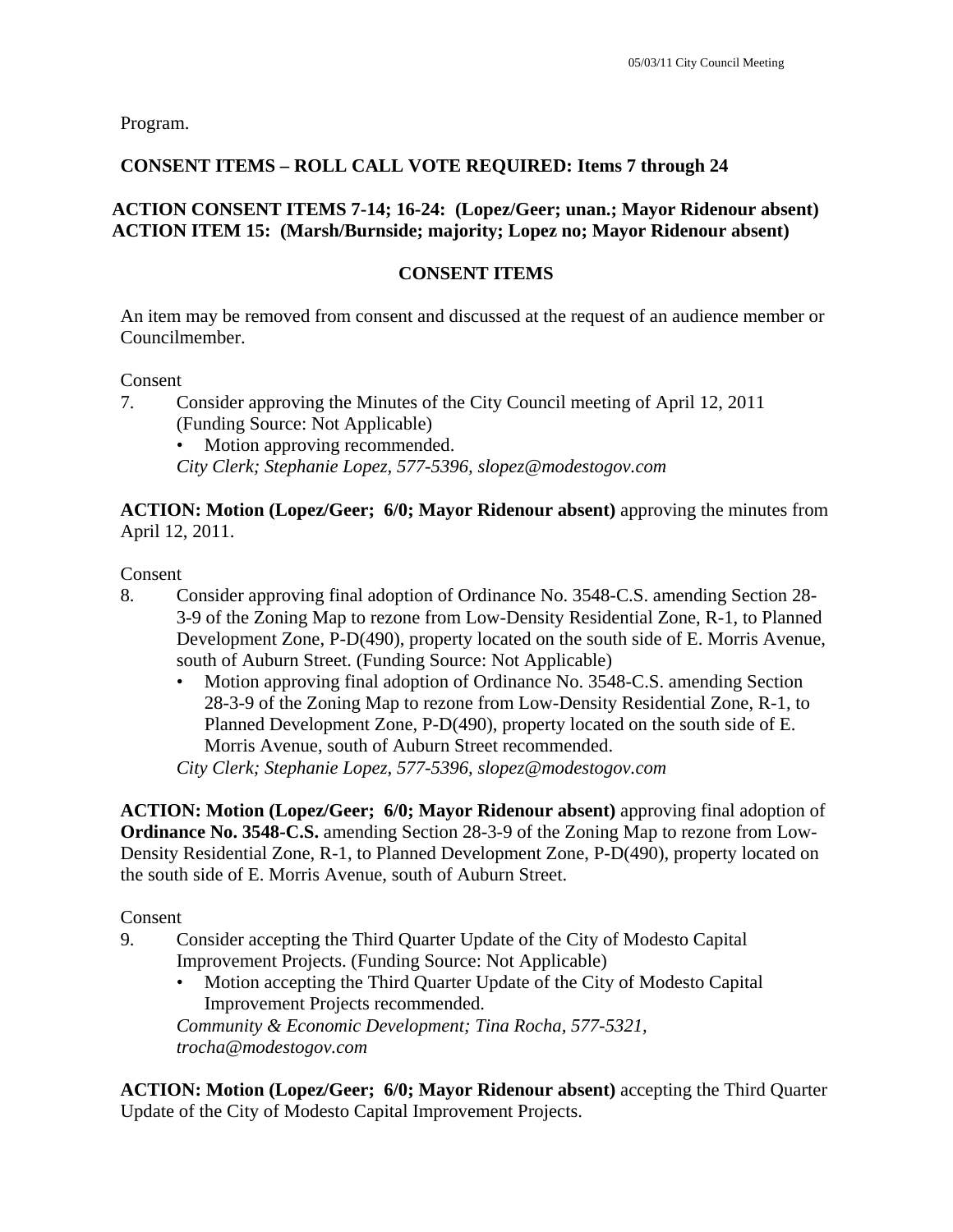Program.

**CONSENT ITEMS – ROLL CALL VOTE REQUIRED: Items 7 through 24**

**ACTION CONSENT ITEMS 7-14; 16-24: (Lopez/Geer; unan.; Mayor Ridenour absent)**
**ACTION ITEM 15: (Marsh/Burnside; majority; Lopez no; Mayor Ridenour absent)**

**CONSENT ITEMS**

An item may be removed from consent and discussed at the request of an audience member or Councilmember.

Consent

7. Consider approving the Minutes of the City Council meeting of April 12, 2011 (Funding Source: Not Applicable)
   - Motion approving recommended.

   *City Clerk; Stephanie Lopez, 577-5396, slopez@modestogov.com*

**ACTION: Motion (Lopez/Geer; 6/0; Mayor Ridenour absent)** approving the minutes from April 12, 2011.

Consent

8. Consider approving final adoption of Ordinance No. 3548-C.S. amending Section 28-3-9 of the Zoning Map to rezone from Low-Density Residential Zone, R-1, to Planned Development Zone, P-D(490), property located on the south side of E. Morris Avenue, south of Auburn Street. (Funding Source: Not Applicable)
   - Motion approving final adoption of Ordinance No. 3548-C.S. amending Section 28-3-9 of the Zoning Map to rezone from Low-Density Residential Zone, R-1, to Planned Development Zone, P-D(490), property located on the south side of E. Morris Avenue, south of Auburn Street recommended.

   *City Clerk; Stephanie Lopez, 577-5396, slopez@modestogov.com*

**ACTION: Motion (Lopez/Geer; 6/0; Mayor Ridenour absent)** approving final adoption of **Ordinance No. 3548-C.S.** amending Section 28-3-9 of the Zoning Map to rezone from Low-Density Residential Zone, R-1, to Planned Development Zone, P-D(490), property located on the south side of E. Morris Avenue, south of Auburn Street.

Consent

9. Consider accepting the Third Quarter Update of the City of Modesto Capital Improvement Projects. (Funding Source: Not Applicable)
   - Motion accepting the Third Quarter Update of the City of Modesto Capital Improvement Projects recommended.

   *Community & Economic Development; Tina Rocha, 577-5321, trocha@modestogov.com*

**ACTION: Motion (Lopez/Geer; 6/0; Mayor Ridenour absent)** accepting the Third Quarter Update of the City of Modesto Capital Improvement Projects.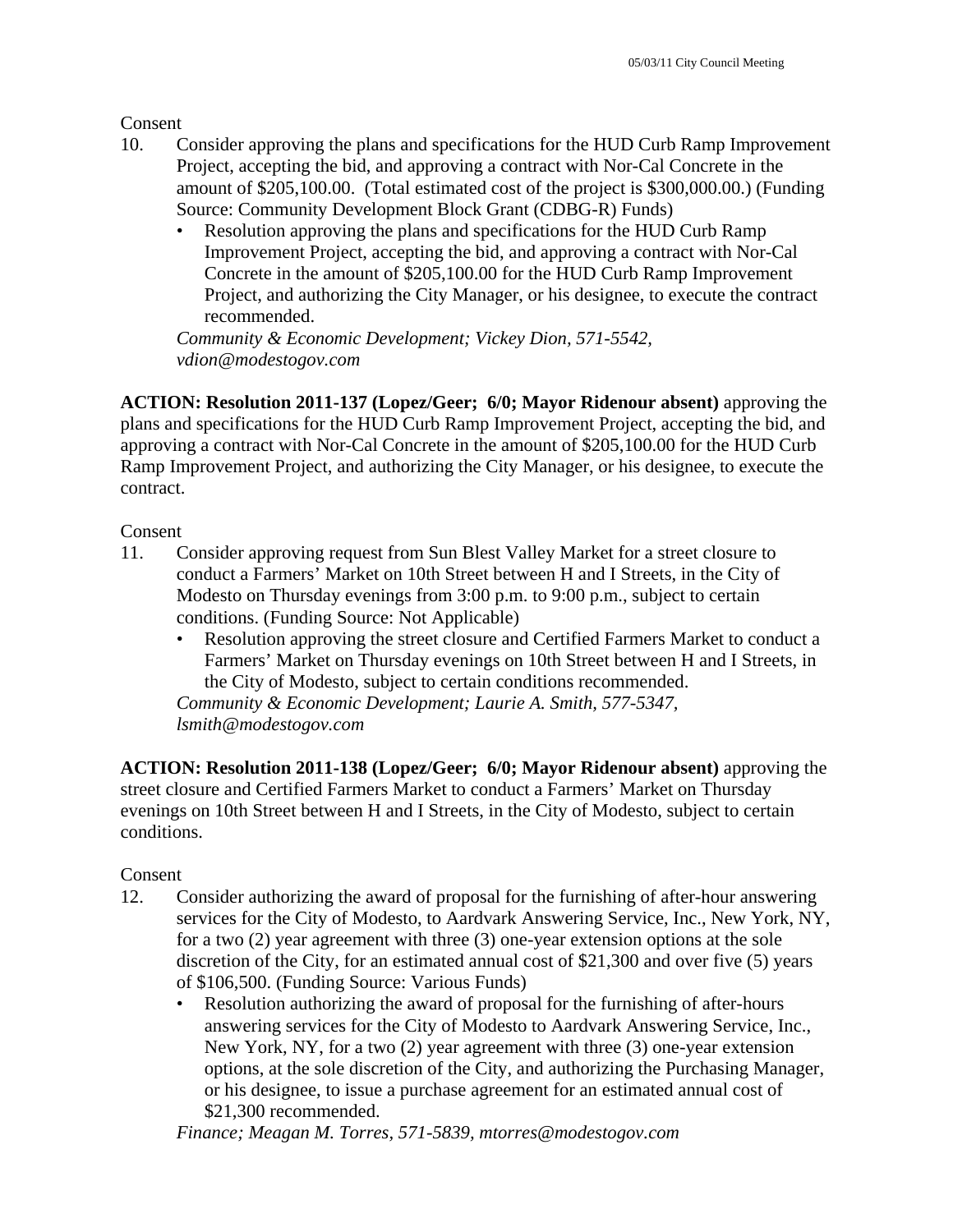Consent

10. Consider approving the plans and specifications for the HUD Curb Ramp Improvement Project, accepting the bid, and approving a contract with Nor-Cal Concrete in the amount of $205,100.00. (Total estimated cost of the project is $300,000.00.) (Funding Source: Community Development Block Grant (CDBG-R) Funds)
    - Resolution approving the plans and specifications for the HUD Curb Ramp Improvement Project, accepting the bid, and approving a contract with Nor-Cal Concrete in the amount of $205,100.00 for the HUD Curb Ramp Improvement Project, and authorizing the City Manager, or his designee, to execute the contract recommended.

    *Community & Economic Development; Vickey Dion, 571-5542, vdion@modestogov.com*

**ACTION: Resolution 2011-137 (Lopez/Geer; 6/0; Mayor Ridenour absent)** approving the plans and specifications for the HUD Curb Ramp Improvement Project, accepting the bid, and approving a contract with Nor-Cal Concrete in the amount of $205,100.00 for the HUD Curb Ramp Improvement Project, and authorizing the City Manager, or his designee, to execute the contract.

Consent

11. Consider approving request from Sun Blest Valley Market for a street closure to conduct a Farmers' Market on 10th Street between H and I Streets, in the City of Modesto on Thursday evenings from 3:00 p.m. to 9:00 p.m., subject to certain conditions. (Funding Source: Not Applicable)
    - Resolution approving the street closure and Certified Farmers Market to conduct a Farmers' Market on Thursday evenings on 10th Street between H and I Streets, in the City of Modesto, subject to certain conditions recommended.

    *Community & Economic Development; Laurie A. Smith, 577-5347, lsmith@modestogov.com*

**ACTION: Resolution 2011-138 (Lopez/Geer; 6/0; Mayor Ridenour absent)** approving the street closure and Certified Farmers Market to conduct a Farmers' Market on Thursday evenings on 10th Street between H and I Streets, in the City of Modesto, subject to certain conditions.

Consent

12. Consider authorizing the award of proposal for the furnishing of after-hour answering services for the City of Modesto, to Aardvark Answering Service, Inc., New York, NY, for a two (2) year agreement with three (3) one-year extension options at the sole discretion of the City, for an estimated annual cost of $21,300 and over five (5) years of $106,500. (Funding Source: Various Funds)
    - Resolution authorizing the award of proposal for the furnishing of after-hours answering services for the City of Modesto to Aardvark Answering Service, Inc., New York, NY, for a two (2) year agreement with three (3) one-year extension options, at the sole discretion of the City, and authorizing the Purchasing Manager, or his designee, to issue a purchase agreement for an estimated annual cost of $21,300 recommended.

    *Finance; Meagan M. Torres, 571-5839, mtorres@modestogov.com*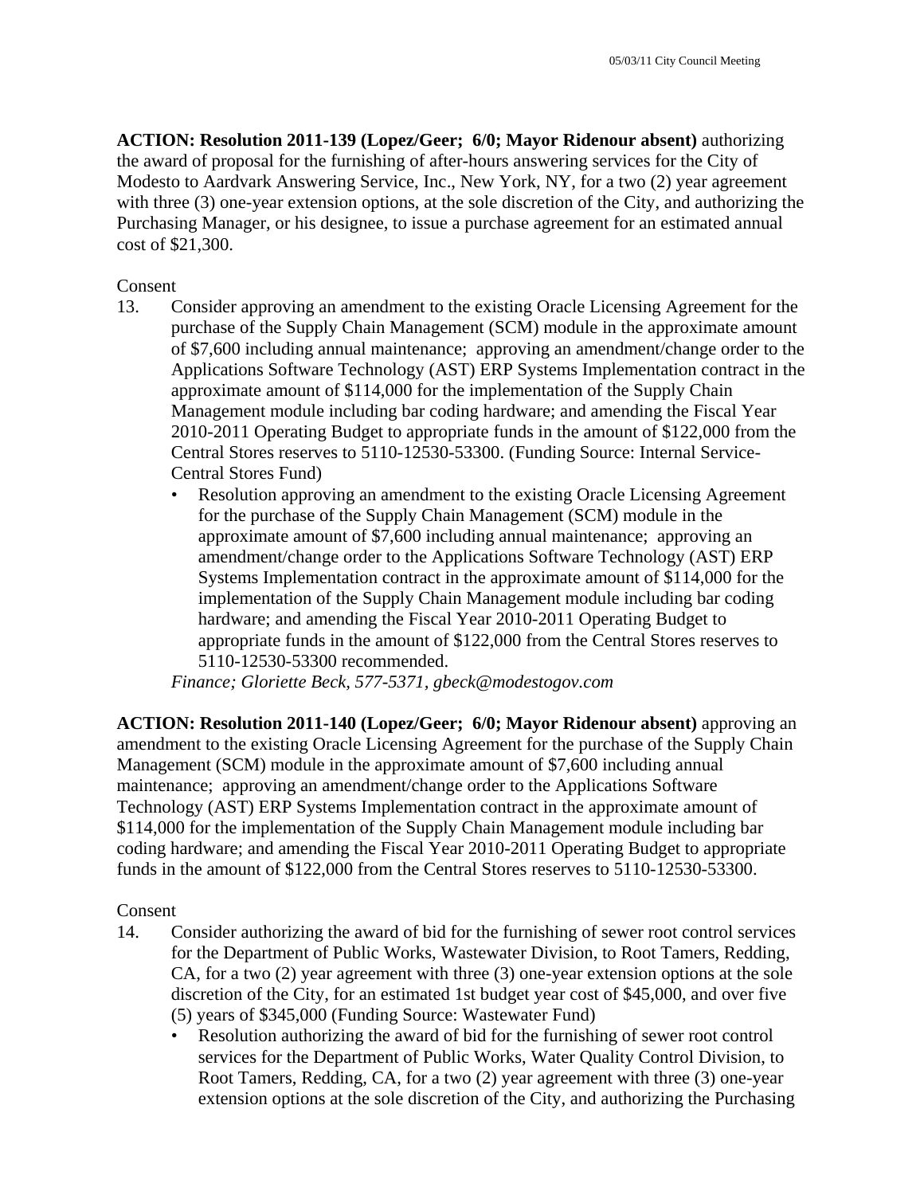**ACTION: Resolution 2011-139 (Lopez/Geer; 6/0; Mayor Ridenour absent)** authorizing the award of proposal for the furnishing of after-hours answering services for the City of Modesto to Aardvark Answering Service, Inc., New York, NY, for a two (2) year agreement with three (3) one-year extension options, at the sole discretion of the City, and authorizing the Purchasing Manager, or his designee, to issue a purchase agreement for an estimated annual cost of $21,300.

Consent

13. Consider approving an amendment to the existing Oracle Licensing Agreement for the purchase of the Supply Chain Management (SCM) module in the approximate amount of $7,600 including annual maintenance; approving an amendment/change order to the Applications Software Technology (AST) ERP Systems Implementation contract in the approximate amount of $114,000 for the implementation of the Supply Chain Management module including bar coding hardware; and amending the Fiscal Year 2010-2011 Operating Budget to appropriate funds in the amount of $122,000 from the Central Stores reserves to 5110-12530-53300. (Funding Source: Internal Service-Central Stores Fund)
    - Resolution approving an amendment to the existing Oracle Licensing Agreement for the purchase of the Supply Chain Management (SCM) module in the approximate amount of $7,600 including annual maintenance; approving an amendment/change order to the Applications Software Technology (AST) ERP Systems Implementation contract in the approximate amount of $114,000 for the implementation of the Supply Chain Management module including bar coding hardware; and amending the Fiscal Year 2010-2011 Operating Budget to appropriate funds in the amount of $122,000 from the Central Stores reserves to 5110-12530-53300 recommended.

    *Finance; Gloriette Beck, 577-5371, gbeck@modestogov.com*

**ACTION: Resolution 2011-140 (Lopez/Geer; 6/0; Mayor Ridenour absent)** approving an amendment to the existing Oracle Licensing Agreement for the purchase of the Supply Chain Management (SCM) module in the approximate amount of $7,600 including annual maintenance; approving an amendment/change order to the Applications Software Technology (AST) ERP Systems Implementation contract in the approximate amount of $114,000 for the implementation of the Supply Chain Management module including bar coding hardware; and amending the Fiscal Year 2010-2011 Operating Budget to appropriate funds in the amount of $122,000 from the Central Stores reserves to 5110-12530-53300.

Consent

14. Consider authorizing the award of bid for the furnishing of sewer root control services for the Department of Public Works, Wastewater Division, to Root Tamers, Redding, CA, for a two (2) year agreement with three (3) one-year extension options at the sole discretion of the City, for an estimated 1st budget year cost of $45,000, and over five (5) years of $345,000 (Funding Source: Wastewater Fund)
    - Resolution authorizing the award of bid for the furnishing of sewer root control services for the Department of Public Works, Water Quality Control Division, to Root Tamers, Redding, CA, for a two (2) year agreement with three (3) one-year extension options at the sole discretion of the City, and authorizing the Purchasing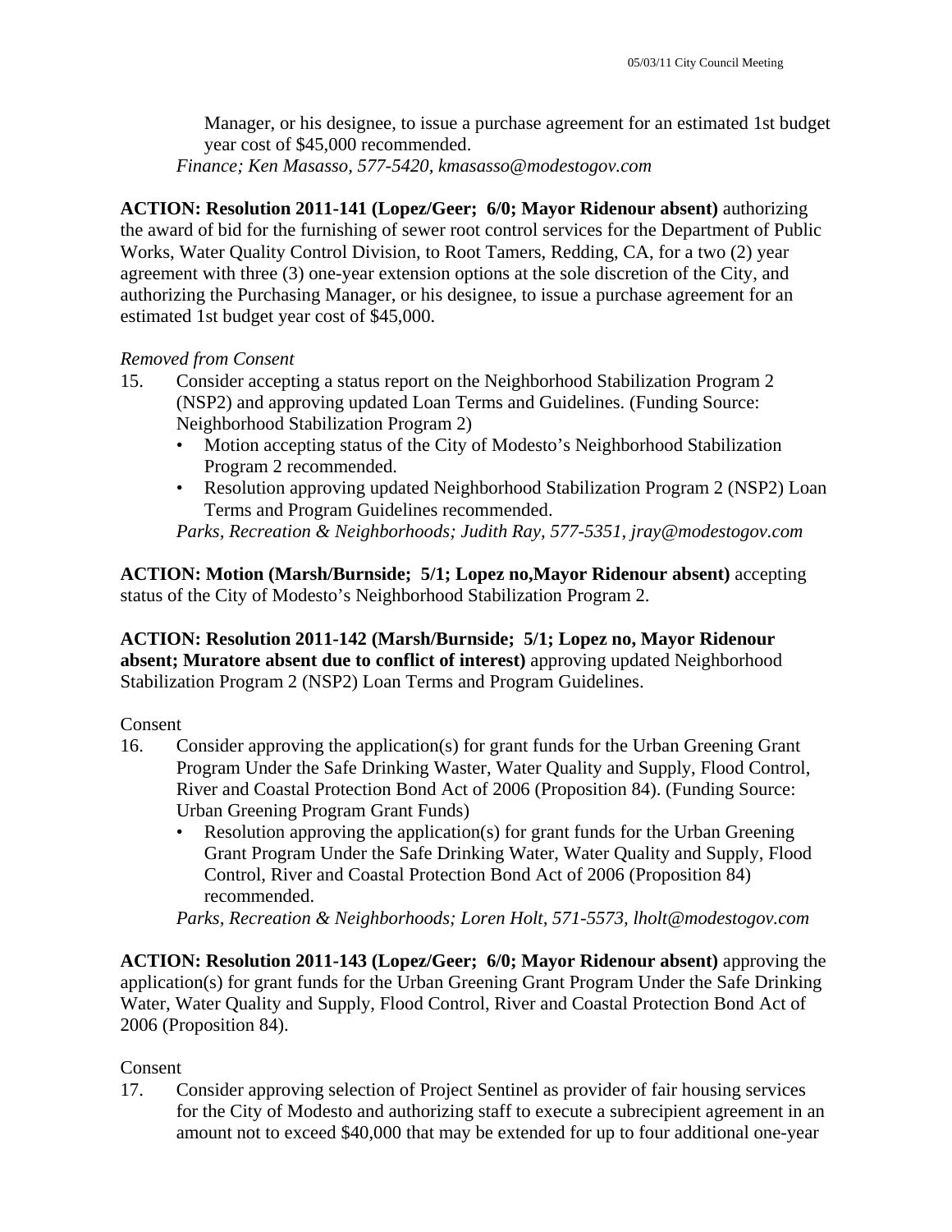Manager, or his designee, to issue a purchase agreement for an estimated 1st budget year cost of $45,000 recommended.
*Finance; Ken Masasso, 577-5420, kmasasso@modestogov.com*

**ACTION: Resolution 2011-141 (Lopez/Geer; 6/0; Mayor Ridenour absent)** authorizing the award of bid for the furnishing of sewer root control services for the Department of Public Works, Water Quality Control Division, to Root Tamers, Redding, CA, for a two (2) year agreement with three (3) one-year extension options at the sole discretion of the City, and authorizing the Purchasing Manager, or his designee, to issue a purchase agreement for an estimated 1st budget year cost of $45,000.

*Removed from Consent*

15. Consider accepting a status report on the Neighborhood Stabilization Program 2 (NSP2) and approving updated Loan Terms and Guidelines. (Funding Source: Neighborhood Stabilization Program 2)
    - Motion accepting status of the City of Modesto's Neighborhood Stabilization Program 2 recommended.
    - Resolution approving updated Neighborhood Stabilization Program 2 (NSP2) Loan Terms and Program Guidelines recommended.

    *Parks, Recreation & Neighborhoods; Judith Ray, 577-5351, jray@modestogov.com*

**ACTION: Motion (Marsh/Burnside; 5/1; Lopez no,Mayor Ridenour absent)** accepting status of the City of Modesto's Neighborhood Stabilization Program 2.

**ACTION: Resolution 2011-142 (Marsh/Burnside; 5/1; Lopez no, Mayor Ridenour absent; Muratore absent due to conflict of interest)** approving updated Neighborhood Stabilization Program 2 (NSP2) Loan Terms and Program Guidelines.

Consent

16. Consider approving the application(s) for grant funds for the Urban Greening Grant Program Under the Safe Drinking Waster, Water Quality and Supply, Flood Control, River and Coastal Protection Bond Act of 2006 (Proposition 84). (Funding Source: Urban Greening Program Grant Funds)
    - Resolution approving the application(s) for grant funds for the Urban Greening Grant Program Under the Safe Drinking Water, Water Quality and Supply, Flood Control, River and Coastal Protection Bond Act of 2006 (Proposition 84) recommended.

    *Parks, Recreation & Neighborhoods; Loren Holt, 571-5573, lholt@modestogov.com*

**ACTION: Resolution 2011-143 (Lopez/Geer; 6/0; Mayor Ridenour absent)** approving the application(s) for grant funds for the Urban Greening Grant Program Under the Safe Drinking Water, Water Quality and Supply, Flood Control, River and Coastal Protection Bond Act of 2006 (Proposition 84).

Consent

17. Consider approving selection of Project Sentinel as provider of fair housing services for the City of Modesto and authorizing staff to execute a subrecipient agreement in an amount not to exceed $40,000 that may be extended for up to four additional one-year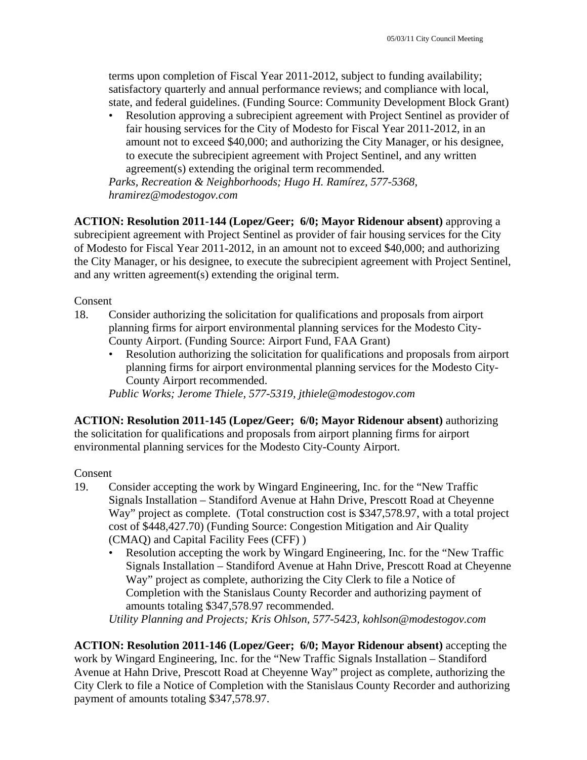terms upon completion of Fiscal Year 2011-2012, subject to funding availability; satisfactory quarterly and annual performance reviews; and compliance with local, state, and federal guidelines. (Funding Source: Community Development Block Grant)

- Resolution approving a subrecipient agreement with Project Sentinel as provider of fair housing services for the City of Modesto for Fiscal Year 2011-2012, in an amount not to exceed $40,000; and authorizing the City Manager, or his designee, to execute the subrecipient agreement with Project Sentinel, and any written agreement(s) extending the original term recommended.

*Parks, Recreation & Neighborhoods; Hugo H. Ramírez, 577-5368, hramirez@modestogov.com*

**ACTION: Resolution 2011-144 (Lopez/Geer; 6/0; Mayor Ridenour absent)** approving a subrecipient agreement with Project Sentinel as provider of fair housing services for the City of Modesto for Fiscal Year 2011-2012, in an amount not to exceed $40,000; and authorizing the City Manager, or his designee, to execute the subrecipient agreement with Project Sentinel, and any written agreement(s) extending the original term.

Consent

18. Consider authorizing the solicitation for qualifications and proposals from airport planning firms for airport environmental planning services for the Modesto City-County Airport. (Funding Source: Airport Fund, FAA Grant)
    - Resolution authorizing the solicitation for qualifications and proposals from airport planning firms for airport environmental planning services for the Modesto City-County Airport recommended.

    *Public Works; Jerome Thiele, 577-5319, jthiele@modestogov.com*

**ACTION: Resolution 2011-145 (Lopez/Geer; 6/0; Mayor Ridenour absent)** authorizing the solicitation for qualifications and proposals from airport planning firms for airport environmental planning services for the Modesto City-County Airport.

Consent

19. Consider accepting the work by Wingard Engineering, Inc. for the "New Traffic Signals Installation – Standiford Avenue at Hahn Drive, Prescott Road at Cheyenne Way" project as complete. (Total construction cost is $347,578.97, with a total project cost of $448,427.70) (Funding Source: Congestion Mitigation and Air Quality (CMAQ) and Capital Facility Fees (CFF) )
    - Resolution accepting the work by Wingard Engineering, Inc. for the "New Traffic Signals Installation – Standiford Avenue at Hahn Drive, Prescott Road at Cheyenne Way" project as complete, authorizing the City Clerk to file a Notice of Completion with the Stanislaus County Recorder and authorizing payment of amounts totaling $347,578.97 recommended.

    *Utility Planning and Projects; Kris Ohlson, 577-5423, kohlson@modestogov.com*

**ACTION: Resolution 2011-146 (Lopez/Geer; 6/0; Mayor Ridenour absent)** accepting the work by Wingard Engineering, Inc. for the "New Traffic Signals Installation – Standiford Avenue at Hahn Drive, Prescott Road at Cheyenne Way" project as complete, authorizing the City Clerk to file a Notice of Completion with the Stanislaus County Recorder and authorizing payment of amounts totaling $347,578.97.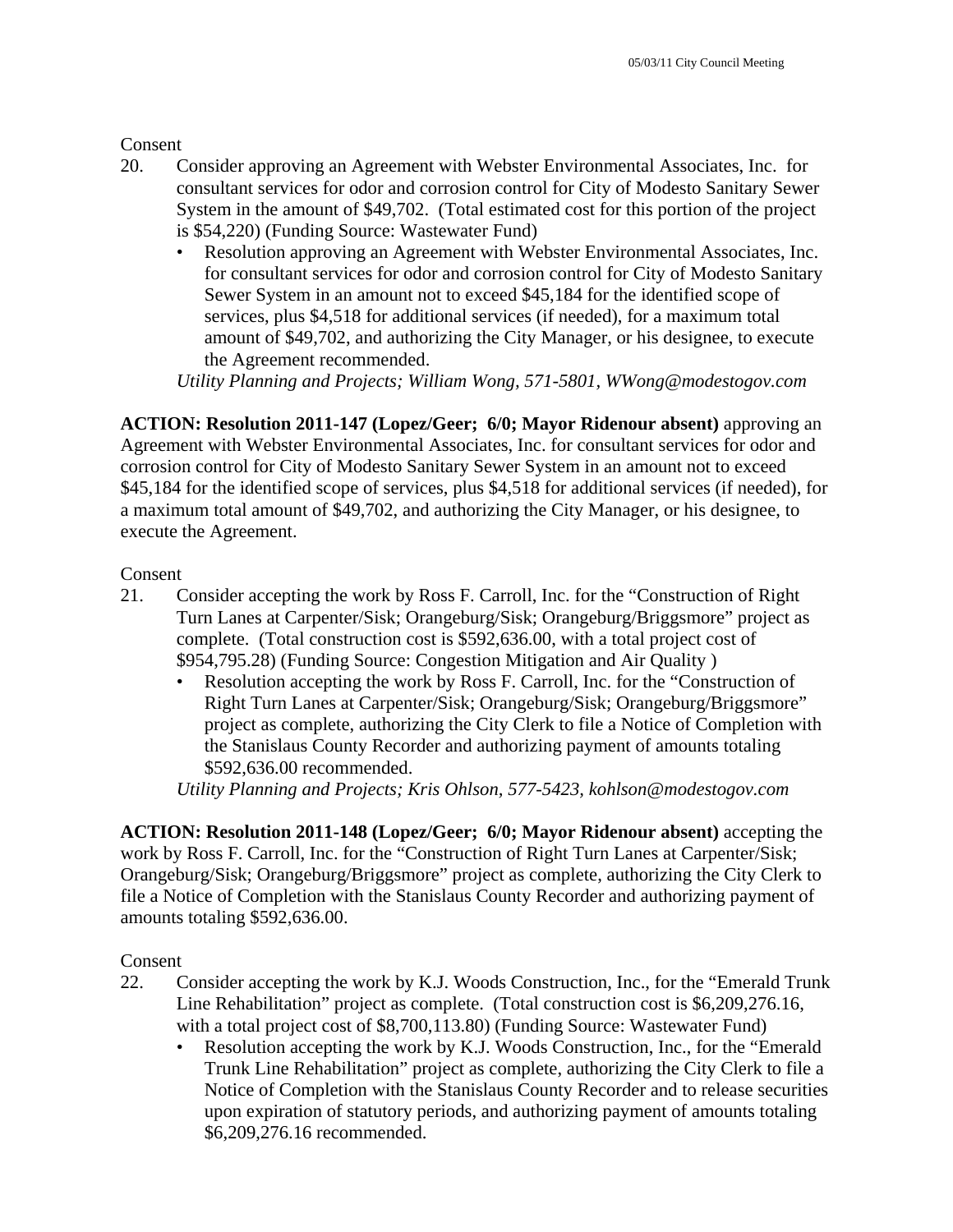Consent

20. Consider approving an Agreement with Webster Environmental Associates, Inc. for consultant services for odor and corrosion control for City of Modesto Sanitary Sewer System in the amount of $49,702. (Total estimated cost for this portion of the project is $54,220) (Funding Source: Wastewater Fund)
    - Resolution approving an Agreement with Webster Environmental Associates, Inc. for consultant services for odor and corrosion control for City of Modesto Sanitary Sewer System in an amount not to exceed $45,184 for the identified scope of services, plus $4,518 for additional services (if needed), for a maximum total amount of $49,702, and authorizing the City Manager, or his designee, to execute the Agreement recommended.

    *Utility Planning and Projects; William Wong, 571-5801, WWong@modestogov.com*

**ACTION: Resolution 2011-147 (Lopez/Geer; 6/0; Mayor Ridenour absent)** approving an Agreement with Webster Environmental Associates, Inc. for consultant services for odor and corrosion control for City of Modesto Sanitary Sewer System in an amount not to exceed $45,184 for the identified scope of services, plus $4,518 for additional services (if needed), for a maximum total amount of $49,702, and authorizing the City Manager, or his designee, to execute the Agreement.

Consent

21. Consider accepting the work by Ross F. Carroll, Inc. for the "Construction of Right Turn Lanes at Carpenter/Sisk; Orangeburg/Sisk; Orangeburg/Briggsmore" project as complete. (Total construction cost is $592,636.00, with a total project cost of $954,795.28) (Funding Source: Congestion Mitigation and Air Quality )
    - Resolution accepting the work by Ross F. Carroll, Inc. for the "Construction of Right Turn Lanes at Carpenter/Sisk; Orangeburg/Sisk; Orangeburg/Briggsmore" project as complete, authorizing the City Clerk to file a Notice of Completion with the Stanislaus County Recorder and authorizing payment of amounts totaling $592,636.00 recommended.

    *Utility Planning and Projects; Kris Ohlson, 577-5423, kohlson@modestogov.com*

**ACTION: Resolution 2011-148 (Lopez/Geer; 6/0; Mayor Ridenour absent)** accepting the work by Ross F. Carroll, Inc. for the "Construction of Right Turn Lanes at Carpenter/Sisk; Orangeburg/Sisk; Orangeburg/Briggsmore" project as complete, authorizing the City Clerk to file a Notice of Completion with the Stanislaus County Recorder and authorizing payment of amounts totaling $592,636.00.

Consent

22. Consider accepting the work by K.J. Woods Construction, Inc., for the "Emerald Trunk Line Rehabilitation" project as complete. (Total construction cost is $6,209,276.16, with a total project cost of $8,700,113.80) (Funding Source: Wastewater Fund)
    - Resolution accepting the work by K.J. Woods Construction, Inc., for the "Emerald Trunk Line Rehabilitation" project as complete, authorizing the City Clerk to file a Notice of Completion with the Stanislaus County Recorder and to release securities upon expiration of statutory periods, and authorizing payment of amounts totaling $6,209,276.16 recommended.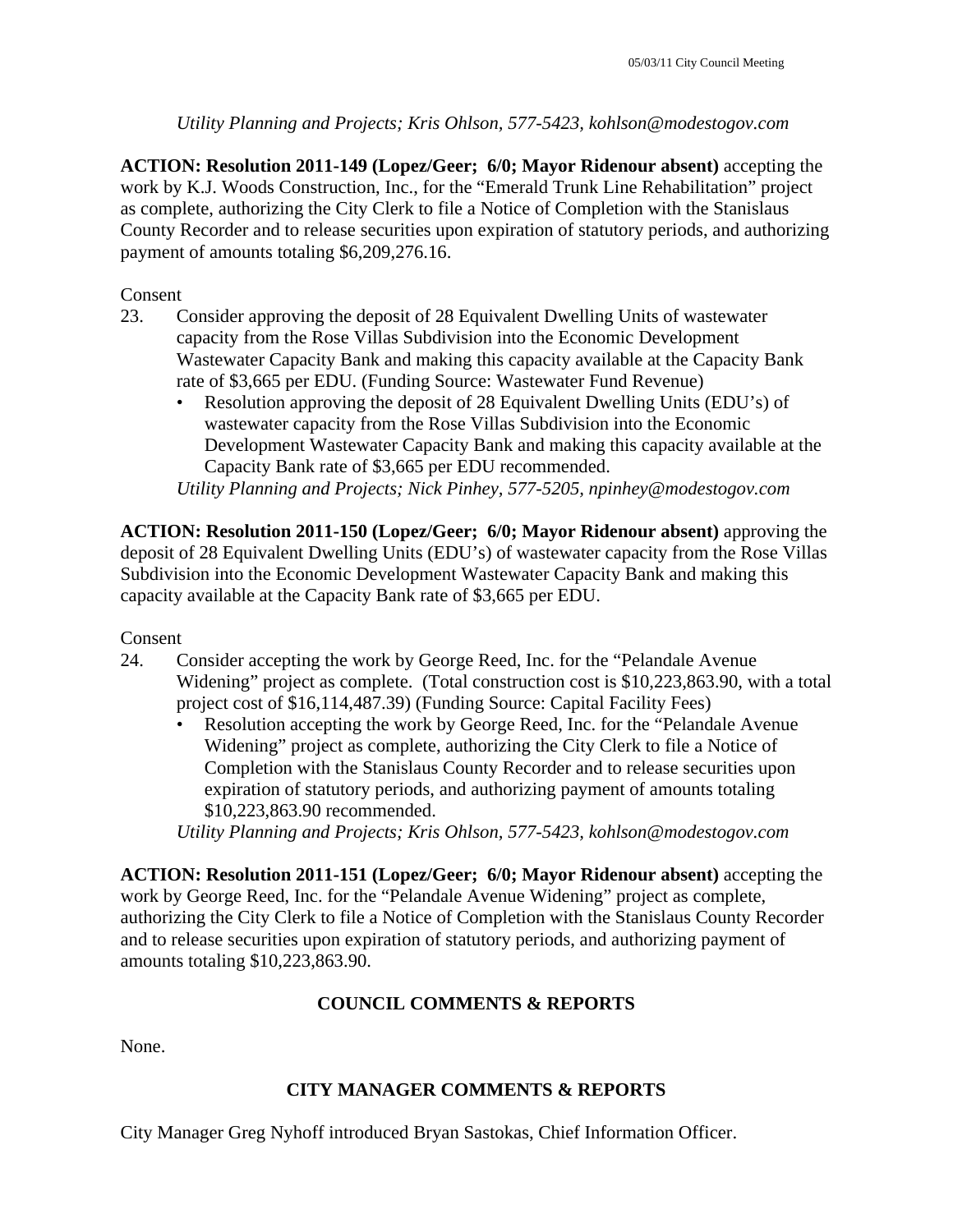*Utility Planning and Projects; Kris Ohlson, 577-5423, kohlson@modestogov.com*

**ACTION: Resolution 2011-149 (Lopez/Geer; 6/0; Mayor Ridenour absent)** accepting the work by K.J. Woods Construction, Inc., for the "Emerald Trunk Line Rehabilitation" project as complete, authorizing the City Clerk to file a Notice of Completion with the Stanislaus County Recorder and to release securities upon expiration of statutory periods, and authorizing payment of amounts totaling $6,209,276.16.

Consent

23. Consider approving the deposit of 28 Equivalent Dwelling Units of wastewater capacity from the Rose Villas Subdivision into the Economic Development Wastewater Capacity Bank and making this capacity available at the Capacity Bank rate of $3,665 per EDU. (Funding Source: Wastewater Fund Revenue)
    - Resolution approving the deposit of 28 Equivalent Dwelling Units (EDU's) of wastewater capacity from the Rose Villas Subdivision into the Economic Development Wastewater Capacity Bank and making this capacity available at the Capacity Bank rate of $3,665 per EDU recommended.

    *Utility Planning and Projects; Nick Pinhey, 577-5205, npinhey@modestogov.com*

**ACTION: Resolution 2011-150 (Lopez/Geer; 6/0; Mayor Ridenour absent)** approving the deposit of 28 Equivalent Dwelling Units (EDU's) of wastewater capacity from the Rose Villas Subdivision into the Economic Development Wastewater Capacity Bank and making this capacity available at the Capacity Bank rate of $3,665 per EDU.

Consent

24. Consider accepting the work by George Reed, Inc. for the "Pelandale Avenue Widening" project as complete. (Total construction cost is $10,223,863.90, with a total project cost of $16,114,487.39) (Funding Source: Capital Facility Fees)
    - Resolution accepting the work by George Reed, Inc. for the "Pelandale Avenue Widening" project as complete, authorizing the City Clerk to file a Notice of Completion with the Stanislaus County Recorder and to release securities upon expiration of statutory periods, and authorizing payment of amounts totaling $10,223,863.90 recommended.

    *Utility Planning and Projects; Kris Ohlson, 577-5423, kohlson@modestogov.com*

**ACTION: Resolution 2011-151 (Lopez/Geer; 6/0; Mayor Ridenour absent)** accepting the work by George Reed, Inc. for the "Pelandale Avenue Widening" project as complete, authorizing the City Clerk to file a Notice of Completion with the Stanislaus County Recorder and to release securities upon expiration of statutory periods, and authorizing payment of amounts totaling $10,223,863.90.

## COUNCIL COMMENTS & REPORTS

None.

## CITY MANAGER COMMENTS & REPORTS

City Manager Greg Nyhoff introduced Bryan Sastokas, Chief Information Officer.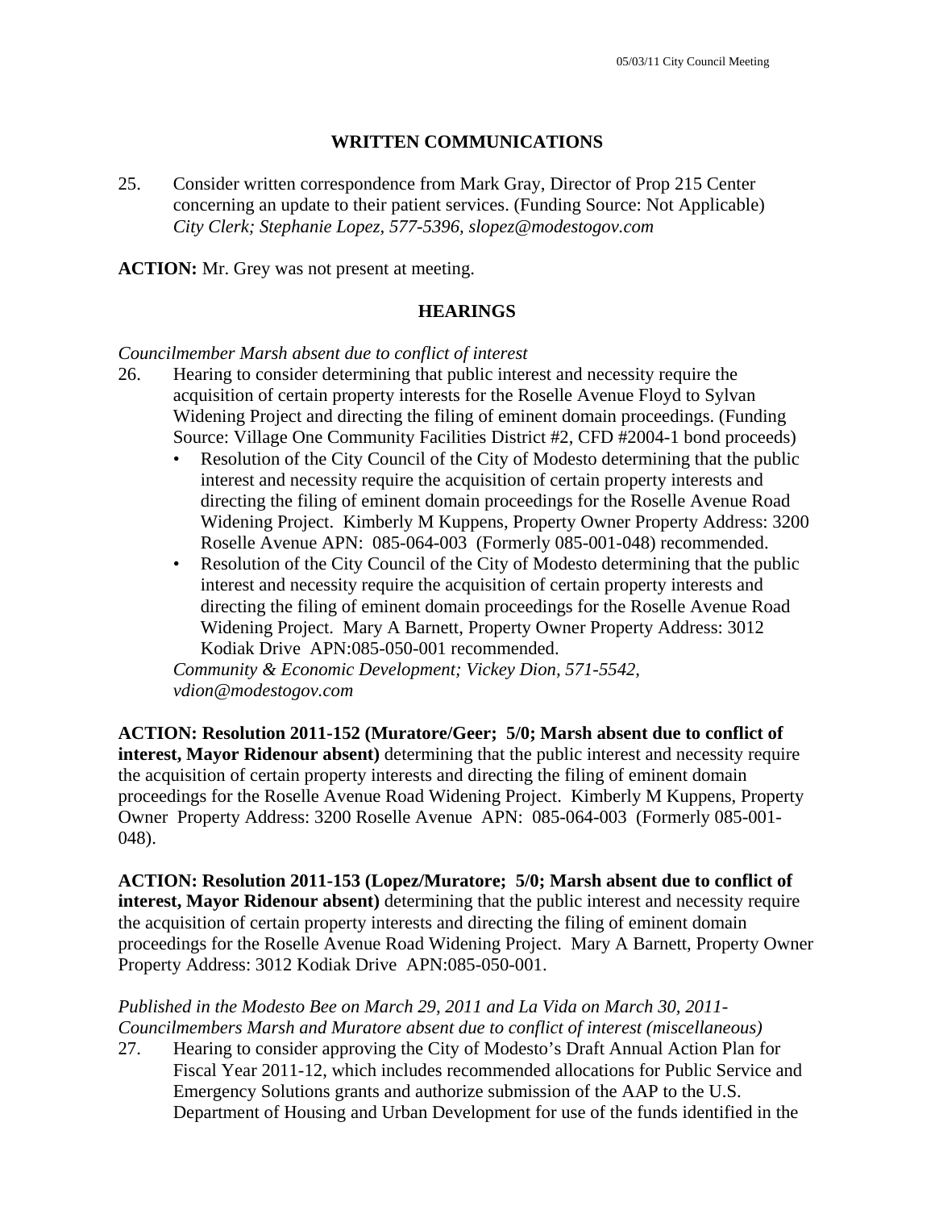## WRITTEN COMMUNICATIONS

25. Consider written correspondence from Mark Gray, Director of Prop 215 Center concerning an update to their patient services. (Funding Source: Not Applicable)
    *City Clerk; Stephanie Lopez, 577-5396, slopez@modestogov.com*

**ACTION:** Mr. Grey was not present at meeting.

## HEARINGS

*Councilmember Marsh absent due to conflict of interest*

26. Hearing to consider determining that public interest and necessity require the acquisition of certain property interests for the Roselle Avenue Floyd to Sylvan Widening Project and directing the filing of eminent domain proceedings. (Funding Source: Village One Community Facilities District #2, CFD #2004-1 bond proceeds)
    - Resolution of the City Council of the City of Modesto determining that the public interest and necessity require the acquisition of certain property interests and directing the filing of eminent domain proceedings for the Roselle Avenue Road Widening Project. Kimberly M Kuppens, Property Owner Property Address: 3200 Roselle Avenue APN: 085-064-003 (Formerly 085-001-048) recommended.
    - Resolution of the City Council of the City of Modesto determining that the public interest and necessity require the acquisition of certain property interests and directing the filing of eminent domain proceedings for the Roselle Avenue Road Widening Project. Mary A Barnett, Property Owner Property Address: 3012 Kodiak Drive APN:085-050-001 recommended.

    *Community & Economic Development; Vickey Dion, 571-5542, vdion@modestogov.com*

**ACTION: Resolution 2011-152 (Muratore/Geer; 5/0; Marsh absent due to conflict of interest, Mayor Ridenour absent)** determining that the public interest and necessity require the acquisition of certain property interests and directing the filing of eminent domain proceedings for the Roselle Avenue Road Widening Project. Kimberly M Kuppens, Property Owner Property Address: 3200 Roselle Avenue APN: 085-064-003 (Formerly 085-001-048).

**ACTION: Resolution 2011-153 (Lopez/Muratore; 5/0; Marsh absent due to conflict of interest, Mayor Ridenour absent)** determining that the public interest and necessity require the acquisition of certain property interests and directing the filing of eminent domain proceedings for the Roselle Avenue Road Widening Project. Mary A Barnett, Property Owner Property Address: 3012 Kodiak Drive APN:085-050-001.

*Published in the Modesto Bee on March 29, 2011 and La Vida on March 30, 2011- Councilmembers Marsh and Muratore absent due to conflict of interest (miscellaneous)*

27. Hearing to consider approving the City of Modesto's Draft Annual Action Plan for Fiscal Year 2011-12, which includes recommended allocations for Public Service and Emergency Solutions grants and authorize submission of the AAP to the U.S. Department of Housing and Urban Development for use of the funds identified in the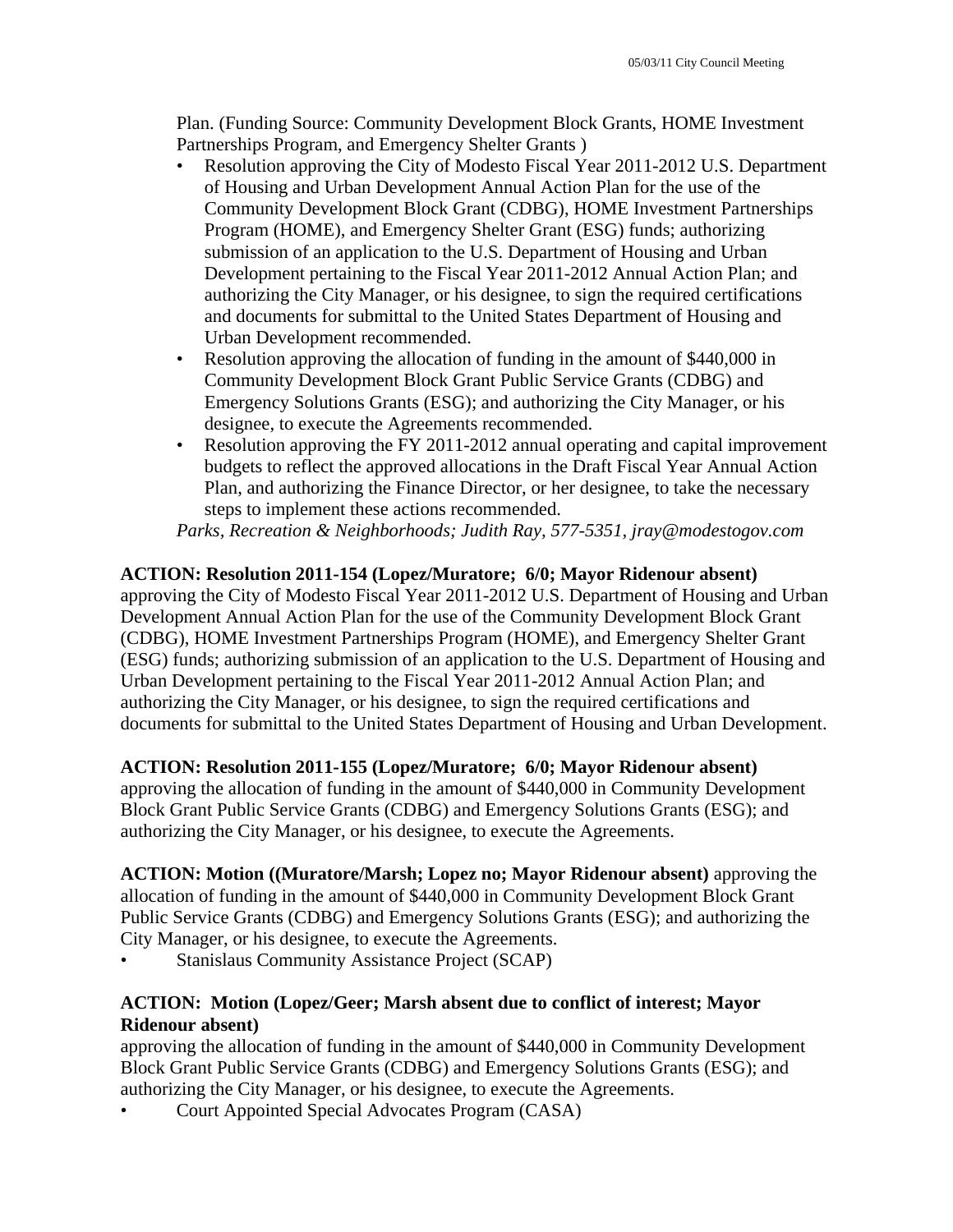Plan. (Funding Source: Community Development Block Grants, HOME Investment Partnerships Program, and Emergency Shelter Grants )

- Resolution approving the City of Modesto Fiscal Year 2011-2012 U.S. Department of Housing and Urban Development Annual Action Plan for the use of the Community Development Block Grant (CDBG), HOME Investment Partnerships Program (HOME), and Emergency Shelter Grant (ESG) funds; authorizing submission of an application to the U.S. Department of Housing and Urban Development pertaining to the Fiscal Year 2011-2012 Annual Action Plan; and authorizing the City Manager, or his designee, to sign the required certifications and documents for submittal to the United States Department of Housing and Urban Development recommended.
- Resolution approving the allocation of funding in the amount of $440,000 in Community Development Block Grant Public Service Grants (CDBG) and Emergency Solutions Grants (ESG); and authorizing the City Manager, or his designee, to execute the Agreements recommended.
- Resolution approving the FY 2011-2012 annual operating and capital improvement budgets to reflect the approved allocations in the Draft Fiscal Year Annual Action Plan, and authorizing the Finance Director, or her designee, to take the necessary steps to implement these actions recommended.

*Parks, Recreation & Neighborhoods; Judith Ray, 577-5351, jray@modestogov.com*

**ACTION: Resolution 2011-154 (Lopez/Muratore; 6/0; Mayor Ridenour absent)** approving the City of Modesto Fiscal Year 2011-2012 U.S. Department of Housing and Urban Development Annual Action Plan for the use of the Community Development Block Grant (CDBG), HOME Investment Partnerships Program (HOME), and Emergency Shelter Grant (ESG) funds; authorizing submission of an application to the U.S. Department of Housing and Urban Development pertaining to the Fiscal Year 2011-2012 Annual Action Plan; and authorizing the City Manager, or his designee, to sign the required certifications and documents for submittal to the United States Department of Housing and Urban Development.

**ACTION: Resolution 2011-155 (Lopez/Muratore; 6/0; Mayor Ridenour absent)** approving the allocation of funding in the amount of $440,000 in Community Development Block Grant Public Service Grants (CDBG) and Emergency Solutions Grants (ESG); and authorizing the City Manager, or his designee, to execute the Agreements.

**ACTION: Motion ((Muratore/Marsh; Lopez no; Mayor Ridenour absent)** approving the allocation of funding in the amount of $440,000 in Community Development Block Grant Public Service Grants (CDBG) and Emergency Solutions Grants (ESG); and authorizing the City Manager, or his designee, to execute the Agreements.

- Stanislaus Community Assistance Project (SCAP)

**ACTION: Motion (Lopez/Geer; Marsh absent due to conflict of interest; Mayor Ridenour absent)** approving the allocation of funding in the amount of $440,000 in Community Development Block Grant Public Service Grants (CDBG) and Emergency Solutions Grants (ESG); and authorizing the City Manager, or his designee, to execute the Agreements.

- Court Appointed Special Advocates Program (CASA)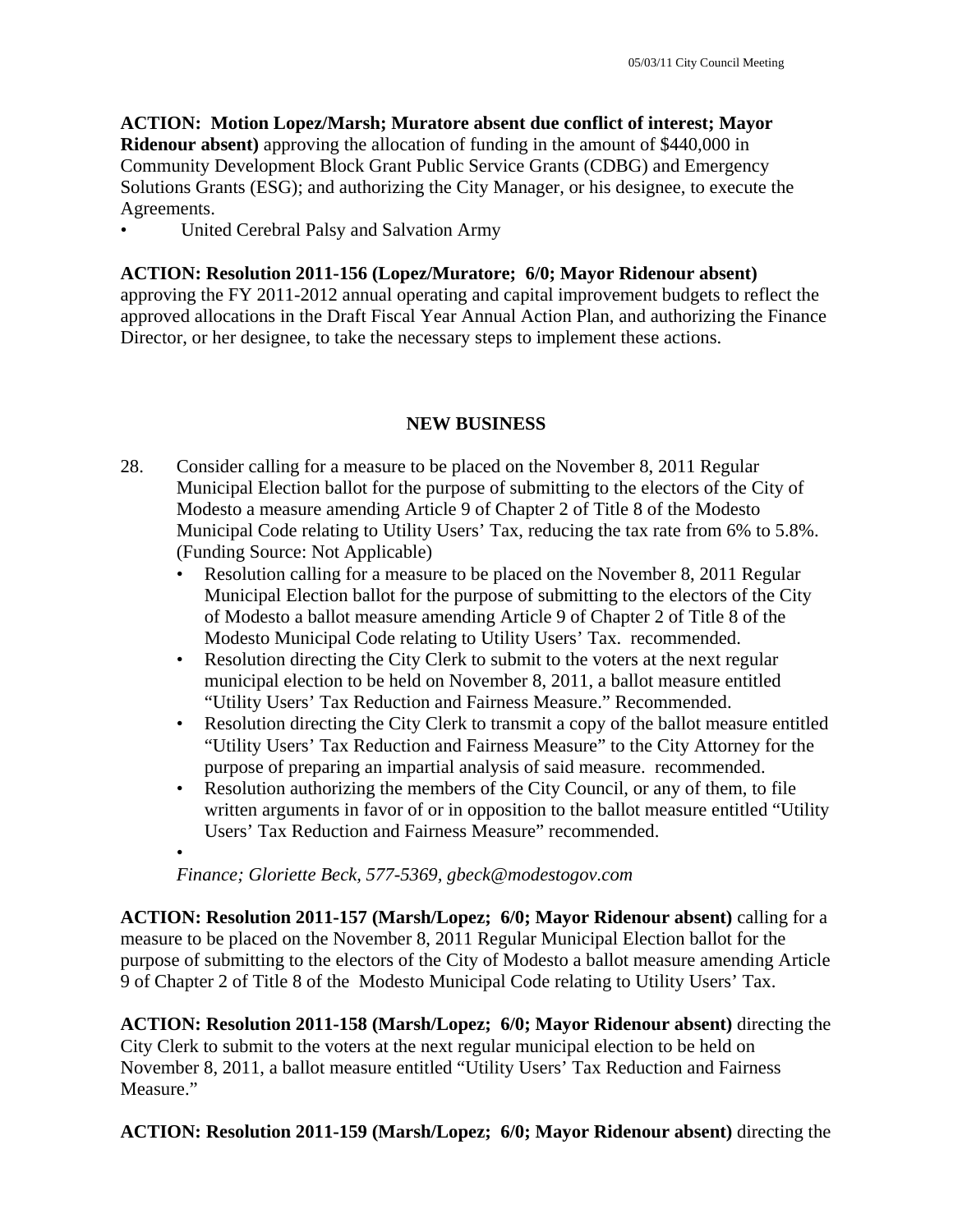**ACTION: Motion Lopez/Marsh; Muratore absent due conflict of interest; Mayor Ridenour absent)** approving the allocation of funding in the amount of $440,000 in Community Development Block Grant Public Service Grants (CDBG) and Emergency Solutions Grants (ESG); and authorizing the City Manager, or his designee, to execute the Agreements.

- United Cerebral Palsy and Salvation Army

**ACTION: Resolution 2011-156 (Lopez/Muratore; 6/0; Mayor Ridenour absent)** approving the FY 2011-2012 annual operating and capital improvement budgets to reflect the approved allocations in the Draft Fiscal Year Annual Action Plan, and authorizing the Finance Director, or her designee, to take the necessary steps to implement these actions.

## NEW BUSINESS

28. Consider calling for a measure to be placed on the November 8, 2011 Regular Municipal Election ballot for the purpose of submitting to the electors of the City of Modesto a measure amending Article 9 of Chapter 2 of Title 8 of the Modesto Municipal Code relating to Utility Users' Tax, reducing the tax rate from 6% to 5.8%. (Funding Source: Not Applicable)
    - Resolution calling for a measure to be placed on the November 8, 2011 Regular Municipal Election ballot for the purpose of submitting to the electors of the City of Modesto a ballot measure amending Article 9 of Chapter 2 of Title 8 of the Modesto Municipal Code relating to Utility Users' Tax. recommended.
    - Resolution directing the City Clerk to submit to the voters at the next regular municipal election to be held on November 8, 2011, a ballot measure entitled "Utility Users' Tax Reduction and Fairness Measure." Recommended.
    - Resolution directing the City Clerk to transmit a copy of the ballot measure entitled "Utility Users' Tax Reduction and Fairness Measure" to the City Attorney for the purpose of preparing an impartial analysis of said measure. recommended.
    - Resolution authorizing the members of the City Council, or any of them, to file written arguments in favor of or in opposition to the ballot measure entitled "Utility Users' Tax Reduction and Fairness Measure" recommended.
    - 

    *Finance; Gloriette Beck, 577-5369, gbeck@modestogov.com*

**ACTION: Resolution 2011-157 (Marsh/Lopez; 6/0; Mayor Ridenour absent)** calling for a measure to be placed on the November 8, 2011 Regular Municipal Election ballot for the purpose of submitting to the electors of the City of Modesto a ballot measure amending Article 9 of Chapter 2 of Title 8 of the Modesto Municipal Code relating to Utility Users' Tax.

**ACTION: Resolution 2011-158 (Marsh/Lopez; 6/0; Mayor Ridenour absent)** directing the City Clerk to submit to the voters at the next regular municipal election to be held on November 8, 2011, a ballot measure entitled "Utility Users' Tax Reduction and Fairness Measure."

**ACTION: Resolution 2011-159 (Marsh/Lopez; 6/0; Mayor Ridenour absent)** directing the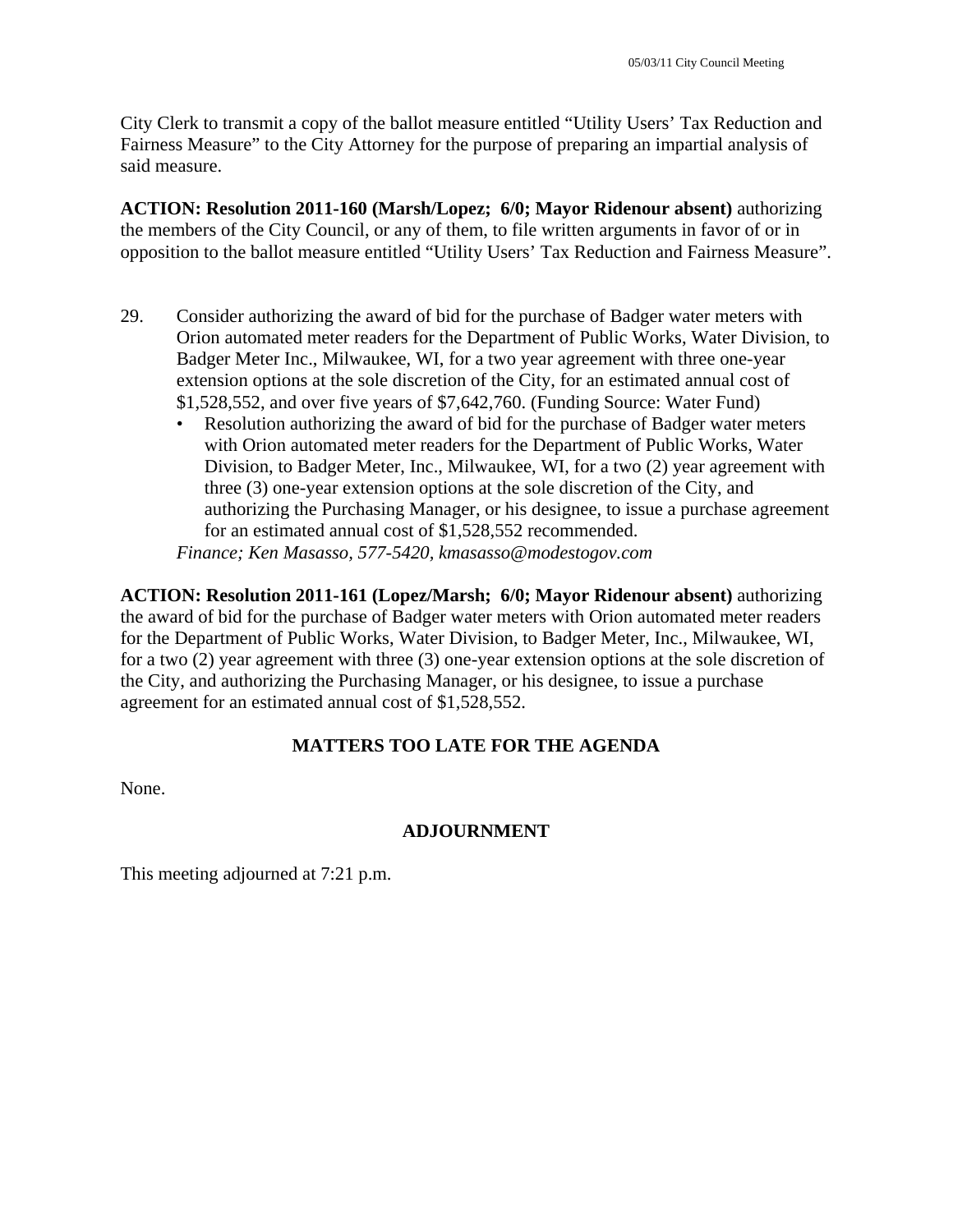City Clerk to transmit a copy of the ballot measure entitled "Utility Users' Tax Reduction and Fairness Measure" to the City Attorney for the purpose of preparing an impartial analysis of said measure.

**ACTION: Resolution 2011-160 (Marsh/Lopez; 6/0; Mayor Ridenour absent)** authorizing the members of the City Council, or any of them, to file written arguments in favor of or in opposition to the ballot measure entitled "Utility Users' Tax Reduction and Fairness Measure".

29. Consider authorizing the award of bid for the purchase of Badger water meters with Orion automated meter readers for the Department of Public Works, Water Division, to Badger Meter Inc., Milwaukee, WI, for a two year agreement with three one-year extension options at the sole discretion of the City, for an estimated annual cost of $1,528,552, and over five years of $7,642,760. (Funding Source: Water Fund)
    - Resolution authorizing the award of bid for the purchase of Badger water meters with Orion automated meter readers for the Department of Public Works, Water Division, to Badger Meter, Inc., Milwaukee, WI, for a two (2) year agreement with three (3) one-year extension options at the sole discretion of the City, and authorizing the Purchasing Manager, or his designee, to issue a purchase agreement for an estimated annual cost of $1,528,552 recommended.

    *Finance; Ken Masasso, 577-5420, kmasasso@modestogov.com*

**ACTION: Resolution 2011-161 (Lopez/Marsh; 6/0; Mayor Ridenour absent)** authorizing the award of bid for the purchase of Badger water meters with Orion automated meter readers for the Department of Public Works, Water Division, to Badger Meter, Inc., Milwaukee, WI, for a two (2) year agreement with three (3) one-year extension options at the sole discretion of the City, and authorizing the Purchasing Manager, or his designee, to issue a purchase agreement for an estimated annual cost of $1,528,552.

## MATTERS TOO LATE FOR THE AGENDA

None.

## ADJOURNMENT

This meeting adjourned at 7:21 p.m.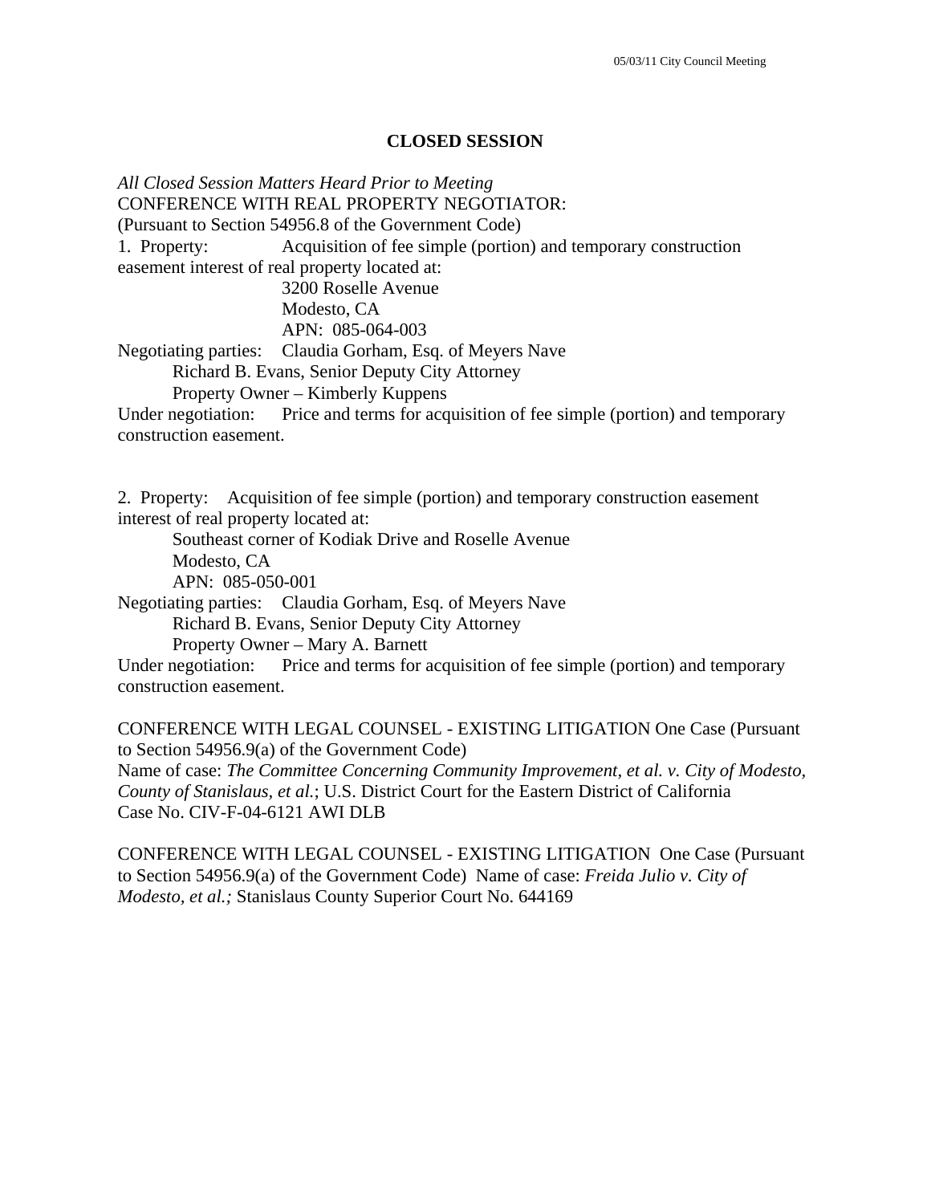## CLOSED SESSION

*All Closed Session Matters Heard Prior to Meeting*
CONFERENCE WITH REAL PROPERTY NEGOTIATOR:
(Pursuant to Section 54956.8 of the Government Code)
1. Property: Acquisition of fee simple (portion) and temporary construction easement interest of real property located at:

3200 Roselle Avenue
Modesto, CA
APN: 085-064-003

Negotiating parties: Claudia Gorham, Esq. of Meyers Nave
Richard B. Evans, Senior Deputy City Attorney
Property Owner – Kimberly Kuppens

Under negotiation: Price and terms for acquisition of fee simple (portion) and temporary construction easement.

2. Property: Acquisition of fee simple (portion) and temporary construction easement interest of real property located at:

Southeast corner of Kodiak Drive and Roselle Avenue
Modesto, CA
APN: 085-050-001

Negotiating parties: Claudia Gorham, Esq. of Meyers Nave
Richard B. Evans, Senior Deputy City Attorney
Property Owner – Mary A. Barnett

Under negotiation: Price and terms for acquisition of fee simple (portion) and temporary construction easement.

CONFERENCE WITH LEGAL COUNSEL - EXISTING LITIGATION One Case (Pursuant to Section 54956.9(a) of the Government Code)
Name of case: *The Committee Concerning Community Improvement, et al. v. City of Modesto, County of Stanislaus, et al.*; U.S. District Court for the Eastern District of California
Case No. CIV-F-04-6121 AWI DLB

CONFERENCE WITH LEGAL COUNSEL - EXISTING LITIGATION One Case (Pursuant to Section 54956.9(a) of the Government Code) Name of case: *Freida Julio v. City of Modesto, et al.;* Stanislaus County Superior Court No. 644169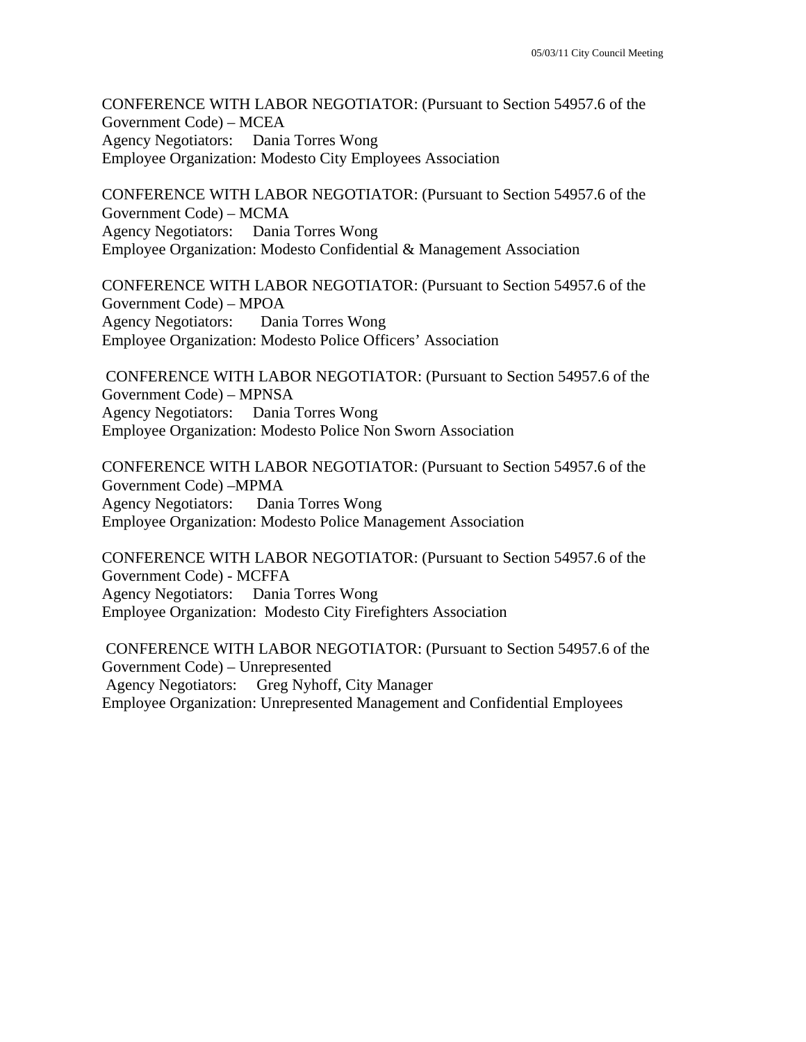CONFERENCE WITH LABOR NEGOTIATOR: (Pursuant to Section 54957.6 of the Government Code) – MCEA
Agency Negotiators: Dania Torres Wong
Employee Organization: Modesto City Employees Association

CONFERENCE WITH LABOR NEGOTIATOR: (Pursuant to Section 54957.6 of the Government Code) – MCMA
Agency Negotiators: Dania Torres Wong
Employee Organization: Modesto Confidential & Management Association

CONFERENCE WITH LABOR NEGOTIATOR: (Pursuant to Section 54957.6 of the Government Code) – MPOA
Agency Negotiators: Dania Torres Wong
Employee Organization: Modesto Police Officers' Association

CONFERENCE WITH LABOR NEGOTIATOR: (Pursuant to Section 54957.6 of the Government Code) – MPNSA
Agency Negotiators: Dania Torres Wong
Employee Organization: Modesto Police Non Sworn Association

CONFERENCE WITH LABOR NEGOTIATOR: (Pursuant to Section 54957.6 of the Government Code) –MPMA
Agency Negotiators: Dania Torres Wong
Employee Organization: Modesto Police Management Association

CONFERENCE WITH LABOR NEGOTIATOR: (Pursuant to Section 54957.6 of the Government Code) - MCFFA
Agency Negotiators: Dania Torres Wong
Employee Organization: Modesto City Firefighters Association

CONFERENCE WITH LABOR NEGOTIATOR: (Pursuant to Section 54957.6 of the Government Code) – Unrepresented
Agency Negotiators: Greg Nyhoff, City Manager
Employee Organization: Unrepresented Management and Confidential Employees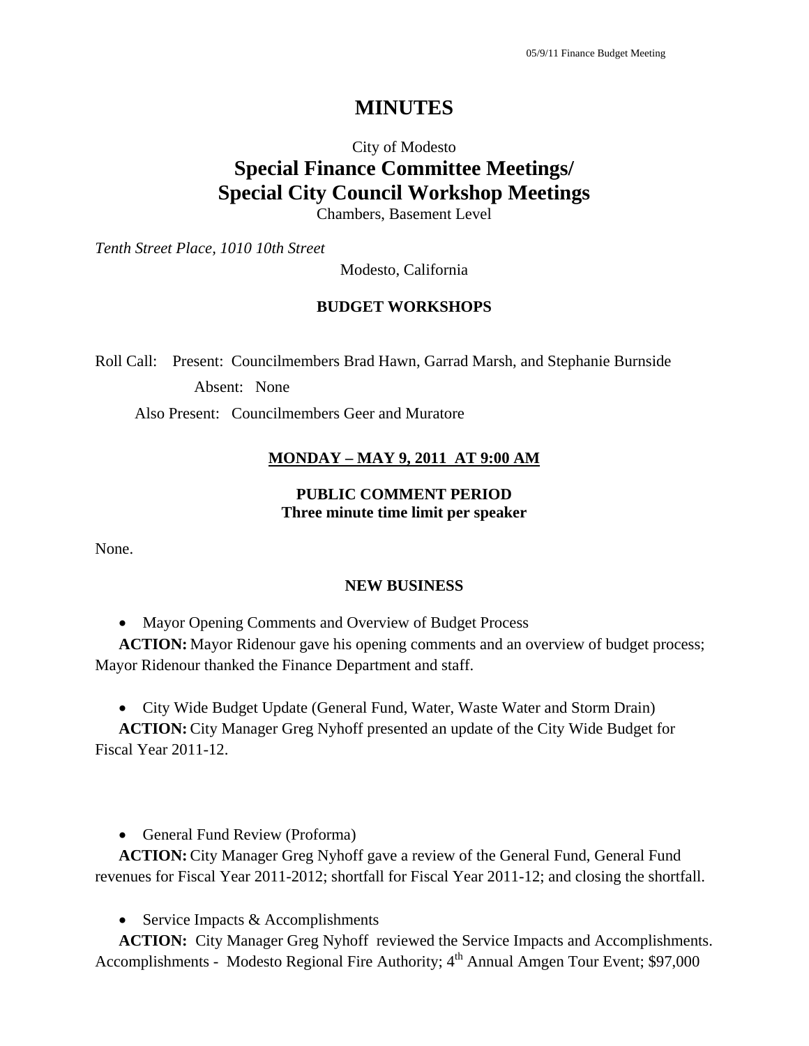# MINUTES

City of Modesto

## Special Finance Committee Meetings/
## Special City Council Workshop Meetings

Chambers, Basement Level

*Tenth Street Place, 1010 10th Street*

Modesto, California

**BUDGET WORKSHOPS**

Roll Call: Present: Councilmembers Brad Hawn, Garrad Marsh, and Stephanie Burnside

Absent: None

Also Present: Councilmembers Geer and Muratore

**MONDAY – MAY 9, 2011 AT 9:00 AM**

**PUBLIC COMMENT PERIOD**
**Three minute time limit per speaker**

None.

**NEW BUSINESS**

- Mayor Opening Comments and Overview of Budget Process

**ACTION:** Mayor Ridenour gave his opening comments and an overview of budget process; Mayor Ridenour thanked the Finance Department and staff.

- City Wide Budget Update (General Fund, Water, Waste Water and Storm Drain)

**ACTION:** City Manager Greg Nyhoff presented an update of the City Wide Budget for Fiscal Year 2011-12.

- General Fund Review (Proforma)

**ACTION:** City Manager Greg Nyhoff gave a review of the General Fund, General Fund revenues for Fiscal Year 2011-2012; shortfall for Fiscal Year 2011-12; and closing the shortfall.

- Service Impacts & Accomplishments

**ACTION:** City Manager Greg Nyhoff reviewed the Service Impacts and Accomplishments. Accomplishments - Modesto Regional Fire Authority; 4th Annual Amgen Tour Event; $97,000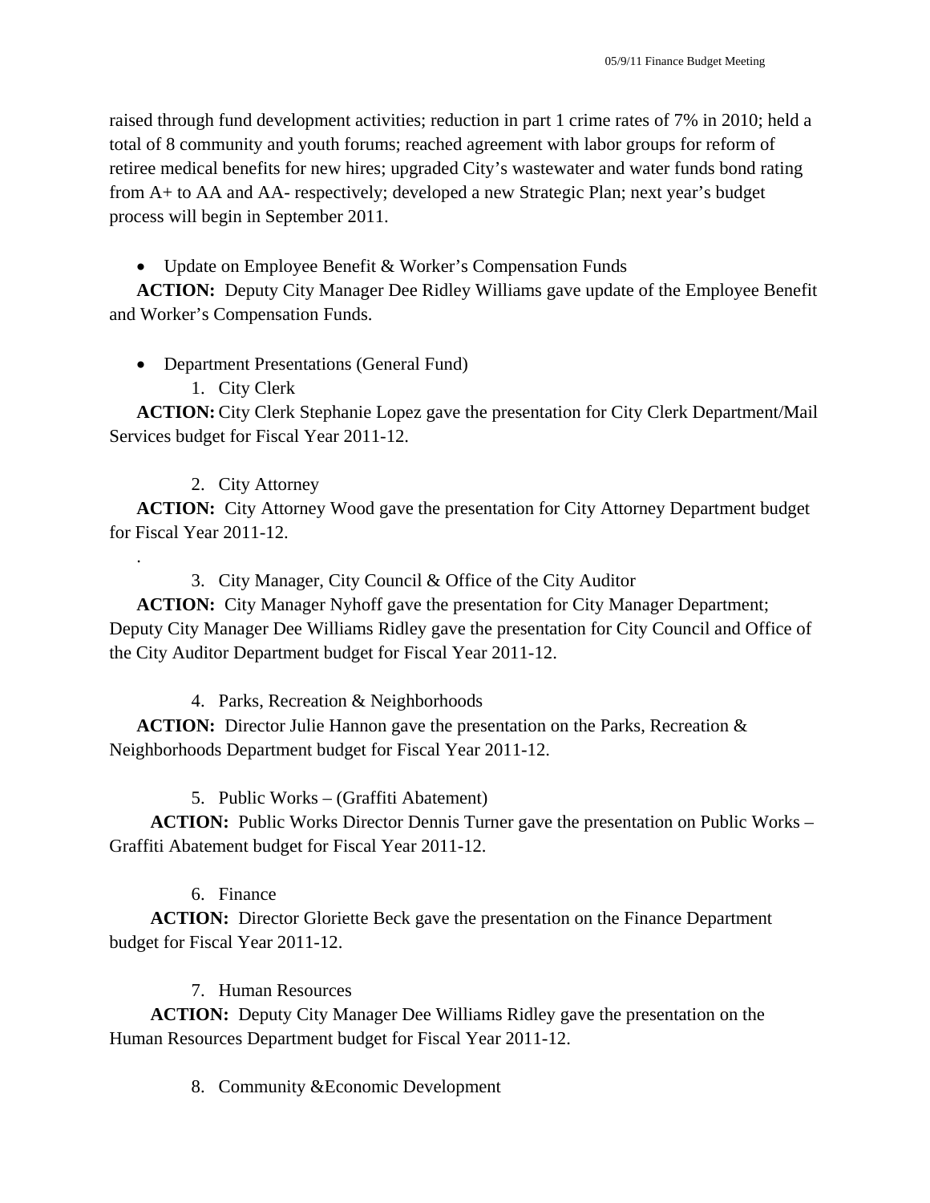raised through fund development activities; reduction in part 1 crime rates of 7% in 2010; held a total of 8 community and youth forums; reached agreement with labor groups for reform of retiree medical benefits for new hires; upgraded City's wastewater and water funds bond rating from A+ to AA and AA- respectively; developed a new Strategic Plan; next year's budget process will begin in September 2011.

- Update on Employee Benefit & Worker's Compensation Funds

**ACTION:** Deputy City Manager Dee Ridley Williams gave update of the Employee Benefit and Worker's Compensation Funds.

- Department Presentations (General Fund)

1. City Clerk

**ACTION:** City Clerk Stephanie Lopez gave the presentation for City Clerk Department/Mail Services budget for Fiscal Year 2011-12.

2. City Attorney

**ACTION:** City Attorney Wood gave the presentation for City Attorney Department budget for Fiscal Year 2011-12.

.

3. City Manager, City Council & Office of the City Auditor

**ACTION:** City Manager Nyhoff gave the presentation for City Manager Department; Deputy City Manager Dee Williams Ridley gave the presentation for City Council and Office of the City Auditor Department budget for Fiscal Year 2011-12.

4. Parks, Recreation & Neighborhoods

**ACTION:** Director Julie Hannon gave the presentation on the Parks, Recreation & Neighborhoods Department budget for Fiscal Year 2011-12.

5. Public Works – (Graffiti Abatement)

**ACTION:** Public Works Director Dennis Turner gave the presentation on Public Works – Graffiti Abatement budget for Fiscal Year 2011-12.

6. Finance

**ACTION:** Director Gloriette Beck gave the presentation on the Finance Department budget for Fiscal Year 2011-12.

7. Human Resources

**ACTION:** Deputy City Manager Dee Williams Ridley gave the presentation on the Human Resources Department budget for Fiscal Year 2011-12.

8. Community &Economic Development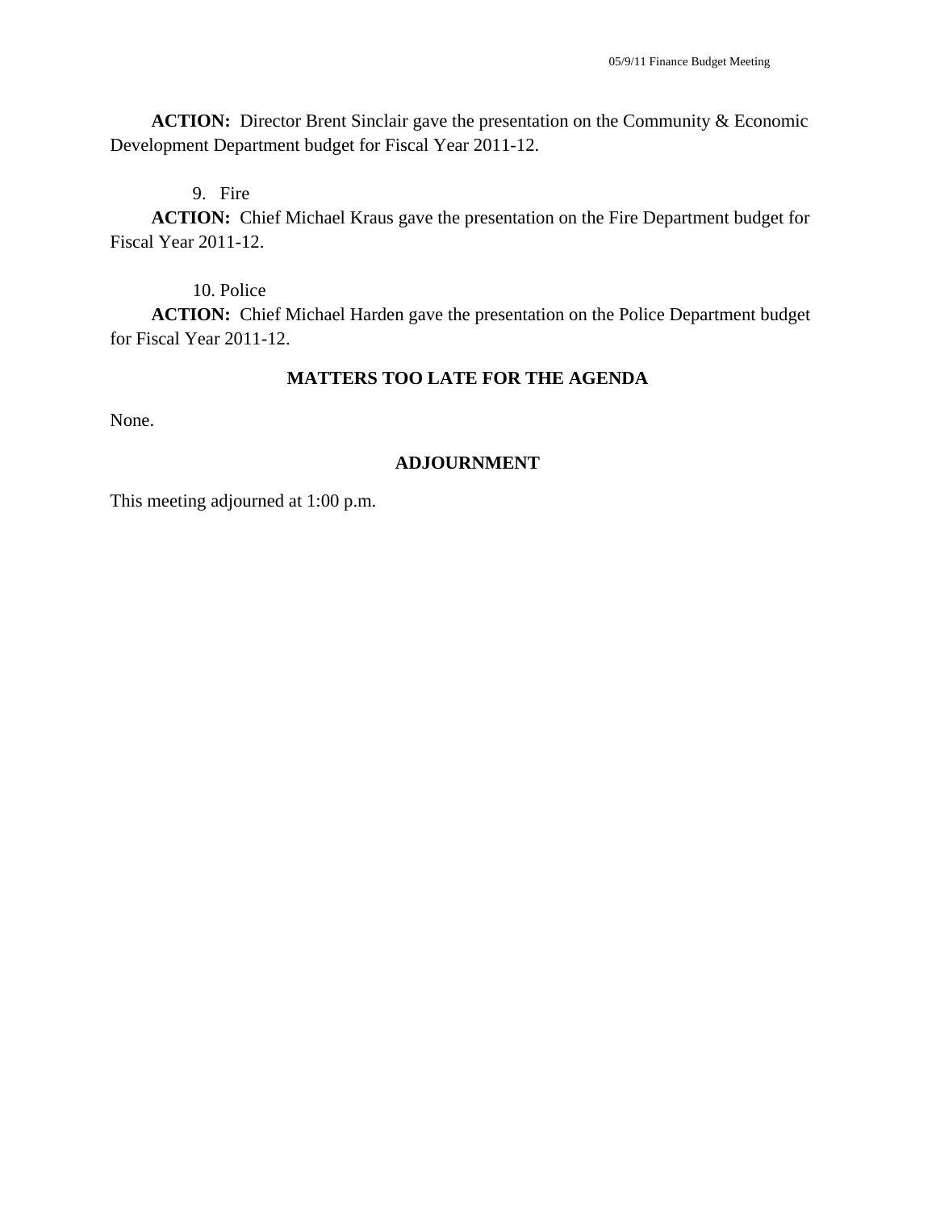**ACTION:** Director Brent Sinclair gave the presentation on the Community & Economic Development Department budget for Fiscal Year 2011-12.

9. Fire

**ACTION:** Chief Michael Kraus gave the presentation on the Fire Department budget for Fiscal Year 2011-12.

10. Police

**ACTION:** Chief Michael Harden gave the presentation on the Police Department budget for Fiscal Year 2011-12.

## MATTERS TOO LATE FOR THE AGENDA

None.

## ADJOURNMENT

This meeting adjourned at 1:00 p.m.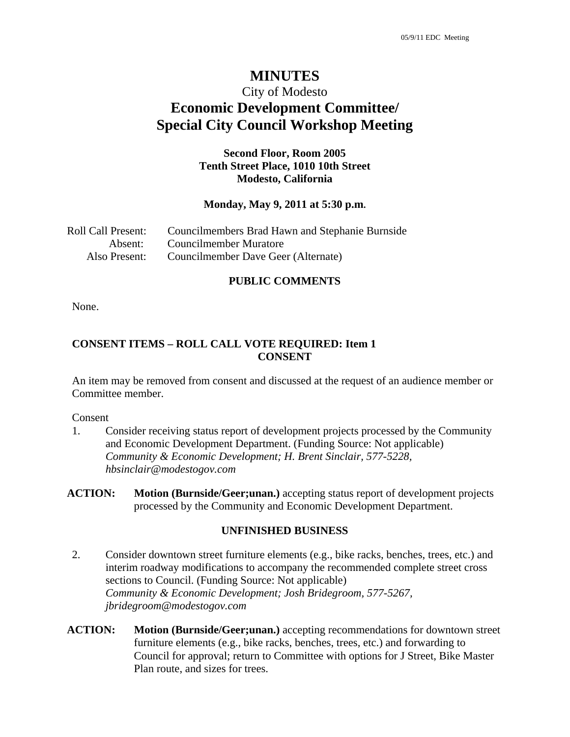# MINUTES

City of Modesto

## Economic Development Committee/ Special City Council Workshop Meeting

**Second Floor, Room 2005**
**Tenth Street Place, 1010 10th Street**
**Modesto, California**

**Monday, May 9, 2011 at 5:30 p.m.**

Roll Call Present: Councilmembers Brad Hawn and Stephanie Burnside
Absent: Councilmember Muratore
Also Present: Councilmember Dave Geer (Alternate)

### PUBLIC COMMENTS

None.

### CONSENT ITEMS – ROLL CALL VOTE REQUIRED: Item 1
### CONSENT

An item may be removed from consent and discussed at the request of an audience member or Committee member.

Consent

1. Consider receiving status report of development projects processed by the Community and Economic Development Department. (Funding Source: Not applicable) *Community & Economic Development; H. Brent Sinclair, 577-5228, hbsinclair@modestogov.com*

**ACTION:** **Motion (Burnside/Geer;unan.)** accepting status report of development projects processed by the Community and Economic Development Department.

### UNFINISHED BUSINESS

2. Consider downtown street furniture elements (e.g., bike racks, benches, trees, etc.) and interim roadway modifications to accompany the recommended complete street cross sections to Council. (Funding Source: Not applicable) *Community & Economic Development; Josh Bridegroom, 577-5267, jbridegroom@modestogov.com*

**ACTION:** **Motion (Burnside/Geer;unan.)** accepting recommendations for downtown street furniture elements (e.g., bike racks, benches, trees, etc.) and forwarding to Council for approval; return to Committee with options for J Street, Bike Master Plan route, and sizes for trees.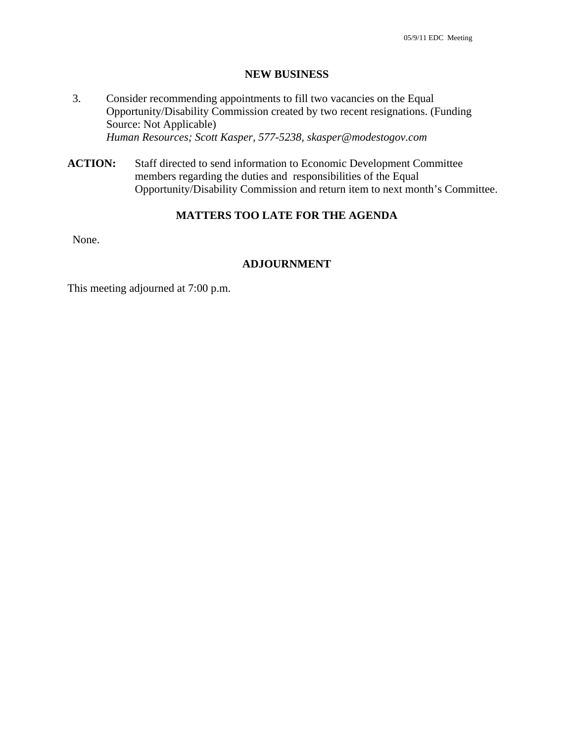## NEW BUSINESS

3. Consider recommending appointments to fill two vacancies on the Equal Opportunity/Disability Commission created by two recent resignations. (Funding Source: Not Applicable)
   *Human Resources; Scott Kasper, 577-5238, skasper@modestogov.com*

**ACTION:** Staff directed to send information to Economic Development Committee members regarding the duties and responsibilities of the Equal Opportunity/Disability Commission and return item to next month's Committee.

## MATTERS TOO LATE FOR THE AGENDA

None.

## ADJOURNMENT

This meeting adjourned at 7:00 p.m.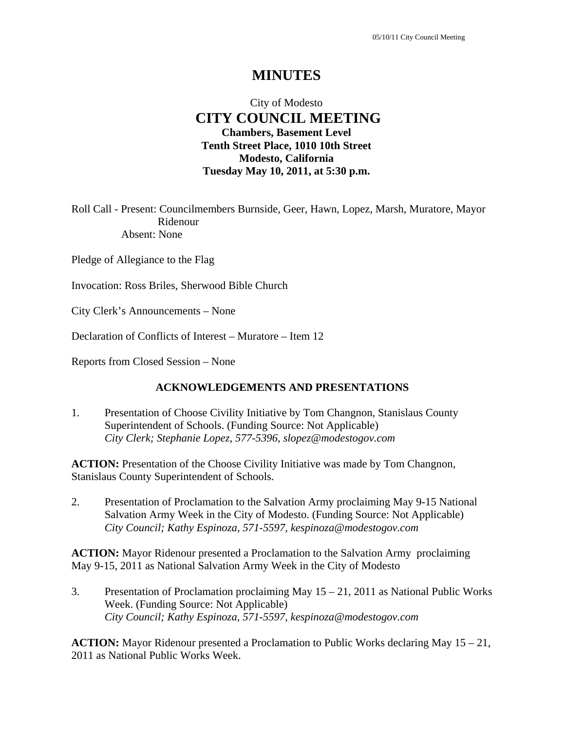# MINUTES

City of Modesto
**CITY COUNCIL MEETING**
**Chambers, Basement Level**
**Tenth Street Place, 1010 10th Street**
**Modesto, California**
**Tuesday May 10, 2011, at 5:30 p.m.**

Roll Call - Present: Councilmembers Burnside, Geer, Hawn, Lopez, Marsh, Muratore, Mayor Ridenour
Absent: None

Pledge of Allegiance to the Flag

Invocation: Ross Briles, Sherwood Bible Church

City Clerk's Announcements – None

Declaration of Conflicts of Interest – Muratore – Item 12

Reports from Closed Session – None

## ACKNOWLEDGEMENTS AND PRESENTATIONS

1. Presentation of Choose Civility Initiative by Tom Changnon, Stanislaus County Superintendent of Schools. (Funding Source: Not Applicable)
*City Clerk; Stephanie Lopez, 577-5396, slopez@modestogov.com*

**ACTION:** Presentation of the Choose Civility Initiative was made by Tom Changnon, Stanislaus County Superintendent of Schools.

2. Presentation of Proclamation to the Salvation Army proclaiming May 9-15 National Salvation Army Week in the City of Modesto. (Funding Source: Not Applicable)
*City Council; Kathy Espinoza, 571-5597, kespinoza@modestogov.com*

**ACTION:** Mayor Ridenour presented a Proclamation to the Salvation Army proclaiming May 9-15, 2011 as National Salvation Army Week in the City of Modesto

3. Presentation of Proclamation proclaiming May 15 – 21, 2011 as National Public Works Week. (Funding Source: Not Applicable)
*City Council; Kathy Espinoza, 571-5597, kespinoza@modestogov.com*

**ACTION:** Mayor Ridenour presented a Proclamation to Public Works declaring May 15 – 21, 2011 as National Public Works Week.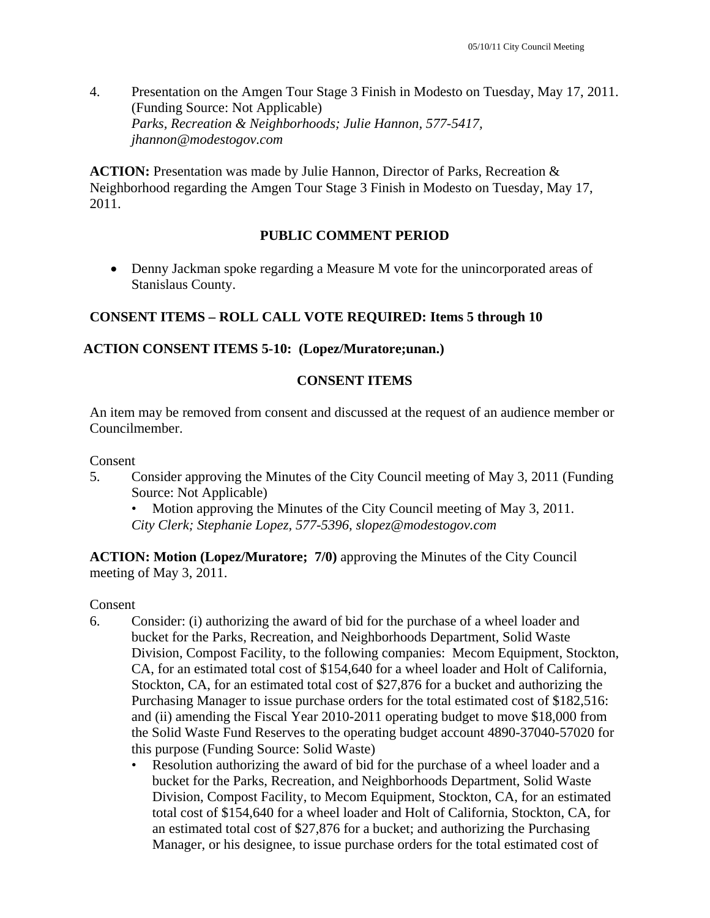4. Presentation on the Amgen Tour Stage 3 Finish in Modesto on Tuesday, May 17, 2011. (Funding Source: Not Applicable)
   *Parks, Recreation & Neighborhoods; Julie Hannon, 577-5417, jhannon@modestogov.com*

**ACTION:** Presentation was made by Julie Hannon, Director of Parks, Recreation & Neighborhood regarding the Amgen Tour Stage 3 Finish in Modesto on Tuesday, May 17, 2011.

**PUBLIC COMMENT PERIOD**

- Denny Jackman spoke regarding a Measure M vote for the unincorporated areas of Stanislaus County.

**CONSENT ITEMS – ROLL CALL VOTE REQUIRED: Items 5 through 10**

**ACTION CONSENT ITEMS 5-10: (Lopez/Muratore;unan.)**

**CONSENT ITEMS**

An item may be removed from consent and discussed at the request of an audience member or Councilmember.

Consent

5. Consider approving the Minutes of the City Council meeting of May 3, 2011 (Funding Source: Not Applicable)
   - Motion approving the Minutes of the City Council meeting of May 3, 2011.

   *City Clerk; Stephanie Lopez, 577-5396, slopez@modestogov.com*

**ACTION: Motion (Lopez/Muratore; 7/0)** approving the Minutes of the City Council meeting of May 3, 2011.

Consent

6. Consider: (i) authorizing the award of bid for the purchase of a wheel loader and bucket for the Parks, Recreation, and Neighborhoods Department, Solid Waste Division, Compost Facility, to the following companies: Mecom Equipment, Stockton, CA, for an estimated total cost of $154,640 for a wheel loader and Holt of California, Stockton, CA, for an estimated total cost of $27,876 for a bucket and authorizing the Purchasing Manager to issue purchase orders for the total estimated cost of $182,516: and (ii) amending the Fiscal Year 2010-2011 operating budget to move $18,000 from the Solid Waste Fund Reserves to the operating budget account 4890-37040-57020 for this purpose (Funding Source: Solid Waste)
   - Resolution authorizing the award of bid for the purchase of a wheel loader and a bucket for the Parks, Recreation, and Neighborhoods Department, Solid Waste Division, Compost Facility, to Mecom Equipment, Stockton, CA, for an estimated total cost of $154,640 for a wheel loader and Holt of California, Stockton, CA, for an estimated total cost of $27,876 for a bucket; and authorizing the Purchasing Manager, or his designee, to issue purchase orders for the total estimated cost of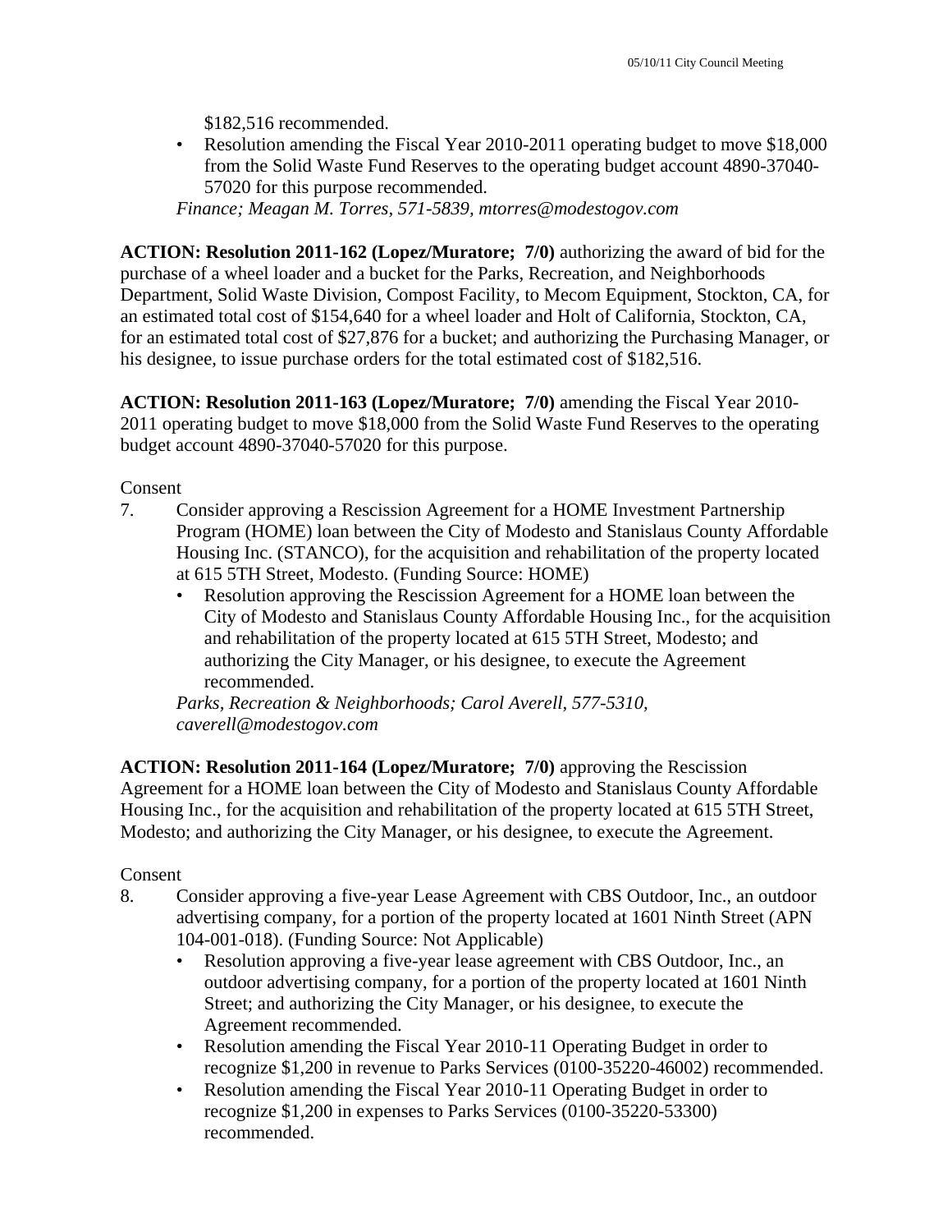$182,516 recommended.

- Resolution amending the Fiscal Year 2010-2011 operating budget to move $18,000 from the Solid Waste Fund Reserves to the operating budget account 4890-37040-57020 for this purpose recommended.

*Finance; Meagan M. Torres, 571-5839, mtorres@modestogov.com*

**ACTION: Resolution 2011-162 (Lopez/Muratore; 7/0)** authorizing the award of bid for the purchase of a wheel loader and a bucket for the Parks, Recreation, and Neighborhoods Department, Solid Waste Division, Compost Facility, to Mecom Equipment, Stockton, CA, for an estimated total cost of $154,640 for a wheel loader and Holt of California, Stockton, CA, for an estimated total cost of $27,876 for a bucket; and authorizing the Purchasing Manager, or his designee, to issue purchase orders for the total estimated cost of $182,516.

**ACTION: Resolution 2011-163 (Lopez/Muratore; 7/0)** amending the Fiscal Year 2010-2011 operating budget to move $18,000 from the Solid Waste Fund Reserves to the operating budget account 4890-37040-57020 for this purpose.

Consent

7. Consider approving a Rescission Agreement for a HOME Investment Partnership Program (HOME) loan between the City of Modesto and Stanislaus County Affordable Housing Inc. (STANCO), for the acquisition and rehabilitation of the property located at 615 5TH Street, Modesto. (Funding Source: HOME)
   - Resolution approving the Rescission Agreement for a HOME loan between the City of Modesto and Stanislaus County Affordable Housing Inc., for the acquisition and rehabilitation of the property located at 615 5TH Street, Modesto; and authorizing the City Manager, or his designee, to execute the Agreement recommended.

   *Parks, Recreation & Neighborhoods; Carol Averell, 577-5310, caverell@modestogov.com*

**ACTION: Resolution 2011-164 (Lopez/Muratore; 7/0)** approving the Rescission Agreement for a HOME loan between the City of Modesto and Stanislaus County Affordable Housing Inc., for the acquisition and rehabilitation of the property located at 615 5TH Street, Modesto; and authorizing the City Manager, or his designee, to execute the Agreement.

Consent

8. Consider approving a five-year Lease Agreement with CBS Outdoor, Inc., an outdoor advertising company, for a portion of the property located at 1601 Ninth Street (APN 104-001-018). (Funding Source: Not Applicable)
   - Resolution approving a five-year lease agreement with CBS Outdoor, Inc., an outdoor advertising company, for a portion of the property located at 1601 Ninth Street; and authorizing the City Manager, or his designee, to execute the Agreement recommended.
   - Resolution amending the Fiscal Year 2010-11 Operating Budget in order to recognize $1,200 in revenue to Parks Services (0100-35220-46002) recommended.
   - Resolution amending the Fiscal Year 2010-11 Operating Budget in order to recognize $1,200 in expenses to Parks Services (0100-35220-53300) recommended.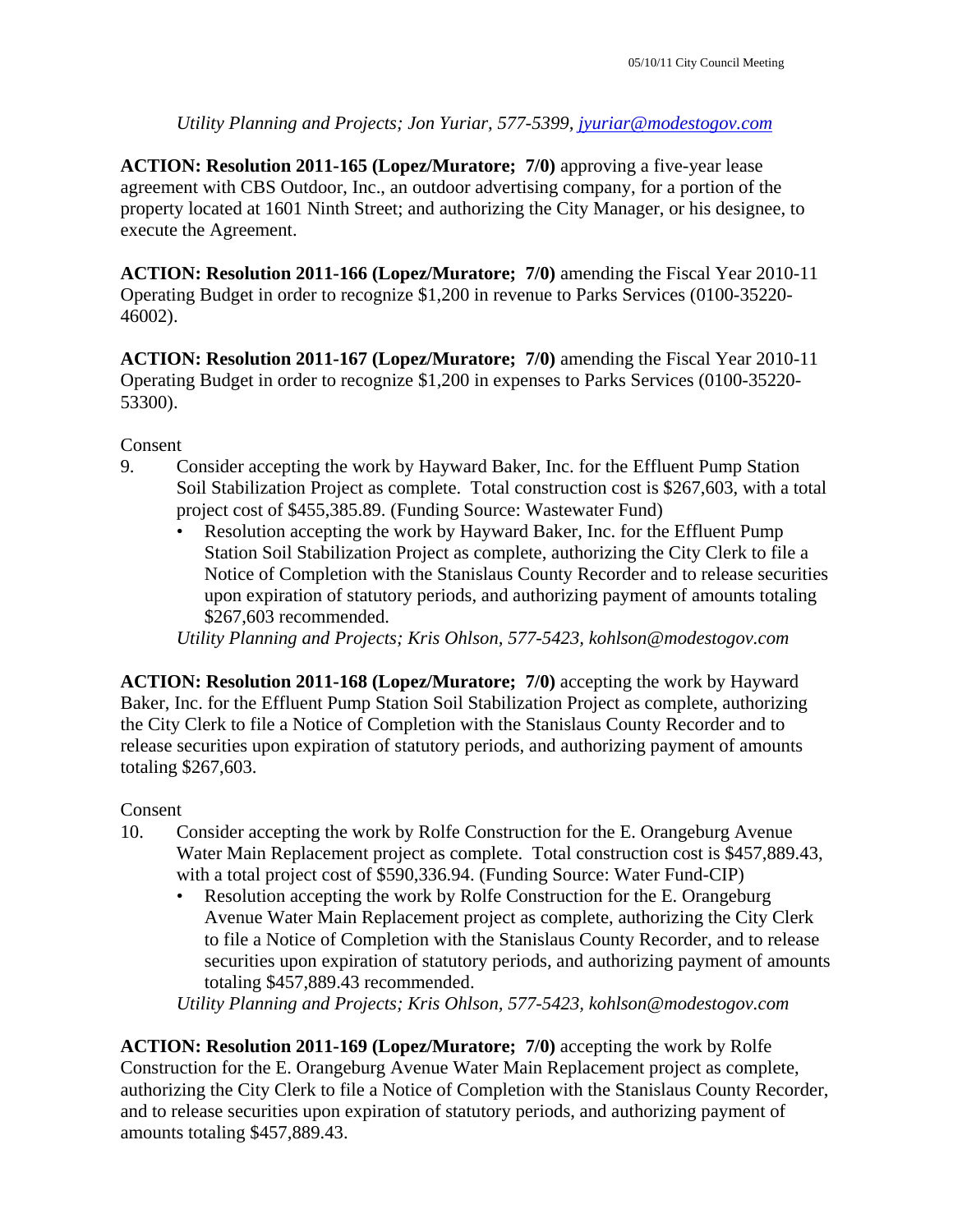*Utility Planning and Projects; Jon Yuriar, 577-5399, jyuriar@modestogov.com*

**ACTION: Resolution 2011-165 (Lopez/Muratore; 7/0)** approving a five-year lease agreement with CBS Outdoor, Inc., an outdoor advertising company, for a portion of the property located at 1601 Ninth Street; and authorizing the City Manager, or his designee, to execute the Agreement.

**ACTION: Resolution 2011-166 (Lopez/Muratore; 7/0)** amending the Fiscal Year 2010-11 Operating Budget in order to recognize $1,200 in revenue to Parks Services (0100-35220-46002).

**ACTION: Resolution 2011-167 (Lopez/Muratore; 7/0)** amending the Fiscal Year 2010-11 Operating Budget in order to recognize $1,200 in expenses to Parks Services (0100-35220-53300).

Consent

9. Consider accepting the work by Hayward Baker, Inc. for the Effluent Pump Station Soil Stabilization Project as complete. Total construction cost is $267,603, with a total project cost of $455,385.89. (Funding Source: Wastewater Fund)
   - Resolution accepting the work by Hayward Baker, Inc. for the Effluent Pump Station Soil Stabilization Project as complete, authorizing the City Clerk to file a Notice of Completion with the Stanislaus County Recorder and to release securities upon expiration of statutory periods, and authorizing payment of amounts totaling $267,603 recommended.

   *Utility Planning and Projects; Kris Ohlson, 577-5423, kohlson@modestogov.com*

**ACTION: Resolution 2011-168 (Lopez/Muratore; 7/0)** accepting the work by Hayward Baker, Inc. for the Effluent Pump Station Soil Stabilization Project as complete, authorizing the City Clerk to file a Notice of Completion with the Stanislaus County Recorder and to release securities upon expiration of statutory periods, and authorizing payment of amounts totaling $267,603.

Consent

10. Consider accepting the work by Rolfe Construction for the E. Orangeburg Avenue Water Main Replacement project as complete. Total construction cost is $457,889.43, with a total project cost of $590,336.94. (Funding Source: Water Fund-CIP)
    - Resolution accepting the work by Rolfe Construction for the E. Orangeburg Avenue Water Main Replacement project as complete, authorizing the City Clerk to file a Notice of Completion with the Stanislaus County Recorder, and to release securities upon expiration of statutory periods, and authorizing payment of amounts totaling $457,889.43 recommended.

    *Utility Planning and Projects; Kris Ohlson, 577-5423, kohlson@modestogov.com*

**ACTION: Resolution 2011-169 (Lopez/Muratore; 7/0)** accepting the work by Rolfe Construction for the E. Orangeburg Avenue Water Main Replacement project as complete, authorizing the City Clerk to file a Notice of Completion with the Stanislaus County Recorder, and to release securities upon expiration of statutory periods, and authorizing payment of amounts totaling $457,889.43.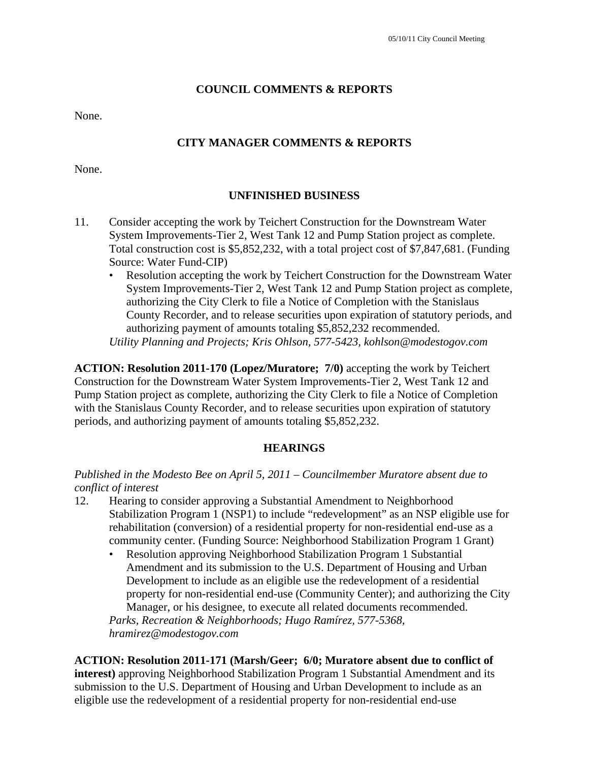## COUNCIL COMMENTS & REPORTS

None.

## CITY MANAGER COMMENTS & REPORTS

None.

## UNFINISHED BUSINESS

11. Consider accepting the work by Teichert Construction for the Downstream Water System Improvements-Tier 2, West Tank 12 and Pump Station project as complete. Total construction cost is $5,852,232, with a total project cost of $7,847,681. (Funding Source: Water Fund-CIP)
    - Resolution accepting the work by Teichert Construction for the Downstream Water System Improvements-Tier 2, West Tank 12 and Pump Station project as complete, authorizing the City Clerk to file a Notice of Completion with the Stanislaus County Recorder, and to release securities upon expiration of statutory periods, and authorizing payment of amounts totaling $5,852,232 recommended.

    *Utility Planning and Projects; Kris Ohlson, 577-5423, kohlson@modestogov.com*

**ACTION: Resolution 2011-170 (Lopez/Muratore; 7/0)** accepting the work by Teichert Construction for the Downstream Water System Improvements-Tier 2, West Tank 12 and Pump Station project as complete, authorizing the City Clerk to file a Notice of Completion with the Stanislaus County Recorder, and to release securities upon expiration of statutory periods, and authorizing payment of amounts totaling $5,852,232.

## HEARINGS

*Published in the Modesto Bee on April 5, 2011 – Councilmember Muratore absent due to conflict of interest*

12. Hearing to consider approving a Substantial Amendment to Neighborhood Stabilization Program 1 (NSP1) to include "redevelopment" as an NSP eligible use for rehabilitation (conversion) of a residential property for non-residential end-use as a community center. (Funding Source: Neighborhood Stabilization Program 1 Grant)
    - Resolution approving Neighborhood Stabilization Program 1 Substantial Amendment and its submission to the U.S. Department of Housing and Urban Development to include as an eligible use the redevelopment of a residential property for non-residential end-use (Community Center); and authorizing the City Manager, or his designee, to execute all related documents recommended.

    *Parks, Recreation & Neighborhoods; Hugo Ramírez, 577-5368, hramirez@modestogov.com*

**ACTION: Resolution 2011-171 (Marsh/Geer; 6/0; Muratore absent due to conflict of interest)** approving Neighborhood Stabilization Program 1 Substantial Amendment and its submission to the U.S. Department of Housing and Urban Development to include as an eligible use the redevelopment of a residential property for non-residential end-use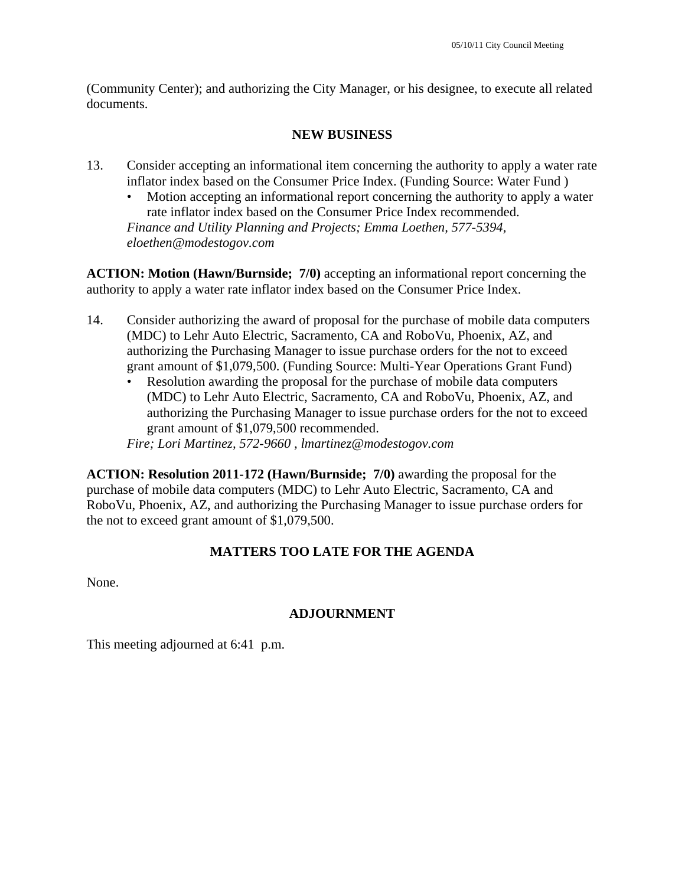(Community Center); and authorizing the City Manager, or his designee, to execute all related documents.

## NEW BUSINESS

13. Consider accepting an informational item concerning the authority to apply a water rate inflator index based on the Consumer Price Index. (Funding Source: Water Fund )
    - Motion accepting an informational report concerning the authority to apply a water rate inflator index based on the Consumer Price Index recommended.

    *Finance and Utility Planning and Projects; Emma Loethen, 577-5394, eloethen@modestogov.com*

**ACTION: Motion (Hawn/Burnside; 7/0)** accepting an informational report concerning the authority to apply a water rate inflator index based on the Consumer Price Index.

14. Consider authorizing the award of proposal for the purchase of mobile data computers (MDC) to Lehr Auto Electric, Sacramento, CA and RoboVu, Phoenix, AZ, and authorizing the Purchasing Manager to issue purchase orders for the not to exceed grant amount of $1,079,500. (Funding Source: Multi-Year Operations Grant Fund)
    - Resolution awarding the proposal for the purchase of mobile data computers (MDC) to Lehr Auto Electric, Sacramento, CA and RoboVu, Phoenix, AZ, and authorizing the Purchasing Manager to issue purchase orders for the not to exceed grant amount of $1,079,500 recommended.

    *Fire; Lori Martinez, 572-9660 , lmartinez@modestogov.com*

**ACTION: Resolution 2011-172 (Hawn/Burnside; 7/0)** awarding the proposal for the purchase of mobile data computers (MDC) to Lehr Auto Electric, Sacramento, CA and RoboVu, Phoenix, AZ, and authorizing the Purchasing Manager to issue purchase orders for the not to exceed grant amount of $1,079,500.

## MATTERS TOO LATE FOR THE AGENDA

None.

## ADJOURNMENT

This meeting adjourned at 6:41 p.m.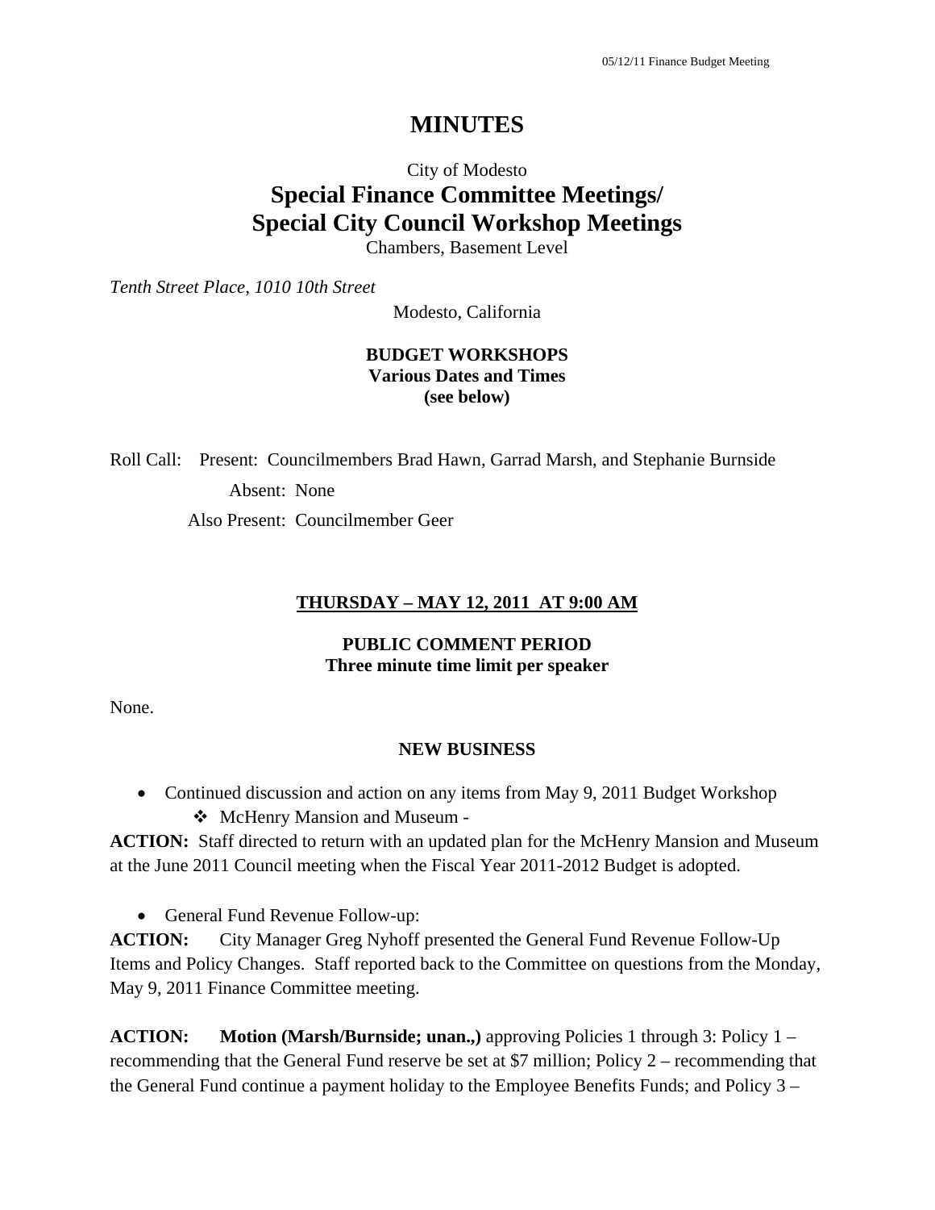# MINUTES

City of Modesto

## Special Finance Committee Meetings/ Special City Council Workshop Meetings

Chambers, Basement Level

*Tenth Street Place, 1010 10th Street*

Modesto, California

**BUDGET WORKSHOPS**
**Various Dates and Times**
**(see below)**

Roll Call: Present: Councilmembers Brad Hawn, Garrad Marsh, and Stephanie Burnside

Absent: None

Also Present: Councilmember Geer

**THURSDAY – MAY 12, 2011 AT 9:00 AM**

**PUBLIC COMMENT PERIOD**
**Three minute time limit per speaker**

None.

**NEW BUSINESS**

- Continued discussion and action on any items from May 9, 2011 Budget Workshop
  - McHenry Mansion and Museum -

**ACTION:** Staff directed to return with an updated plan for the McHenry Mansion and Museum at the June 2011 Council meeting when the Fiscal Year 2011-2012 Budget is adopted.

- General Fund Revenue Follow-up:

**ACTION:** City Manager Greg Nyhoff presented the General Fund Revenue Follow-Up Items and Policy Changes. Staff reported back to the Committee on questions from the Monday, May 9, 2011 Finance Committee meeting.

**ACTION: Motion (Marsh/Burnside; unan.,)** approving Policies 1 through 3: Policy 1 – recommending that the General Fund reserve be set at $7 million; Policy 2 – recommending that the General Fund continue a payment holiday to the Employee Benefits Funds; and Policy 3 –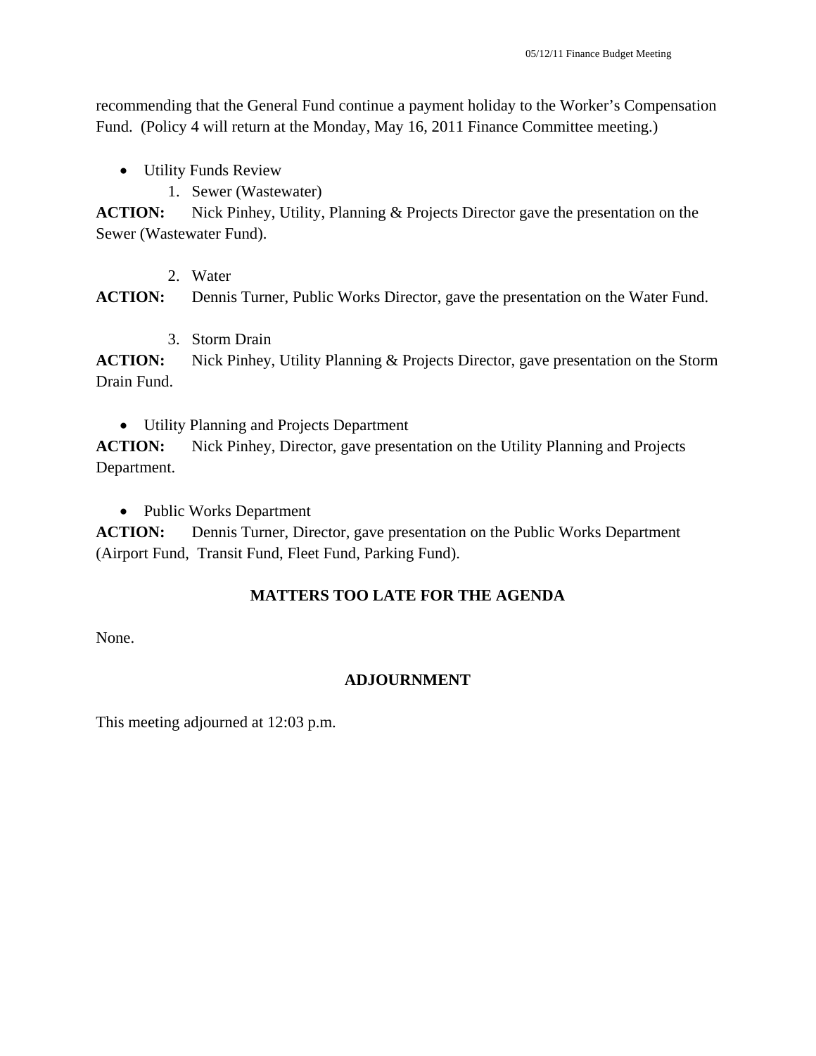recommending that the General Fund continue a payment holiday to the Worker's Compensation Fund. (Policy 4 will return at the Monday, May 16, 2011 Finance Committee meeting.)

- Utility Funds Review
    1. Sewer (Wastewater)

**ACTION:** Nick Pinhey, Utility, Planning & Projects Director gave the presentation on the Sewer (Wastewater Fund).

2. Water

**ACTION:** Dennis Turner, Public Works Director, gave the presentation on the Water Fund.

3. Storm Drain

**ACTION:** Nick Pinhey, Utility Planning & Projects Director, gave presentation on the Storm Drain Fund.

- Utility Planning and Projects Department

**ACTION:** Nick Pinhey, Director, gave presentation on the Utility Planning and Projects Department.

- Public Works Department

**ACTION:** Dennis Turner, Director, gave presentation on the Public Works Department (Airport Fund, Transit Fund, Fleet Fund, Parking Fund).

## MATTERS TOO LATE FOR THE AGENDA

None.

## ADJOURNMENT

This meeting adjourned at 12:03 p.m.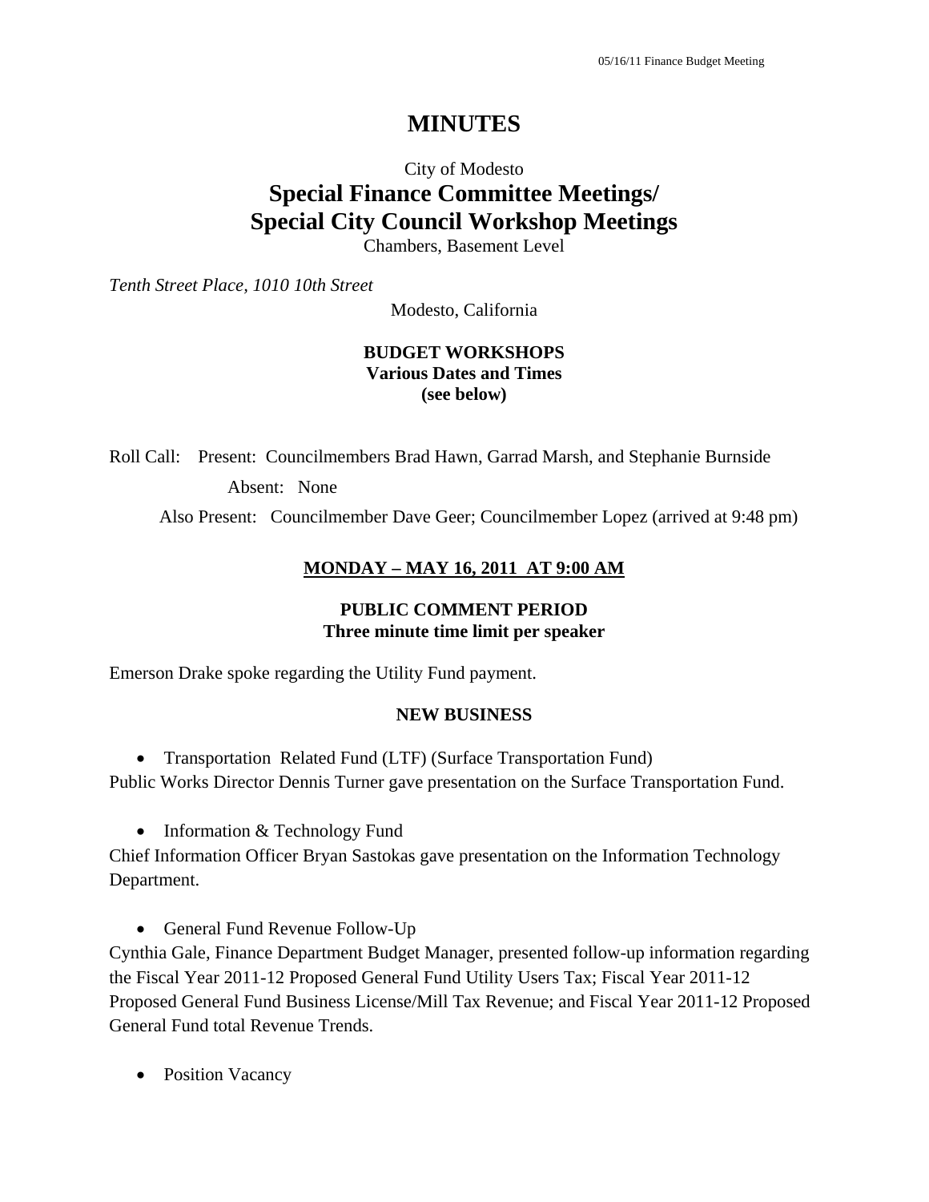# MINUTES

City of Modesto

## Special Finance Committee Meetings/
## Special City Council Workshop Meetings

Chambers, Basement Level

*Tenth Street Place, 1010 10th Street*

Modesto, California

**BUDGET WORKSHOPS**
**Various Dates and Times**
**(see below)**

Roll Call: Present: Councilmembers Brad Hawn, Garrad Marsh, and Stephanie Burnside

Absent: None

Also Present: Councilmember Dave Geer; Councilmember Lopez (arrived at 9:48 pm)

**MONDAY – MAY 16, 2011 AT 9:00 AM**

**PUBLIC COMMENT PERIOD**
**Three minute time limit per speaker**

Emerson Drake spoke regarding the Utility Fund payment.

**NEW BUSINESS**

- Transportation Related Fund (LTF) (Surface Transportation Fund)

Public Works Director Dennis Turner gave presentation on the Surface Transportation Fund.

- Information & Technology Fund

Chief Information Officer Bryan Sastokas gave presentation on the Information Technology Department.

- General Fund Revenue Follow-Up

Cynthia Gale, Finance Department Budget Manager, presented follow-up information regarding the Fiscal Year 2011-12 Proposed General Fund Utility Users Tax; Fiscal Year 2011-12 Proposed General Fund Business License/Mill Tax Revenue; and Fiscal Year 2011-12 Proposed General Fund total Revenue Trends.

- Position Vacancy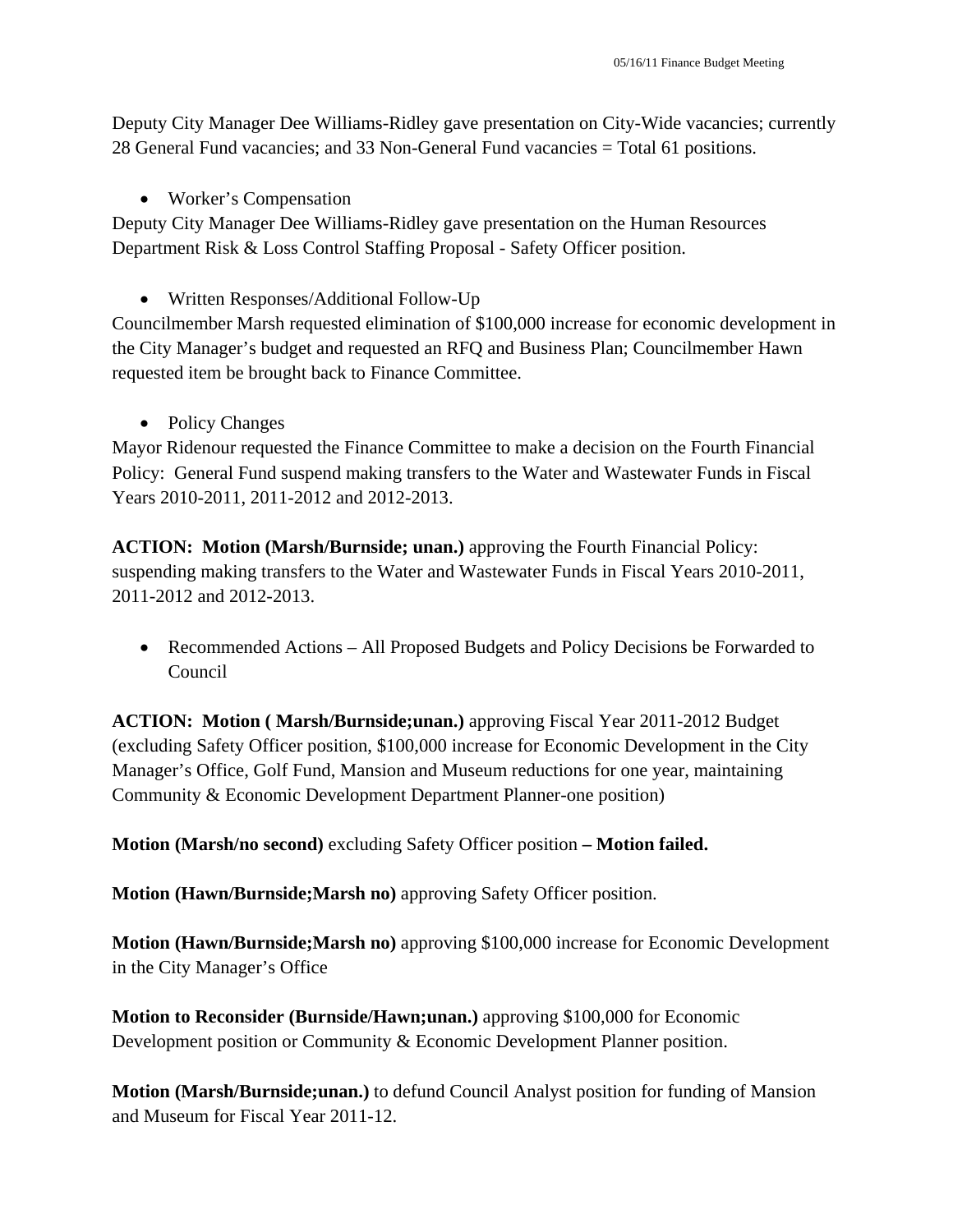Deputy City Manager Dee Williams-Ridley gave presentation on City-Wide vacancies; currently 28 General Fund vacancies; and 33 Non-General Fund vacancies = Total 61 positions.

- Worker's Compensation

Deputy City Manager Dee Williams-Ridley gave presentation on the Human Resources Department Risk & Loss Control Staffing Proposal - Safety Officer position.

- Written Responses/Additional Follow-Up

Councilmember Marsh requested elimination of $100,000 increase for economic development in the City Manager's budget and requested an RFQ and Business Plan; Councilmember Hawn requested item be brought back to Finance Committee.

- Policy Changes

Mayor Ridenour requested the Finance Committee to make a decision on the Fourth Financial Policy: General Fund suspend making transfers to the Water and Wastewater Funds in Fiscal Years 2010-2011, 2011-2012 and 2012-2013.

**ACTION: Motion (Marsh/Burnside; unan.)** approving the Fourth Financial Policy: suspending making transfers to the Water and Wastewater Funds in Fiscal Years 2010-2011, 2011-2012 and 2012-2013.

- Recommended Actions – All Proposed Budgets and Policy Decisions be Forwarded to Council

**ACTION: Motion ( Marsh/Burnside;unan.)** approving Fiscal Year 2011-2012 Budget (excluding Safety Officer position, $100,000 increase for Economic Development in the City Manager's Office, Golf Fund, Mansion and Museum reductions for one year, maintaining Community & Economic Development Department Planner-one position)

**Motion (Marsh/no second)** excluding Safety Officer position **– Motion failed.**

**Motion (Hawn/Burnside;Marsh no)** approving Safety Officer position.

**Motion (Hawn/Burnside;Marsh no)** approving $100,000 increase for Economic Development in the City Manager's Office

**Motion to Reconsider (Burnside/Hawn;unan.)** approving $100,000 for Economic Development position or Community & Economic Development Planner position.

**Motion (Marsh/Burnside;unan.)** to defund Council Analyst position for funding of Mansion and Museum for Fiscal Year 2011-12.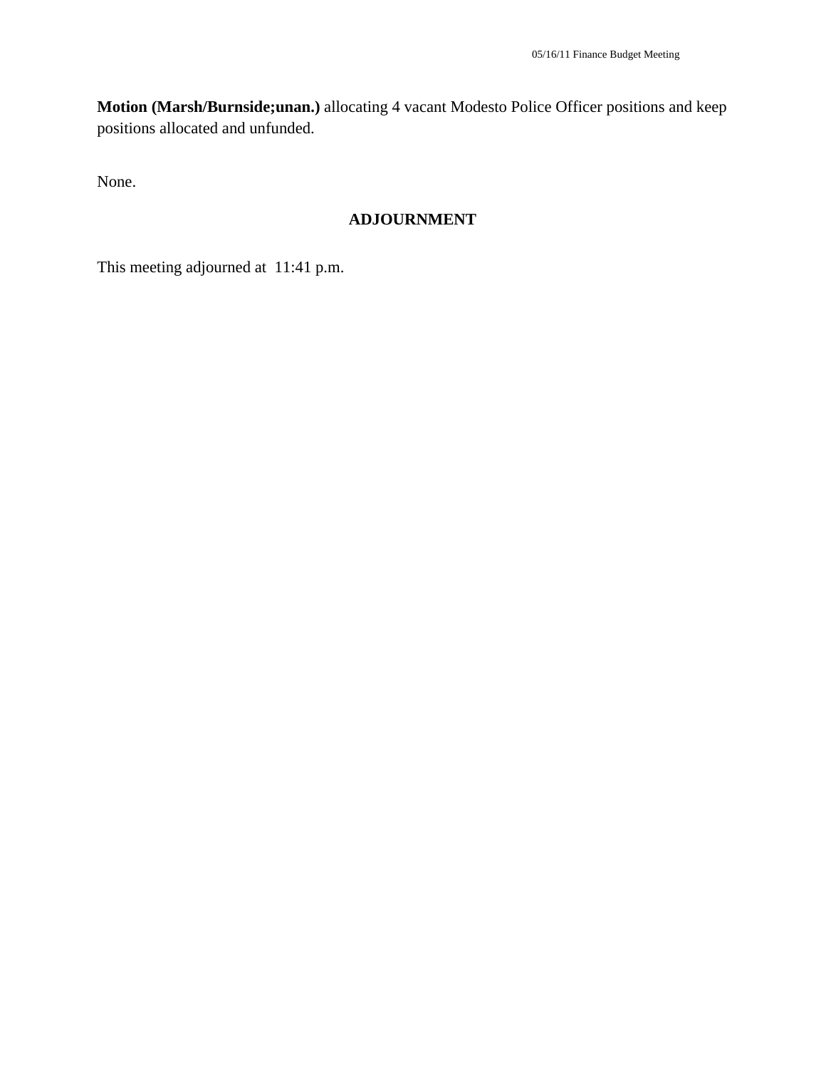**Motion (Marsh/Burnside;unan.)** allocating 4 vacant Modesto Police Officer positions and keep positions allocated and unfunded.

None.

## ADJOURNMENT

This meeting adjourned at 11:41 p.m.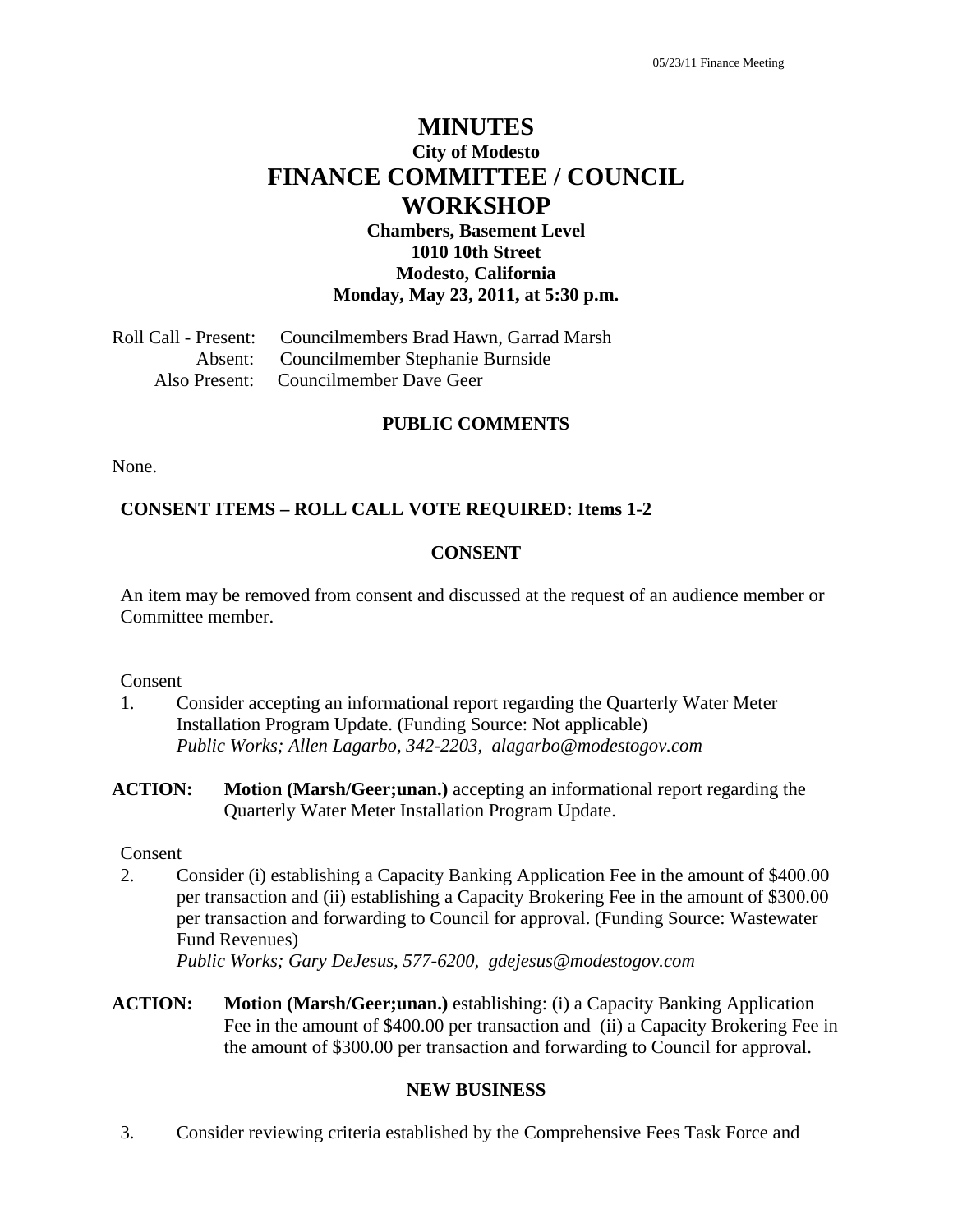# MINUTES

## City of Modesto

# FINANCE COMMITTEE / COUNCIL WORKSHOP

**Chambers, Basement Level**
**1010 10th Street**
**Modesto, California**
**Monday, May 23, 2011, at 5:30 p.m.**

Roll Call - Present: Councilmembers Brad Hawn, Garrad Marsh
Absent: Councilmember Stephanie Burnside
Also Present: Councilmember Dave Geer

### PUBLIC COMMENTS

None.

### CONSENT ITEMS – ROLL CALL VOTE REQUIRED: Items 1-2

### CONSENT

An item may be removed from consent and discussed at the request of an audience member or Committee member.

Consent

1. Consider accepting an informational report regarding the Quarterly Water Meter Installation Program Update. (Funding Source: Not applicable)
   *Public Works; Allen Lagarbo, 342-2203, alagarbo@modestogov.com*

**ACTION:** **Motion (Marsh/Geer;unan.)** accepting an informational report regarding the Quarterly Water Meter Installation Program Update.

Consent

2. Consider (i) establishing a Capacity Banking Application Fee in the amount of $400.00 per transaction and (ii) establishing a Capacity Brokering Fee in the amount of $300.00 per transaction and forwarding to Council for approval. (Funding Source: Wastewater Fund Revenues)
   *Public Works; Gary DeJesus, 577-6200, gdejesus@modestogov.com*

**ACTION:** **Motion (Marsh/Geer;unan.)** establishing: (i) a Capacity Banking Application Fee in the amount of $400.00 per transaction and (ii) a Capacity Brokering Fee in the amount of $300.00 per transaction and forwarding to Council for approval.

### NEW BUSINESS

3. Consider reviewing criteria established by the Comprehensive Fees Task Force and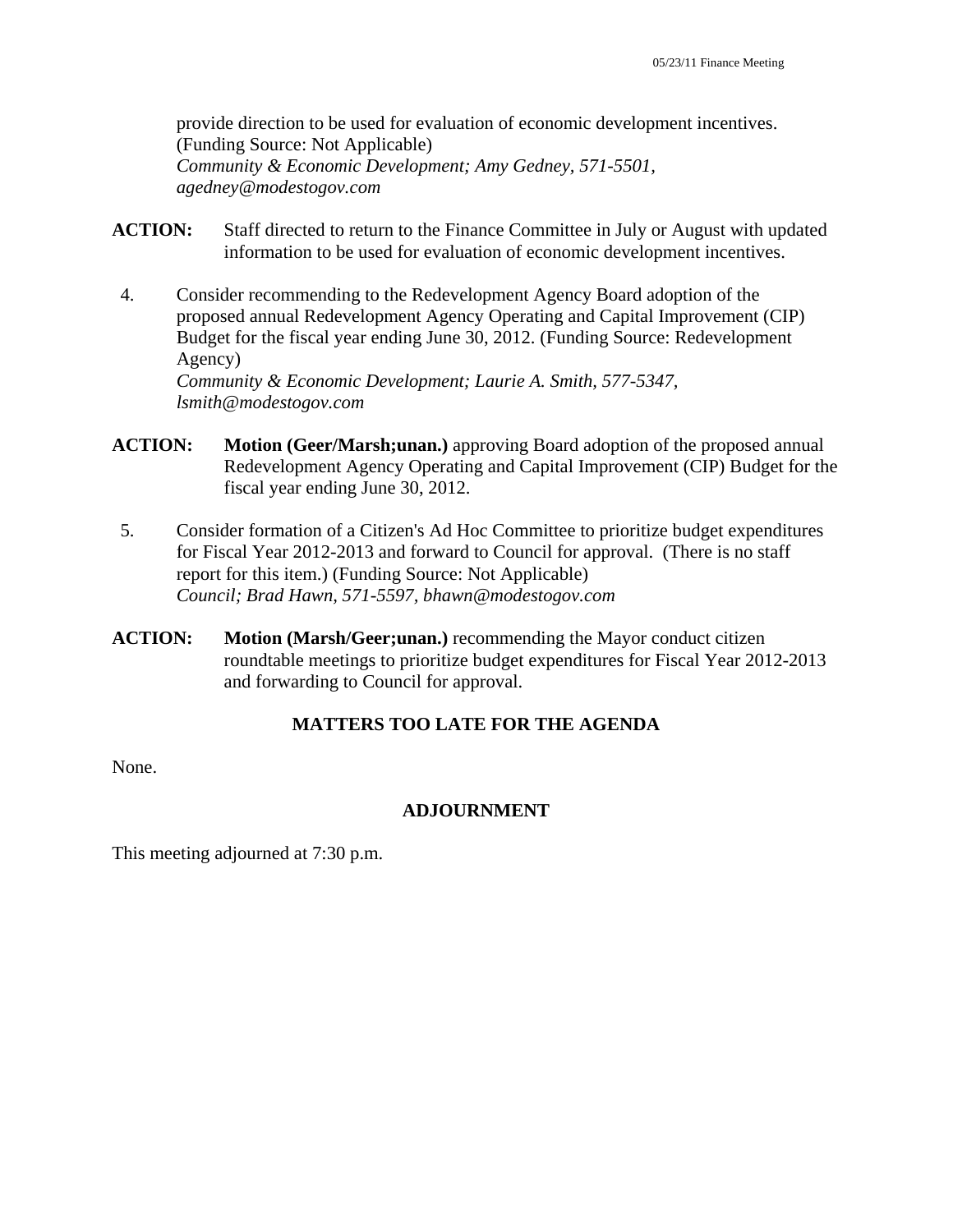provide direction to be used for evaluation of economic development incentives. (Funding Source: Not Applicable)
*Community & Economic Development; Amy Gedney, 571-5501, agedney@modestogov.com*

**ACTION:** Staff directed to return to the Finance Committee in July or August with updated information to be used for evaluation of economic development incentives.

4. Consider recommending to the Redevelopment Agency Board adoption of the proposed annual Redevelopment Agency Operating and Capital Improvement (CIP) Budget for the fiscal year ending June 30, 2012. (Funding Source: Redevelopment Agency)
*Community & Economic Development; Laurie A. Smith, 577-5347, lsmith@modestogov.com*

**ACTION:** **Motion (Geer/Marsh;unan.)** approving Board adoption of the proposed annual Redevelopment Agency Operating and Capital Improvement (CIP) Budget for the fiscal year ending June 30, 2012.

5. Consider formation of a Citizen's Ad Hoc Committee to prioritize budget expenditures for Fiscal Year 2012-2013 and forward to Council for approval. (There is no staff report for this item.) (Funding Source: Not Applicable)
*Council; Brad Hawn, 571-5597, bhawn@modestogov.com*

**ACTION:** **Motion (Marsh/Geer;unan.)** recommending the Mayor conduct citizen roundtable meetings to prioritize budget expenditures for Fiscal Year 2012-2013 and forwarding to Council for approval.

## MATTERS TOO LATE FOR THE AGENDA

None.

## ADJOURNMENT

This meeting adjourned at 7:30 p.m.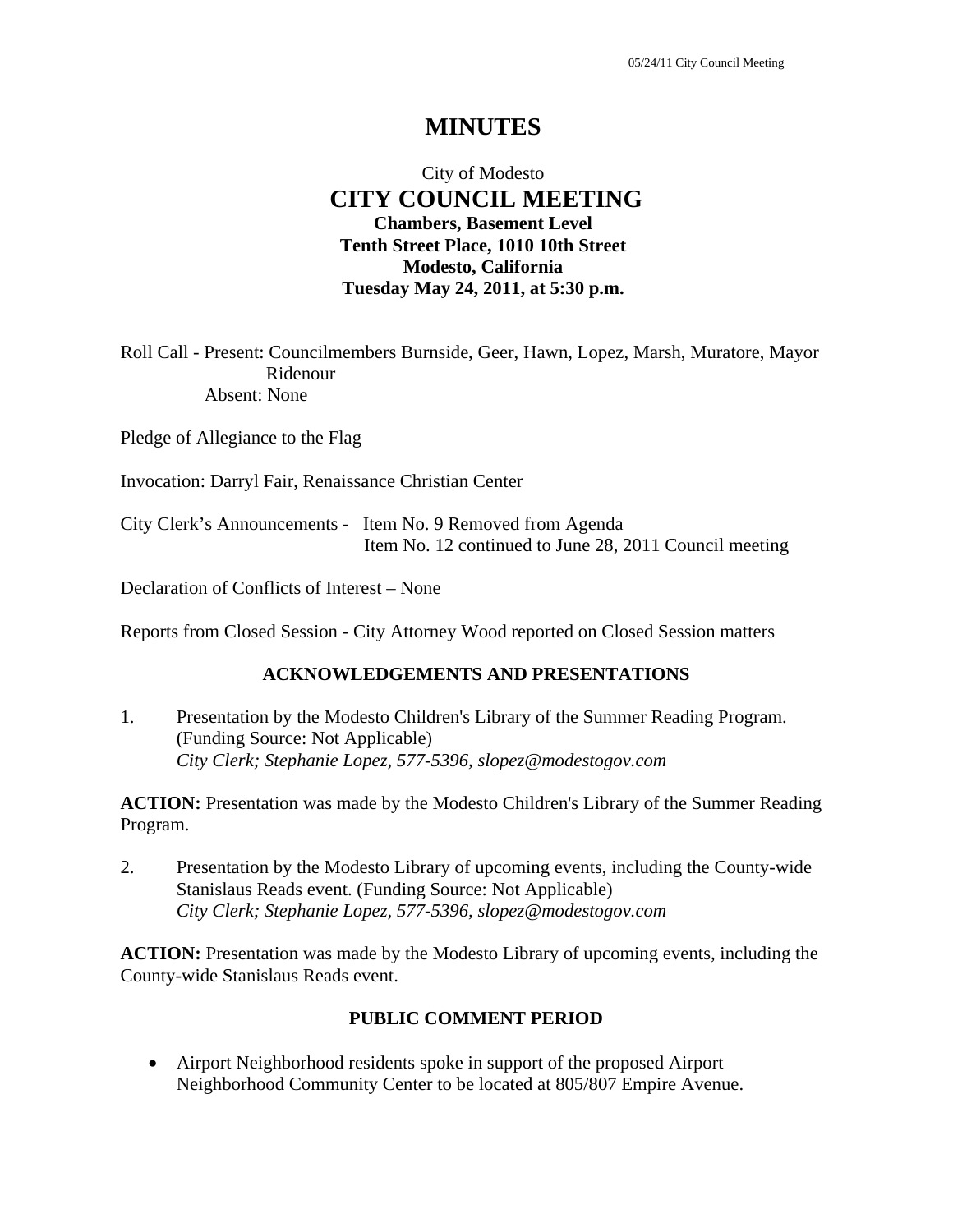# MINUTES

City of Modesto
## CITY COUNCIL MEETING
**Chambers, Basement Level**
**Tenth Street Place, 1010 10th Street**
**Modesto, California**
**Tuesday May 24, 2011, at 5:30 p.m.**

Roll Call - Present: Councilmembers Burnside, Geer, Hawn, Lopez, Marsh, Muratore, Mayor Ridenour
Absent: None

Pledge of Allegiance to the Flag

Invocation: Darryl Fair, Renaissance Christian Center

City Clerk's Announcements - Item No. 9 Removed from Agenda
Item No. 12 continued to June 28, 2011 Council meeting

Declaration of Conflicts of Interest – None

Reports from Closed Session - City Attorney Wood reported on Closed Session matters

### ACKNOWLEDGEMENTS AND PRESENTATIONS

1. Presentation by the Modesto Children's Library of the Summer Reading Program. (Funding Source: Not Applicable)
*City Clerk; Stephanie Lopez, 577-5396, slopez@modestogov.com*

**ACTION:** Presentation was made by the Modesto Children's Library of the Summer Reading Program.

2. Presentation by the Modesto Library of upcoming events, including the County-wide Stanislaus Reads event. (Funding Source: Not Applicable)
*City Clerk; Stephanie Lopez, 577-5396, slopez@modestogov.com*

**ACTION:** Presentation was made by the Modesto Library of upcoming events, including the County-wide Stanislaus Reads event.

### PUBLIC COMMENT PERIOD

- Airport Neighborhood residents spoke in support of the proposed Airport Neighborhood Community Center to be located at 805/807 Empire Avenue.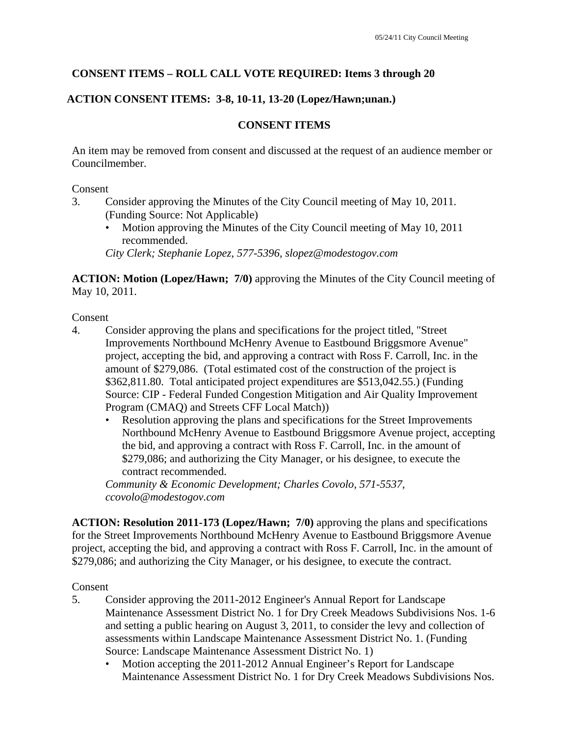**CONSENT ITEMS – ROLL CALL VOTE REQUIRED: Items 3 through 20**

**ACTION CONSENT ITEMS: 3-8, 10-11, 13-20 (Lopez/Hawn;unan.)**

**CONSENT ITEMS**

An item may be removed from consent and discussed at the request of an audience member or Councilmember.

Consent

3. Consider approving the Minutes of the City Council meeting of May 10, 2011. (Funding Source: Not Applicable)
   - Motion approving the Minutes of the City Council meeting of May 10, 2011 recommended.

   *City Clerk; Stephanie Lopez, 577-5396, slopez@modestogov.com*

**ACTION: Motion (Lopez/Hawn; 7/0)** approving the Minutes of the City Council meeting of May 10, 2011.

Consent

4. Consider approving the plans and specifications for the project titled, "Street Improvements Northbound McHenry Avenue to Eastbound Briggsmore Avenue" project, accepting the bid, and approving a contract with Ross F. Carroll, Inc. in the amount of $279,086. (Total estimated cost of the construction of the project is $362,811.80. Total anticipated project expenditures are $513,042.55.) (Funding Source: CIP - Federal Funded Congestion Mitigation and Air Quality Improvement Program (CMAQ) and Streets CFF Local Match))
   - Resolution approving the plans and specifications for the Street Improvements Northbound McHenry Avenue to Eastbound Briggsmore Avenue project, accepting the bid, and approving a contract with Ross F. Carroll, Inc. in the amount of $279,086; and authorizing the City Manager, or his designee, to execute the contract recommended.

   *Community & Economic Development; Charles Covolo, 571-5537, ccovolo@modestogov.com*

**ACTION: Resolution 2011-173 (Lopez/Hawn; 7/0)** approving the plans and specifications for the Street Improvements Northbound McHenry Avenue to Eastbound Briggsmore Avenue project, accepting the bid, and approving a contract with Ross F. Carroll, Inc. in the amount of $279,086; and authorizing the City Manager, or his designee, to execute the contract.

Consent

5. Consider approving the 2011-2012 Engineer's Annual Report for Landscape Maintenance Assessment District No. 1 for Dry Creek Meadows Subdivisions Nos. 1-6 and setting a public hearing on August 3, 2011, to consider the levy and collection of assessments within Landscape Maintenance Assessment District No. 1. (Funding Source: Landscape Maintenance Assessment District No. 1)
   - Motion accepting the 2011-2012 Annual Engineer's Report for Landscape Maintenance Assessment District No. 1 for Dry Creek Meadows Subdivisions Nos.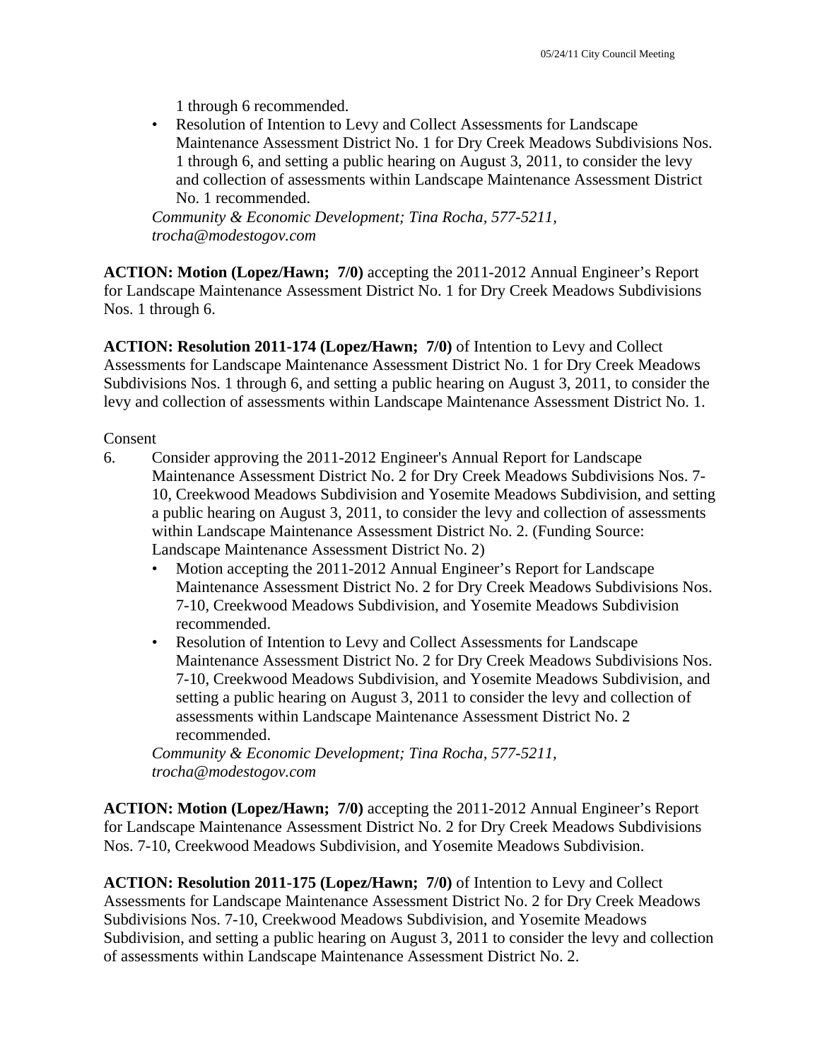1 through 6 recommended.

- Resolution of Intention to Levy and Collect Assessments for Landscape Maintenance Assessment District No. 1 for Dry Creek Meadows Subdivisions Nos. 1 through 6, and setting a public hearing on August 3, 2011, to consider the levy and collection of assessments within Landscape Maintenance Assessment District No. 1 recommended.

*Community & Economic Development; Tina Rocha, 577-5211, trocha@modestogov.com*

**ACTION: Motion (Lopez/Hawn; 7/0)** accepting the 2011-2012 Annual Engineer's Report for Landscape Maintenance Assessment District No. 1 for Dry Creek Meadows Subdivisions Nos. 1 through 6.

**ACTION: Resolution 2011-174 (Lopez/Hawn; 7/0)** of Intention to Levy and Collect Assessments for Landscape Maintenance Assessment District No. 1 for Dry Creek Meadows Subdivisions Nos. 1 through 6, and setting a public hearing on August 3, 2011, to consider the levy and collection of assessments within Landscape Maintenance Assessment District No. 1.

Consent

6. Consider approving the 2011-2012 Engineer's Annual Report for Landscape Maintenance Assessment District No. 2 for Dry Creek Meadows Subdivisions Nos. 7-10, Creekwood Meadows Subdivision and Yosemite Meadows Subdivision, and setting a public hearing on August 3, 2011, to consider the levy and collection of assessments within Landscape Maintenance Assessment District No. 2. (Funding Source: Landscape Maintenance Assessment District No. 2)
   - Motion accepting the 2011-2012 Annual Engineer's Report for Landscape Maintenance Assessment District No. 2 for Dry Creek Meadows Subdivisions Nos. 7-10, Creekwood Meadows Subdivision, and Yosemite Meadows Subdivision recommended.
   - Resolution of Intention to Levy and Collect Assessments for Landscape Maintenance Assessment District No. 2 for Dry Creek Meadows Subdivisions Nos. 7-10, Creekwood Meadows Subdivision, and Yosemite Meadows Subdivision, and setting a public hearing on August 3, 2011 to consider the levy and collection of assessments within Landscape Maintenance Assessment District No. 2 recommended.

   *Community & Economic Development; Tina Rocha, 577-5211, trocha@modestogov.com*

**ACTION: Motion (Lopez/Hawn; 7/0)** accepting the 2011-2012 Annual Engineer's Report for Landscape Maintenance Assessment District No. 2 for Dry Creek Meadows Subdivisions Nos. 7-10, Creekwood Meadows Subdivision, and Yosemite Meadows Subdivision.

**ACTION: Resolution 2011-175 (Lopez/Hawn; 7/0)** of Intention to Levy and Collect Assessments for Landscape Maintenance Assessment District No. 2 for Dry Creek Meadows Subdivisions Nos. 7-10, Creekwood Meadows Subdivision, and Yosemite Meadows Subdivision, and setting a public hearing on August 3, 2011 to consider the levy and collection of assessments within Landscape Maintenance Assessment District No. 2.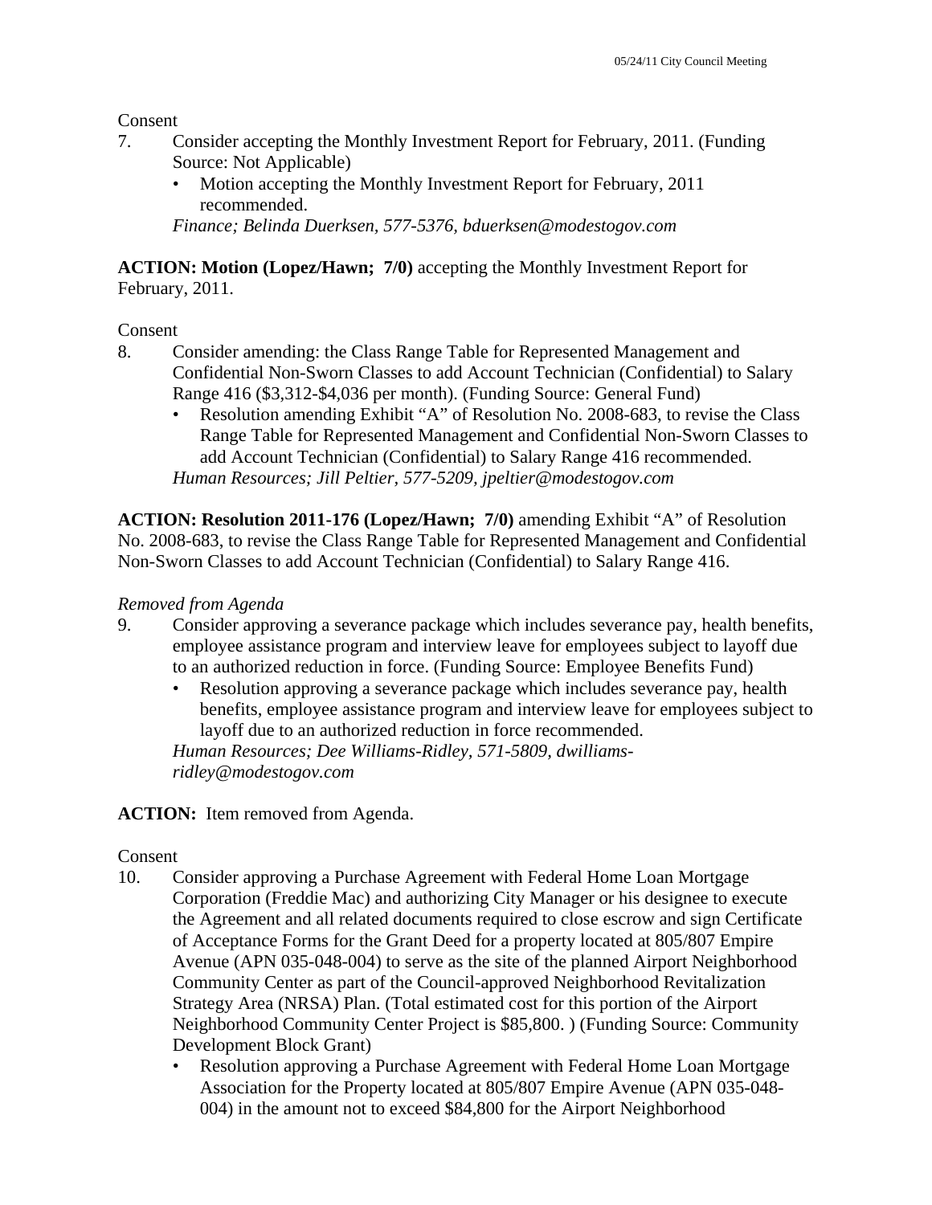Consent

7. Consider accepting the Monthly Investment Report for February, 2011. (Funding Source: Not Applicable)
   - Motion accepting the Monthly Investment Report for February, 2011 recommended.

   *Finance; Belinda Duerksen, 577-5376, bduerksen@modestogov.com*

**ACTION: Motion (Lopez/Hawn; 7/0)** accepting the Monthly Investment Report for February, 2011.

Consent

8. Consider amending: the Class Range Table for Represented Management and Confidential Non-Sworn Classes to add Account Technician (Confidential) to Salary Range 416 ($3,312-$4,036 per month). (Funding Source: General Fund)
   - Resolution amending Exhibit "A" of Resolution No. 2008-683, to revise the Class Range Table for Represented Management and Confidential Non-Sworn Classes to add Account Technician (Confidential) to Salary Range 416 recommended.

   *Human Resources; Jill Peltier, 577-5209, jpeltier@modestogov.com*

**ACTION: Resolution 2011-176 (Lopez/Hawn; 7/0)** amending Exhibit "A" of Resolution No. 2008-683, to revise the Class Range Table for Represented Management and Confidential Non-Sworn Classes to add Account Technician (Confidential) to Salary Range 416.

*Removed from Agenda*

9. Consider approving a severance package which includes severance pay, health benefits, employee assistance program and interview leave for employees subject to layoff due to an authorized reduction in force. (Funding Source: Employee Benefits Fund)
   - Resolution approving a severance package which includes severance pay, health benefits, employee assistance program and interview leave for employees subject to layoff due to an authorized reduction in force recommended.

   *Human Resources; Dee Williams-Ridley, 571-5809, dwilliams-ridley@modestogov.com*

**ACTION:** Item removed from Agenda.

Consent

10. Consider approving a Purchase Agreement with Federal Home Loan Mortgage Corporation (Freddie Mac) and authorizing City Manager or his designee to execute the Agreement and all related documents required to close escrow and sign Certificate of Acceptance Forms for the Grant Deed for a property located at 805/807 Empire Avenue (APN 035-048-004) to serve as the site of the planned Airport Neighborhood Community Center as part of the Council-approved Neighborhood Revitalization Strategy Area (NRSA) Plan. (Total estimated cost for this portion of the Airport Neighborhood Community Center Project is $85,800. ) (Funding Source: Community Development Block Grant)
    - Resolution approving a Purchase Agreement with Federal Home Loan Mortgage Association for the Property located at 805/807 Empire Avenue (APN 035-048-004) in the amount not to exceed $84,800 for the Airport Neighborhood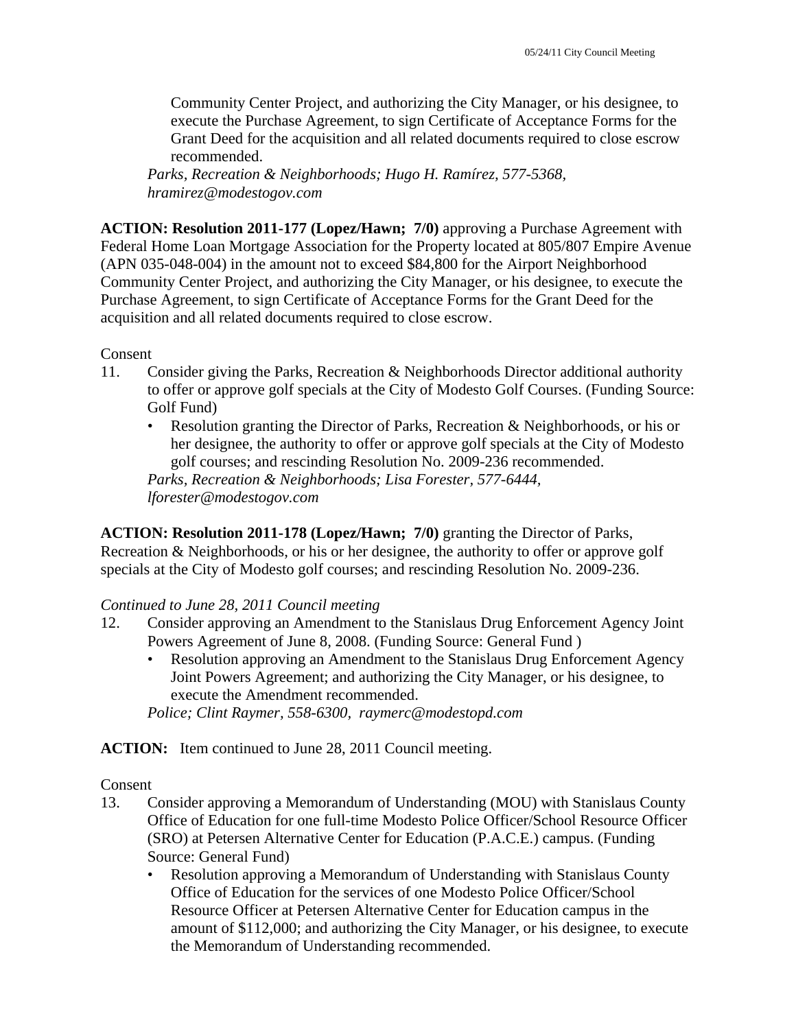Community Center Project, and authorizing the City Manager, or his designee, to execute the Purchase Agreement, to sign Certificate of Acceptance Forms for the Grant Deed for the acquisition and all related documents required to close escrow recommended.

*Parks, Recreation & Neighborhoods; Hugo H. Ramírez, 577-5368, hramirez@modestogov.com*

**ACTION: Resolution 2011-177 (Lopez/Hawn; 7/0)** approving a Purchase Agreement with Federal Home Loan Mortgage Association for the Property located at 805/807 Empire Avenue (APN 035-048-004) in the amount not to exceed $84,800 for the Airport Neighborhood Community Center Project, and authorizing the City Manager, or his designee, to execute the Purchase Agreement, to sign Certificate of Acceptance Forms for the Grant Deed for the acquisition and all related documents required to close escrow.

Consent

11. Consider giving the Parks, Recreation & Neighborhoods Director additional authority to offer or approve golf specials at the City of Modesto Golf Courses. (Funding Source: Golf Fund)
    - Resolution granting the Director of Parks, Recreation & Neighborhoods, or his or her designee, the authority to offer or approve golf specials at the City of Modesto golf courses; and rescinding Resolution No. 2009-236 recommended.

    *Parks, Recreation & Neighborhoods; Lisa Forester, 577-6444, lforester@modestogov.com*

**ACTION: Resolution 2011-178 (Lopez/Hawn; 7/0)** granting the Director of Parks, Recreation & Neighborhoods, or his or her designee, the authority to offer or approve golf specials at the City of Modesto golf courses; and rescinding Resolution No. 2009-236.

*Continued to June 28, 2011 Council meeting*

12. Consider approving an Amendment to the Stanislaus Drug Enforcement Agency Joint Powers Agreement of June 8, 2008. (Funding Source: General Fund )
    - Resolution approving an Amendment to the Stanislaus Drug Enforcement Agency Joint Powers Agreement; and authorizing the City Manager, or his designee, to execute the Amendment recommended.

    *Police; Clint Raymer, 558-6300, raymerc@modestopd.com*

**ACTION:** Item continued to June 28, 2011 Council meeting.

Consent

13. Consider approving a Memorandum of Understanding (MOU) with Stanislaus County Office of Education for one full-time Modesto Police Officer/School Resource Officer (SRO) at Petersen Alternative Center for Education (P.A.C.E.) campus. (Funding Source: General Fund)
    - Resolution approving a Memorandum of Understanding with Stanislaus County Office of Education for the services of one Modesto Police Officer/School Resource Officer at Petersen Alternative Center for Education campus in the amount of $112,000; and authorizing the City Manager, or his designee, to execute the Memorandum of Understanding recommended.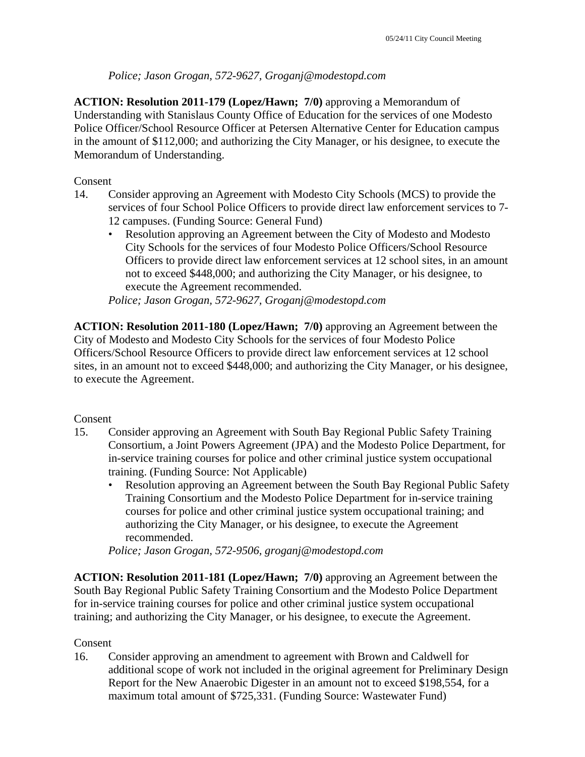*Police; Jason Grogan, 572-9627, Groganj@modestopd.com*

**ACTION: Resolution 2011-179 (Lopez/Hawn; 7/0)** approving a Memorandum of Understanding with Stanislaus County Office of Education for the services of one Modesto Police Officer/School Resource Officer at Petersen Alternative Center for Education campus in the amount of $112,000; and authorizing the City Manager, or his designee, to execute the Memorandum of Understanding.

Consent

14. Consider approving an Agreement with Modesto City Schools (MCS) to provide the services of four School Police Officers to provide direct law enforcement services to 7-12 campuses. (Funding Source: General Fund)
    - Resolution approving an Agreement between the City of Modesto and Modesto City Schools for the services of four Modesto Police Officers/School Resource Officers to provide direct law enforcement services at 12 school sites, in an amount not to exceed $448,000; and authorizing the City Manager, or his designee, to execute the Agreement recommended.

    *Police; Jason Grogan, 572-9627, Groganj@modestopd.com*

**ACTION: Resolution 2011-180 (Lopez/Hawn; 7/0)** approving an Agreement between the City of Modesto and Modesto City Schools for the services of four Modesto Police Officers/School Resource Officers to provide direct law enforcement services at 12 school sites, in an amount not to exceed $448,000; and authorizing the City Manager, or his designee, to execute the Agreement.

Consent

15. Consider approving an Agreement with South Bay Regional Public Safety Training Consortium, a Joint Powers Agreement (JPA) and the Modesto Police Department, for in-service training courses for police and other criminal justice system occupational training. (Funding Source: Not Applicable)
    - Resolution approving an Agreement between the South Bay Regional Public Safety Training Consortium and the Modesto Police Department for in-service training courses for police and other criminal justice system occupational training; and authorizing the City Manager, or his designee, to execute the Agreement recommended.

    *Police; Jason Grogan, 572-9506, groganj@modestopd.com*

**ACTION: Resolution 2011-181 (Lopez/Hawn; 7/0)** approving an Agreement between the South Bay Regional Public Safety Training Consortium and the Modesto Police Department for in-service training courses for police and other criminal justice system occupational training; and authorizing the City Manager, or his designee, to execute the Agreement.

Consent

16. Consider approving an amendment to agreement with Brown and Caldwell for additional scope of work not included in the original agreement for Preliminary Design Report for the New Anaerobic Digester in an amount not to exceed $198,554, for a maximum total amount of $725,331. (Funding Source: Wastewater Fund)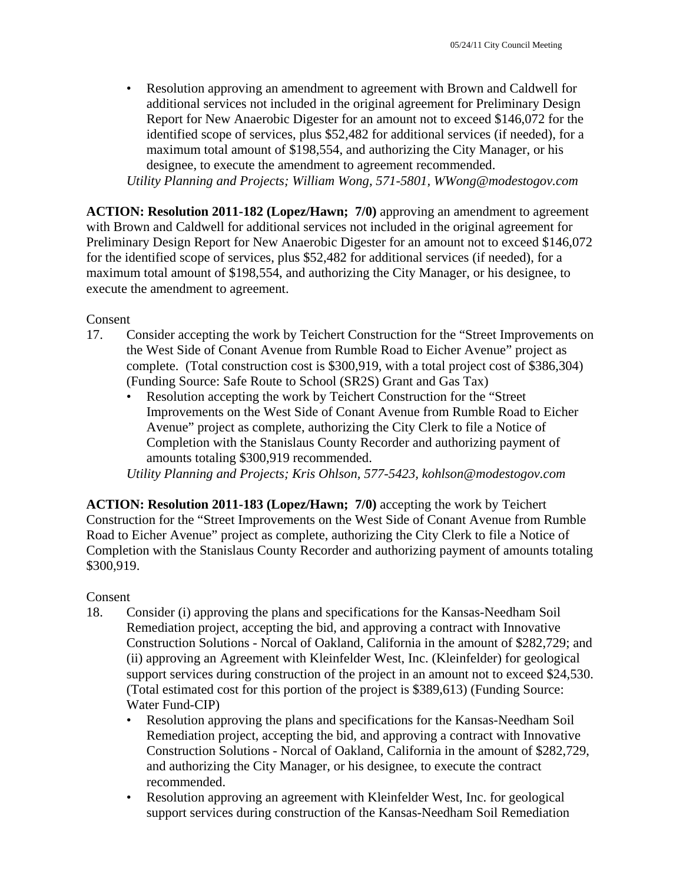- Resolution approving an amendment to agreement with Brown and Caldwell for additional services not included in the original agreement for Preliminary Design Report for New Anaerobic Digester for an amount not to exceed $146,072 for the identified scope of services, plus $52,482 for additional services (if needed), for a maximum total amount of $198,554, and authorizing the City Manager, or his designee, to execute the amendment to agreement recommended.

*Utility Planning and Projects; William Wong, 571-5801, WWong@modestogov.com*

**ACTION: Resolution 2011-182 (Lopez/Hawn; 7/0)** approving an amendment to agreement with Brown and Caldwell for additional services not included in the original agreement for Preliminary Design Report for New Anaerobic Digester for an amount not to exceed $146,072 for the identified scope of services, plus $52,482 for additional services (if needed), for a maximum total amount of $198,554, and authorizing the City Manager, or his designee, to execute the amendment to agreement.

Consent

17. Consider accepting the work by Teichert Construction for the "Street Improvements on the West Side of Conant Avenue from Rumble Road to Eicher Avenue" project as complete. (Total construction cost is $300,919, with a total project cost of $386,304) (Funding Source: Safe Route to School (SR2S) Grant and Gas Tax)
    - Resolution accepting the work by Teichert Construction for the "Street Improvements on the West Side of Conant Avenue from Rumble Road to Eicher Avenue" project as complete, authorizing the City Clerk to file a Notice of Completion with the Stanislaus County Recorder and authorizing payment of amounts totaling $300,919 recommended.

    *Utility Planning and Projects; Kris Ohlson, 577-5423, kohlson@modestogov.com*

**ACTION: Resolution 2011-183 (Lopez/Hawn; 7/0)** accepting the work by Teichert Construction for the "Street Improvements on the West Side of Conant Avenue from Rumble Road to Eicher Avenue" project as complete, authorizing the City Clerk to file a Notice of Completion with the Stanislaus County Recorder and authorizing payment of amounts totaling $300,919.

Consent

18. Consider (i) approving the plans and specifications for the Kansas-Needham Soil Remediation project, accepting the bid, and approving a contract with Innovative Construction Solutions - Norcal of Oakland, California in the amount of $282,729; and (ii) approving an Agreement with Kleinfelder West, Inc. (Kleinfelder) for geological support services during construction of the project in an amount not to exceed $24,530. (Total estimated cost for this portion of the project is $389,613) (Funding Source: Water Fund-CIP)
    - Resolution approving the plans and specifications for the Kansas-Needham Soil Remediation project, accepting the bid, and approving a contract with Innovative Construction Solutions - Norcal of Oakland, California in the amount of $282,729, and authorizing the City Manager, or his designee, to execute the contract recommended.
    - Resolution approving an agreement with Kleinfelder West, Inc. for geological support services during construction of the Kansas-Needham Soil Remediation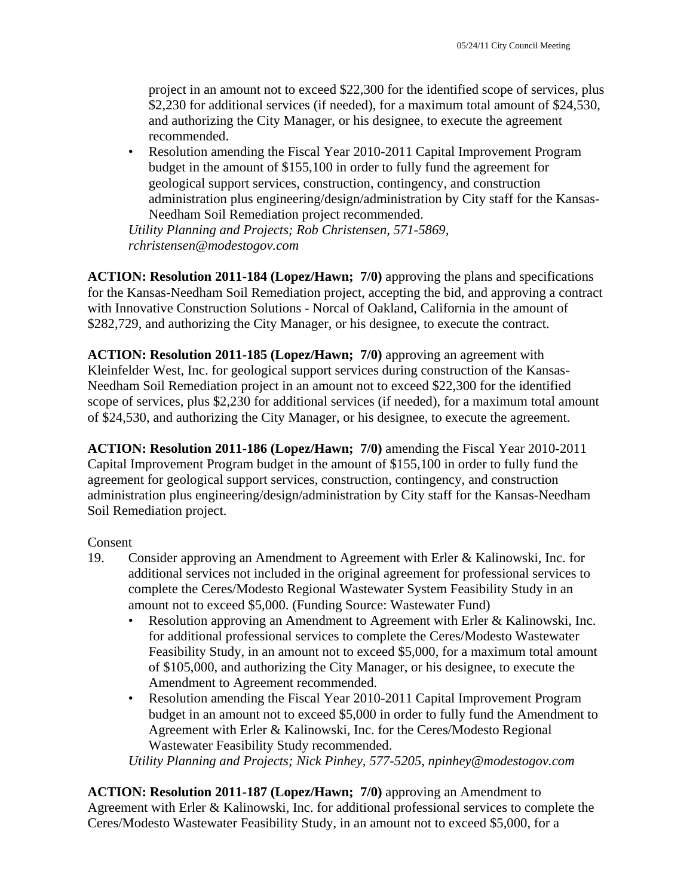project in an amount not to exceed $22,300 for the identified scope of services, plus $2,230 for additional services (if needed), for a maximum total amount of $24,530, and authorizing the City Manager, or his designee, to execute the agreement recommended.

- Resolution amending the Fiscal Year 2010-2011 Capital Improvement Program budget in the amount of $155,100 in order to fully fund the agreement for geological support services, construction, contingency, and construction administration plus engineering/design/administration by City staff for the Kansas-Needham Soil Remediation project recommended.

*Utility Planning and Projects; Rob Christensen, 571-5869, rchristensen@modestogov.com*

**ACTION: Resolution 2011-184 (Lopez/Hawn; 7/0)** approving the plans and specifications for the Kansas-Needham Soil Remediation project, accepting the bid, and approving a contract with Innovative Construction Solutions - Norcal of Oakland, California in the amount of $282,729, and authorizing the City Manager, or his designee, to execute the contract.

**ACTION: Resolution 2011-185 (Lopez/Hawn; 7/0)** approving an agreement with Kleinfelder West, Inc. for geological support services during construction of the Kansas-Needham Soil Remediation project in an amount not to exceed $22,300 for the identified scope of services, plus $2,230 for additional services (if needed), for a maximum total amount of $24,530, and authorizing the City Manager, or his designee, to execute the agreement.

**ACTION: Resolution 2011-186 (Lopez/Hawn; 7/0)** amending the Fiscal Year 2010-2011 Capital Improvement Program budget in the amount of $155,100 in order to fully fund the agreement for geological support services, construction, contingency, and construction administration plus engineering/design/administration by City staff for the Kansas-Needham Soil Remediation project.

Consent

19. Consider approving an Amendment to Agreement with Erler & Kalinowski, Inc. for additional services not included in the original agreement for professional services to complete the Ceres/Modesto Regional Wastewater System Feasibility Study in an amount not to exceed $5,000. (Funding Source: Wastewater Fund)
    - Resolution approving an Amendment to Agreement with Erler & Kalinowski, Inc. for additional professional services to complete the Ceres/Modesto Wastewater Feasibility Study, in an amount not to exceed $5,000, for a maximum total amount of $105,000, and authorizing the City Manager, or his designee, to execute the Amendment to Agreement recommended.
    - Resolution amending the Fiscal Year 2010-2011 Capital Improvement Program budget in an amount not to exceed $5,000 in order to fully fund the Amendment to Agreement with Erler & Kalinowski, Inc. for the Ceres/Modesto Regional Wastewater Feasibility Study recommended.

    *Utility Planning and Projects; Nick Pinhey, 577-5205, npinhey@modestogov.com*

**ACTION: Resolution 2011-187 (Lopez/Hawn; 7/0)** approving an Amendment to Agreement with Erler & Kalinowski, Inc. for additional professional services to complete the Ceres/Modesto Wastewater Feasibility Study, in an amount not to exceed $5,000, for a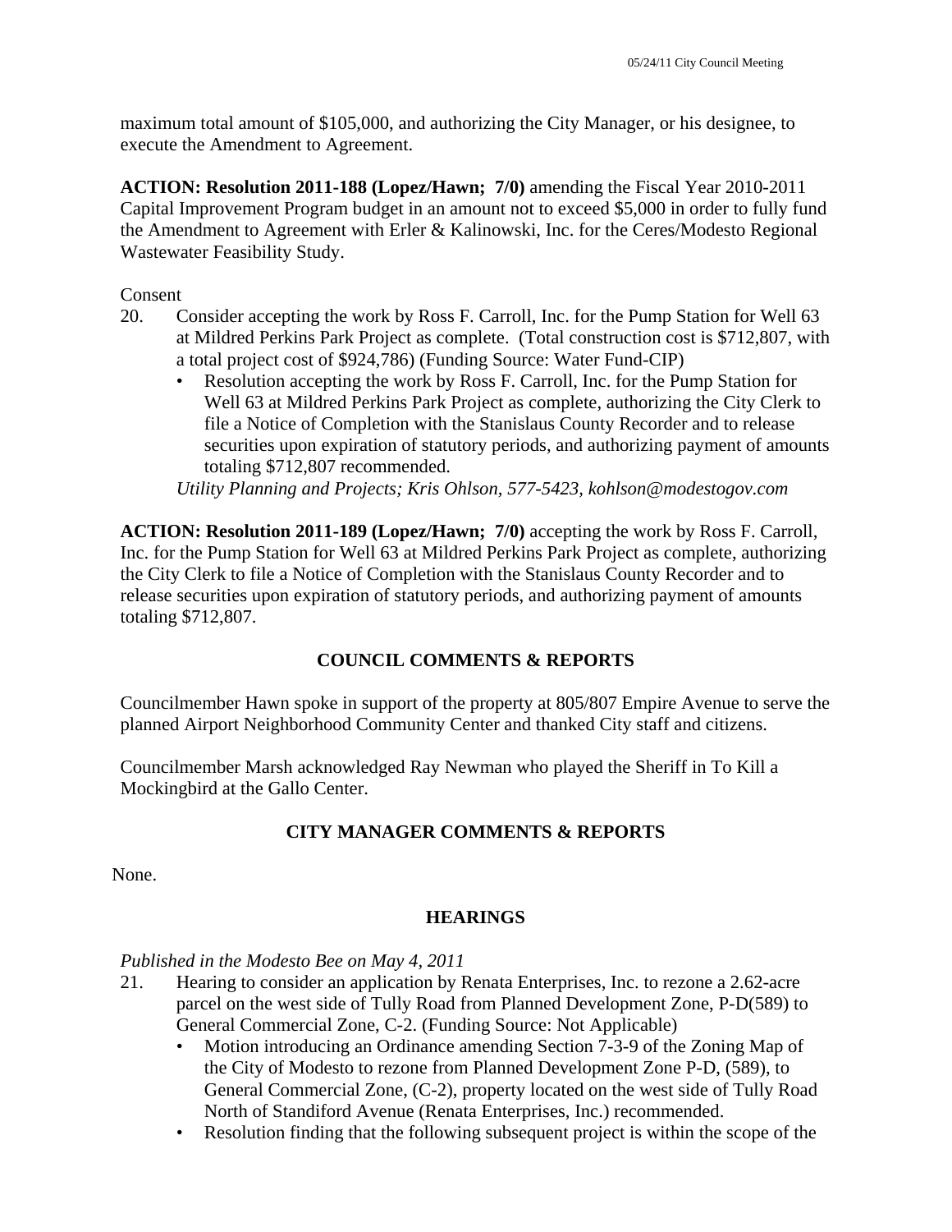maximum total amount of $105,000, and authorizing the City Manager, or his designee, to execute the Amendment to Agreement.

**ACTION: Resolution 2011-188 (Lopez/Hawn; 7/0)** amending the Fiscal Year 2010-2011 Capital Improvement Program budget in an amount not to exceed $5,000 in order to fully fund the Amendment to Agreement with Erler & Kalinowski, Inc. for the Ceres/Modesto Regional Wastewater Feasibility Study.

Consent

20. Consider accepting the work by Ross F. Carroll, Inc. for the Pump Station for Well 63 at Mildred Perkins Park Project as complete. (Total construction cost is $712,807, with a total project cost of $924,786) (Funding Source: Water Fund-CIP)
    - Resolution accepting the work by Ross F. Carroll, Inc. for the Pump Station for Well 63 at Mildred Perkins Park Project as complete, authorizing the City Clerk to file a Notice of Completion with the Stanislaus County Recorder and to release securities upon expiration of statutory periods, and authorizing payment of amounts totaling $712,807 recommended.

    *Utility Planning and Projects; Kris Ohlson, 577-5423, kohlson@modestogov.com*

**ACTION: Resolution 2011-189 (Lopez/Hawn; 7/0)** accepting the work by Ross F. Carroll, Inc. for the Pump Station for Well 63 at Mildred Perkins Park Project as complete, authorizing the City Clerk to file a Notice of Completion with the Stanislaus County Recorder and to release securities upon expiration of statutory periods, and authorizing payment of amounts totaling $712,807.

## COUNCIL COMMENTS & REPORTS

Councilmember Hawn spoke in support of the property at 805/807 Empire Avenue to serve the planned Airport Neighborhood Community Center and thanked City staff and citizens.

Councilmember Marsh acknowledged Ray Newman who played the Sheriff in To Kill a Mockingbird at the Gallo Center.

## CITY MANAGER COMMENTS & REPORTS

None.

## HEARINGS

*Published in the Modesto Bee on May 4, 2011*

21. Hearing to consider an application by Renata Enterprises, Inc. to rezone a 2.62-acre parcel on the west side of Tully Road from Planned Development Zone, P-D(589) to General Commercial Zone, C-2. (Funding Source: Not Applicable)
    - Motion introducing an Ordinance amending Section 7-3-9 of the Zoning Map of the City of Modesto to rezone from Planned Development Zone P-D, (589), to General Commercial Zone, (C-2), property located on the west side of Tully Road North of Standiford Avenue (Renata Enterprises, Inc.) recommended.
    - Resolution finding that the following subsequent project is within the scope of the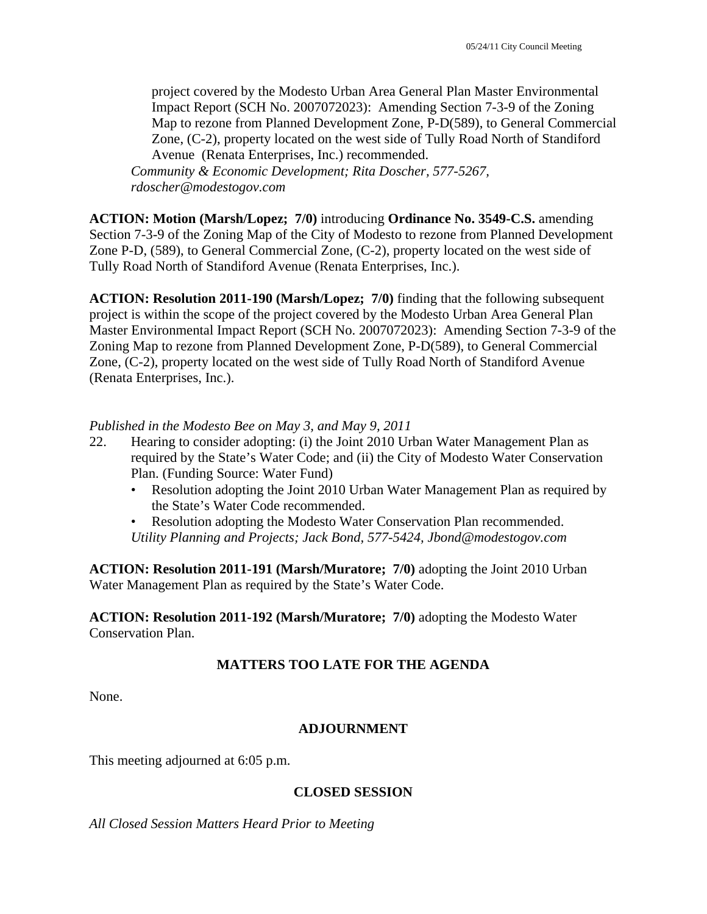project covered by the Modesto Urban Area General Plan Master Environmental Impact Report (SCH No. 2007072023): Amending Section 7-3-9 of the Zoning Map to rezone from Planned Development Zone, P-D(589), to General Commercial Zone, (C-2), property located on the west side of Tully Road North of Standiford Avenue (Renata Enterprises, Inc.) recommended.

*Community & Economic Development; Rita Doscher, 577-5267, rdoscher@modestogov.com*

**ACTION: Motion (Marsh/Lopez; 7/0)** introducing **Ordinance No. 3549-C.S.** amending Section 7-3-9 of the Zoning Map of the City of Modesto to rezone from Planned Development Zone P-D, (589), to General Commercial Zone, (C-2), property located on the west side of Tully Road North of Standiford Avenue (Renata Enterprises, Inc.).

**ACTION: Resolution 2011-190 (Marsh/Lopez; 7/0)** finding that the following subsequent project is within the scope of the project covered by the Modesto Urban Area General Plan Master Environmental Impact Report (SCH No. 2007072023): Amending Section 7-3-9 of the Zoning Map to rezone from Planned Development Zone, P-D(589), to General Commercial Zone, (C-2), property located on the west side of Tully Road North of Standiford Avenue (Renata Enterprises, Inc.).

*Published in the Modesto Bee on May 3, and May 9, 2011*

22. Hearing to consider adopting: (i) the Joint 2010 Urban Water Management Plan as required by the State's Water Code; and (ii) the City of Modesto Water Conservation Plan. (Funding Source: Water Fund)
    - Resolution adopting the Joint 2010 Urban Water Management Plan as required by the State's Water Code recommended.
    - Resolution adopting the Modesto Water Conservation Plan recommended.

    *Utility Planning and Projects; Jack Bond, 577-5424, Jbond@modestogov.com*

**ACTION: Resolution 2011-191 (Marsh/Muratore; 7/0)** adopting the Joint 2010 Urban Water Management Plan as required by the State's Water Code.

**ACTION: Resolution 2011-192 (Marsh/Muratore; 7/0)** adopting the Modesto Water Conservation Plan.

## MATTERS TOO LATE FOR THE AGENDA

None.

## ADJOURNMENT

This meeting adjourned at 6:05 p.m.

## CLOSED SESSION

*All Closed Session Matters Heard Prior to Meeting*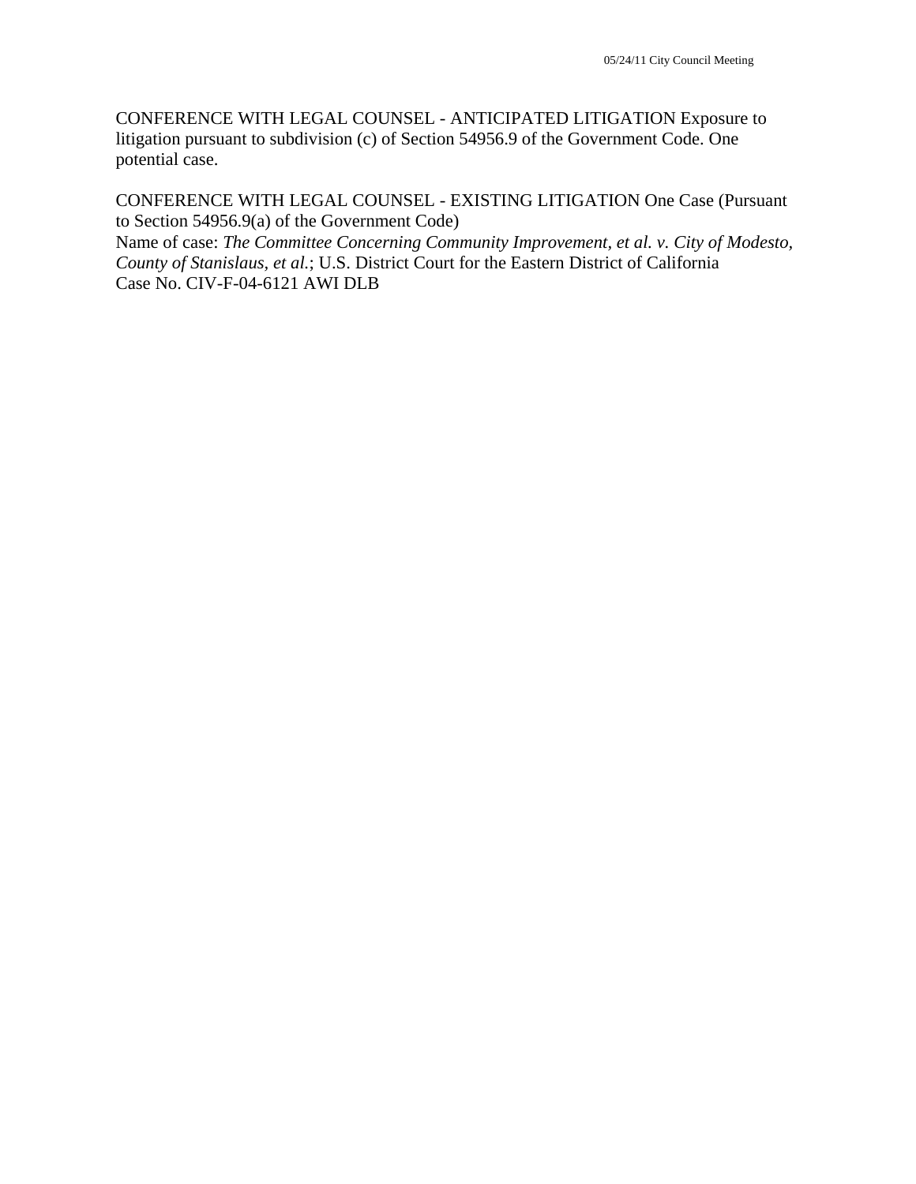CONFERENCE WITH LEGAL COUNSEL - ANTICIPATED LITIGATION Exposure to litigation pursuant to subdivision (c) of Section 54956.9 of the Government Code. One potential case.

CONFERENCE WITH LEGAL COUNSEL - EXISTING LITIGATION One Case (Pursuant to Section 54956.9(a) of the Government Code)
Name of case: *The Committee Concerning Community Improvement, et al. v. City of Modesto, County of Stanislaus, et al.*; U.S. District Court for the Eastern District of California
Case No. CIV-F-04-6121 AWI DLB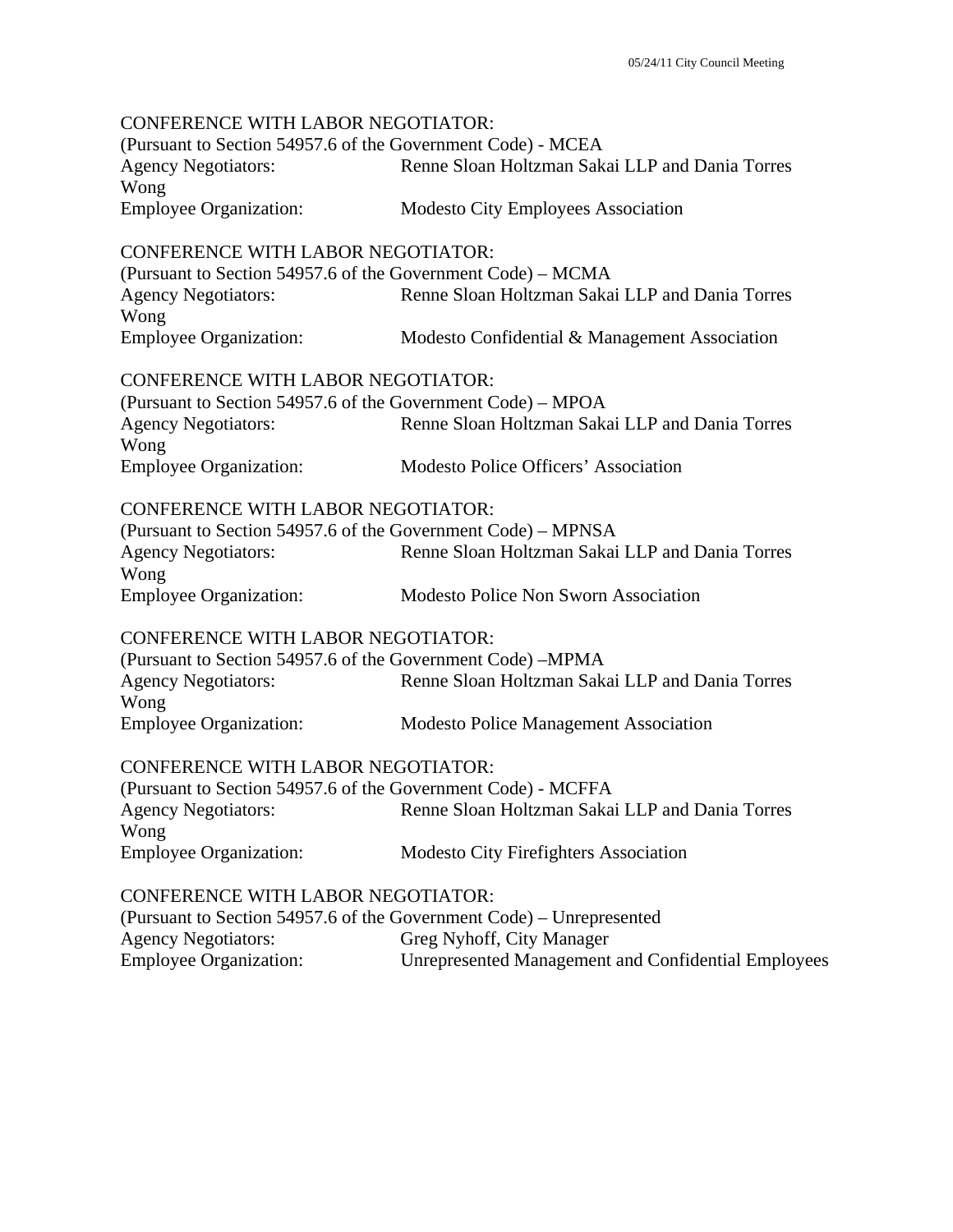CONFERENCE WITH LABOR NEGOTIATOR:
(Pursuant to Section 54957.6 of the Government Code) - MCEA
Agency Negotiators: Renne Sloan Holtzman Sakai LLP and Dania Torres Wong
Employee Organization: Modesto City Employees Association

CONFERENCE WITH LABOR NEGOTIATOR:
(Pursuant to Section 54957.6 of the Government Code) – MCMA
Agency Negotiators: Renne Sloan Holtzman Sakai LLP and Dania Torres Wong
Employee Organization: Modesto Confidential & Management Association

CONFERENCE WITH LABOR NEGOTIATOR:
(Pursuant to Section 54957.6 of the Government Code) – MPOA
Agency Negotiators: Renne Sloan Holtzman Sakai LLP and Dania Torres Wong
Employee Organization: Modesto Police Officers' Association

CONFERENCE WITH LABOR NEGOTIATOR:
(Pursuant to Section 54957.6 of the Government Code) – MPNSA
Agency Negotiators: Renne Sloan Holtzman Sakai LLP and Dania Torres Wong
Employee Organization: Modesto Police Non Sworn Association

CONFERENCE WITH LABOR NEGOTIATOR:
(Pursuant to Section 54957.6 of the Government Code) –MPMA
Agency Negotiators: Renne Sloan Holtzman Sakai LLP and Dania Torres Wong
Employee Organization: Modesto Police Management Association

CONFERENCE WITH LABOR NEGOTIATOR:
(Pursuant to Section 54957.6 of the Government Code) - MCFFA
Agency Negotiators: Renne Sloan Holtzman Sakai LLP and Dania Torres Wong
Employee Organization: Modesto City Firefighters Association

CONFERENCE WITH LABOR NEGOTIATOR:
(Pursuant to Section 54957.6 of the Government Code) – Unrepresented
Agency Negotiators: Greg Nyhoff, City Manager
Employee Organization: Unrepresented Management and Confidential Employees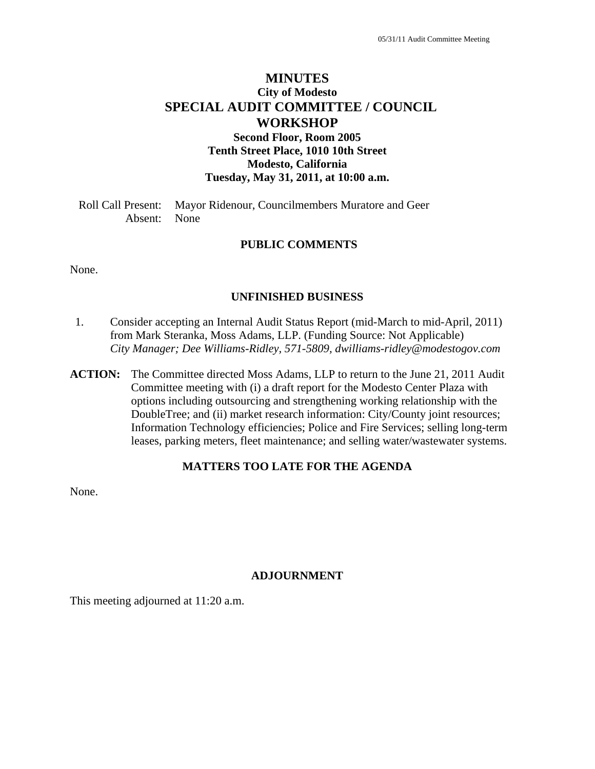# MINUTES

## City of Modesto

## SPECIAL AUDIT COMMITTEE / COUNCIL WORKSHOP

**Second Floor, Room 2005**
**Tenth Street Place, 1010 10th Street**
**Modesto, California**
**Tuesday, May 31, 2011, at 10:00 a.m.**

Roll Call Present: Mayor Ridenour, Councilmembers Muratore and Geer
Absent: None

### PUBLIC COMMENTS

None.

### UNFINISHED BUSINESS

1. Consider accepting an Internal Audit Status Report (mid-March to mid-April, 2011) from Mark Steranka, Moss Adams, LLP. (Funding Source: Not Applicable)
   *City Manager; Dee Williams-Ridley, 571-5809, dwilliams-ridley@modestogov.com*

**ACTION:** The Committee directed Moss Adams, LLP to return to the June 21, 2011 Audit Committee meeting with (i) a draft report for the Modesto Center Plaza with options including outsourcing and strengthening working relationship with the DoubleTree; and (ii) market research information: City/County joint resources; Information Technology efficiencies; Police and Fire Services; selling long-term leases, parking meters, fleet maintenance; and selling water/wastewater systems.

### MATTERS TOO LATE FOR THE AGENDA

None.

### ADJOURNMENT

This meeting adjourned at 11:20 a.m.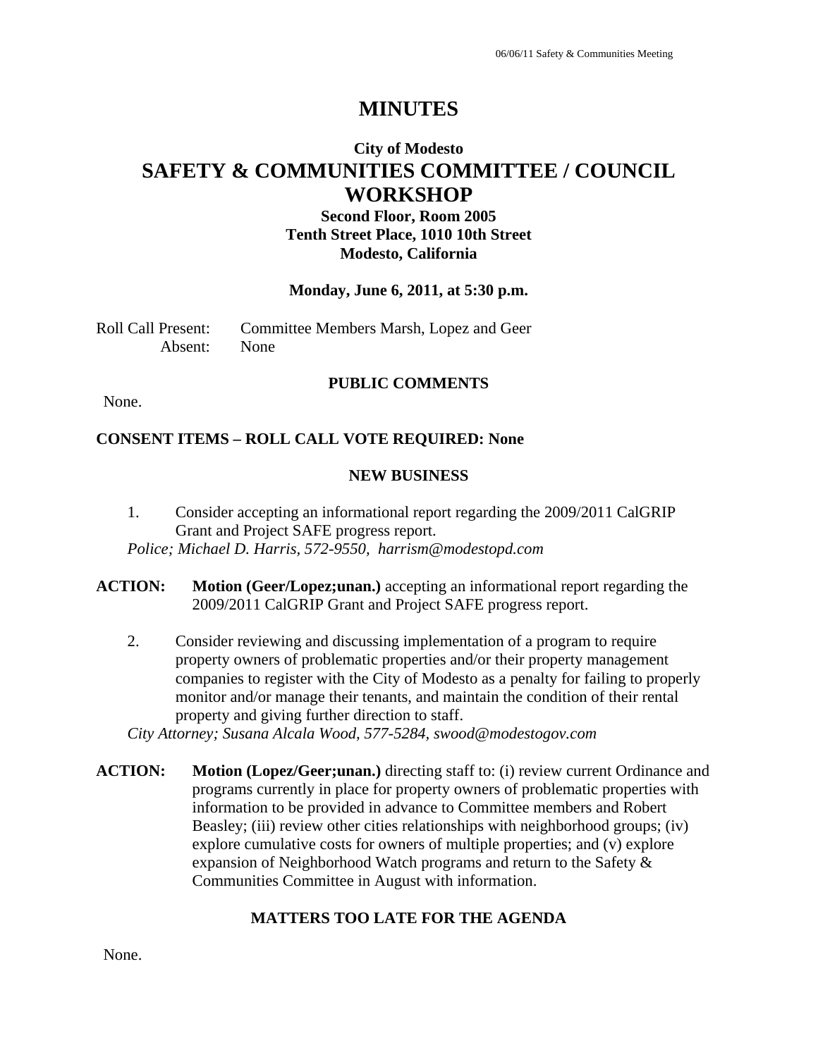# MINUTES

## City of Modesto
# SAFETY & COMMUNITIES COMMITTEE / COUNCIL WORKSHOP

**Second Floor, Room 2005**
**Tenth Street Place, 1010 10th Street**
**Modesto, California**

**Monday, June 6, 2011, at 5:30 p.m.**

Roll Call Present: Committee Members Marsh, Lopez and Geer
Absent: None

### PUBLIC COMMENTS

None.

### CONSENT ITEMS – ROLL CALL VOTE REQUIRED: None

### NEW BUSINESS

1. Consider accepting an informational report regarding the 2009/2011 CalGRIP Grant and Project SAFE progress report.
*Police; Michael D. Harris, 572-9550, harrism@modestopd.com*

**ACTION:** **Motion (Geer/Lopez;unan.)** accepting an informational report regarding the 2009/2011 CalGRIP Grant and Project SAFE progress report.

2. Consider reviewing and discussing implementation of a program to require property owners of problematic properties and/or their property management companies to register with the City of Modesto as a penalty for failing to properly monitor and/or manage their tenants, and maintain the condition of their rental property and giving further direction to staff.
*City Attorney; Susana Alcala Wood, 577-5284, swood@modestogov.com*

**ACTION:** **Motion (Lopez/Geer;unan.)** directing staff to: (i) review current Ordinance and programs currently in place for property owners of problematic properties with information to be provided in advance to Committee members and Robert Beasley; (iii) review other cities relationships with neighborhood groups; (iv) explore cumulative costs for owners of multiple properties; and (v) explore expansion of Neighborhood Watch programs and return to the Safety & Communities Committee in August with information.

### MATTERS TOO LATE FOR THE AGENDA

None.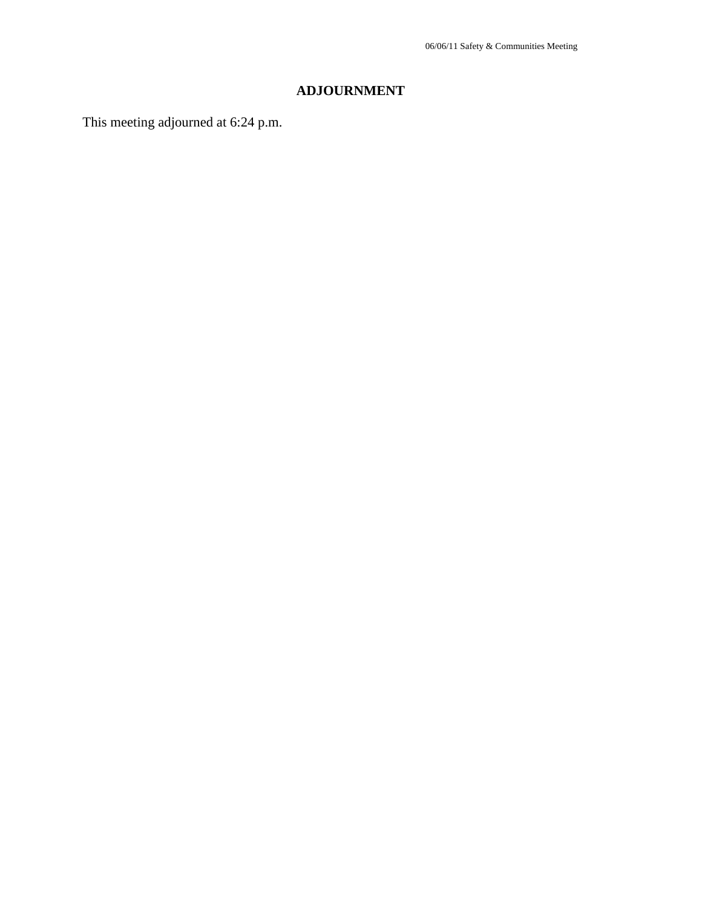## ADJOURNMENT

This meeting adjourned at 6:24 p.m.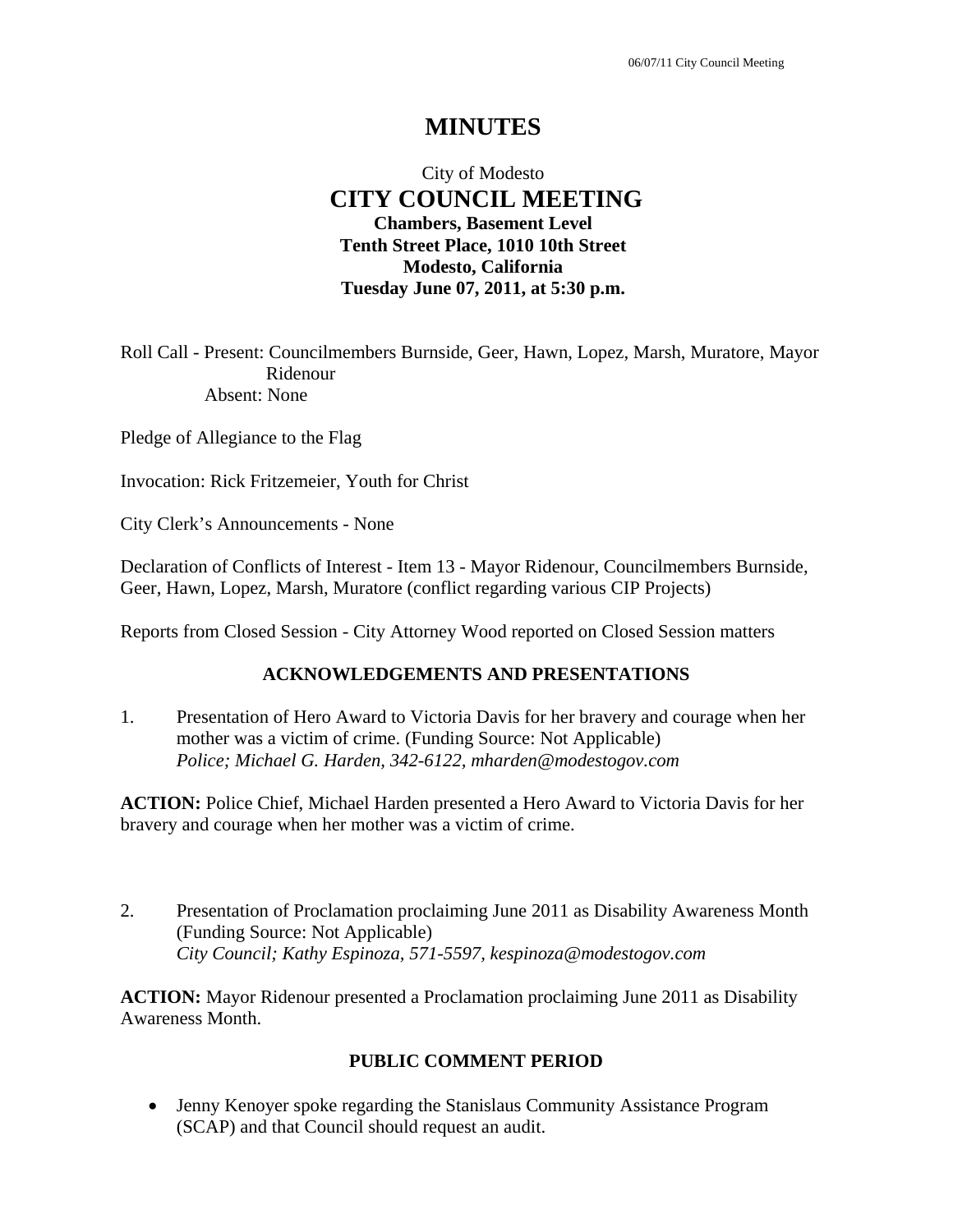# MINUTES

City of Modesto
**CITY COUNCIL MEETING**
**Chambers, Basement Level**
**Tenth Street Place, 1010 10th Street**
**Modesto, California**
**Tuesday June 07, 2011, at 5:30 p.m.**

Roll Call - Present: Councilmembers Burnside, Geer, Hawn, Lopez, Marsh, Muratore, Mayor Ridenour
Absent: None

Pledge of Allegiance to the Flag

Invocation: Rick Fritzemeier, Youth for Christ

City Clerk's Announcements - None

Declaration of Conflicts of Interest - Item 13 - Mayor Ridenour, Councilmembers Burnside, Geer, Hawn, Lopez, Marsh, Muratore (conflict regarding various CIP Projects)

Reports from Closed Session - City Attorney Wood reported on Closed Session matters

## ACKNOWLEDGEMENTS AND PRESENTATIONS

1. Presentation of Hero Award to Victoria Davis for her bravery and courage when her mother was a victim of crime. (Funding Source: Not Applicable)
   *Police; Michael G. Harden, 342-6122, mharden@modestogov.com*

**ACTION:** Police Chief, Michael Harden presented a Hero Award to Victoria Davis for her bravery and courage when her mother was a victim of crime.

2. Presentation of Proclamation proclaiming June 2011 as Disability Awareness Month (Funding Source: Not Applicable)
   *City Council; Kathy Espinoza, 571-5597, kespinoza@modestogov.com*

**ACTION:** Mayor Ridenour presented a Proclamation proclaiming June 2011 as Disability Awareness Month.

## PUBLIC COMMENT PERIOD

- Jenny Kenoyer spoke regarding the Stanislaus Community Assistance Program (SCAP) and that Council should request an audit.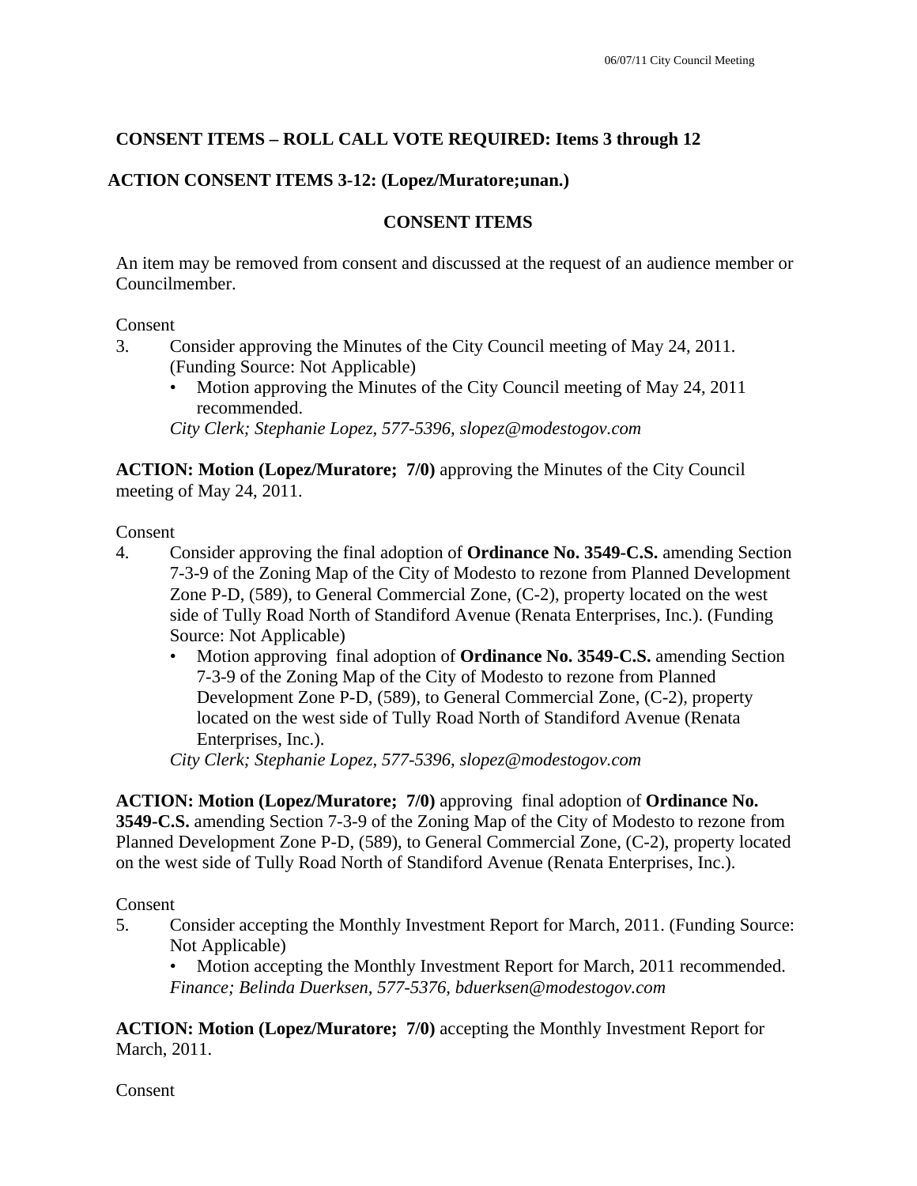**CONSENT ITEMS – ROLL CALL VOTE REQUIRED: Items 3 through 12**

**ACTION CONSENT ITEMS 3-12: (Lopez/Muratore;unan.)**

**CONSENT ITEMS**

An item may be removed from consent and discussed at the request of an audience member or Councilmember.

Consent

3. Consider approving the Minutes of the City Council meeting of May 24, 2011. (Funding Source: Not Applicable)
   - Motion approving the Minutes of the City Council meeting of May 24, 2011 recommended.

   *City Clerk; Stephanie Lopez, 577-5396, slopez@modestogov.com*

**ACTION: Motion (Lopez/Muratore; 7/0)** approving the Minutes of the City Council meeting of May 24, 2011.

Consent

4. Consider approving the final adoption of **Ordinance No. 3549-C.S.** amending Section 7-3-9 of the Zoning Map of the City of Modesto to rezone from Planned Development Zone P-D, (589), to General Commercial Zone, (C-2), property located on the west side of Tully Road North of Standiford Avenue (Renata Enterprises, Inc.). (Funding Source: Not Applicable)
   - Motion approving final adoption of **Ordinance No. 3549-C.S.** amending Section 7-3-9 of the Zoning Map of the City of Modesto to rezone from Planned Development Zone P-D, (589), to General Commercial Zone, (C-2), property located on the west side of Tully Road North of Standiford Avenue (Renata Enterprises, Inc.).

   *City Clerk; Stephanie Lopez, 577-5396, slopez@modestogov.com*

**ACTION: Motion (Lopez/Muratore; 7/0)** approving final adoption of **Ordinance No. 3549-C.S.** amending Section 7-3-9 of the Zoning Map of the City of Modesto to rezone from Planned Development Zone P-D, (589), to General Commercial Zone, (C-2), property located on the west side of Tully Road North of Standiford Avenue (Renata Enterprises, Inc.).

Consent

5. Consider accepting the Monthly Investment Report for March, 2011. (Funding Source: Not Applicable)
   - Motion accepting the Monthly Investment Report for March, 2011 recommended.

   *Finance; Belinda Duerksen, 577-5376, bduerksen@modestogov.com*

**ACTION: Motion (Lopez/Muratore; 7/0)** accepting the Monthly Investment Report for March, 2011.

Consent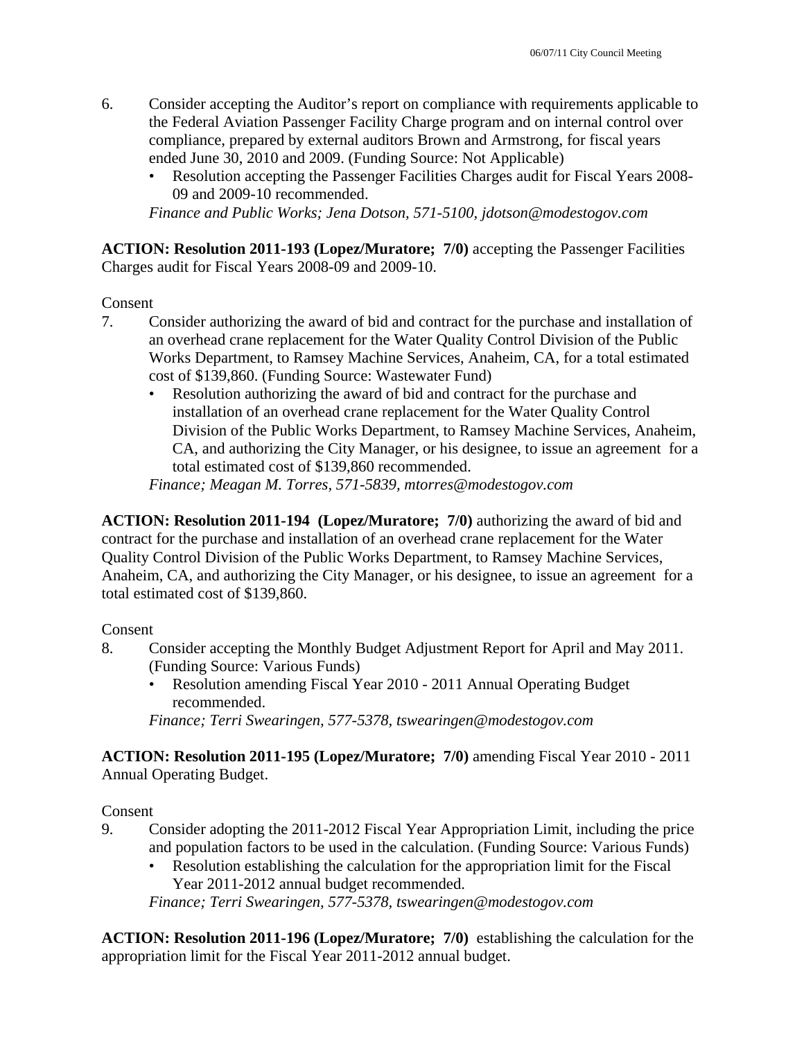6. Consider accepting the Auditor's report on compliance with requirements applicable to the Federal Aviation Passenger Facility Charge program and on internal control over compliance, prepared by external auditors Brown and Armstrong, for fiscal years ended June 30, 2010 and 2009. (Funding Source: Not Applicable)
   - Resolution accepting the Passenger Facilities Charges audit for Fiscal Years 2008-09 and 2009-10 recommended.

   *Finance and Public Works; Jena Dotson, 571-5100, jdotson@modestogov.com*

**ACTION: Resolution 2011-193 (Lopez/Muratore; 7/0)** accepting the Passenger Facilities Charges audit for Fiscal Years 2008-09 and 2009-10.

Consent

7. Consider authorizing the award of bid and contract for the purchase and installation of an overhead crane replacement for the Water Quality Control Division of the Public Works Department, to Ramsey Machine Services, Anaheim, CA, for a total estimated cost of $139,860. (Funding Source: Wastewater Fund)
   - Resolution authorizing the award of bid and contract for the purchase and installation of an overhead crane replacement for the Water Quality Control Division of the Public Works Department, to Ramsey Machine Services, Anaheim, CA, and authorizing the City Manager, or his designee, to issue an agreement for a total estimated cost of $139,860 recommended.

   *Finance; Meagan M. Torres, 571-5839, mtorres@modestogov.com*

**ACTION: Resolution 2011-194 (Lopez/Muratore; 7/0)** authorizing the award of bid and contract for the purchase and installation of an overhead crane replacement for the Water Quality Control Division of the Public Works Department, to Ramsey Machine Services, Anaheim, CA, and authorizing the City Manager, or his designee, to issue an agreement for a total estimated cost of $139,860.

Consent

8. Consider accepting the Monthly Budget Adjustment Report for April and May 2011. (Funding Source: Various Funds)
   - Resolution amending Fiscal Year 2010 - 2011 Annual Operating Budget recommended.

   *Finance; Terri Swearingen, 577-5378, tswearingen@modestogov.com*

**ACTION: Resolution 2011-195 (Lopez/Muratore; 7/0)** amending Fiscal Year 2010 - 2011 Annual Operating Budget.

Consent

9. Consider adopting the 2011-2012 Fiscal Year Appropriation Limit, including the price and population factors to be used in the calculation. (Funding Source: Various Funds)
   - Resolution establishing the calculation for the appropriation limit for the Fiscal Year 2011-2012 annual budget recommended.

   *Finance; Terri Swearingen, 577-5378, tswearingen@modestogov.com*

**ACTION: Resolution 2011-196 (Lopez/Muratore; 7/0)** establishing the calculation for the appropriation limit for the Fiscal Year 2011-2012 annual budget.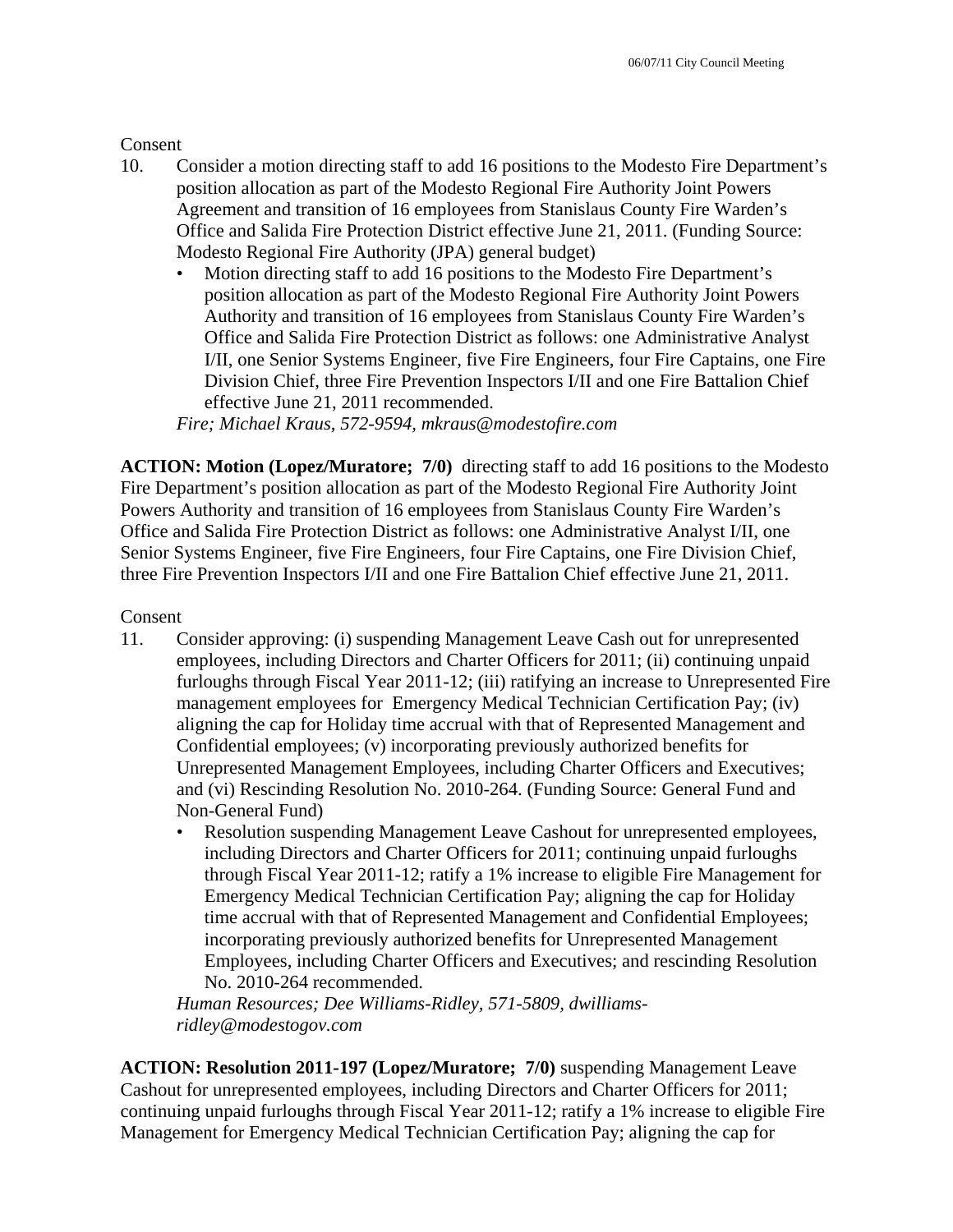Consent

10. Consider a motion directing staff to add 16 positions to the Modesto Fire Department's position allocation as part of the Modesto Regional Fire Authority Joint Powers Agreement and transition of 16 employees from Stanislaus County Fire Warden's Office and Salida Fire Protection District effective June 21, 2011. (Funding Source: Modesto Regional Fire Authority (JPA) general budget)
    - Motion directing staff to add 16 positions to the Modesto Fire Department's position allocation as part of the Modesto Regional Fire Authority Joint Powers Authority and transition of 16 employees from Stanislaus County Fire Warden's Office and Salida Fire Protection District as follows: one Administrative Analyst I/II, one Senior Systems Engineer, five Fire Engineers, four Fire Captains, one Fire Division Chief, three Fire Prevention Inspectors I/II and one Fire Battalion Chief effective June 21, 2011 recommended.

    *Fire; Michael Kraus, 572-9594, mkraus@modestofire.com*

**ACTION: Motion (Lopez/Muratore; 7/0)** directing staff to add 16 positions to the Modesto Fire Department's position allocation as part of the Modesto Regional Fire Authority Joint Powers Authority and transition of 16 employees from Stanislaus County Fire Warden's Office and Salida Fire Protection District as follows: one Administrative Analyst I/II, one Senior Systems Engineer, five Fire Engineers, four Fire Captains, one Fire Division Chief, three Fire Prevention Inspectors I/II and one Fire Battalion Chief effective June 21, 2011.

Consent

11. Consider approving: (i) suspending Management Leave Cash out for unrepresented employees, including Directors and Charter Officers for 2011; (ii) continuing unpaid furloughs through Fiscal Year 2011-12; (iii) ratifying an increase to Unrepresented Fire management employees for Emergency Medical Technician Certification Pay; (iv) aligning the cap for Holiday time accrual with that of Represented Management and Confidential employees; (v) incorporating previously authorized benefits for Unrepresented Management Employees, including Charter Officers and Executives; and (vi) Rescinding Resolution No. 2010-264. (Funding Source: General Fund and Non-General Fund)
    - Resolution suspending Management Leave Cashout for unrepresented employees, including Directors and Charter Officers for 2011; continuing unpaid furloughs through Fiscal Year 2011-12; ratify a 1% increase to eligible Fire Management for Emergency Medical Technician Certification Pay; aligning the cap for Holiday time accrual with that of Represented Management and Confidential Employees; incorporating previously authorized benefits for Unrepresented Management Employees, including Charter Officers and Executives; and rescinding Resolution No. 2010-264 recommended.

    *Human Resources; Dee Williams-Ridley, 571-5809, dwilliams-ridley@modestogov.com*

**ACTION: Resolution 2011-197 (Lopez/Muratore; 7/0)** suspending Management Leave Cashout for unrepresented employees, including Directors and Charter Officers for 2011; continuing unpaid furloughs through Fiscal Year 2011-12; ratify a 1% increase to eligible Fire Management for Emergency Medical Technician Certification Pay; aligning the cap for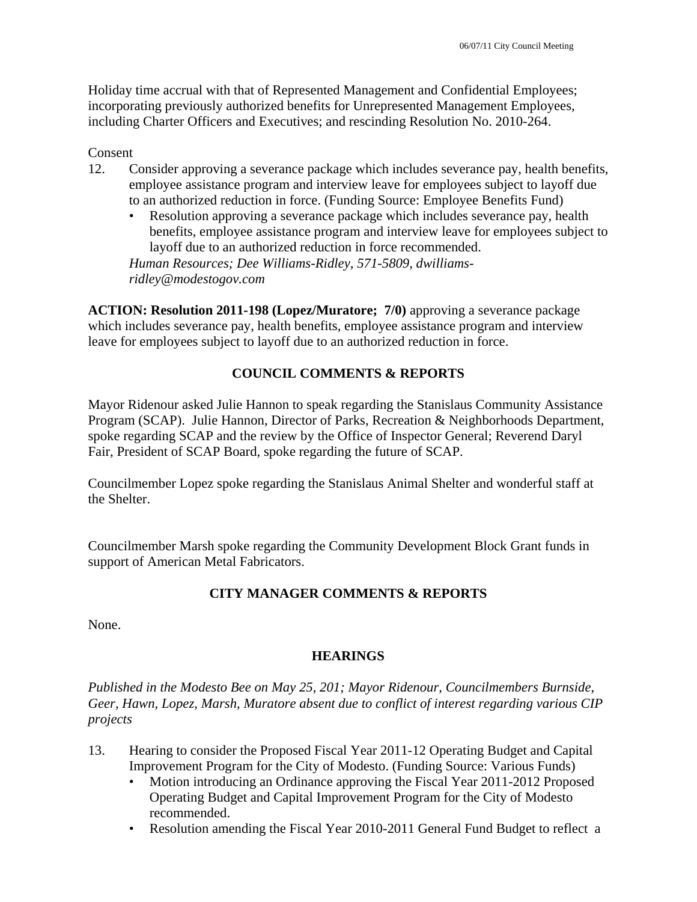Holiday time accrual with that of Represented Management and Confidential Employees; incorporating previously authorized benefits for Unrepresented Management Employees, including Charter Officers and Executives; and rescinding Resolution No. 2010-264.

Consent

12. Consider approving a severance package which includes severance pay, health benefits, employee assistance program and interview leave for employees subject to layoff due to an authorized reduction in force. (Funding Source: Employee Benefits Fund)
    - Resolution approving a severance package which includes severance pay, health benefits, employee assistance program and interview leave for employees subject to layoff due to an authorized reduction in force recommended.

    *Human Resources; Dee Williams-Ridley, 571-5809, dwilliams-ridley@modestogov.com*

**ACTION: Resolution 2011-198 (Lopez/Muratore; 7/0)** approving a severance package which includes severance pay, health benefits, employee assistance program and interview leave for employees subject to layoff due to an authorized reduction in force.

## COUNCIL COMMENTS & REPORTS

Mayor Ridenour asked Julie Hannon to speak regarding the Stanislaus Community Assistance Program (SCAP). Julie Hannon, Director of Parks, Recreation & Neighborhoods Department, spoke regarding SCAP and the review by the Office of Inspector General; Reverend Daryl Fair, President of SCAP Board, spoke regarding the future of SCAP.

Councilmember Lopez spoke regarding the Stanislaus Animal Shelter and wonderful staff at the Shelter.

Councilmember Marsh spoke regarding the Community Development Block Grant funds in support of American Metal Fabricators.

## CITY MANAGER COMMENTS & REPORTS

None.

## HEARINGS

*Published in the Modesto Bee on May 25, 201; Mayor Ridenour, Councilmembers Burnside, Geer, Hawn, Lopez, Marsh, Muratore absent due to conflict of interest regarding various CIP projects*

13. Hearing to consider the Proposed Fiscal Year 2011-12 Operating Budget and Capital Improvement Program for the City of Modesto. (Funding Source: Various Funds)
    - Motion introducing an Ordinance approving the Fiscal Year 2011-2012 Proposed Operating Budget and Capital Improvement Program for the City of Modesto recommended.
    - Resolution amending the Fiscal Year 2010-2011 General Fund Budget to reflect a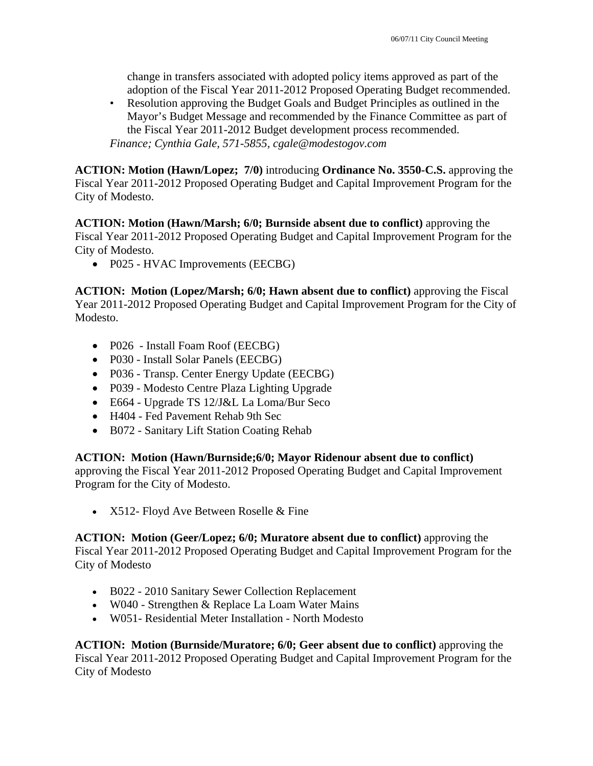change in transfers associated with adopted policy items approved as part of the adoption of the Fiscal Year 2011-2012 Proposed Operating Budget recommended.

- Resolution approving the Budget Goals and Budget Principles as outlined in the Mayor's Budget Message and recommended by the Finance Committee as part of the Fiscal Year 2011-2012 Budget development process recommended.

*Finance; Cynthia Gale, 571-5855, cgale@modestogov.com*

**ACTION: Motion (Hawn/Lopez; 7/0)** introducing **Ordinance No. 3550-C.S.** approving the Fiscal Year 2011-2012 Proposed Operating Budget and Capital Improvement Program for the City of Modesto.

**ACTION: Motion (Hawn/Marsh; 6/0; Burnside absent due to conflict)** approving the Fiscal Year 2011-2012 Proposed Operating Budget and Capital Improvement Program for the City of Modesto.

- P025 - HVAC Improvements (EECBG)

**ACTION: Motion (Lopez/Marsh; 6/0; Hawn absent due to conflict)** approving the Fiscal Year 2011-2012 Proposed Operating Budget and Capital Improvement Program for the City of Modesto.

- P026 - Install Foam Roof (EECBG)
- P030 - Install Solar Panels (EECBG)
- P036 - Transp. Center Energy Update (EECBG)
- P039 - Modesto Centre Plaza Lighting Upgrade
- E664 - Upgrade TS 12/J&L La Loma/Bur Seco
- H404 - Fed Pavement Rehab 9th Sec
- B072 - Sanitary Lift Station Coating Rehab

**ACTION: Motion (Hawn/Burnside;6/0; Mayor Ridenour absent due to conflict)** approving the Fiscal Year 2011-2012 Proposed Operating Budget and Capital Improvement Program for the City of Modesto.

- X512- Floyd Ave Between Roselle & Fine

**ACTION: Motion (Geer/Lopez; 6/0; Muratore absent due to conflict)** approving the Fiscal Year 2011-2012 Proposed Operating Budget and Capital Improvement Program for the City of Modesto

- B022 - 2010 Sanitary Sewer Collection Replacement
- W040 - Strengthen & Replace La Loam Water Mains
- W051- Residential Meter Installation - North Modesto

**ACTION: Motion (Burnside/Muratore; 6/0; Geer absent due to conflict)** approving the Fiscal Year 2011-2012 Proposed Operating Budget and Capital Improvement Program for the City of Modesto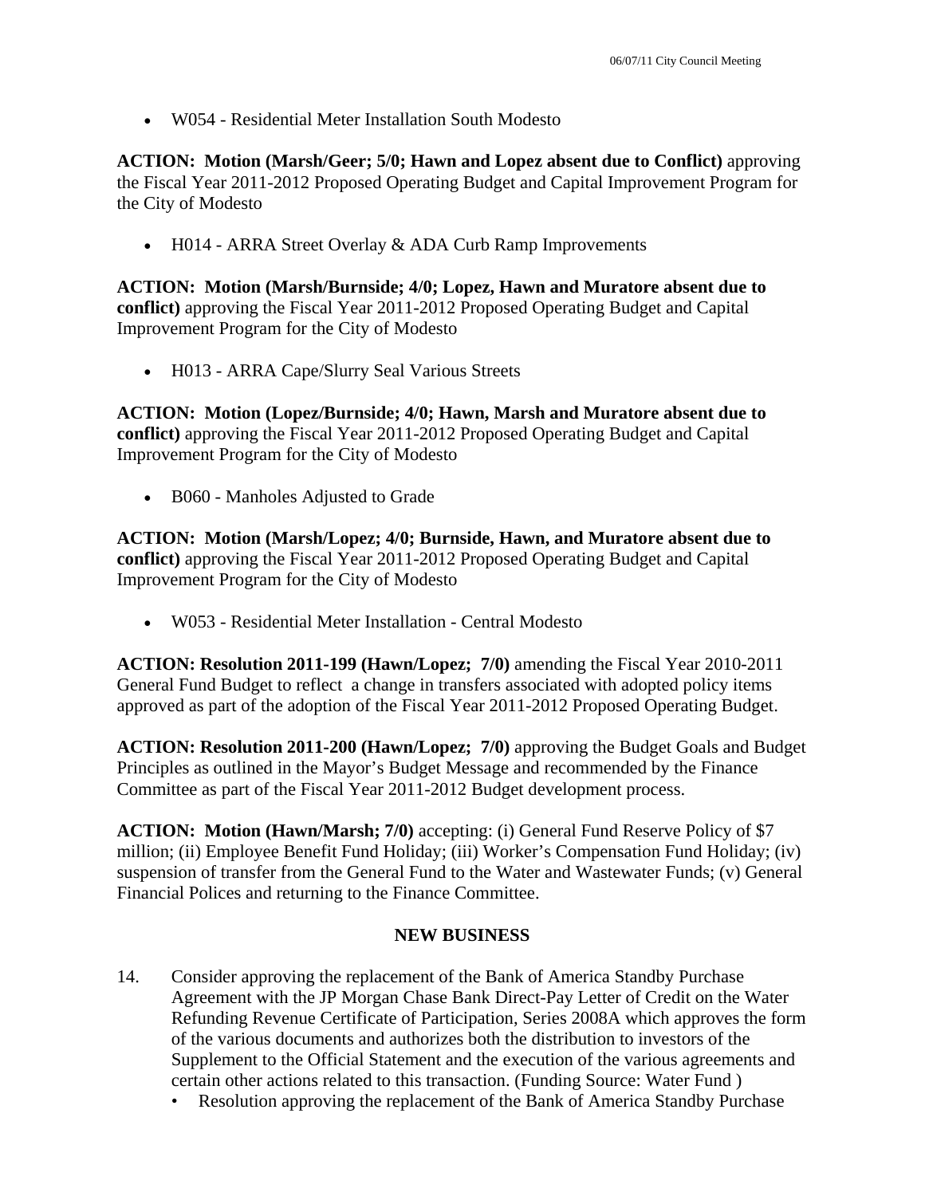- W054 - Residential Meter Installation South Modesto

**ACTION: Motion (Marsh/Geer; 5/0; Hawn and Lopez absent due to Conflict)** approving the Fiscal Year 2011-2012 Proposed Operating Budget and Capital Improvement Program for the City of Modesto

- H014 - ARRA Street Overlay & ADA Curb Ramp Improvements

**ACTION: Motion (Marsh/Burnside; 4/0; Lopez, Hawn and Muratore absent due to conflict)** approving the Fiscal Year 2011-2012 Proposed Operating Budget and Capital Improvement Program for the City of Modesto

- H013 - ARRA Cape/Slurry Seal Various Streets

**ACTION: Motion (Lopez/Burnside; 4/0; Hawn, Marsh and Muratore absent due to conflict)** approving the Fiscal Year 2011-2012 Proposed Operating Budget and Capital Improvement Program for the City of Modesto

- B060 - Manholes Adjusted to Grade

**ACTION: Motion (Marsh/Lopez; 4/0; Burnside, Hawn, and Muratore absent due to conflict)** approving the Fiscal Year 2011-2012 Proposed Operating Budget and Capital Improvement Program for the City of Modesto

- W053 - Residential Meter Installation - Central Modesto

**ACTION: Resolution 2011-199 (Hawn/Lopez; 7/0)** amending the Fiscal Year 2010-2011 General Fund Budget to reflect a change in transfers associated with adopted policy items approved as part of the adoption of the Fiscal Year 2011-2012 Proposed Operating Budget.

**ACTION: Resolution 2011-200 (Hawn/Lopez; 7/0)** approving the Budget Goals and Budget Principles as outlined in the Mayor's Budget Message and recommended by the Finance Committee as part of the Fiscal Year 2011-2012 Budget development process.

**ACTION: Motion (Hawn/Marsh; 7/0)** accepting: (i) General Fund Reserve Policy of $7 million; (ii) Employee Benefit Fund Holiday; (iii) Worker's Compensation Fund Holiday; (iv) suspension of transfer from the General Fund to the Water and Wastewater Funds; (v) General Financial Polices and returning to the Finance Committee.

## NEW BUSINESS

14. Consider approving the replacement of the Bank of America Standby Purchase Agreement with the JP Morgan Chase Bank Direct-Pay Letter of Credit on the Water Refunding Revenue Certificate of Participation, Series 2008A which approves the form of the various documents and authorizes both the distribution to investors of the Supplement to the Official Statement and the execution of the various agreements and certain other actions related to this transaction. (Funding Source: Water Fund )
    - Resolution approving the replacement of the Bank of America Standby Purchase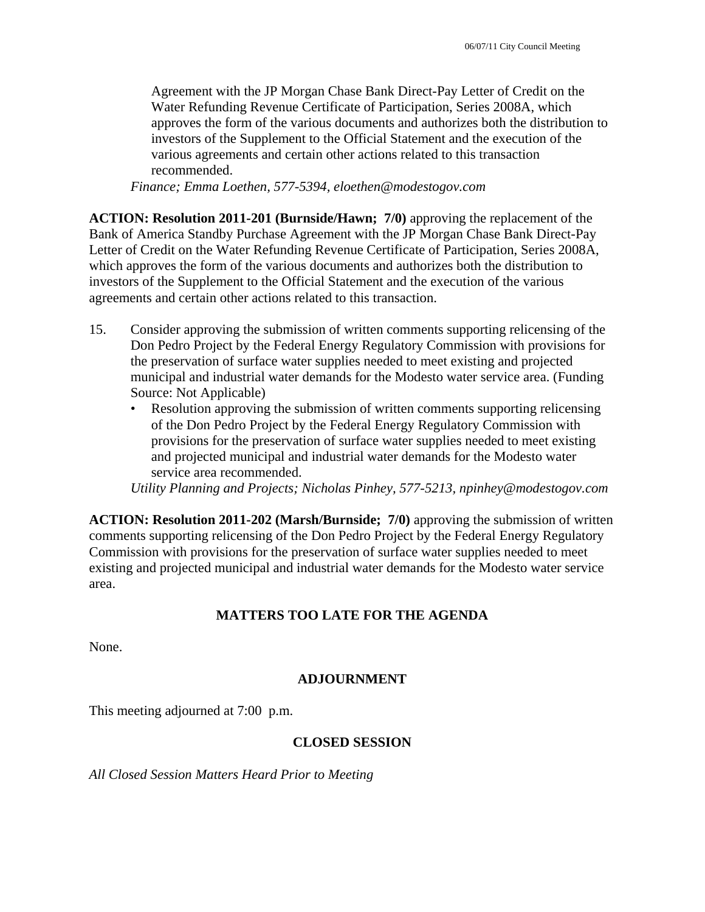Agreement with the JP Morgan Chase Bank Direct-Pay Letter of Credit on the Water Refunding Revenue Certificate of Participation, Series 2008A, which approves the form of the various documents and authorizes both the distribution to investors of the Supplement to the Official Statement and the execution of the various agreements and certain other actions related to this transaction recommended.

*Finance; Emma Loethen, 577-5394, eloethen@modestogov.com*

**ACTION: Resolution 2011-201 (Burnside/Hawn; 7/0)** approving the replacement of the Bank of America Standby Purchase Agreement with the JP Morgan Chase Bank Direct-Pay Letter of Credit on the Water Refunding Revenue Certificate of Participation, Series 2008A, which approves the form of the various documents and authorizes both the distribution to investors of the Supplement to the Official Statement and the execution of the various agreements and certain other actions related to this transaction.

15. Consider approving the submission of written comments supporting relicensing of the Don Pedro Project by the Federal Energy Regulatory Commission with provisions for the preservation of surface water supplies needed to meet existing and projected municipal and industrial water demands for the Modesto water service area. (Funding Source: Not Applicable)
    - Resolution approving the submission of written comments supporting relicensing of the Don Pedro Project by the Federal Energy Regulatory Commission with provisions for the preservation of surface water supplies needed to meet existing and projected municipal and industrial water demands for the Modesto water service area recommended.

    *Utility Planning and Projects; Nicholas Pinhey, 577-5213, npinhey@modestogov.com*

**ACTION: Resolution 2011-202 (Marsh/Burnside; 7/0)** approving the submission of written comments supporting relicensing of the Don Pedro Project by the Federal Energy Regulatory Commission with provisions for the preservation of surface water supplies needed to meet existing and projected municipal and industrial water demands for the Modesto water service area.

## MATTERS TOO LATE FOR THE AGENDA

None.

## ADJOURNMENT

This meeting adjourned at 7:00 p.m.

## CLOSED SESSION

*All Closed Session Matters Heard Prior to Meeting*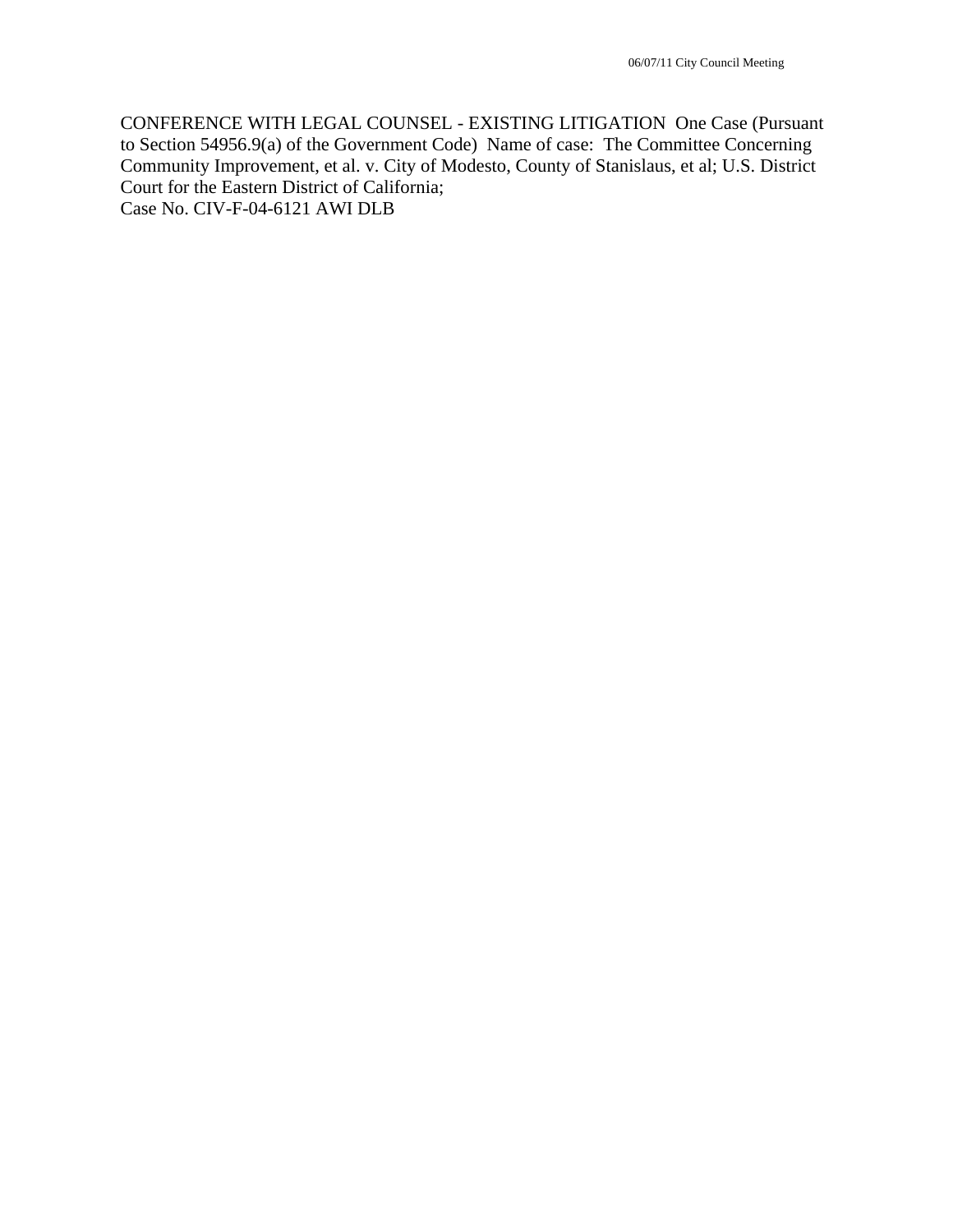CONFERENCE WITH LEGAL COUNSEL - EXISTING LITIGATION One Case (Pursuant to Section 54956.9(a) of the Government Code) Name of case: The Committee Concerning Community Improvement, et al. v. City of Modesto, County of Stanislaus, et al; U.S. District Court for the Eastern District of California;
Case No. CIV-F-04-6121 AWI DLB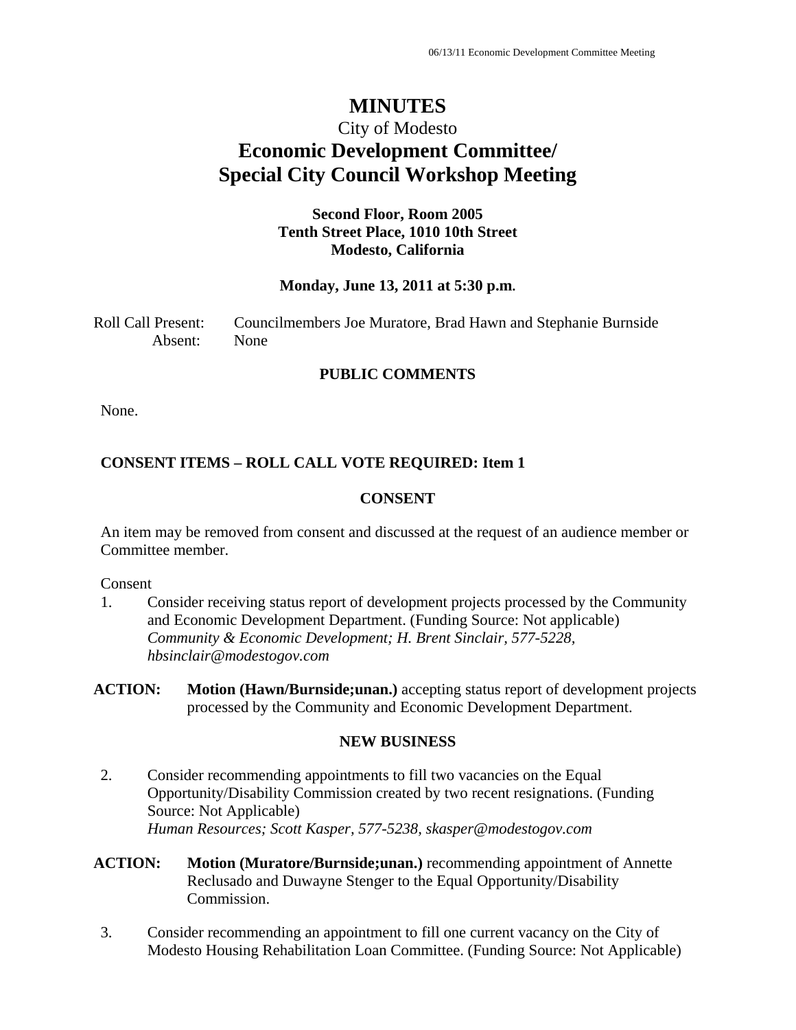# MINUTES

City of Modesto

## Economic Development Committee/ Special City Council Workshop Meeting

**Second Floor, Room 2005**
**Tenth Street Place, 1010 10th Street**
**Modesto, California**

**Monday, June 13, 2011 at 5:30 p.m.**

Roll Call Present: Councilmembers Joe Muratore, Brad Hawn and Stephanie Burnside
Absent: None

### PUBLIC COMMENTS

None.

### CONSENT ITEMS – ROLL CALL VOTE REQUIRED: Item 1

### CONSENT

An item may be removed from consent and discussed at the request of an audience member or Committee member.

Consent

1. Consider receiving status report of development projects processed by the Community and Economic Development Department. (Funding Source: Not applicable)
   *Community & Economic Development; H. Brent Sinclair, 577-5228, hbsinclair@modestogov.com*

**ACTION:** **Motion (Hawn/Burnside;unan.)** accepting status report of development projects processed by the Community and Economic Development Department.

### NEW BUSINESS

2. Consider recommending appointments to fill two vacancies on the Equal Opportunity/Disability Commission created by two recent resignations. (Funding Source: Not Applicable)
   *Human Resources; Scott Kasper, 577-5238, skasper@modestogov.com*

**ACTION:** **Motion (Muratore/Burnside;unan.)** recommending appointment of Annette Reclusado and Duwayne Stenger to the Equal Opportunity/Disability Commission.

3. Consider recommending an appointment to fill one current vacancy on the City of Modesto Housing Rehabilitation Loan Committee. (Funding Source: Not Applicable)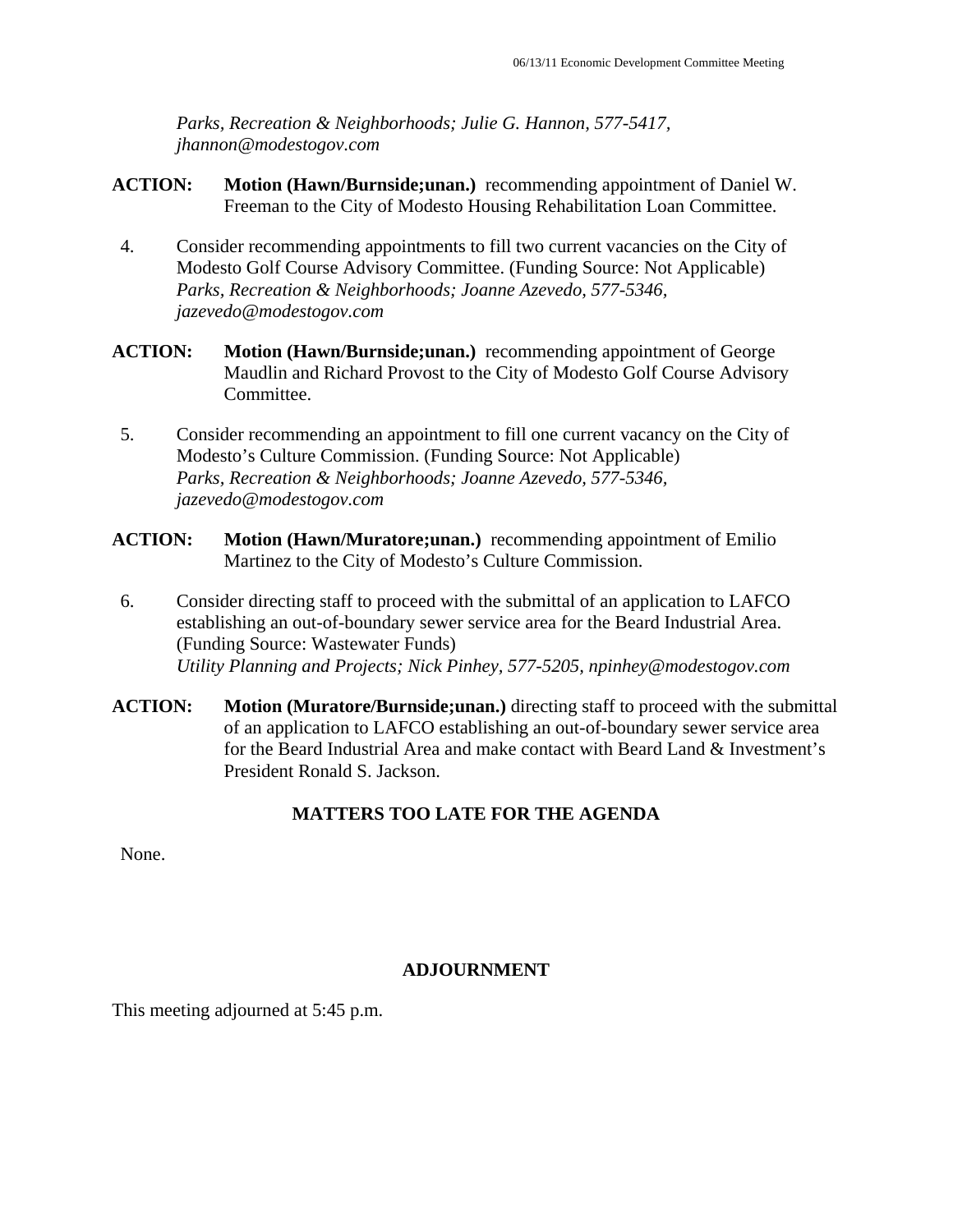*Parks, Recreation & Neighborhoods; Julie G. Hannon, 577-5417, jhannon@modestogov.com*

**ACTION:** **Motion (Hawn/Burnside;unan.)** recommending appointment of Daniel W. Freeman to the City of Modesto Housing Rehabilitation Loan Committee.

4. Consider recommending appointments to fill two current vacancies on the City of Modesto Golf Course Advisory Committee. (Funding Source: Not Applicable) *Parks, Recreation & Neighborhoods; Joanne Azevedo, 577-5346, jazevedo@modestogov.com*

**ACTION:** **Motion (Hawn/Burnside;unan.)** recommending appointment of George Maudlin and Richard Provost to the City of Modesto Golf Course Advisory Committee.

5. Consider recommending an appointment to fill one current vacancy on the City of Modesto's Culture Commission. (Funding Source: Not Applicable) *Parks, Recreation & Neighborhoods; Joanne Azevedo, 577-5346, jazevedo@modestogov.com*

**ACTION:** **Motion (Hawn/Muratore;unan.)** recommending appointment of Emilio Martinez to the City of Modesto's Culture Commission.

6. Consider directing staff to proceed with the submittal of an application to LAFCO establishing an out-of-boundary sewer service area for the Beard Industrial Area. (Funding Source: Wastewater Funds) *Utility Planning and Projects; Nick Pinhey, 577-5205, npinhey@modestogov.com*

**ACTION:** **Motion (Muratore/Burnside;unan.)** directing staff to proceed with the submittal of an application to LAFCO establishing an out-of-boundary sewer service area for the Beard Industrial Area and make contact with Beard Land & Investment's President Ronald S. Jackson.

## MATTERS TOO LATE FOR THE AGENDA

None.

## ADJOURNMENT

This meeting adjourned at 5:45 p.m.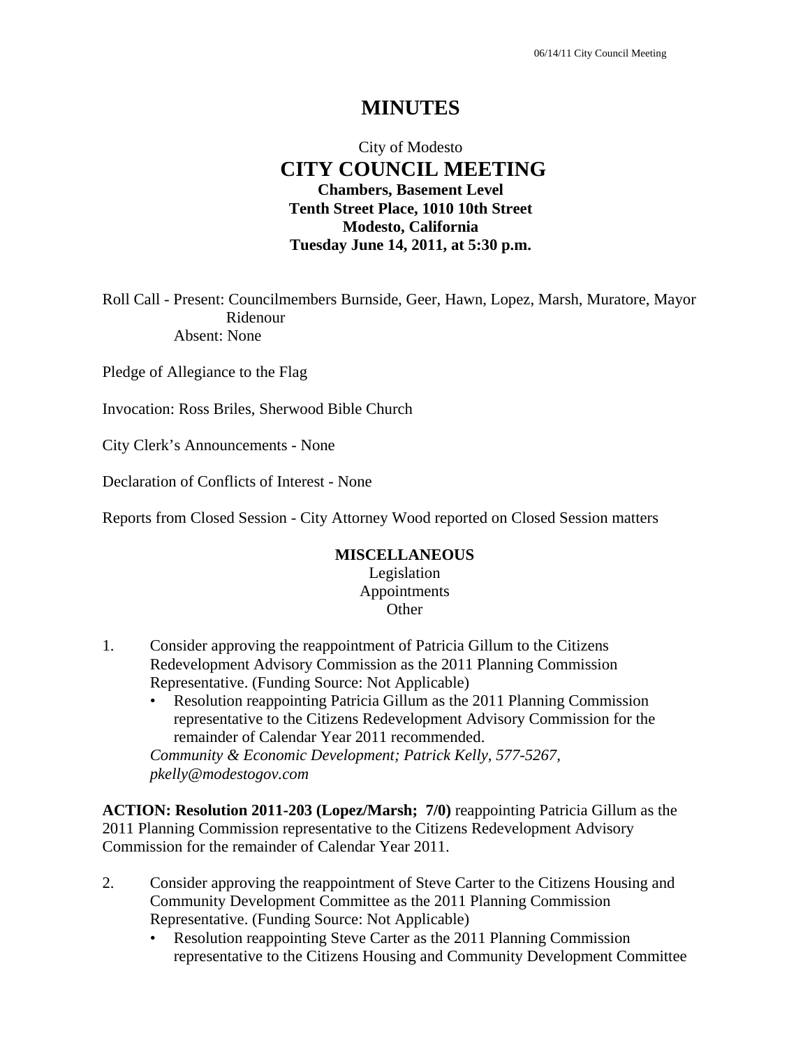# MINUTES

City of Modesto
## CITY COUNCIL MEETING
**Chambers, Basement Level**
**Tenth Street Place, 1010 10th Street**
**Modesto, California**
**Tuesday June 14, 2011, at 5:30 p.m.**

Roll Call - Present: Councilmembers Burnside, Geer, Hawn, Lopez, Marsh, Muratore, Mayor Ridenour
Absent: None

Pledge of Allegiance to the Flag

Invocation: Ross Briles, Sherwood Bible Church

City Clerk's Announcements - None

Declaration of Conflicts of Interest - None

Reports from Closed Session - City Attorney Wood reported on Closed Session matters

**MISCELLANEOUS**
Legislation
Appointments
Other

1. Consider approving the reappointment of Patricia Gillum to the Citizens Redevelopment Advisory Commission as the 2011 Planning Commission Representative. (Funding Source: Not Applicable)
   - Resolution reappointing Patricia Gillum as the 2011 Planning Commission representative to the Citizens Redevelopment Advisory Commission for the remainder of Calendar Year 2011 recommended.

   *Community & Economic Development; Patrick Kelly, 577-5267, pkelly@modestogov.com*

**ACTION: Resolution 2011-203 (Lopez/Marsh; 7/0)** reappointing Patricia Gillum as the 2011 Planning Commission representative to the Citizens Redevelopment Advisory Commission for the remainder of Calendar Year 2011.

2. Consider approving the reappointment of Steve Carter to the Citizens Housing and Community Development Committee as the 2011 Planning Commission Representative. (Funding Source: Not Applicable)
   - Resolution reappointing Steve Carter as the 2011 Planning Commission representative to the Citizens Housing and Community Development Committee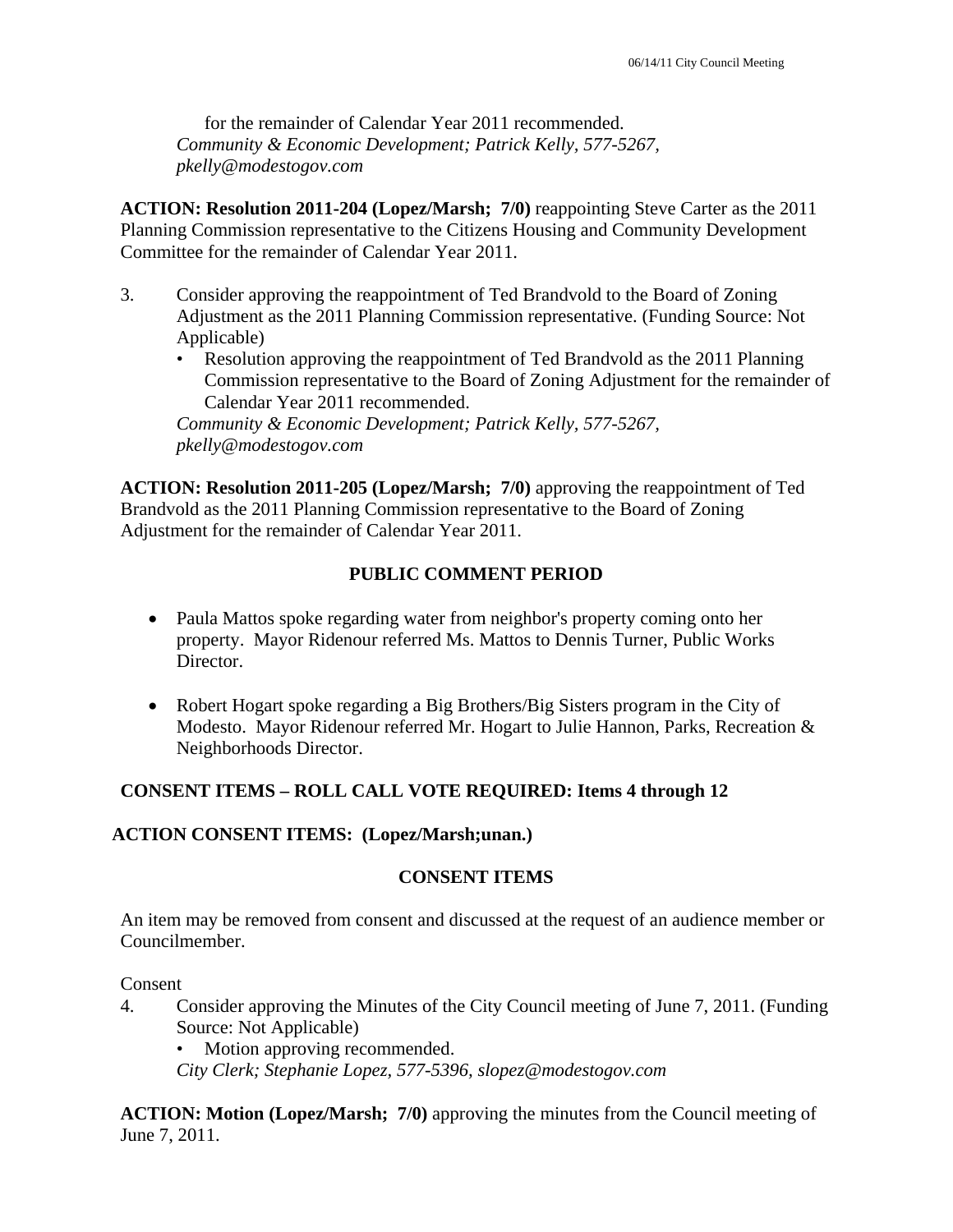for the remainder of Calendar Year 2011 recommended.
*Community & Economic Development; Patrick Kelly, 577-5267, pkelly@modestogov.com*

**ACTION: Resolution 2011-204 (Lopez/Marsh; 7/0)** reappointing Steve Carter as the 2011 Planning Commission representative to the Citizens Housing and Community Development Committee for the remainder of Calendar Year 2011.

3. Consider approving the reappointment of Ted Brandvold to the Board of Zoning Adjustment as the 2011 Planning Commission representative. (Funding Source: Not Applicable)
   - Resolution approving the reappointment of Ted Brandvold as the 2011 Planning Commission representative to the Board of Zoning Adjustment for the remainder of Calendar Year 2011 recommended.

   *Community & Economic Development; Patrick Kelly, 577-5267, pkelly@modestogov.com*

**ACTION: Resolution 2011-205 (Lopez/Marsh; 7/0)** approving the reappointment of Ted Brandvold as the 2011 Planning Commission representative to the Board of Zoning Adjustment for the remainder of Calendar Year 2011.

## PUBLIC COMMENT PERIOD

- Paula Mattos spoke regarding water from neighbor's property coming onto her property. Mayor Ridenour referred Ms. Mattos to Dennis Turner, Public Works Director.

- Robert Hogart spoke regarding a Big Brothers/Big Sisters program in the City of Modesto. Mayor Ridenour referred Mr. Hogart to Julie Hannon, Parks, Recreation & Neighborhoods Director.

**CONSENT ITEMS – ROLL CALL VOTE REQUIRED: Items 4 through 12**

**ACTION CONSENT ITEMS: (Lopez/Marsh;unan.)**

## CONSENT ITEMS

An item may be removed from consent and discussed at the request of an audience member or Councilmember.

Consent

4. Consider approving the Minutes of the City Council meeting of June 7, 2011. (Funding Source: Not Applicable)
   - Motion approving recommended.

   *City Clerk; Stephanie Lopez, 577-5396, slopez@modestogov.com*

**ACTION: Motion (Lopez/Marsh; 7/0)** approving the minutes from the Council meeting of June 7, 2011.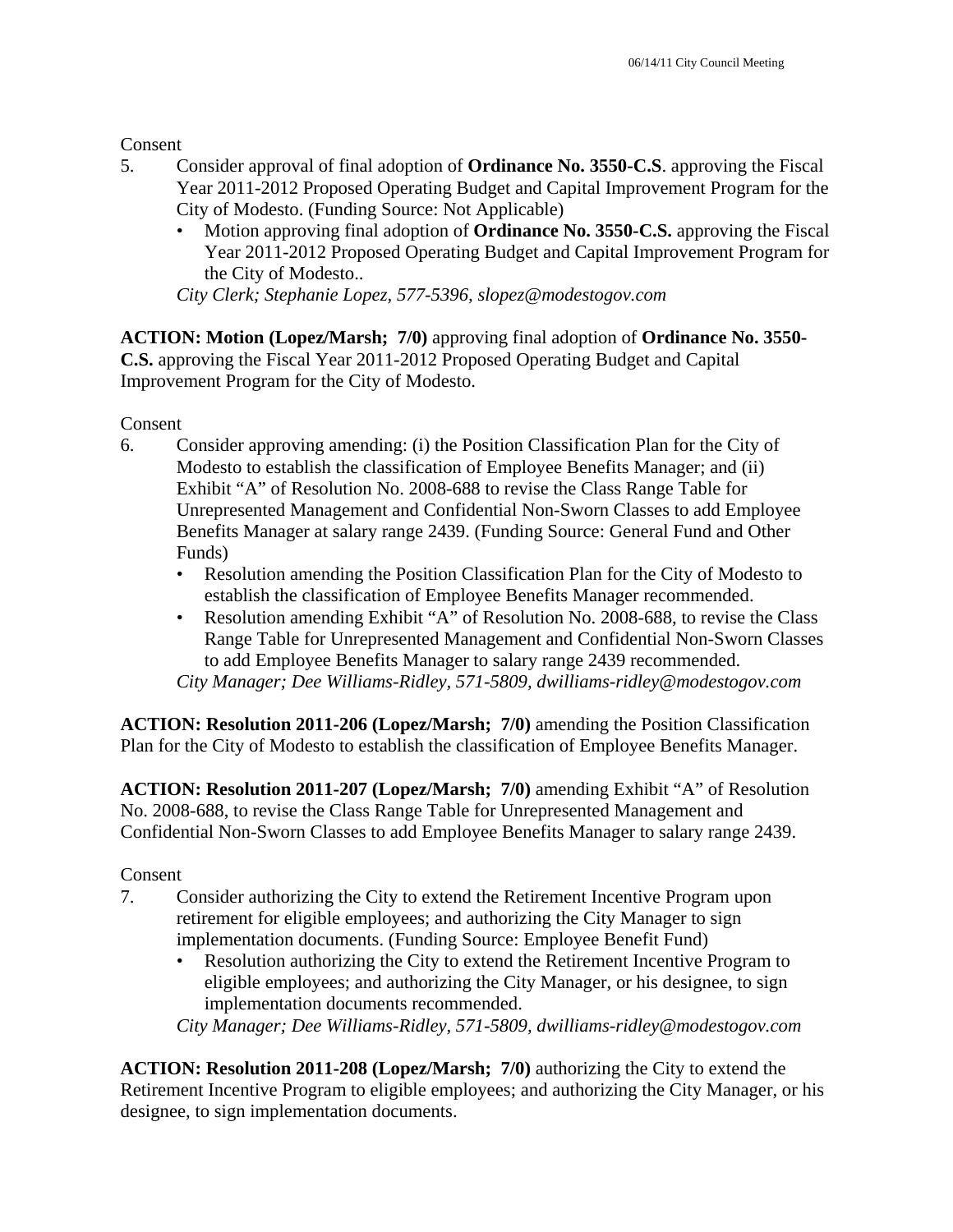Consent

5. Consider approval of final adoption of **Ordinance No. 3550-C.S**. approving the Fiscal Year 2011-2012 Proposed Operating Budget and Capital Improvement Program for the City of Modesto. (Funding Source: Not Applicable)
   - Motion approving final adoption of **Ordinance No. 3550-C.S.** approving the Fiscal Year 2011-2012 Proposed Operating Budget and Capital Improvement Program for the City of Modesto..

   *City Clerk; Stephanie Lopez, 577-5396, slopez@modestogov.com*

**ACTION: Motion (Lopez/Marsh; 7/0)** approving final adoption of **Ordinance No. 3550-C.S.** approving the Fiscal Year 2011-2012 Proposed Operating Budget and Capital Improvement Program for the City of Modesto.

Consent

6. Consider approving amending: (i) the Position Classification Plan for the City of Modesto to establish the classification of Employee Benefits Manager; and (ii) Exhibit "A" of Resolution No. 2008-688 to revise the Class Range Table for Unrepresented Management and Confidential Non-Sworn Classes to add Employee Benefits Manager at salary range 2439. (Funding Source: General Fund and Other Funds)
   - Resolution amending the Position Classification Plan for the City of Modesto to establish the classification of Employee Benefits Manager recommended.
   - Resolution amending Exhibit "A" of Resolution No. 2008-688, to revise the Class Range Table for Unrepresented Management and Confidential Non-Sworn Classes to add Employee Benefits Manager to salary range 2439 recommended.

   *City Manager; Dee Williams-Ridley, 571-5809, dwilliams-ridley@modestogov.com*

**ACTION: Resolution 2011-206 (Lopez/Marsh; 7/0)** amending the Position Classification Plan for the City of Modesto to establish the classification of Employee Benefits Manager.

**ACTION: Resolution 2011-207 (Lopez/Marsh; 7/0)** amending Exhibit "A" of Resolution No. 2008-688, to revise the Class Range Table for Unrepresented Management and Confidential Non-Sworn Classes to add Employee Benefits Manager to salary range 2439.

Consent

7. Consider authorizing the City to extend the Retirement Incentive Program upon retirement for eligible employees; and authorizing the City Manager to sign implementation documents. (Funding Source: Employee Benefit Fund)
   - Resolution authorizing the City to extend the Retirement Incentive Program to eligible employees; and authorizing the City Manager, or his designee, to sign implementation documents recommended.

   *City Manager; Dee Williams-Ridley, 571-5809, dwilliams-ridley@modestogov.com*

**ACTION: Resolution 2011-208 (Lopez/Marsh; 7/0)** authorizing the City to extend the Retirement Incentive Program to eligible employees; and authorizing the City Manager, or his designee, to sign implementation documents.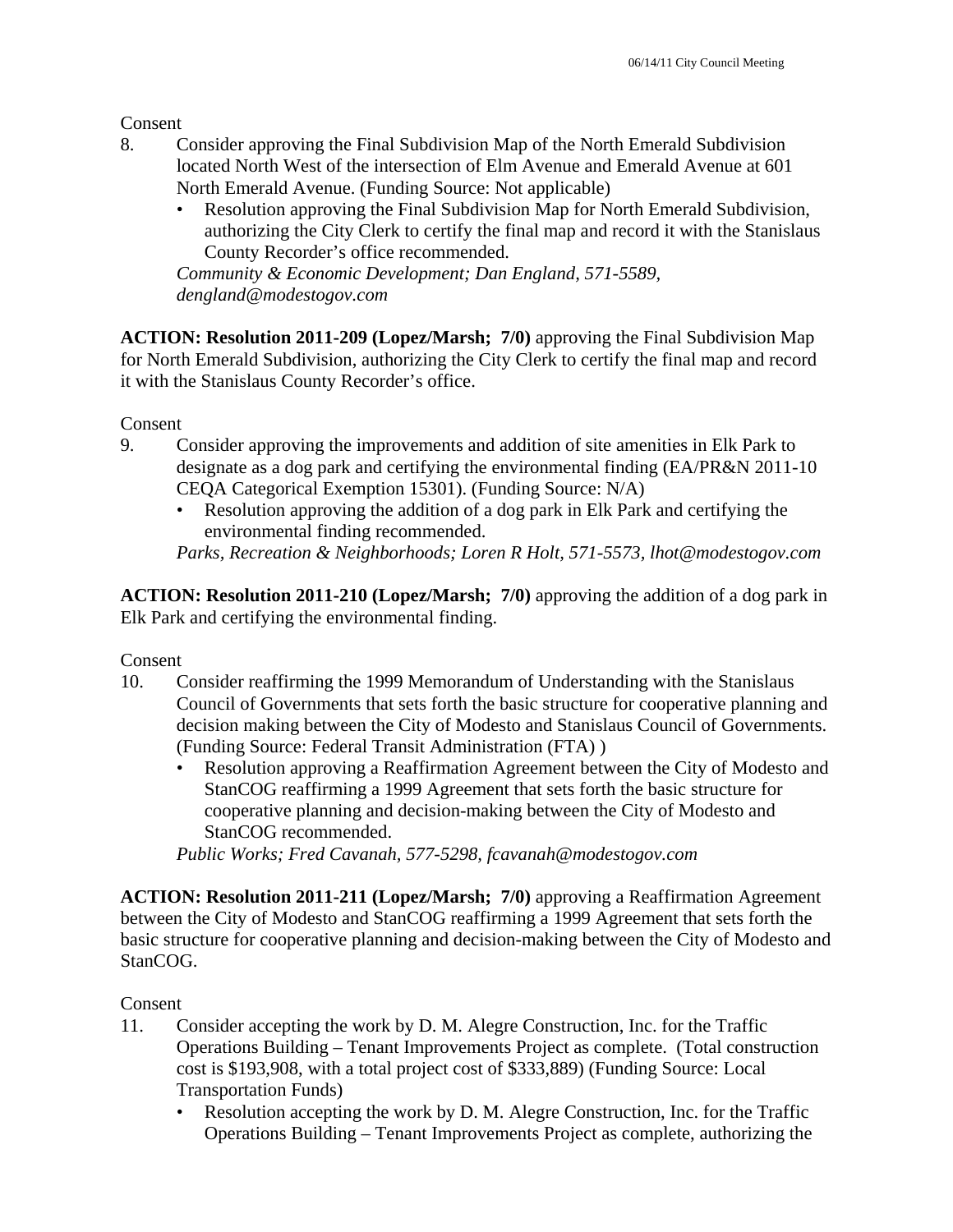Consent

8. Consider approving the Final Subdivision Map of the North Emerald Subdivision located North West of the intersection of Elm Avenue and Emerald Avenue at 601 North Emerald Avenue. (Funding Source: Not applicable)
   - Resolution approving the Final Subdivision Map for North Emerald Subdivision, authorizing the City Clerk to certify the final map and record it with the Stanislaus County Recorder's office recommended.

   *Community & Economic Development; Dan England, 571-5589, dengland@modestogov.com*

**ACTION: Resolution 2011-209 (Lopez/Marsh; 7/0)** approving the Final Subdivision Map for North Emerald Subdivision, authorizing the City Clerk to certify the final map and record it with the Stanislaus County Recorder's office.

Consent

9. Consider approving the improvements and addition of site amenities in Elk Park to designate as a dog park and certifying the environmental finding (EA/PR&N 2011-10 CEQA Categorical Exemption 15301). (Funding Source: N/A)
   - Resolution approving the addition of a dog park in Elk Park and certifying the environmental finding recommended.

   *Parks, Recreation & Neighborhoods; Loren R Holt, 571-5573, lhot@modestogov.com*

**ACTION: Resolution 2011-210 (Lopez/Marsh; 7/0)** approving the addition of a dog park in Elk Park and certifying the environmental finding.

Consent

10. Consider reaffirming the 1999 Memorandum of Understanding with the Stanislaus Council of Governments that sets forth the basic structure for cooperative planning and decision making between the City of Modesto and Stanislaus Council of Governments. (Funding Source: Federal Transit Administration (FTA) )
    - Resolution approving a Reaffirmation Agreement between the City of Modesto and StanCOG reaffirming a 1999 Agreement that sets forth the basic structure for cooperative planning and decision-making between the City of Modesto and StanCOG recommended.

    *Public Works; Fred Cavanah, 577-5298, fcavanah@modestogov.com*

**ACTION: Resolution 2011-211 (Lopez/Marsh; 7/0)** approving a Reaffirmation Agreement between the City of Modesto and StanCOG reaffirming a 1999 Agreement that sets forth the basic structure for cooperative planning and decision-making between the City of Modesto and StanCOG.

Consent

11. Consider accepting the work by D. M. Alegre Construction, Inc. for the Traffic Operations Building – Tenant Improvements Project as complete. (Total construction cost is $193,908, with a total project cost of $333,889) (Funding Source: Local Transportation Funds)
    - Resolution accepting the work by D. M. Alegre Construction, Inc. for the Traffic Operations Building – Tenant Improvements Project as complete, authorizing the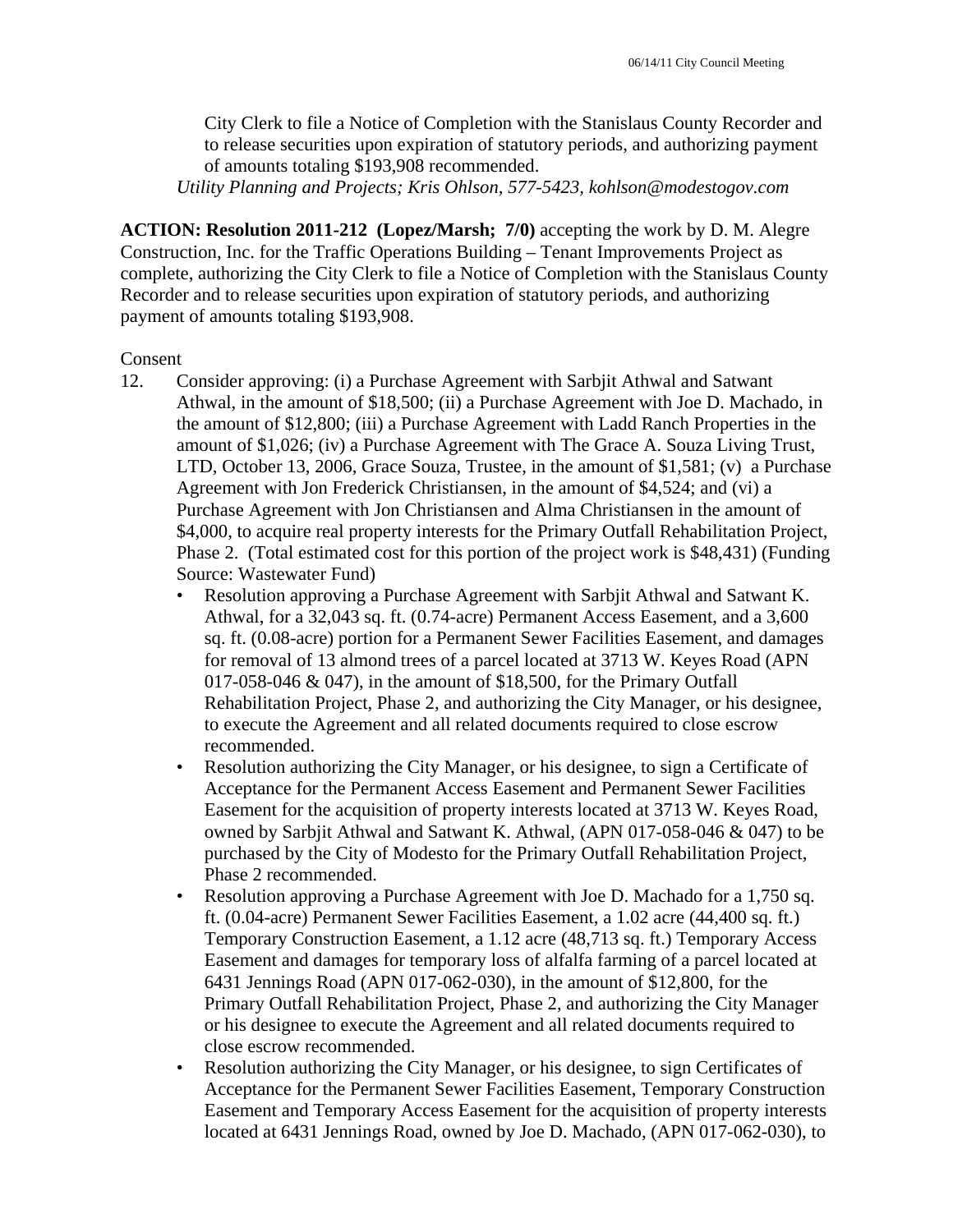City Clerk to file a Notice of Completion with the Stanislaus County Recorder and to release securities upon expiration of statutory periods, and authorizing payment of amounts totaling $193,908 recommended.

*Utility Planning and Projects; Kris Ohlson, 577-5423, kohlson@modestogov.com*

**ACTION: Resolution 2011-212 (Lopez/Marsh; 7/0)** accepting the work by D. M. Alegre Construction, Inc. for the Traffic Operations Building – Tenant Improvements Project as complete, authorizing the City Clerk to file a Notice of Completion with the Stanislaus County Recorder and to release securities upon expiration of statutory periods, and authorizing payment of amounts totaling $193,908.

Consent

12. Consider approving: (i) a Purchase Agreement with Sarbjit Athwal and Satwant Athwal, in the amount of $18,500; (ii) a Purchase Agreement with Joe D. Machado, in the amount of $12,800; (iii) a Purchase Agreement with Ladd Ranch Properties in the amount of $1,026; (iv) a Purchase Agreement with The Grace A. Souza Living Trust, LTD, October 13, 2006, Grace Souza, Trustee, in the amount of $1,581; (v) a Purchase Agreement with Jon Frederick Christiansen, in the amount of $4,524; and (vi) a Purchase Agreement with Jon Christiansen and Alma Christiansen in the amount of $4,000, to acquire real property interests for the Primary Outfall Rehabilitation Project, Phase 2. (Total estimated cost for this portion of the project work is $48,431) (Funding Source: Wastewater Fund)
    - Resolution approving a Purchase Agreement with Sarbjit Athwal and Satwant K. Athwal, for a 32,043 sq. ft. (0.74-acre) Permanent Access Easement, and a 3,600 sq. ft. (0.08-acre) portion for a Permanent Sewer Facilities Easement, and damages for removal of 13 almond trees of a parcel located at 3713 W. Keyes Road (APN 017-058-046 & 047), in the amount of $18,500, for the Primary Outfall Rehabilitation Project, Phase 2, and authorizing the City Manager, or his designee, to execute the Agreement and all related documents required to close escrow recommended.
    - Resolution authorizing the City Manager, or his designee, to sign a Certificate of Acceptance for the Permanent Access Easement and Permanent Sewer Facilities Easement for the acquisition of property interests located at 3713 W. Keyes Road, owned by Sarbjit Athwal and Satwant K. Athwal, (APN 017-058-046 & 047) to be purchased by the City of Modesto for the Primary Outfall Rehabilitation Project, Phase 2 recommended.
    - Resolution approving a Purchase Agreement with Joe D. Machado for a 1,750 sq. ft. (0.04-acre) Permanent Sewer Facilities Easement, a 1.02 acre (44,400 sq. ft.) Temporary Construction Easement, a 1.12 acre (48,713 sq. ft.) Temporary Access Easement and damages for temporary loss of alfalfa farming of a parcel located at 6431 Jennings Road (APN 017-062-030), in the amount of $12,800, for the Primary Outfall Rehabilitation Project, Phase 2, and authorizing the City Manager or his designee to execute the Agreement and all related documents required to close escrow recommended.
    - Resolution authorizing the City Manager, or his designee, to sign Certificates of Acceptance for the Permanent Sewer Facilities Easement, Temporary Construction Easement and Temporary Access Easement for the acquisition of property interests located at 6431 Jennings Road, owned by Joe D. Machado, (APN 017-062-030), to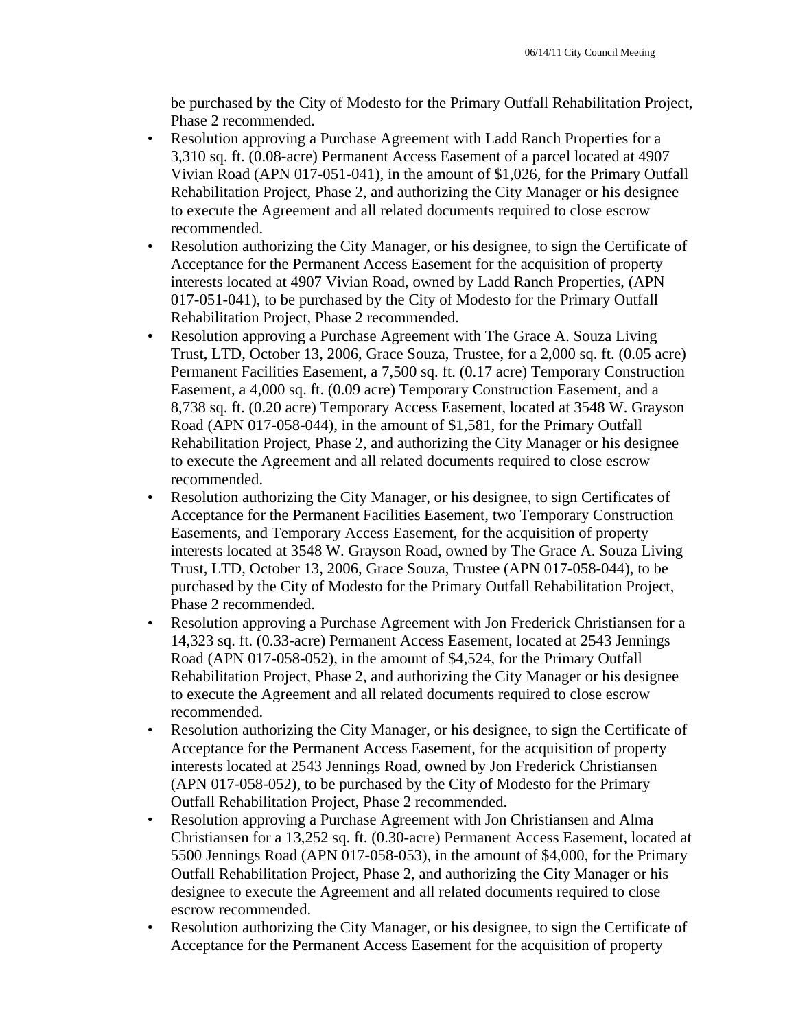be purchased by the City of Modesto for the Primary Outfall Rehabilitation Project, Phase 2 recommended.

- Resolution approving a Purchase Agreement with Ladd Ranch Properties for a 3,310 sq. ft. (0.08-acre) Permanent Access Easement of a parcel located at 4907 Vivian Road (APN 017-051-041), in the amount of $1,026, for the Primary Outfall Rehabilitation Project, Phase 2, and authorizing the City Manager or his designee to execute the Agreement and all related documents required to close escrow recommended.
- Resolution authorizing the City Manager, or his designee, to sign the Certificate of Acceptance for the Permanent Access Easement for the acquisition of property interests located at 4907 Vivian Road, owned by Ladd Ranch Properties, (APN 017-051-041), to be purchased by the City of Modesto for the Primary Outfall Rehabilitation Project, Phase 2 recommended.
- Resolution approving a Purchase Agreement with The Grace A. Souza Living Trust, LTD, October 13, 2006, Grace Souza, Trustee, for a 2,000 sq. ft. (0.05 acre) Permanent Facilities Easement, a 7,500 sq. ft. (0.17 acre) Temporary Construction Easement, a 4,000 sq. ft. (0.09 acre) Temporary Construction Easement, and a 8,738 sq. ft. (0.20 acre) Temporary Access Easement, located at 3548 W. Grayson Road (APN 017-058-044), in the amount of $1,581, for the Primary Outfall Rehabilitation Project, Phase 2, and authorizing the City Manager or his designee to execute the Agreement and all related documents required to close escrow recommended.
- Resolution authorizing the City Manager, or his designee, to sign Certificates of Acceptance for the Permanent Facilities Easement, two Temporary Construction Easements, and Temporary Access Easement, for the acquisition of property interests located at 3548 W. Grayson Road, owned by The Grace A. Souza Living Trust, LTD, October 13, 2006, Grace Souza, Trustee (APN 017-058-044), to be purchased by the City of Modesto for the Primary Outfall Rehabilitation Project, Phase 2 recommended.
- Resolution approving a Purchase Agreement with Jon Frederick Christiansen for a 14,323 sq. ft. (0.33-acre) Permanent Access Easement, located at 2543 Jennings Road (APN 017-058-052), in the amount of $4,524, for the Primary Outfall Rehabilitation Project, Phase 2, and authorizing the City Manager or his designee to execute the Agreement and all related documents required to close escrow recommended.
- Resolution authorizing the City Manager, or his designee, to sign the Certificate of Acceptance for the Permanent Access Easement, for the acquisition of property interests located at 2543 Jennings Road, owned by Jon Frederick Christiansen (APN 017-058-052), to be purchased by the City of Modesto for the Primary Outfall Rehabilitation Project, Phase 2 recommended.
- Resolution approving a Purchase Agreement with Jon Christiansen and Alma Christiansen for a 13,252 sq. ft. (0.30-acre) Permanent Access Easement, located at 5500 Jennings Road (APN 017-058-053), in the amount of $4,000, for the Primary Outfall Rehabilitation Project, Phase 2, and authorizing the City Manager or his designee to execute the Agreement and all related documents required to close escrow recommended.
- Resolution authorizing the City Manager, or his designee, to sign the Certificate of Acceptance for the Permanent Access Easement for the acquisition of property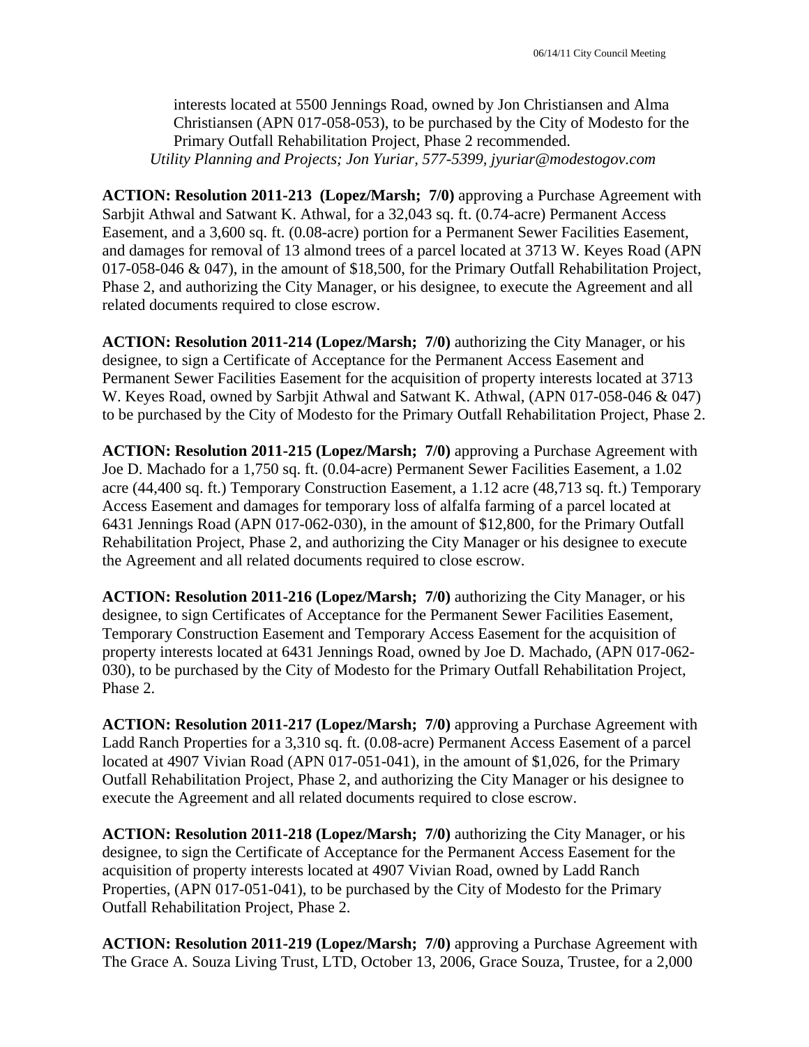interests located at 5500 Jennings Road, owned by Jon Christiansen and Alma Christiansen (APN 017-058-053), to be purchased by the City of Modesto for the Primary Outfall Rehabilitation Project, Phase 2 recommended.
*Utility Planning and Projects; Jon Yuriar, 577-5399, jyuriar@modestogov.com*

**ACTION: Resolution 2011-213 (Lopez/Marsh; 7/0)** approving a Purchase Agreement with Sarbjit Athwal and Satwant K. Athwal, for a 32,043 sq. ft. (0.74-acre) Permanent Access Easement, and a 3,600 sq. ft. (0.08-acre) portion for a Permanent Sewer Facilities Easement, and damages for removal of 13 almond trees of a parcel located at 3713 W. Keyes Road (APN 017-058-046 & 047), in the amount of $18,500, for the Primary Outfall Rehabilitation Project, Phase 2, and authorizing the City Manager, or his designee, to execute the Agreement and all related documents required to close escrow.

**ACTION: Resolution 2011-214 (Lopez/Marsh; 7/0)** authorizing the City Manager, or his designee, to sign a Certificate of Acceptance for the Permanent Access Easement and Permanent Sewer Facilities Easement for the acquisition of property interests located at 3713 W. Keyes Road, owned by Sarbjit Athwal and Satwant K. Athwal, (APN 017-058-046 & 047) to be purchased by the City of Modesto for the Primary Outfall Rehabilitation Project, Phase 2.

**ACTION: Resolution 2011-215 (Lopez/Marsh; 7/0)** approving a Purchase Agreement with Joe D. Machado for a 1,750 sq. ft. (0.04-acre) Permanent Sewer Facilities Easement, a 1.02 acre (44,400 sq. ft.) Temporary Construction Easement, a 1.12 acre (48,713 sq. ft.) Temporary Access Easement and damages for temporary loss of alfalfa farming of a parcel located at 6431 Jennings Road (APN 017-062-030), in the amount of $12,800, for the Primary Outfall Rehabilitation Project, Phase 2, and authorizing the City Manager or his designee to execute the Agreement and all related documents required to close escrow.

**ACTION: Resolution 2011-216 (Lopez/Marsh; 7/0)** authorizing the City Manager, or his designee, to sign Certificates of Acceptance for the Permanent Sewer Facilities Easement, Temporary Construction Easement and Temporary Access Easement for the acquisition of property interests located at 6431 Jennings Road, owned by Joe D. Machado, (APN 017-062-030), to be purchased by the City of Modesto for the Primary Outfall Rehabilitation Project, Phase 2.

**ACTION: Resolution 2011-217 (Lopez/Marsh; 7/0)** approving a Purchase Agreement with Ladd Ranch Properties for a 3,310 sq. ft. (0.08-acre) Permanent Access Easement of a parcel located at 4907 Vivian Road (APN 017-051-041), in the amount of $1,026, for the Primary Outfall Rehabilitation Project, Phase 2, and authorizing the City Manager or his designee to execute the Agreement and all related documents required to close escrow.

**ACTION: Resolution 2011-218 (Lopez/Marsh; 7/0)** authorizing the City Manager, or his designee, to sign the Certificate of Acceptance for the Permanent Access Easement for the acquisition of property interests located at 4907 Vivian Road, owned by Ladd Ranch Properties, (APN 017-051-041), to be purchased by the City of Modesto for the Primary Outfall Rehabilitation Project, Phase 2.

**ACTION: Resolution 2011-219 (Lopez/Marsh; 7/0)** approving a Purchase Agreement with The Grace A. Souza Living Trust, LTD, October 13, 2006, Grace Souza, Trustee, for a 2,000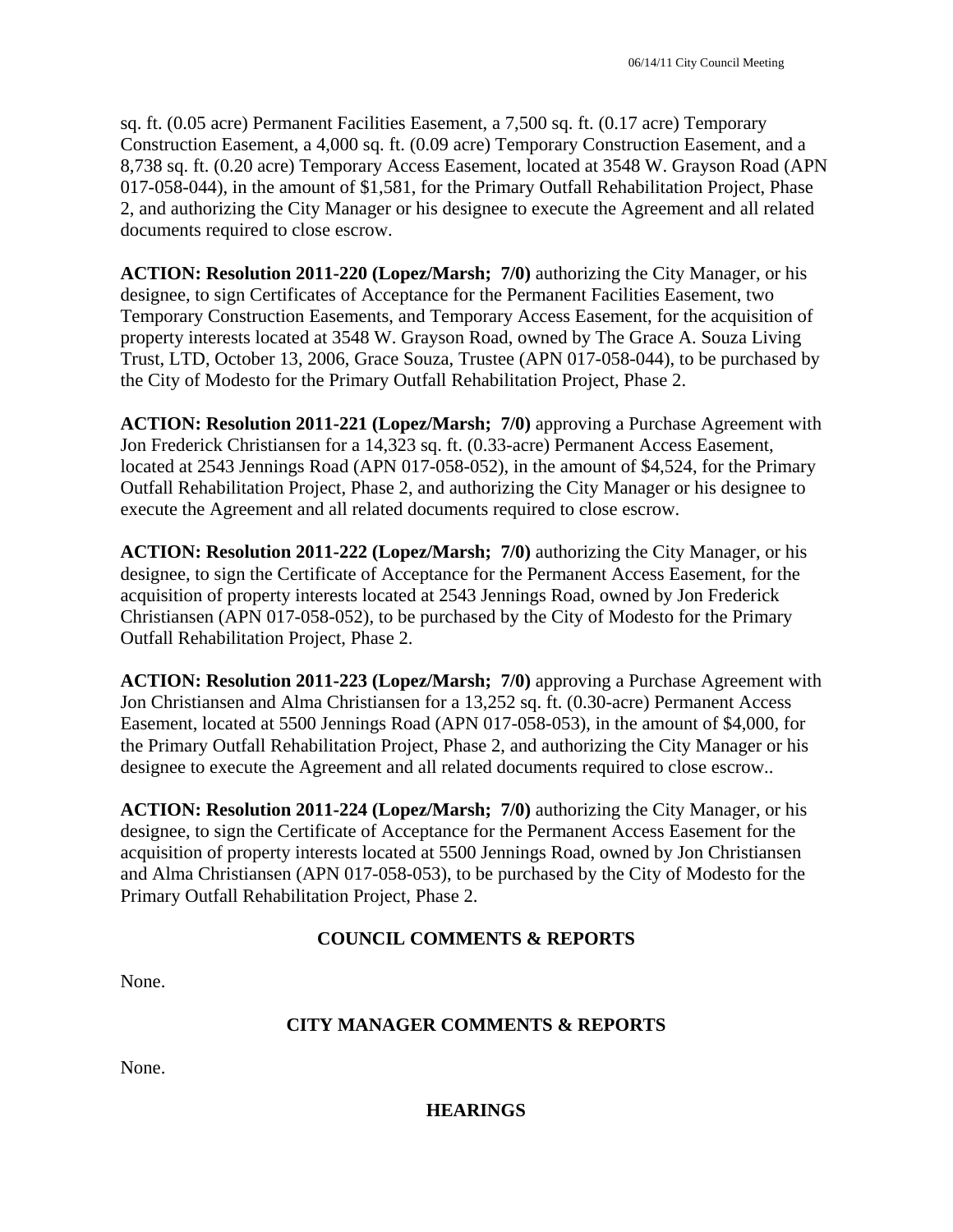sq. ft. (0.05 acre) Permanent Facilities Easement, a 7,500 sq. ft. (0.17 acre) Temporary Construction Easement, a 4,000 sq. ft. (0.09 acre) Temporary Construction Easement, and a 8,738 sq. ft. (0.20 acre) Temporary Access Easement, located at 3548 W. Grayson Road (APN 017-058-044), in the amount of $1,581, for the Primary Outfall Rehabilitation Project, Phase 2, and authorizing the City Manager or his designee to execute the Agreement and all related documents required to close escrow.

**ACTION: Resolution 2011-220 (Lopez/Marsh; 7/0)** authorizing the City Manager, or his designee, to sign Certificates of Acceptance for the Permanent Facilities Easement, two Temporary Construction Easements, and Temporary Access Easement, for the acquisition of property interests located at 3548 W. Grayson Road, owned by The Grace A. Souza Living Trust, LTD, October 13, 2006, Grace Souza, Trustee (APN 017-058-044), to be purchased by the City of Modesto for the Primary Outfall Rehabilitation Project, Phase 2.

**ACTION: Resolution 2011-221 (Lopez/Marsh; 7/0)** approving a Purchase Agreement with Jon Frederick Christiansen for a 14,323 sq. ft. (0.33-acre) Permanent Access Easement, located at 2543 Jennings Road (APN 017-058-052), in the amount of $4,524, for the Primary Outfall Rehabilitation Project, Phase 2, and authorizing the City Manager or his designee to execute the Agreement and all related documents required to close escrow.

**ACTION: Resolution 2011-222 (Lopez/Marsh; 7/0)** authorizing the City Manager, or his designee, to sign the Certificate of Acceptance for the Permanent Access Easement, for the acquisition of property interests located at 2543 Jennings Road, owned by Jon Frederick Christiansen (APN 017-058-052), to be purchased by the City of Modesto for the Primary Outfall Rehabilitation Project, Phase 2.

**ACTION: Resolution 2011-223 (Lopez/Marsh; 7/0)** approving a Purchase Agreement with Jon Christiansen and Alma Christiansen for a 13,252 sq. ft. (0.30-acre) Permanent Access Easement, located at 5500 Jennings Road (APN 017-058-053), in the amount of $4,000, for the Primary Outfall Rehabilitation Project, Phase 2, and authorizing the City Manager or his designee to execute the Agreement and all related documents required to close escrow..

**ACTION: Resolution 2011-224 (Lopez/Marsh; 7/0)** authorizing the City Manager, or his designee, to sign the Certificate of Acceptance for the Permanent Access Easement for the acquisition of property interests located at 5500 Jennings Road, owned by Jon Christiansen and Alma Christiansen (APN 017-058-053), to be purchased by the City of Modesto for the Primary Outfall Rehabilitation Project, Phase 2.

## COUNCIL COMMENTS & REPORTS

None.

## CITY MANAGER COMMENTS & REPORTS

None.

## HEARINGS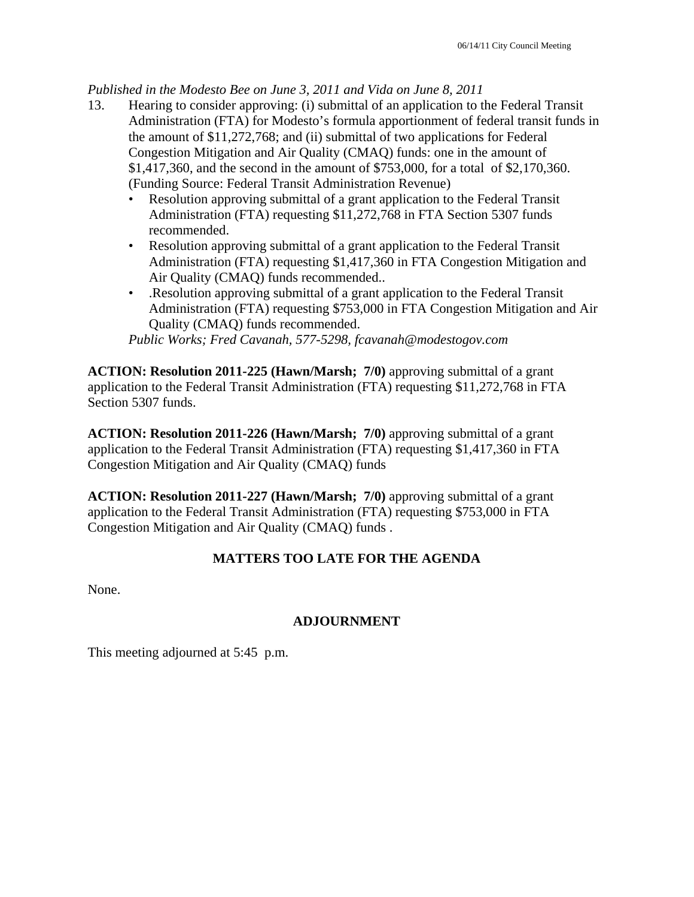*Published in the Modesto Bee on June 3, 2011 and Vida on June 8, 2011*

13. Hearing to consider approving: (i) submittal of an application to the Federal Transit Administration (FTA) for Modesto's formula apportionment of federal transit funds in the amount of $11,272,768; and (ii) submittal of two applications for Federal Congestion Mitigation and Air Quality (CMAQ) funds: one in the amount of $1,417,360, and the second in the amount of $753,000, for a total of $2,170,360. (Funding Source: Federal Transit Administration Revenue)
    - Resolution approving submittal of a grant application to the Federal Transit Administration (FTA) requesting $11,272,768 in FTA Section 5307 funds recommended.
    - Resolution approving submittal of a grant application to the Federal Transit Administration (FTA) requesting $1,417,360 in FTA Congestion Mitigation and Air Quality (CMAQ) funds recommended..
    - .Resolution approving submittal of a grant application to the Federal Transit Administration (FTA) requesting $753,000 in FTA Congestion Mitigation and Air Quality (CMAQ) funds recommended.

    *Public Works; Fred Cavanah, 577-5298, fcavanah@modestogov.com*

**ACTION: Resolution 2011-225 (Hawn/Marsh; 7/0)** approving submittal of a grant application to the Federal Transit Administration (FTA) requesting $11,272,768 in FTA Section 5307 funds.

**ACTION: Resolution 2011-226 (Hawn/Marsh; 7/0)** approving submittal of a grant application to the Federal Transit Administration (FTA) requesting $1,417,360 in FTA Congestion Mitigation and Air Quality (CMAQ) funds

**ACTION: Resolution 2011-227 (Hawn/Marsh; 7/0)** approving submittal of a grant application to the Federal Transit Administration (FTA) requesting $753,000 in FTA Congestion Mitigation and Air Quality (CMAQ) funds .

## MATTERS TOO LATE FOR THE AGENDA

None.

## ADJOURNMENT

This meeting adjourned at 5:45 p.m.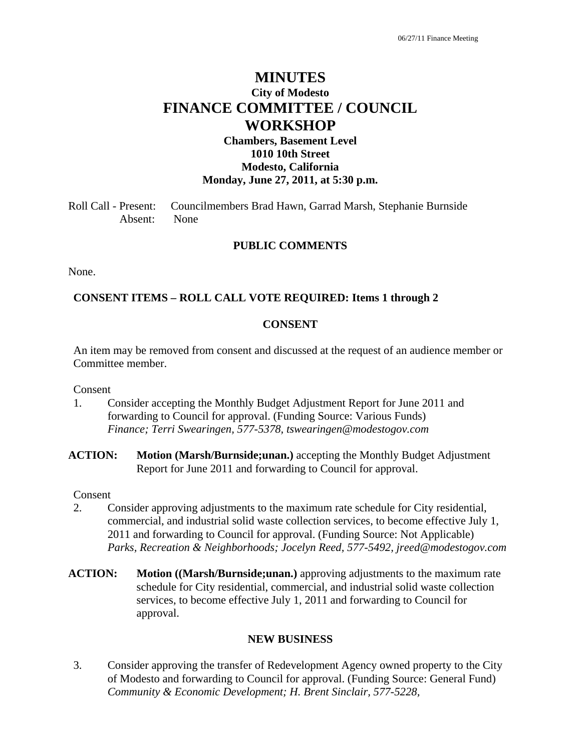# MINUTES

## City of Modesto

# FINANCE COMMITTEE / COUNCIL WORKSHOP

### Chambers, Basement Level
### 1010 10th Street
### Modesto, California
### Monday, June 27, 2011, at 5:30 p.m.

Roll Call - Present: Councilmembers Brad Hawn, Garrad Marsh, Stephanie Burnside
Absent: None

## PUBLIC COMMENTS

None.

## CONSENT ITEMS – ROLL CALL VOTE REQUIRED: Items 1 through 2

## CONSENT

An item may be removed from consent and discussed at the request of an audience member or Committee member.

Consent

1. Consider accepting the Monthly Budget Adjustment Report for June 2011 and forwarding to Council for approval. (Funding Source: Various Funds)
   *Finance; Terri Swearingen, 577-5378, tswearingen@modestogov.com*

**ACTION:** **Motion (Marsh/Burnside;unan.)** accepting the Monthly Budget Adjustment Report for June 2011 and forwarding to Council for approval.

Consent

2. Consider approving adjustments to the maximum rate schedule for City residential, commercial, and industrial solid waste collection services, to become effective July 1, 2011 and forwarding to Council for approval. (Funding Source: Not Applicable)
   *Parks, Recreation & Neighborhoods; Jocelyn Reed, 577-5492, jreed@modestogov.com*

**ACTION:** **Motion ((Marsh/Burnside;unan.)** approving adjustments to the maximum rate schedule for City residential, commercial, and industrial solid waste collection services, to become effective July 1, 2011 and forwarding to Council for approval.

## NEW BUSINESS

3. Consider approving the transfer of Redevelopment Agency owned property to the City of Modesto and forwarding to Council for approval. (Funding Source: General Fund)
   *Community & Economic Development; H. Brent Sinclair, 577-5228,*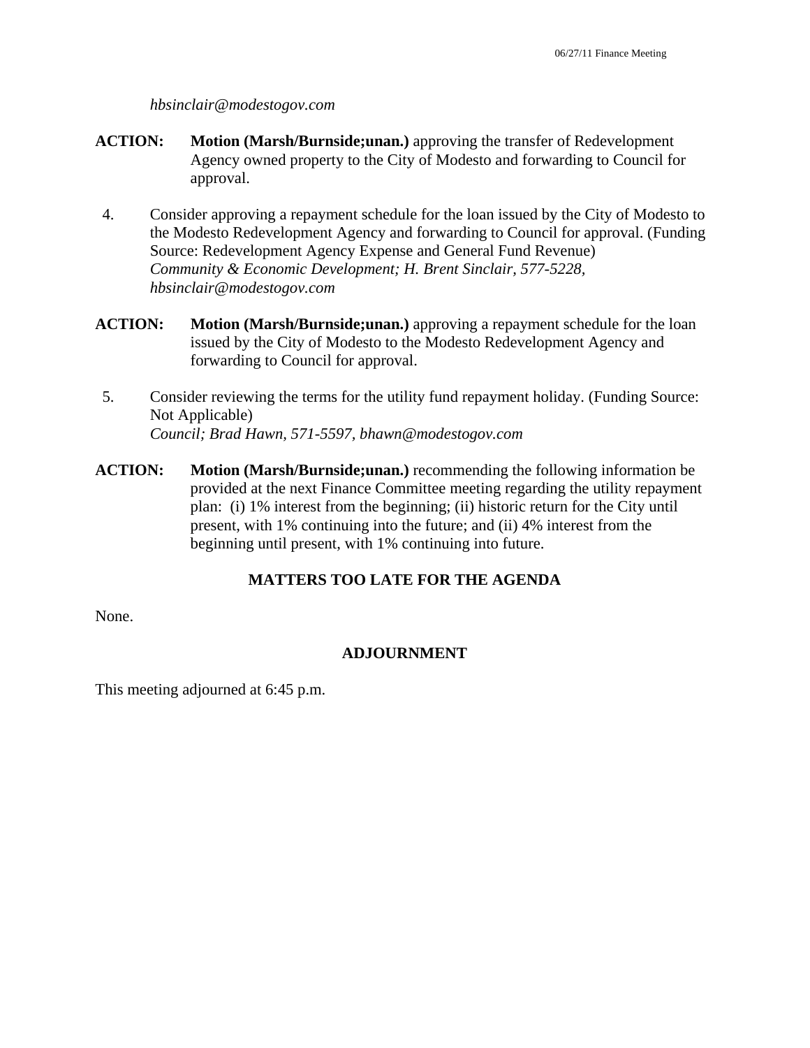*hbsinclair@modestogov.com*

**ACTION:** **Motion (Marsh/Burnside;unan.)** approving the transfer of Redevelopment Agency owned property to the City of Modesto and forwarding to Council for approval.

4. Consider approving a repayment schedule for the loan issued by the City of Modesto to the Modesto Redevelopment Agency and forwarding to Council for approval. (Funding Source: Redevelopment Agency Expense and General Fund Revenue)
   *Community & Economic Development; H. Brent Sinclair, 577-5228, hbsinclair@modestogov.com*

**ACTION:** **Motion (Marsh/Burnside;unan.)** approving a repayment schedule for the loan issued by the City of Modesto to the Modesto Redevelopment Agency and forwarding to Council for approval.

5. Consider reviewing the terms for the utility fund repayment holiday. (Funding Source: Not Applicable)
   *Council; Brad Hawn, 571-5597, bhawn@modestogov.com*

**ACTION:** **Motion (Marsh/Burnside;unan.)** recommending the following information be provided at the next Finance Committee meeting regarding the utility repayment plan: (i) 1% interest from the beginning; (ii) historic return for the City until present, with 1% continuing into the future; and (ii) 4% interest from the beginning until present, with 1% continuing into future.

## MATTERS TOO LATE FOR THE AGENDA

None.

## ADJOURNMENT

This meeting adjourned at 6:45 p.m.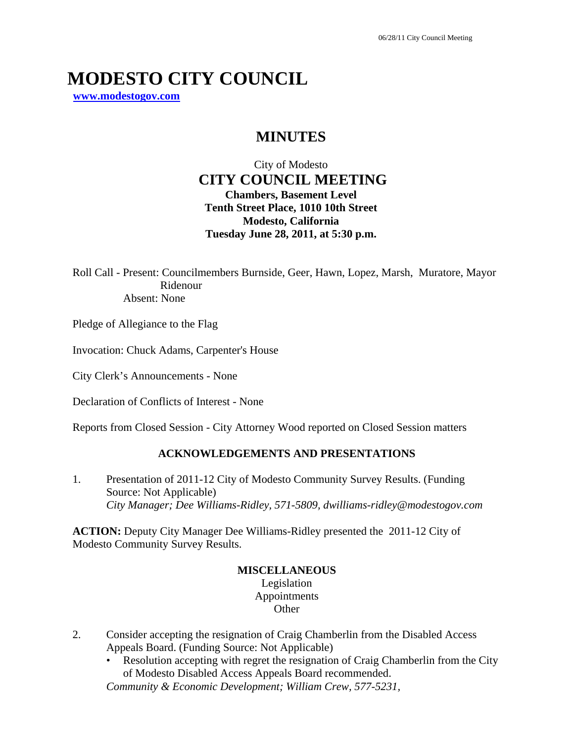# MODESTO CITY COUNCIL

**www.modestogov.com**

## MINUTES

City of Modesto

**CITY COUNCIL MEETING**

**Chambers, Basement Level**

**Tenth Street Place, 1010 10th Street**

**Modesto, California**

**Tuesday June 28, 2011, at 5:30 p.m.**

Roll Call - Present: Councilmembers Burnside, Geer, Hawn, Lopez, Marsh, Muratore, Mayor Ridenour
Absent: None

Pledge of Allegiance to the Flag

Invocation: Chuck Adams, Carpenter's House

City Clerk's Announcements - None

Declaration of Conflicts of Interest - None

Reports from Closed Session - City Attorney Wood reported on Closed Session matters

### ACKNOWLEDGEMENTS AND PRESENTATIONS

1. Presentation of 2011-12 City of Modesto Community Survey Results. (Funding Source: Not Applicable)
   *City Manager; Dee Williams-Ridley, 571-5809, dwilliams-ridley@modestogov.com*

**ACTION:** Deputy City Manager Dee Williams-Ridley presented the 2011-12 City of Modesto Community Survey Results.

### MISCELLANEOUS

Legislation
Appointments
Other

2. Consider accepting the resignation of Craig Chamberlin from the Disabled Access Appeals Board. (Funding Source: Not Applicable)
   - Resolution accepting with regret the resignation of Craig Chamberlin from the City of Modesto Disabled Access Appeals Board recommended.

   *Community & Economic Development; William Crew, 577-5231,*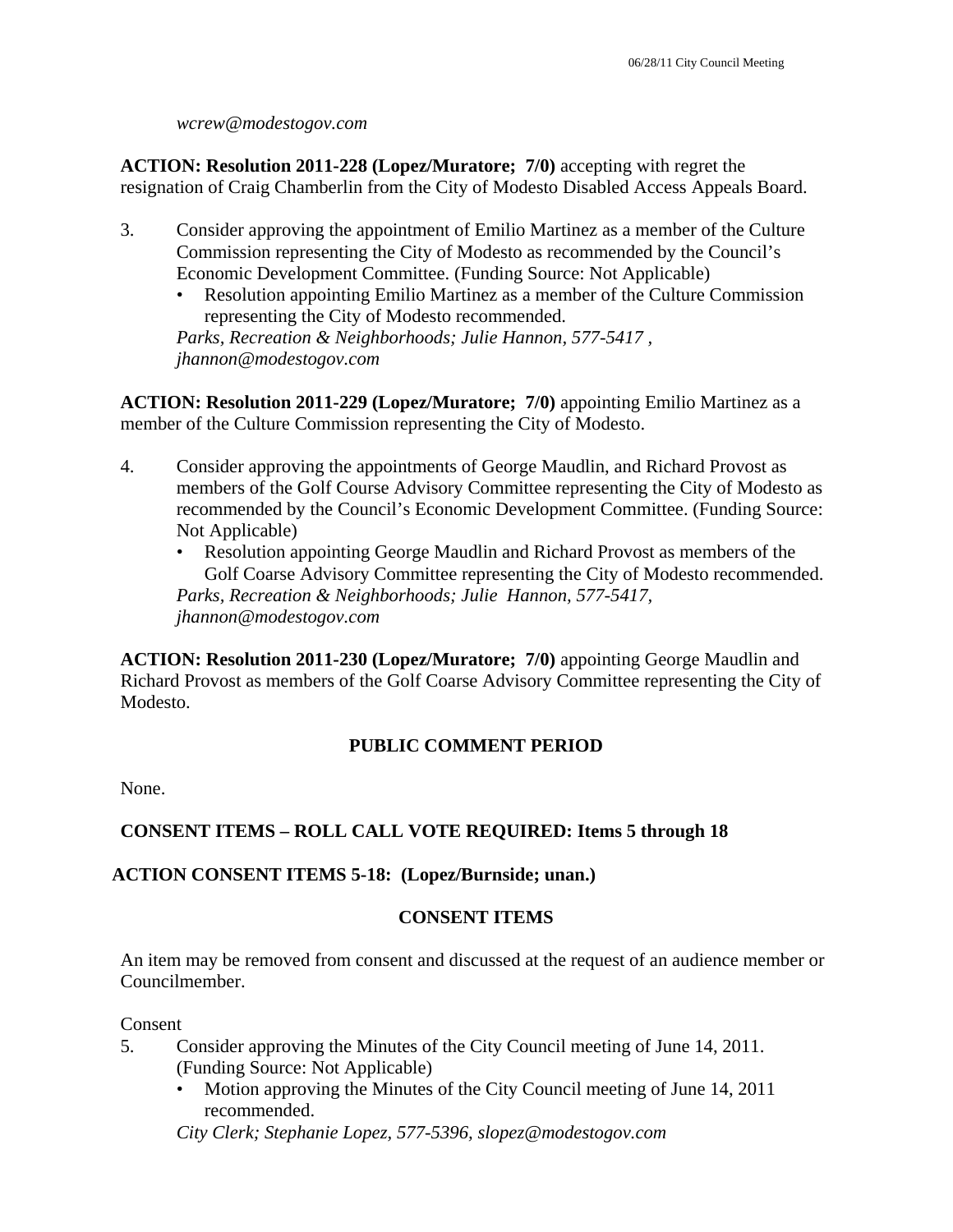*wcrew@modestogov.com*

**ACTION: Resolution 2011-228 (Lopez/Muratore; 7/0)** accepting with regret the resignation of Craig Chamberlin from the City of Modesto Disabled Access Appeals Board.

3. Consider approving the appointment of Emilio Martinez as a member of the Culture Commission representing the City of Modesto as recommended by the Council's Economic Development Committee. (Funding Source: Not Applicable)
   - Resolution appointing Emilio Martinez as a member of the Culture Commission representing the City of Modesto recommended.

   *Parks, Recreation & Neighborhoods; Julie Hannon, 577-5417 , jhannon@modestogov.com*

**ACTION: Resolution 2011-229 (Lopez/Muratore; 7/0)** appointing Emilio Martinez as a member of the Culture Commission representing the City of Modesto.

4. Consider approving the appointments of George Maudlin, and Richard Provost as members of the Golf Course Advisory Committee representing the City of Modesto as recommended by the Council's Economic Development Committee. (Funding Source: Not Applicable)
   - Resolution appointing George Maudlin and Richard Provost as members of the Golf Coarse Advisory Committee representing the City of Modesto recommended.

   *Parks, Recreation & Neighborhoods; Julie Hannon, 577-5417, jhannon@modestogov.com*

**ACTION: Resolution 2011-230 (Lopez/Muratore; 7/0)** appointing George Maudlin and Richard Provost as members of the Golf Coarse Advisory Committee representing the City of Modesto.

**PUBLIC COMMENT PERIOD**

None.

**CONSENT ITEMS – ROLL CALL VOTE REQUIRED: Items 5 through 18**

**ACTION CONSENT ITEMS 5-18: (Lopez/Burnside; unan.)**

**CONSENT ITEMS**

An item may be removed from consent and discussed at the request of an audience member or Councilmember.

Consent

5. Consider approving the Minutes of the City Council meeting of June 14, 2011. (Funding Source: Not Applicable)
   - Motion approving the Minutes of the City Council meeting of June 14, 2011 recommended.

   *City Clerk; Stephanie Lopez, 577-5396, slopez@modestogov.com*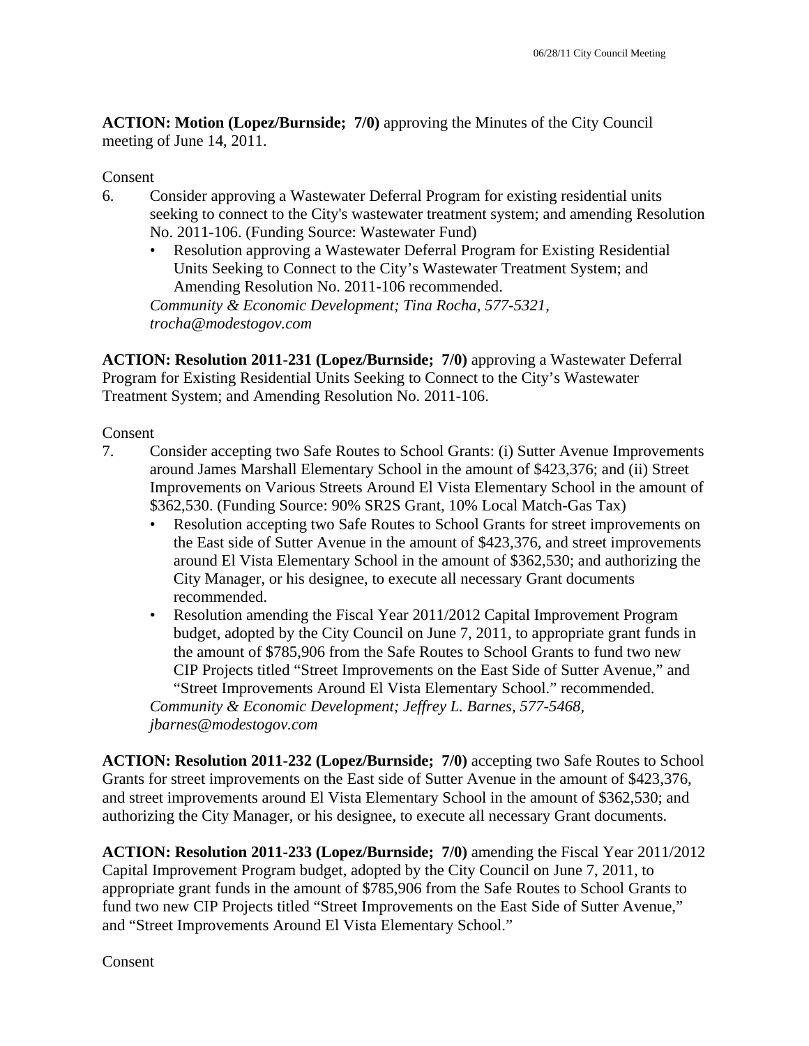**ACTION: Motion (Lopez/Burnside; 7/0)** approving the Minutes of the City Council meeting of June 14, 2011.

Consent

6. Consider approving a Wastewater Deferral Program for existing residential units seeking to connect to the City's wastewater treatment system; and amending Resolution No. 2011-106. (Funding Source: Wastewater Fund)
   - Resolution approving a Wastewater Deferral Program for Existing Residential Units Seeking to Connect to the City's Wastewater Treatment System; and Amending Resolution No. 2011-106 recommended.

   *Community & Economic Development; Tina Rocha, 577-5321, trocha@modestogov.com*

**ACTION: Resolution 2011-231 (Lopez/Burnside; 7/0)** approving a Wastewater Deferral Program for Existing Residential Units Seeking to Connect to the City's Wastewater Treatment System; and Amending Resolution No. 2011-106.

Consent

7. Consider accepting two Safe Routes to School Grants: (i) Sutter Avenue Improvements around James Marshall Elementary School in the amount of $423,376; and (ii) Street Improvements on Various Streets Around El Vista Elementary School in the amount of $362,530. (Funding Source: 90% SR2S Grant, 10% Local Match-Gas Tax)
   - Resolution accepting two Safe Routes to School Grants for street improvements on the East side of Sutter Avenue in the amount of $423,376, and street improvements around El Vista Elementary School in the amount of $362,530; and authorizing the City Manager, or his designee, to execute all necessary Grant documents recommended.
   - Resolution amending the Fiscal Year 2011/2012 Capital Improvement Program budget, adopted by the City Council on June 7, 2011, to appropriate grant funds in the amount of $785,906 from the Safe Routes to School Grants to fund two new CIP Projects titled "Street Improvements on the East Side of Sutter Avenue," and "Street Improvements Around El Vista Elementary School." recommended.

   *Community & Economic Development; Jeffrey L. Barnes, 577-5468, jbarnes@modestogov.com*

**ACTION: Resolution 2011-232 (Lopez/Burnside; 7/0)** accepting two Safe Routes to School Grants for street improvements on the East side of Sutter Avenue in the amount of $423,376, and street improvements around El Vista Elementary School in the amount of $362,530; and authorizing the City Manager, or his designee, to execute all necessary Grant documents.

**ACTION: Resolution 2011-233 (Lopez/Burnside; 7/0)** amending the Fiscal Year 2011/2012 Capital Improvement Program budget, adopted by the City Council on June 7, 2011, to appropriate grant funds in the amount of $785,906 from the Safe Routes to School Grants to fund two new CIP Projects titled "Street Improvements on the East Side of Sutter Avenue," and "Street Improvements Around El Vista Elementary School."

Consent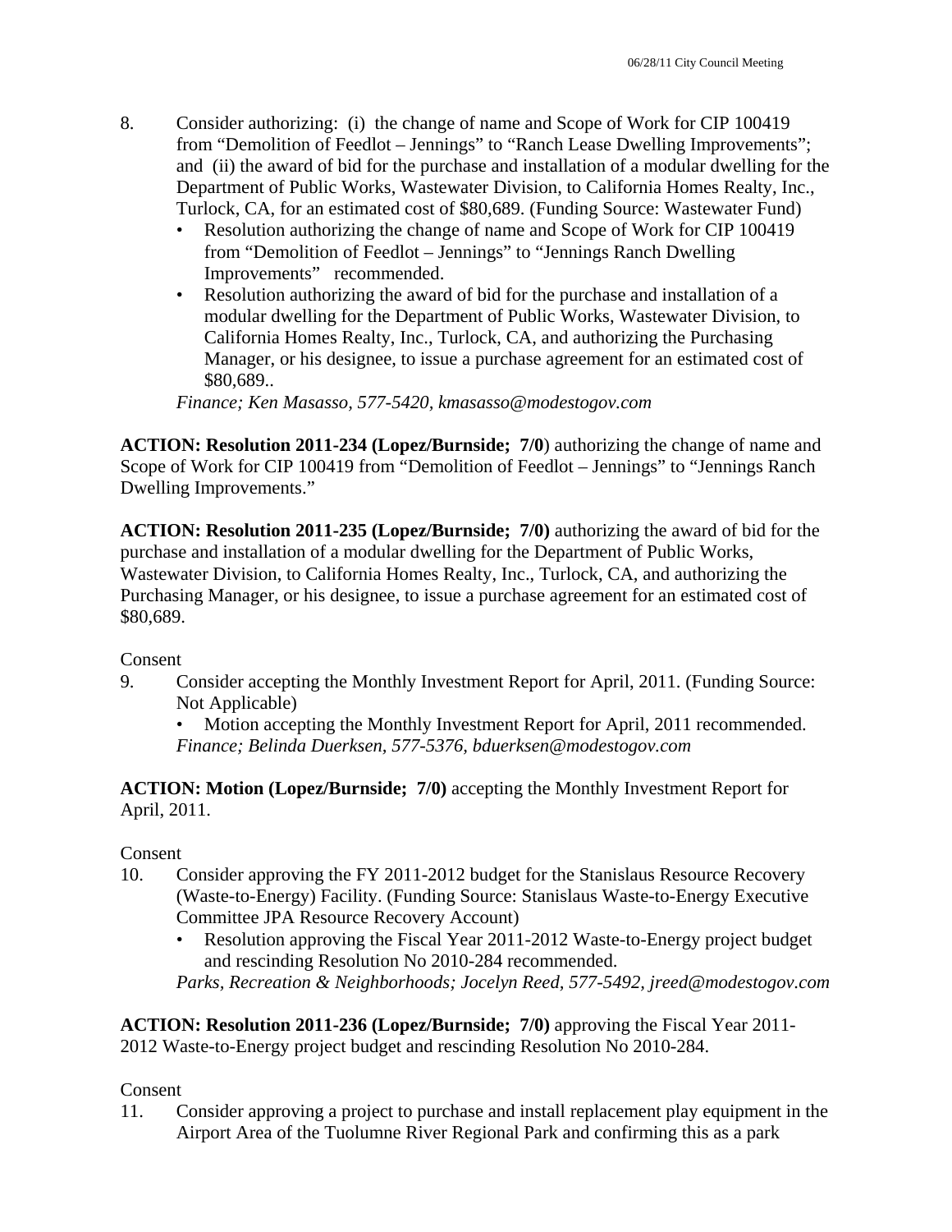8. Consider authorizing: (i) the change of name and Scope of Work for CIP 100419 from "Demolition of Feedlot – Jennings" to "Ranch Lease Dwelling Improvements"; and (ii) the award of bid for the purchase and installation of a modular dwelling for the Department of Public Works, Wastewater Division, to California Homes Realty, Inc., Turlock, CA, for an estimated cost of $80,689. (Funding Source: Wastewater Fund)
   - Resolution authorizing the change of name and Scope of Work for CIP 100419 from "Demolition of Feedlot – Jennings" to "Jennings Ranch Dwelling Improvements" recommended.
   - Resolution authorizing the award of bid for the purchase and installation of a modular dwelling for the Department of Public Works, Wastewater Division, to California Homes Realty, Inc., Turlock, CA, and authorizing the Purchasing Manager, or his designee, to issue a purchase agreement for an estimated cost of $80,689..

   *Finance; Ken Masasso, 577-5420, kmasasso@modestogov.com*

**ACTION: Resolution 2011-234 (Lopez/Burnside; 7/0**) authorizing the change of name and Scope of Work for CIP 100419 from "Demolition of Feedlot – Jennings" to "Jennings Ranch Dwelling Improvements."

**ACTION: Resolution 2011-235 (Lopez/Burnside; 7/0)** authorizing the award of bid for the purchase and installation of a modular dwelling for the Department of Public Works, Wastewater Division, to California Homes Realty, Inc., Turlock, CA, and authorizing the Purchasing Manager, or his designee, to issue a purchase agreement for an estimated cost of $80,689.

Consent

9. Consider accepting the Monthly Investment Report for April, 2011. (Funding Source: Not Applicable)
   - Motion accepting the Monthly Investment Report for April, 2011 recommended.

   *Finance; Belinda Duerksen, 577-5376, bduerksen@modestogov.com*

**ACTION: Motion (Lopez/Burnside; 7/0)** accepting the Monthly Investment Report for April, 2011.

Consent

10. Consider approving the FY 2011-2012 budget for the Stanislaus Resource Recovery (Waste-to-Energy) Facility. (Funding Source: Stanislaus Waste-to-Energy Executive Committee JPA Resource Recovery Account)
    - Resolution approving the Fiscal Year 2011-2012 Waste-to-Energy project budget and rescinding Resolution No 2010-284 recommended.

    *Parks, Recreation & Neighborhoods; Jocelyn Reed, 577-5492, jreed@modestogov.com*

**ACTION: Resolution 2011-236 (Lopez/Burnside; 7/0)** approving the Fiscal Year 2011-2012 Waste-to-Energy project budget and rescinding Resolution No 2010-284.

Consent

11. Consider approving a project to purchase and install replacement play equipment in the Airport Area of the Tuolumne River Regional Park and confirming this as a park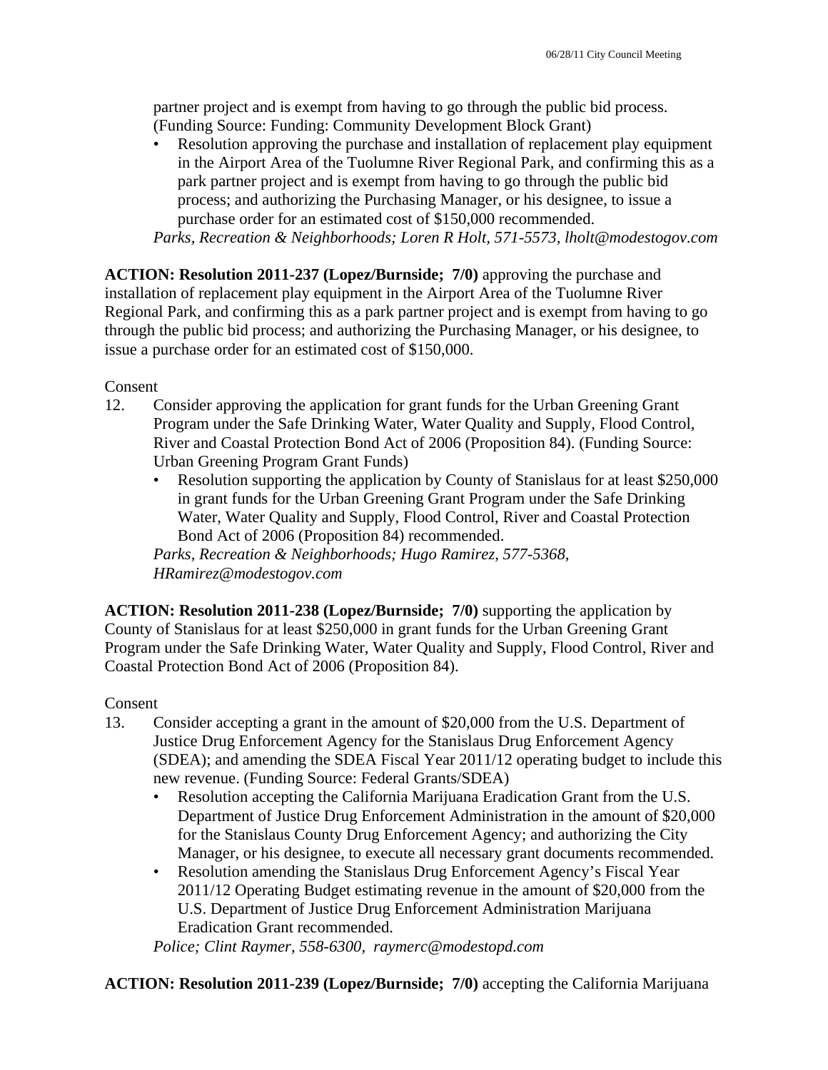partner project and is exempt from having to go through the public bid process. (Funding Source: Funding: Community Development Block Grant)

- Resolution approving the purchase and installation of replacement play equipment in the Airport Area of the Tuolumne River Regional Park, and confirming this as a park partner project and is exempt from having to go through the public bid process; and authorizing the Purchasing Manager, or his designee, to issue a purchase order for an estimated cost of $150,000 recommended.

*Parks, Recreation & Neighborhoods; Loren R Holt, 571-5573, lholt@modestogov.com*

**ACTION: Resolution 2011-237 (Lopez/Burnside; 7/0)** approving the purchase and installation of replacement play equipment in the Airport Area of the Tuolumne River Regional Park, and confirming this as a park partner project and is exempt from having to go through the public bid process; and authorizing the Purchasing Manager, or his designee, to issue a purchase order for an estimated cost of $150,000.

Consent

12. Consider approving the application for grant funds for the Urban Greening Grant Program under the Safe Drinking Water, Water Quality and Supply, Flood Control, River and Coastal Protection Bond Act of 2006 (Proposition 84). (Funding Source: Urban Greening Program Grant Funds)
    - Resolution supporting the application by County of Stanislaus for at least $250,000 in grant funds for the Urban Greening Grant Program under the Safe Drinking Water, Water Quality and Supply, Flood Control, River and Coastal Protection Bond Act of 2006 (Proposition 84) recommended.

    *Parks, Recreation & Neighborhoods; Hugo Ramirez, 577-5368, HRamirez@modestogov.com*

**ACTION: Resolution 2011-238 (Lopez/Burnside; 7/0)** supporting the application by County of Stanislaus for at least $250,000 in grant funds for the Urban Greening Grant Program under the Safe Drinking Water, Water Quality and Supply, Flood Control, River and Coastal Protection Bond Act of 2006 (Proposition 84).

Consent

13. Consider accepting a grant in the amount of $20,000 from the U.S. Department of Justice Drug Enforcement Agency for the Stanislaus Drug Enforcement Agency (SDEA); and amending the SDEA Fiscal Year 2011/12 operating budget to include this new revenue. (Funding Source: Federal Grants/SDEA)
    - Resolution accepting the California Marijuana Eradication Grant from the U.S. Department of Justice Drug Enforcement Administration in the amount of $20,000 for the Stanislaus County Drug Enforcement Agency; and authorizing the City Manager, or his designee, to execute all necessary grant documents recommended.
    - Resolution amending the Stanislaus Drug Enforcement Agency's Fiscal Year 2011/12 Operating Budget estimating revenue in the amount of $20,000 from the U.S. Department of Justice Drug Enforcement Administration Marijuana Eradication Grant recommended.

    *Police; Clint Raymer, 558-6300, raymerc@modestopd.com*

**ACTION: Resolution 2011-239 (Lopez/Burnside; 7/0)** accepting the California Marijuana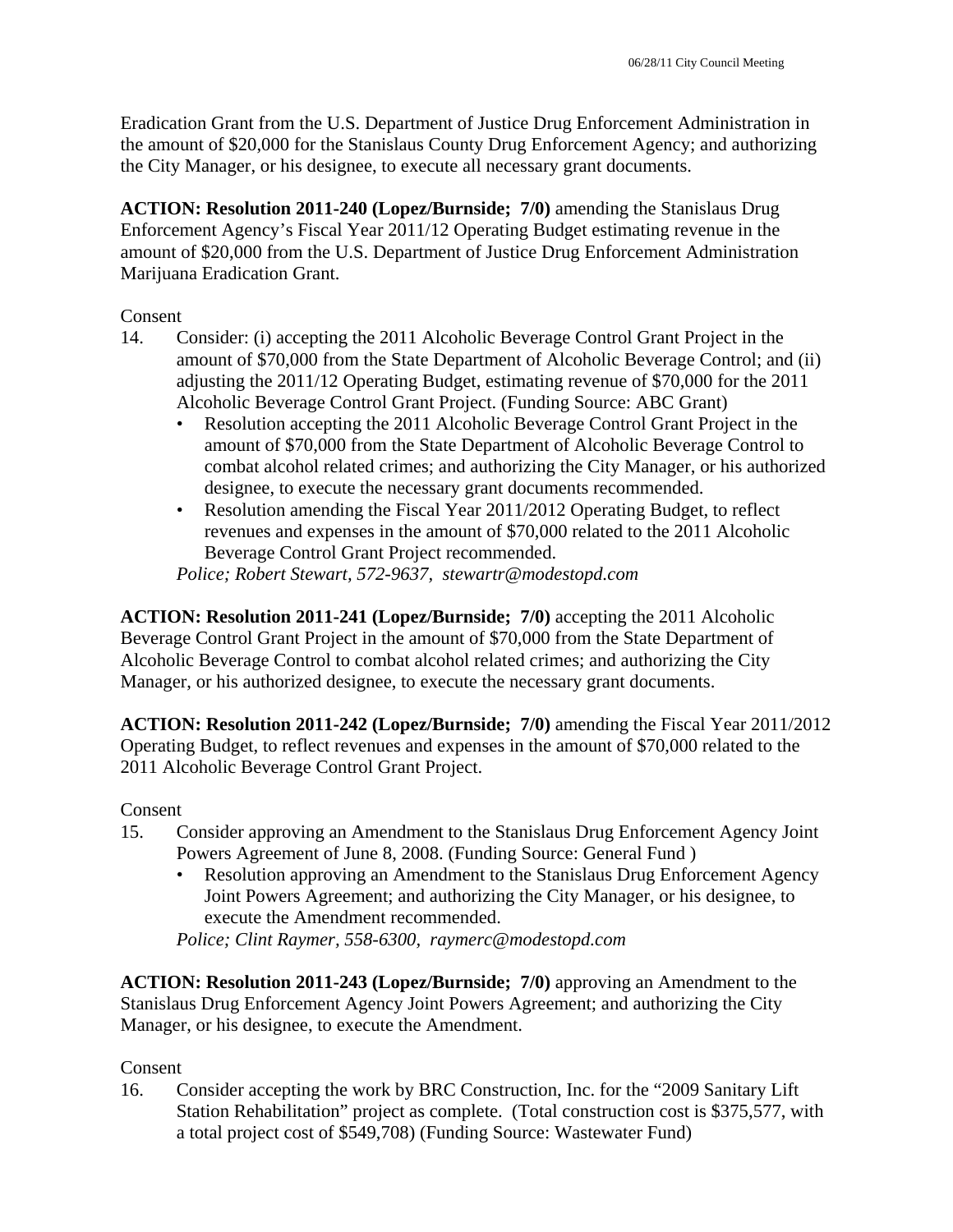Eradication Grant from the U.S. Department of Justice Drug Enforcement Administration in the amount of $20,000 for the Stanislaus County Drug Enforcement Agency; and authorizing the City Manager, or his designee, to execute all necessary grant documents.

**ACTION: Resolution 2011-240 (Lopez/Burnside; 7/0)** amending the Stanislaus Drug Enforcement Agency's Fiscal Year 2011/12 Operating Budget estimating revenue in the amount of $20,000 from the U.S. Department of Justice Drug Enforcement Administration Marijuana Eradication Grant.

Consent

14. Consider: (i) accepting the 2011 Alcoholic Beverage Control Grant Project in the amount of $70,000 from the State Department of Alcoholic Beverage Control; and (ii) adjusting the 2011/12 Operating Budget, estimating revenue of $70,000 for the 2011 Alcoholic Beverage Control Grant Project. (Funding Source: ABC Grant)
    - Resolution accepting the 2011 Alcoholic Beverage Control Grant Project in the amount of $70,000 from the State Department of Alcoholic Beverage Control to combat alcohol related crimes; and authorizing the City Manager, or his authorized designee, to execute the necessary grant documents recommended.
    - Resolution amending the Fiscal Year 2011/2012 Operating Budget, to reflect revenues and expenses in the amount of $70,000 related to the 2011 Alcoholic Beverage Control Grant Project recommended.

    *Police; Robert Stewart, 572-9637, stewartr@modestopd.com*

**ACTION: Resolution 2011-241 (Lopez/Burnside; 7/0)** accepting the 2011 Alcoholic Beverage Control Grant Project in the amount of $70,000 from the State Department of Alcoholic Beverage Control to combat alcohol related crimes; and authorizing the City Manager, or his authorized designee, to execute the necessary grant documents.

**ACTION: Resolution 2011-242 (Lopez/Burnside; 7/0)** amending the Fiscal Year 2011/2012 Operating Budget, to reflect revenues and expenses in the amount of $70,000 related to the 2011 Alcoholic Beverage Control Grant Project.

Consent

15. Consider approving an Amendment to the Stanislaus Drug Enforcement Agency Joint Powers Agreement of June 8, 2008. (Funding Source: General Fund )
    - Resolution approving an Amendment to the Stanislaus Drug Enforcement Agency Joint Powers Agreement; and authorizing the City Manager, or his designee, to execute the Amendment recommended.

    *Police; Clint Raymer, 558-6300, raymerc@modestopd.com*

**ACTION: Resolution 2011-243 (Lopez/Burnside; 7/0)** approving an Amendment to the Stanislaus Drug Enforcement Agency Joint Powers Agreement; and authorizing the City Manager, or his designee, to execute the Amendment.

Consent

16. Consider accepting the work by BRC Construction, Inc. for the "2009 Sanitary Lift Station Rehabilitation" project as complete. (Total construction cost is $375,577, with a total project cost of $549,708) (Funding Source: Wastewater Fund)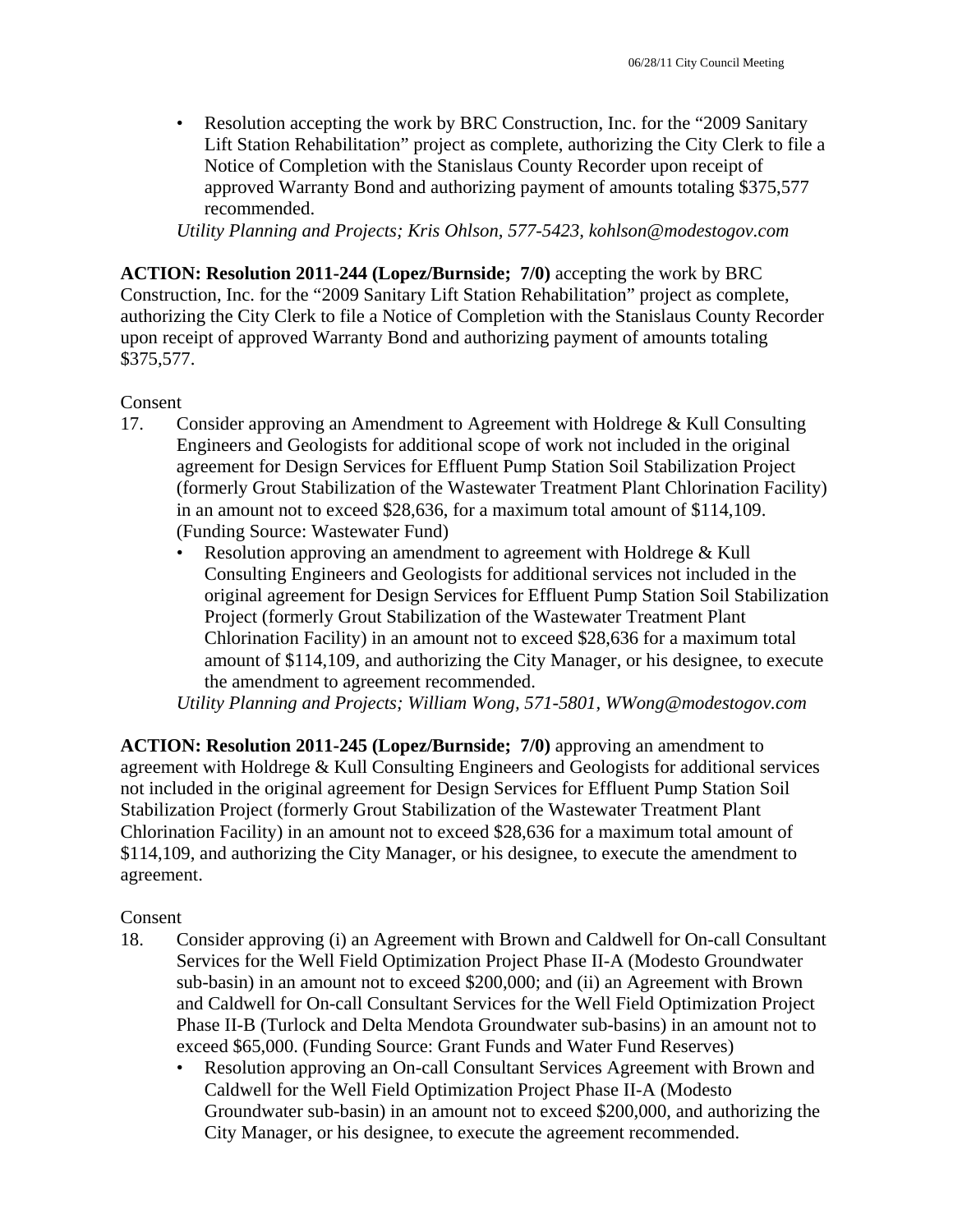- Resolution accepting the work by BRC Construction, Inc. for the "2009 Sanitary Lift Station Rehabilitation" project as complete, authorizing the City Clerk to file a Notice of Completion with the Stanislaus County Recorder upon receipt of approved Warranty Bond and authorizing payment of amounts totaling $375,577 recommended.

*Utility Planning and Projects; Kris Ohlson, 577-5423, kohlson@modestogov.com*

**ACTION: Resolution 2011-244 (Lopez/Burnside; 7/0)** accepting the work by BRC Construction, Inc. for the "2009 Sanitary Lift Station Rehabilitation" project as complete, authorizing the City Clerk to file a Notice of Completion with the Stanislaus County Recorder upon receipt of approved Warranty Bond and authorizing payment of amounts totaling $375,577.

Consent

17. Consider approving an Amendment to Agreement with Holdrege & Kull Consulting Engineers and Geologists for additional scope of work not included in the original agreement for Design Services for Effluent Pump Station Soil Stabilization Project (formerly Grout Stabilization of the Wastewater Treatment Plant Chlorination Facility) in an amount not to exceed $28,636, for a maximum total amount of $114,109. (Funding Source: Wastewater Fund)
    - Resolution approving an amendment to agreement with Holdrege & Kull Consulting Engineers and Geologists for additional services not included in the original agreement for Design Services for Effluent Pump Station Soil Stabilization Project (formerly Grout Stabilization of the Wastewater Treatment Plant Chlorination Facility) in an amount not to exceed $28,636 for a maximum total amount of $114,109, and authorizing the City Manager, or his designee, to execute the amendment to agreement recommended.

    *Utility Planning and Projects; William Wong, 571-5801, WWong@modestogov.com*

**ACTION: Resolution 2011-245 (Lopez/Burnside; 7/0)** approving an amendment to agreement with Holdrege & Kull Consulting Engineers and Geologists for additional services not included in the original agreement for Design Services for Effluent Pump Station Soil Stabilization Project (formerly Grout Stabilization of the Wastewater Treatment Plant Chlorination Facility) in an amount not to exceed $28,636 for a maximum total amount of $114,109, and authorizing the City Manager, or his designee, to execute the amendment to agreement.

Consent

18. Consider approving (i) an Agreement with Brown and Caldwell for On-call Consultant Services for the Well Field Optimization Project Phase II-A (Modesto Groundwater sub-basin) in an amount not to exceed $200,000; and (ii) an Agreement with Brown and Caldwell for On-call Consultant Services for the Well Field Optimization Project Phase II-B (Turlock and Delta Mendota Groundwater sub-basins) in an amount not to exceed $65,000. (Funding Source: Grant Funds and Water Fund Reserves)
    - Resolution approving an On-call Consultant Services Agreement with Brown and Caldwell for the Well Field Optimization Project Phase II-A (Modesto Groundwater sub-basin) in an amount not to exceed $200,000, and authorizing the City Manager, or his designee, to execute the agreement recommended.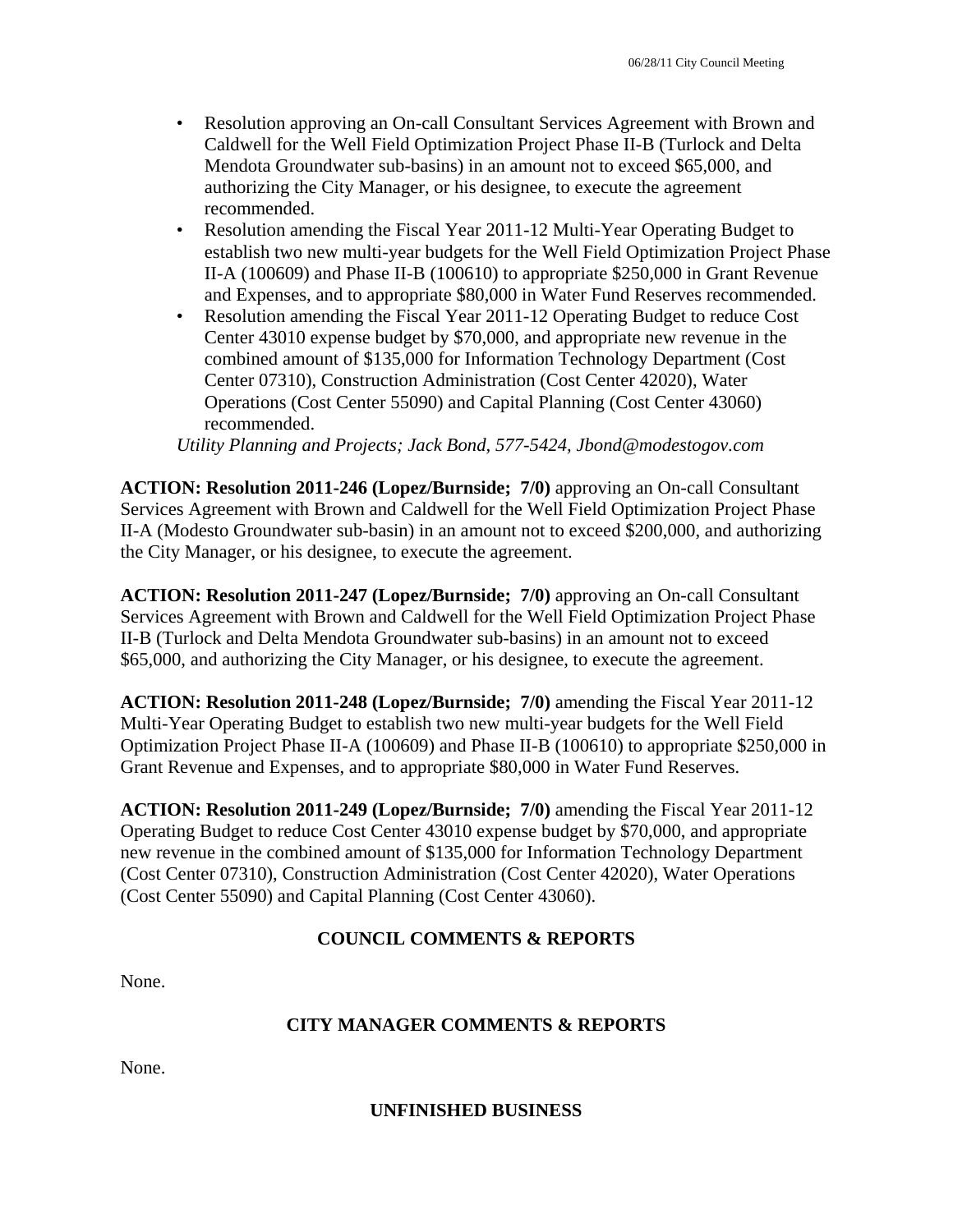- Resolution approving an On-call Consultant Services Agreement with Brown and Caldwell for the Well Field Optimization Project Phase II-B (Turlock and Delta Mendota Groundwater sub-basins) in an amount not to exceed $65,000, and authorizing the City Manager, or his designee, to execute the agreement recommended.
- Resolution amending the Fiscal Year 2011-12 Multi-Year Operating Budget to establish two new multi-year budgets for the Well Field Optimization Project Phase II-A (100609) and Phase II-B (100610) to appropriate $250,000 in Grant Revenue and Expenses, and to appropriate $80,000 in Water Fund Reserves recommended.
- Resolution amending the Fiscal Year 2011-12 Operating Budget to reduce Cost Center 43010 expense budget by $70,000, and appropriate new revenue in the combined amount of $135,000 for Information Technology Department (Cost Center 07310), Construction Administration (Cost Center 42020), Water Operations (Cost Center 55090) and Capital Planning (Cost Center 43060) recommended.

*Utility Planning and Projects; Jack Bond, 577-5424, Jbond@modestogov.com*

**ACTION: Resolution 2011-246 (Lopez/Burnside; 7/0)** approving an On-call Consultant Services Agreement with Brown and Caldwell for the Well Field Optimization Project Phase II-A (Modesto Groundwater sub-basin) in an amount not to exceed $200,000, and authorizing the City Manager, or his designee, to execute the agreement.

**ACTION: Resolution 2011-247 (Lopez/Burnside; 7/0)** approving an On-call Consultant Services Agreement with Brown and Caldwell for the Well Field Optimization Project Phase II-B (Turlock and Delta Mendota Groundwater sub-basins) in an amount not to exceed $65,000, and authorizing the City Manager, or his designee, to execute the agreement.

**ACTION: Resolution 2011-248 (Lopez/Burnside; 7/0)** amending the Fiscal Year 2011-12 Multi-Year Operating Budget to establish two new multi-year budgets for the Well Field Optimization Project Phase II-A (100609) and Phase II-B (100610) to appropriate $250,000 in Grant Revenue and Expenses, and to appropriate $80,000 in Water Fund Reserves.

**ACTION: Resolution 2011-249 (Lopez/Burnside; 7/0)** amending the Fiscal Year 2011-12 Operating Budget to reduce Cost Center 43010 expense budget by $70,000, and appropriate new revenue in the combined amount of $135,000 for Information Technology Department (Cost Center 07310), Construction Administration (Cost Center 42020), Water Operations (Cost Center 55090) and Capital Planning (Cost Center 43060).

## COUNCIL COMMENTS & REPORTS

None.

## CITY MANAGER COMMENTS & REPORTS

None.

## UNFINISHED BUSINESS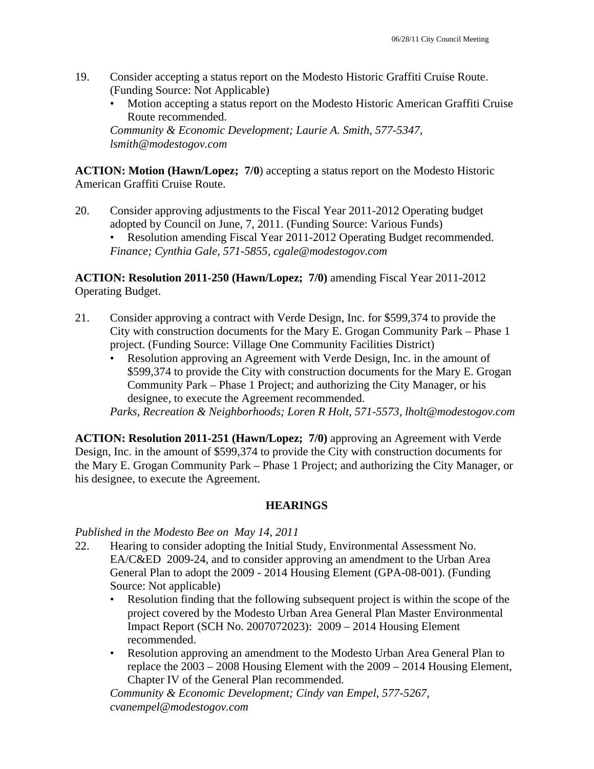19. Consider accepting a status report on the Modesto Historic Graffiti Cruise Route. (Funding Source: Not Applicable)
    - Motion accepting a status report on the Modesto Historic American Graffiti Cruise Route recommended.

    *Community & Economic Development; Laurie A. Smith, 577-5347, lsmith@modestogov.com*

**ACTION: Motion (Hawn/Lopez; 7/0**) accepting a status report on the Modesto Historic American Graffiti Cruise Route.

20. Consider approving adjustments to the Fiscal Year 2011-2012 Operating budget adopted by Council on June, 7, 2011. (Funding Source: Various Funds)
    - Resolution amending Fiscal Year 2011-2012 Operating Budget recommended.

    *Finance; Cynthia Gale, 571-5855, cgale@modestogov.com*

**ACTION: Resolution 2011-250 (Hawn/Lopez; 7/0)** amending Fiscal Year 2011-2012 Operating Budget.

21. Consider approving a contract with Verde Design, Inc. for $599,374 to provide the City with construction documents for the Mary E. Grogan Community Park – Phase 1 project. (Funding Source: Village One Community Facilities District)
    - Resolution approving an Agreement with Verde Design, Inc. in the amount of $599,374 to provide the City with construction documents for the Mary E. Grogan Community Park – Phase 1 Project; and authorizing the City Manager, or his designee, to execute the Agreement recommended.

    *Parks, Recreation & Neighborhoods; Loren R Holt, 571-5573, lholt@modestogov.com*

**ACTION: Resolution 2011-251 (Hawn/Lopez; 7/0)** approving an Agreement with Verde Design, Inc. in the amount of $599,374 to provide the City with construction documents for the Mary E. Grogan Community Park – Phase 1 Project; and authorizing the City Manager, or his designee, to execute the Agreement.

## HEARINGS

*Published in the Modesto Bee on May 14, 2011*

22. Hearing to consider adopting the Initial Study, Environmental Assessment No. EA/C&ED 2009-24, and to consider approving an amendment to the Urban Area General Plan to adopt the 2009 - 2014 Housing Element (GPA-08-001). (Funding Source: Not applicable)
    - Resolution finding that the following subsequent project is within the scope of the project covered by the Modesto Urban Area General Plan Master Environmental Impact Report (SCH No. 2007072023): 2009 – 2014 Housing Element recommended.
    - Resolution approving an amendment to the Modesto Urban Area General Plan to replace the 2003 – 2008 Housing Element with the 2009 – 2014 Housing Element, Chapter IV of the General Plan recommended.

    *Community & Economic Development; Cindy van Empel, 577-5267, cvanempel@modestogov.com*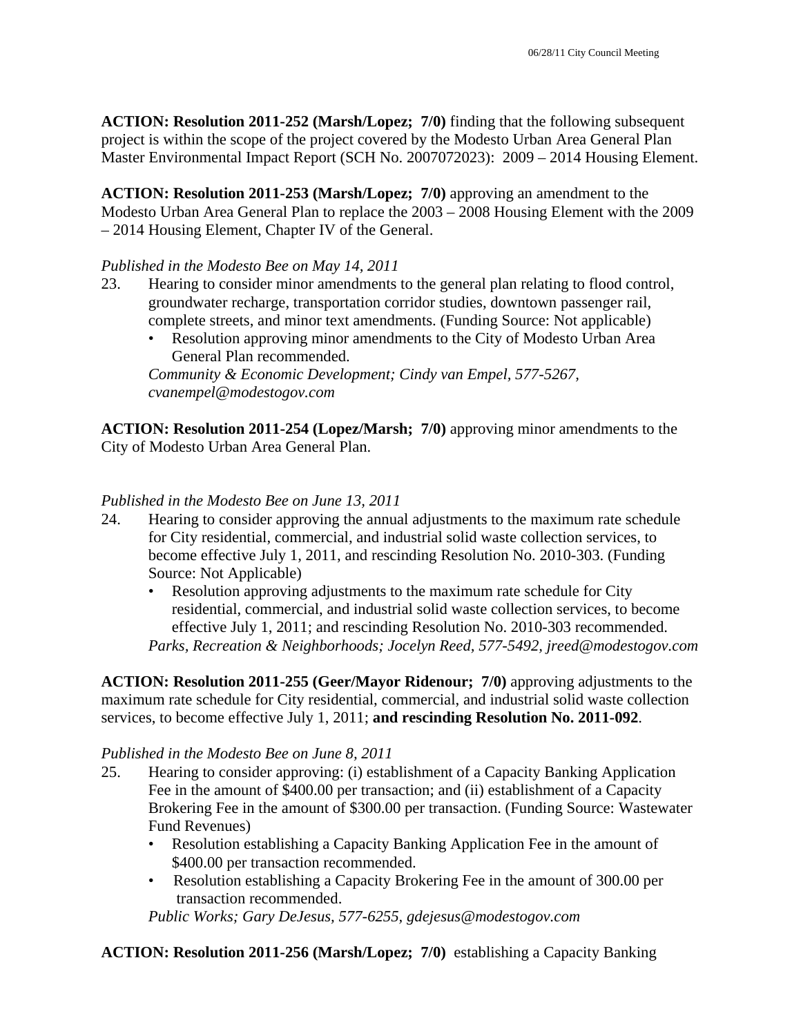**ACTION: Resolution 2011-252 (Marsh/Lopez; 7/0)** finding that the following subsequent project is within the scope of the project covered by the Modesto Urban Area General Plan Master Environmental Impact Report (SCH No. 2007072023): 2009 – 2014 Housing Element.

**ACTION: Resolution 2011-253 (Marsh/Lopez; 7/0)** approving an amendment to the Modesto Urban Area General Plan to replace the 2003 – 2008 Housing Element with the 2009 – 2014 Housing Element, Chapter IV of the General.

*Published in the Modesto Bee on May 14, 2011*

23. Hearing to consider minor amendments to the general plan relating to flood control, groundwater recharge, transportation corridor studies, downtown passenger rail, complete streets, and minor text amendments. (Funding Source: Not applicable)
    - Resolution approving minor amendments to the City of Modesto Urban Area General Plan recommended.

    *Community & Economic Development; Cindy van Empel, 577-5267, cvanempel@modestogov.com*

**ACTION: Resolution 2011-254 (Lopez/Marsh; 7/0)** approving minor amendments to the City of Modesto Urban Area General Plan.

*Published in the Modesto Bee on June 13, 2011*

24. Hearing to consider approving the annual adjustments to the maximum rate schedule for City residential, commercial, and industrial solid waste collection services, to become effective July 1, 2011, and rescinding Resolution No. 2010-303. (Funding Source: Not Applicable)
    - Resolution approving adjustments to the maximum rate schedule for City residential, commercial, and industrial solid waste collection services, to become effective July 1, 2011; and rescinding Resolution No. 2010-303 recommended.

    *Parks, Recreation & Neighborhoods; Jocelyn Reed, 577-5492, jreed@modestogov.com*

**ACTION: Resolution 2011-255 (Geer/Mayor Ridenour; 7/0)** approving adjustments to the maximum rate schedule for City residential, commercial, and industrial solid waste collection services, to become effective July 1, 2011; **and rescinding Resolution No. 2011-092**.

*Published in the Modesto Bee on June 8, 2011*

25. Hearing to consider approving: (i) establishment of a Capacity Banking Application Fee in the amount of $400.00 per transaction; and (ii) establishment of a Capacity Brokering Fee in the amount of $300.00 per transaction. (Funding Source: Wastewater Fund Revenues)
    - Resolution establishing a Capacity Banking Application Fee in the amount of $400.00 per transaction recommended.
    - Resolution establishing a Capacity Brokering Fee in the amount of 300.00 per transaction recommended.

    *Public Works; Gary DeJesus, 577-6255, gdejesus@modestogov.com*

**ACTION: Resolution 2011-256 (Marsh/Lopez; 7/0)** establishing a Capacity Banking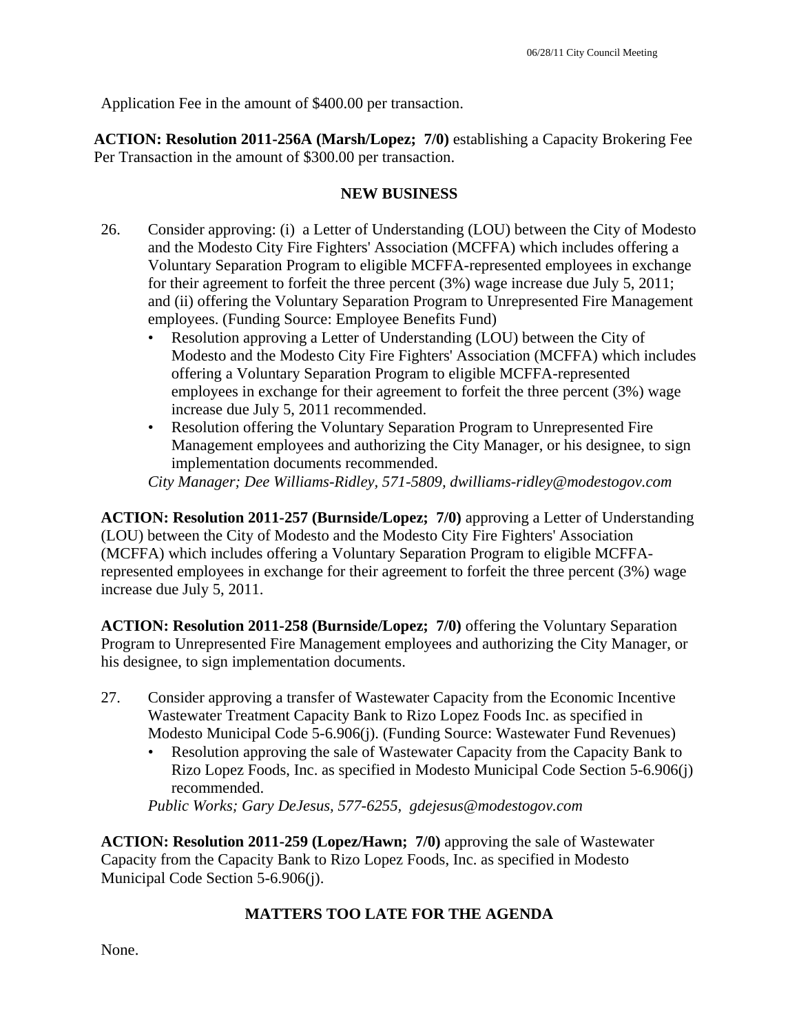Application Fee in the amount of $400.00 per transaction.

**ACTION: Resolution 2011-256A (Marsh/Lopez; 7/0)** establishing a Capacity Brokering Fee Per Transaction in the amount of $300.00 per transaction.

## NEW BUSINESS

26. Consider approving: (i) a Letter of Understanding (LOU) between the City of Modesto and the Modesto City Fire Fighters' Association (MCFFA) which includes offering a Voluntary Separation Program to eligible MCFFA-represented employees in exchange for their agreement to forfeit the three percent (3%) wage increase due July 5, 2011; and (ii) offering the Voluntary Separation Program to Unrepresented Fire Management employees. (Funding Source: Employee Benefits Fund)
    - Resolution approving a Letter of Understanding (LOU) between the City of Modesto and the Modesto City Fire Fighters' Association (MCFFA) which includes offering a Voluntary Separation Program to eligible MCFFA-represented employees in exchange for their agreement to forfeit the three percent (3%) wage increase due July 5, 2011 recommended.
    - Resolution offering the Voluntary Separation Program to Unrepresented Fire Management employees and authorizing the City Manager, or his designee, to sign implementation documents recommended.

    *City Manager; Dee Williams-Ridley, 571-5809, dwilliams-ridley@modestogov.com*

**ACTION: Resolution 2011-257 (Burnside/Lopez; 7/0)** approving a Letter of Understanding (LOU) between the City of Modesto and the Modesto City Fire Fighters' Association (MCFFA) which includes offering a Voluntary Separation Program to eligible MCFFA-represented employees in exchange for their agreement to forfeit the three percent (3%) wage increase due July 5, 2011.

**ACTION: Resolution 2011-258 (Burnside/Lopez; 7/0)** offering the Voluntary Separation Program to Unrepresented Fire Management employees and authorizing the City Manager, or his designee, to sign implementation documents.

27. Consider approving a transfer of Wastewater Capacity from the Economic Incentive Wastewater Treatment Capacity Bank to Rizo Lopez Foods Inc. as specified in Modesto Municipal Code 5-6.906(j). (Funding Source: Wastewater Fund Revenues)
    - Resolution approving the sale of Wastewater Capacity from the Capacity Bank to Rizo Lopez Foods, Inc. as specified in Modesto Municipal Code Section 5-6.906(j) recommended.

    *Public Works; Gary DeJesus, 577-6255, gdejesus@modestogov.com*

**ACTION: Resolution 2011-259 (Lopez/Hawn; 7/0)** approving the sale of Wastewater Capacity from the Capacity Bank to Rizo Lopez Foods, Inc. as specified in Modesto Municipal Code Section 5-6.906(j).

## MATTERS TOO LATE FOR THE AGENDA

None.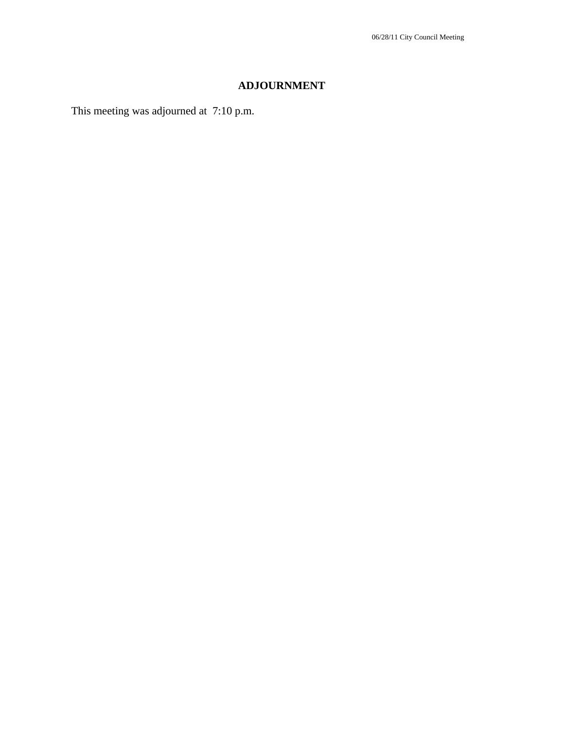## ADJOURNMENT

This meeting was adjourned at 7:10 p.m.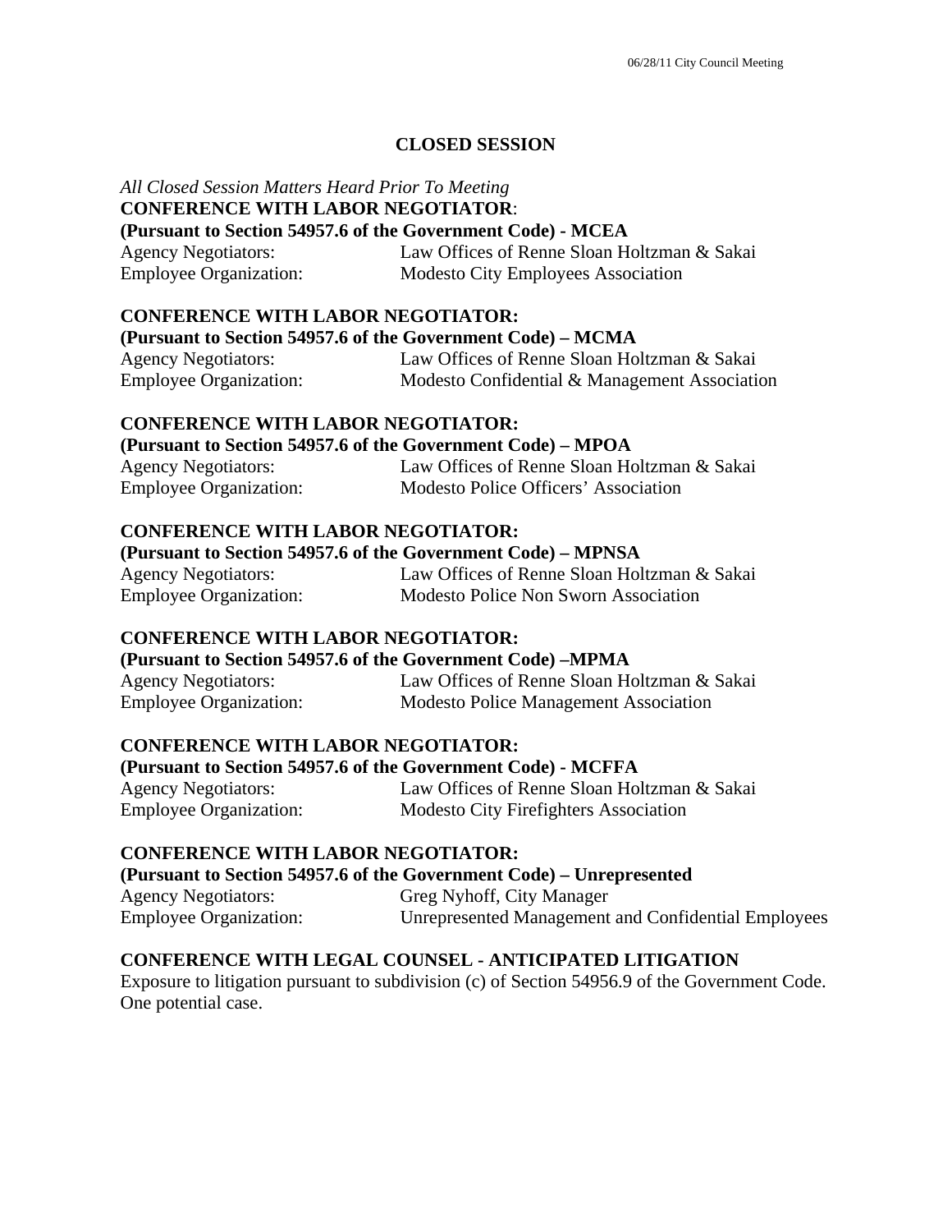## CLOSED SESSION

*All Closed Session Matters Heard Prior To Meeting*

**CONFERENCE WITH LABOR NEGOTIATOR**:
**(Pursuant to Section 54957.6 of the Government Code) - MCEA**
Agency Negotiators: Law Offices of Renne Sloan Holtzman & Sakai
Employee Organization: Modesto City Employees Association

**CONFERENCE WITH LABOR NEGOTIATOR:**
**(Pursuant to Section 54957.6 of the Government Code) – MCMA**
Agency Negotiators: Law Offices of Renne Sloan Holtzman & Sakai
Employee Organization: Modesto Confidential & Management Association

**CONFERENCE WITH LABOR NEGOTIATOR:**
**(Pursuant to Section 54957.6 of the Government Code) – MPOA**
Agency Negotiators: Law Offices of Renne Sloan Holtzman & Sakai
Employee Organization: Modesto Police Officers' Association

**CONFERENCE WITH LABOR NEGOTIATOR:**
**(Pursuant to Section 54957.6 of the Government Code) – MPNSA**
Agency Negotiators: Law Offices of Renne Sloan Holtzman & Sakai
Employee Organization: Modesto Police Non Sworn Association

**CONFERENCE WITH LABOR NEGOTIATOR:**
**(Pursuant to Section 54957.6 of the Government Code) –MPMA**
Agency Negotiators: Law Offices of Renne Sloan Holtzman & Sakai
Employee Organization: Modesto Police Management Association

**CONFERENCE WITH LABOR NEGOTIATOR:**
**(Pursuant to Section 54957.6 of the Government Code) - MCFFA**
Agency Negotiators: Law Offices of Renne Sloan Holtzman & Sakai
Employee Organization: Modesto City Firefighters Association

**CONFERENCE WITH LABOR NEGOTIATOR:**
**(Pursuant to Section 54957.6 of the Government Code) – Unrepresented**
Agency Negotiators: Greg Nyhoff, City Manager
Employee Organization: Unrepresented Management and Confidential Employees

**CONFERENCE WITH LEGAL COUNSEL - ANTICIPATED LITIGATION**
Exposure to litigation pursuant to subdivision (c) of Section 54956.9 of the Government Code. One potential case.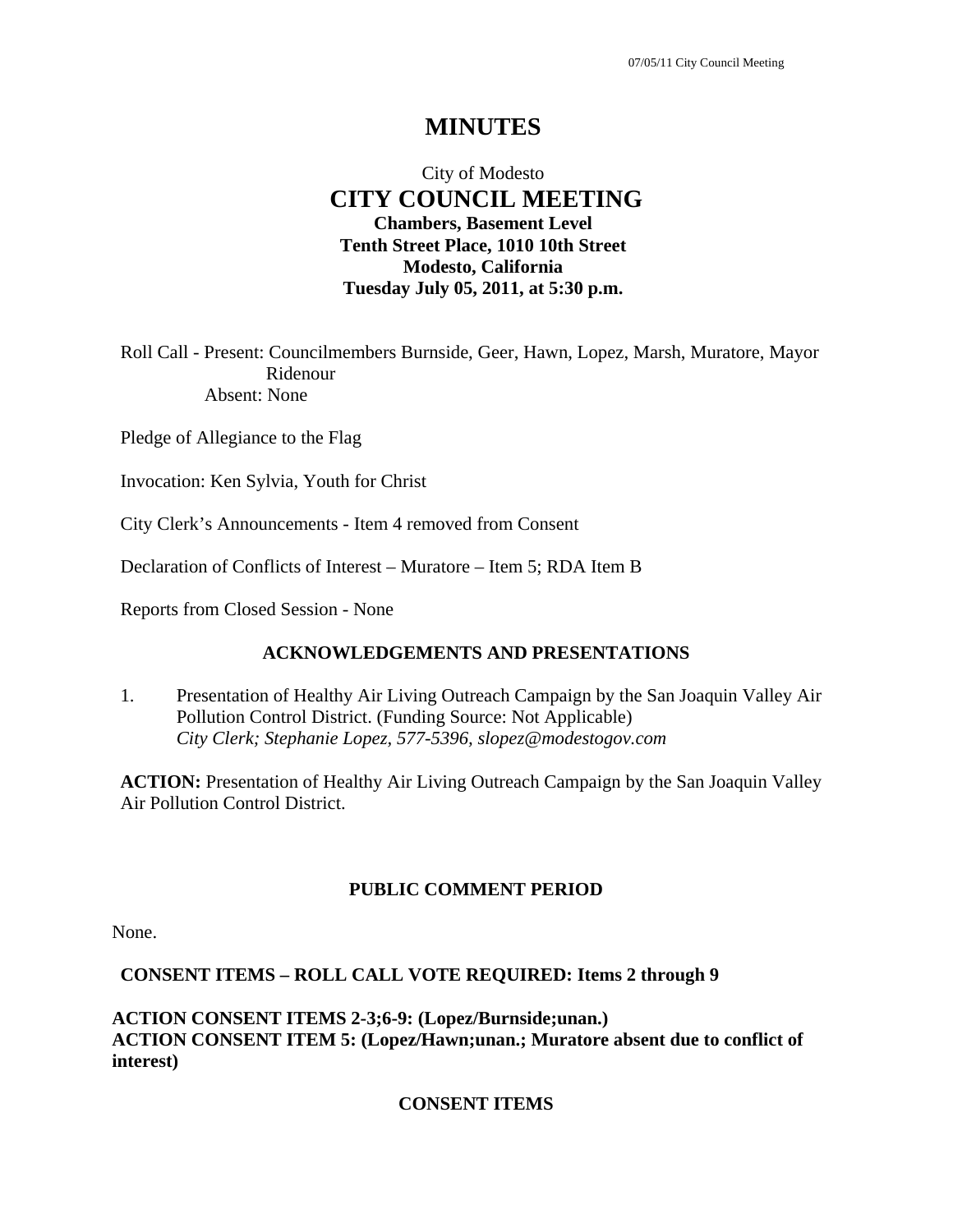# MINUTES

City of Modesto

## CITY COUNCIL MEETING

**Chambers, Basement Level**
**Tenth Street Place, 1010 10th Street**
**Modesto, California**
**Tuesday July 05, 2011, at 5:30 p.m.**

Roll Call - Present: Councilmembers Burnside, Geer, Hawn, Lopez, Marsh, Muratore, Mayor Ridenour
Absent: None

Pledge of Allegiance to the Flag

Invocation: Ken Sylvia, Youth for Christ

City Clerk's Announcements - Item 4 removed from Consent

Declaration of Conflicts of Interest – Muratore – Item 5; RDA Item B

Reports from Closed Session - None

### ACKNOWLEDGEMENTS AND PRESENTATIONS

1. Presentation of Healthy Air Living Outreach Campaign by the San Joaquin Valley Air Pollution Control District. (Funding Source: Not Applicable)
*City Clerk; Stephanie Lopez, 577-5396, slopez@modestogov.com*

**ACTION:** Presentation of Healthy Air Living Outreach Campaign by the San Joaquin Valley Air Pollution Control District.

### PUBLIC COMMENT PERIOD

None.

**CONSENT ITEMS – ROLL CALL VOTE REQUIRED: Items 2 through 9**

**ACTION CONSENT ITEMS 2-3;6-9: (Lopez/Burnside;unan.)**
**ACTION CONSENT ITEM 5: (Lopez/Hawn;unan.; Muratore absent due to conflict of interest)**

### CONSENT ITEMS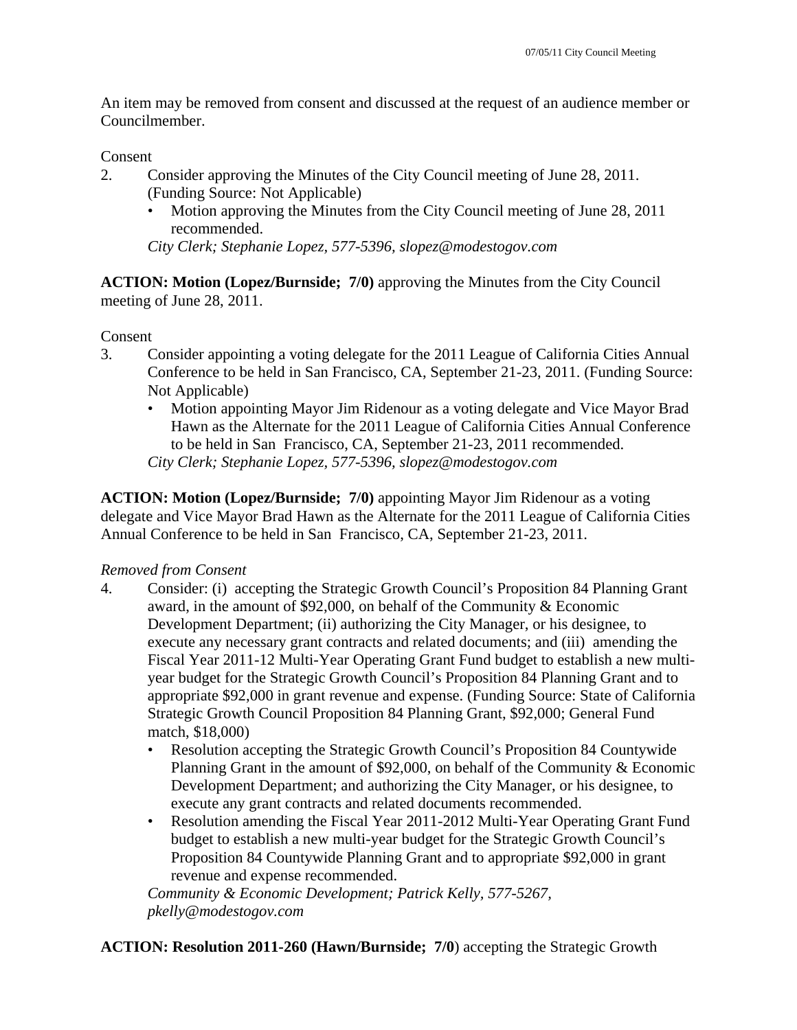An item may be removed from consent and discussed at the request of an audience member or Councilmember.

Consent

2. Consider approving the Minutes of the City Council meeting of June 28, 2011. (Funding Source: Not Applicable)
   - Motion approving the Minutes from the City Council meeting of June 28, 2011 recommended.

   *City Clerk; Stephanie Lopez, 577-5396, slopez@modestogov.com*

**ACTION: Motion (Lopez/Burnside; 7/0)** approving the Minutes from the City Council meeting of June 28, 2011.

Consent

3. Consider appointing a voting delegate for the 2011 League of California Cities Annual Conference to be held in San Francisco, CA, September 21-23, 2011. (Funding Source: Not Applicable)
   - Motion appointing Mayor Jim Ridenour as a voting delegate and Vice Mayor Brad Hawn as the Alternate for the 2011 League of California Cities Annual Conference to be held in San Francisco, CA, September 21-23, 2011 recommended.

   *City Clerk; Stephanie Lopez, 577-5396, slopez@modestogov.com*

**ACTION: Motion (Lopez/Burnside; 7/0)** appointing Mayor Jim Ridenour as a voting delegate and Vice Mayor Brad Hawn as the Alternate for the 2011 League of California Cities Annual Conference to be held in San Francisco, CA, September 21-23, 2011.

*Removed from Consent*

4. Consider: (i) accepting the Strategic Growth Council's Proposition 84 Planning Grant award, in the amount of $92,000, on behalf of the Community & Economic Development Department; (ii) authorizing the City Manager, or his designee, to execute any necessary grant contracts and related documents; and (iii) amending the Fiscal Year 2011-12 Multi-Year Operating Grant Fund budget to establish a new multi-year budget for the Strategic Growth Council's Proposition 84 Planning Grant and to appropriate $92,000 in grant revenue and expense. (Funding Source: State of California Strategic Growth Council Proposition 84 Planning Grant, $92,000; General Fund match, $18,000)
   - Resolution accepting the Strategic Growth Council's Proposition 84 Countywide Planning Grant in the amount of $92,000, on behalf of the Community & Economic Development Department; and authorizing the City Manager, or his designee, to execute any grant contracts and related documents recommended.
   - Resolution amending the Fiscal Year 2011-2012 Multi-Year Operating Grant Fund budget to establish a new multi-year budget for the Strategic Growth Council's Proposition 84 Countywide Planning Grant and to appropriate $92,000 in grant revenue and expense recommended.

   *Community & Economic Development; Patrick Kelly, 577-5267, pkelly@modestogov.com*

**ACTION: Resolution 2011-260 (Hawn/Burnside; 7/0**) accepting the Strategic Growth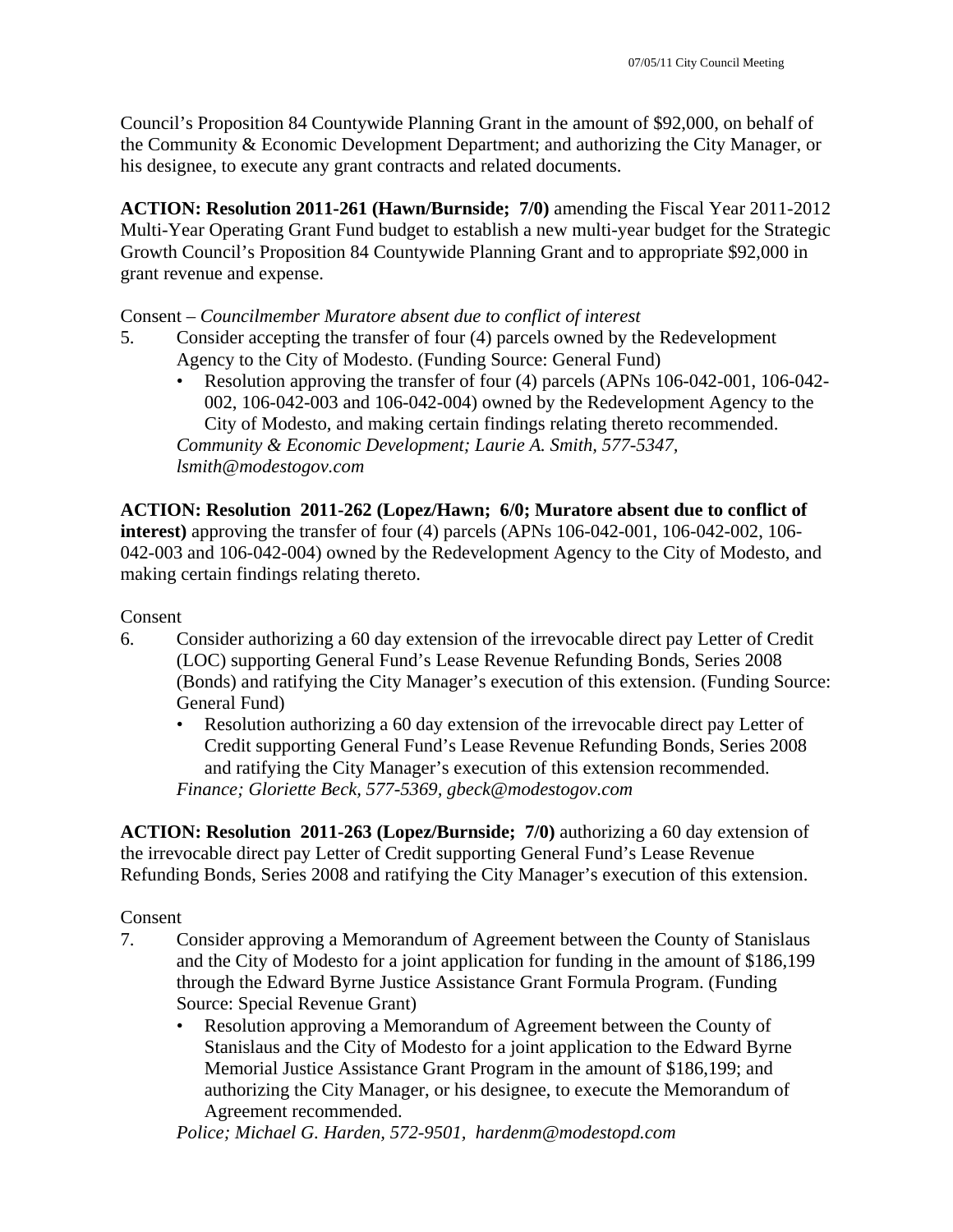Council's Proposition 84 Countywide Planning Grant in the amount of $92,000, on behalf of the Community & Economic Development Department; and authorizing the City Manager, or his designee, to execute any grant contracts and related documents.

**ACTION: Resolution 2011-261 (Hawn/Burnside; 7/0)** amending the Fiscal Year 2011-2012 Multi-Year Operating Grant Fund budget to establish a new multi-year budget for the Strategic Growth Council's Proposition 84 Countywide Planning Grant and to appropriate $92,000 in grant revenue and expense.

Consent – *Councilmember Muratore absent due to conflict of interest*

5. Consider accepting the transfer of four (4) parcels owned by the Redevelopment Agency to the City of Modesto. (Funding Source: General Fund)
   - Resolution approving the transfer of four (4) parcels (APNs 106-042-001, 106-042-002, 106-042-003 and 106-042-004) owned by the Redevelopment Agency to the City of Modesto, and making certain findings relating thereto recommended.

   *Community & Economic Development; Laurie A. Smith, 577-5347, lsmith@modestogov.com*

**ACTION: Resolution 2011-262 (Lopez/Hawn; 6/0; Muratore absent due to conflict of interest)** approving the transfer of four (4) parcels (APNs 106-042-001, 106-042-002, 106-042-003 and 106-042-004) owned by the Redevelopment Agency to the City of Modesto, and making certain findings relating thereto.

Consent

6. Consider authorizing a 60 day extension of the irrevocable direct pay Letter of Credit (LOC) supporting General Fund's Lease Revenue Refunding Bonds, Series 2008 (Bonds) and ratifying the City Manager's execution of this extension. (Funding Source: General Fund)
   - Resolution authorizing a 60 day extension of the irrevocable direct pay Letter of Credit supporting General Fund's Lease Revenue Refunding Bonds, Series 2008 and ratifying the City Manager's execution of this extension recommended.

   *Finance; Gloriette Beck, 577-5369, gbeck@modestogov.com*

**ACTION: Resolution 2011-263 (Lopez/Burnside; 7/0)** authorizing a 60 day extension of the irrevocable direct pay Letter of Credit supporting General Fund's Lease Revenue Refunding Bonds, Series 2008 and ratifying the City Manager's execution of this extension.

Consent

7. Consider approving a Memorandum of Agreement between the County of Stanislaus and the City of Modesto for a joint application for funding in the amount of $186,199 through the Edward Byrne Justice Assistance Grant Formula Program. (Funding Source: Special Revenue Grant)
   - Resolution approving a Memorandum of Agreement between the County of Stanislaus and the City of Modesto for a joint application to the Edward Byrne Memorial Justice Assistance Grant Program in the amount of $186,199; and authorizing the City Manager, or his designee, to execute the Memorandum of Agreement recommended.

   *Police; Michael G. Harden, 572-9501, hardenm@modestopd.com*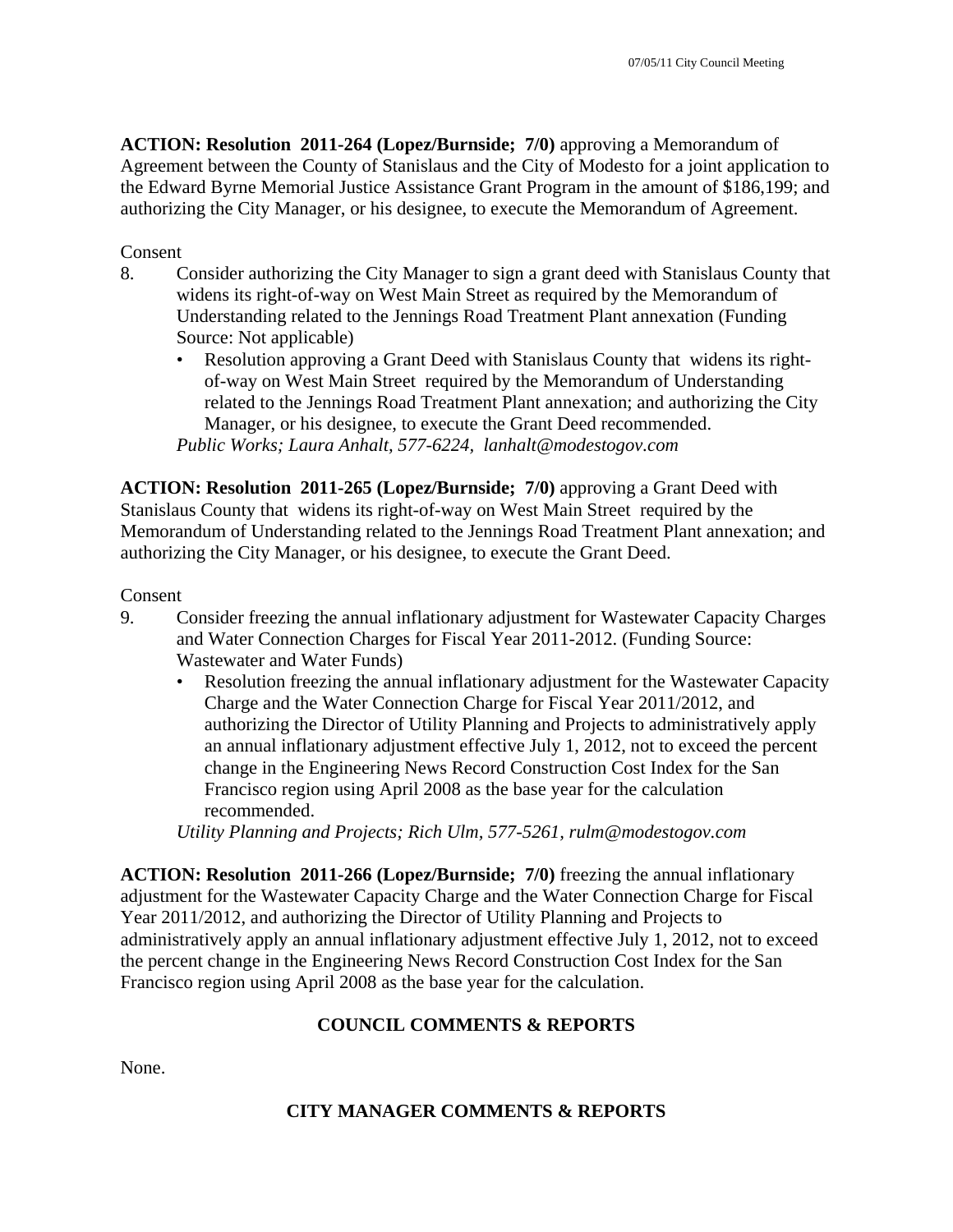**ACTION: Resolution 2011-264 (Lopez/Burnside; 7/0)** approving a Memorandum of Agreement between the County of Stanislaus and the City of Modesto for a joint application to the Edward Byrne Memorial Justice Assistance Grant Program in the amount of $186,199; and authorizing the City Manager, or his designee, to execute the Memorandum of Agreement.

Consent

8. Consider authorizing the City Manager to sign a grant deed with Stanislaus County that widens its right-of-way on West Main Street as required by the Memorandum of Understanding related to the Jennings Road Treatment Plant annexation (Funding Source: Not applicable)
   - Resolution approving a Grant Deed with Stanislaus County that widens its right-of-way on West Main Street required by the Memorandum of Understanding related to the Jennings Road Treatment Plant annexation; and authorizing the City Manager, or his designee, to execute the Grant Deed recommended.

   *Public Works; Laura Anhalt, 577-6224, lanhalt@modestogov.com*

**ACTION: Resolution 2011-265 (Lopez/Burnside; 7/0)** approving a Grant Deed with Stanislaus County that widens its right-of-way on West Main Street required by the Memorandum of Understanding related to the Jennings Road Treatment Plant annexation; and authorizing the City Manager, or his designee, to execute the Grant Deed.

Consent

9. Consider freezing the annual inflationary adjustment for Wastewater Capacity Charges and Water Connection Charges for Fiscal Year 2011-2012. (Funding Source: Wastewater and Water Funds)
   - Resolution freezing the annual inflationary adjustment for the Wastewater Capacity Charge and the Water Connection Charge for Fiscal Year 2011/2012, and authorizing the Director of Utility Planning and Projects to administratively apply an annual inflationary adjustment effective July 1, 2012, not to exceed the percent change in the Engineering News Record Construction Cost Index for the San Francisco region using April 2008 as the base year for the calculation recommended.

   *Utility Planning and Projects; Rich Ulm, 577-5261, rulm@modestogov.com*

**ACTION: Resolution 2011-266 (Lopez/Burnside; 7/0)** freezing the annual inflationary adjustment for the Wastewater Capacity Charge and the Water Connection Charge for Fiscal Year 2011/2012, and authorizing the Director of Utility Planning and Projects to administratively apply an annual inflationary adjustment effective July 1, 2012, not to exceed the percent change in the Engineering News Record Construction Cost Index for the San Francisco region using April 2008 as the base year for the calculation.

## COUNCIL COMMENTS & REPORTS

None.

## CITY MANAGER COMMENTS & REPORTS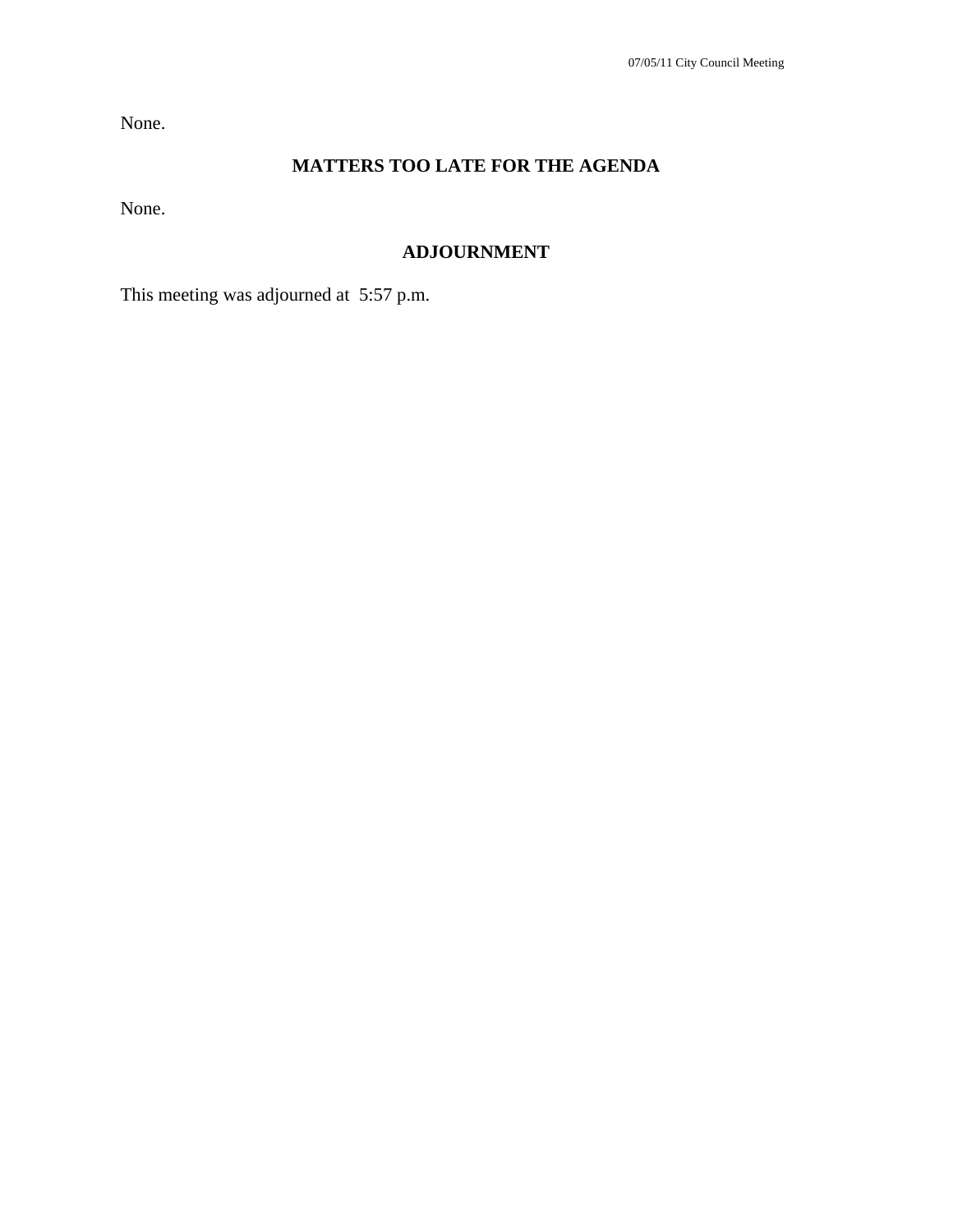None.

## MATTERS TOO LATE FOR THE AGENDA

None.

## ADJOURNMENT

This meeting was adjourned at 5:57 p.m.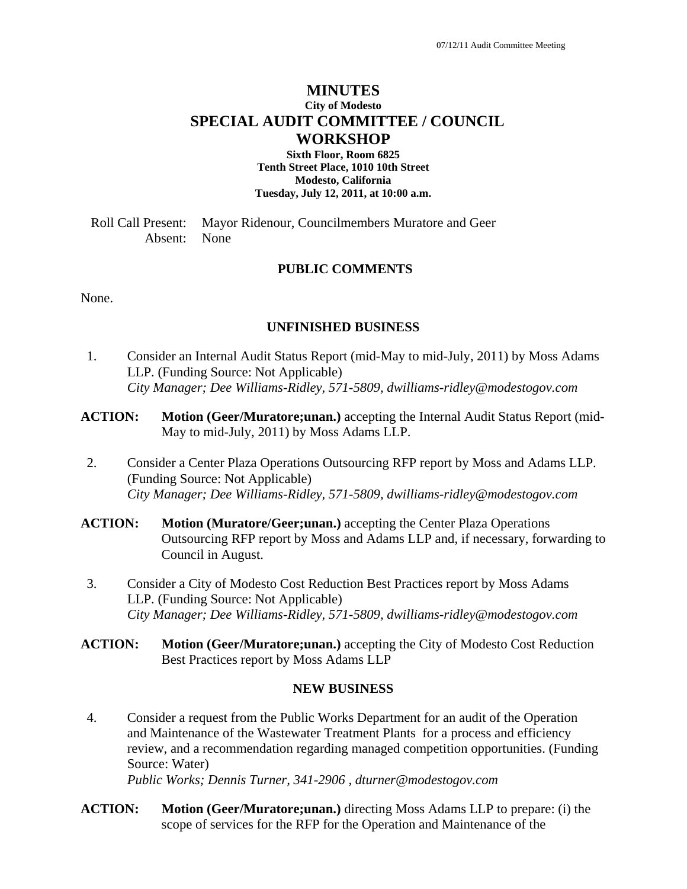# MINUTES

**City of Modesto**

## SPECIAL AUDIT COMMITTEE / COUNCIL WORKSHOP

**Sixth Floor, Room 6825**
**Tenth Street Place, 1010 10th Street**
**Modesto, California**
**Tuesday, July 12, 2011, at 10:00 a.m.**

Roll Call Present: Mayor Ridenour, Councilmembers Muratore and Geer
Absent: None

### PUBLIC COMMENTS

None.

### UNFINISHED BUSINESS

1. Consider an Internal Audit Status Report (mid-May to mid-July, 2011) by Moss Adams LLP. (Funding Source: Not Applicable)
*City Manager; Dee Williams-Ridley, 571-5809, dwilliams-ridley@modestogov.com*

**ACTION:** **Motion (Geer/Muratore;unan.)** accepting the Internal Audit Status Report (mid-May to mid-July, 2011) by Moss Adams LLP.

2. Consider a Center Plaza Operations Outsourcing RFP report by Moss and Adams LLP. (Funding Source: Not Applicable)
*City Manager; Dee Williams-Ridley, 571-5809, dwilliams-ridley@modestogov.com*

**ACTION:** **Motion (Muratore/Geer;unan.)** accepting the Center Plaza Operations Outsourcing RFP report by Moss and Adams LLP and, if necessary, forwarding to Council in August.

3. Consider a City of Modesto Cost Reduction Best Practices report by Moss Adams LLP. (Funding Source: Not Applicable)
*City Manager; Dee Williams-Ridley, 571-5809, dwilliams-ridley@modestogov.com*

**ACTION:** **Motion (Geer/Muratore;unan.)** accepting the City of Modesto Cost Reduction Best Practices report by Moss Adams LLP

### NEW BUSINESS

4. Consider a request from the Public Works Department for an audit of the Operation and Maintenance of the Wastewater Treatment Plants for a process and efficiency review, and a recommendation regarding managed competition opportunities. (Funding Source: Water)
*Public Works; Dennis Turner, 341-2906 , dturner@modestogov.com*

**ACTION:** **Motion (Geer/Muratore;unan.)** directing Moss Adams LLP to prepare: (i) the scope of services for the RFP for the Operation and Maintenance of the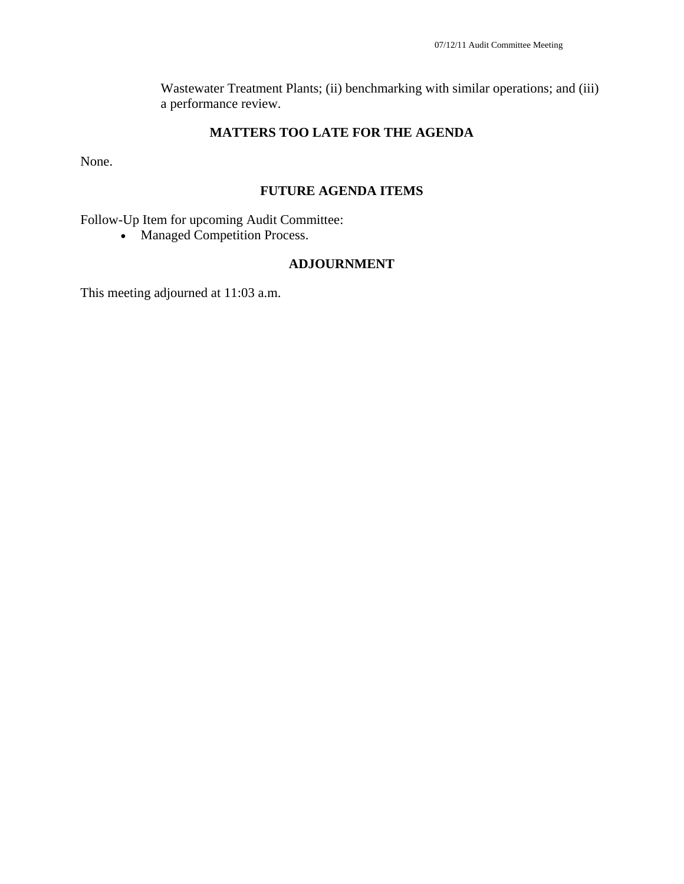Wastewater Treatment Plants; (ii) benchmarking with similar operations; and (iii) a performance review.

## MATTERS TOO LATE FOR THE AGENDA

None.

## FUTURE AGENDA ITEMS

Follow-Up Item for upcoming Audit Committee:

- Managed Competition Process.

## ADJOURNMENT

This meeting adjourned at 11:03 a.m.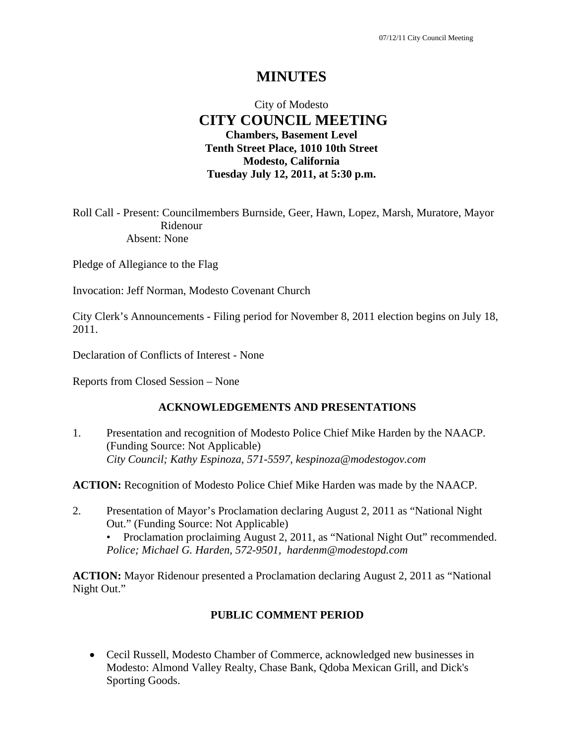# MINUTES

City of Modesto
## CITY COUNCIL MEETING
**Chambers, Basement Level**
**Tenth Street Place, 1010 10th Street**
**Modesto, California**
**Tuesday July 12, 2011, at 5:30 p.m.**

Roll Call - Present: Councilmembers Burnside, Geer, Hawn, Lopez, Marsh, Muratore, Mayor Ridenour
Absent: None

Pledge of Allegiance to the Flag

Invocation: Jeff Norman, Modesto Covenant Church

City Clerk's Announcements - Filing period for November 8, 2011 election begins on July 18, 2011.

Declaration of Conflicts of Interest - None

Reports from Closed Session – None

### ACKNOWLEDGEMENTS AND PRESENTATIONS

1. Presentation and recognition of Modesto Police Chief Mike Harden by the NAACP. (Funding Source: Not Applicable)
   *City Council; Kathy Espinoza, 571-5597, kespinoza@modestogov.com*

**ACTION:** Recognition of Modesto Police Chief Mike Harden was made by the NAACP.

2. Presentation of Mayor's Proclamation declaring August 2, 2011 as "National Night Out." (Funding Source: Not Applicable)
   • Proclamation proclaiming August 2, 2011, as "National Night Out" recommended.
   *Police; Michael G. Harden, 572-9501, hardenm@modestopd.com*

**ACTION:** Mayor Ridenour presented a Proclamation declaring August 2, 2011 as "National Night Out."

### PUBLIC COMMENT PERIOD

- Cecil Russell, Modesto Chamber of Commerce, acknowledged new businesses in Modesto: Almond Valley Realty, Chase Bank, Qdoba Mexican Grill, and Dick's Sporting Goods.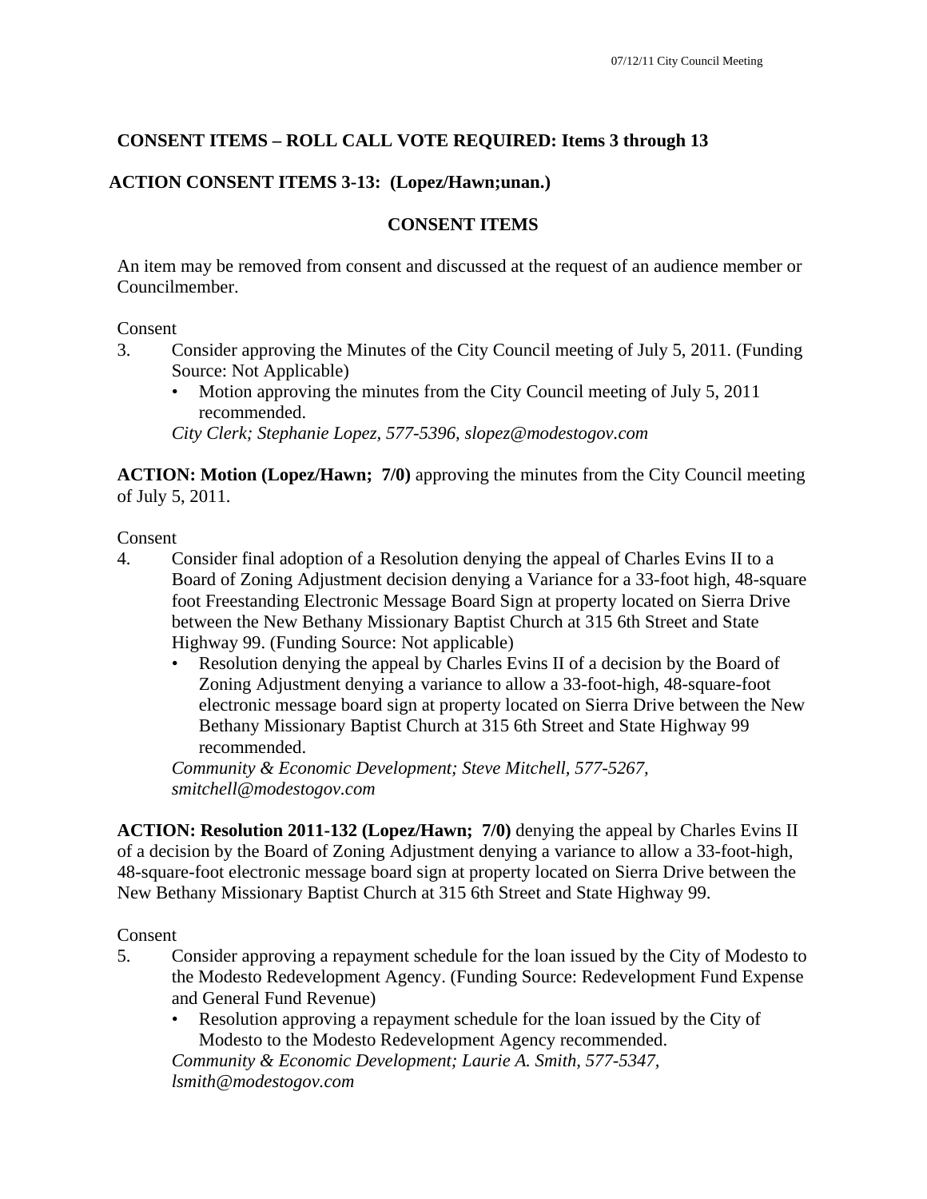**CONSENT ITEMS – ROLL CALL VOTE REQUIRED: Items 3 through 13**

**ACTION CONSENT ITEMS 3-13: (Lopez/Hawn;unan.)**

**CONSENT ITEMS**

An item may be removed from consent and discussed at the request of an audience member or Councilmember.

Consent

3. Consider approving the Minutes of the City Council meeting of July 5, 2011. (Funding Source: Not Applicable)
   - Motion approving the minutes from the City Council meeting of July 5, 2011 recommended.

   *City Clerk; Stephanie Lopez, 577-5396, slopez@modestogov.com*

**ACTION: Motion (Lopez/Hawn; 7/0)** approving the minutes from the City Council meeting of July 5, 2011.

Consent

4. Consider final adoption of a Resolution denying the appeal of Charles Evins II to a Board of Zoning Adjustment decision denying a Variance for a 33-foot high, 48-square foot Freestanding Electronic Message Board Sign at property located on Sierra Drive between the New Bethany Missionary Baptist Church at 315 6th Street and State Highway 99. (Funding Source: Not applicable)
   - Resolution denying the appeal by Charles Evins II of a decision by the Board of Zoning Adjustment denying a variance to allow a 33-foot-high, 48-square-foot electronic message board sign at property located on Sierra Drive between the New Bethany Missionary Baptist Church at 315 6th Street and State Highway 99 recommended.

   *Community & Economic Development; Steve Mitchell, 577-5267, smitchell@modestogov.com*

**ACTION: Resolution 2011-132 (Lopez/Hawn; 7/0)** denying the appeal by Charles Evins II of a decision by the Board of Zoning Adjustment denying a variance to allow a 33-foot-high, 48-square-foot electronic message board sign at property located on Sierra Drive between the New Bethany Missionary Baptist Church at 315 6th Street and State Highway 99.

Consent

5. Consider approving a repayment schedule for the loan issued by the City of Modesto to the Modesto Redevelopment Agency. (Funding Source: Redevelopment Fund Expense and General Fund Revenue)
   - Resolution approving a repayment schedule for the loan issued by the City of Modesto to the Modesto Redevelopment Agency recommended.

   *Community & Economic Development; Laurie A. Smith, 577-5347, lsmith@modestogov.com*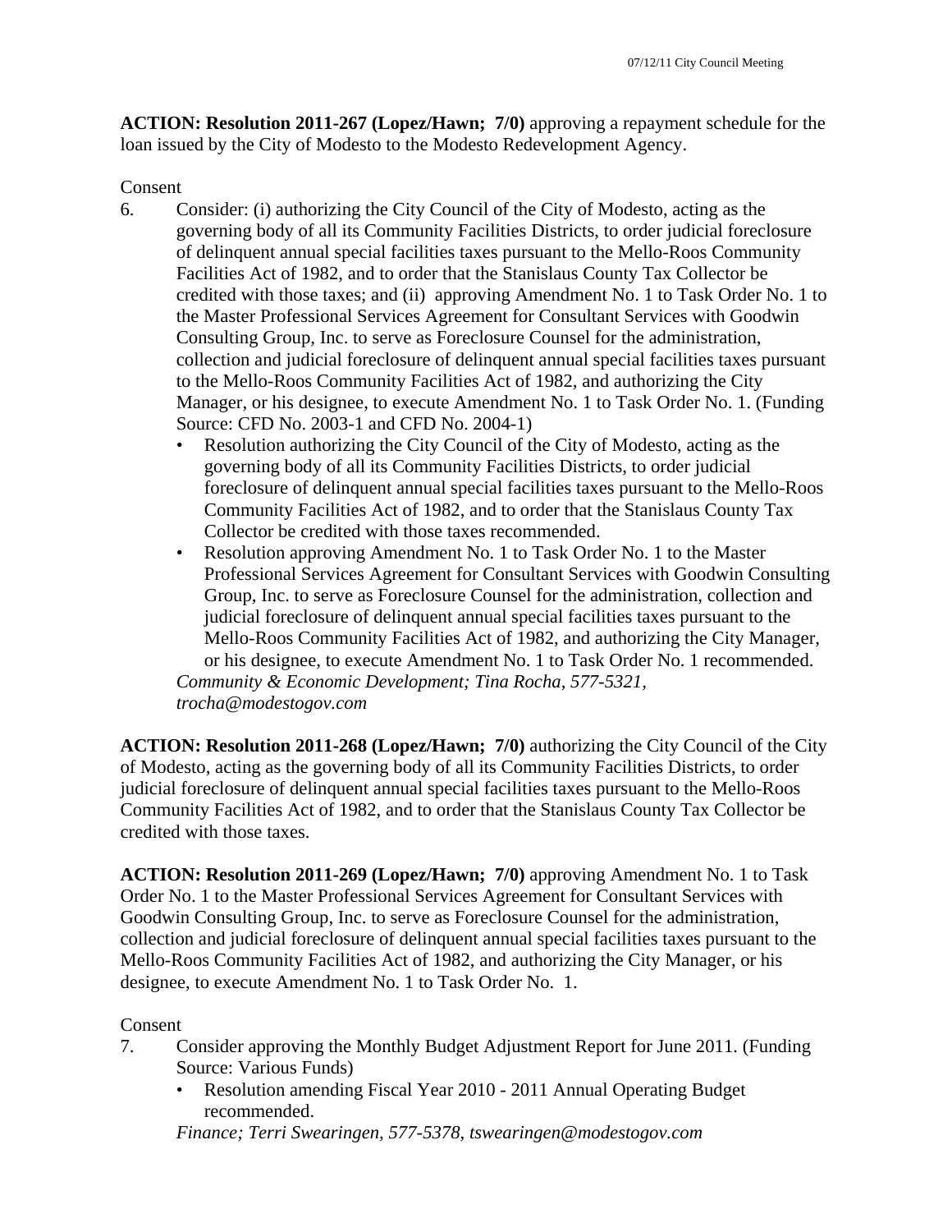**ACTION: Resolution 2011-267 (Lopez/Hawn; 7/0)** approving a repayment schedule for the loan issued by the City of Modesto to the Modesto Redevelopment Agency.

Consent

6. Consider: (i) authorizing the City Council of the City of Modesto, acting as the governing body of all its Community Facilities Districts, to order judicial foreclosure of delinquent annual special facilities taxes pursuant to the Mello-Roos Community Facilities Act of 1982, and to order that the Stanislaus County Tax Collector be credited with those taxes; and (ii) approving Amendment No. 1 to Task Order No. 1 to the Master Professional Services Agreement for Consultant Services with Goodwin Consulting Group, Inc. to serve as Foreclosure Counsel for the administration, collection and judicial foreclosure of delinquent annual special facilities taxes pursuant to the Mello-Roos Community Facilities Act of 1982, and authorizing the City Manager, or his designee, to execute Amendment No. 1 to Task Order No. 1. (Funding Source: CFD No. 2003-1 and CFD No. 2004-1)
   - Resolution authorizing the City Council of the City of Modesto, acting as the governing body of all its Community Facilities Districts, to order judicial foreclosure of delinquent annual special facilities taxes pursuant to the Mello-Roos Community Facilities Act of 1982, and to order that the Stanislaus County Tax Collector be credited with those taxes recommended.
   - Resolution approving Amendment No. 1 to Task Order No. 1 to the Master Professional Services Agreement for Consultant Services with Goodwin Consulting Group, Inc. to serve as Foreclosure Counsel for the administration, collection and judicial foreclosure of delinquent annual special facilities taxes pursuant to the Mello-Roos Community Facilities Act of 1982, and authorizing the City Manager, or his designee, to execute Amendment No. 1 to Task Order No. 1 recommended.

   *Community & Economic Development; Tina Rocha, 577-5321, trocha@modestogov.com*

**ACTION: Resolution 2011-268 (Lopez/Hawn; 7/0)** authorizing the City Council of the City of Modesto, acting as the governing body of all its Community Facilities Districts, to order judicial foreclosure of delinquent annual special facilities taxes pursuant to the Mello-Roos Community Facilities Act of 1982, and to order that the Stanislaus County Tax Collector be credited with those taxes.

**ACTION: Resolution 2011-269 (Lopez/Hawn; 7/0)** approving Amendment No. 1 to Task Order No. 1 to the Master Professional Services Agreement for Consultant Services with Goodwin Consulting Group, Inc. to serve as Foreclosure Counsel for the administration, collection and judicial foreclosure of delinquent annual special facilities taxes pursuant to the Mello-Roos Community Facilities Act of 1982, and authorizing the City Manager, or his designee, to execute Amendment No. 1 to Task Order No. 1.

Consent

7. Consider approving the Monthly Budget Adjustment Report for June 2011. (Funding Source: Various Funds)
   - Resolution amending Fiscal Year 2010 - 2011 Annual Operating Budget recommended.

   *Finance; Terri Swearingen, 577-5378, tswearingen@modestogov.com*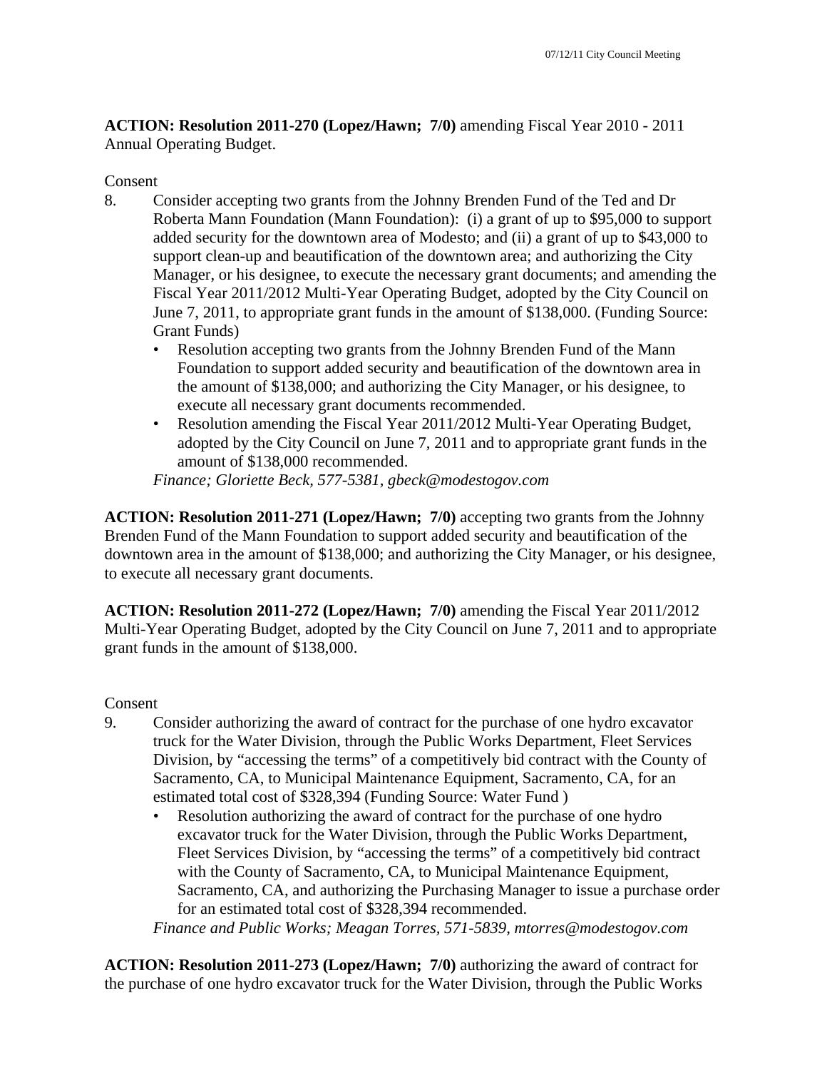**ACTION: Resolution 2011-270 (Lopez/Hawn; 7/0)** amending Fiscal Year 2010 - 2011 Annual Operating Budget.

Consent

8. Consider accepting two grants from the Johnny Brenden Fund of the Ted and Dr Roberta Mann Foundation (Mann Foundation): (i) a grant of up to $95,000 to support added security for the downtown area of Modesto; and (ii) a grant of up to $43,000 to support clean-up and beautification of the downtown area; and authorizing the City Manager, or his designee, to execute the necessary grant documents; and amending the Fiscal Year 2011/2012 Multi-Year Operating Budget, adopted by the City Council on June 7, 2011, to appropriate grant funds in the amount of $138,000. (Funding Source: Grant Funds)
   - Resolution accepting two grants from the Johnny Brenden Fund of the Mann Foundation to support added security and beautification of the downtown area in the amount of $138,000; and authorizing the City Manager, or his designee, to execute all necessary grant documents recommended.
   - Resolution amending the Fiscal Year 2011/2012 Multi-Year Operating Budget, adopted by the City Council on June 7, 2011 and to appropriate grant funds in the amount of $138,000 recommended.

   *Finance; Gloriette Beck, 577-5381, gbeck@modestogov.com*

**ACTION: Resolution 2011-271 (Lopez/Hawn; 7/0)** accepting two grants from the Johnny Brenden Fund of the Mann Foundation to support added security and beautification of the downtown area in the amount of $138,000; and authorizing the City Manager, or his designee, to execute all necessary grant documents.

**ACTION: Resolution 2011-272 (Lopez/Hawn; 7/0)** amending the Fiscal Year 2011/2012 Multi-Year Operating Budget, adopted by the City Council on June 7, 2011 and to appropriate grant funds in the amount of $138,000.

Consent

9. Consider authorizing the award of contract for the purchase of one hydro excavator truck for the Water Division, through the Public Works Department, Fleet Services Division, by "accessing the terms" of a competitively bid contract with the County of Sacramento, CA, to Municipal Maintenance Equipment, Sacramento, CA, for an estimated total cost of $328,394 (Funding Source: Water Fund )
   - Resolution authorizing the award of contract for the purchase of one hydro excavator truck for the Water Division, through the Public Works Department, Fleet Services Division, by "accessing the terms" of a competitively bid contract with the County of Sacramento, CA, to Municipal Maintenance Equipment, Sacramento, CA, and authorizing the Purchasing Manager to issue a purchase order for an estimated total cost of $328,394 recommended.

   *Finance and Public Works; Meagan Torres, 571-5839, mtorres@modestogov.com*

**ACTION: Resolution 2011-273 (Lopez/Hawn; 7/0)** authorizing the award of contract for the purchase of one hydro excavator truck for the Water Division, through the Public Works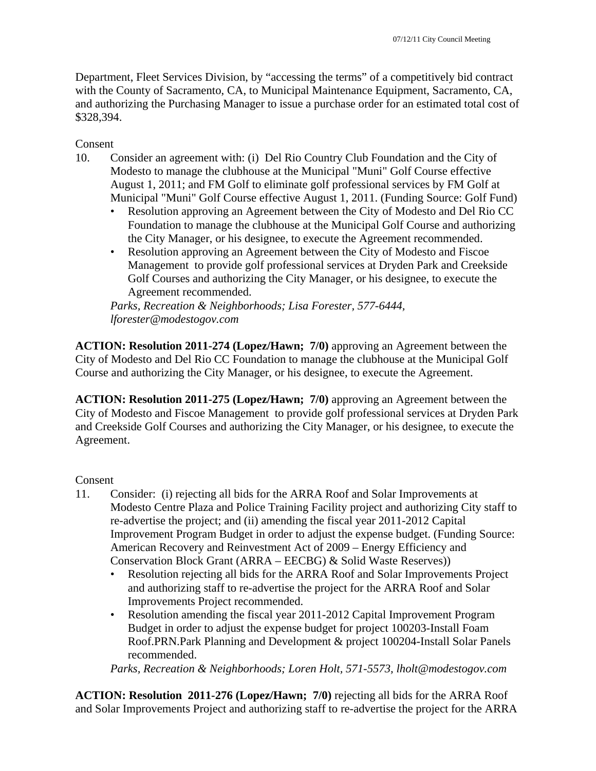Department, Fleet Services Division, by "accessing the terms" of a competitively bid contract with the County of Sacramento, CA, to Municipal Maintenance Equipment, Sacramento, CA, and authorizing the Purchasing Manager to issue a purchase order for an estimated total cost of $328,394.

Consent

10. Consider an agreement with: (i) Del Rio Country Club Foundation and the City of Modesto to manage the clubhouse at the Municipal "Muni" Golf Course effective August 1, 2011; and FM Golf to eliminate golf professional services by FM Golf at Municipal "Muni" Golf Course effective August 1, 2011. (Funding Source: Golf Fund)
    - Resolution approving an Agreement between the City of Modesto and Del Rio CC Foundation to manage the clubhouse at the Municipal Golf Course and authorizing the City Manager, or his designee, to execute the Agreement recommended.
    - Resolution approving an Agreement between the City of Modesto and Fiscoe Management to provide golf professional services at Dryden Park and Creekside Golf Courses and authorizing the City Manager, or his designee, to execute the Agreement recommended.

    *Parks, Recreation & Neighborhoods; Lisa Forester, 577-6444, lforester@modestogov.com*

**ACTION: Resolution 2011-274 (Lopez/Hawn; 7/0)** approving an Agreement between the City of Modesto and Del Rio CC Foundation to manage the clubhouse at the Municipal Golf Course and authorizing the City Manager, or his designee, to execute the Agreement.

**ACTION: Resolution 2011-275 (Lopez/Hawn; 7/0)** approving an Agreement between the City of Modesto and Fiscoe Management to provide golf professional services at Dryden Park and Creekside Golf Courses and authorizing the City Manager, or his designee, to execute the Agreement.

Consent

11. Consider: (i) rejecting all bids for the ARRA Roof and Solar Improvements at Modesto Centre Plaza and Police Training Facility project and authorizing City staff to re-advertise the project; and (ii) amending the fiscal year 2011-2012 Capital Improvement Program Budget in order to adjust the expense budget. (Funding Source: American Recovery and Reinvestment Act of 2009 – Energy Efficiency and Conservation Block Grant (ARRA – EECBG) & Solid Waste Reserves))
    - Resolution rejecting all bids for the ARRA Roof and Solar Improvements Project and authorizing staff to re-advertise the project for the ARRA Roof and Solar Improvements Project recommended.
    - Resolution amending the fiscal year 2011-2012 Capital Improvement Program Budget in order to adjust the expense budget for project 100203-Install Foam Roof.PRN.Park Planning and Development & project 100204-Install Solar Panels recommended.

    *Parks, Recreation & Neighborhoods; Loren Holt, 571-5573, lholt@modestogov.com*

**ACTION: Resolution 2011-276 (Lopez/Hawn; 7/0)** rejecting all bids for the ARRA Roof and Solar Improvements Project and authorizing staff to re-advertise the project for the ARRA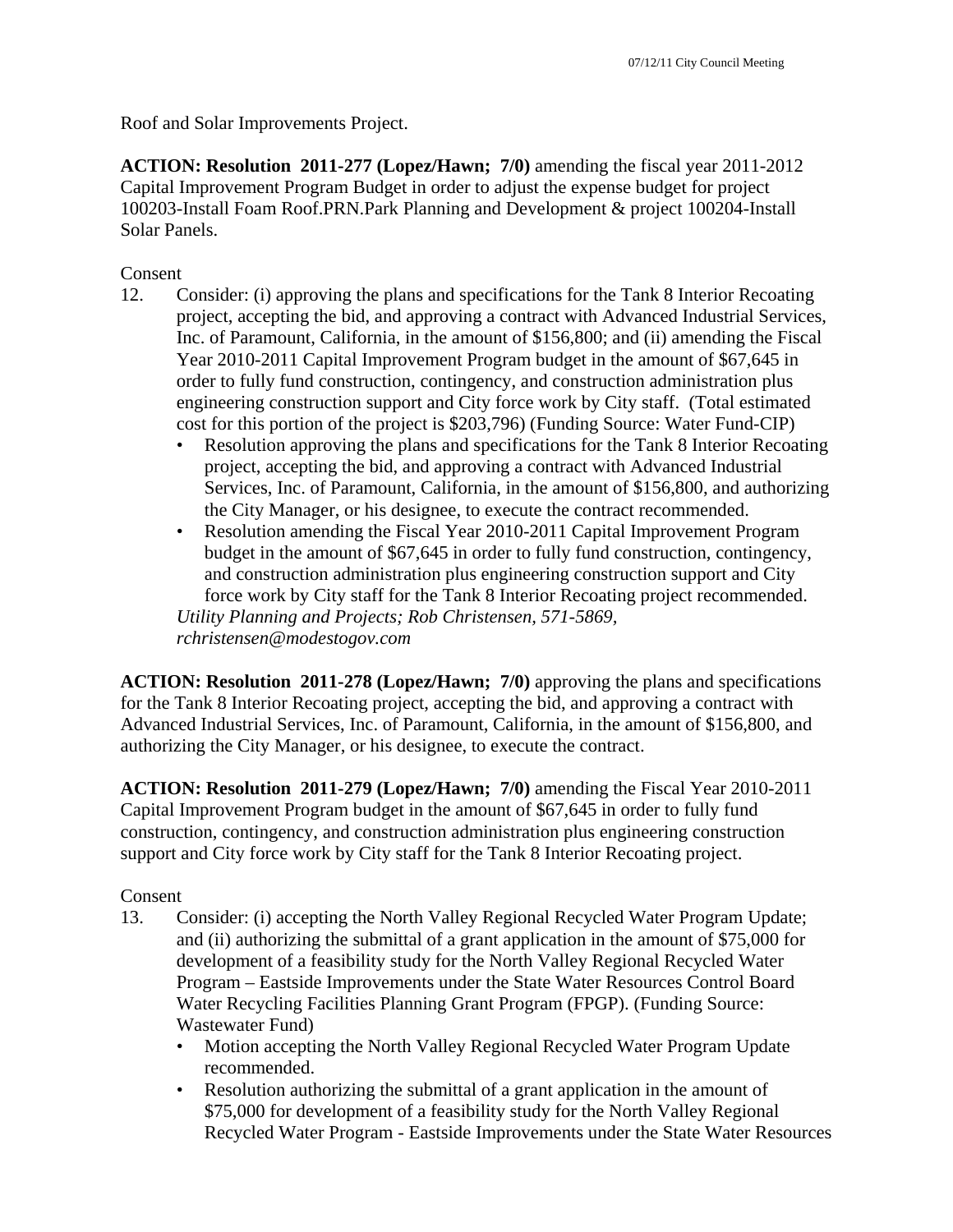Roof and Solar Improvements Project.

**ACTION: Resolution 2011-277 (Lopez/Hawn; 7/0)** amending the fiscal year 2011-2012 Capital Improvement Program Budget in order to adjust the expense budget for project 100203-Install Foam Roof.PRN.Park Planning and Development & project 100204-Install Solar Panels.

Consent

12. Consider: (i) approving the plans and specifications for the Tank 8 Interior Recoating project, accepting the bid, and approving a contract with Advanced Industrial Services, Inc. of Paramount, California, in the amount of $156,800; and (ii) amending the Fiscal Year 2010-2011 Capital Improvement Program budget in the amount of $67,645 in order to fully fund construction, contingency, and construction administration plus engineering construction support and City force work by City staff. (Total estimated cost for this portion of the project is $203,796) (Funding Source: Water Fund-CIP)
    - Resolution approving the plans and specifications for the Tank 8 Interior Recoating project, accepting the bid, and approving a contract with Advanced Industrial Services, Inc. of Paramount, California, in the amount of $156,800, and authorizing the City Manager, or his designee, to execute the contract recommended.
    - Resolution amending the Fiscal Year 2010-2011 Capital Improvement Program budget in the amount of $67,645 in order to fully fund construction, contingency, and construction administration plus engineering construction support and City force work by City staff for the Tank 8 Interior Recoating project recommended.

    *Utility Planning and Projects; Rob Christensen, 571-5869, rchristensen@modestogov.com*

**ACTION: Resolution 2011-278 (Lopez/Hawn; 7/0)** approving the plans and specifications for the Tank 8 Interior Recoating project, accepting the bid, and approving a contract with Advanced Industrial Services, Inc. of Paramount, California, in the amount of $156,800, and authorizing the City Manager, or his designee, to execute the contract.

**ACTION: Resolution 2011-279 (Lopez/Hawn; 7/0)** amending the Fiscal Year 2010-2011 Capital Improvement Program budget in the amount of $67,645 in order to fully fund construction, contingency, and construction administration plus engineering construction support and City force work by City staff for the Tank 8 Interior Recoating project.

Consent

13. Consider: (i) accepting the North Valley Regional Recycled Water Program Update; and (ii) authorizing the submittal of a grant application in the amount of $75,000 for development of a feasibility study for the North Valley Regional Recycled Water Program – Eastside Improvements under the State Water Resources Control Board Water Recycling Facilities Planning Grant Program (FPGP). (Funding Source: Wastewater Fund)
    - Motion accepting the North Valley Regional Recycled Water Program Update recommended.
    - Resolution authorizing the submittal of a grant application in the amount of $75,000 for development of a feasibility study for the North Valley Regional Recycled Water Program - Eastside Improvements under the State Water Resources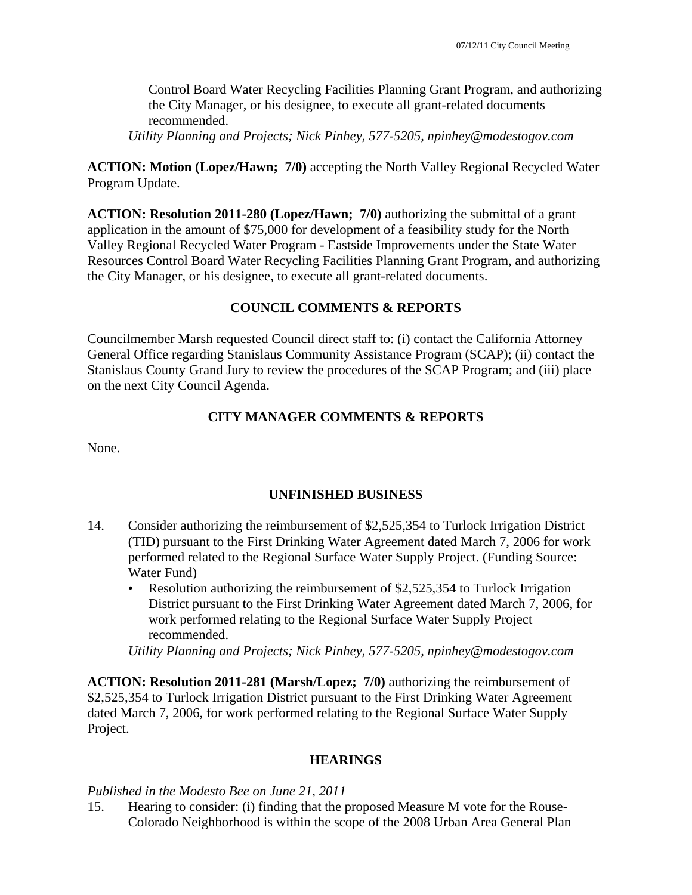Control Board Water Recycling Facilities Planning Grant Program, and authorizing the City Manager, or his designee, to execute all grant-related documents recommended.

*Utility Planning and Projects; Nick Pinhey, 577-5205, npinhey@modestogov.com*

**ACTION: Motion (Lopez/Hawn; 7/0)** accepting the North Valley Regional Recycled Water Program Update.

**ACTION: Resolution 2011-280 (Lopez/Hawn; 7/0)** authorizing the submittal of a grant application in the amount of $75,000 for development of a feasibility study for the North Valley Regional Recycled Water Program - Eastside Improvements under the State Water Resources Control Board Water Recycling Facilities Planning Grant Program, and authorizing the City Manager, or his designee, to execute all grant-related documents.

## COUNCIL COMMENTS & REPORTS

Councilmember Marsh requested Council direct staff to: (i) contact the California Attorney General Office regarding Stanislaus Community Assistance Program (SCAP); (ii) contact the Stanislaus County Grand Jury to review the procedures of the SCAP Program; and (iii) place on the next City Council Agenda.

## CITY MANAGER COMMENTS & REPORTS

None.

## UNFINISHED BUSINESS

14. Consider authorizing the reimbursement of $2,525,354 to Turlock Irrigation District (TID) pursuant to the First Drinking Water Agreement dated March 7, 2006 for work performed related to the Regional Surface Water Supply Project. (Funding Source: Water Fund)
    - Resolution authorizing the reimbursement of $2,525,354 to Turlock Irrigation District pursuant to the First Drinking Water Agreement dated March 7, 2006, for work performed relating to the Regional Surface Water Supply Project recommended.

    *Utility Planning and Projects; Nick Pinhey, 577-5205, npinhey@modestogov.com*

**ACTION: Resolution 2011-281 (Marsh/Lopez; 7/0)** authorizing the reimbursement of $2,525,354 to Turlock Irrigation District pursuant to the First Drinking Water Agreement dated March 7, 2006, for work performed relating to the Regional Surface Water Supply Project.

## HEARINGS

*Published in the Modesto Bee on June 21, 2011*

15. Hearing to consider: (i) finding that the proposed Measure M vote for the Rouse-Colorado Neighborhood is within the scope of the 2008 Urban Area General Plan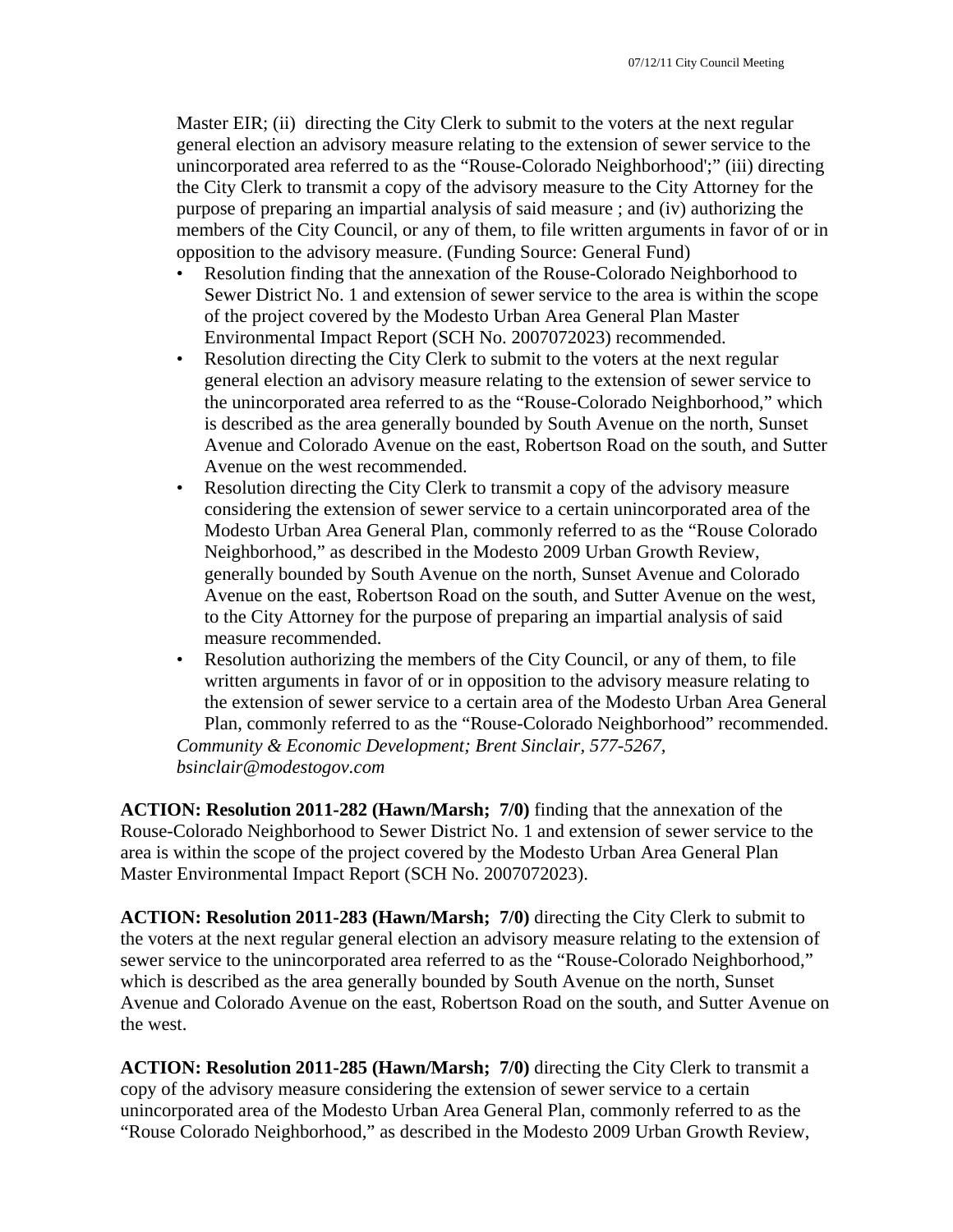Master EIR; (ii) directing the City Clerk to submit to the voters at the next regular general election an advisory measure relating to the extension of sewer service to the unincorporated area referred to as the "Rouse-Colorado Neighborhood';" (iii) directing the City Clerk to transmit a copy of the advisory measure to the City Attorney for the purpose of preparing an impartial analysis of said measure ; and (iv) authorizing the members of the City Council, or any of them, to file written arguments in favor of or in opposition to the advisory measure. (Funding Source: General Fund)

- Resolution finding that the annexation of the Rouse-Colorado Neighborhood to Sewer District No. 1 and extension of sewer service to the area is within the scope of the project covered by the Modesto Urban Area General Plan Master Environmental Impact Report (SCH No. 2007072023) recommended.
- Resolution directing the City Clerk to submit to the voters at the next regular general election an advisory measure relating to the extension of sewer service to the unincorporated area referred to as the "Rouse-Colorado Neighborhood," which is described as the area generally bounded by South Avenue on the north, Sunset Avenue and Colorado Avenue on the east, Robertson Road on the south, and Sutter Avenue on the west recommended.
- Resolution directing the City Clerk to transmit a copy of the advisory measure considering the extension of sewer service to a certain unincorporated area of the Modesto Urban Area General Plan, commonly referred to as the "Rouse Colorado Neighborhood," as described in the Modesto 2009 Urban Growth Review, generally bounded by South Avenue on the north, Sunset Avenue and Colorado Avenue on the east, Robertson Road on the south, and Sutter Avenue on the west, to the City Attorney for the purpose of preparing an impartial analysis of said measure recommended.
- Resolution authorizing the members of the City Council, or any of them, to file written arguments in favor of or in opposition to the advisory measure relating to the extension of sewer service to a certain area of the Modesto Urban Area General Plan, commonly referred to as the "Rouse-Colorado Neighborhood" recommended.

*Community & Economic Development; Brent Sinclair, 577-5267, bsinclair@modestogov.com*

**ACTION: Resolution 2011-282 (Hawn/Marsh; 7/0)** finding that the annexation of the Rouse-Colorado Neighborhood to Sewer District No. 1 and extension of sewer service to the area is within the scope of the project covered by the Modesto Urban Area General Plan Master Environmental Impact Report (SCH No. 2007072023).

**ACTION: Resolution 2011-283 (Hawn/Marsh; 7/0)** directing the City Clerk to submit to the voters at the next regular general election an advisory measure relating to the extension of sewer service to the unincorporated area referred to as the "Rouse-Colorado Neighborhood," which is described as the area generally bounded by South Avenue on the north, Sunset Avenue and Colorado Avenue on the east, Robertson Road on the south, and Sutter Avenue on the west.

**ACTION: Resolution 2011-285 (Hawn/Marsh; 7/0)** directing the City Clerk to transmit a copy of the advisory measure considering the extension of sewer service to a certain unincorporated area of the Modesto Urban Area General Plan, commonly referred to as the "Rouse Colorado Neighborhood," as described in the Modesto 2009 Urban Growth Review,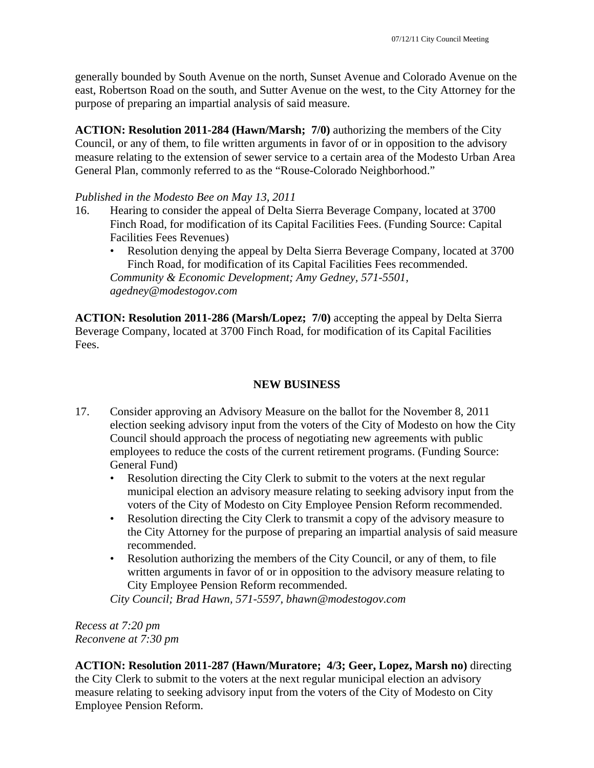generally bounded by South Avenue on the north, Sunset Avenue and Colorado Avenue on the east, Robertson Road on the south, and Sutter Avenue on the west, to the City Attorney for the purpose of preparing an impartial analysis of said measure.

**ACTION: Resolution 2011-284 (Hawn/Marsh; 7/0)** authorizing the members of the City Council, or any of them, to file written arguments in favor of or in opposition to the advisory measure relating to the extension of sewer service to a certain area of the Modesto Urban Area General Plan, commonly referred to as the "Rouse-Colorado Neighborhood."

*Published in the Modesto Bee on May 13, 2011*

16. Hearing to consider the appeal of Delta Sierra Beverage Company, located at 3700 Finch Road, for modification of its Capital Facilities Fees. (Funding Source: Capital Facilities Fees Revenues)
    - Resolution denying the appeal by Delta Sierra Beverage Company, located at 3700 Finch Road, for modification of its Capital Facilities Fees recommended.

    *Community & Economic Development; Amy Gedney, 571-5501, agedney@modestogov.com*

**ACTION: Resolution 2011-286 (Marsh/Lopez; 7/0)** accepting the appeal by Delta Sierra Beverage Company, located at 3700 Finch Road, for modification of its Capital Facilities Fees.

## NEW BUSINESS

17. Consider approving an Advisory Measure on the ballot for the November 8, 2011 election seeking advisory input from the voters of the City of Modesto on how the City Council should approach the process of negotiating new agreements with public employees to reduce the costs of the current retirement programs. (Funding Source: General Fund)
    - Resolution directing the City Clerk to submit to the voters at the next regular municipal election an advisory measure relating to seeking advisory input from the voters of the City of Modesto on City Employee Pension Reform recommended.
    - Resolution directing the City Clerk to transmit a copy of the advisory measure to the City Attorney for the purpose of preparing an impartial analysis of said measure recommended.
    - Resolution authorizing the members of the City Council, or any of them, to file written arguments in favor of or in opposition to the advisory measure relating to City Employee Pension Reform recommended.

    *City Council; Brad Hawn, 571-5597, bhawn@modestogov.com*

*Recess at 7:20 pm*
*Reconvene at 7:30 pm*

**ACTION: Resolution 2011-287 (Hawn/Muratore; 4/3; Geer, Lopez, Marsh no)** directing the City Clerk to submit to the voters at the next regular municipal election an advisory measure relating to seeking advisory input from the voters of the City of Modesto on City Employee Pension Reform.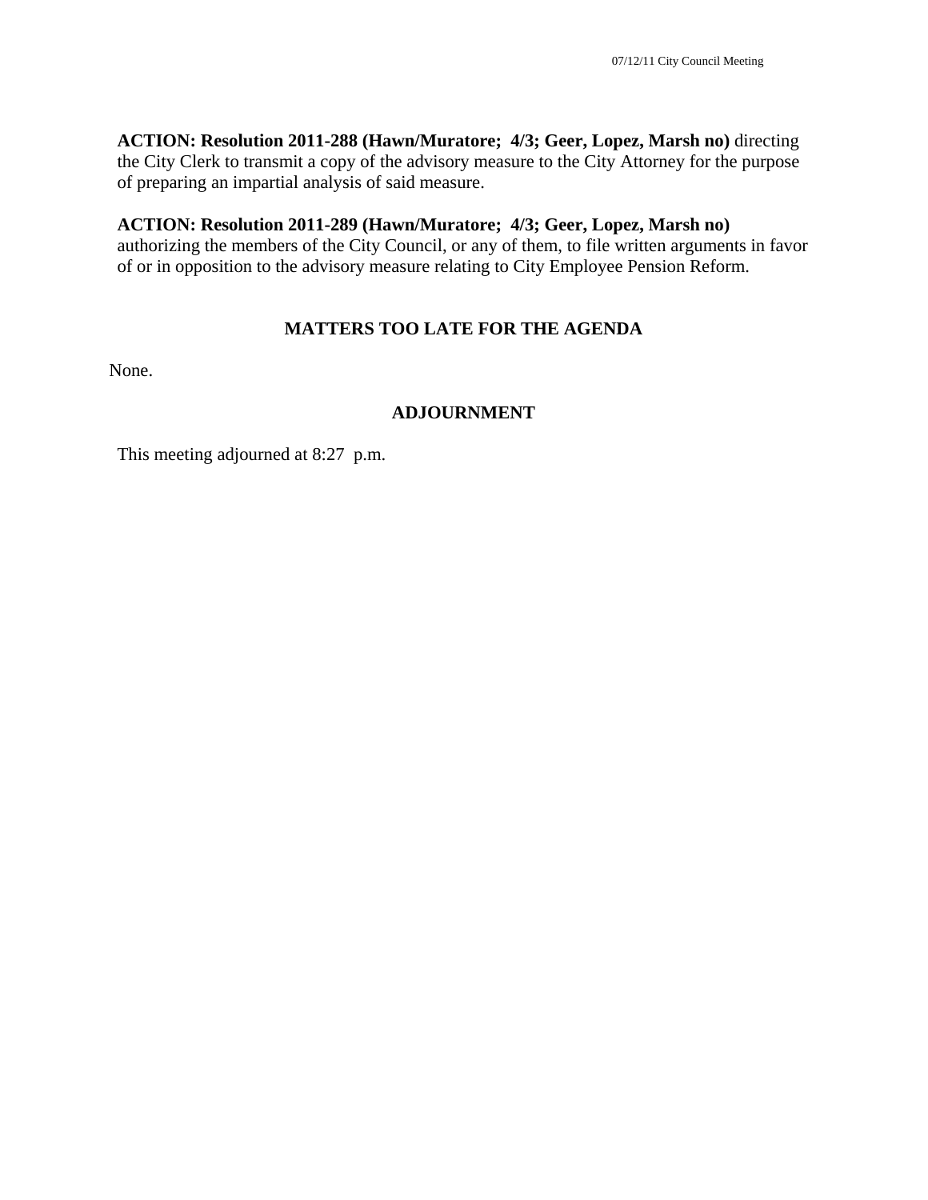**ACTION: Resolution 2011-288 (Hawn/Muratore; 4/3; Geer, Lopez, Marsh no)** directing the City Clerk to transmit a copy of the advisory measure to the City Attorney for the purpose of preparing an impartial analysis of said measure.

**ACTION: Resolution 2011-289 (Hawn/Muratore; 4/3; Geer, Lopez, Marsh no)** authorizing the members of the City Council, or any of them, to file written arguments in favor of or in opposition to the advisory measure relating to City Employee Pension Reform.

## MATTERS TOO LATE FOR THE AGENDA

None.

## ADJOURNMENT

This meeting adjourned at 8:27 p.m.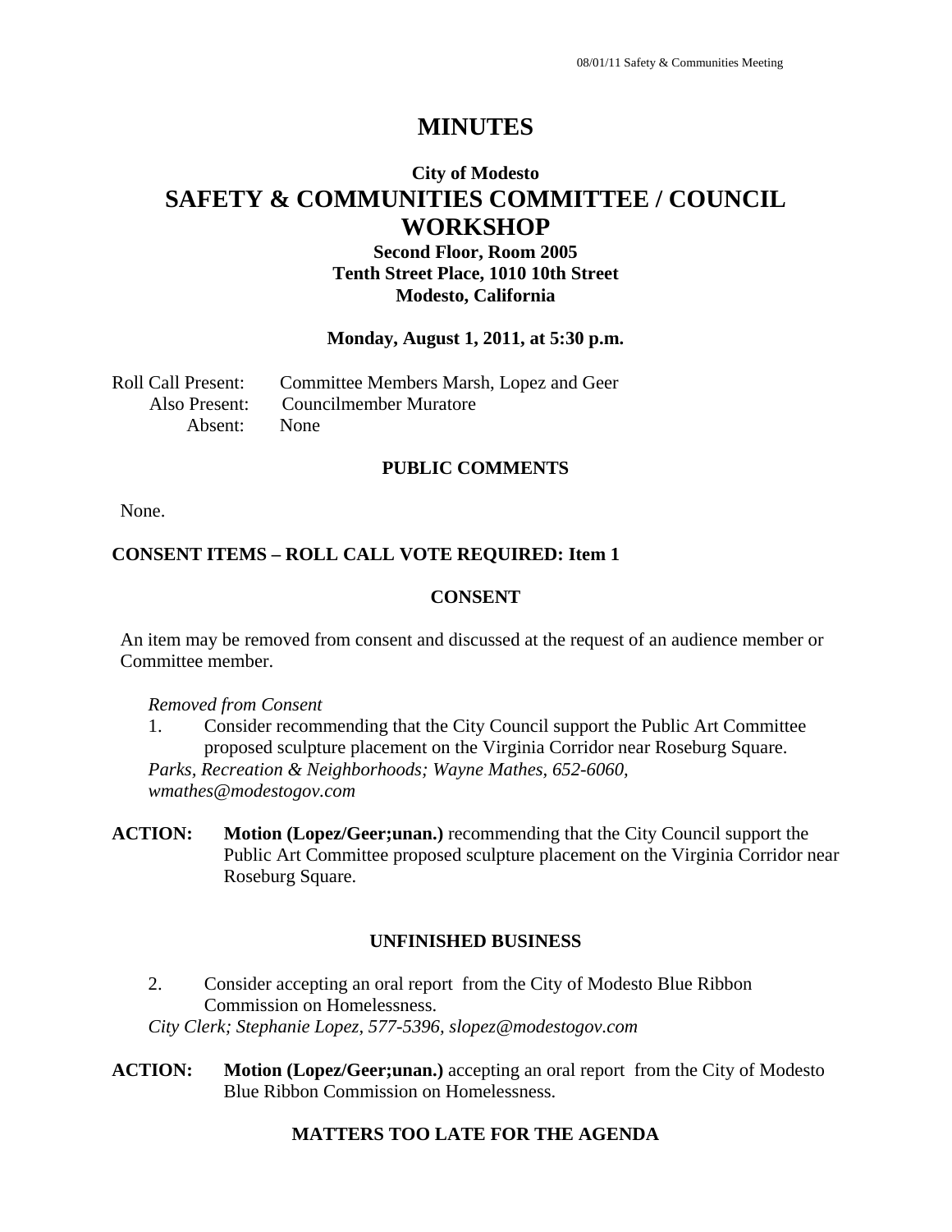# MINUTES

## City of Modesto

# SAFETY & COMMUNITIES COMMITTEE / COUNCIL WORKSHOP

### Second Floor, Room 2005
### Tenth Street Place, 1010 10th Street
### Modesto, California

**Monday, August 1, 2011, at 5:30 p.m.**

Roll Call Present: Committee Members Marsh, Lopez and Geer
Also Present: Councilmember Muratore
Absent: None

### PUBLIC COMMENTS

None.

### CONSENT ITEMS – ROLL CALL VOTE REQUIRED: Item 1

### CONSENT

An item may be removed from consent and discussed at the request of an audience member or Committee member.

*Removed from Consent*

1. Consider recommending that the City Council support the Public Art Committee proposed sculpture placement on the Virginia Corridor near Roseburg Square.
*Parks, Recreation & Neighborhoods; Wayne Mathes, 652-6060, wmathes@modestogov.com*

**ACTION:** **Motion (Lopez/Geer;unan.)** recommending that the City Council support the Public Art Committee proposed sculpture placement on the Virginia Corridor near Roseburg Square.

### UNFINISHED BUSINESS

2. Consider accepting an oral report from the City of Modesto Blue Ribbon Commission on Homelessness.
*City Clerk; Stephanie Lopez, 577-5396, slopez@modestogov.com*

**ACTION:** **Motion (Lopez/Geer;unan.)** accepting an oral report from the City of Modesto Blue Ribbon Commission on Homelessness.

### MATTERS TOO LATE FOR THE AGENDA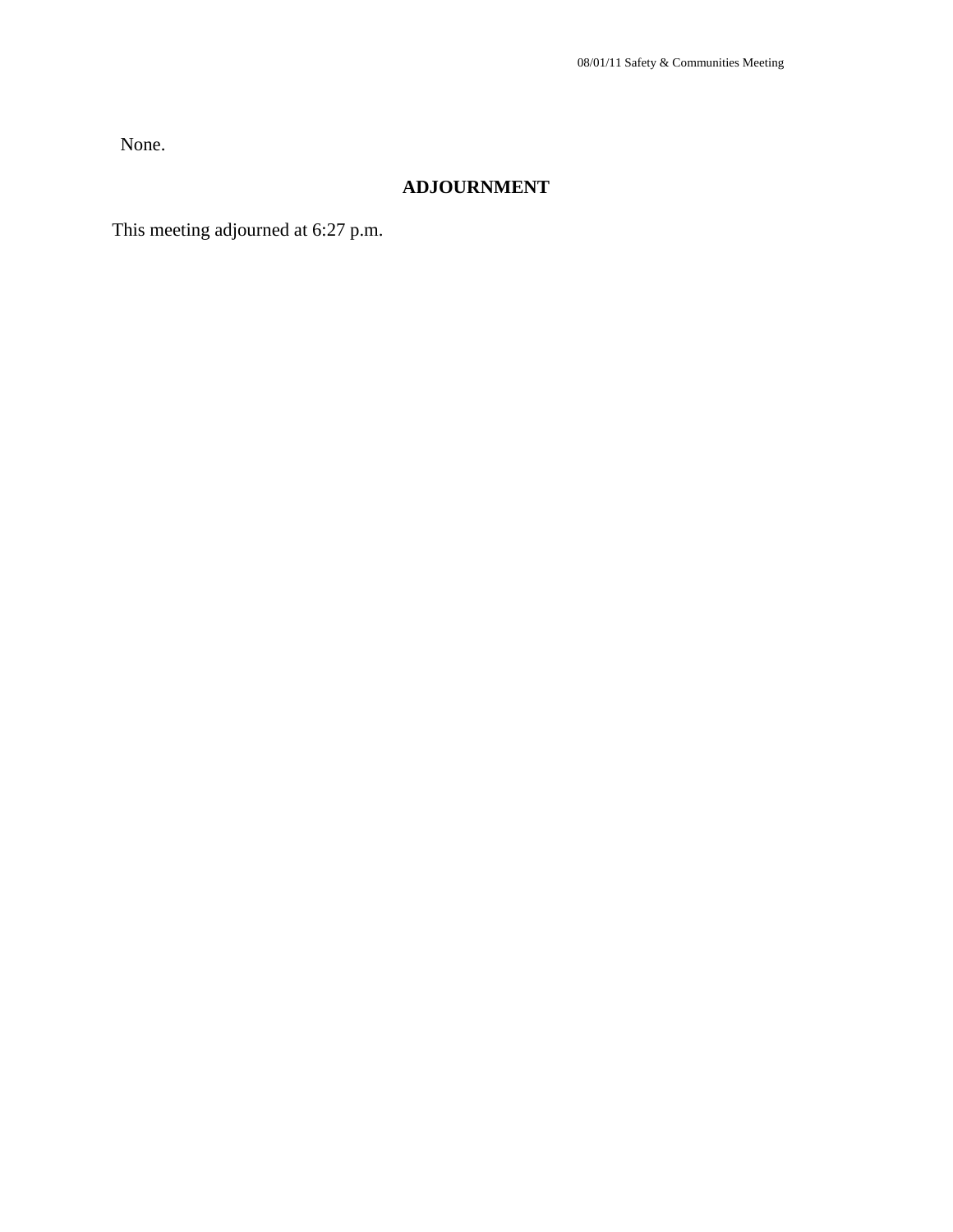None.

## ADJOURNMENT

This meeting adjourned at 6:27 p.m.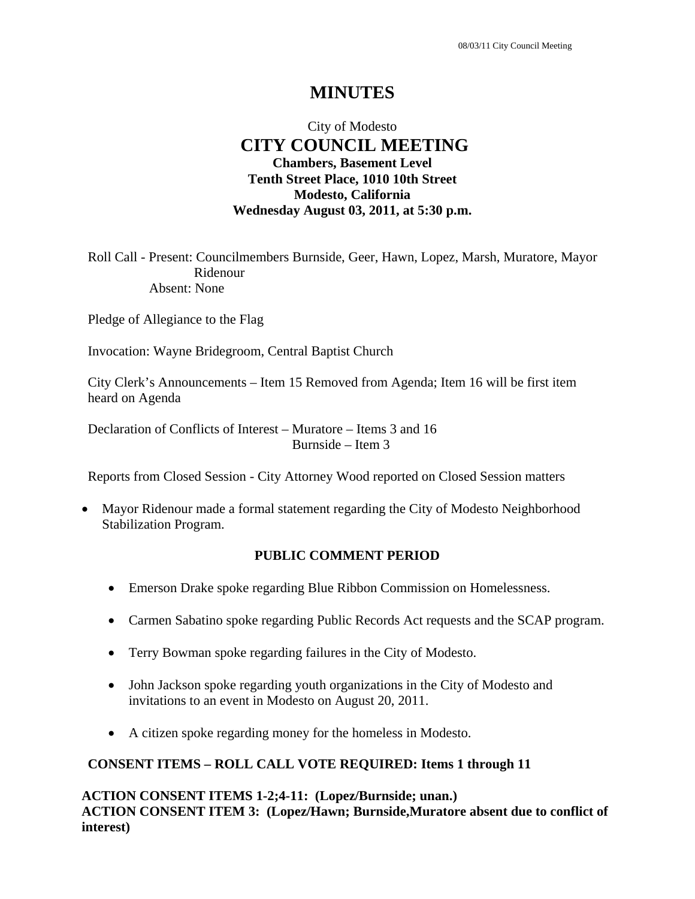# MINUTES

City of Modesto
**CITY COUNCIL MEETING**
**Chambers, Basement Level**
**Tenth Street Place, 1010 10th Street**
**Modesto, California**
**Wednesday August 03, 2011, at 5:30 p.m.**

Roll Call - Present: Councilmembers Burnside, Geer, Hawn, Lopez, Marsh, Muratore, Mayor Ridenour
Absent: None

Pledge of Allegiance to the Flag

Invocation: Wayne Bridegroom, Central Baptist Church

City Clerk's Announcements – Item 15 Removed from Agenda; Item 16 will be first item heard on Agenda

Declaration of Conflicts of Interest – Muratore – Items 3 and 16
Burnside – Item 3

Reports from Closed Session - City Attorney Wood reported on Closed Session matters

- Mayor Ridenour made a formal statement regarding the City of Modesto Neighborhood Stabilization Program.

**PUBLIC COMMENT PERIOD**

- Emerson Drake spoke regarding Blue Ribbon Commission on Homelessness.
- Carmen Sabatino spoke regarding Public Records Act requests and the SCAP program.
- Terry Bowman spoke regarding failures in the City of Modesto.
- John Jackson spoke regarding youth organizations in the City of Modesto and invitations to an event in Modesto on August 20, 2011.
- A citizen spoke regarding money for the homeless in Modesto.

**CONSENT ITEMS – ROLL CALL VOTE REQUIRED: Items 1 through 11**

**ACTION CONSENT ITEMS 1-2;4-11: (Lopez/Burnside; unan.)**
**ACTION CONSENT ITEM 3: (Lopez/Hawn; Burnside,Muratore absent due to conflict of interest)**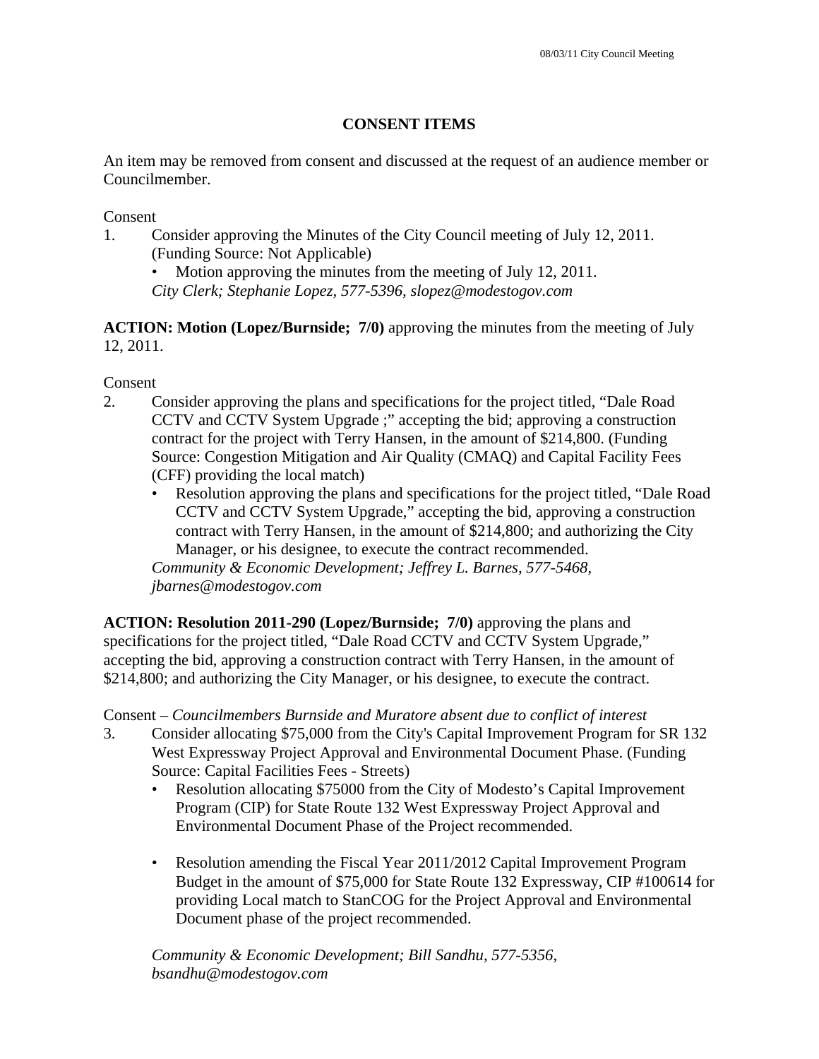## CONSENT ITEMS

An item may be removed from consent and discussed at the request of an audience member or Councilmember.

Consent

1. Consider approving the Minutes of the City Council meeting of July 12, 2011. (Funding Source: Not Applicable)
   - Motion approving the minutes from the meeting of July 12, 2011.

   *City Clerk; Stephanie Lopez, 577-5396, slopez@modestogov.com*

**ACTION: Motion (Lopez/Burnside; 7/0)** approving the minutes from the meeting of July 12, 2011.

Consent

2. Consider approving the plans and specifications for the project titled, "Dale Road CCTV and CCTV System Upgrade ;" accepting the bid; approving a construction contract for the project with Terry Hansen, in the amount of $214,800. (Funding Source: Congestion Mitigation and Air Quality (CMAQ) and Capital Facility Fees (CFF) providing the local match)
   - Resolution approving the plans and specifications for the project titled, "Dale Road CCTV and CCTV System Upgrade," accepting the bid, approving a construction contract with Terry Hansen, in the amount of $214,800; and authorizing the City Manager, or his designee, to execute the contract recommended.

   *Community & Economic Development; Jeffrey L. Barnes, 577-5468, jbarnes@modestogov.com*

**ACTION: Resolution 2011-290 (Lopez/Burnside; 7/0)** approving the plans and specifications for the project titled, "Dale Road CCTV and CCTV System Upgrade," accepting the bid, approving a construction contract with Terry Hansen, in the amount of $214,800; and authorizing the City Manager, or his designee, to execute the contract.

Consent – *Councilmembers Burnside and Muratore absent due to conflict of interest*

3. Consider allocating $75,000 from the City's Capital Improvement Program for SR 132 West Expressway Project Approval and Environmental Document Phase. (Funding Source: Capital Facilities Fees - Streets)
   - Resolution allocating $75000 from the City of Modesto's Capital Improvement Program (CIP) for State Route 132 West Expressway Project Approval and Environmental Document Phase of the Project recommended.

   - Resolution amending the Fiscal Year 2011/2012 Capital Improvement Program Budget in the amount of $75,000 for State Route 132 Expressway, CIP #100614 for providing Local match to StanCOG for the Project Approval and Environmental Document phase of the project recommended.

   *Community & Economic Development; Bill Sandhu, 577-5356, bsandhu@modestogov.com*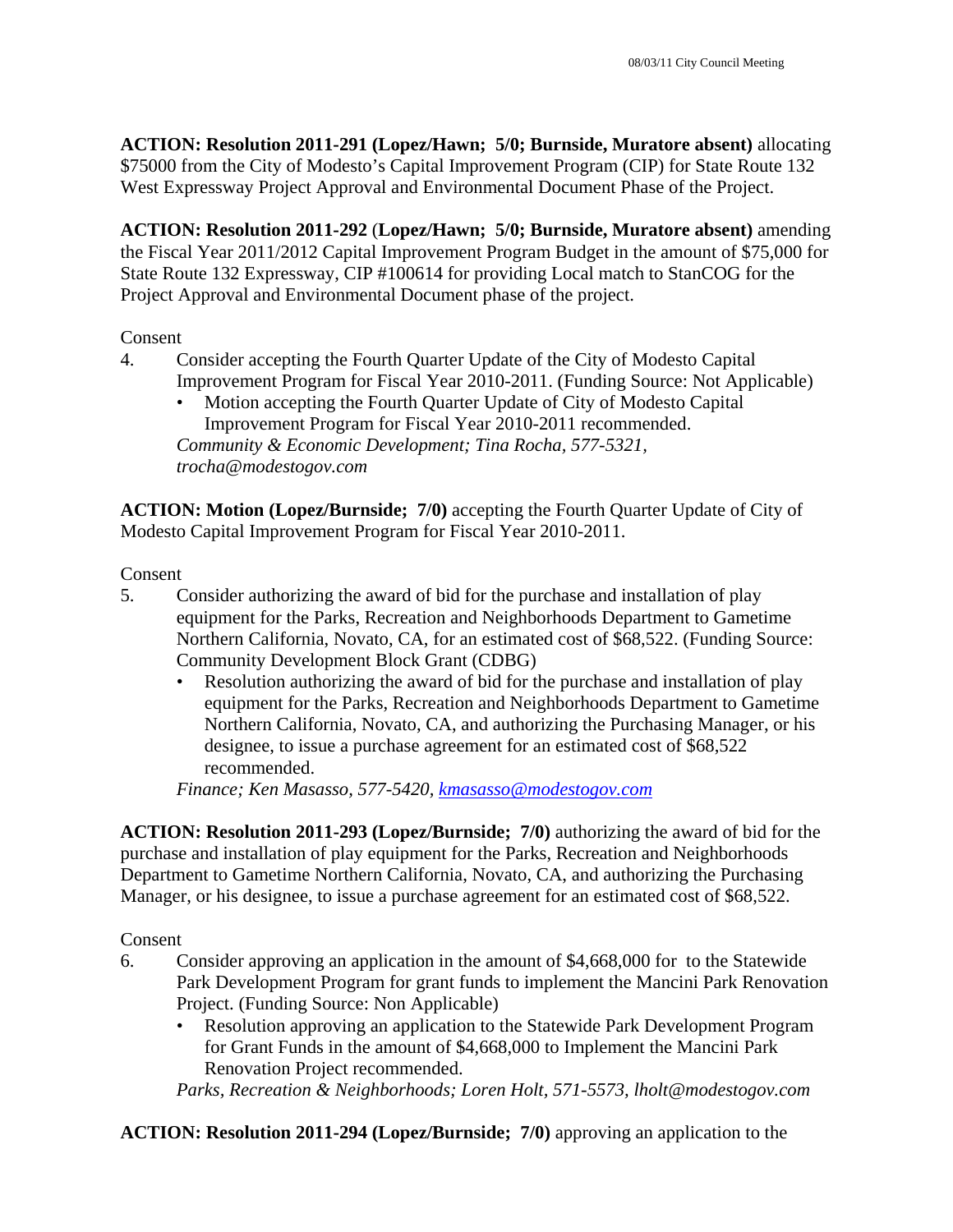**ACTION: Resolution 2011-291 (Lopez/Hawn; 5/0; Burnside, Muratore absent)** allocating $75000 from the City of Modesto's Capital Improvement Program (CIP) for State Route 132 West Expressway Project Approval and Environmental Document Phase of the Project.

**ACTION: Resolution 2011-292** (**Lopez/Hawn; 5/0; Burnside, Muratore absent)** amending the Fiscal Year 2011/2012 Capital Improvement Program Budget in the amount of $75,000 for State Route 132 Expressway, CIP #100614 for providing Local match to StanCOG for the Project Approval and Environmental Document phase of the project.

Consent

4. Consider accepting the Fourth Quarter Update of the City of Modesto Capital Improvement Program for Fiscal Year 2010-2011. (Funding Source: Not Applicable)
   - Motion accepting the Fourth Quarter Update of City of Modesto Capital Improvement Program for Fiscal Year 2010-2011 recommended.

   *Community & Economic Development; Tina Rocha, 577-5321, trocha@modestogov.com*

**ACTION: Motion (Lopez/Burnside; 7/0)** accepting the Fourth Quarter Update of City of Modesto Capital Improvement Program for Fiscal Year 2010-2011.

Consent

5. Consider authorizing the award of bid for the purchase and installation of play equipment for the Parks, Recreation and Neighborhoods Department to Gametime Northern California, Novato, CA, for an estimated cost of $68,522. (Funding Source: Community Development Block Grant (CDBG)
   - Resolution authorizing the award of bid for the purchase and installation of play equipment for the Parks, Recreation and Neighborhoods Department to Gametime Northern California, Novato, CA, and authorizing the Purchasing Manager, or his designee, to issue a purchase agreement for an estimated cost of $68,522 recommended.

   *Finance; Ken Masasso, 577-5420, kmasasso@modestogov.com*

**ACTION: Resolution 2011-293 (Lopez/Burnside; 7/0)** authorizing the award of bid for the purchase and installation of play equipment for the Parks, Recreation and Neighborhoods Department to Gametime Northern California, Novato, CA, and authorizing the Purchasing Manager, or his designee, to issue a purchase agreement for an estimated cost of $68,522.

Consent

6. Consider approving an application in the amount of $4,668,000 for to the Statewide Park Development Program for grant funds to implement the Mancini Park Renovation Project. (Funding Source: Non Applicable)
   - Resolution approving an application to the Statewide Park Development Program for Grant Funds in the amount of $4,668,000 to Implement the Mancini Park Renovation Project recommended.

   *Parks, Recreation & Neighborhoods; Loren Holt, 571-5573, lholt@modestogov.com*

**ACTION: Resolution 2011-294 (Lopez/Burnside; 7/0)** approving an application to the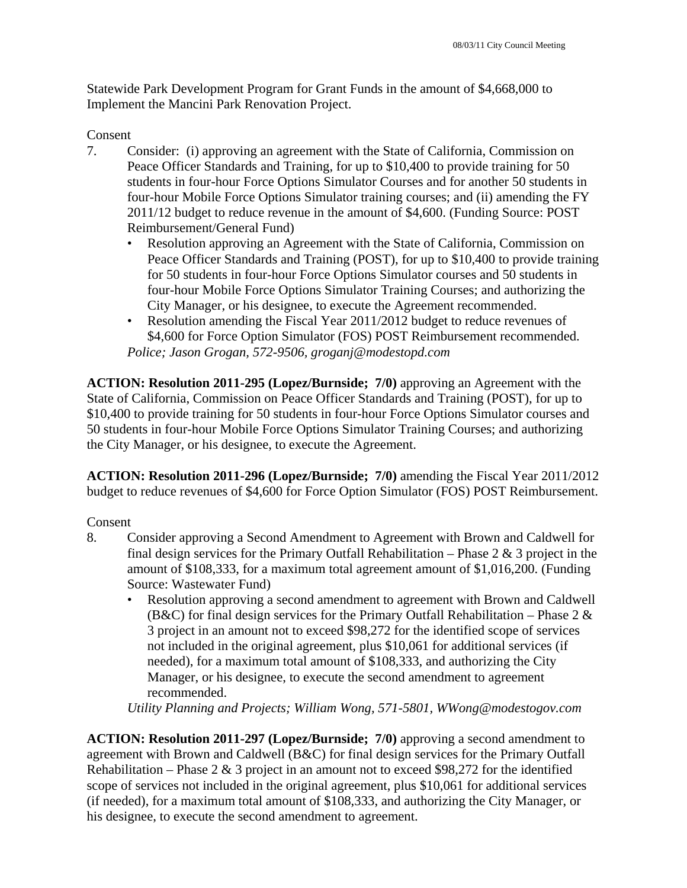Statewide Park Development Program for Grant Funds in the amount of $4,668,000 to Implement the Mancini Park Renovation Project.

Consent

7. Consider: (i) approving an agreement with the State of California, Commission on Peace Officer Standards and Training, for up to $10,400 to provide training for 50 students in four-hour Force Options Simulator Courses and for another 50 students in four-hour Mobile Force Options Simulator training courses; and (ii) amending the FY 2011/12 budget to reduce revenue in the amount of $4,600. (Funding Source: POST Reimbursement/General Fund)
   - Resolution approving an Agreement with the State of California, Commission on Peace Officer Standards and Training (POST), for up to $10,400 to provide training for 50 students in four-hour Force Options Simulator courses and 50 students in four-hour Mobile Force Options Simulator Training Courses; and authorizing the City Manager, or his designee, to execute the Agreement recommended.
   - Resolution amending the Fiscal Year 2011/2012 budget to reduce revenues of $4,600 for Force Option Simulator (FOS) POST Reimbursement recommended.

   *Police; Jason Grogan, 572-9506, groganj@modestopd.com*

**ACTION: Resolution 2011-295 (Lopez/Burnside; 7/0)** approving an Agreement with the State of California, Commission on Peace Officer Standards and Training (POST), for up to $10,400 to provide training for 50 students in four-hour Force Options Simulator courses and 50 students in four-hour Mobile Force Options Simulator Training Courses; and authorizing the City Manager, or his designee, to execute the Agreement.

**ACTION: Resolution 2011-296 (Lopez/Burnside; 7/0)** amending the Fiscal Year 2011/2012 budget to reduce revenues of $4,600 for Force Option Simulator (FOS) POST Reimbursement.

Consent

8. Consider approving a Second Amendment to Agreement with Brown and Caldwell for final design services for the Primary Outfall Rehabilitation – Phase 2 & 3 project in the amount of $108,333, for a maximum total agreement amount of $1,016,200. (Funding Source: Wastewater Fund)
   - Resolution approving a second amendment to agreement with Brown and Caldwell (B&C) for final design services for the Primary Outfall Rehabilitation – Phase 2 & 3 project in an amount not to exceed $98,272 for the identified scope of services not included in the original agreement, plus $10,061 for additional services (if needed), for a maximum total amount of $108,333, and authorizing the City Manager, or his designee, to execute the second amendment to agreement recommended.

   *Utility Planning and Projects; William Wong, 571-5801, WWong@modestogov.com*

**ACTION: Resolution 2011-297 (Lopez/Burnside; 7/0)** approving a second amendment to agreement with Brown and Caldwell (B&C) for final design services for the Primary Outfall Rehabilitation – Phase 2 & 3 project in an amount not to exceed $98,272 for the identified scope of services not included in the original agreement, plus $10,061 for additional services (if needed), for a maximum total amount of $108,333, and authorizing the City Manager, or his designee, to execute the second amendment to agreement.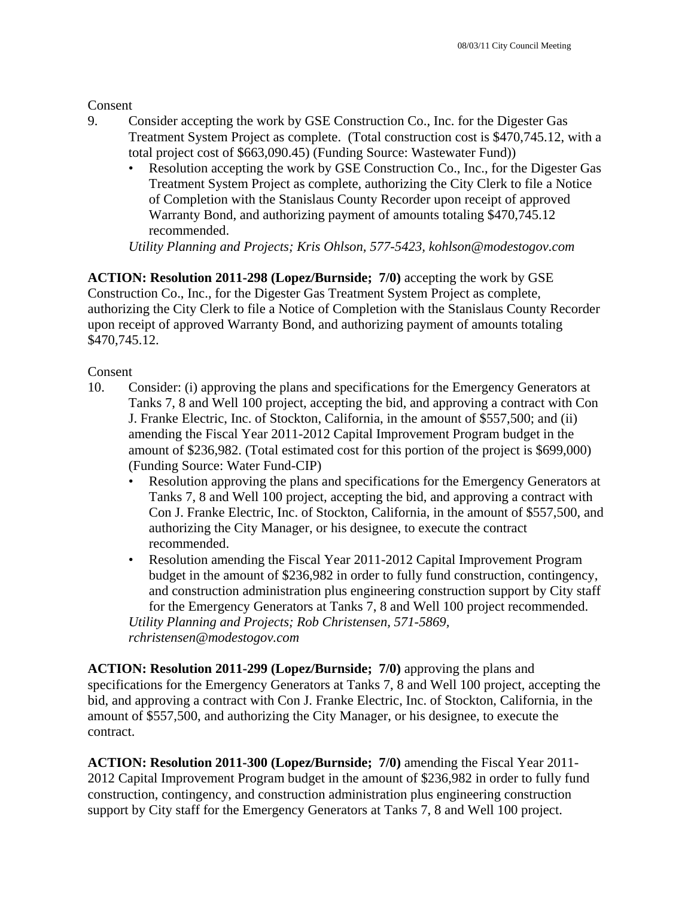Consent

9. Consider accepting the work by GSE Construction Co., Inc. for the Digester Gas Treatment System Project as complete. (Total construction cost is $470,745.12, with a total project cost of $663,090.45) (Funding Source: Wastewater Fund))
   - Resolution accepting the work by GSE Construction Co., Inc., for the Digester Gas Treatment System Project as complete, authorizing the City Clerk to file a Notice of Completion with the Stanislaus County Recorder upon receipt of approved Warranty Bond, and authorizing payment of amounts totaling $470,745.12 recommended.

   *Utility Planning and Projects; Kris Ohlson, 577-5423, kohlson@modestogov.com*

**ACTION: Resolution 2011-298 (Lopez/Burnside; 7/0)** accepting the work by GSE Construction Co., Inc., for the Digester Gas Treatment System Project as complete, authorizing the City Clerk to file a Notice of Completion with the Stanislaus County Recorder upon receipt of approved Warranty Bond, and authorizing payment of amounts totaling $470,745.12.

Consent

10. Consider: (i) approving the plans and specifications for the Emergency Generators at Tanks 7, 8 and Well 100 project, accepting the bid, and approving a contract with Con J. Franke Electric, Inc. of Stockton, California, in the amount of $557,500; and (ii) amending the Fiscal Year 2011-2012 Capital Improvement Program budget in the amount of $236,982. (Total estimated cost for this portion of the project is $699,000) (Funding Source: Water Fund-CIP)
   - Resolution approving the plans and specifications for the Emergency Generators at Tanks 7, 8 and Well 100 project, accepting the bid, and approving a contract with Con J. Franke Electric, Inc. of Stockton, California, in the amount of $557,500, and authorizing the City Manager, or his designee, to execute the contract recommended.
   - Resolution amending the Fiscal Year 2011-2012 Capital Improvement Program budget in the amount of $236,982 in order to fully fund construction, contingency, and construction administration plus engineering construction support by City staff for the Emergency Generators at Tanks 7, 8 and Well 100 project recommended.

   *Utility Planning and Projects; Rob Christensen, 571-5869, rchristensen@modestogov.com*

**ACTION: Resolution 2011-299 (Lopez/Burnside; 7/0)** approving the plans and specifications for the Emergency Generators at Tanks 7, 8 and Well 100 project, accepting the bid, and approving a contract with Con J. Franke Electric, Inc. of Stockton, California, in the amount of $557,500, and authorizing the City Manager, or his designee, to execute the contract.

**ACTION: Resolution 2011-300 (Lopez/Burnside; 7/0)** amending the Fiscal Year 2011-2012 Capital Improvement Program budget in the amount of $236,982 in order to fully fund construction, contingency, and construction administration plus engineering construction support by City staff for the Emergency Generators at Tanks 7, 8 and Well 100 project.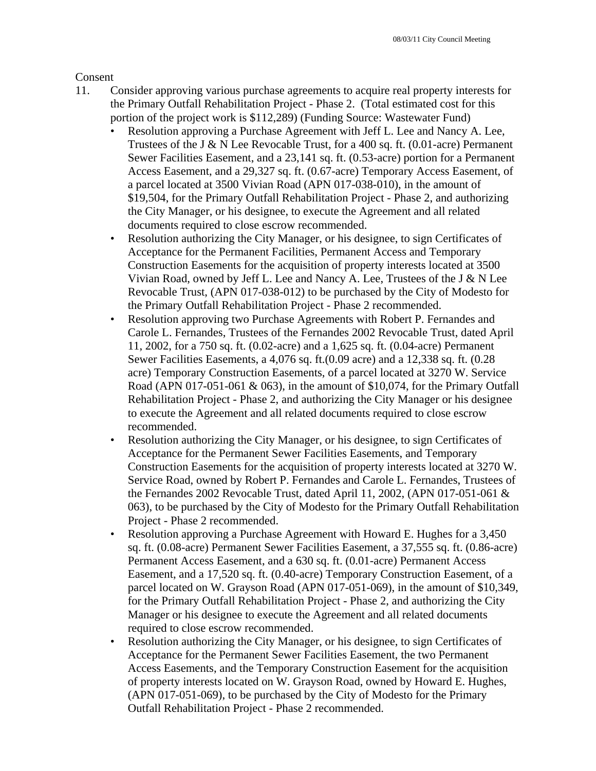Consent

11. Consider approving various purchase agreements to acquire real property interests for the Primary Outfall Rehabilitation Project - Phase 2. (Total estimated cost for this portion of the project work is $112,289) (Funding Source: Wastewater Fund)
    - Resolution approving a Purchase Agreement with Jeff L. Lee and Nancy A. Lee, Trustees of the J & N Lee Revocable Trust, for a 400 sq. ft. (0.01-acre) Permanent Sewer Facilities Easement, and a 23,141 sq. ft. (0.53-acre) portion for a Permanent Access Easement, and a 29,327 sq. ft. (0.67-acre) Temporary Access Easement, of a parcel located at 3500 Vivian Road (APN 017-038-010), in the amount of $19,504, for the Primary Outfall Rehabilitation Project - Phase 2, and authorizing the City Manager, or his designee, to execute the Agreement and all related documents required to close escrow recommended.
    - Resolution authorizing the City Manager, or his designee, to sign Certificates of Acceptance for the Permanent Facilities, Permanent Access and Temporary Construction Easements for the acquisition of property interests located at 3500 Vivian Road, owned by Jeff L. Lee and Nancy A. Lee, Trustees of the J & N Lee Revocable Trust, (APN 017-038-012) to be purchased by the City of Modesto for the Primary Outfall Rehabilitation Project - Phase 2 recommended.
    - Resolution approving two Purchase Agreements with Robert P. Fernandes and Carole L. Fernandes, Trustees of the Fernandes 2002 Revocable Trust, dated April 11, 2002, for a 750 sq. ft. (0.02-acre) and a 1,625 sq. ft. (0.04-acre) Permanent Sewer Facilities Easements, a 4,076 sq. ft.(0.09 acre) and a 12,338 sq. ft. (0.28 acre) Temporary Construction Easements, of a parcel located at 3270 W. Service Road (APN 017-051-061 & 063), in the amount of $10,074, for the Primary Outfall Rehabilitation Project - Phase 2, and authorizing the City Manager or his designee to execute the Agreement and all related documents required to close escrow recommended.
    - Resolution authorizing the City Manager, or his designee, to sign Certificates of Acceptance for the Permanent Sewer Facilities Easements, and Temporary Construction Easements for the acquisition of property interests located at 3270 W. Service Road, owned by Robert P. Fernandes and Carole L. Fernandes, Trustees of the Fernandes 2002 Revocable Trust, dated April 11, 2002, (APN 017-051-061 & 063), to be purchased by the City of Modesto for the Primary Outfall Rehabilitation Project - Phase 2 recommended.
    - Resolution approving a Purchase Agreement with Howard E. Hughes for a 3,450 sq. ft. (0.08-acre) Permanent Sewer Facilities Easement, a 37,555 sq. ft. (0.86-acre) Permanent Access Easement, and a 630 sq. ft. (0.01-acre) Permanent Access Easement, and a 17,520 sq. ft. (0.40-acre) Temporary Construction Easement, of a parcel located on W. Grayson Road (APN 017-051-069), in the amount of $10,349, for the Primary Outfall Rehabilitation Project - Phase 2, and authorizing the City Manager or his designee to execute the Agreement and all related documents required to close escrow recommended.
    - Resolution authorizing the City Manager, or his designee, to sign Certificates of Acceptance for the Permanent Sewer Facilities Easement, the two Permanent Access Easements, and the Temporary Construction Easement for the acquisition of property interests located on W. Grayson Road, owned by Howard E. Hughes, (APN 017-051-069), to be purchased by the City of Modesto for the Primary Outfall Rehabilitation Project - Phase 2 recommended.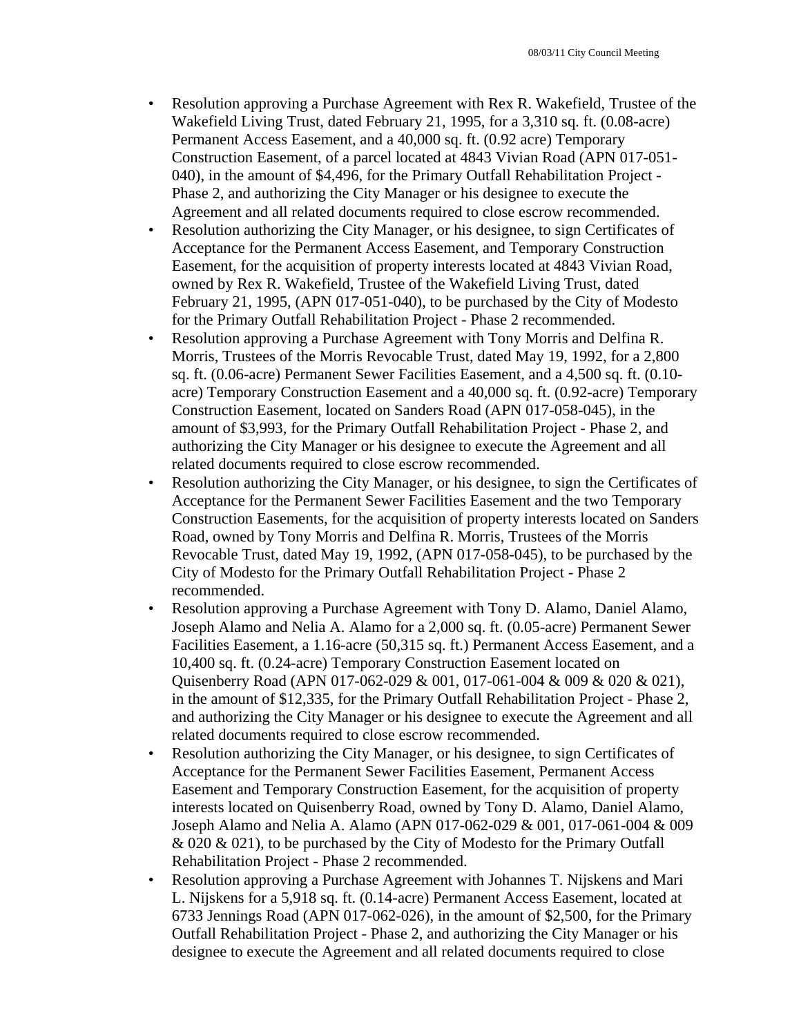- Resolution approving a Purchase Agreement with Rex R. Wakefield, Trustee of the Wakefield Living Trust, dated February 21, 1995, for a 3,310 sq. ft. (0.08-acre) Permanent Access Easement, and a 40,000 sq. ft. (0.92 acre) Temporary Construction Easement, of a parcel located at 4843 Vivian Road (APN 017-051-040), in the amount of $4,496, for the Primary Outfall Rehabilitation Project - Phase 2, and authorizing the City Manager or his designee to execute the Agreement and all related documents required to close escrow recommended.
- Resolution authorizing the City Manager, or his designee, to sign Certificates of Acceptance for the Permanent Access Easement, and Temporary Construction Easement, for the acquisition of property interests located at 4843 Vivian Road, owned by Rex R. Wakefield, Trustee of the Wakefield Living Trust, dated February 21, 1995, (APN 017-051-040), to be purchased by the City of Modesto for the Primary Outfall Rehabilitation Project - Phase 2 recommended.
- Resolution approving a Purchase Agreement with Tony Morris and Delfina R. Morris, Trustees of the Morris Revocable Trust, dated May 19, 1992, for a 2,800 sq. ft. (0.06-acre) Permanent Sewer Facilities Easement, and a 4,500 sq. ft. (0.10-acre) Temporary Construction Easement and a 40,000 sq. ft. (0.92-acre) Temporary Construction Easement, located on Sanders Road (APN 017-058-045), in the amount of $3,993, for the Primary Outfall Rehabilitation Project - Phase 2, and authorizing the City Manager or his designee to execute the Agreement and all related documents required to close escrow recommended.
- Resolution authorizing the City Manager, or his designee, to sign the Certificates of Acceptance for the Permanent Sewer Facilities Easement and the two Temporary Construction Easements, for the acquisition of property interests located on Sanders Road, owned by Tony Morris and Delfina R. Morris, Trustees of the Morris Revocable Trust, dated May 19, 1992, (APN 017-058-045), to be purchased by the City of Modesto for the Primary Outfall Rehabilitation Project - Phase 2 recommended.
- Resolution approving a Purchase Agreement with Tony D. Alamo, Daniel Alamo, Joseph Alamo and Nelia A. Alamo for a 2,000 sq. ft. (0.05-acre) Permanent Sewer Facilities Easement, a 1.16-acre (50,315 sq. ft.) Permanent Access Easement, and a 10,400 sq. ft. (0.24-acre) Temporary Construction Easement located on Quisenberry Road (APN 017-062-029 & 001, 017-061-004 & 009 & 020 & 021), in the amount of $12,335, for the Primary Outfall Rehabilitation Project - Phase 2, and authorizing the City Manager or his designee to execute the Agreement and all related documents required to close escrow recommended.
- Resolution authorizing the City Manager, or his designee, to sign Certificates of Acceptance for the Permanent Sewer Facilities Easement, Permanent Access Easement and Temporary Construction Easement, for the acquisition of property interests located on Quisenberry Road, owned by Tony D. Alamo, Daniel Alamo, Joseph Alamo and Nelia A. Alamo (APN 017-062-029 & 001, 017-061-004 & 009 & 020 & 021), to be purchased by the City of Modesto for the Primary Outfall Rehabilitation Project - Phase 2 recommended.
- Resolution approving a Purchase Agreement with Johannes T. Nijskens and Mari L. Nijskens for a 5,918 sq. ft. (0.14-acre) Permanent Access Easement, located at 6733 Jennings Road (APN 017-062-026), in the amount of $2,500, for the Primary Outfall Rehabilitation Project - Phase 2, and authorizing the City Manager or his designee to execute the Agreement and all related documents required to close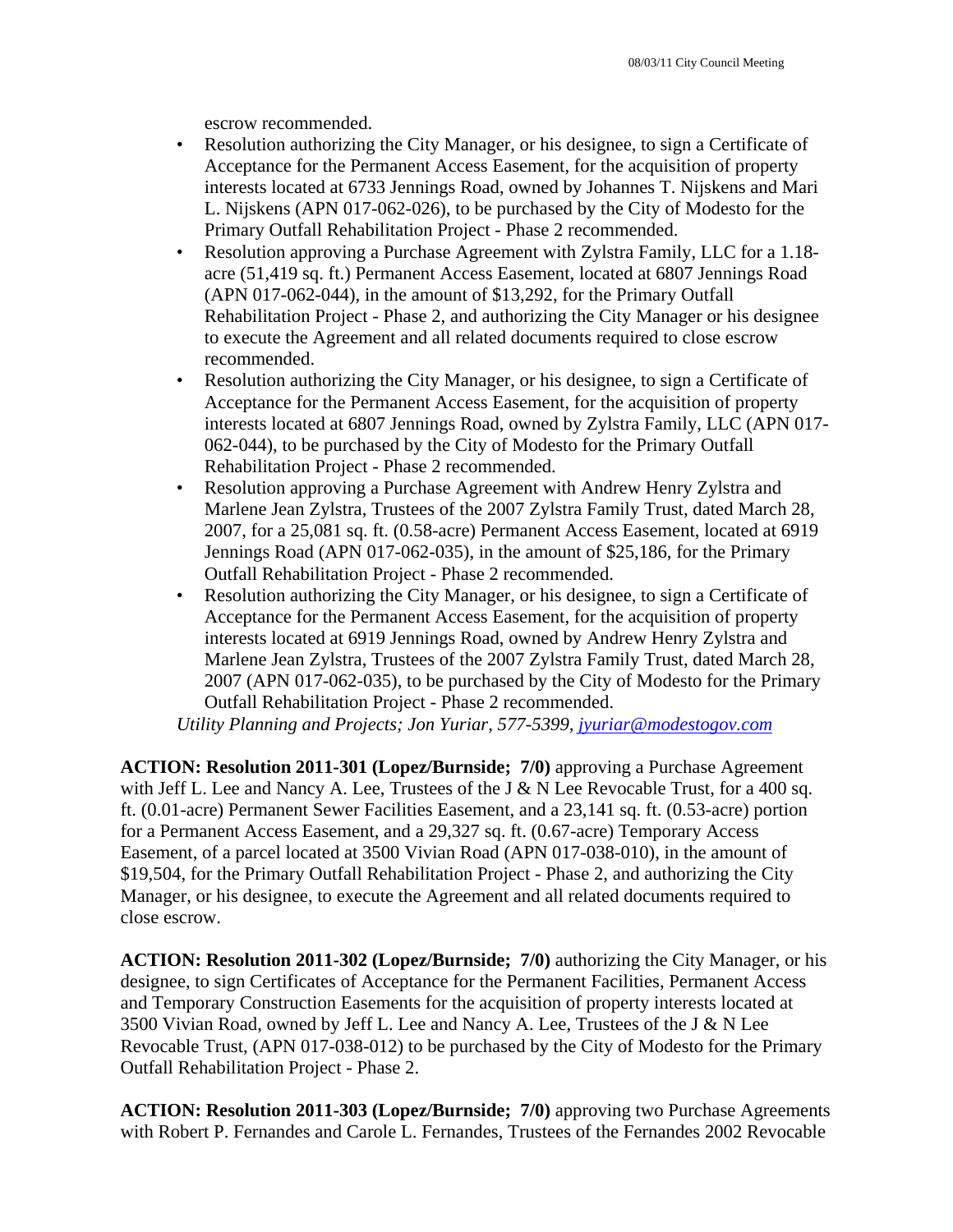escrow recommended.

- Resolution authorizing the City Manager, or his designee, to sign a Certificate of Acceptance for the Permanent Access Easement, for the acquisition of property interests located at 6733 Jennings Road, owned by Johannes T. Nijskens and Mari L. Nijskens (APN 017-062-026), to be purchased by the City of Modesto for the Primary Outfall Rehabilitation Project - Phase 2 recommended.
- Resolution approving a Purchase Agreement with Zylstra Family, LLC for a 1.18-acre (51,419 sq. ft.) Permanent Access Easement, located at 6807 Jennings Road (APN 017-062-044), in the amount of $13,292, for the Primary Outfall Rehabilitation Project - Phase 2, and authorizing the City Manager or his designee to execute the Agreement and all related documents required to close escrow recommended.
- Resolution authorizing the City Manager, or his designee, to sign a Certificate of Acceptance for the Permanent Access Easement, for the acquisition of property interests located at 6807 Jennings Road, owned by Zylstra Family, LLC (APN 017-062-044), to be purchased by the City of Modesto for the Primary Outfall Rehabilitation Project - Phase 2 recommended.
- Resolution approving a Purchase Agreement with Andrew Henry Zylstra and Marlene Jean Zylstra, Trustees of the 2007 Zylstra Family Trust, dated March 28, 2007, for a 25,081 sq. ft. (0.58-acre) Permanent Access Easement, located at 6919 Jennings Road (APN 017-062-035), in the amount of $25,186, for the Primary Outfall Rehabilitation Project - Phase 2 recommended.
- Resolution authorizing the City Manager, or his designee, to sign a Certificate of Acceptance for the Permanent Access Easement, for the acquisition of property interests located at 6919 Jennings Road, owned by Andrew Henry Zylstra and Marlene Jean Zylstra, Trustees of the 2007 Zylstra Family Trust, dated March 28, 2007 (APN 017-062-035), to be purchased by the City of Modesto for the Primary Outfall Rehabilitation Project - Phase 2 recommended.

*Utility Planning and Projects; Jon Yuriar, 577-5399, jyuriar@modestogov.com*

**ACTION: Resolution 2011-301 (Lopez/Burnside; 7/0)** approving a Purchase Agreement with Jeff L. Lee and Nancy A. Lee, Trustees of the J & N Lee Revocable Trust, for a 400 sq. ft. (0.01-acre) Permanent Sewer Facilities Easement, and a 23,141 sq. ft. (0.53-acre) portion for a Permanent Access Easement, and a 29,327 sq. ft. (0.67-acre) Temporary Access Easement, of a parcel located at 3500 Vivian Road (APN 017-038-010), in the amount of $19,504, for the Primary Outfall Rehabilitation Project - Phase 2, and authorizing the City Manager, or his designee, to execute the Agreement and all related documents required to close escrow.

**ACTION: Resolution 2011-302 (Lopez/Burnside; 7/0)** authorizing the City Manager, or his designee, to sign Certificates of Acceptance for the Permanent Facilities, Permanent Access and Temporary Construction Easements for the acquisition of property interests located at 3500 Vivian Road, owned by Jeff L. Lee and Nancy A. Lee, Trustees of the J & N Lee Revocable Trust, (APN 017-038-012) to be purchased by the City of Modesto for the Primary Outfall Rehabilitation Project - Phase 2.

**ACTION: Resolution 2011-303 (Lopez/Burnside; 7/0)** approving two Purchase Agreements with Robert P. Fernandes and Carole L. Fernandes, Trustees of the Fernandes 2002 Revocable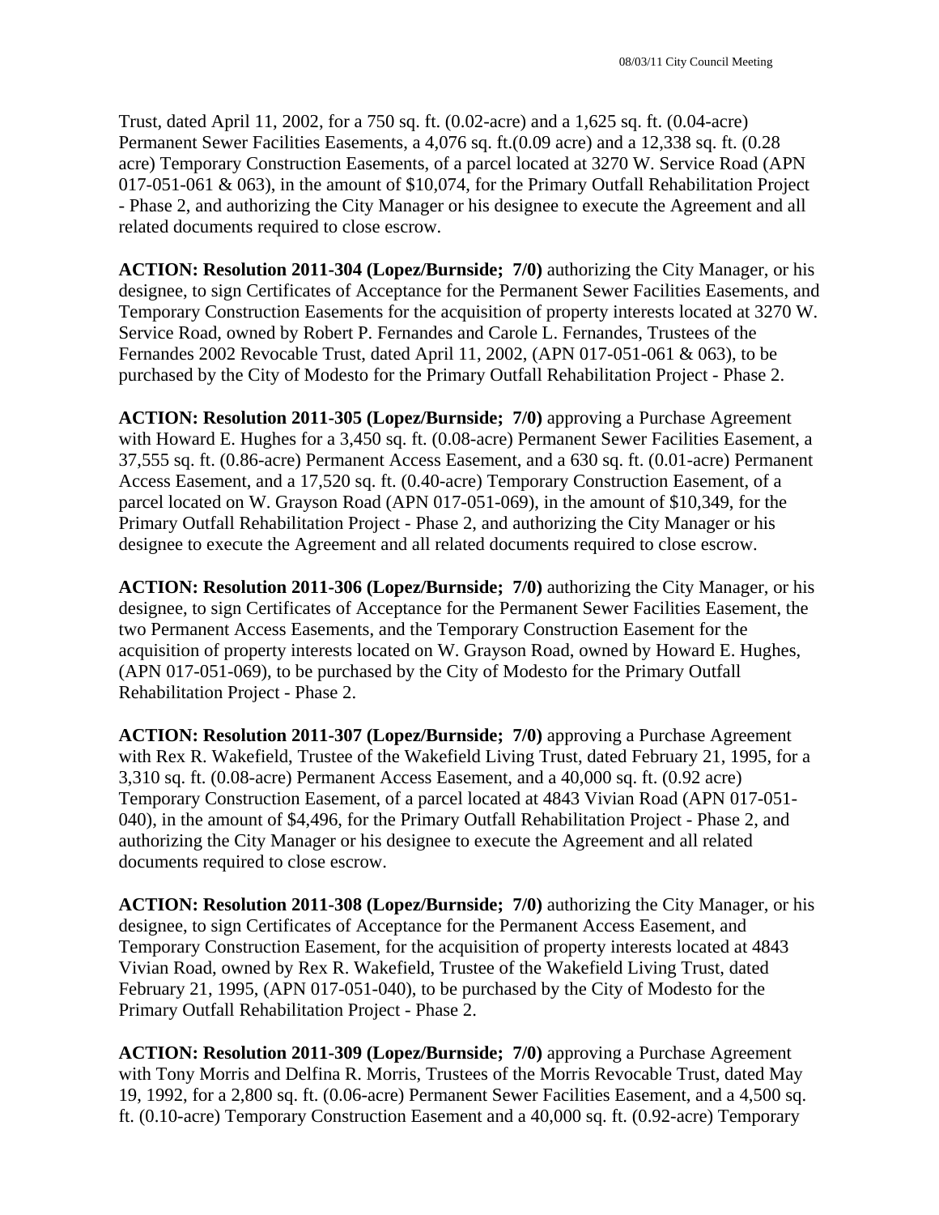Trust, dated April 11, 2002, for a 750 sq. ft. (0.02-acre) and a 1,625 sq. ft. (0.04-acre) Permanent Sewer Facilities Easements, a 4,076 sq. ft.(0.09 acre) and a 12,338 sq. ft. (0.28 acre) Temporary Construction Easements, of a parcel located at 3270 W. Service Road (APN 017-051-061 & 063), in the amount of $10,074, for the Primary Outfall Rehabilitation Project - Phase 2, and authorizing the City Manager or his designee to execute the Agreement and all related documents required to close escrow.

**ACTION: Resolution 2011-304 (Lopez/Burnside; 7/0)** authorizing the City Manager, or his designee, to sign Certificates of Acceptance for the Permanent Sewer Facilities Easements, and Temporary Construction Easements for the acquisition of property interests located at 3270 W. Service Road, owned by Robert P. Fernandes and Carole L. Fernandes, Trustees of the Fernandes 2002 Revocable Trust, dated April 11, 2002, (APN 017-051-061 & 063), to be purchased by the City of Modesto for the Primary Outfall Rehabilitation Project - Phase 2.

**ACTION: Resolution 2011-305 (Lopez/Burnside; 7/0)** approving a Purchase Agreement with Howard E. Hughes for a 3,450 sq. ft. (0.08-acre) Permanent Sewer Facilities Easement, a 37,555 sq. ft. (0.86-acre) Permanent Access Easement, and a 630 sq. ft. (0.01-acre) Permanent Access Easement, and a 17,520 sq. ft. (0.40-acre) Temporary Construction Easement, of a parcel located on W. Grayson Road (APN 017-051-069), in the amount of $10,349, for the Primary Outfall Rehabilitation Project - Phase 2, and authorizing the City Manager or his designee to execute the Agreement and all related documents required to close escrow.

**ACTION: Resolution 2011-306 (Lopez/Burnside; 7/0)** authorizing the City Manager, or his designee, to sign Certificates of Acceptance for the Permanent Sewer Facilities Easement, the two Permanent Access Easements, and the Temporary Construction Easement for the acquisition of property interests located on W. Grayson Road, owned by Howard E. Hughes, (APN 017-051-069), to be purchased by the City of Modesto for the Primary Outfall Rehabilitation Project - Phase 2.

**ACTION: Resolution 2011-307 (Lopez/Burnside; 7/0)** approving a Purchase Agreement with Rex R. Wakefield, Trustee of the Wakefield Living Trust, dated February 21, 1995, for a 3,310 sq. ft. (0.08-acre) Permanent Access Easement, and a 40,000 sq. ft. (0.92 acre) Temporary Construction Easement, of a parcel located at 4843 Vivian Road (APN 017-051-040), in the amount of $4,496, for the Primary Outfall Rehabilitation Project - Phase 2, and authorizing the City Manager or his designee to execute the Agreement and all related documents required to close escrow.

**ACTION: Resolution 2011-308 (Lopez/Burnside; 7/0)** authorizing the City Manager, or his designee, to sign Certificates of Acceptance for the Permanent Access Easement, and Temporary Construction Easement, for the acquisition of property interests located at 4843 Vivian Road, owned by Rex R. Wakefield, Trustee of the Wakefield Living Trust, dated February 21, 1995, (APN 017-051-040), to be purchased by the City of Modesto for the Primary Outfall Rehabilitation Project - Phase 2.

**ACTION: Resolution 2011-309 (Lopez/Burnside; 7/0)** approving a Purchase Agreement with Tony Morris and Delfina R. Morris, Trustees of the Morris Revocable Trust, dated May 19, 1992, for a 2,800 sq. ft. (0.06-acre) Permanent Sewer Facilities Easement, and a 4,500 sq. ft. (0.10-acre) Temporary Construction Easement and a 40,000 sq. ft. (0.92-acre) Temporary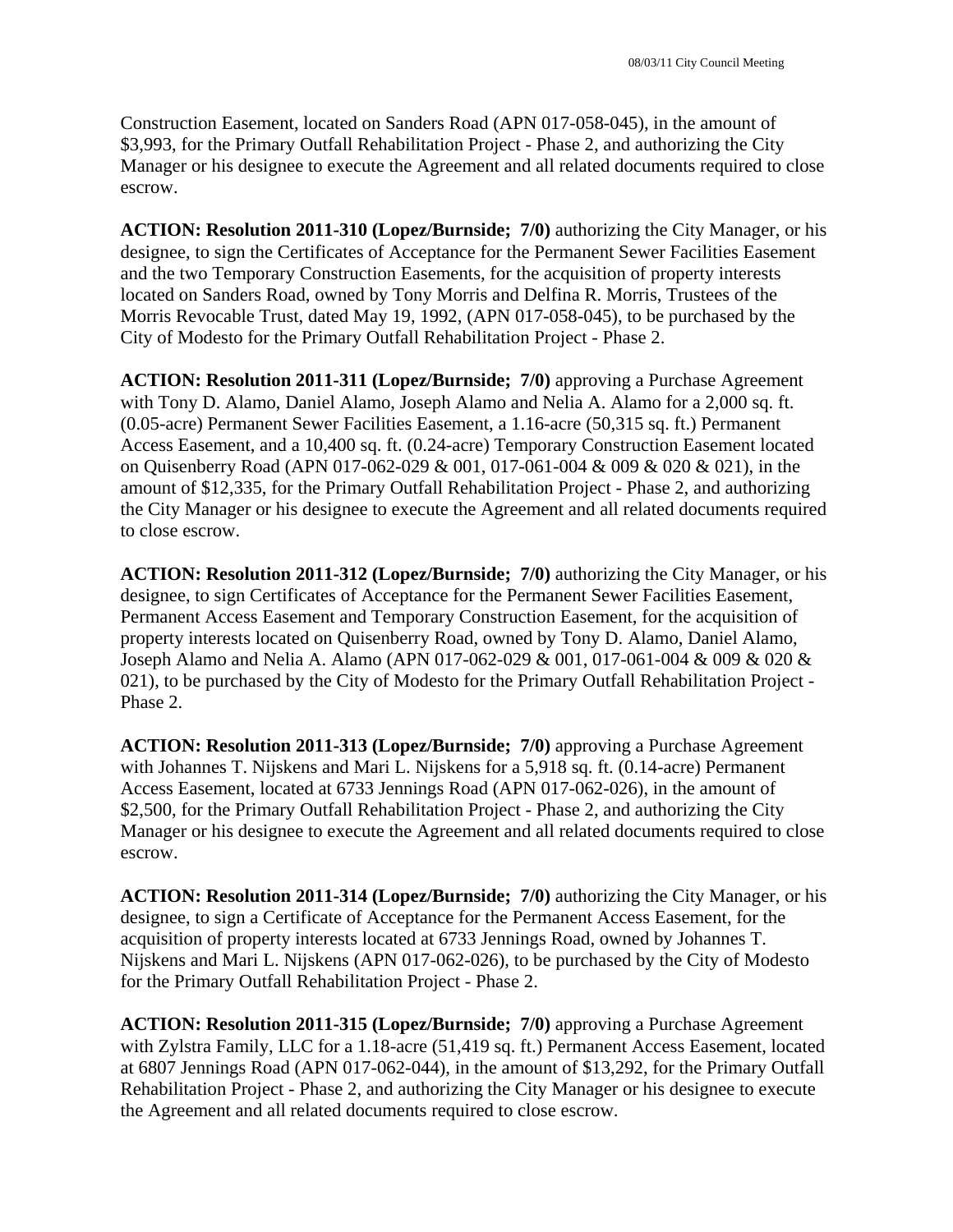Construction Easement, located on Sanders Road (APN 017-058-045), in the amount of $3,993, for the Primary Outfall Rehabilitation Project - Phase 2, and authorizing the City Manager or his designee to execute the Agreement and all related documents required to close escrow.

**ACTION: Resolution 2011-310 (Lopez/Burnside; 7/0)** authorizing the City Manager, or his designee, to sign the Certificates of Acceptance for the Permanent Sewer Facilities Easement and the two Temporary Construction Easements, for the acquisition of property interests located on Sanders Road, owned by Tony Morris and Delfina R. Morris, Trustees of the Morris Revocable Trust, dated May 19, 1992, (APN 017-058-045), to be purchased by the City of Modesto for the Primary Outfall Rehabilitation Project - Phase 2.

**ACTION: Resolution 2011-311 (Lopez/Burnside; 7/0)** approving a Purchase Agreement with Tony D. Alamo, Daniel Alamo, Joseph Alamo and Nelia A. Alamo for a 2,000 sq. ft. (0.05-acre) Permanent Sewer Facilities Easement, a 1.16-acre (50,315 sq. ft.) Permanent Access Easement, and a 10,400 sq. ft. (0.24-acre) Temporary Construction Easement located on Quisenberry Road (APN 017-062-029 & 001, 017-061-004 & 009 & 020 & 021), in the amount of $12,335, for the Primary Outfall Rehabilitation Project - Phase 2, and authorizing the City Manager or his designee to execute the Agreement and all related documents required to close escrow.

**ACTION: Resolution 2011-312 (Lopez/Burnside; 7/0)** authorizing the City Manager, or his designee, to sign Certificates of Acceptance for the Permanent Sewer Facilities Easement, Permanent Access Easement and Temporary Construction Easement, for the acquisition of property interests located on Quisenberry Road, owned by Tony D. Alamo, Daniel Alamo, Joseph Alamo and Nelia A. Alamo (APN 017-062-029 & 001, 017-061-004 & 009 & 020 & 021), to be purchased by the City of Modesto for the Primary Outfall Rehabilitation Project - Phase 2.

**ACTION: Resolution 2011-313 (Lopez/Burnside; 7/0)** approving a Purchase Agreement with Johannes T. Nijskens and Mari L. Nijskens for a 5,918 sq. ft. (0.14-acre) Permanent Access Easement, located at 6733 Jennings Road (APN 017-062-026), in the amount of $2,500, for the Primary Outfall Rehabilitation Project - Phase 2, and authorizing the City Manager or his designee to execute the Agreement and all related documents required to close escrow.

**ACTION: Resolution 2011-314 (Lopez/Burnside; 7/0)** authorizing the City Manager, or his designee, to sign a Certificate of Acceptance for the Permanent Access Easement, for the acquisition of property interests located at 6733 Jennings Road, owned by Johannes T. Nijskens and Mari L. Nijskens (APN 017-062-026), to be purchased by the City of Modesto for the Primary Outfall Rehabilitation Project - Phase 2.

**ACTION: Resolution 2011-315 (Lopez/Burnside; 7/0)** approving a Purchase Agreement with Zylstra Family, LLC for a 1.18-acre (51,419 sq. ft.) Permanent Access Easement, located at 6807 Jennings Road (APN 017-062-044), in the amount of $13,292, for the Primary Outfall Rehabilitation Project - Phase 2, and authorizing the City Manager or his designee to execute the Agreement and all related documents required to close escrow.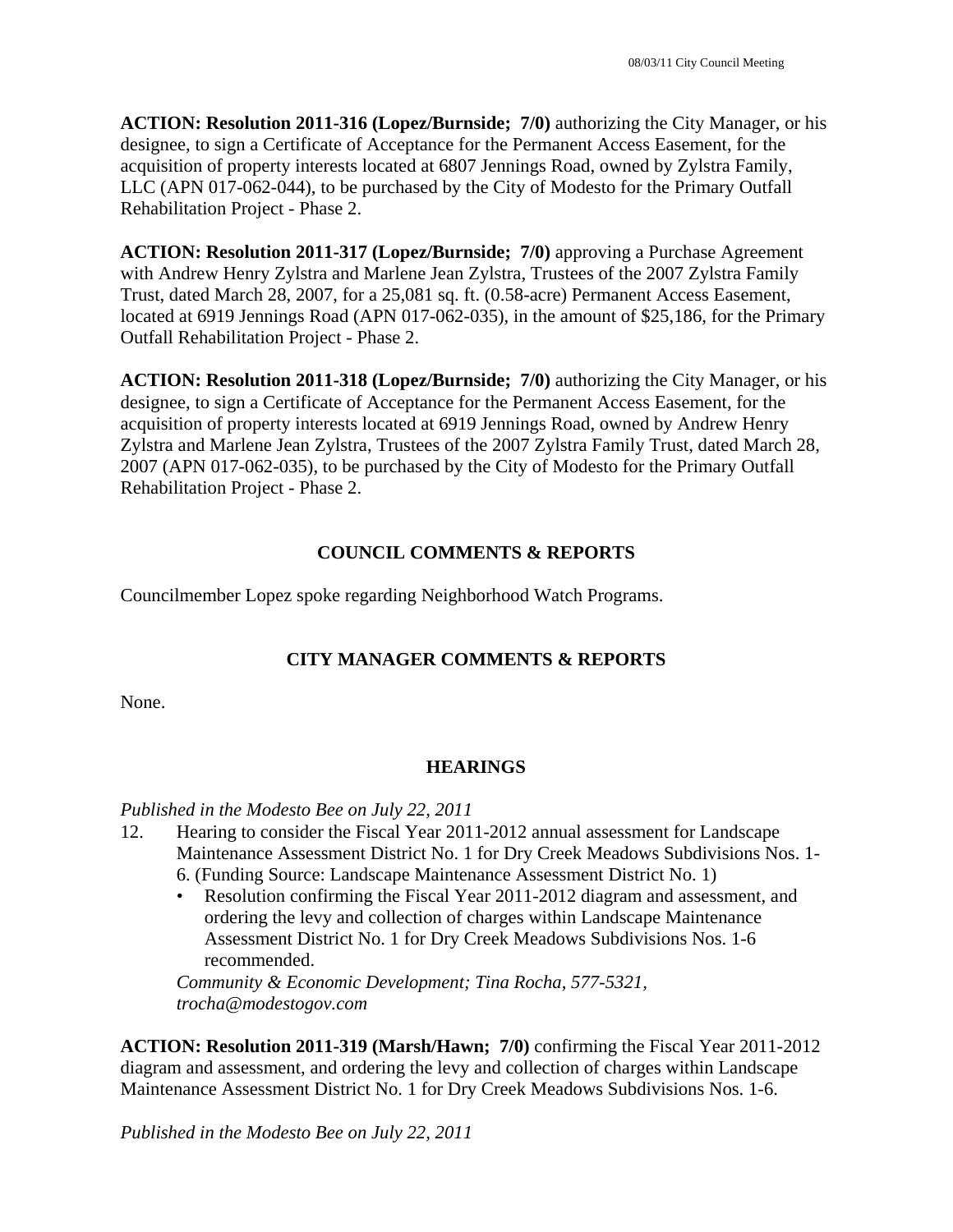**ACTION: Resolution 2011-316 (Lopez/Burnside; 7/0)** authorizing the City Manager, or his designee, to sign a Certificate of Acceptance for the Permanent Access Easement, for the acquisition of property interests located at 6807 Jennings Road, owned by Zylstra Family, LLC (APN 017-062-044), to be purchased by the City of Modesto for the Primary Outfall Rehabilitation Project - Phase 2.

**ACTION: Resolution 2011-317 (Lopez/Burnside; 7/0)** approving a Purchase Agreement with Andrew Henry Zylstra and Marlene Jean Zylstra, Trustees of the 2007 Zylstra Family Trust, dated March 28, 2007, for a 25,081 sq. ft. (0.58-acre) Permanent Access Easement, located at 6919 Jennings Road (APN 017-062-035), in the amount of $25,186, for the Primary Outfall Rehabilitation Project - Phase 2.

**ACTION: Resolution 2011-318 (Lopez/Burnside; 7/0)** authorizing the City Manager, or his designee, to sign a Certificate of Acceptance for the Permanent Access Easement, for the acquisition of property interests located at 6919 Jennings Road, owned by Andrew Henry Zylstra and Marlene Jean Zylstra, Trustees of the 2007 Zylstra Family Trust, dated March 28, 2007 (APN 017-062-035), to be purchased by the City of Modesto for the Primary Outfall Rehabilitation Project - Phase 2.

## COUNCIL COMMENTS & REPORTS

Councilmember Lopez spoke regarding Neighborhood Watch Programs.

## CITY MANAGER COMMENTS & REPORTS

None.

## HEARINGS

*Published in the Modesto Bee on July 22, 2011*

12. Hearing to consider the Fiscal Year 2011-2012 annual assessment for Landscape Maintenance Assessment District No. 1 for Dry Creek Meadows Subdivisions Nos. 1-6. (Funding Source: Landscape Maintenance Assessment District No. 1)
    - Resolution confirming the Fiscal Year 2011-2012 diagram and assessment, and ordering the levy and collection of charges within Landscape Maintenance Assessment District No. 1 for Dry Creek Meadows Subdivisions Nos. 1-6 recommended.

    *Community & Economic Development; Tina Rocha, 577-5321, trocha@modestogov.com*

**ACTION: Resolution 2011-319 (Marsh/Hawn; 7/0)** confirming the Fiscal Year 2011-2012 diagram and assessment, and ordering the levy and collection of charges within Landscape Maintenance Assessment District No. 1 for Dry Creek Meadows Subdivisions Nos. 1-6.

*Published in the Modesto Bee on July 22, 2011*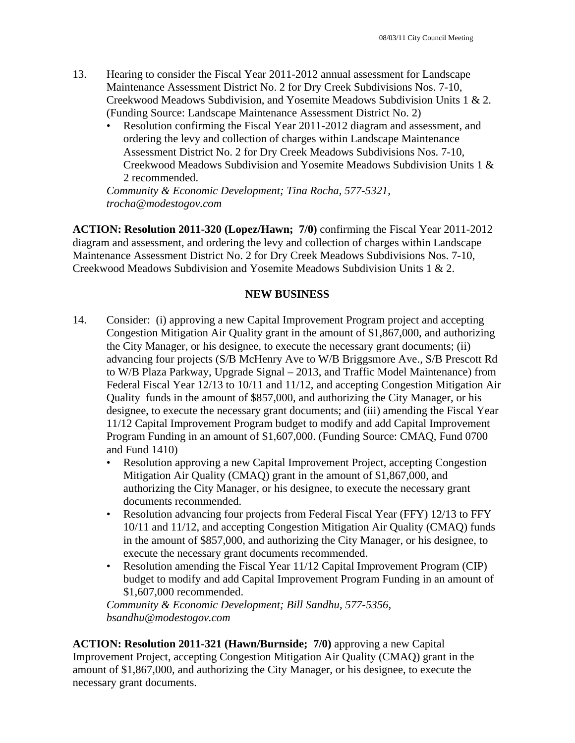13. Hearing to consider the Fiscal Year 2011-2012 annual assessment for Landscape Maintenance Assessment District No. 2 for Dry Creek Subdivisions Nos. 7-10, Creekwood Meadows Subdivision, and Yosemite Meadows Subdivision Units 1 & 2. (Funding Source: Landscape Maintenance Assessment District No. 2)
    - Resolution confirming the Fiscal Year 2011-2012 diagram and assessment, and ordering the levy and collection of charges within Landscape Maintenance Assessment District No. 2 for Dry Creek Meadows Subdivisions Nos. 7-10, Creekwood Meadows Subdivision and Yosemite Meadows Subdivision Units 1 & 2 recommended.

    *Community & Economic Development; Tina Rocha, 577-5321, trocha@modestogov.com*

**ACTION: Resolution 2011-320 (Lopez/Hawn; 7/0)** confirming the Fiscal Year 2011-2012 diagram and assessment, and ordering the levy and collection of charges within Landscape Maintenance Assessment District No. 2 for Dry Creek Meadows Subdivisions Nos. 7-10, Creekwood Meadows Subdivision and Yosemite Meadows Subdivision Units 1 & 2.

**NEW BUSINESS**

14. Consider: (i) approving a new Capital Improvement Program project and accepting Congestion Mitigation Air Quality grant in the amount of $1,867,000, and authorizing the City Manager, or his designee, to execute the necessary grant documents; (ii) advancing four projects (S/B McHenry Ave to W/B Briggsmore Ave., S/B Prescott Rd to W/B Plaza Parkway, Upgrade Signal – 2013, and Traffic Model Maintenance) from Federal Fiscal Year 12/13 to 10/11 and 11/12, and accepting Congestion Mitigation Air Quality funds in the amount of $857,000, and authorizing the City Manager, or his designee, to execute the necessary grant documents; and (iii) amending the Fiscal Year 11/12 Capital Improvement Program budget to modify and add Capital Improvement Program Funding in an amount of $1,607,000. (Funding Source: CMAQ, Fund 0700 and Fund 1410)
    - Resolution approving a new Capital Improvement Project, accepting Congestion Mitigation Air Quality (CMAQ) grant in the amount of $1,867,000, and authorizing the City Manager, or his designee, to execute the necessary grant documents recommended.
    - Resolution advancing four projects from Federal Fiscal Year (FFY) 12/13 to FFY 10/11 and 11/12, and accepting Congestion Mitigation Air Quality (CMAQ) funds in the amount of $857,000, and authorizing the City Manager, or his designee, to execute the necessary grant documents recommended.
    - Resolution amending the Fiscal Year 11/12 Capital Improvement Program (CIP) budget to modify and add Capital Improvement Program Funding in an amount of $1,607,000 recommended.

    *Community & Economic Development; Bill Sandhu, 577-5356, bsandhu@modestogov.com*

**ACTION: Resolution 2011-321 (Hawn/Burnside; 7/0)** approving a new Capital Improvement Project, accepting Congestion Mitigation Air Quality (CMAQ) grant in the amount of $1,867,000, and authorizing the City Manager, or his designee, to execute the necessary grant documents.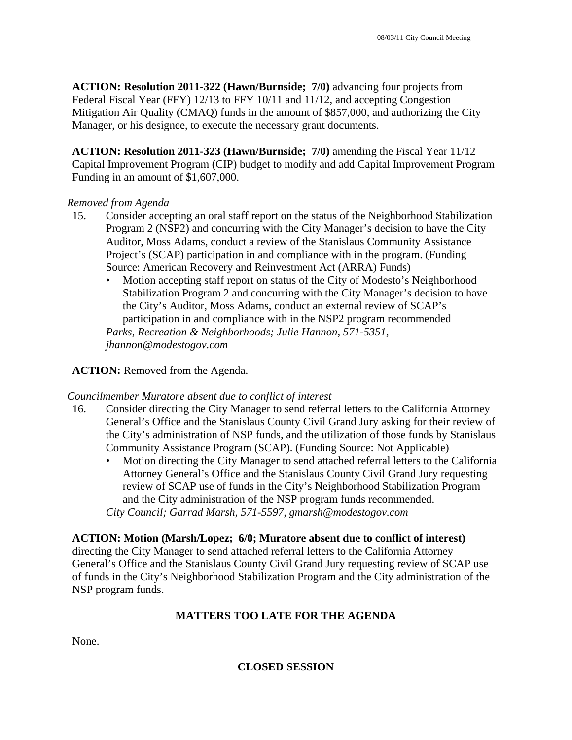**ACTION: Resolution 2011-322 (Hawn/Burnside; 7/0)** advancing four projects from Federal Fiscal Year (FFY) 12/13 to FFY 10/11 and 11/12, and accepting Congestion Mitigation Air Quality (CMAQ) funds in the amount of $857,000, and authorizing the City Manager, or his designee, to execute the necessary grant documents.

**ACTION: Resolution 2011-323 (Hawn/Burnside; 7/0)** amending the Fiscal Year 11/12 Capital Improvement Program (CIP) budget to modify and add Capital Improvement Program Funding in an amount of $1,607,000.

*Removed from Agenda*

15. Consider accepting an oral staff report on the status of the Neighborhood Stabilization Program 2 (NSP2) and concurring with the City Manager's decision to have the City Auditor, Moss Adams, conduct a review of the Stanislaus Community Assistance Project's (SCAP) participation in and compliance with in the program. (Funding Source: American Recovery and Reinvestment Act (ARRA) Funds)
    - Motion accepting staff report on status of the City of Modesto's Neighborhood Stabilization Program 2 and concurring with the City Manager's decision to have the City's Auditor, Moss Adams, conduct an external review of SCAP's participation in and compliance with in the NSP2 program recommended

    *Parks, Recreation & Neighborhoods; Julie Hannon, 571-5351, jhannon@modestogov.com*

**ACTION:** Removed from the Agenda.

*Councilmember Muratore absent due to conflict of interest*

16. Consider directing the City Manager to send referral letters to the California Attorney General's Office and the Stanislaus County Civil Grand Jury asking for their review of the City's administration of NSP funds, and the utilization of those funds by Stanislaus Community Assistance Program (SCAP). (Funding Source: Not Applicable)
    - Motion directing the City Manager to send attached referral letters to the California Attorney General's Office and the Stanislaus County Civil Grand Jury requesting review of SCAP use of funds in the City's Neighborhood Stabilization Program and the City administration of the NSP program funds recommended.

    *City Council; Garrad Marsh, 571-5597, gmarsh@modestogov.com*

**ACTION: Motion (Marsh/Lopez; 6/0; Muratore absent due to conflict of interest)** directing the City Manager to send attached referral letters to the California Attorney General's Office and the Stanislaus County Civil Grand Jury requesting review of SCAP use of funds in the City's Neighborhood Stabilization Program and the City administration of the NSP program funds.

## MATTERS TOO LATE FOR THE AGENDA

None.

## CLOSED SESSION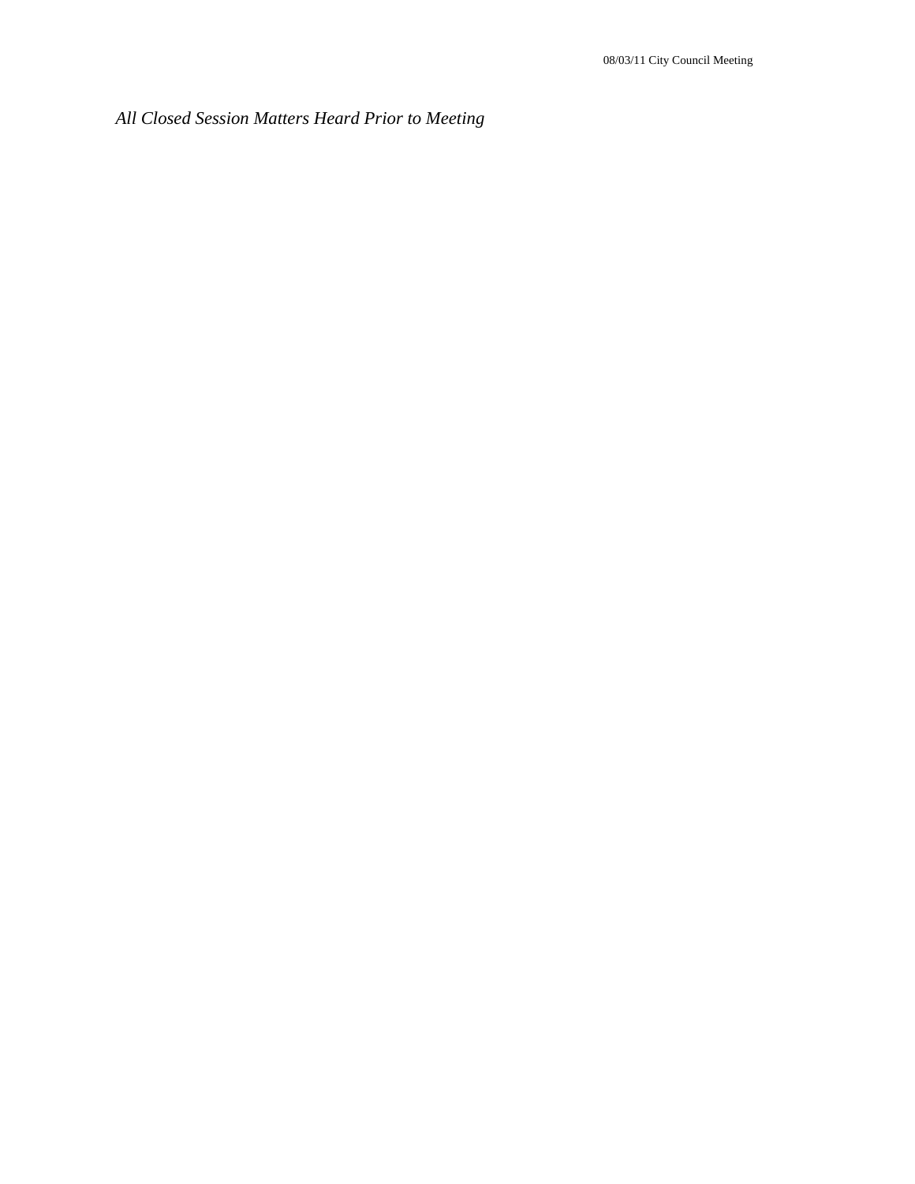*All Closed Session Matters Heard Prior to Meeting*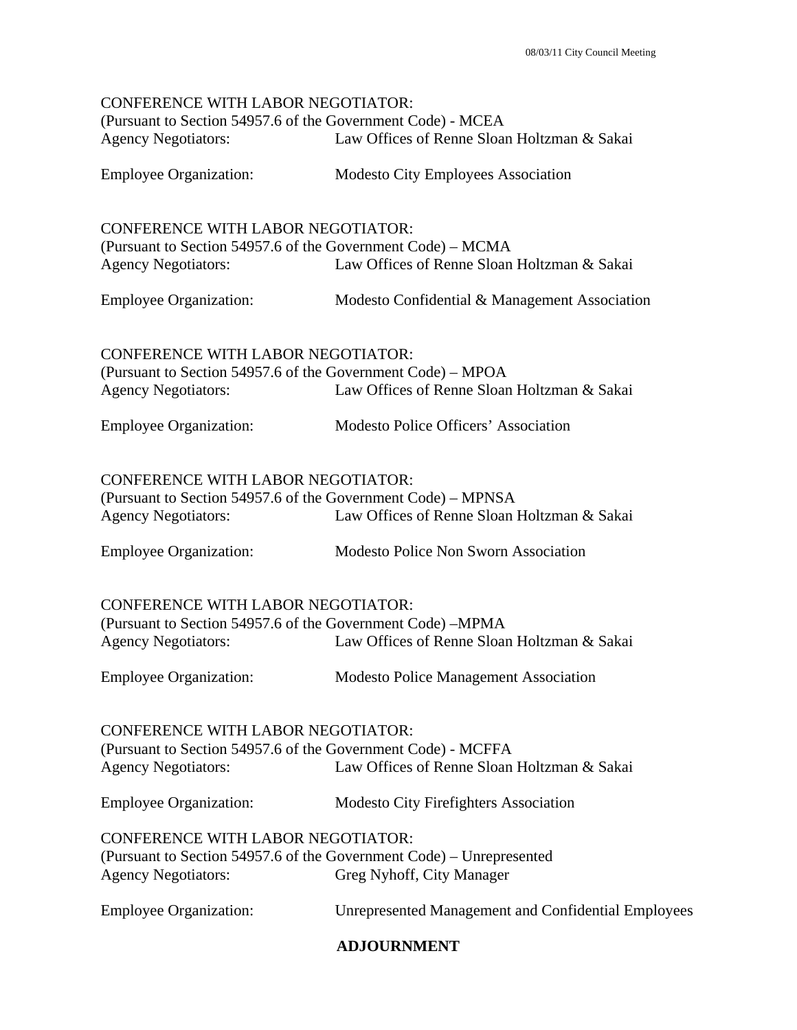CONFERENCE WITH LABOR NEGOTIATOR:
(Pursuant to Section 54957.6 of the Government Code) - MCEA
Agency Negotiators: Law Offices of Renne Sloan Holtzman & Sakai

Employee Organization: Modesto City Employees Association

CONFERENCE WITH LABOR NEGOTIATOR:
(Pursuant to Section 54957.6 of the Government Code) – MCMA
Agency Negotiators: Law Offices of Renne Sloan Holtzman & Sakai

Employee Organization: Modesto Confidential & Management Association

CONFERENCE WITH LABOR NEGOTIATOR:
(Pursuant to Section 54957.6 of the Government Code) – MPOA
Agency Negotiators: Law Offices of Renne Sloan Holtzman & Sakai

Employee Organization: Modesto Police Officers' Association

CONFERENCE WITH LABOR NEGOTIATOR:
(Pursuant to Section 54957.6 of the Government Code) – MPNSA
Agency Negotiators: Law Offices of Renne Sloan Holtzman & Sakai

Employee Organization: Modesto Police Non Sworn Association

CONFERENCE WITH LABOR NEGOTIATOR:
(Pursuant to Section 54957.6 of the Government Code) –MPMA
Agency Negotiators: Law Offices of Renne Sloan Holtzman & Sakai

Employee Organization: Modesto Police Management Association

CONFERENCE WITH LABOR NEGOTIATOR:
(Pursuant to Section 54957.6 of the Government Code) - MCFFA
Agency Negotiators: Law Offices of Renne Sloan Holtzman & Sakai

Employee Organization: Modesto City Firefighters Association

CONFERENCE WITH LABOR NEGOTIATOR:
(Pursuant to Section 54957.6 of the Government Code) – Unrepresented
Agency Negotiators: Greg Nyhoff, City Manager

Employee Organization: Unrepresented Management and Confidential Employees

**ADJOURNMENT**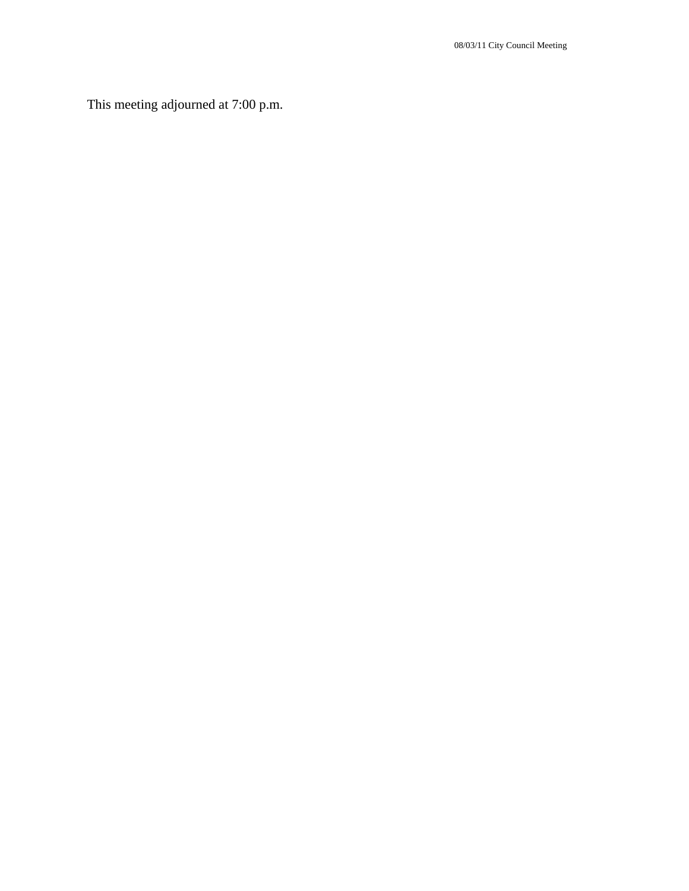This meeting adjourned at 7:00 p.m.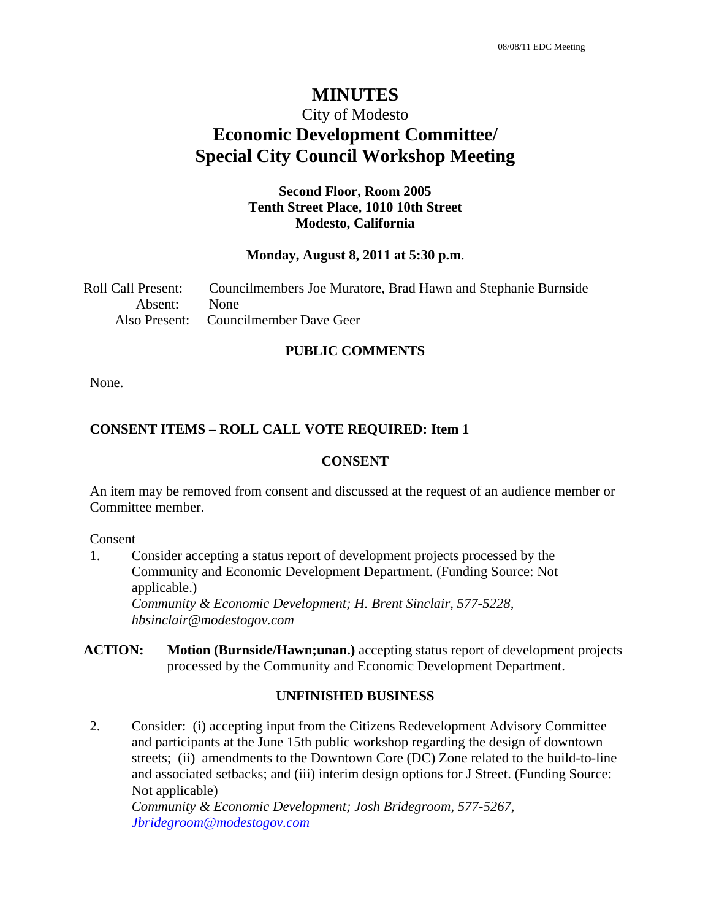# MINUTES

City of Modesto

## Economic Development Committee/ Special City Council Workshop Meeting

**Second Floor, Room 2005**
**Tenth Street Place, 1010 10th Street**
**Modesto, California**

**Monday, August 8, 2011 at 5:30 p.m.**

Roll Call Present: Councilmembers Joe Muratore, Brad Hawn and Stephanie Burnside
Absent: None
Also Present: Councilmember Dave Geer

### PUBLIC COMMENTS

None.

### CONSENT ITEMS – ROLL CALL VOTE REQUIRED: Item 1

### CONSENT

An item may be removed from consent and discussed at the request of an audience member or Committee member.

Consent

1. Consider accepting a status report of development projects processed by the Community and Economic Development Department. (Funding Source: Not applicable.)
   *Community & Economic Development; H. Brent Sinclair, 577-5228, hbsinclair@modestogov.com*

**ACTION:** **Motion (Burnside/Hawn;unan.)** accepting status report of development projects processed by the Community and Economic Development Department.

### UNFINISHED BUSINESS

2. Consider: (i) accepting input from the Citizens Redevelopment Advisory Committee and participants at the June 15th public workshop regarding the design of downtown streets; (ii) amendments to the Downtown Core (DC) Zone related to the build-to-line and associated setbacks; and (iii) interim design options for J Street. (Funding Source: Not applicable)
   *Community & Economic Development; Josh Bridegroom, 577-5267, Jbridegroom@modestogov.com*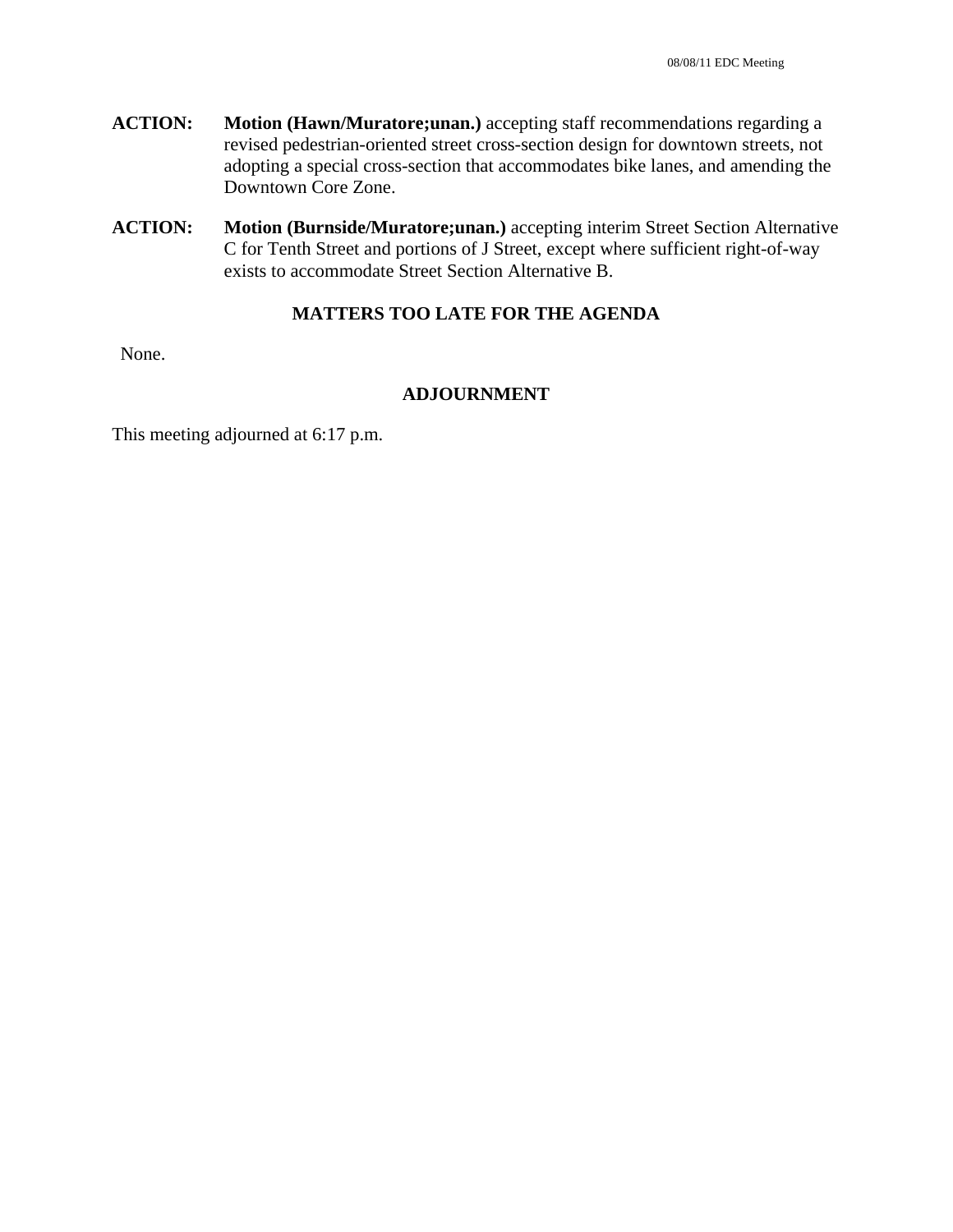**ACTION:** **Motion (Hawn/Muratore;unan.)** accepting staff recommendations regarding a revised pedestrian-oriented street cross-section design for downtown streets, not adopting a special cross-section that accommodates bike lanes, and amending the Downtown Core Zone.

**ACTION:** **Motion (Burnside/Muratore;unan.)** accepting interim Street Section Alternative C for Tenth Street and portions of J Street, except where sufficient right-of-way exists to accommodate Street Section Alternative B.

## MATTERS TOO LATE FOR THE AGENDA

None.

## ADJOURNMENT

This meeting adjourned at 6:17 p.m.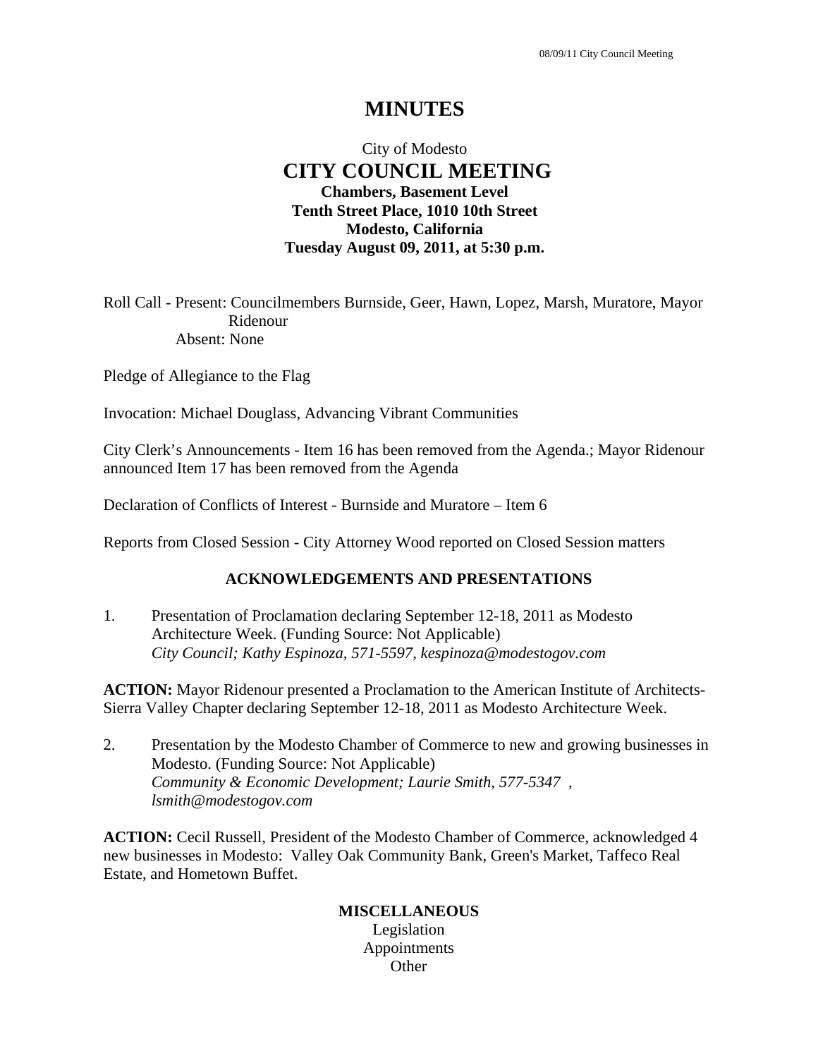# MINUTES

City of Modesto

## CITY COUNCIL MEETING

**Chambers, Basement Level**
**Tenth Street Place, 1010 10th Street**
**Modesto, California**
**Tuesday August 09, 2011, at 5:30 p.m.**

Roll Call - Present: Councilmembers Burnside, Geer, Hawn, Lopez, Marsh, Muratore, Mayor Ridenour
Absent: None

Pledge of Allegiance to the Flag

Invocation: Michael Douglass, Advancing Vibrant Communities

City Clerk's Announcements - Item 16 has been removed from the Agenda.; Mayor Ridenour announced Item 17 has been removed from the Agenda

Declaration of Conflicts of Interest - Burnside and Muratore – Item 6

Reports from Closed Session - City Attorney Wood reported on Closed Session matters

### ACKNOWLEDGEMENTS AND PRESENTATIONS

1. Presentation of Proclamation declaring September 12-18, 2011 as Modesto Architecture Week. (Funding Source: Not Applicable)
   *City Council; Kathy Espinoza, 571-5597, kespinoza@modestogov.com*

**ACTION:** Mayor Ridenour presented a Proclamation to the American Institute of Architects-Sierra Valley Chapter declaring September 12-18, 2011 as Modesto Architecture Week.

2. Presentation by the Modesto Chamber of Commerce to new and growing businesses in Modesto. (Funding Source: Not Applicable)
   *Community & Economic Development; Laurie Smith, 577-5347 , lsmith@modestogov.com*

**ACTION:** Cecil Russell, President of the Modesto Chamber of Commerce, acknowledged 4 new businesses in Modesto: Valley Oak Community Bank, Green's Market, Taffeco Real Estate, and Hometown Buffet.

### MISCELLANEOUS

Legislation
Appointments
Other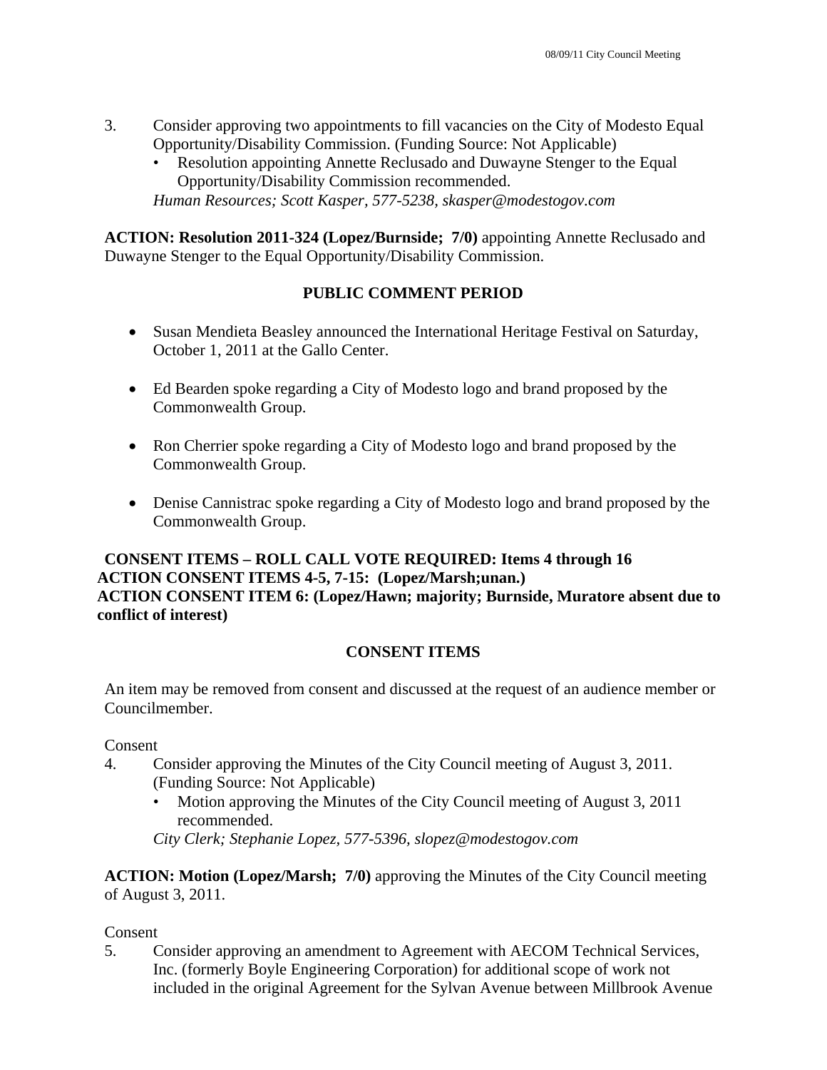3. Consider approving two appointments to fill vacancies on the City of Modesto Equal Opportunity/Disability Commission. (Funding Source: Not Applicable)
   - Resolution appointing Annette Reclusado and Duwayne Stenger to the Equal Opportunity/Disability Commission recommended.

   *Human Resources; Scott Kasper, 577-5238, skasper@modestogov.com*

**ACTION: Resolution 2011-324 (Lopez/Burnside; 7/0)** appointing Annette Reclusado and Duwayne Stenger to the Equal Opportunity/Disability Commission.

**PUBLIC COMMENT PERIOD**

- Susan Mendieta Beasley announced the International Heritage Festival on Saturday, October 1, 2011 at the Gallo Center.
- Ed Bearden spoke regarding a City of Modesto logo and brand proposed by the Commonwealth Group.
- Ron Cherrier spoke regarding a City of Modesto logo and brand proposed by the Commonwealth Group.
- Denise Cannistrac spoke regarding a City of Modesto logo and brand proposed by the Commonwealth Group.

**CONSENT ITEMS – ROLL CALL VOTE REQUIRED: Items 4 through 16**
**ACTION CONSENT ITEMS 4-5, 7-15: (Lopez/Marsh;unan.)**
**ACTION CONSENT ITEM 6: (Lopez/Hawn; majority; Burnside, Muratore absent due to conflict of interest)**

**CONSENT ITEMS**

An item may be removed from consent and discussed at the request of an audience member or Councilmember.

Consent

4. Consider approving the Minutes of the City Council meeting of August 3, 2011. (Funding Source: Not Applicable)
   - Motion approving the Minutes of the City Council meeting of August 3, 2011 recommended.

   *City Clerk; Stephanie Lopez, 577-5396, slopez@modestogov.com*

**ACTION: Motion (Lopez/Marsh; 7/0)** approving the Minutes of the City Council meeting of August 3, 2011.

Consent

5. Consider approving an amendment to Agreement with AECOM Technical Services, Inc. (formerly Boyle Engineering Corporation) for additional scope of work not included in the original Agreement for the Sylvan Avenue between Millbrook Avenue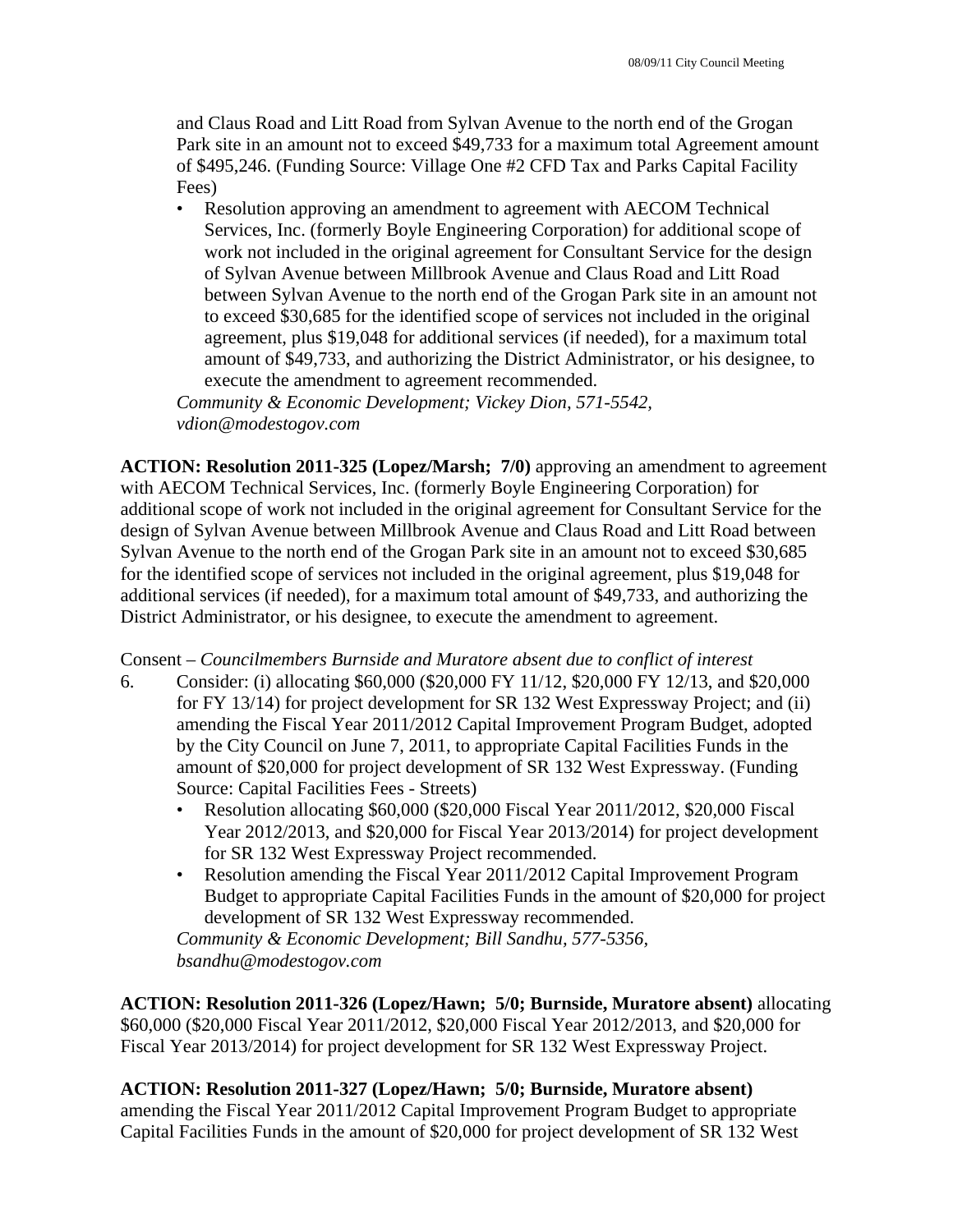and Claus Road and Litt Road from Sylvan Avenue to the north end of the Grogan Park site in an amount not to exceed $49,733 for a maximum total Agreement amount of $495,246. (Funding Source: Village One #2 CFD Tax and Parks Capital Facility Fees)

- Resolution approving an amendment to agreement with AECOM Technical Services, Inc. (formerly Boyle Engineering Corporation) for additional scope of work not included in the original agreement for Consultant Service for the design of Sylvan Avenue between Millbrook Avenue and Claus Road and Litt Road between Sylvan Avenue to the north end of the Grogan Park site in an amount not to exceed $30,685 for the identified scope of services not included in the original agreement, plus $19,048 for additional services (if needed), for a maximum total amount of $49,733, and authorizing the District Administrator, or his designee, to execute the amendment to agreement recommended.

*Community & Economic Development; Vickey Dion, 571-5542, vdion@modestogov.com*

**ACTION: Resolution 2011-325 (Lopez/Marsh; 7/0)** approving an amendment to agreement with AECOM Technical Services, Inc. (formerly Boyle Engineering Corporation) for additional scope of work not included in the original agreement for Consultant Service for the design of Sylvan Avenue between Millbrook Avenue and Claus Road and Litt Road between Sylvan Avenue to the north end of the Grogan Park site in an amount not to exceed $30,685 for the identified scope of services not included in the original agreement, plus $19,048 for additional services (if needed), for a maximum total amount of $49,733, and authorizing the District Administrator, or his designee, to execute the amendment to agreement.

Consent – *Councilmembers Burnside and Muratore absent due to conflict of interest*

6. Consider: (i) allocating $60,000 ($20,000 FY 11/12, $20,000 FY 12/13, and $20,000 for FY 13/14) for project development for SR 132 West Expressway Project; and (ii) amending the Fiscal Year 2011/2012 Capital Improvement Program Budget, adopted by the City Council on June 7, 2011, to appropriate Capital Facilities Funds in the amount of $20,000 for project development of SR 132 West Expressway. (Funding Source: Capital Facilities Fees - Streets)
   - Resolution allocating $60,000 ($20,000 Fiscal Year 2011/2012, $20,000 Fiscal Year 2012/2013, and $20,000 for Fiscal Year 2013/2014) for project development for SR 132 West Expressway Project recommended.
   - Resolution amending the Fiscal Year 2011/2012 Capital Improvement Program Budget to appropriate Capital Facilities Funds in the amount of $20,000 for project development of SR 132 West Expressway recommended.

   *Community & Economic Development; Bill Sandhu, 577-5356, bsandhu@modestogov.com*

**ACTION: Resolution 2011-326 (Lopez/Hawn; 5/0; Burnside, Muratore absent)** allocating $60,000 ($20,000 Fiscal Year 2011/2012, $20,000 Fiscal Year 2012/2013, and $20,000 for Fiscal Year 2013/2014) for project development for SR 132 West Expressway Project.

**ACTION: Resolution 2011-327 (Lopez/Hawn; 5/0; Burnside, Muratore absent)** amending the Fiscal Year 2011/2012 Capital Improvement Program Budget to appropriate Capital Facilities Funds in the amount of $20,000 for project development of SR 132 West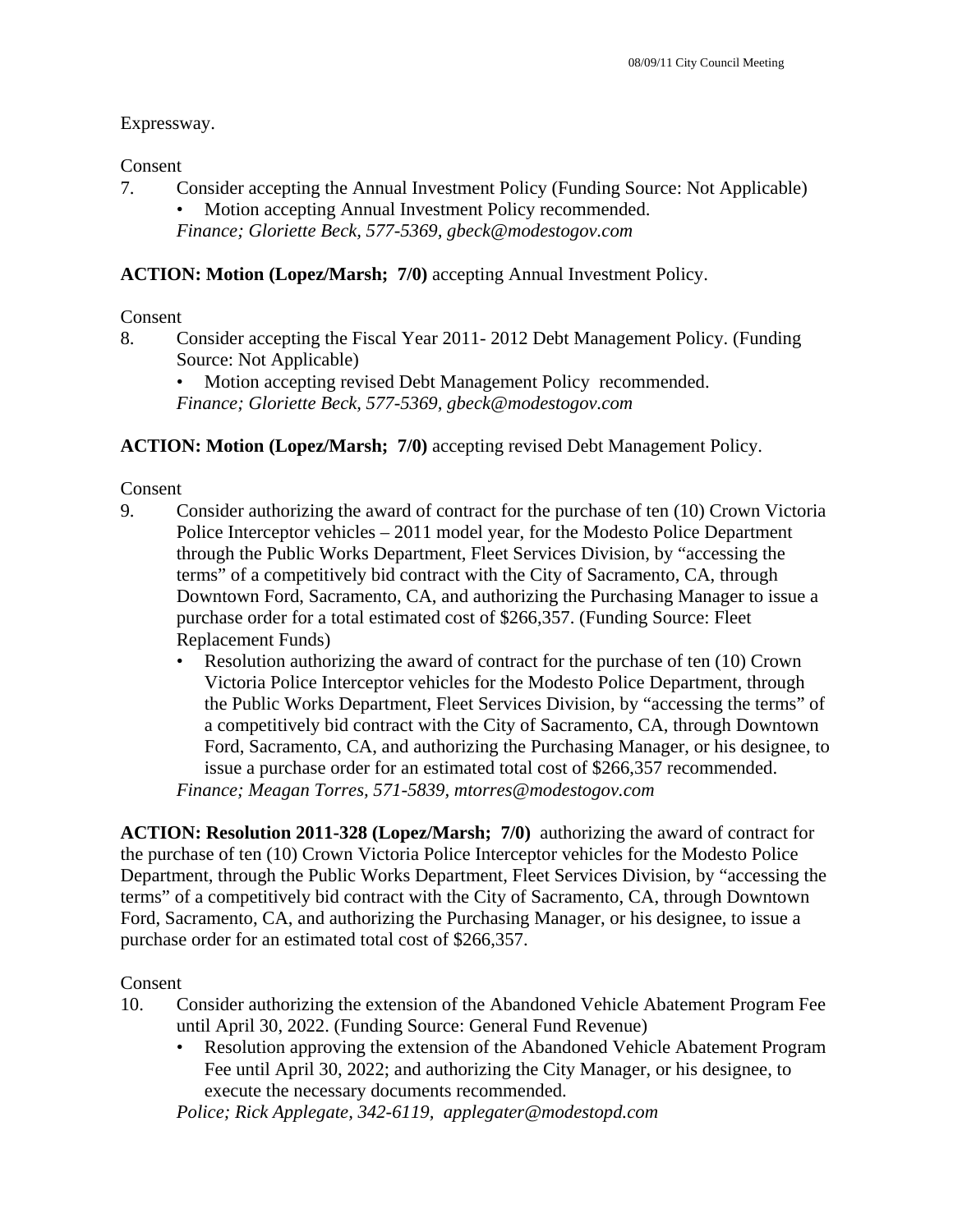Expressway.

Consent

7. Consider accepting the Annual Investment Policy (Funding Source: Not Applicable)
   - Motion accepting Annual Investment Policy recommended.

   *Finance; Gloriette Beck, 577-5369, gbeck@modestogov.com*

**ACTION: Motion (Lopez/Marsh; 7/0)** accepting Annual Investment Policy.

Consent

8. Consider accepting the Fiscal Year 2011- 2012 Debt Management Policy. (Funding Source: Not Applicable)
   - Motion accepting revised Debt Management Policy recommended.

   *Finance; Gloriette Beck, 577-5369, gbeck@modestogov.com*

**ACTION: Motion (Lopez/Marsh; 7/0)** accepting revised Debt Management Policy.

Consent

9. Consider authorizing the award of contract for the purchase of ten (10) Crown Victoria Police Interceptor vehicles – 2011 model year, for the Modesto Police Department through the Public Works Department, Fleet Services Division, by "accessing the terms" of a competitively bid contract with the City of Sacramento, CA, through Downtown Ford, Sacramento, CA, and authorizing the Purchasing Manager to issue a purchase order for a total estimated cost of $266,357. (Funding Source: Fleet Replacement Funds)
   - Resolution authorizing the award of contract for the purchase of ten (10) Crown Victoria Police Interceptor vehicles for the Modesto Police Department, through the Public Works Department, Fleet Services Division, by "accessing the terms" of a competitively bid contract with the City of Sacramento, CA, through Downtown Ford, Sacramento, CA, and authorizing the Purchasing Manager, or his designee, to issue a purchase order for an estimated total cost of $266,357 recommended.

   *Finance; Meagan Torres, 571-5839, mtorres@modestogov.com*

**ACTION: Resolution 2011-328 (Lopez/Marsh; 7/0)** authorizing the award of contract for the purchase of ten (10) Crown Victoria Police Interceptor vehicles for the Modesto Police Department, through the Public Works Department, Fleet Services Division, by "accessing the terms" of a competitively bid contract with the City of Sacramento, CA, through Downtown Ford, Sacramento, CA, and authorizing the Purchasing Manager, or his designee, to issue a purchase order for an estimated total cost of $266,357.

Consent

10. Consider authorizing the extension of the Abandoned Vehicle Abatement Program Fee until April 30, 2022. (Funding Source: General Fund Revenue)
    - Resolution approving the extension of the Abandoned Vehicle Abatement Program Fee until April 30, 2022; and authorizing the City Manager, or his designee, to execute the necessary documents recommended.

    *Police; Rick Applegate, 342-6119, applegater@modestopd.com*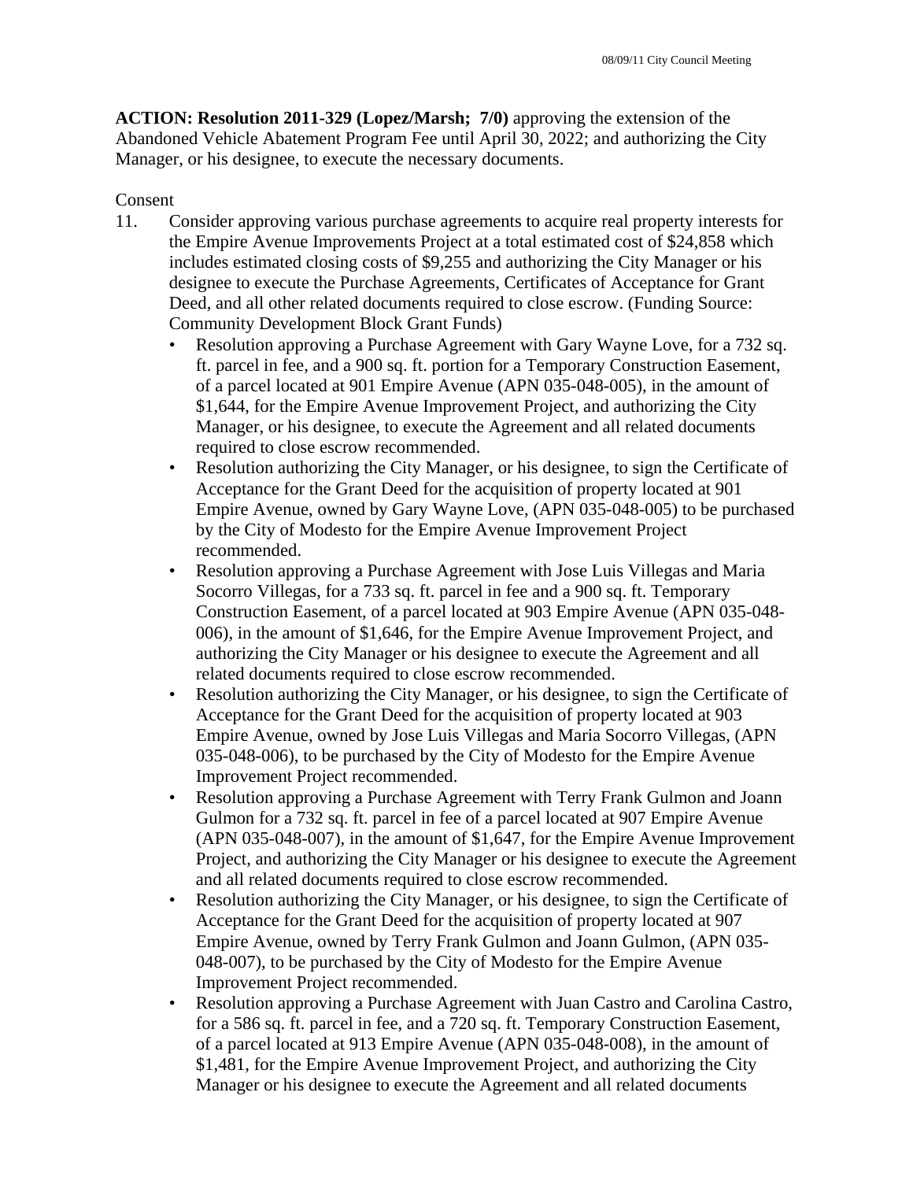**ACTION: Resolution 2011-329 (Lopez/Marsh; 7/0)** approving the extension of the Abandoned Vehicle Abatement Program Fee until April 30, 2022; and authorizing the City Manager, or his designee, to execute the necessary documents.

Consent

11. Consider approving various purchase agreements to acquire real property interests for the Empire Avenue Improvements Project at a total estimated cost of $24,858 which includes estimated closing costs of $9,255 and authorizing the City Manager or his designee to execute the Purchase Agreements, Certificates of Acceptance for Grant Deed, and all other related documents required to close escrow. (Funding Source: Community Development Block Grant Funds)
    - Resolution approving a Purchase Agreement with Gary Wayne Love, for a 732 sq. ft. parcel in fee, and a 900 sq. ft. portion for a Temporary Construction Easement, of a parcel located at 901 Empire Avenue (APN 035-048-005), in the amount of $1,644, for the Empire Avenue Improvement Project, and authorizing the City Manager, or his designee, to execute the Agreement and all related documents required to close escrow recommended.
    - Resolution authorizing the City Manager, or his designee, to sign the Certificate of Acceptance for the Grant Deed for the acquisition of property located at 901 Empire Avenue, owned by Gary Wayne Love, (APN 035-048-005) to be purchased by the City of Modesto for the Empire Avenue Improvement Project recommended.
    - Resolution approving a Purchase Agreement with Jose Luis Villegas and Maria Socorro Villegas, for a 733 sq. ft. parcel in fee and a 900 sq. ft. Temporary Construction Easement, of a parcel located at 903 Empire Avenue (APN 035-048-006), in the amount of $1,646, for the Empire Avenue Improvement Project, and authorizing the City Manager or his designee to execute the Agreement and all related documents required to close escrow recommended.
    - Resolution authorizing the City Manager, or his designee, to sign the Certificate of Acceptance for the Grant Deed for the acquisition of property located at 903 Empire Avenue, owned by Jose Luis Villegas and Maria Socorro Villegas, (APN 035-048-006), to be purchased by the City of Modesto for the Empire Avenue Improvement Project recommended.
    - Resolution approving a Purchase Agreement with Terry Frank Gulmon and Joann Gulmon for a 732 sq. ft. parcel in fee of a parcel located at 907 Empire Avenue (APN 035-048-007), in the amount of $1,647, for the Empire Avenue Improvement Project, and authorizing the City Manager or his designee to execute the Agreement and all related documents required to close escrow recommended.
    - Resolution authorizing the City Manager, or his designee, to sign the Certificate of Acceptance for the Grant Deed for the acquisition of property located at 907 Empire Avenue, owned by Terry Frank Gulmon and Joann Gulmon, (APN 035-048-007), to be purchased by the City of Modesto for the Empire Avenue Improvement Project recommended.
    - Resolution approving a Purchase Agreement with Juan Castro and Carolina Castro, for a 586 sq. ft. parcel in fee, and a 720 sq. ft. Temporary Construction Easement, of a parcel located at 913 Empire Avenue (APN 035-048-008), in the amount of $1,481, for the Empire Avenue Improvement Project, and authorizing the City Manager or his designee to execute the Agreement and all related documents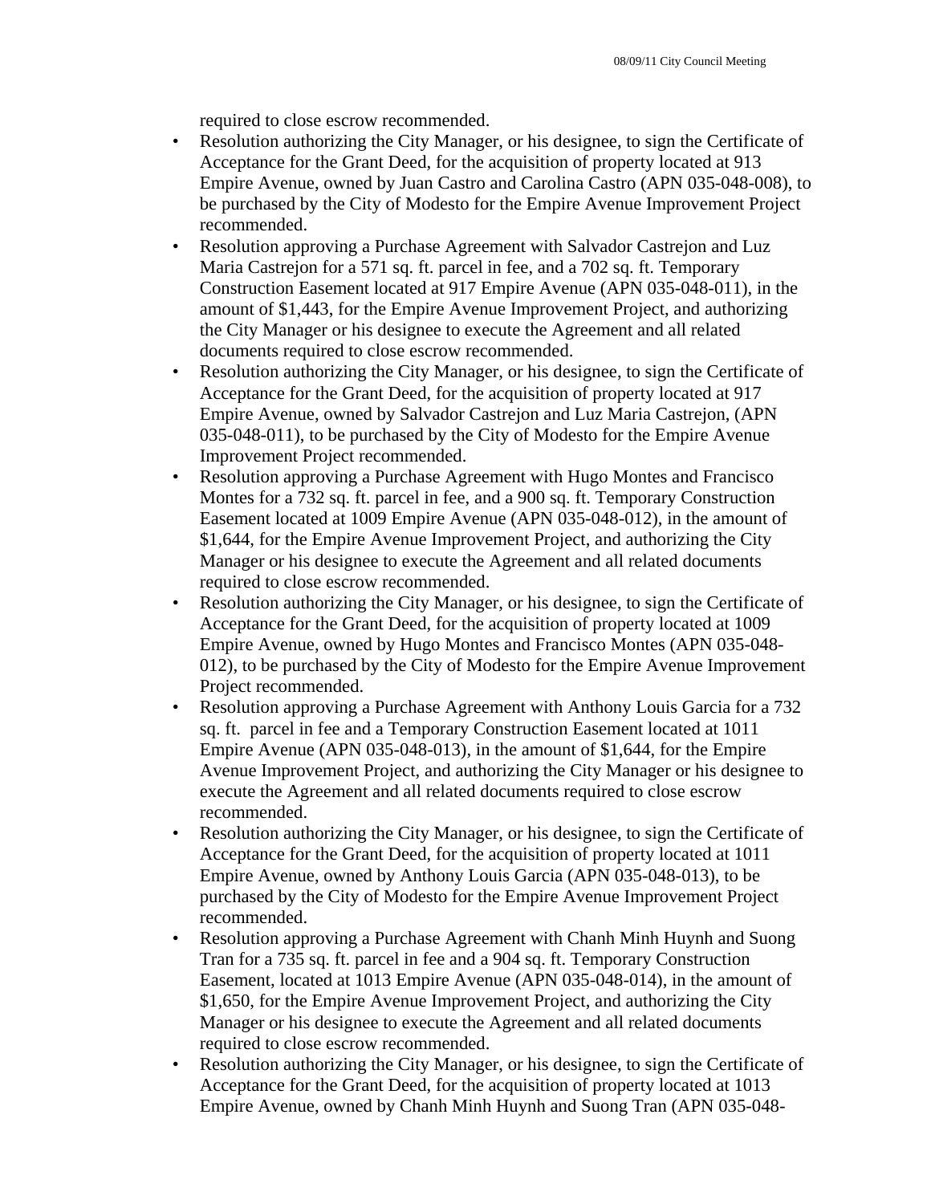required to close escrow recommended.

- Resolution authorizing the City Manager, or his designee, to sign the Certificate of Acceptance for the Grant Deed, for the acquisition of property located at 913 Empire Avenue, owned by Juan Castro and Carolina Castro (APN 035-048-008), to be purchased by the City of Modesto for the Empire Avenue Improvement Project recommended.
- Resolution approving a Purchase Agreement with Salvador Castrejon and Luz Maria Castrejon for a 571 sq. ft. parcel in fee, and a 702 sq. ft. Temporary Construction Easement located at 917 Empire Avenue (APN 035-048-011), in the amount of $1,443, for the Empire Avenue Improvement Project, and authorizing the City Manager or his designee to execute the Agreement and all related documents required to close escrow recommended.
- Resolution authorizing the City Manager, or his designee, to sign the Certificate of Acceptance for the Grant Deed, for the acquisition of property located at 917 Empire Avenue, owned by Salvador Castrejon and Luz Maria Castrejon, (APN 035-048-011), to be purchased by the City of Modesto for the Empire Avenue Improvement Project recommended.
- Resolution approving a Purchase Agreement with Hugo Montes and Francisco Montes for a 732 sq. ft. parcel in fee, and a 900 sq. ft. Temporary Construction Easement located at 1009 Empire Avenue (APN 035-048-012), in the amount of $1,644, for the Empire Avenue Improvement Project, and authorizing the City Manager or his designee to execute the Agreement and all related documents required to close escrow recommended.
- Resolution authorizing the City Manager, or his designee, to sign the Certificate of Acceptance for the Grant Deed, for the acquisition of property located at 1009 Empire Avenue, owned by Hugo Montes and Francisco Montes (APN 035-048-012), to be purchased by the City of Modesto for the Empire Avenue Improvement Project recommended.
- Resolution approving a Purchase Agreement with Anthony Louis Garcia for a 732 sq. ft. parcel in fee and a Temporary Construction Easement located at 1011 Empire Avenue (APN 035-048-013), in the amount of $1,644, for the Empire Avenue Improvement Project, and authorizing the City Manager or his designee to execute the Agreement and all related documents required to close escrow recommended.
- Resolution authorizing the City Manager, or his designee, to sign the Certificate of Acceptance for the Grant Deed, for the acquisition of property located at 1011 Empire Avenue, owned by Anthony Louis Garcia (APN 035-048-013), to be purchased by the City of Modesto for the Empire Avenue Improvement Project recommended.
- Resolution approving a Purchase Agreement with Chanh Minh Huynh and Suong Tran for a 735 sq. ft. parcel in fee and a 904 sq. ft. Temporary Construction Easement, located at 1013 Empire Avenue (APN 035-048-014), in the amount of $1,650, for the Empire Avenue Improvement Project, and authorizing the City Manager or his designee to execute the Agreement and all related documents required to close escrow recommended.
- Resolution authorizing the City Manager, or his designee, to sign the Certificate of Acceptance for the Grant Deed, for the acquisition of property located at 1013 Empire Avenue, owned by Chanh Minh Huynh and Suong Tran (APN 035-048-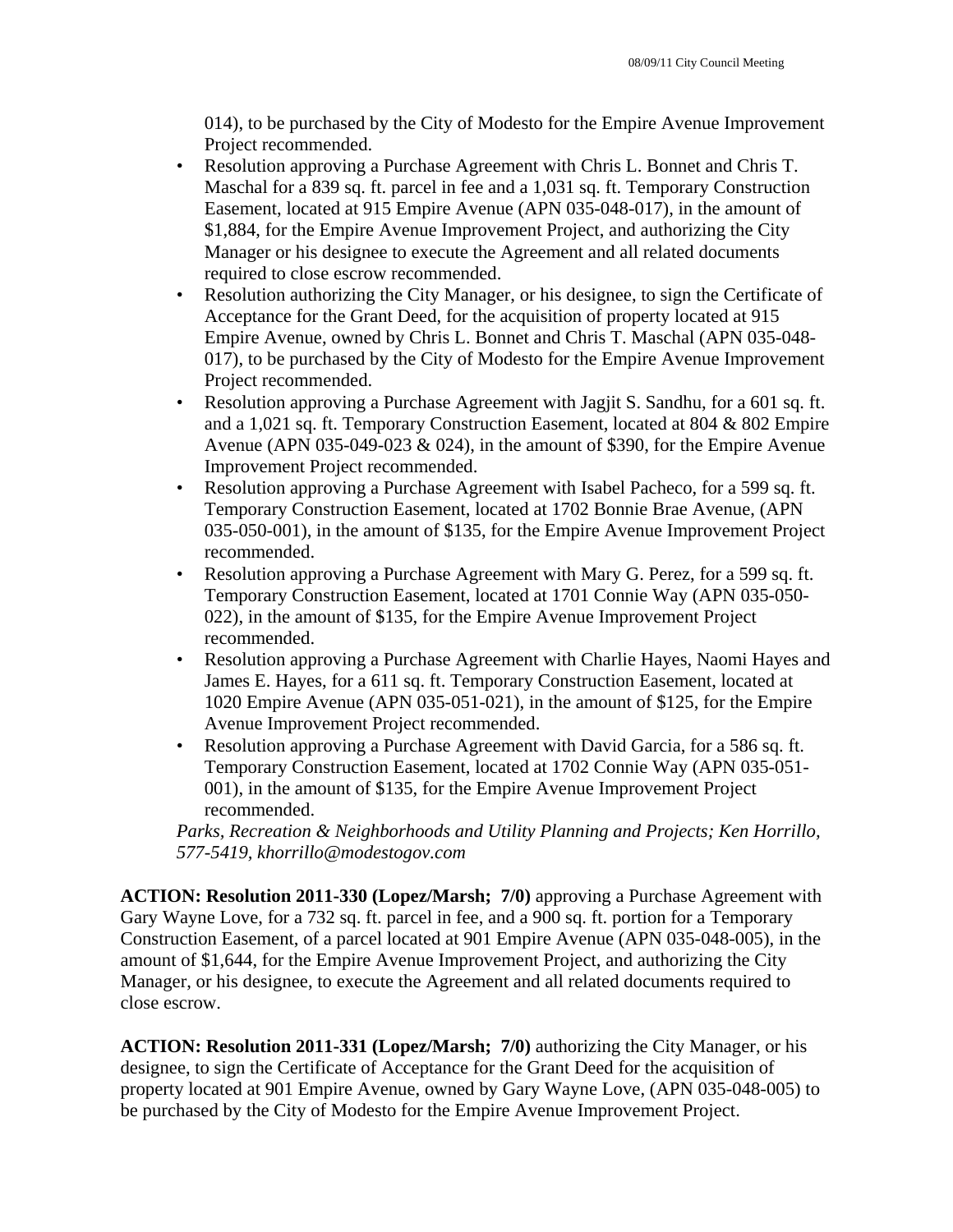014), to be purchased by the City of Modesto for the Empire Avenue Improvement Project recommended.

- Resolution approving a Purchase Agreement with Chris L. Bonnet and Chris T. Maschal for a 839 sq. ft. parcel in fee and a 1,031 sq. ft. Temporary Construction Easement, located at 915 Empire Avenue (APN 035-048-017), in the amount of $1,884, for the Empire Avenue Improvement Project, and authorizing the City Manager or his designee to execute the Agreement and all related documents required to close escrow recommended.
- Resolution authorizing the City Manager, or his designee, to sign the Certificate of Acceptance for the Grant Deed, for the acquisition of property located at 915 Empire Avenue, owned by Chris L. Bonnet and Chris T. Maschal (APN 035-048-017), to be purchased by the City of Modesto for the Empire Avenue Improvement Project recommended.
- Resolution approving a Purchase Agreement with Jagjit S. Sandhu, for a 601 sq. ft. and a 1,021 sq. ft. Temporary Construction Easement, located at 804 & 802 Empire Avenue (APN 035-049-023 & 024), in the amount of $390, for the Empire Avenue Improvement Project recommended.
- Resolution approving a Purchase Agreement with Isabel Pacheco, for a 599 sq. ft. Temporary Construction Easement, located at 1702 Bonnie Brae Avenue, (APN 035-050-001), in the amount of $135, for the Empire Avenue Improvement Project recommended.
- Resolution approving a Purchase Agreement with Mary G. Perez, for a 599 sq. ft. Temporary Construction Easement, located at 1701 Connie Way (APN 035-050-022), in the amount of $135, for the Empire Avenue Improvement Project recommended.
- Resolution approving a Purchase Agreement with Charlie Hayes, Naomi Hayes and James E. Hayes, for a 611 sq. ft. Temporary Construction Easement, located at 1020 Empire Avenue (APN 035-051-021), in the amount of $125, for the Empire Avenue Improvement Project recommended.
- Resolution approving a Purchase Agreement with David Garcia, for a 586 sq. ft. Temporary Construction Easement, located at 1702 Connie Way (APN 035-051-001), in the amount of $135, for the Empire Avenue Improvement Project recommended.

*Parks, Recreation & Neighborhoods and Utility Planning and Projects; Ken Horrillo, 577-5419, khorrillo@modestogov.com*

**ACTION: Resolution 2011-330 (Lopez/Marsh; 7/0)** approving a Purchase Agreement with Gary Wayne Love, for a 732 sq. ft. parcel in fee, and a 900 sq. ft. portion for a Temporary Construction Easement, of a parcel located at 901 Empire Avenue (APN 035-048-005), in the amount of $1,644, for the Empire Avenue Improvement Project, and authorizing the City Manager, or his designee, to execute the Agreement and all related documents required to close escrow.

**ACTION: Resolution 2011-331 (Lopez/Marsh; 7/0)** authorizing the City Manager, or his designee, to sign the Certificate of Acceptance for the Grant Deed for the acquisition of property located at 901 Empire Avenue, owned by Gary Wayne Love, (APN 035-048-005) to be purchased by the City of Modesto for the Empire Avenue Improvement Project.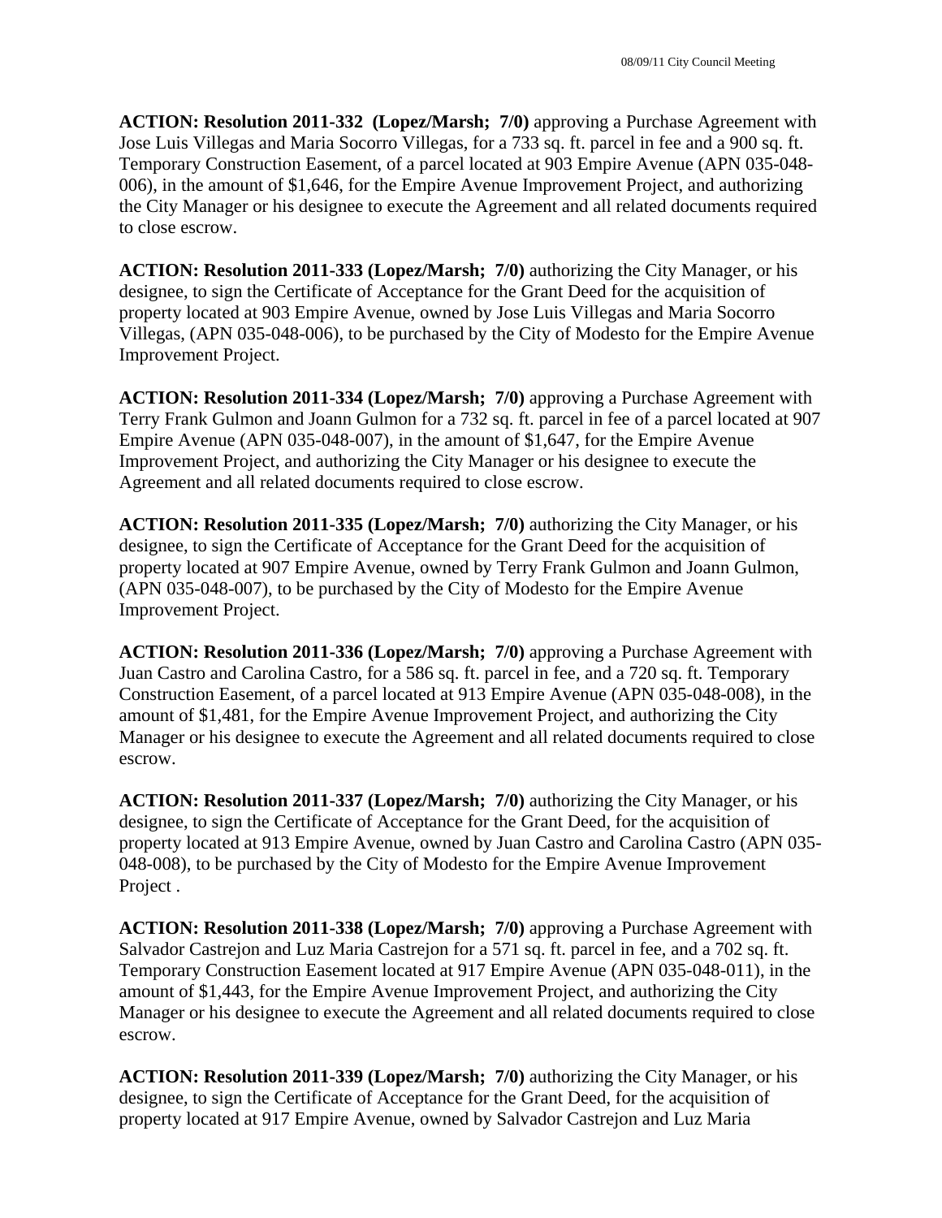**ACTION: Resolution 2011-332 (Lopez/Marsh; 7/0)** approving a Purchase Agreement with Jose Luis Villegas and Maria Socorro Villegas, for a 733 sq. ft. parcel in fee and a 900 sq. ft. Temporary Construction Easement, of a parcel located at 903 Empire Avenue (APN 035-048-006), in the amount of $1,646, for the Empire Avenue Improvement Project, and authorizing the City Manager or his designee to execute the Agreement and all related documents required to close escrow.

**ACTION: Resolution 2011-333 (Lopez/Marsh; 7/0)** authorizing the City Manager, or his designee, to sign the Certificate of Acceptance for the Grant Deed for the acquisition of property located at 903 Empire Avenue, owned by Jose Luis Villegas and Maria Socorro Villegas, (APN 035-048-006), to be purchased by the City of Modesto for the Empire Avenue Improvement Project.

**ACTION: Resolution 2011-334 (Lopez/Marsh; 7/0)** approving a Purchase Agreement with Terry Frank Gulmon and Joann Gulmon for a 732 sq. ft. parcel in fee of a parcel located at 907 Empire Avenue (APN 035-048-007), in the amount of $1,647, for the Empire Avenue Improvement Project, and authorizing the City Manager or his designee to execute the Agreement and all related documents required to close escrow.

**ACTION: Resolution 2011-335 (Lopez/Marsh; 7/0)** authorizing the City Manager, or his designee, to sign the Certificate of Acceptance for the Grant Deed for the acquisition of property located at 907 Empire Avenue, owned by Terry Frank Gulmon and Joann Gulmon, (APN 035-048-007), to be purchased by the City of Modesto for the Empire Avenue Improvement Project.

**ACTION: Resolution 2011-336 (Lopez/Marsh; 7/0)** approving a Purchase Agreement with Juan Castro and Carolina Castro, for a 586 sq. ft. parcel in fee, and a 720 sq. ft. Temporary Construction Easement, of a parcel located at 913 Empire Avenue (APN 035-048-008), in the amount of $1,481, for the Empire Avenue Improvement Project, and authorizing the City Manager or his designee to execute the Agreement and all related documents required to close escrow.

**ACTION: Resolution 2011-337 (Lopez/Marsh; 7/0)** authorizing the City Manager, or his designee, to sign the Certificate of Acceptance for the Grant Deed, for the acquisition of property located at 913 Empire Avenue, owned by Juan Castro and Carolina Castro (APN 035-048-008), to be purchased by the City of Modesto for the Empire Avenue Improvement Project .

**ACTION: Resolution 2011-338 (Lopez/Marsh; 7/0)** approving a Purchase Agreement with Salvador Castrejon and Luz Maria Castrejon for a 571 sq. ft. parcel in fee, and a 702 sq. ft. Temporary Construction Easement located at 917 Empire Avenue (APN 035-048-011), in the amount of $1,443, for the Empire Avenue Improvement Project, and authorizing the City Manager or his designee to execute the Agreement and all related documents required to close escrow.

**ACTION: Resolution 2011-339 (Lopez/Marsh; 7/0)** authorizing the City Manager, or his designee, to sign the Certificate of Acceptance for the Grant Deed, for the acquisition of property located at 917 Empire Avenue, owned by Salvador Castrejon and Luz Maria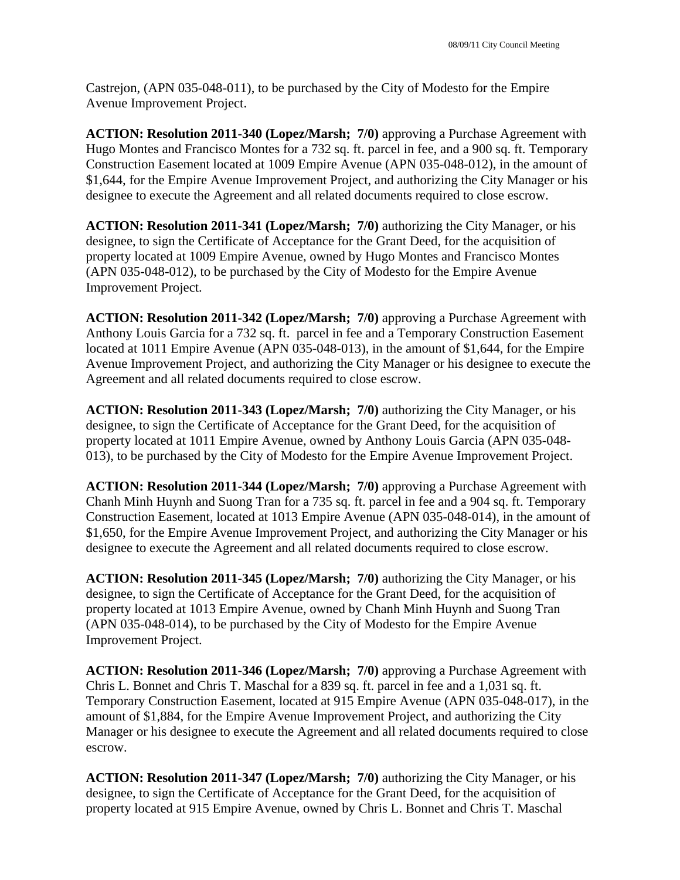Castrejon, (APN 035-048-011), to be purchased by the City of Modesto for the Empire Avenue Improvement Project.

**ACTION: Resolution 2011-340 (Lopez/Marsh; 7/0)** approving a Purchase Agreement with Hugo Montes and Francisco Montes for a 732 sq. ft. parcel in fee, and a 900 sq. ft. Temporary Construction Easement located at 1009 Empire Avenue (APN 035-048-012), in the amount of $1,644, for the Empire Avenue Improvement Project, and authorizing the City Manager or his designee to execute the Agreement and all related documents required to close escrow.

**ACTION: Resolution 2011-341 (Lopez/Marsh; 7/0)** authorizing the City Manager, or his designee, to sign the Certificate of Acceptance for the Grant Deed, for the acquisition of property located at 1009 Empire Avenue, owned by Hugo Montes and Francisco Montes (APN 035-048-012), to be purchased by the City of Modesto for the Empire Avenue Improvement Project.

**ACTION: Resolution 2011-342 (Lopez/Marsh; 7/0)** approving a Purchase Agreement with Anthony Louis Garcia for a 732 sq. ft. parcel in fee and a Temporary Construction Easement located at 1011 Empire Avenue (APN 035-048-013), in the amount of $1,644, for the Empire Avenue Improvement Project, and authorizing the City Manager or his designee to execute the Agreement and all related documents required to close escrow.

**ACTION: Resolution 2011-343 (Lopez/Marsh; 7/0)** authorizing the City Manager, or his designee, to sign the Certificate of Acceptance for the Grant Deed, for the acquisition of property located at 1011 Empire Avenue, owned by Anthony Louis Garcia (APN 035-048-013), to be purchased by the City of Modesto for the Empire Avenue Improvement Project.

**ACTION: Resolution 2011-344 (Lopez/Marsh; 7/0)** approving a Purchase Agreement with Chanh Minh Huynh and Suong Tran for a 735 sq. ft. parcel in fee and a 904 sq. ft. Temporary Construction Easement, located at 1013 Empire Avenue (APN 035-048-014), in the amount of $1,650, for the Empire Avenue Improvement Project, and authorizing the City Manager or his designee to execute the Agreement and all related documents required to close escrow.

**ACTION: Resolution 2011-345 (Lopez/Marsh; 7/0)** authorizing the City Manager, or his designee, to sign the Certificate of Acceptance for the Grant Deed, for the acquisition of property located at 1013 Empire Avenue, owned by Chanh Minh Huynh and Suong Tran (APN 035-048-014), to be purchased by the City of Modesto for the Empire Avenue Improvement Project.

**ACTION: Resolution 2011-346 (Lopez/Marsh; 7/0)** approving a Purchase Agreement with Chris L. Bonnet and Chris T. Maschal for a 839 sq. ft. parcel in fee and a 1,031 sq. ft. Temporary Construction Easement, located at 915 Empire Avenue (APN 035-048-017), in the amount of $1,884, for the Empire Avenue Improvement Project, and authorizing the City Manager or his designee to execute the Agreement and all related documents required to close escrow.

**ACTION: Resolution 2011-347 (Lopez/Marsh; 7/0)** authorizing the City Manager, or his designee, to sign the Certificate of Acceptance for the Grant Deed, for the acquisition of property located at 915 Empire Avenue, owned by Chris L. Bonnet and Chris T. Maschal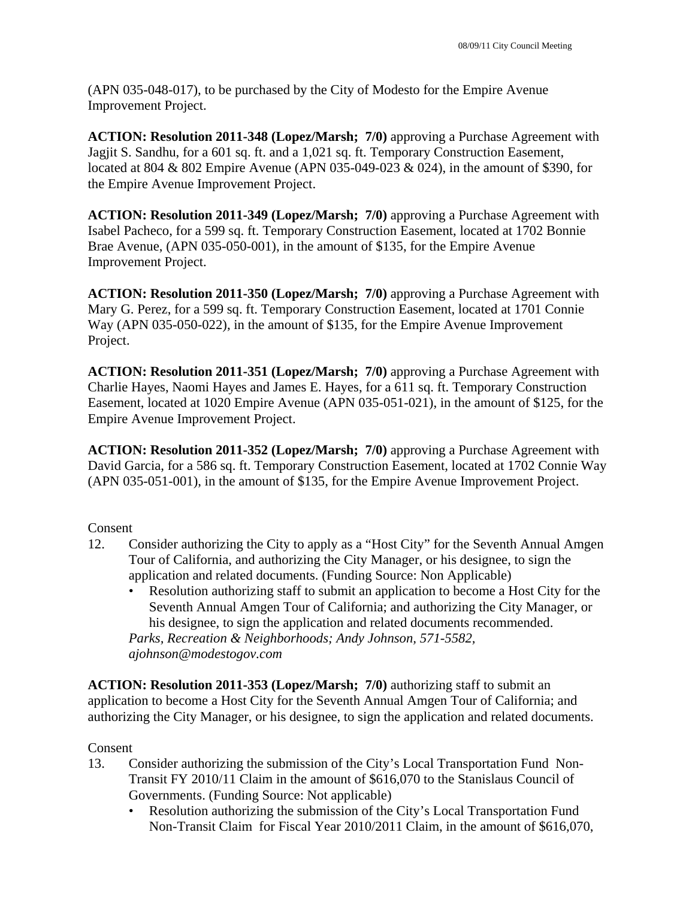(APN 035-048-017), to be purchased by the City of Modesto for the Empire Avenue Improvement Project.

**ACTION: Resolution 2011-348 (Lopez/Marsh; 7/0)** approving a Purchase Agreement with Jagjit S. Sandhu, for a 601 sq. ft. and a 1,021 sq. ft. Temporary Construction Easement, located at 804 & 802 Empire Avenue (APN 035-049-023 & 024), in the amount of $390, for the Empire Avenue Improvement Project.

**ACTION: Resolution 2011-349 (Lopez/Marsh; 7/0)** approving a Purchase Agreement with Isabel Pacheco, for a 599 sq. ft. Temporary Construction Easement, located at 1702 Bonnie Brae Avenue, (APN 035-050-001), in the amount of $135, for the Empire Avenue Improvement Project.

**ACTION: Resolution 2011-350 (Lopez/Marsh; 7/0)** approving a Purchase Agreement with Mary G. Perez, for a 599 sq. ft. Temporary Construction Easement, located at 1701 Connie Way (APN 035-050-022), in the amount of $135, for the Empire Avenue Improvement Project.

**ACTION: Resolution 2011-351 (Lopez/Marsh; 7/0)** approving a Purchase Agreement with Charlie Hayes, Naomi Hayes and James E. Hayes, for a 611 sq. ft. Temporary Construction Easement, located at 1020 Empire Avenue (APN 035-051-021), in the amount of $125, for the Empire Avenue Improvement Project.

**ACTION: Resolution 2011-352 (Lopez/Marsh; 7/0)** approving a Purchase Agreement with David Garcia, for a 586 sq. ft. Temporary Construction Easement, located at 1702 Connie Way (APN 035-051-001), in the amount of $135, for the Empire Avenue Improvement Project.

Consent

12. Consider authorizing the City to apply as a "Host City" for the Seventh Annual Amgen Tour of California, and authorizing the City Manager, or his designee, to sign the application and related documents. (Funding Source: Non Applicable)
    - Resolution authorizing staff to submit an application to become a Host City for the Seventh Annual Amgen Tour of California; and authorizing the City Manager, or his designee, to sign the application and related documents recommended.

    *Parks, Recreation & Neighborhoods; Andy Johnson, 571-5582, ajohnson@modestogov.com*

**ACTION: Resolution 2011-353 (Lopez/Marsh; 7/0)** authorizing staff to submit an application to become a Host City for the Seventh Annual Amgen Tour of California; and authorizing the City Manager, or his designee, to sign the application and related documents.

Consent

13. Consider authorizing the submission of the City's Local Transportation Fund Non-Transit FY 2010/11 Claim in the amount of $616,070 to the Stanislaus Council of Governments. (Funding Source: Not applicable)
    - Resolution authorizing the submission of the City's Local Transportation Fund Non-Transit Claim for Fiscal Year 2010/2011 Claim, in the amount of $616,070,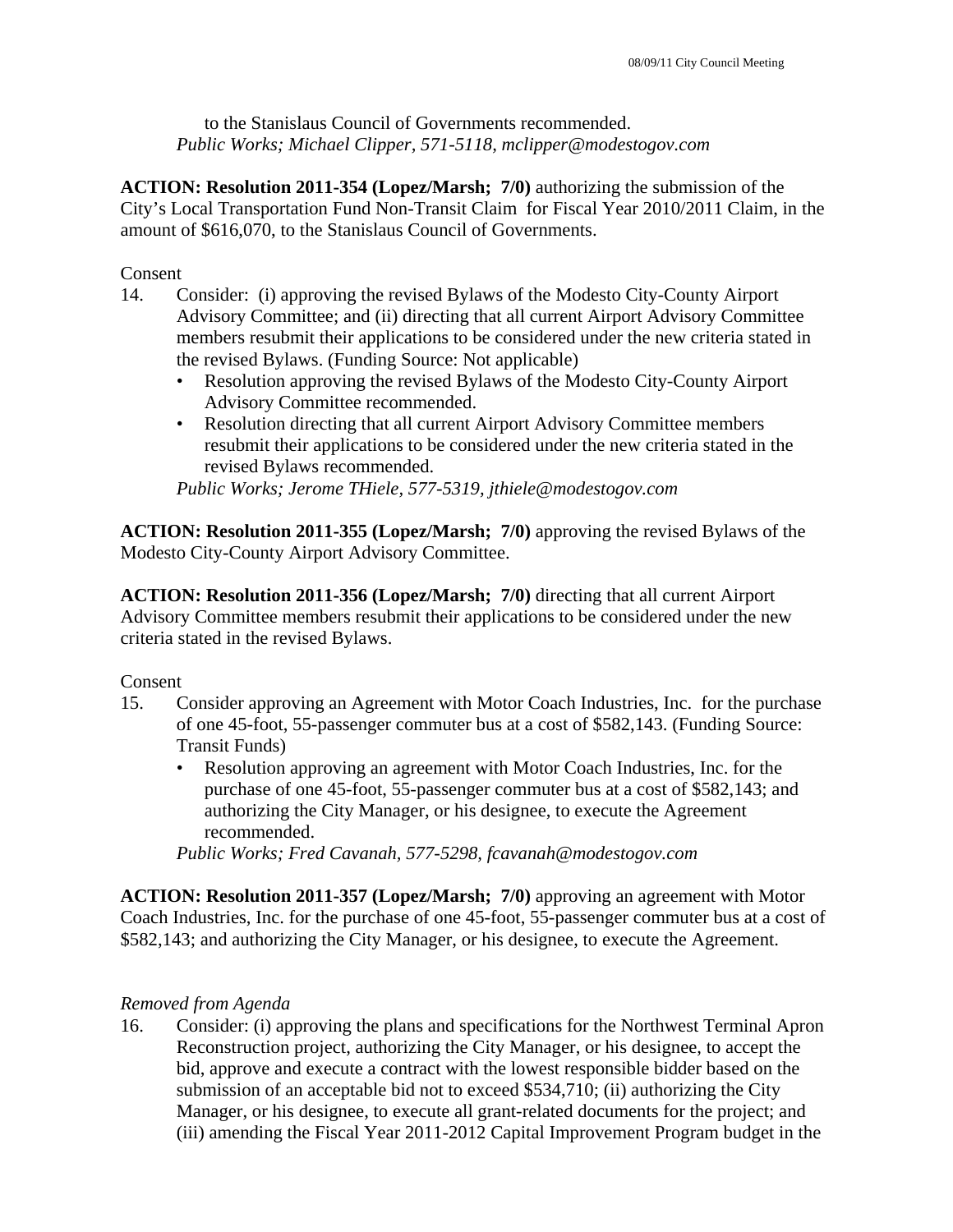to the Stanislaus Council of Governments recommended.
*Public Works; Michael Clipper, 571-5118, mclipper@modestogov.com*

**ACTION: Resolution 2011-354 (Lopez/Marsh; 7/0)** authorizing the submission of the City's Local Transportation Fund Non-Transit Claim for Fiscal Year 2010/2011 Claim, in the amount of $616,070, to the Stanislaus Council of Governments.

Consent

14. Consider: (i) approving the revised Bylaws of the Modesto City-County Airport Advisory Committee; and (ii) directing that all current Airport Advisory Committee members resubmit their applications to be considered under the new criteria stated in the revised Bylaws. (Funding Source: Not applicable)
    - Resolution approving the revised Bylaws of the Modesto City-County Airport Advisory Committee recommended.
    - Resolution directing that all current Airport Advisory Committee members resubmit their applications to be considered under the new criteria stated in the revised Bylaws recommended.

    *Public Works; Jerome THiele, 577-5319, jthiele@modestogov.com*

**ACTION: Resolution 2011-355 (Lopez/Marsh; 7/0)** approving the revised Bylaws of the Modesto City-County Airport Advisory Committee.

**ACTION: Resolution 2011-356 (Lopez/Marsh; 7/0)** directing that all current Airport Advisory Committee members resubmit their applications to be considered under the new criteria stated in the revised Bylaws.

Consent

15. Consider approving an Agreement with Motor Coach Industries, Inc. for the purchase of one 45-foot, 55-passenger commuter bus at a cost of $582,143. (Funding Source: Transit Funds)
    - Resolution approving an agreement with Motor Coach Industries, Inc. for the purchase of one 45-foot, 55-passenger commuter bus at a cost of $582,143; and authorizing the City Manager, or his designee, to execute the Agreement recommended.

    *Public Works; Fred Cavanah, 577-5298, fcavanah@modestogov.com*

**ACTION: Resolution 2011-357 (Lopez/Marsh; 7/0)** approving an agreement with Motor Coach Industries, Inc. for the purchase of one 45-foot, 55-passenger commuter bus at a cost of $582,143; and authorizing the City Manager, or his designee, to execute the Agreement.

*Removed from Agenda*

16. Consider: (i) approving the plans and specifications for the Northwest Terminal Apron Reconstruction project, authorizing the City Manager, or his designee, to accept the bid, approve and execute a contract with the lowest responsible bidder based on the submission of an acceptable bid not to exceed $534,710; (ii) authorizing the City Manager, or his designee, to execute all grant-related documents for the project; and (iii) amending the Fiscal Year 2011-2012 Capital Improvement Program budget in the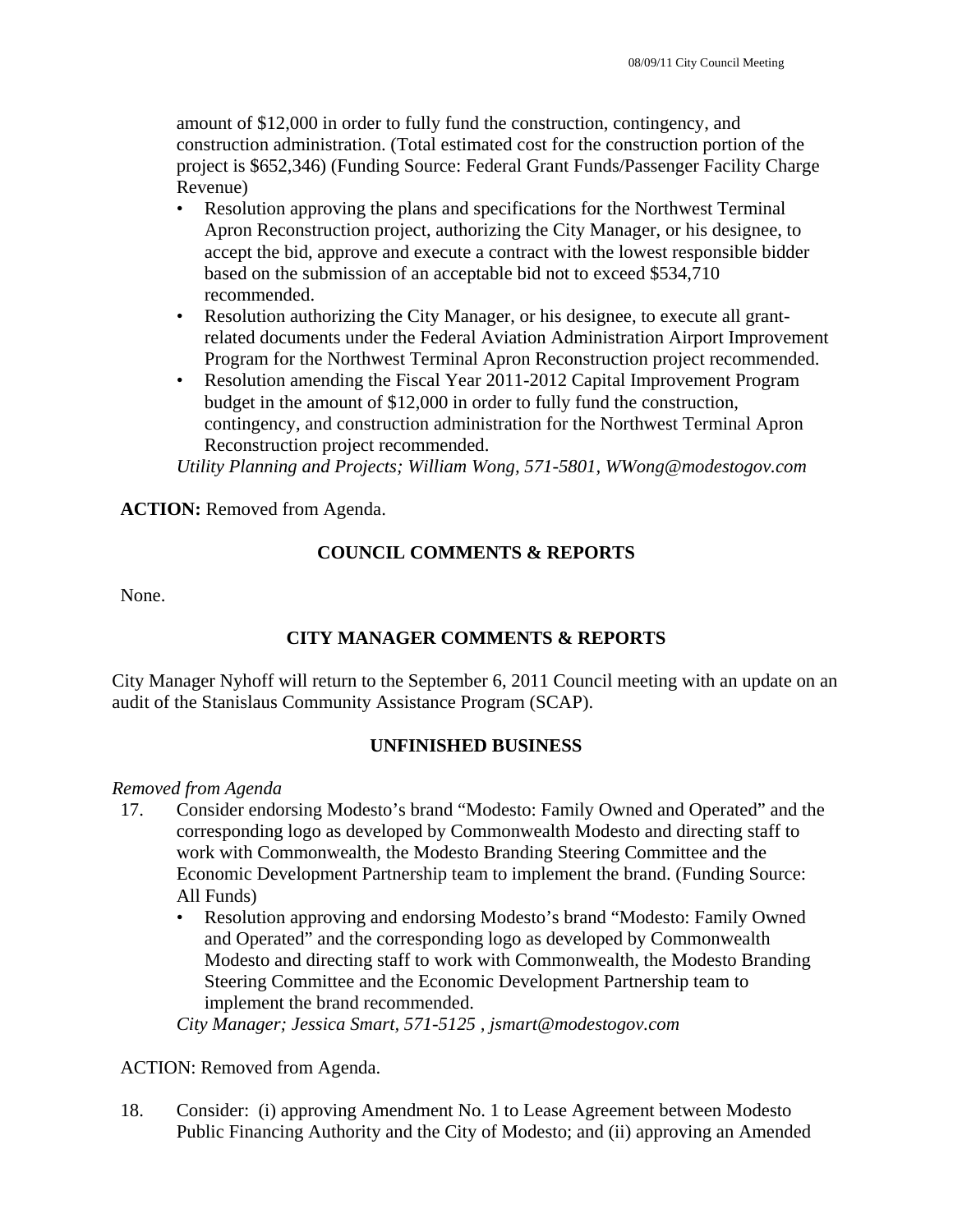amount of $12,000 in order to fully fund the construction, contingency, and construction administration. (Total estimated cost for the construction portion of the project is $652,346) (Funding Source: Federal Grant Funds/Passenger Facility Charge Revenue)

- Resolution approving the plans and specifications for the Northwest Terminal Apron Reconstruction project, authorizing the City Manager, or his designee, to accept the bid, approve and execute a contract with the lowest responsible bidder based on the submission of an acceptable bid not to exceed $534,710 recommended.
- Resolution authorizing the City Manager, or his designee, to execute all grant-related documents under the Federal Aviation Administration Airport Improvement Program for the Northwest Terminal Apron Reconstruction project recommended.
- Resolution amending the Fiscal Year 2011-2012 Capital Improvement Program budget in the amount of $12,000 in order to fully fund the construction, contingency, and construction administration for the Northwest Terminal Apron Reconstruction project recommended.

*Utility Planning and Projects; William Wong, 571-5801, WWong@modestogov.com*

**ACTION:** Removed from Agenda.

## COUNCIL COMMENTS & REPORTS

None.

## CITY MANAGER COMMENTS & REPORTS

City Manager Nyhoff will return to the September 6, 2011 Council meeting with an update on an audit of the Stanislaus Community Assistance Program (SCAP).

## UNFINISHED BUSINESS

*Removed from Agenda*

17. Consider endorsing Modesto's brand "Modesto: Family Owned and Operated" and the corresponding logo as developed by Commonwealth Modesto and directing staff to work with Commonwealth, the Modesto Branding Steering Committee and the Economic Development Partnership team to implement the brand. (Funding Source: All Funds)
    - Resolution approving and endorsing Modesto's brand "Modesto: Family Owned and Operated" and the corresponding logo as developed by Commonwealth Modesto and directing staff to work with Commonwealth, the Modesto Branding Steering Committee and the Economic Development Partnership team to implement the brand recommended.

    *City Manager; Jessica Smart, 571-5125 , jsmart@modestogov.com*

ACTION: Removed from Agenda.

18. Consider: (i) approving Amendment No. 1 to Lease Agreement between Modesto Public Financing Authority and the City of Modesto; and (ii) approving an Amended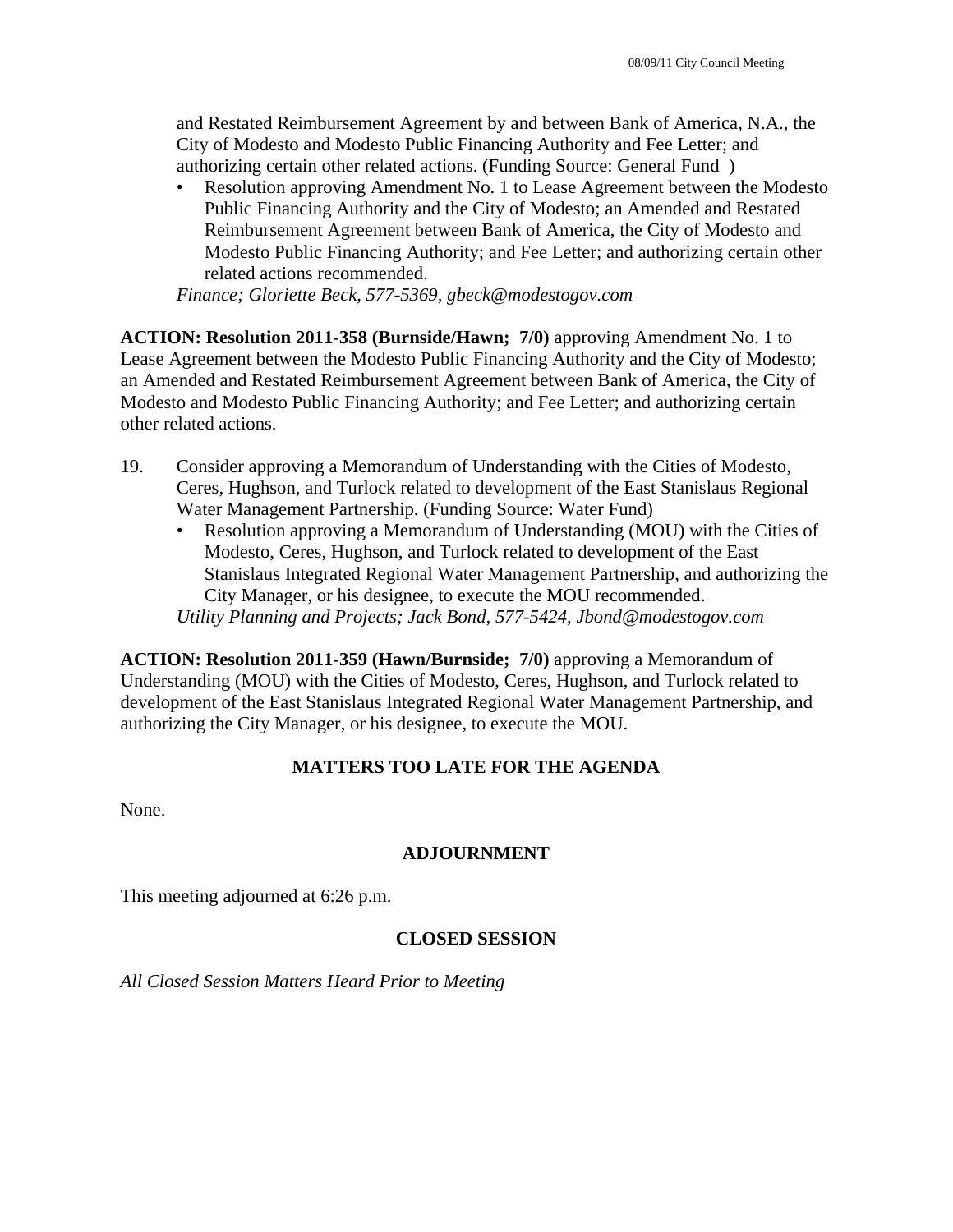and Restated Reimbursement Agreement by and between Bank of America, N.A., the City of Modesto and Modesto Public Financing Authority and Fee Letter; and authorizing certain other related actions. (Funding Source: General Fund )

- Resolution approving Amendment No. 1 to Lease Agreement between the Modesto Public Financing Authority and the City of Modesto; an Amended and Restated Reimbursement Agreement between Bank of America, the City of Modesto and Modesto Public Financing Authority; and Fee Letter; and authorizing certain other related actions recommended.

*Finance; Gloriette Beck, 577-5369, gbeck@modestogov.com*

**ACTION: Resolution 2011-358 (Burnside/Hawn; 7/0)** approving Amendment No. 1 to Lease Agreement between the Modesto Public Financing Authority and the City of Modesto; an Amended and Restated Reimbursement Agreement between Bank of America, the City of Modesto and Modesto Public Financing Authority; and Fee Letter; and authorizing certain other related actions.

19. Consider approving a Memorandum of Understanding with the Cities of Modesto, Ceres, Hughson, and Turlock related to development of the East Stanislaus Regional Water Management Partnership. (Funding Source: Water Fund)
    - Resolution approving a Memorandum of Understanding (MOU) with the Cities of Modesto, Ceres, Hughson, and Turlock related to development of the East Stanislaus Integrated Regional Water Management Partnership, and authorizing the City Manager, or his designee, to execute the MOU recommended.

    *Utility Planning and Projects; Jack Bond, 577-5424, Jbond@modestogov.com*

**ACTION: Resolution 2011-359 (Hawn/Burnside; 7/0)** approving a Memorandum of Understanding (MOU) with the Cities of Modesto, Ceres, Hughson, and Turlock related to development of the East Stanislaus Integrated Regional Water Management Partnership, and authorizing the City Manager, or his designee, to execute the MOU.

## MATTERS TOO LATE FOR THE AGENDA

None.

## ADJOURNMENT

This meeting adjourned at 6:26 p.m.

## CLOSED SESSION

*All Closed Session Matters Heard Prior to Meeting*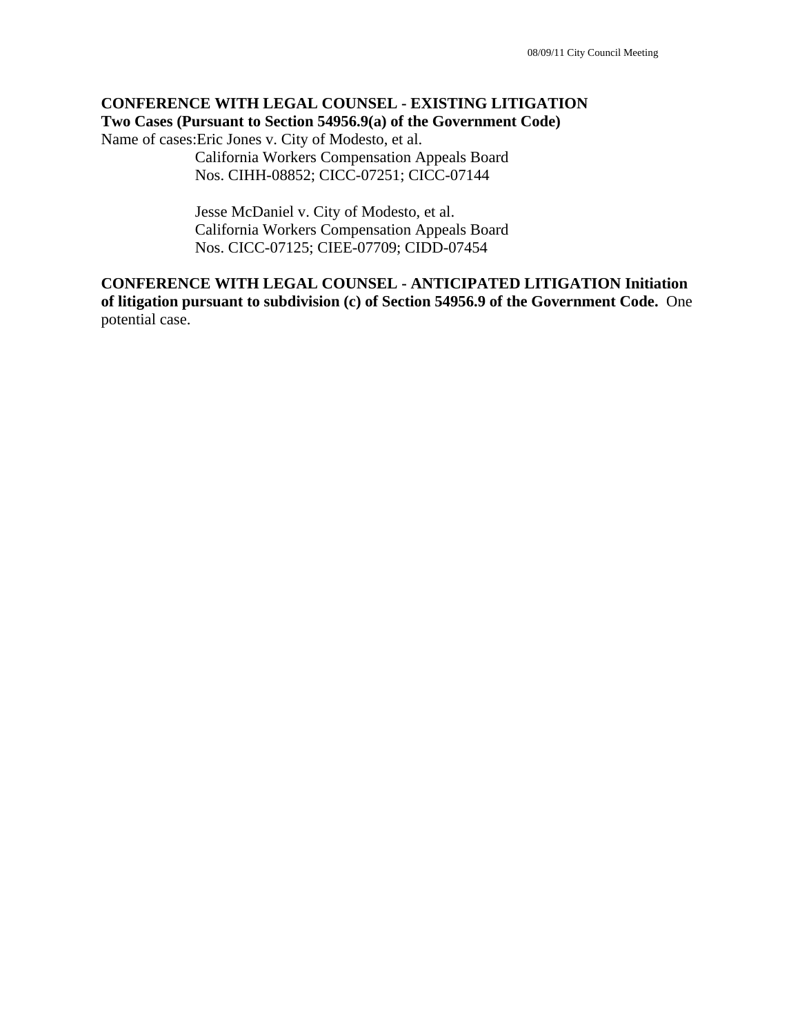**CONFERENCE WITH LEGAL COUNSEL - EXISTING LITIGATION**
**Two Cases (Pursuant to Section 54956.9(a) of the Government Code)**
Name of cases: Eric Jones v. City of Modesto, et al.
California Workers Compensation Appeals Board
Nos. CIHH-08852; CICC-07251; CICC-07144

Jesse McDaniel v. City of Modesto, et al.
California Workers Compensation Appeals Board
Nos. CICC-07125; CIEE-07709; CIDD-07454

**CONFERENCE WITH LEGAL COUNSEL - ANTICIPATED LITIGATION Initiation of litigation pursuant to subdivision (c) of Section 54956.9 of the Government Code.** One potential case.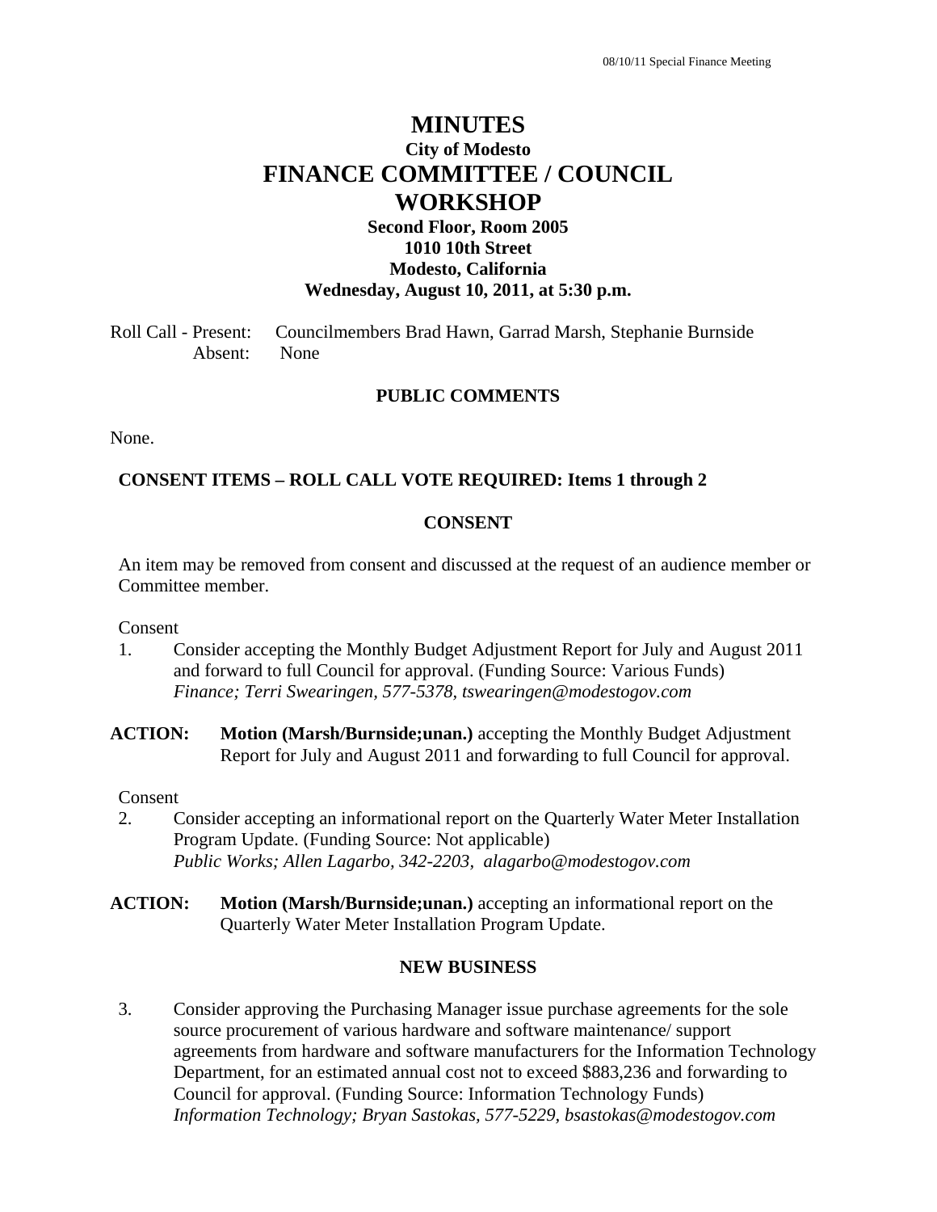# MINUTES

## City of Modesto

# FINANCE COMMITTEE / COUNCIL WORKSHOP

**Second Floor, Room 2005**
**1010 10th Street**
**Modesto, California**
**Wednesday, August 10, 2011, at 5:30 p.m.**

Roll Call - Present: Councilmembers Brad Hawn, Garrad Marsh, Stephanie Burnside
Absent: None

### PUBLIC COMMENTS

None.

**CONSENT ITEMS – ROLL CALL VOTE REQUIRED: Items 1 through 2**

### CONSENT

An item may be removed from consent and discussed at the request of an audience member or Committee member.

Consent

1. Consider accepting the Monthly Budget Adjustment Report for July and August 2011 and forward to full Council for approval. (Funding Source: Various Funds)
*Finance; Terri Swearingen, 577-5378, tswearingen@modestogov.com*

**ACTION:** **Motion (Marsh/Burnside;unan.)** accepting the Monthly Budget Adjustment Report for July and August 2011 and forwarding to full Council for approval.

Consent

2. Consider accepting an informational report on the Quarterly Water Meter Installation Program Update. (Funding Source: Not applicable)
*Public Works; Allen Lagarbo, 342-2203, alagarbo@modestogov.com*

**ACTION:** **Motion (Marsh/Burnside;unan.)** accepting an informational report on the Quarterly Water Meter Installation Program Update.

### NEW BUSINESS

3. Consider approving the Purchasing Manager issue purchase agreements for the sole source procurement of various hardware and software maintenance/ support agreements from hardware and software manufacturers for the Information Technology Department, for an estimated annual cost not to exceed $883,236 and forwarding to Council for approval. (Funding Source: Information Technology Funds)
*Information Technology; Bryan Sastokas, 577-5229, bsastokas@modestogov.com*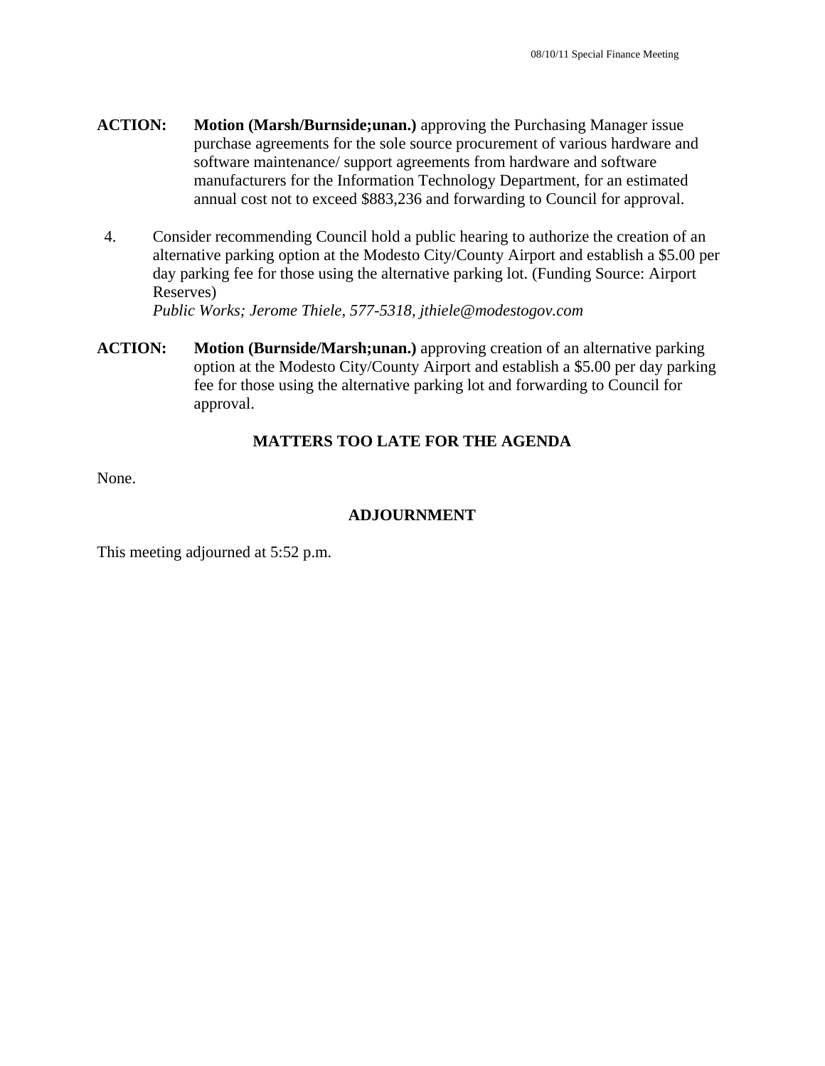**ACTION:** **Motion (Marsh/Burnside;unan.)** approving the Purchasing Manager issue purchase agreements for the sole source procurement of various hardware and software maintenance/ support agreements from hardware and software manufacturers for the Information Technology Department, for an estimated annual cost not to exceed $883,236 and forwarding to Council for approval.

4. Consider recommending Council hold a public hearing to authorize the creation of an alternative parking option at the Modesto City/County Airport and establish a $5.00 per day parking fee for those using the alternative parking lot. (Funding Source: Airport Reserves)
   *Public Works; Jerome Thiele, 577-5318, jthiele@modestogov.com*

**ACTION:** **Motion (Burnside/Marsh;unan.)** approving creation of an alternative parking option at the Modesto City/County Airport and establish a $5.00 per day parking fee for those using the alternative parking lot and forwarding to Council for approval.

## MATTERS TOO LATE FOR THE AGENDA

None.

## ADJOURNMENT

This meeting adjourned at 5:52 p.m.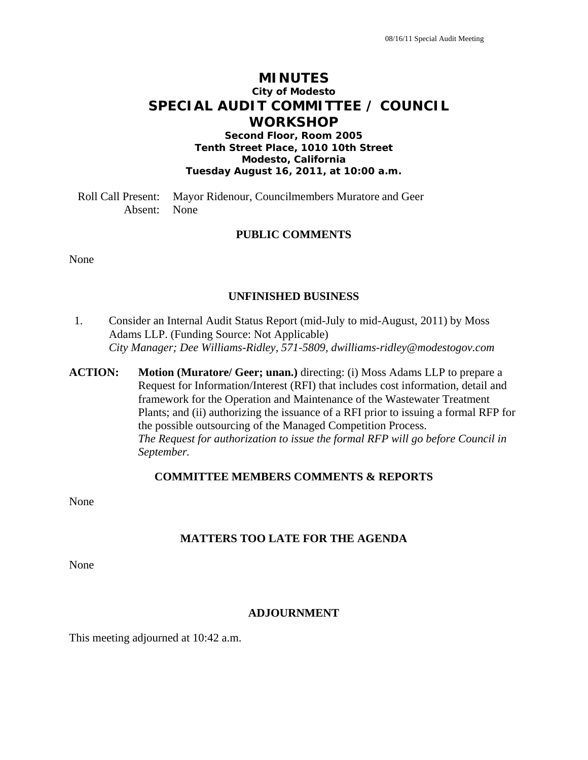# MINUTES

## City of Modesto

# SPECIAL AUDIT COMMITTEE / COUNCIL WORKSHOP

**Second Floor, Room 2005**
**Tenth Street Place, 1010 10th Street**
**Modesto, California**
**Tuesday August 16, 2011, at 10:00 a.m.**

Roll Call Present: Mayor Ridenour, Councilmembers Muratore and Geer
Absent: None

### PUBLIC COMMENTS

None

### UNFINISHED BUSINESS

1. Consider an Internal Audit Status Report (mid-July to mid-August, 2011) by Moss Adams LLP. (Funding Source: Not Applicable)
*City Manager; Dee Williams-Ridley, 571-5809, dwilliams-ridley@modestogov.com*

**ACTION:** **Motion (Muratore/ Geer; unan.)** directing: (i) Moss Adams LLP to prepare a Request for Information/Interest (RFI) that includes cost information, detail and framework for the Operation and Maintenance of the Wastewater Treatment Plants; and (ii) authorizing the issuance of a RFI prior to issuing a formal RFP for the possible outsourcing of the Managed Competition Process.
*The Request for authorization to issue the formal RFP will go before Council in September.*

### COMMITTEE MEMBERS COMMENTS & REPORTS

None

### MATTERS TOO LATE FOR THE AGENDA

None

### ADJOURNMENT

This meeting adjourned at 10:42 a.m.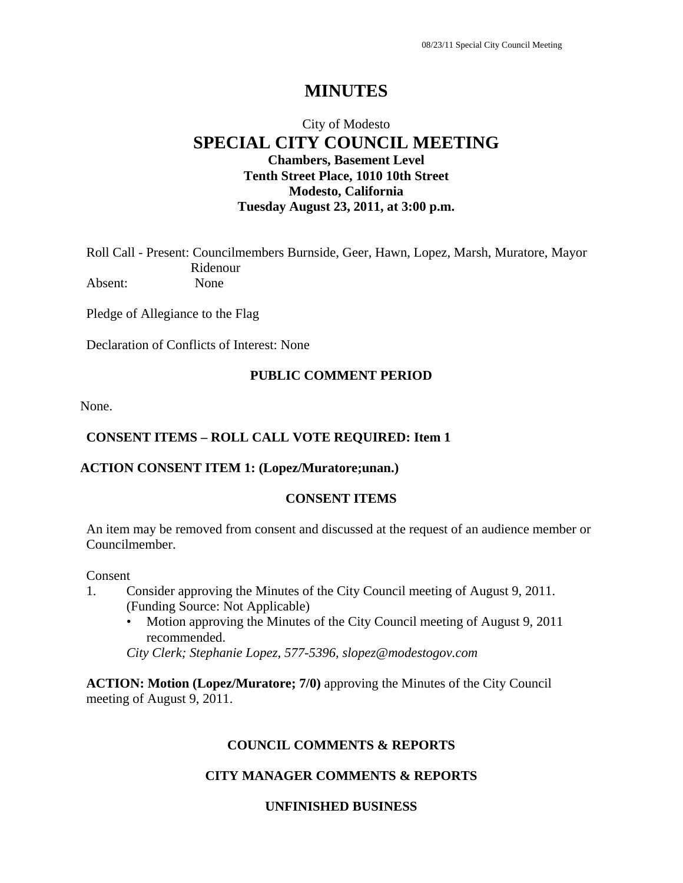# MINUTES

City of Modesto

## SPECIAL CITY COUNCIL MEETING

**Chambers, Basement Level**
**Tenth Street Place, 1010 10th Street**
**Modesto, California**
**Tuesday August 23, 2011, at 3:00 p.m.**

Roll Call - Present: Councilmembers Burnside, Geer, Hawn, Lopez, Marsh, Muratore, Mayor Ridenour
Absent: None

Pledge of Allegiance to the Flag

Declaration of Conflicts of Interest: None

### PUBLIC COMMENT PERIOD

None.

**CONSENT ITEMS – ROLL CALL VOTE REQUIRED: Item 1**

**ACTION CONSENT ITEM 1: (Lopez/Muratore;unan.)**

### CONSENT ITEMS

An item may be removed from consent and discussed at the request of an audience member or Councilmember.

Consent

1. Consider approving the Minutes of the City Council meeting of August 9, 2011. (Funding Source: Not Applicable)
   - Motion approving the Minutes of the City Council meeting of August 9, 2011 recommended.

   *City Clerk; Stephanie Lopez, 577-5396, slopez@modestogov.com*

**ACTION: Motion (Lopez/Muratore; 7/0)** approving the Minutes of the City Council meeting of August 9, 2011.

### COUNCIL COMMENTS & REPORTS

### CITY MANAGER COMMENTS & REPORTS

### UNFINISHED BUSINESS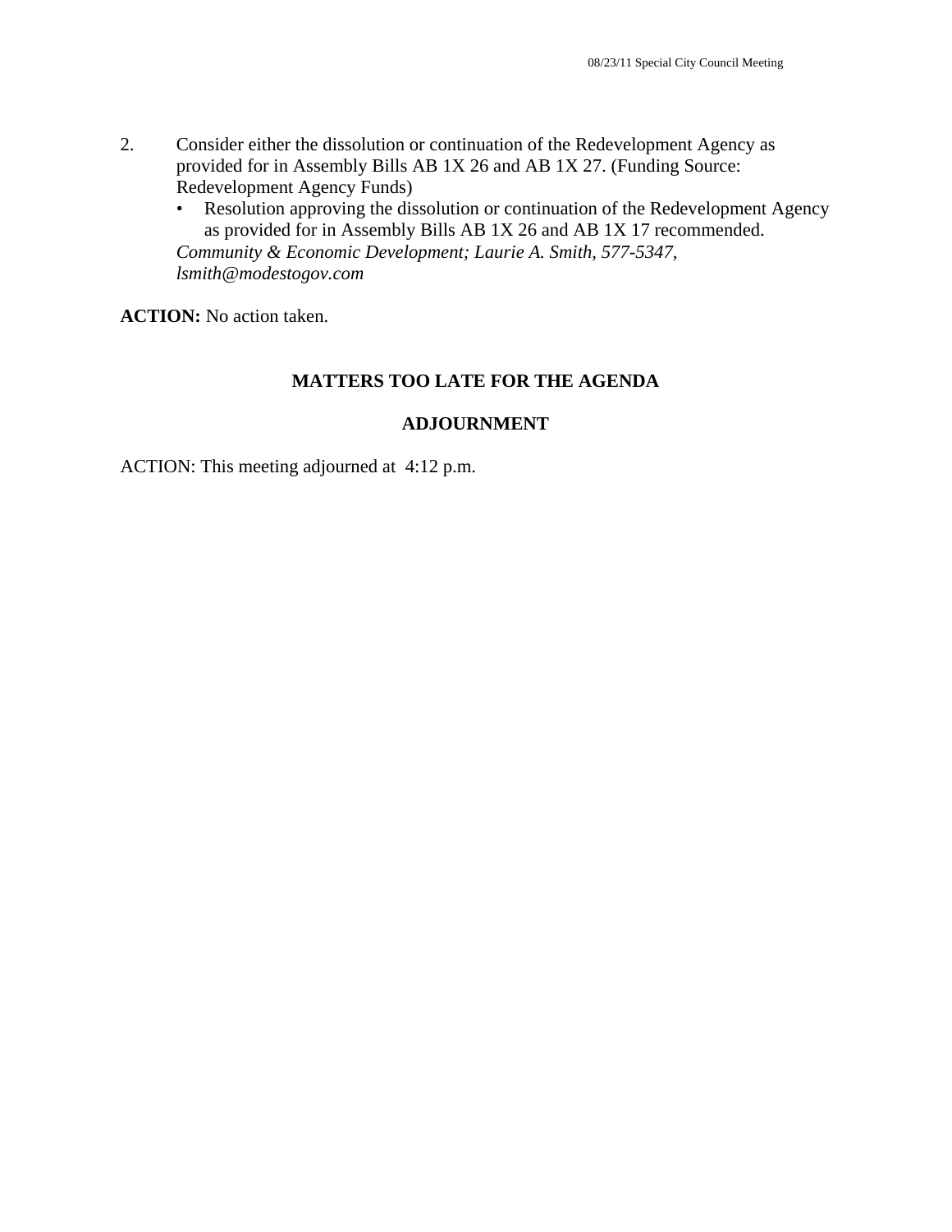2. Consider either the dissolution or continuation of the Redevelopment Agency as provided for in Assembly Bills AB 1X 26 and AB 1X 27. (Funding Source: Redevelopment Agency Funds)
   - Resolution approving the dissolution or continuation of the Redevelopment Agency as provided for in Assembly Bills AB 1X 26 and AB 1X 17 recommended.

   *Community & Economic Development; Laurie A. Smith, 577-5347, lsmith@modestogov.com*

**ACTION:** No action taken.

## MATTERS TOO LATE FOR THE AGENDA

## ADJOURNMENT

ACTION: This meeting adjourned at 4:12 p.m.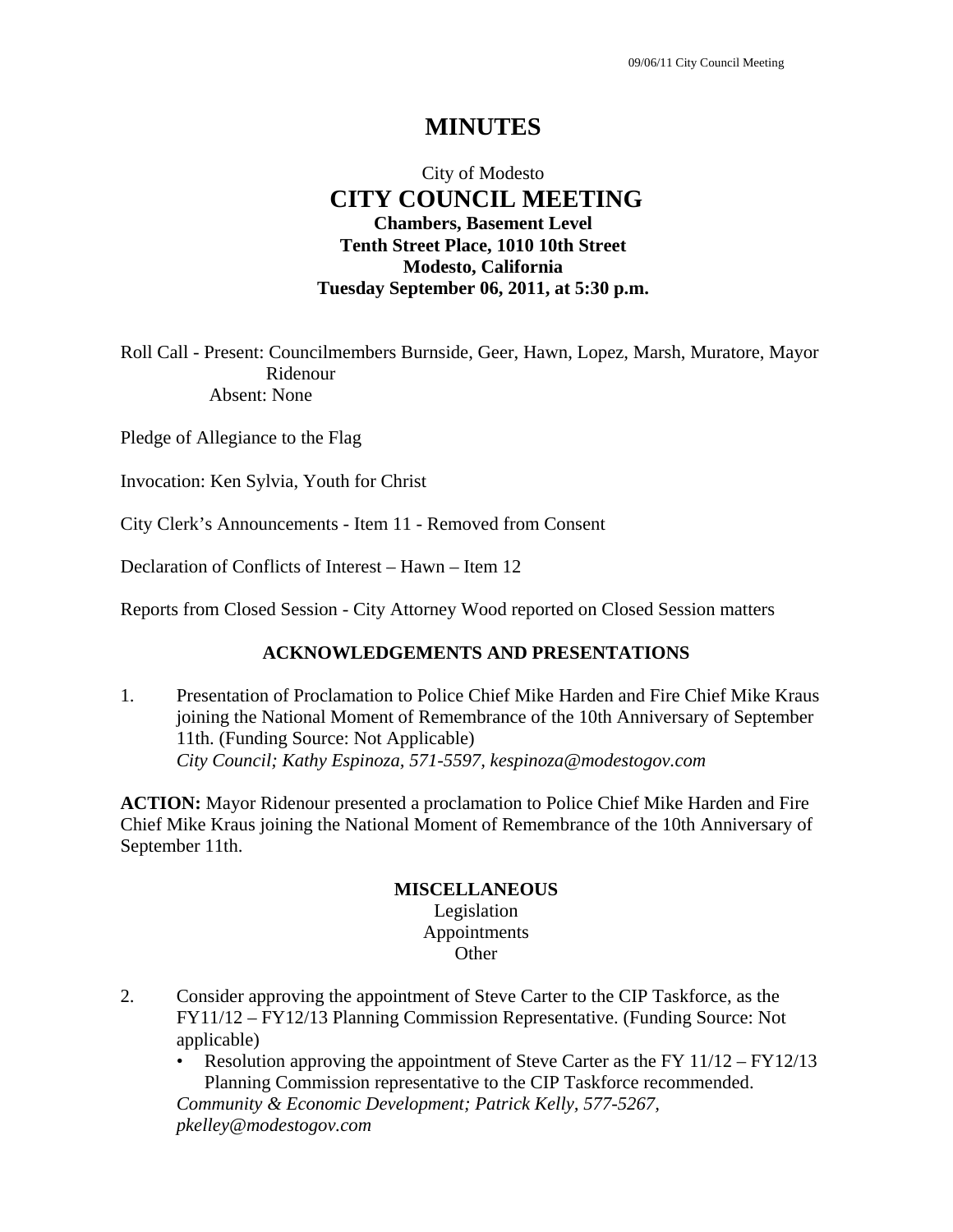# MINUTES

City of Modesto
**CITY COUNCIL MEETING**
**Chambers, Basement Level**
**Tenth Street Place, 1010 10th Street**
**Modesto, California**
**Tuesday September 06, 2011, at 5:30 p.m.**

Roll Call - Present: Councilmembers Burnside, Geer, Hawn, Lopez, Marsh, Muratore, Mayor Ridenour
Absent: None

Pledge of Allegiance to the Flag

Invocation: Ken Sylvia, Youth for Christ

City Clerk's Announcements - Item 11 - Removed from Consent

Declaration of Conflicts of Interest – Hawn – Item 12

Reports from Closed Session - City Attorney Wood reported on Closed Session matters

## ACKNOWLEDGEMENTS AND PRESENTATIONS

1. Presentation of Proclamation to Police Chief Mike Harden and Fire Chief Mike Kraus joining the National Moment of Remembrance of the 10th Anniversary of September 11th. (Funding Source: Not Applicable)
*City Council; Kathy Espinoza, 571-5597, kespinoza@modestogov.com*

**ACTION:** Mayor Ridenour presented a proclamation to Police Chief Mike Harden and Fire Chief Mike Kraus joining the National Moment of Remembrance of the 10th Anniversary of September 11th.

## MISCELLANEOUS

Legislation
Appointments
Other

2. Consider approving the appointment of Steve Carter to the CIP Taskforce, as the FY11/12 – FY12/13 Planning Commission Representative. (Funding Source: Not applicable)
   - Resolution approving the appointment of Steve Carter as the FY 11/12 – FY12/13 Planning Commission representative to the CIP Taskforce recommended.

   *Community & Economic Development; Patrick Kelly, 577-5267, pkelley@modestogov.com*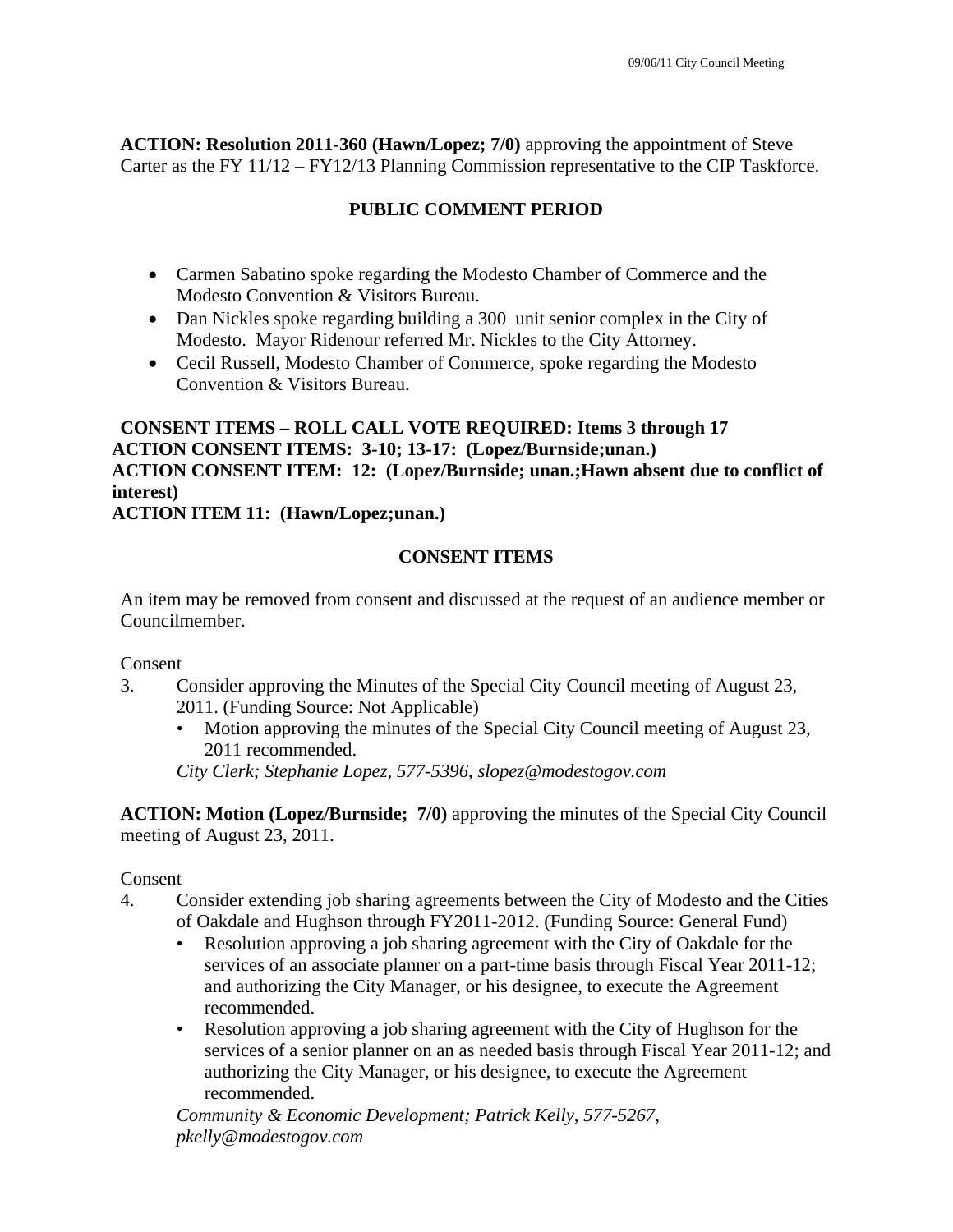**ACTION: Resolution 2011-360 (Hawn/Lopez; 7/0)** approving the appointment of Steve Carter as the FY 11/12 – FY12/13 Planning Commission representative to the CIP Taskforce.

## PUBLIC COMMENT PERIOD

- Carmen Sabatino spoke regarding the Modesto Chamber of Commerce and the Modesto Convention & Visitors Bureau.
- Dan Nickles spoke regarding building a 300 unit senior complex in the City of Modesto. Mayor Ridenour referred Mr. Nickles to the City Attorney.
- Cecil Russell, Modesto Chamber of Commerce, spoke regarding the Modesto Convention & Visitors Bureau.

**CONSENT ITEMS – ROLL CALL VOTE REQUIRED: Items 3 through 17**
**ACTION CONSENT ITEMS: 3-10; 13-17: (Lopez/Burnside;unan.)**
**ACTION CONSENT ITEM: 12: (Lopez/Burnside; unan.;Hawn absent due to conflict of interest)**
**ACTION ITEM 11: (Hawn/Lopez;unan.)**

## CONSENT ITEMS

An item may be removed from consent and discussed at the request of an audience member or Councilmember.

Consent

3. Consider approving the Minutes of the Special City Council meeting of August 23, 2011. (Funding Source: Not Applicable)
   - Motion approving the minutes of the Special City Council meeting of August 23, 2011 recommended.

   *City Clerk; Stephanie Lopez, 577-5396, slopez@modestogov.com*

**ACTION: Motion (Lopez/Burnside; 7/0)** approving the minutes of the Special City Council meeting of August 23, 2011.

Consent

4. Consider extending job sharing agreements between the City of Modesto and the Cities of Oakdale and Hughson through FY2011-2012. (Funding Source: General Fund)
   - Resolution approving a job sharing agreement with the City of Oakdale for the services of an associate planner on a part-time basis through Fiscal Year 2011-12; and authorizing the City Manager, or his designee, to execute the Agreement recommended.
   - Resolution approving a job sharing agreement with the City of Hughson for the services of a senior planner on an as needed basis through Fiscal Year 2011-12; and authorizing the City Manager, or his designee, to execute the Agreement recommended.

   *Community & Economic Development; Patrick Kelly, 577-5267, pkelly@modestogov.com*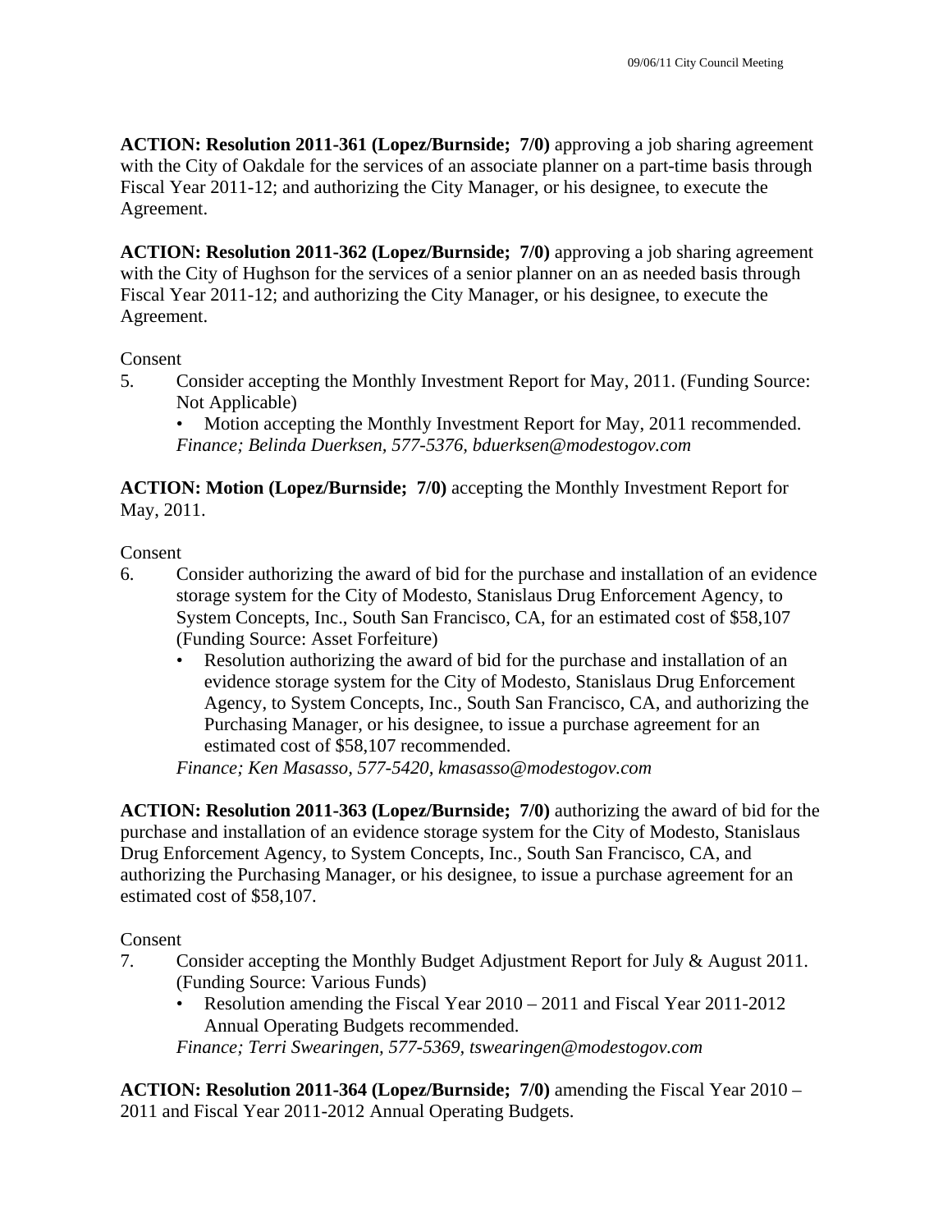**ACTION: Resolution 2011-361 (Lopez/Burnside; 7/0)** approving a job sharing agreement with the City of Oakdale for the services of an associate planner on a part-time basis through Fiscal Year 2011-12; and authorizing the City Manager, or his designee, to execute the Agreement.

**ACTION: Resolution 2011-362 (Lopez/Burnside; 7/0)** approving a job sharing agreement with the City of Hughson for the services of a senior planner on an as needed basis through Fiscal Year 2011-12; and authorizing the City Manager, or his designee, to execute the Agreement.

Consent

5. Consider accepting the Monthly Investment Report for May, 2011. (Funding Source: Not Applicable)
   - Motion accepting the Monthly Investment Report for May, 2011 recommended.

   *Finance; Belinda Duerksen, 577-5376, bduerksen@modestogov.com*

**ACTION: Motion (Lopez/Burnside; 7/0)** accepting the Monthly Investment Report for May, 2011.

Consent

6. Consider authorizing the award of bid for the purchase and installation of an evidence storage system for the City of Modesto, Stanislaus Drug Enforcement Agency, to System Concepts, Inc., South San Francisco, CA, for an estimated cost of $58,107 (Funding Source: Asset Forfeiture)
   - Resolution authorizing the award of bid for the purchase and installation of an evidence storage system for the City of Modesto, Stanislaus Drug Enforcement Agency, to System Concepts, Inc., South San Francisco, CA, and authorizing the Purchasing Manager, or his designee, to issue a purchase agreement for an estimated cost of $58,107 recommended.

   *Finance; Ken Masasso, 577-5420, kmasasso@modestogov.com*

**ACTION: Resolution 2011-363 (Lopez/Burnside; 7/0)** authorizing the award of bid for the purchase and installation of an evidence storage system for the City of Modesto, Stanislaus Drug Enforcement Agency, to System Concepts, Inc., South San Francisco, CA, and authorizing the Purchasing Manager, or his designee, to issue a purchase agreement for an estimated cost of $58,107.

Consent

7. Consider accepting the Monthly Budget Adjustment Report for July & August 2011. (Funding Source: Various Funds)
   - Resolution amending the Fiscal Year 2010 – 2011 and Fiscal Year 2011-2012 Annual Operating Budgets recommended.

   *Finance; Terri Swearingen, 577-5369, tswearingen@modestogov.com*

**ACTION: Resolution 2011-364 (Lopez/Burnside; 7/0)** amending the Fiscal Year 2010 – 2011 and Fiscal Year 2011-2012 Annual Operating Budgets.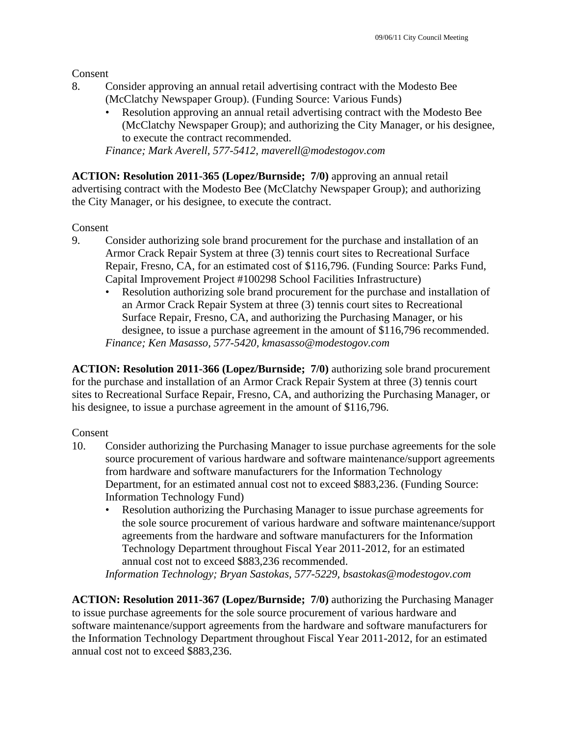Consent

8. Consider approving an annual retail advertising contract with the Modesto Bee (McClatchy Newspaper Group). (Funding Source: Various Funds)
   - Resolution approving an annual retail advertising contract with the Modesto Bee (McClatchy Newspaper Group); and authorizing the City Manager, or his designee, to execute the contract recommended.

   *Finance; Mark Averell, 577-5412, maverell@modestogov.com*

**ACTION: Resolution 2011-365 (Lopez/Burnside; 7/0)** approving an annual retail advertising contract with the Modesto Bee (McClatchy Newspaper Group); and authorizing the City Manager, or his designee, to execute the contract.

Consent

9. Consider authorizing sole brand procurement for the purchase and installation of an Armor Crack Repair System at three (3) tennis court sites to Recreational Surface Repair, Fresno, CA, for an estimated cost of $116,796. (Funding Source: Parks Fund, Capital Improvement Project #100298 School Facilities Infrastructure)
   - Resolution authorizing sole brand procurement for the purchase and installation of an Armor Crack Repair System at three (3) tennis court sites to Recreational Surface Repair, Fresno, CA, and authorizing the Purchasing Manager, or his designee, to issue a purchase agreement in the amount of $116,796 recommended.

   *Finance; Ken Masasso, 577-5420, kmasasso@modestogov.com*

**ACTION: Resolution 2011-366 (Lopez/Burnside; 7/0)** authorizing sole brand procurement for the purchase and installation of an Armor Crack Repair System at three (3) tennis court sites to Recreational Surface Repair, Fresno, CA, and authorizing the Purchasing Manager, or his designee, to issue a purchase agreement in the amount of $116,796.

Consent

10. Consider authorizing the Purchasing Manager to issue purchase agreements for the sole source procurement of various hardware and software maintenance/support agreements from hardware and software manufacturers for the Information Technology Department, for an estimated annual cost not to exceed $883,236. (Funding Source: Information Technology Fund)
    - Resolution authorizing the Purchasing Manager to issue purchase agreements for the sole source procurement of various hardware and software maintenance/support agreements from the hardware and software manufacturers for the Information Technology Department throughout Fiscal Year 2011-2012, for an estimated annual cost not to exceed $883,236 recommended.

    *Information Technology; Bryan Sastokas, 577-5229, bsastokas@modestogov.com*

**ACTION: Resolution 2011-367 (Lopez/Burnside; 7/0)** authorizing the Purchasing Manager to issue purchase agreements for the sole source procurement of various hardware and software maintenance/support agreements from the hardware and software manufacturers for the Information Technology Department throughout Fiscal Year 2011-2012, for an estimated annual cost not to exceed $883,236.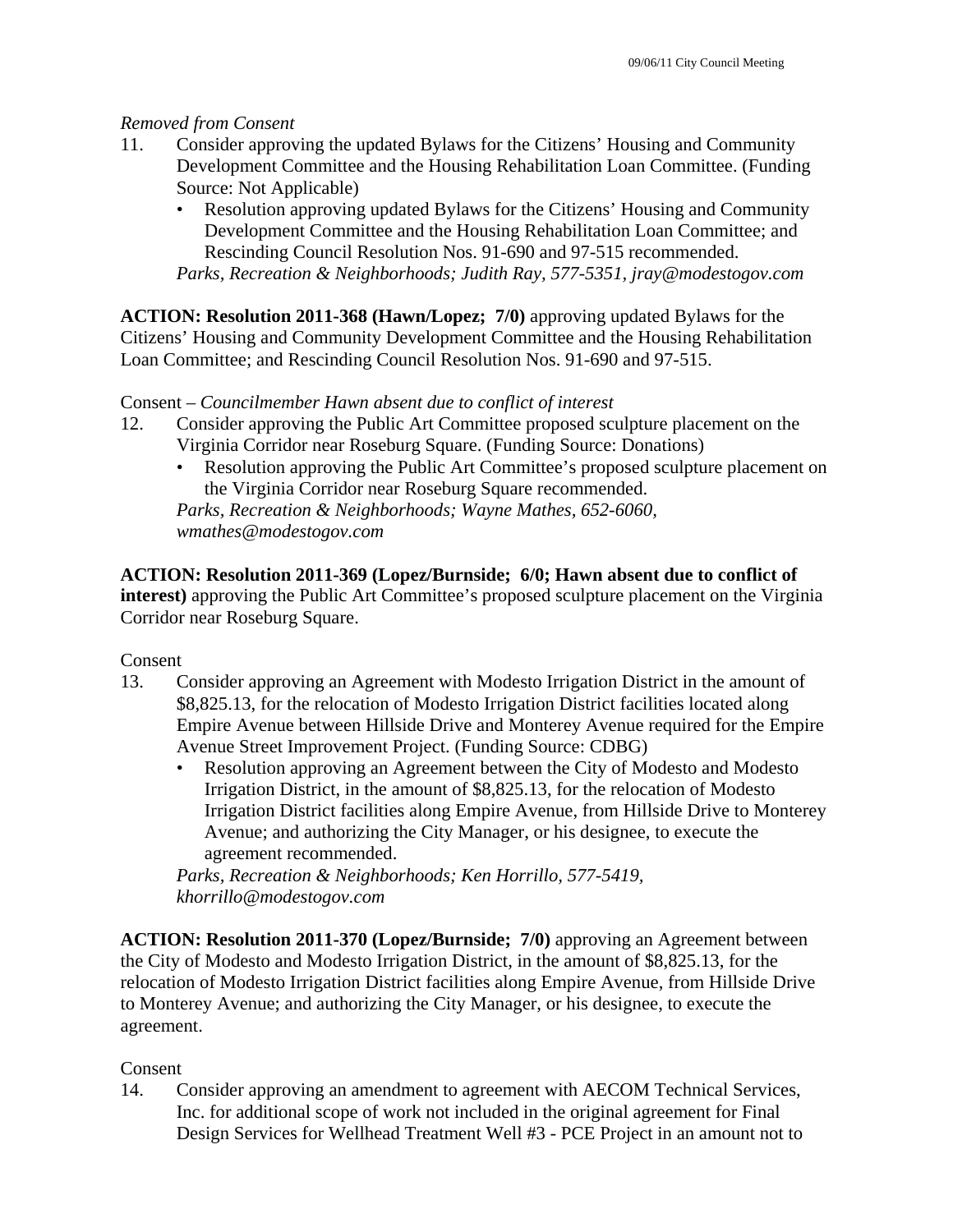*Removed from Consent*

11. Consider approving the updated Bylaws for the Citizens' Housing and Community Development Committee and the Housing Rehabilitation Loan Committee. (Funding Source: Not Applicable)
    - Resolution approving updated Bylaws for the Citizens' Housing and Community Development Committee and the Housing Rehabilitation Loan Committee; and Rescinding Council Resolution Nos. 91-690 and 97-515 recommended.

    *Parks, Recreation & Neighborhoods; Judith Ray, 577-5351, jray@modestogov.com*

**ACTION: Resolution 2011-368 (Hawn/Lopez; 7/0)** approving updated Bylaws for the Citizens' Housing and Community Development Committee and the Housing Rehabilitation Loan Committee; and Rescinding Council Resolution Nos. 91-690 and 97-515.

Consent – *Councilmember Hawn absent due to conflict of interest*

12. Consider approving the Public Art Committee proposed sculpture placement on the Virginia Corridor near Roseburg Square. (Funding Source: Donations)
    - Resolution approving the Public Art Committee's proposed sculpture placement on the Virginia Corridor near Roseburg Square recommended.

    *Parks, Recreation & Neighborhoods; Wayne Mathes, 652-6060, wmathes@modestogov.com*

**ACTION: Resolution 2011-369 (Lopez/Burnside; 6/0; Hawn absent due to conflict of interest)** approving the Public Art Committee's proposed sculpture placement on the Virginia Corridor near Roseburg Square.

Consent

13. Consider approving an Agreement with Modesto Irrigation District in the amount of $8,825.13, for the relocation of Modesto Irrigation District facilities located along Empire Avenue between Hillside Drive and Monterey Avenue required for the Empire Avenue Street Improvement Project. (Funding Source: CDBG)
    - Resolution approving an Agreement between the City of Modesto and Modesto Irrigation District, in the amount of $8,825.13, for the relocation of Modesto Irrigation District facilities along Empire Avenue, from Hillside Drive to Monterey Avenue; and authorizing the City Manager, or his designee, to execute the agreement recommended.

    *Parks, Recreation & Neighborhoods; Ken Horrillo, 577-5419, khorrillo@modestogov.com*

**ACTION: Resolution 2011-370 (Lopez/Burnside; 7/0)** approving an Agreement between the City of Modesto and Modesto Irrigation District, in the amount of $8,825.13, for the relocation of Modesto Irrigation District facilities along Empire Avenue, from Hillside Drive to Monterey Avenue; and authorizing the City Manager, or his designee, to execute the agreement.

Consent

14. Consider approving an amendment to agreement with AECOM Technical Services, Inc. for additional scope of work not included in the original agreement for Final Design Services for Wellhead Treatment Well #3 - PCE Project in an amount not to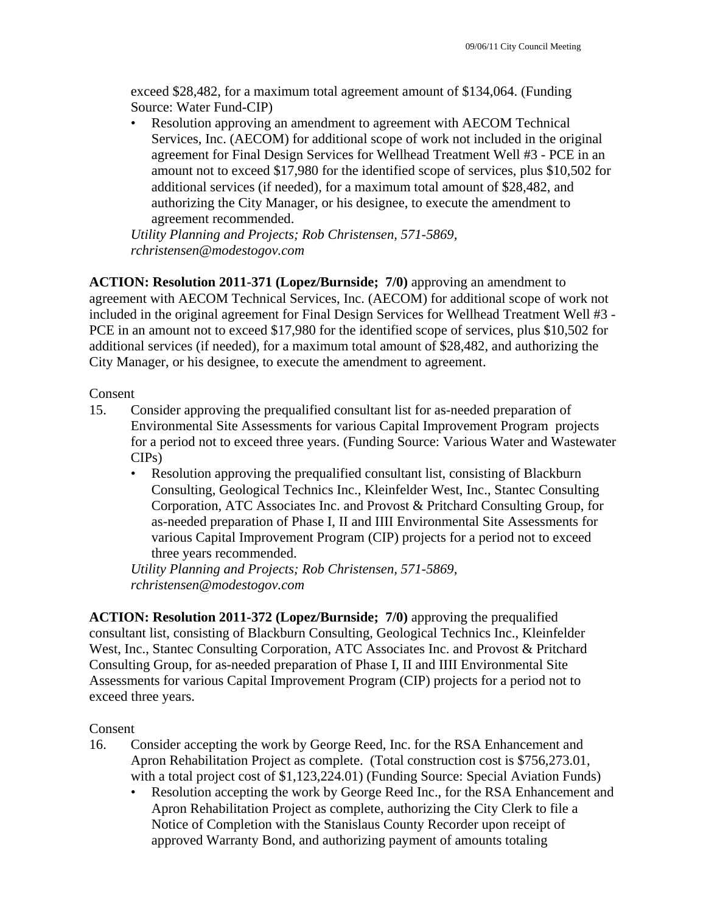exceed \$28,482, for a maximum total agreement amount of \$134,064. (Funding Source: Water Fund-CIP)

- Resolution approving an amendment to agreement with AECOM Technical Services, Inc. (AECOM) for additional scope of work not included in the original agreement for Final Design Services for Wellhead Treatment Well #3 - PCE in an amount not to exceed \$17,980 for the identified scope of services, plus \$10,502 for additional services (if needed), for a maximum total amount of \$28,482, and authorizing the City Manager, or his designee, to execute the amendment to agreement recommended.

*Utility Planning and Projects; Rob Christensen, 571-5869, rchristensen@modestogov.com*

**ACTION: Resolution 2011-371 (Lopez/Burnside; 7/0)** approving an amendment to agreement with AECOM Technical Services, Inc. (AECOM) for additional scope of work not included in the original agreement for Final Design Services for Wellhead Treatment Well #3 - PCE in an amount not to exceed \$17,980 for the identified scope of services, plus \$10,502 for additional services (if needed), for a maximum total amount of \$28,482, and authorizing the City Manager, or his designee, to execute the amendment to agreement.

Consent

15. Consider approving the prequalified consultant list for as-needed preparation of Environmental Site Assessments for various Capital Improvement Program projects for a period not to exceed three years. (Funding Source: Various Water and Wastewater CIPs)
    - Resolution approving the prequalified consultant list, consisting of Blackburn Consulting, Geological Technics Inc., Kleinfelder West, Inc., Stantec Consulting Corporation, ATC Associates Inc. and Provost & Pritchard Consulting Group, for as-needed preparation of Phase I, II and IIII Environmental Site Assessments for various Capital Improvement Program (CIP) projects for a period not to exceed three years recommended.

    *Utility Planning and Projects; Rob Christensen, 571-5869, rchristensen@modestogov.com*

**ACTION: Resolution 2011-372 (Lopez/Burnside; 7/0)** approving the prequalified consultant list, consisting of Blackburn Consulting, Geological Technics Inc., Kleinfelder West, Inc., Stantec Consulting Corporation, ATC Associates Inc. and Provost & Pritchard Consulting Group, for as-needed preparation of Phase I, II and IIII Environmental Site Assessments for various Capital Improvement Program (CIP) projects for a period not to exceed three years.

Consent

16. Consider accepting the work by George Reed, Inc. for the RSA Enhancement and Apron Rehabilitation Project as complete. (Total construction cost is \$756,273.01, with a total project cost of \$1,123,224.01) (Funding Source: Special Aviation Funds)
    - Resolution accepting the work by George Reed Inc., for the RSA Enhancement and Apron Rehabilitation Project as complete, authorizing the City Clerk to file a Notice of Completion with the Stanislaus County Recorder upon receipt of approved Warranty Bond, and authorizing payment of amounts totaling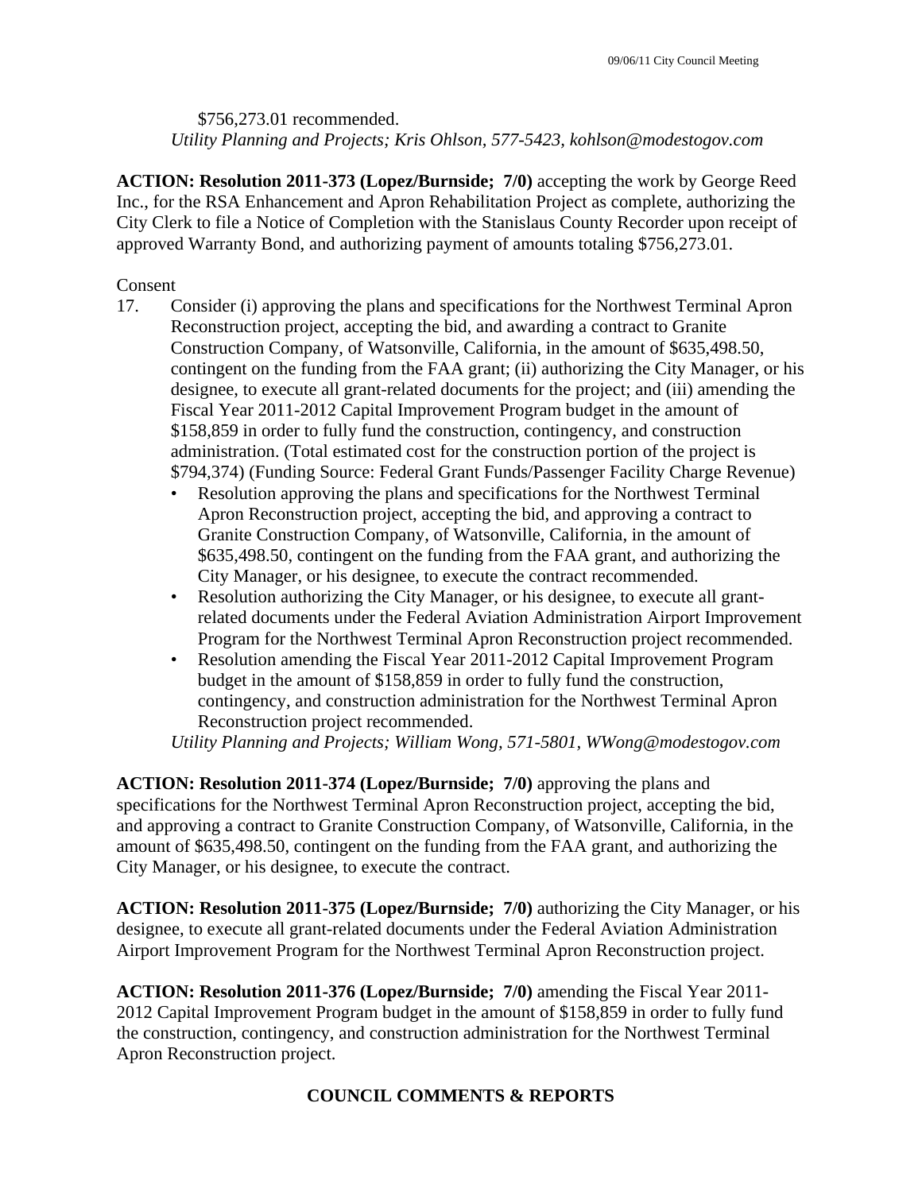$756,273.01 recommended.
*Utility Planning and Projects; Kris Ohlson, 577-5423, kohlson@modestogov.com*

**ACTION: Resolution 2011-373 (Lopez/Burnside; 7/0)** accepting the work by George Reed Inc., for the RSA Enhancement and Apron Rehabilitation Project as complete, authorizing the City Clerk to file a Notice of Completion with the Stanislaus County Recorder upon receipt of approved Warranty Bond, and authorizing payment of amounts totaling $756,273.01.

Consent

17. Consider (i) approving the plans and specifications for the Northwest Terminal Apron Reconstruction project, accepting the bid, and awarding a contract to Granite Construction Company, of Watsonville, California, in the amount of $635,498.50, contingent on the funding from the FAA grant; (ii) authorizing the City Manager, or his designee, to execute all grant-related documents for the project; and (iii) amending the Fiscal Year 2011-2012 Capital Improvement Program budget in the amount of $158,859 in order to fully fund the construction, contingency, and construction administration. (Total estimated cost for the construction portion of the project is $794,374) (Funding Source: Federal Grant Funds/Passenger Facility Charge Revenue)
    - Resolution approving the plans and specifications for the Northwest Terminal Apron Reconstruction project, accepting the bid, and approving a contract to Granite Construction Company, of Watsonville, California, in the amount of $635,498.50, contingent on the funding from the FAA grant, and authorizing the City Manager, or his designee, to execute the contract recommended.
    - Resolution authorizing the City Manager, or his designee, to execute all grant-related documents under the Federal Aviation Administration Airport Improvement Program for the Northwest Terminal Apron Reconstruction project recommended.
    - Resolution amending the Fiscal Year 2011-2012 Capital Improvement Program budget in the amount of $158,859 in order to fully fund the construction, contingency, and construction administration for the Northwest Terminal Apron Reconstruction project recommended.

    *Utility Planning and Projects; William Wong, 571-5801, WWong@modestogov.com*

**ACTION: Resolution 2011-374 (Lopez/Burnside; 7/0)** approving the plans and specifications for the Northwest Terminal Apron Reconstruction project, accepting the bid, and approving a contract to Granite Construction Company, of Watsonville, California, in the amount of $635,498.50, contingent on the funding from the FAA grant, and authorizing the City Manager, or his designee, to execute the contract.

**ACTION: Resolution 2011-375 (Lopez/Burnside; 7/0)** authorizing the City Manager, or his designee, to execute all grant-related documents under the Federal Aviation Administration Airport Improvement Program for the Northwest Terminal Apron Reconstruction project.

**ACTION: Resolution 2011-376 (Lopez/Burnside; 7/0)** amending the Fiscal Year 2011-2012 Capital Improvement Program budget in the amount of $158,859 in order to fully fund the construction, contingency, and construction administration for the Northwest Terminal Apron Reconstruction project.

## COUNCIL COMMENTS & REPORTS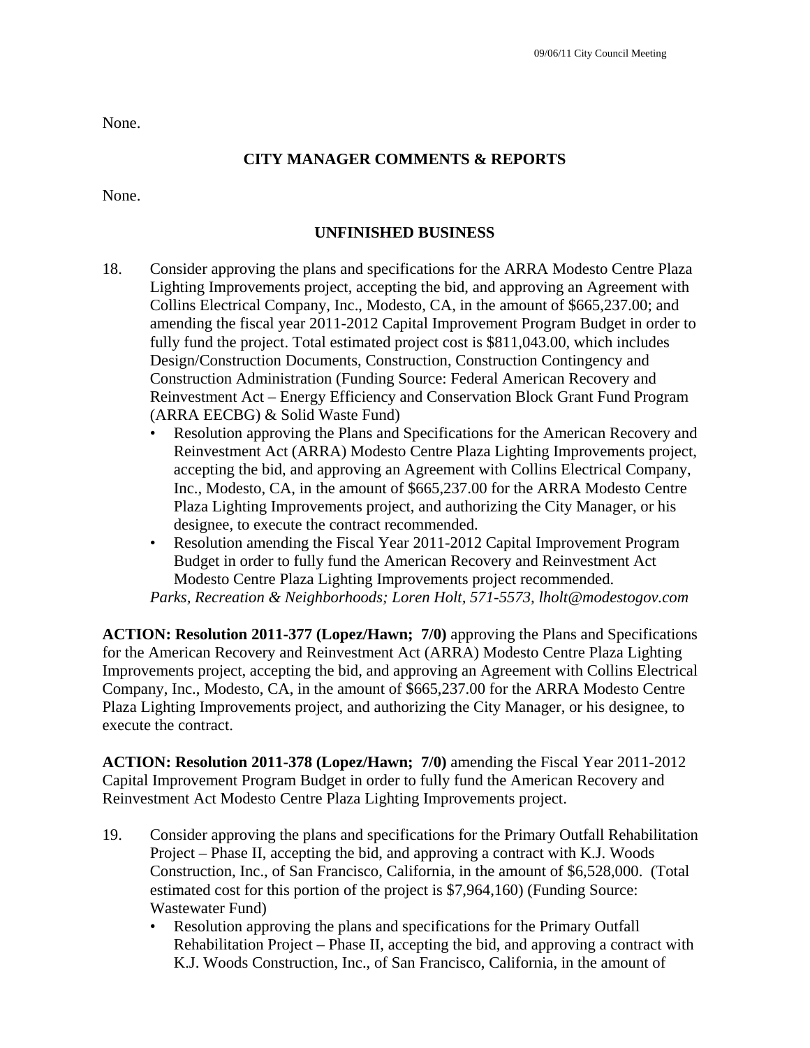None.

## CITY MANAGER COMMENTS & REPORTS

None.

## UNFINISHED BUSINESS

18. Consider approving the plans and specifications for the ARRA Modesto Centre Plaza Lighting Improvements project, accepting the bid, and approving an Agreement with Collins Electrical Company, Inc., Modesto, CA, in the amount of $665,237.00; and amending the fiscal year 2011-2012 Capital Improvement Program Budget in order to fully fund the project. Total estimated project cost is $811,043.00, which includes Design/Construction Documents, Construction, Construction Contingency and Construction Administration (Funding Source: Federal American Recovery and Reinvestment Act – Energy Efficiency and Conservation Block Grant Fund Program (ARRA EECBG) & Solid Waste Fund)
    - Resolution approving the Plans and Specifications for the American Recovery and Reinvestment Act (ARRA) Modesto Centre Plaza Lighting Improvements project, accepting the bid, and approving an Agreement with Collins Electrical Company, Inc., Modesto, CA, in the amount of $665,237.00 for the ARRA Modesto Centre Plaza Lighting Improvements project, and authorizing the City Manager, or his designee, to execute the contract recommended.
    - Resolution amending the Fiscal Year 2011-2012 Capital Improvement Program Budget in order to fully fund the American Recovery and Reinvestment Act Modesto Centre Plaza Lighting Improvements project recommended.

    *Parks, Recreation & Neighborhoods; Loren Holt, 571-5573, lholt@modestogov.com*

**ACTION: Resolution 2011-377 (Lopez/Hawn; 7/0)** approving the Plans and Specifications for the American Recovery and Reinvestment Act (ARRA) Modesto Centre Plaza Lighting Improvements project, accepting the bid, and approving an Agreement with Collins Electrical Company, Inc., Modesto, CA, in the amount of $665,237.00 for the ARRA Modesto Centre Plaza Lighting Improvements project, and authorizing the City Manager, or his designee, to execute the contract.

**ACTION: Resolution 2011-378 (Lopez/Hawn; 7/0)** amending the Fiscal Year 2011-2012 Capital Improvement Program Budget in order to fully fund the American Recovery and Reinvestment Act Modesto Centre Plaza Lighting Improvements project.

19. Consider approving the plans and specifications for the Primary Outfall Rehabilitation Project – Phase II, accepting the bid, and approving a contract with K.J. Woods Construction, Inc., of San Francisco, California, in the amount of $6,528,000. (Total estimated cost for this portion of the project is $7,964,160) (Funding Source: Wastewater Fund)
    - Resolution approving the plans and specifications for the Primary Outfall Rehabilitation Project – Phase II, accepting the bid, and approving a contract with K.J. Woods Construction, Inc., of San Francisco, California, in the amount of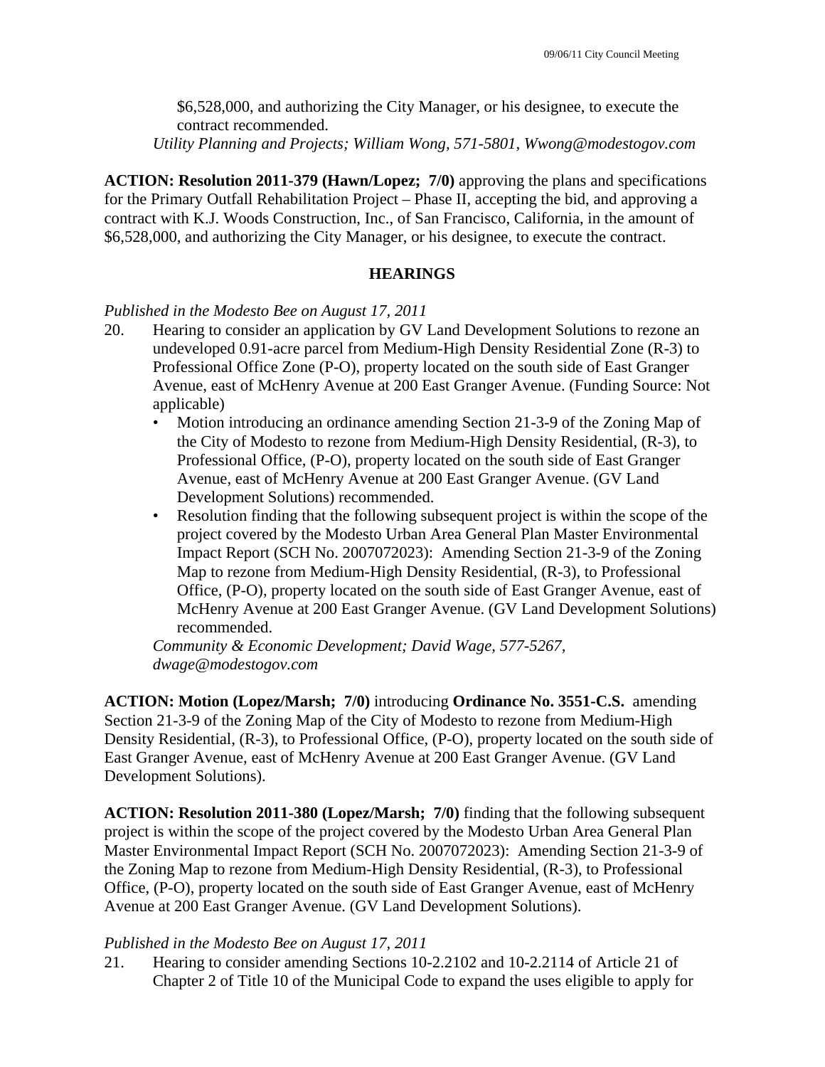$6,528,000, and authorizing the City Manager, or his designee, to execute the contract recommended.
*Utility Planning and Projects; William Wong, 571-5801, Wwong@modestogov.com*

**ACTION: Resolution 2011-379 (Hawn/Lopez; 7/0)** approving the plans and specifications for the Primary Outfall Rehabilitation Project – Phase II, accepting the bid, and approving a contract with K.J. Woods Construction, Inc., of San Francisco, California, in the amount of $6,528,000, and authorizing the City Manager, or his designee, to execute the contract.

## HEARINGS

*Published in the Modesto Bee on August 17, 2011*

20. Hearing to consider an application by GV Land Development Solutions to rezone an undeveloped 0.91-acre parcel from Medium-High Density Residential Zone (R-3) to Professional Office Zone (P-O), property located on the south side of East Granger Avenue, east of McHenry Avenue at 200 East Granger Avenue. (Funding Source: Not applicable)
    - Motion introducing an ordinance amending Section 21-3-9 of the Zoning Map of the City of Modesto to rezone from Medium-High Density Residential, (R-3), to Professional Office, (P-O), property located on the south side of East Granger Avenue, east of McHenry Avenue at 200 East Granger Avenue. (GV Land Development Solutions) recommended.
    - Resolution finding that the following subsequent project is within the scope of the project covered by the Modesto Urban Area General Plan Master Environmental Impact Report (SCH No. 2007072023): Amending Section 21-3-9 of the Zoning Map to rezone from Medium-High Density Residential, (R-3), to Professional Office, (P-O), property located on the south side of East Granger Avenue, east of McHenry Avenue at 200 East Granger Avenue. (GV Land Development Solutions) recommended.

    *Community & Economic Development; David Wage, 577-5267, dwage@modestogov.com*

**ACTION: Motion (Lopez/Marsh; 7/0)** introducing **Ordinance No. 3551-C.S.** amending Section 21-3-9 of the Zoning Map of the City of Modesto to rezone from Medium-High Density Residential, (R-3), to Professional Office, (P-O), property located on the south side of East Granger Avenue, east of McHenry Avenue at 200 East Granger Avenue. (GV Land Development Solutions).

**ACTION: Resolution 2011-380 (Lopez/Marsh; 7/0)** finding that the following subsequent project is within the scope of the project covered by the Modesto Urban Area General Plan Master Environmental Impact Report (SCH No. 2007072023): Amending Section 21-3-9 of the Zoning Map to rezone from Medium-High Density Residential, (R-3), to Professional Office, (P-O), property located on the south side of East Granger Avenue, east of McHenry Avenue at 200 East Granger Avenue. (GV Land Development Solutions).

*Published in the Modesto Bee on August 17, 2011*

21. Hearing to consider amending Sections 10-2.2102 and 10-2.2114 of Article 21 of Chapter 2 of Title 10 of the Municipal Code to expand the uses eligible to apply for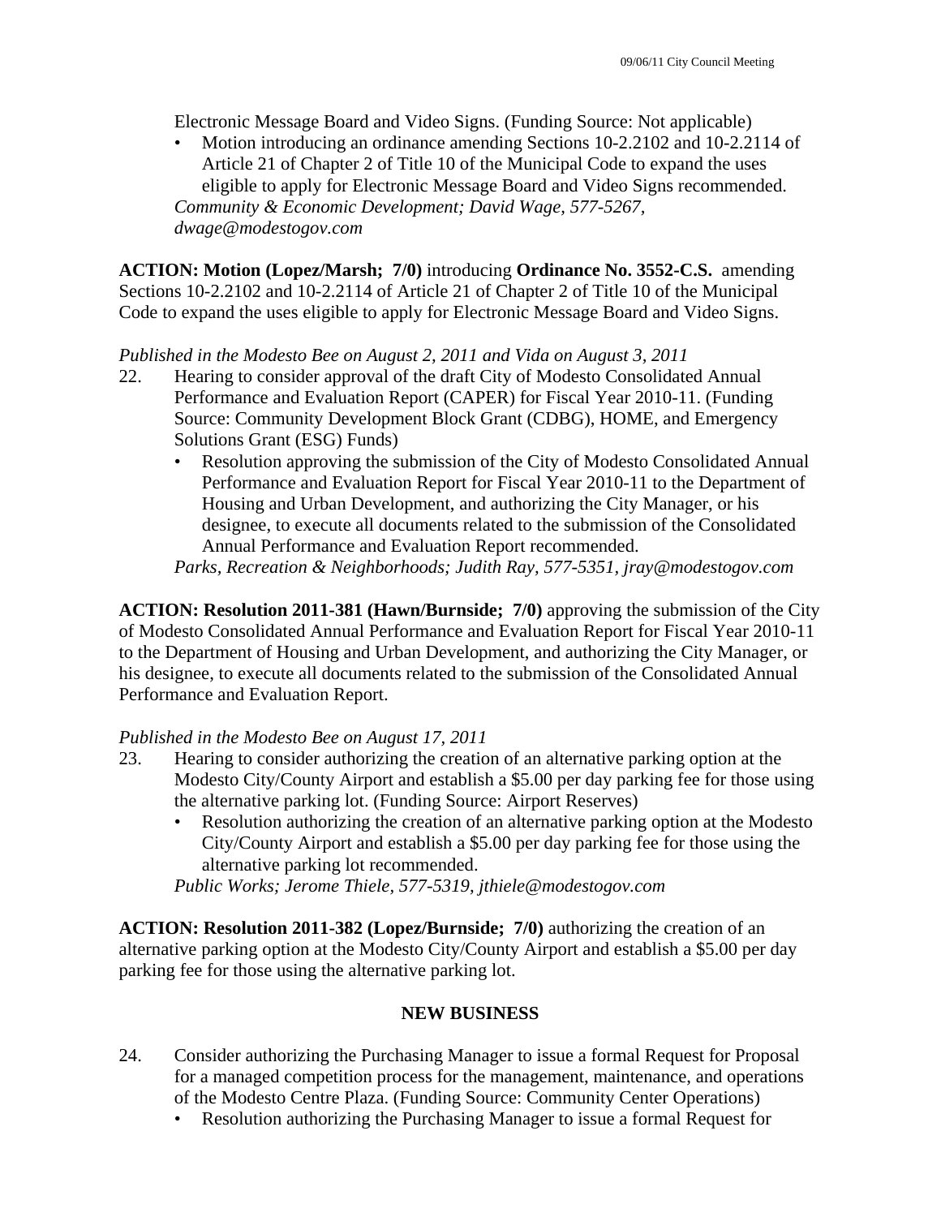Electronic Message Board and Video Signs. (Funding Source: Not applicable)

- Motion introducing an ordinance amending Sections 10-2.2102 and 10-2.2114 of Article 21 of Chapter 2 of Title 10 of the Municipal Code to expand the uses eligible to apply for Electronic Message Board and Video Signs recommended.

*Community & Economic Development; David Wage, 577-5267, dwage@modestogov.com*

**ACTION: Motion (Lopez/Marsh; 7/0)** introducing **Ordinance No. 3552-C.S.** amending Sections 10-2.2102 and 10-2.2114 of Article 21 of Chapter 2 of Title 10 of the Municipal Code to expand the uses eligible to apply for Electronic Message Board and Video Signs.

*Published in the Modesto Bee on August 2, 2011 and Vida on August 3, 2011*

22. Hearing to consider approval of the draft City of Modesto Consolidated Annual Performance and Evaluation Report (CAPER) for Fiscal Year 2010-11. (Funding Source: Community Development Block Grant (CDBG), HOME, and Emergency Solutions Grant (ESG) Funds)
    - Resolution approving the submission of the City of Modesto Consolidated Annual Performance and Evaluation Report for Fiscal Year 2010-11 to the Department of Housing and Urban Development, and authorizing the City Manager, or his designee, to execute all documents related to the submission of the Consolidated Annual Performance and Evaluation Report recommended.

    *Parks, Recreation & Neighborhoods; Judith Ray, 577-5351, jray@modestogov.com*

**ACTION: Resolution 2011-381 (Hawn/Burnside; 7/0)** approving the submission of the City of Modesto Consolidated Annual Performance and Evaluation Report for Fiscal Year 2010-11 to the Department of Housing and Urban Development, and authorizing the City Manager, or his designee, to execute all documents related to the submission of the Consolidated Annual Performance and Evaluation Report.

*Published in the Modesto Bee on August 17, 2011*

23. Hearing to consider authorizing the creation of an alternative parking option at the Modesto City/County Airport and establish a $5.00 per day parking fee for those using the alternative parking lot. (Funding Source: Airport Reserves)
    - Resolution authorizing the creation of an alternative parking option at the Modesto City/County Airport and establish a $5.00 per day parking fee for those using the alternative parking lot recommended.

    *Public Works; Jerome Thiele, 577-5319, jthiele@modestogov.com*

**ACTION: Resolution 2011-382 (Lopez/Burnside; 7/0)** authorizing the creation of an alternative parking option at the Modesto City/County Airport and establish a $5.00 per day parking fee for those using the alternative parking lot.

## NEW BUSINESS

24. Consider authorizing the Purchasing Manager to issue a formal Request for Proposal for a managed competition process for the management, maintenance, and operations of the Modesto Centre Plaza. (Funding Source: Community Center Operations)
    - Resolution authorizing the Purchasing Manager to issue a formal Request for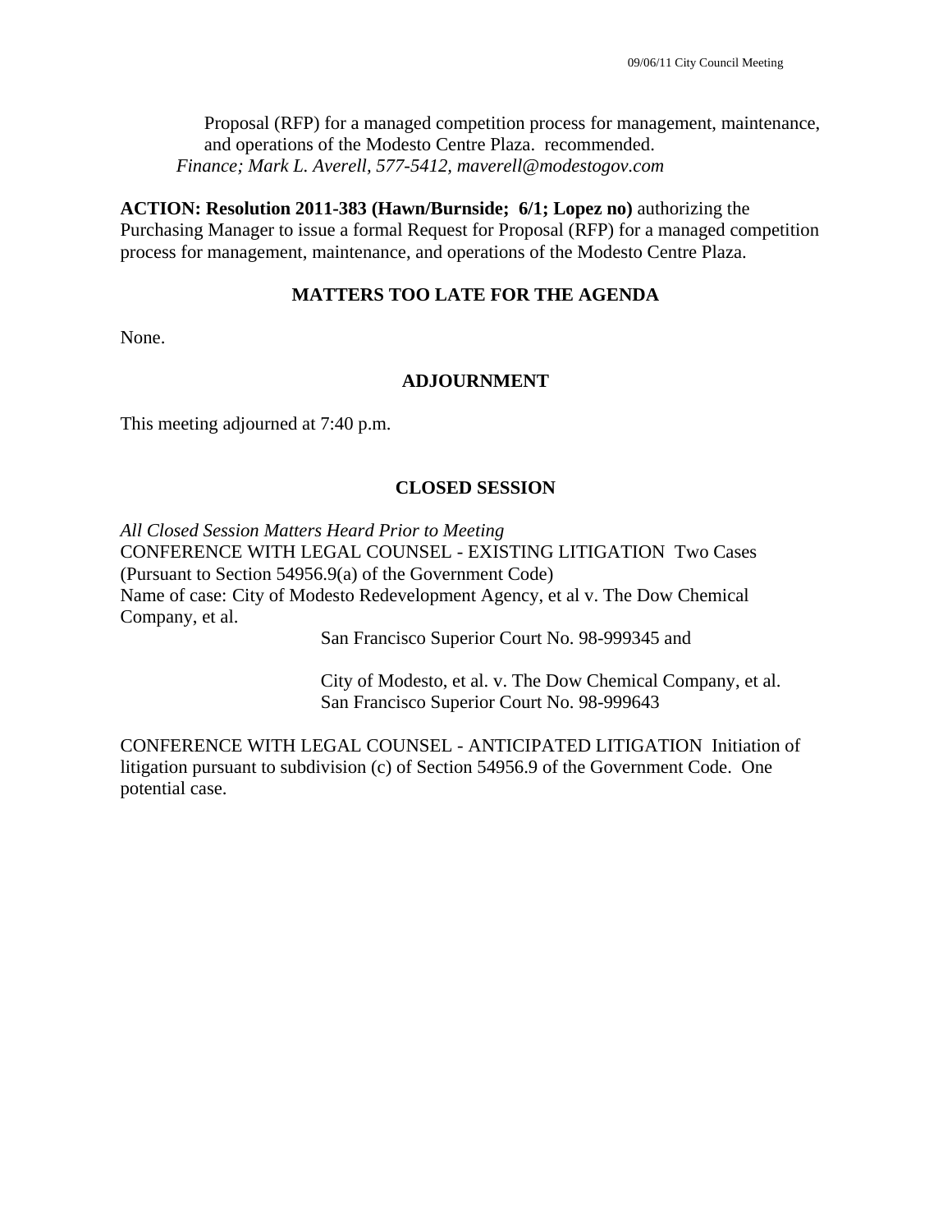Proposal (RFP) for a managed competition process for management, maintenance, and operations of the Modesto Centre Plaza. recommended.
*Finance; Mark L. Averell, 577-5412, maverell@modestogov.com*

**ACTION: Resolution 2011-383 (Hawn/Burnside; 6/1; Lopez no)** authorizing the Purchasing Manager to issue a formal Request for Proposal (RFP) for a managed competition process for management, maintenance, and operations of the Modesto Centre Plaza.

## MATTERS TOO LATE FOR THE AGENDA

None.

## ADJOURNMENT

This meeting adjourned at 7:40 p.m.

## CLOSED SESSION

*All Closed Session Matters Heard Prior to Meeting*
CONFERENCE WITH LEGAL COUNSEL - EXISTING LITIGATION Two Cases (Pursuant to Section 54956.9(a) of the Government Code)
Name of case: City of Modesto Redevelopment Agency, et al v. The Dow Chemical Company, et al.

San Francisco Superior Court No. 98-999345 and

City of Modesto, et al. v. The Dow Chemical Company, et al.
San Francisco Superior Court No. 98-999643

CONFERENCE WITH LEGAL COUNSEL - ANTICIPATED LITIGATION Initiation of litigation pursuant to subdivision (c) of Section 54956.9 of the Government Code. One potential case.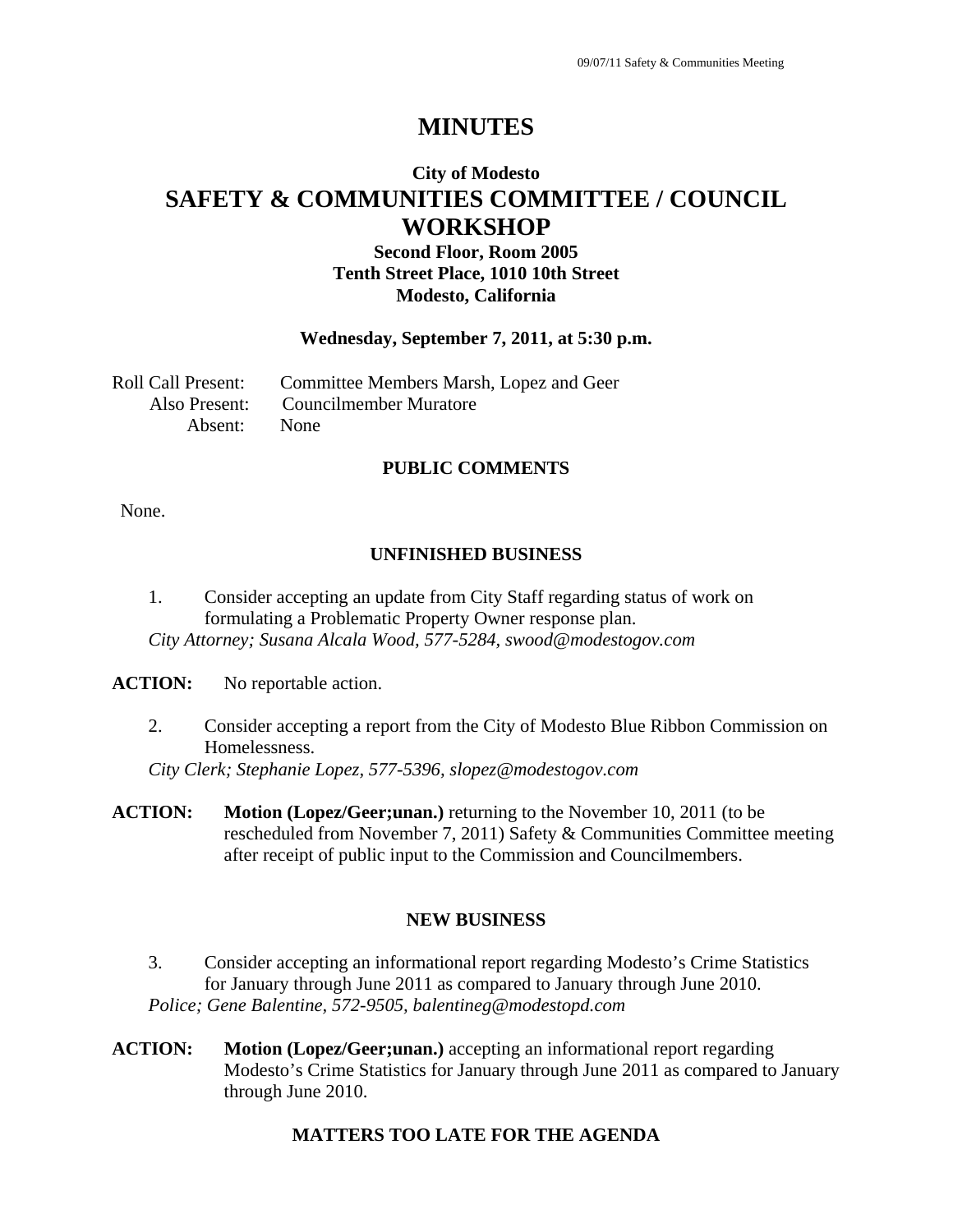# MINUTES

## City of Modesto

# SAFETY & COMMUNITIES COMMITTEE / COUNCIL WORKSHOP

### Second Floor, Room 2005
### Tenth Street Place, 1010 10th Street
### Modesto, California

**Wednesday, September 7, 2011, at 5:30 p.m.**

Roll Call Present: Committee Members Marsh, Lopez and Geer
Also Present: Councilmember Muratore
Absent: None

## PUBLIC COMMENTS

None.

## UNFINISHED BUSINESS

1. Consider accepting an update from City Staff regarding status of work on formulating a Problematic Property Owner response plan.
*City Attorney; Susana Alcala Wood, 577-5284, swood@modestogov.com*

**ACTION:** No reportable action.

2. Consider accepting a report from the City of Modesto Blue Ribbon Commission on Homelessness.
*City Clerk; Stephanie Lopez, 577-5396, slopez@modestogov.com*

**ACTION:** **Motion (Lopez/Geer;unan.)** returning to the November 10, 2011 (to be rescheduled from November 7, 2011) Safety & Communities Committee meeting after receipt of public input to the Commission and Councilmembers.

## NEW BUSINESS

3. Consider accepting an informational report regarding Modesto's Crime Statistics for January through June 2011 as compared to January through June 2010.
*Police; Gene Balentine, 572-9505, balentineg@modestopd.com*

**ACTION:** **Motion (Lopez/Geer;unan.)** accepting an informational report regarding Modesto's Crime Statistics for January through June 2011 as compared to January through June 2010.

## MATTERS TOO LATE FOR THE AGENDA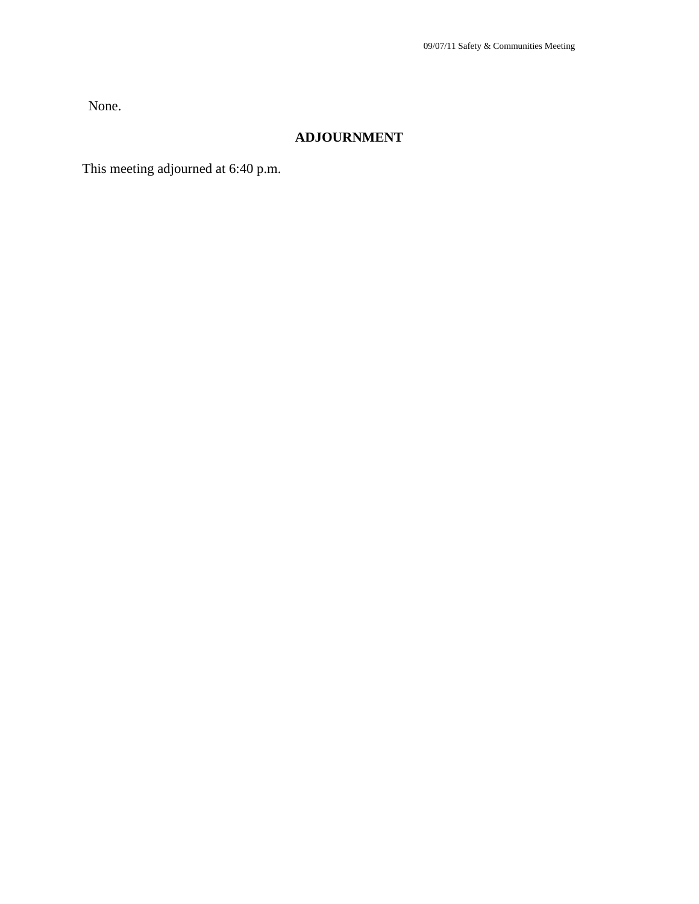None.

## ADJOURNMENT

This meeting adjourned at 6:40 p.m.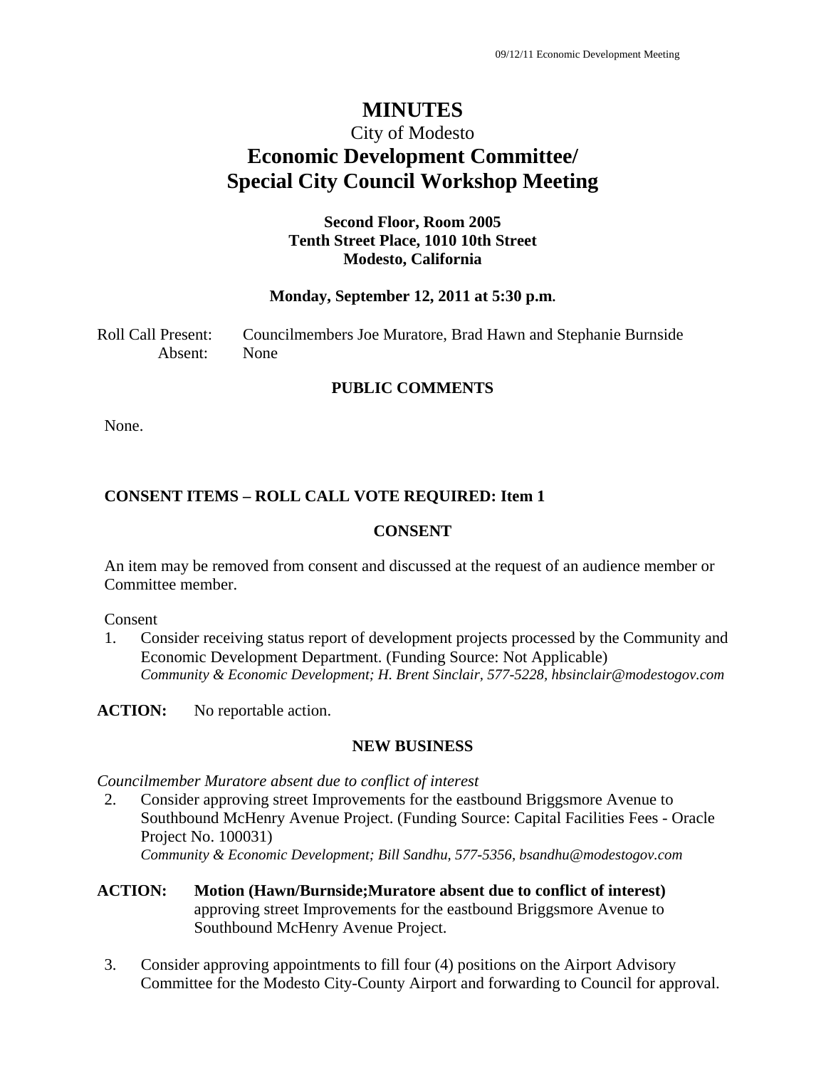# MINUTES

City of Modesto

## Economic Development Committee/ Special City Council Workshop Meeting

**Second Floor, Room 2005**
**Tenth Street Place, 1010 10th Street**
**Modesto, California**

**Monday, September 12, 2011 at 5:30 p.m.**

Roll Call Present: Councilmembers Joe Muratore, Brad Hawn and Stephanie Burnside
Absent: None

### PUBLIC COMMENTS

None.

### CONSENT ITEMS – ROLL CALL VOTE REQUIRED: Item 1

### CONSENT

An item may be removed from consent and discussed at the request of an audience member or Committee member.

Consent

1. Consider receiving status report of development projects processed by the Community and Economic Development Department. (Funding Source: Not Applicable)
   *Community & Economic Development; H. Brent Sinclair, 577-5228, hbsinclair@modestogov.com*

**ACTION:** No reportable action.

### NEW BUSINESS

*Councilmember Muratore absent due to conflict of interest*

2. Consider approving street Improvements for the eastbound Briggsmore Avenue to Southbound McHenry Avenue Project. (Funding Source: Capital Facilities Fees - Oracle Project No. 100031)
   *Community & Economic Development; Bill Sandhu, 577-5356, bsandhu@modestogov.com*

**ACTION: Motion (Hawn/Burnside;Muratore absent due to conflict of interest)** approving street Improvements for the eastbound Briggsmore Avenue to Southbound McHenry Avenue Project.

3. Consider approving appointments to fill four (4) positions on the Airport Advisory Committee for the Modesto City-County Airport and forwarding to Council for approval.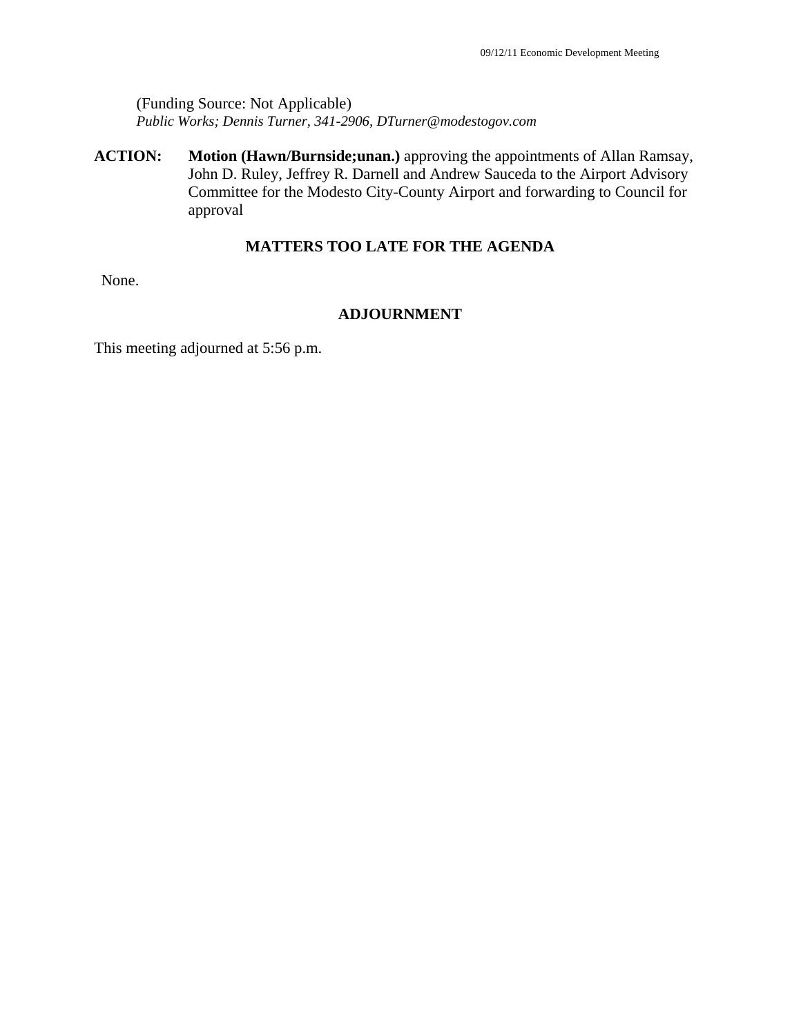(Funding Source: Not Applicable)
*Public Works; Dennis Turner, 341-2906, DTurner@modestogov.com*

**ACTION:** **Motion (Hawn/Burnside;unan.)** approving the appointments of Allan Ramsay, John D. Ruley, Jeffrey R. Darnell and Andrew Sauceda to the Airport Advisory Committee for the Modesto City-County Airport and forwarding to Council for approval

**MATTERS TOO LATE FOR THE AGENDA**

None.

**ADJOURNMENT**

This meeting adjourned at 5:56 p.m.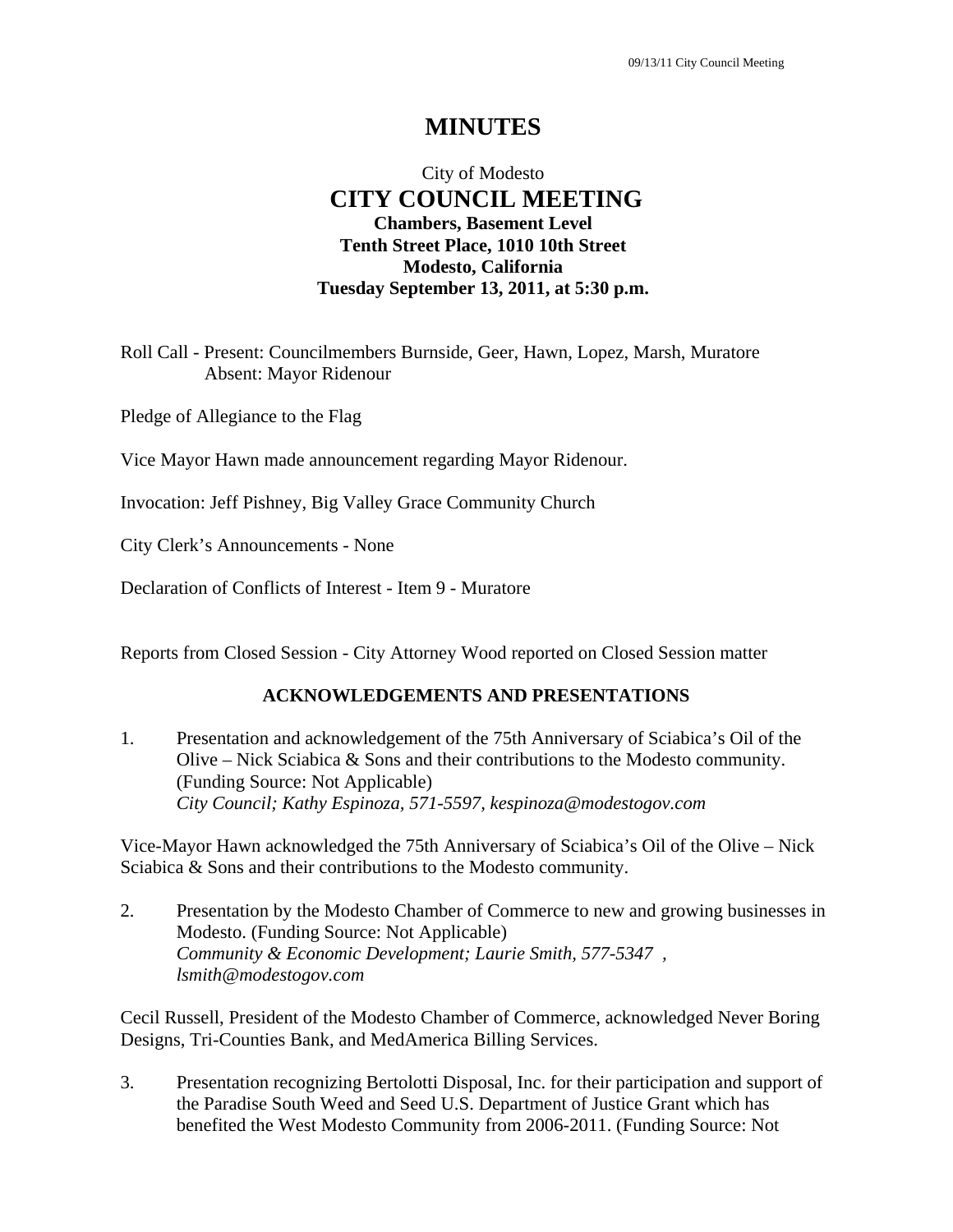# MINUTES

City of Modesto

## CITY COUNCIL MEETING

**Chambers, Basement Level**
**Tenth Street Place, 1010 10th Street**
**Modesto, California**
**Tuesday September 13, 2011, at 5:30 p.m.**

Roll Call - Present: Councilmembers Burnside, Geer, Hawn, Lopez, Marsh, Muratore
Absent: Mayor Ridenour

Pledge of Allegiance to the Flag

Vice Mayor Hawn made announcement regarding Mayor Ridenour.

Invocation: Jeff Pishney, Big Valley Grace Community Church

City Clerk's Announcements - None

Declaration of Conflicts of Interest - Item 9 - Muratore

Reports from Closed Session - City Attorney Wood reported on Closed Session matter

### ACKNOWLEDGEMENTS AND PRESENTATIONS

1. Presentation and acknowledgement of the 75th Anniversary of Sciabica's Oil of the Olive – Nick Sciabica & Sons and their contributions to the Modesto community. (Funding Source: Not Applicable)
   *City Council; Kathy Espinoza, 571-5597, kespinoza@modestogov.com*

Vice-Mayor Hawn acknowledged the 75th Anniversary of Sciabica's Oil of the Olive – Nick Sciabica & Sons and their contributions to the Modesto community.

2. Presentation by the Modesto Chamber of Commerce to new and growing businesses in Modesto. (Funding Source: Not Applicable)
   *Community & Economic Development; Laurie Smith, 577-5347 , lsmith@modestogov.com*

Cecil Russell, President of the Modesto Chamber of Commerce, acknowledged Never Boring Designs, Tri-Counties Bank, and MedAmerica Billing Services.

3. Presentation recognizing Bertolotti Disposal, Inc. for their participation and support of the Paradise South Weed and Seed U.S. Department of Justice Grant which has benefited the West Modesto Community from 2006-2011. (Funding Source: Not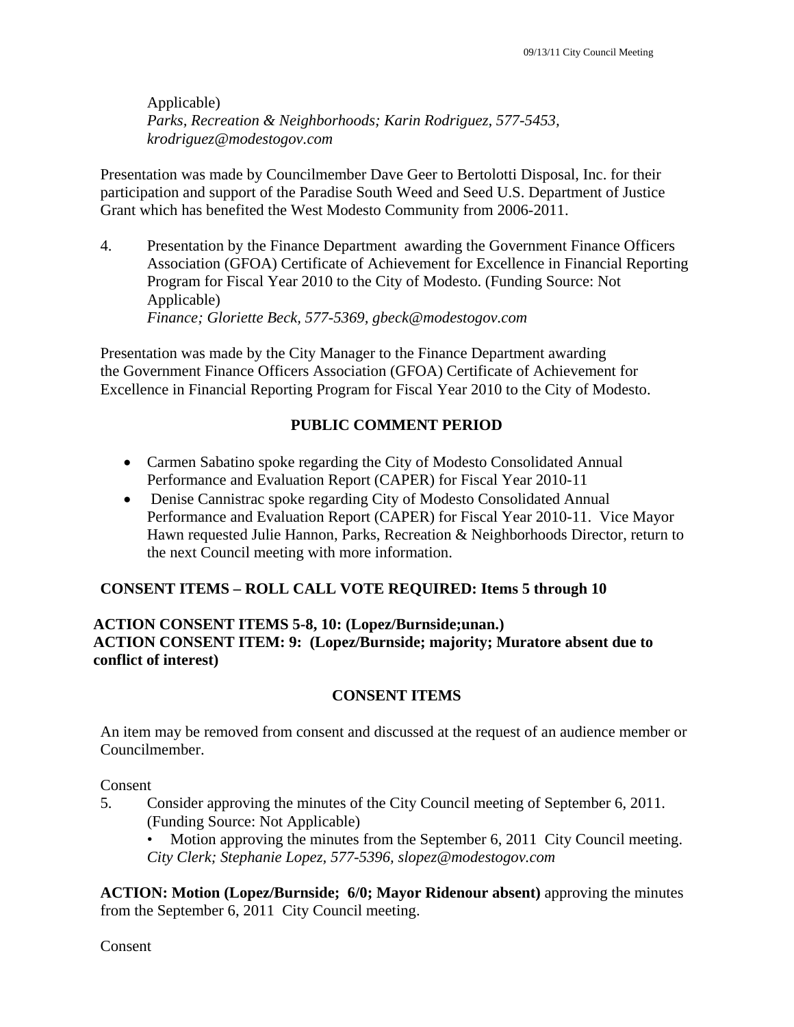Applicable)
*Parks, Recreation & Neighborhoods; Karin Rodriguez, 577-5453, krodriguez@modestogov.com*

Presentation was made by Councilmember Dave Geer to Bertolotti Disposal, Inc. for their participation and support of the Paradise South Weed and Seed U.S. Department of Justice Grant which has benefited the West Modesto Community from 2006-2011.

4. Presentation by the Finance Department awarding the Government Finance Officers Association (GFOA) Certificate of Achievement for Excellence in Financial Reporting Program for Fiscal Year 2010 to the City of Modesto. (Funding Source: Not Applicable)
*Finance; Gloriette Beck, 577-5369, gbeck@modestogov.com*

Presentation was made by the City Manager to the Finance Department awarding the Government Finance Officers Association (GFOA) Certificate of Achievement for Excellence in Financial Reporting Program for Fiscal Year 2010 to the City of Modesto.

## PUBLIC COMMENT PERIOD

- Carmen Sabatino spoke regarding the City of Modesto Consolidated Annual Performance and Evaluation Report (CAPER) for Fiscal Year 2010-11
- Denise Cannistrac spoke regarding City of Modesto Consolidated Annual Performance and Evaluation Report (CAPER) for Fiscal Year 2010-11. Vice Mayor Hawn requested Julie Hannon, Parks, Recreation & Neighborhoods Director, return to the next Council meeting with more information.

**CONSENT ITEMS – ROLL CALL VOTE REQUIRED: Items 5 through 10**

**ACTION CONSENT ITEMS 5-8, 10: (Lopez/Burnside;unan.)**
**ACTION CONSENT ITEM: 9: (Lopez/Burnside; majority; Muratore absent due to conflict of interest)**

## CONSENT ITEMS

An item may be removed from consent and discussed at the request of an audience member or Councilmember.

Consent

5. Consider approving the minutes of the City Council meeting of September 6, 2011. (Funding Source: Not Applicable)
   - Motion approving the minutes from the September 6, 2011 City Council meeting.

   *City Clerk; Stephanie Lopez, 577-5396, slopez@modestogov.com*

**ACTION: Motion (Lopez/Burnside; 6/0; Mayor Ridenour absent)** approving the minutes from the September 6, 2011 City Council meeting.

Consent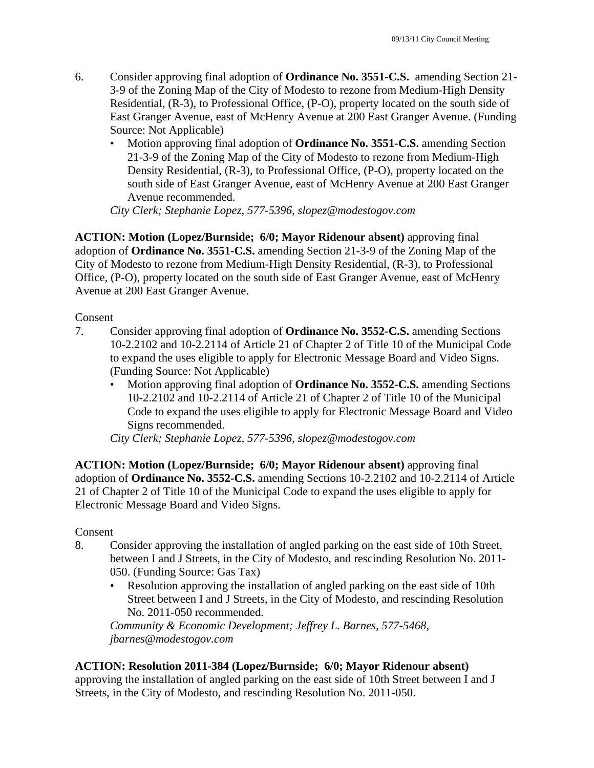6. Consider approving final adoption of **Ordinance No. 3551-C.S.** amending Section 21-3-9 of the Zoning Map of the City of Modesto to rezone from Medium-High Density Residential, (R-3), to Professional Office, (P-O), property located on the south side of East Granger Avenue, east of McHenry Avenue at 200 East Granger Avenue. (Funding Source: Not Applicable)
   - Motion approving final adoption of **Ordinance No. 3551-C.S.** amending Section 21-3-9 of the Zoning Map of the City of Modesto to rezone from Medium-High Density Residential, (R-3), to Professional Office, (P-O), property located on the south side of East Granger Avenue, east of McHenry Avenue at 200 East Granger Avenue recommended.

   *City Clerk; Stephanie Lopez, 577-5396, slopez@modestogov.com*

**ACTION: Motion (Lopez/Burnside; 6/0; Mayor Ridenour absent)** approving final adoption of **Ordinance No. 3551-C.S.** amending Section 21-3-9 of the Zoning Map of the City of Modesto to rezone from Medium-High Density Residential, (R-3), to Professional Office, (P-O), property located on the south side of East Granger Avenue, east of McHenry Avenue at 200 East Granger Avenue.

Consent

7. Consider approving final adoption of **Ordinance No. 3552-C.S.** amending Sections 10-2.2102 and 10-2.2114 of Article 21 of Chapter 2 of Title 10 of the Municipal Code to expand the uses eligible to apply for Electronic Message Board and Video Signs. (Funding Source: Not Applicable)
   - Motion approving final adoption of **Ordinance No. 3552-C.S.** amending Sections 10-2.2102 and 10-2.2114 of Article 21 of Chapter 2 of Title 10 of the Municipal Code to expand the uses eligible to apply for Electronic Message Board and Video Signs recommended.

   *City Clerk; Stephanie Lopez, 577-5396, slopez@modestogov.com*

**ACTION: Motion (Lopez/Burnside; 6/0; Mayor Ridenour absent)** approving final adoption of **Ordinance No. 3552-C.S.** amending Sections 10-2.2102 and 10-2.2114 of Article 21 of Chapter 2 of Title 10 of the Municipal Code to expand the uses eligible to apply for Electronic Message Board and Video Signs.

Consent

8. Consider approving the installation of angled parking on the east side of 10th Street, between I and J Streets, in the City of Modesto, and rescinding Resolution No. 2011-050. (Funding Source: Gas Tax)
   - Resolution approving the installation of angled parking on the east side of 10th Street between I and J Streets, in the City of Modesto, and rescinding Resolution No. 2011-050 recommended.

   *Community & Economic Development; Jeffrey L. Barnes, 577-5468, jbarnes@modestogov.com*

**ACTION: Resolution 2011-384 (Lopez/Burnside; 6/0; Mayor Ridenour absent)** approving the installation of angled parking on the east side of 10th Street between I and J Streets, in the City of Modesto, and rescinding Resolution No. 2011-050.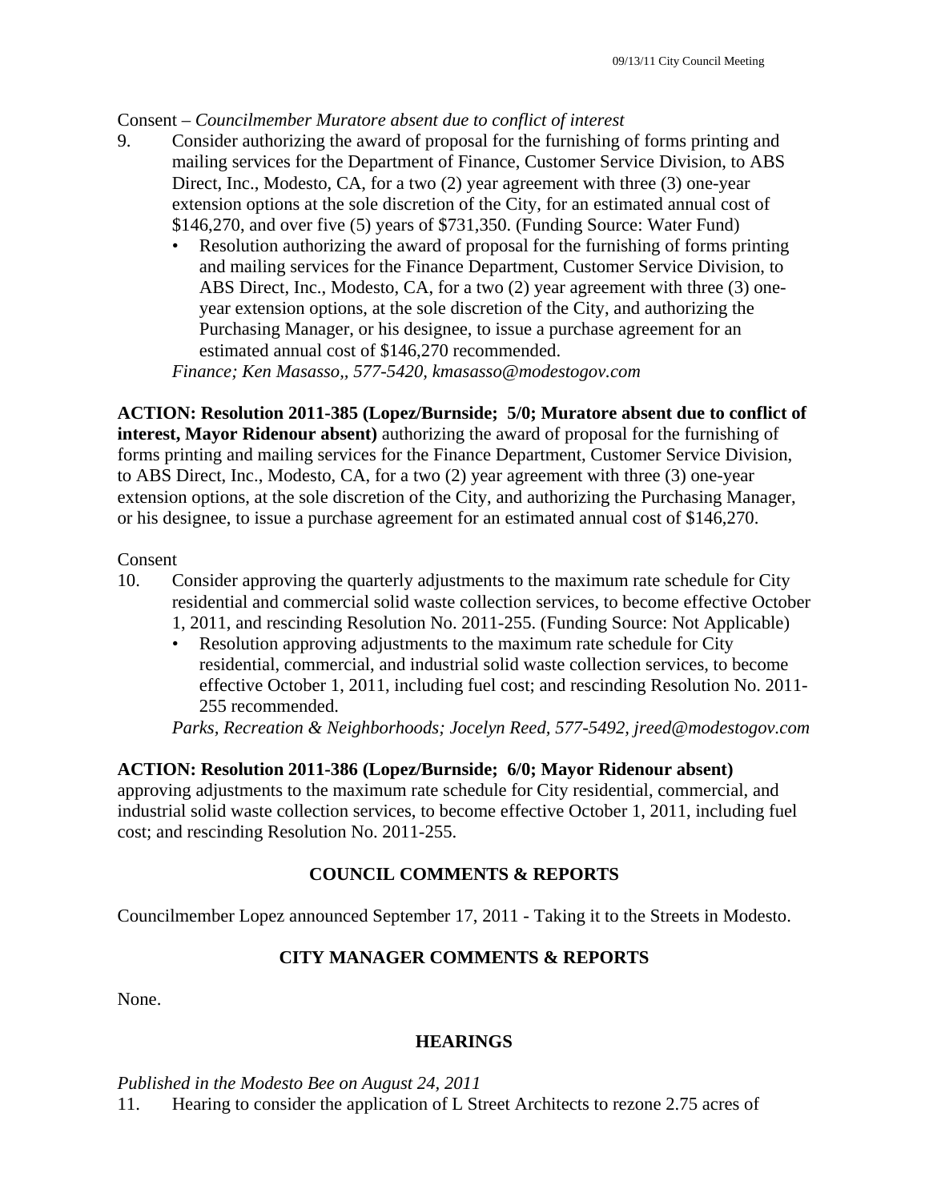Consent – *Councilmember Muratore absent due to conflict of interest*

9. Consider authorizing the award of proposal for the furnishing of forms printing and mailing services for the Department of Finance, Customer Service Division, to ABS Direct, Inc., Modesto, CA, for a two (2) year agreement with three (3) one-year extension options at the sole discretion of the City, for an estimated annual cost of $146,270, and over five (5) years of $731,350. (Funding Source: Water Fund)
   - Resolution authorizing the award of proposal for the furnishing of forms printing and mailing services for the Finance Department, Customer Service Division, to ABS Direct, Inc., Modesto, CA, for a two (2) year agreement with three (3) one-year extension options, at the sole discretion of the City, and authorizing the Purchasing Manager, or his designee, to issue a purchase agreement for an estimated annual cost of $146,270 recommended.

   *Finance; Ken Masasso,, 577-5420, kmasasso@modestogov.com*

**ACTION: Resolution 2011-385 (Lopez/Burnside; 5/0; Muratore absent due to conflict of interest, Mayor Ridenour absent)** authorizing the award of proposal for the furnishing of forms printing and mailing services for the Finance Department, Customer Service Division, to ABS Direct, Inc., Modesto, CA, for a two (2) year agreement with three (3) one-year extension options, at the sole discretion of the City, and authorizing the Purchasing Manager, or his designee, to issue a purchase agreement for an estimated annual cost of $146,270.

Consent

10. Consider approving the quarterly adjustments to the maximum rate schedule for City residential and commercial solid waste collection services, to become effective October 1, 2011, and rescinding Resolution No. 2011-255. (Funding Source: Not Applicable)
   - Resolution approving adjustments to the maximum rate schedule for City residential, commercial, and industrial solid waste collection services, to become effective October 1, 2011, including fuel cost; and rescinding Resolution No. 2011-255 recommended.

   *Parks, Recreation & Neighborhoods; Jocelyn Reed, 577-5492, jreed@modestogov.com*

**ACTION: Resolution 2011-386 (Lopez/Burnside; 6/0; Mayor Ridenour absent)** approving adjustments to the maximum rate schedule for City residential, commercial, and industrial solid waste collection services, to become effective October 1, 2011, including fuel cost; and rescinding Resolution No. 2011-255.

## COUNCIL COMMENTS & REPORTS

Councilmember Lopez announced September 17, 2011 - Taking it to the Streets in Modesto.

## CITY MANAGER COMMENTS & REPORTS

None.

## HEARINGS

*Published in the Modesto Bee on August 24, 2011*

11. Hearing to consider the application of L Street Architects to rezone 2.75 acres of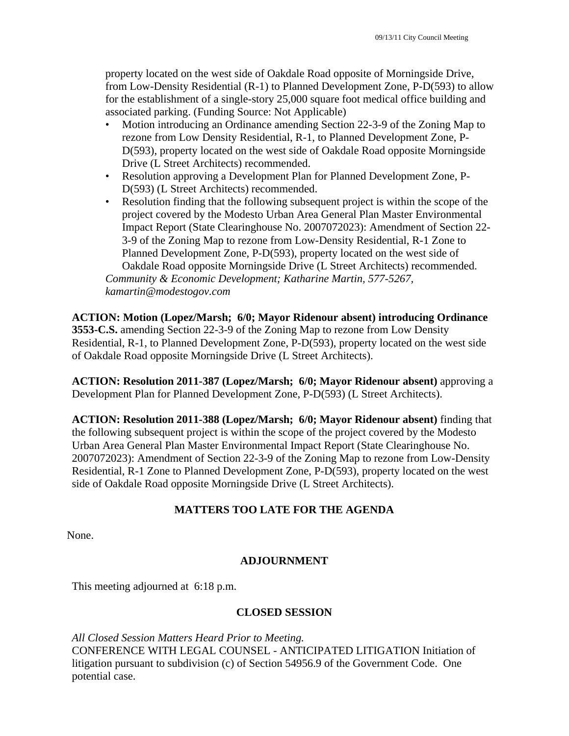property located on the west side of Oakdale Road opposite of Morningside Drive, from Low-Density Residential (R-1) to Planned Development Zone, P-D(593) to allow for the establishment of a single-story 25,000 square foot medical office building and associated parking. (Funding Source: Not Applicable)

- Motion introducing an Ordinance amending Section 22-3-9 of the Zoning Map to rezone from Low Density Residential, R-1, to Planned Development Zone, P-D(593), property located on the west side of Oakdale Road opposite Morningside Drive (L Street Architects) recommended.
- Resolution approving a Development Plan for Planned Development Zone, P-D(593) (L Street Architects) recommended.
- Resolution finding that the following subsequent project is within the scope of the project covered by the Modesto Urban Area General Plan Master Environmental Impact Report (State Clearinghouse No. 2007072023): Amendment of Section 22-3-9 of the Zoning Map to rezone from Low-Density Residential, R-1 Zone to Planned Development Zone, P-D(593), property located on the west side of Oakdale Road opposite Morningside Drive (L Street Architects) recommended.

*Community & Economic Development; Katharine Martin, 577-5267, kamartin@modestogov.com*

**ACTION: Motion (Lopez/Marsh; 6/0; Mayor Ridenour absent) introducing Ordinance 3553-C.S.** amending Section 22-3-9 of the Zoning Map to rezone from Low Density Residential, R-1, to Planned Development Zone, P-D(593), property located on the west side of Oakdale Road opposite Morningside Drive (L Street Architects).

**ACTION: Resolution 2011-387 (Lopez/Marsh; 6/0; Mayor Ridenour absent)** approving a Development Plan for Planned Development Zone, P-D(593) (L Street Architects).

**ACTION: Resolution 2011-388 (Lopez/Marsh; 6/0; Mayor Ridenour absent)** finding that the following subsequent project is within the scope of the project covered by the Modesto Urban Area General Plan Master Environmental Impact Report (State Clearinghouse No. 2007072023): Amendment of Section 22-3-9 of the Zoning Map to rezone from Low-Density Residential, R-1 Zone to Planned Development Zone, P-D(593), property located on the west side of Oakdale Road opposite Morningside Drive (L Street Architects).

## MATTERS TOO LATE FOR THE AGENDA

None.

## ADJOURNMENT

This meeting adjourned at 6:18 p.m.

## CLOSED SESSION

*All Closed Session Matters Heard Prior to Meeting.*
CONFERENCE WITH LEGAL COUNSEL - ANTICIPATED LITIGATION Initiation of litigation pursuant to subdivision (c) of Section 54956.9 of the Government Code. One potential case.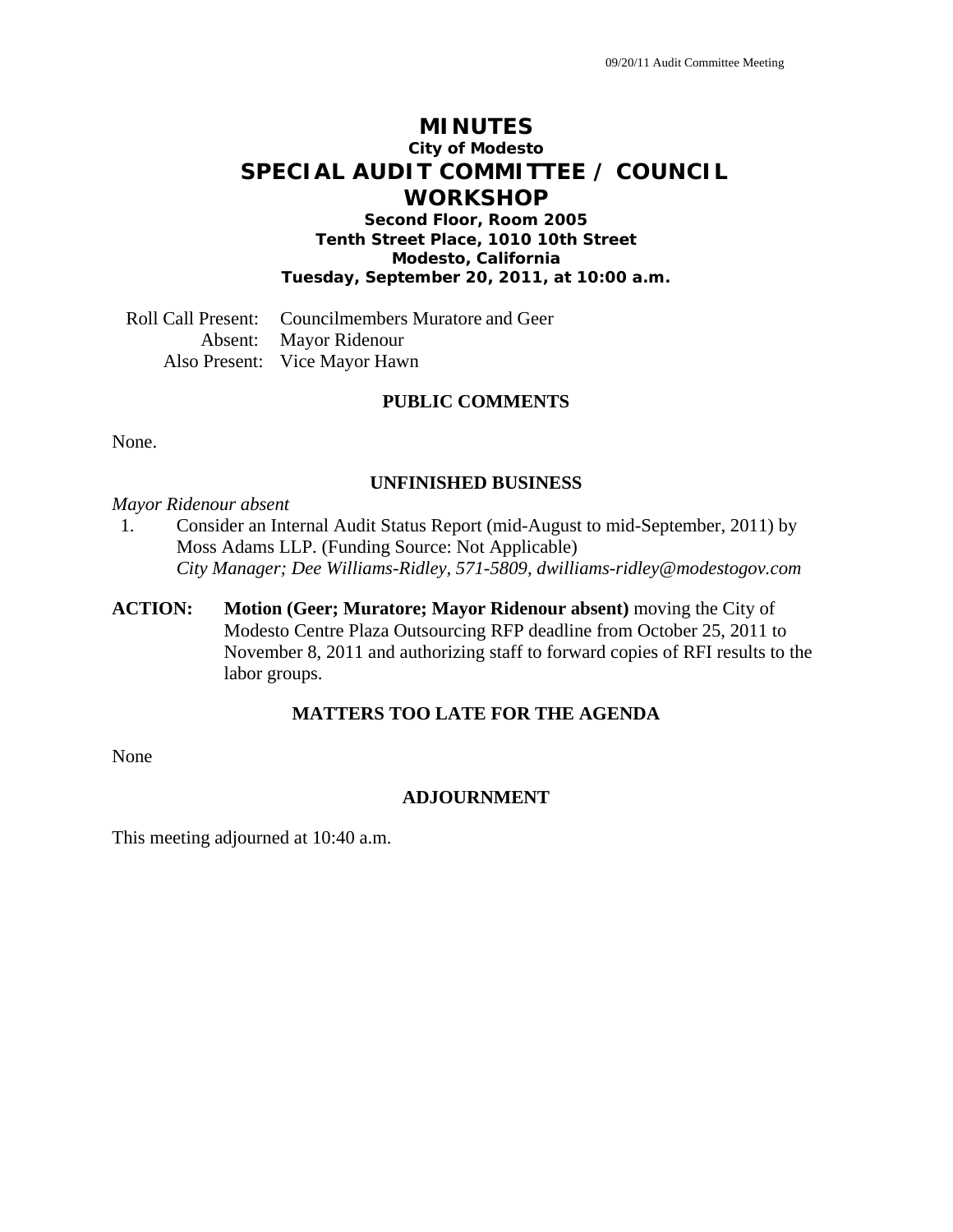# MINUTES

**City of Modesto**

## SPECIAL AUDIT COMMITTEE / COUNCIL WORKSHOP

**Second Floor, Room 2005**
**Tenth Street Place, 1010 10th Street**
**Modesto, California**
**Tuesday, September 20, 2011, at 10:00 a.m.**

Roll Call Present: Councilmembers Muratore and Geer
Absent: Mayor Ridenour
Also Present: Vice Mayor Hawn

### PUBLIC COMMENTS

None.

### UNFINISHED BUSINESS

*Mayor Ridenour absent*

1. Consider an Internal Audit Status Report (mid-August to mid-September, 2011) by Moss Adams LLP. (Funding Source: Not Applicable)
*City Manager; Dee Williams-Ridley, 571-5809, dwilliams-ridley@modestogov.com*

**ACTION:** **Motion (Geer; Muratore; Mayor Ridenour absent)** moving the City of Modesto Centre Plaza Outsourcing RFP deadline from October 25, 2011 to November 8, 2011 and authorizing staff to forward copies of RFI results to the labor groups.

### MATTERS TOO LATE FOR THE AGENDA

None

### ADJOURNMENT

This meeting adjourned at 10:40 a.m.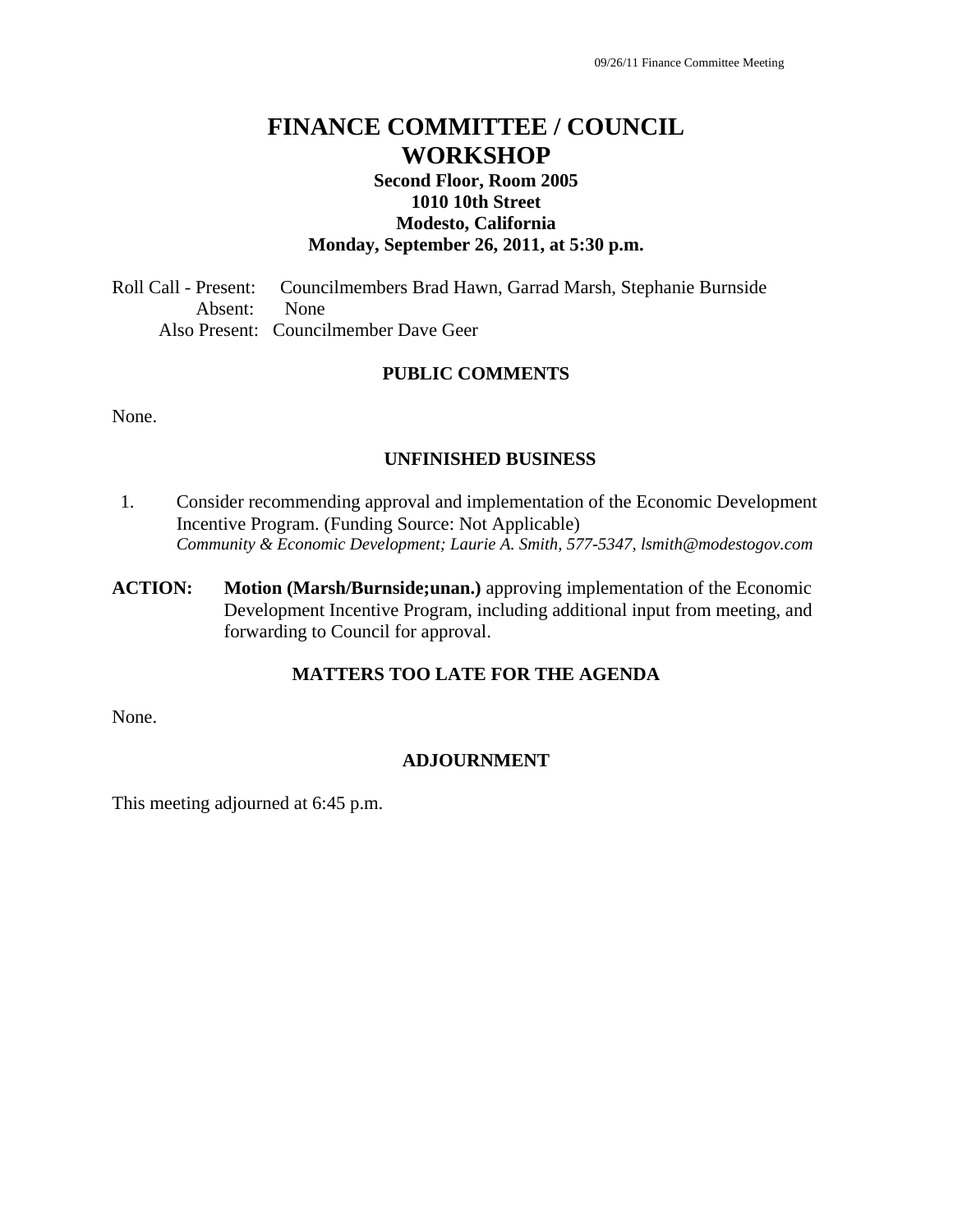# FINANCE COMMITTEE / COUNCIL WORKSHOP

**Second Floor, Room 2005**
**1010 10th Street**
**Modesto, California**
**Monday, September 26, 2011, at 5:30 p.m.**

Roll Call - Present: Councilmembers Brad Hawn, Garrad Marsh, Stephanie Burnside
Absent: None
Also Present: Councilmember Dave Geer

## PUBLIC COMMENTS

None.

## UNFINISHED BUSINESS

1. Consider recommending approval and implementation of the Economic Development Incentive Program. (Funding Source: Not Applicable)
   *Community & Economic Development; Laurie A. Smith, 577-5347, lsmith@modestogov.com*

**ACTION:** **Motion (Marsh/Burnside;unan.)** approving implementation of the Economic Development Incentive Program, including additional input from meeting, and forwarding to Council for approval.

## MATTERS TOO LATE FOR THE AGENDA

None.

## ADJOURNMENT

This meeting adjourned at 6:45 p.m.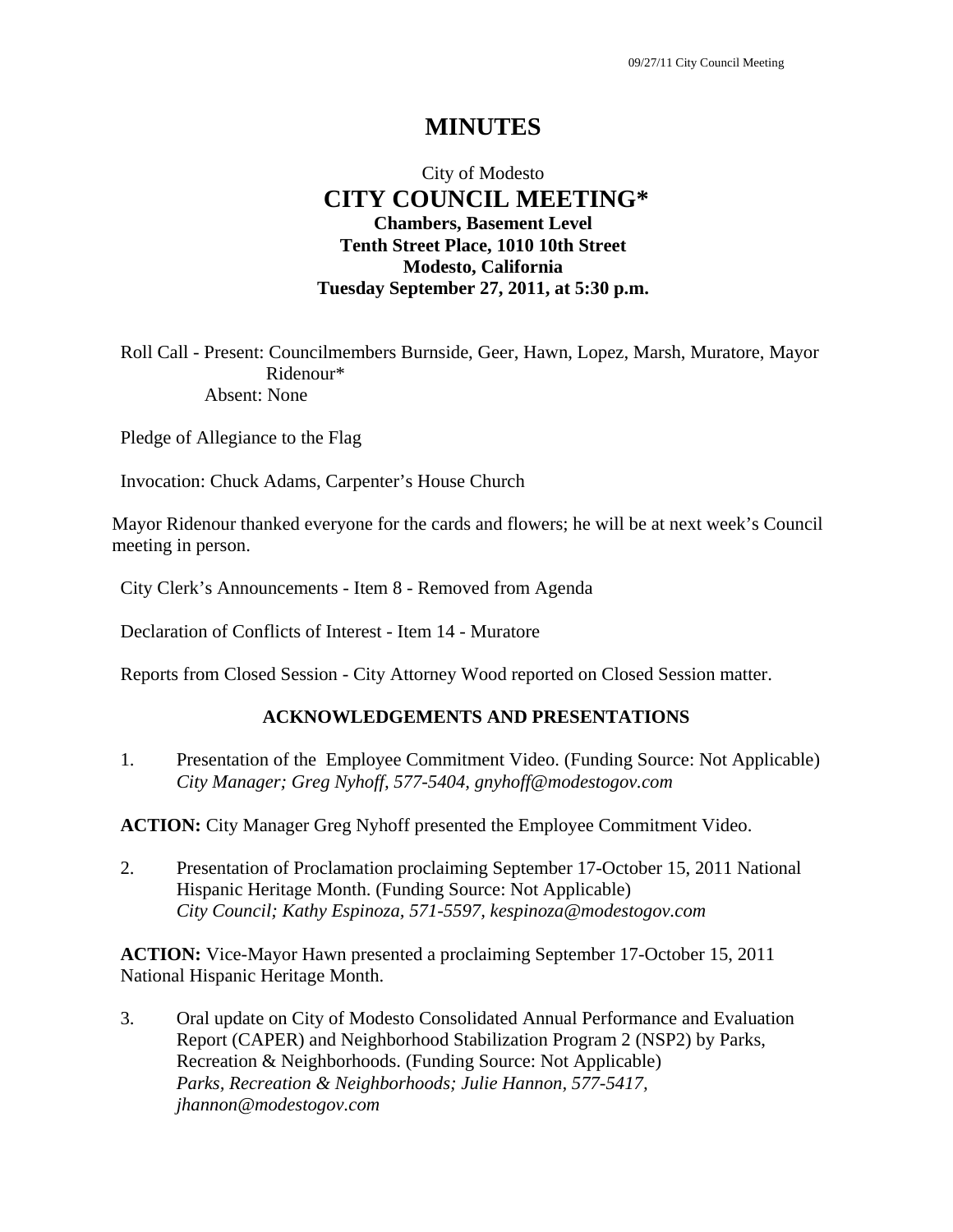# MINUTES

City of Modesto
**CITY COUNCIL MEETING***
**Chambers, Basement Level**
**Tenth Street Place, 1010 10th Street**
**Modesto, California**
**Tuesday September 27, 2011, at 5:30 p.m.**

Roll Call - Present: Councilmembers Burnside, Geer, Hawn, Lopez, Marsh, Muratore, Mayor Ridenour*
Absent: None

Pledge of Allegiance to the Flag

Invocation: Chuck Adams, Carpenter's House Church

Mayor Ridenour thanked everyone for the cards and flowers; he will be at next week's Council meeting in person.

City Clerk's Announcements - Item 8 - Removed from Agenda

Declaration of Conflicts of Interest - Item 14 - Muratore

Reports from Closed Session - City Attorney Wood reported on Closed Session matter.

## ACKNOWLEDGEMENTS AND PRESENTATIONS

1. Presentation of the Employee Commitment Video. (Funding Source: Not Applicable)
   *City Manager; Greg Nyhoff, 577-5404, gnyhoff@modestogov.com*

**ACTION:** City Manager Greg Nyhoff presented the Employee Commitment Video.

2. Presentation of Proclamation proclaiming September 17-October 15, 2011 National Hispanic Heritage Month. (Funding Source: Not Applicable)
   *City Council; Kathy Espinoza, 571-5597, kespinoza@modestogov.com*

**ACTION:** Vice-Mayor Hawn presented a proclaiming September 17-October 15, 2011 National Hispanic Heritage Month.

3. Oral update on City of Modesto Consolidated Annual Performance and Evaluation Report (CAPER) and Neighborhood Stabilization Program 2 (NSP2) by Parks, Recreation & Neighborhoods. (Funding Source: Not Applicable)
   *Parks, Recreation & Neighborhoods; Julie Hannon, 577-5417, jhannon@modestogov.com*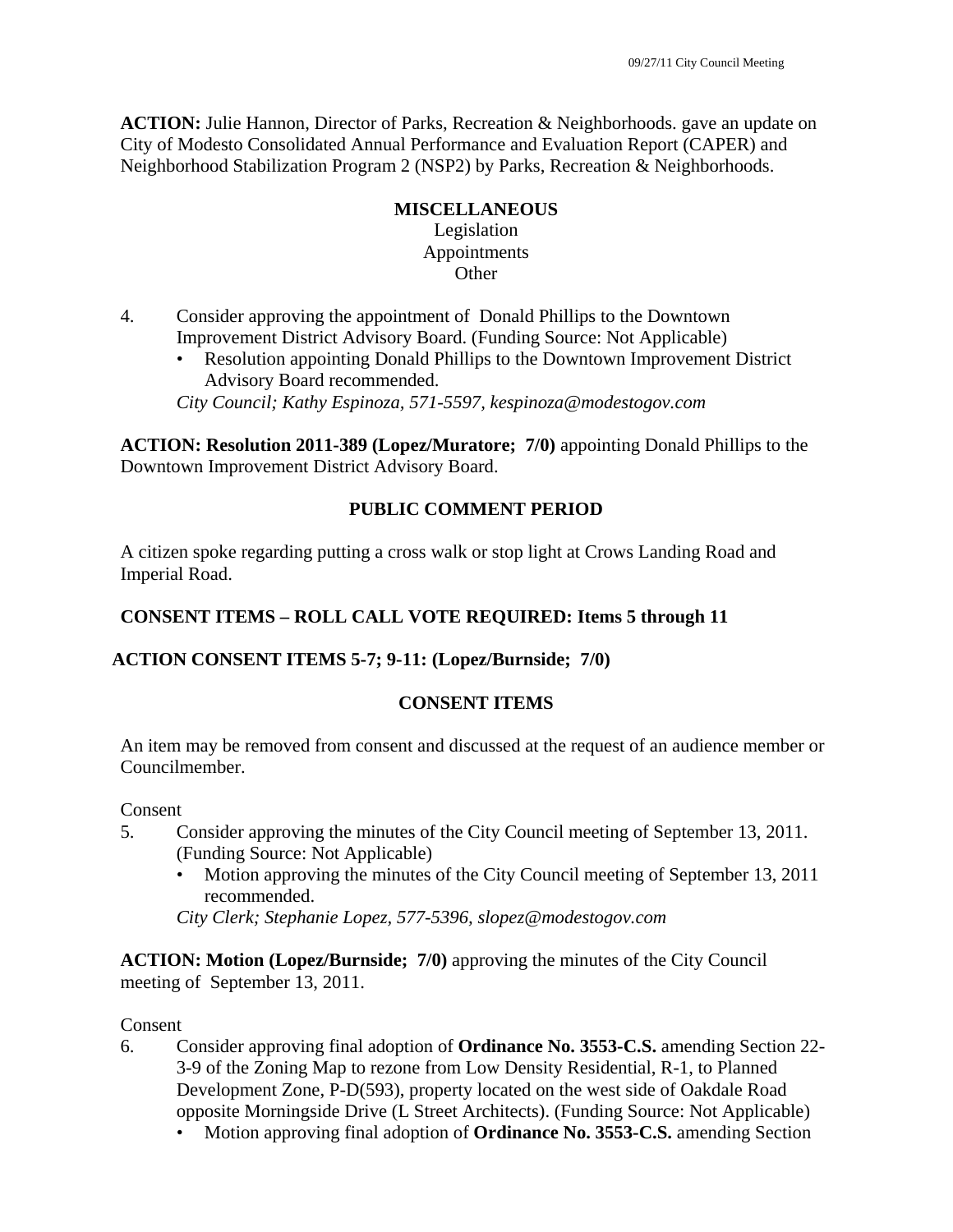**ACTION:** Julie Hannon, Director of Parks, Recreation & Neighborhoods. gave an update on City of Modesto Consolidated Annual Performance and Evaluation Report (CAPER) and Neighborhood Stabilization Program 2 (NSP2) by Parks, Recreation & Neighborhoods.

**MISCELLANEOUS**
Legislation
Appointments
Other

4. Consider approving the appointment of Donald Phillips to the Downtown Improvement District Advisory Board. (Funding Source: Not Applicable)
   - Resolution appointing Donald Phillips to the Downtown Improvement District Advisory Board recommended.

   *City Council; Kathy Espinoza, 571-5597, kespinoza@modestogov.com*

**ACTION: Resolution 2011-389 (Lopez/Muratore; 7/0)** appointing Donald Phillips to the Downtown Improvement District Advisory Board.

**PUBLIC COMMENT PERIOD**

A citizen spoke regarding putting a cross walk or stop light at Crows Landing Road and Imperial Road.

**CONSENT ITEMS – ROLL CALL VOTE REQUIRED: Items 5 through 11**

**ACTION CONSENT ITEMS 5-7; 9-11: (Lopez/Burnside; 7/0)**

**CONSENT ITEMS**

An item may be removed from consent and discussed at the request of an audience member or Councilmember.

Consent

5. Consider approving the minutes of the City Council meeting of September 13, 2011. (Funding Source: Not Applicable)
   - Motion approving the minutes of the City Council meeting of September 13, 2011 recommended.

   *City Clerk; Stephanie Lopez, 577-5396, slopez@modestogov.com*

**ACTION: Motion (Lopez/Burnside; 7/0)** approving the minutes of the City Council meeting of September 13, 2011.

Consent

6. Consider approving final adoption of **Ordinance No. 3553-C.S.** amending Section 22-3-9 of the Zoning Map to rezone from Low Density Residential, R-1, to Planned Development Zone, P-D(593), property located on the west side of Oakdale Road opposite Morningside Drive (L Street Architects). (Funding Source: Not Applicable)
   - Motion approving final adoption of **Ordinance No. 3553-C.S.** amending Section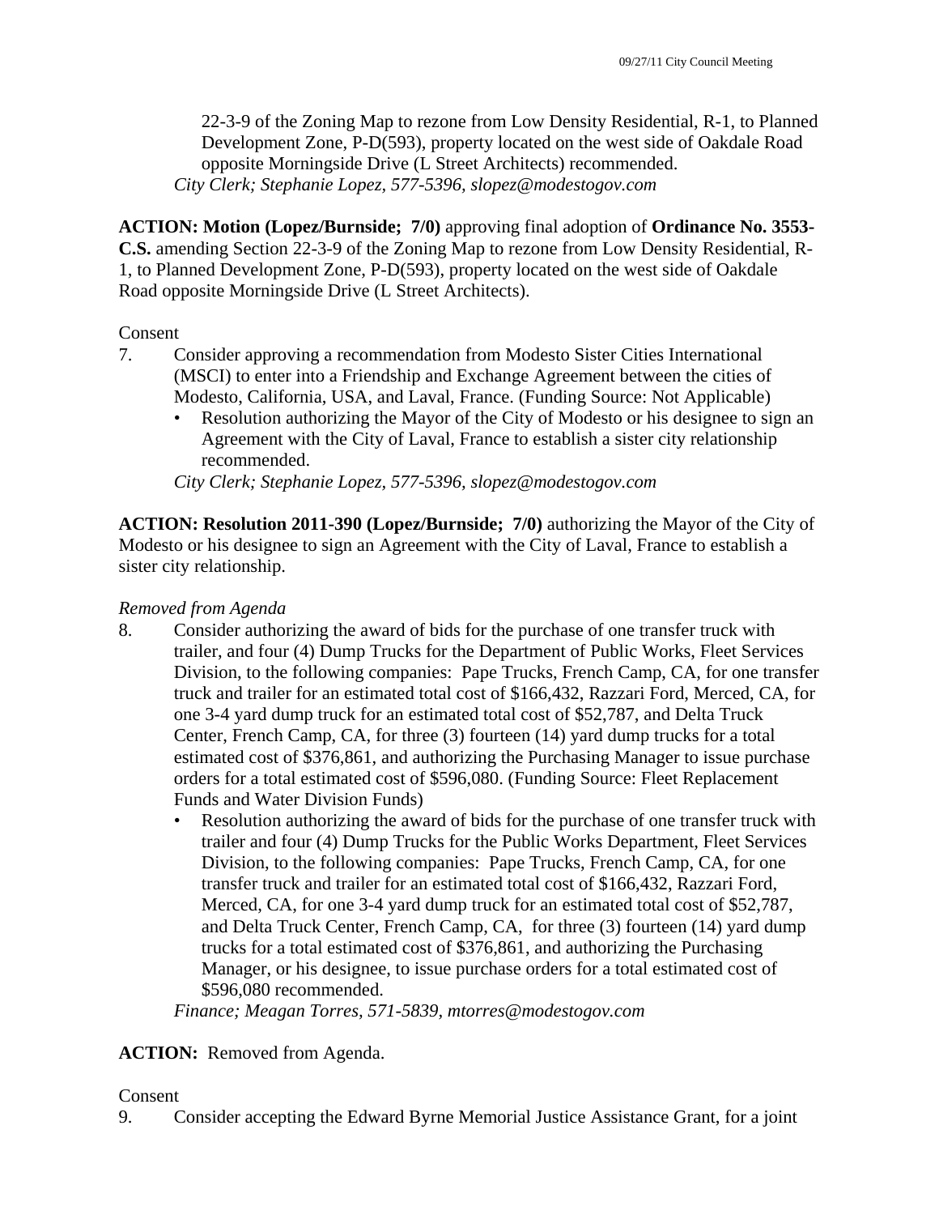22-3-9 of the Zoning Map to rezone from Low Density Residential, R-1, to Planned Development Zone, P-D(593), property located on the west side of Oakdale Road opposite Morningside Drive (L Street Architects) recommended.
*City Clerk; Stephanie Lopez, 577-5396, slopez@modestogov.com*

**ACTION: Motion (Lopez/Burnside; 7/0)** approving final adoption of **Ordinance No. 3553-C.S.** amending Section 22-3-9 of the Zoning Map to rezone from Low Density Residential, R-1, to Planned Development Zone, P-D(593), property located on the west side of Oakdale Road opposite Morningside Drive (L Street Architects).

Consent

7. Consider approving a recommendation from Modesto Sister Cities International (MSCI) to enter into a Friendship and Exchange Agreement between the cities of Modesto, California, USA, and Laval, France. (Funding Source: Not Applicable)
   - Resolution authorizing the Mayor of the City of Modesto or his designee to sign an Agreement with the City of Laval, France to establish a sister city relationship recommended.

   *City Clerk; Stephanie Lopez, 577-5396, slopez@modestogov.com*

**ACTION: Resolution 2011-390 (Lopez/Burnside; 7/0)** authorizing the Mayor of the City of Modesto or his designee to sign an Agreement with the City of Laval, France to establish a sister city relationship.

*Removed from Agenda*

8. Consider authorizing the award of bids for the purchase of one transfer truck with trailer, and four (4) Dump Trucks for the Department of Public Works, Fleet Services Division, to the following companies: Pape Trucks, French Camp, CA, for one transfer truck and trailer for an estimated total cost of $166,432, Razzari Ford, Merced, CA, for one 3-4 yard dump truck for an estimated total cost of $52,787, and Delta Truck Center, French Camp, CA, for three (3) fourteen (14) yard dump trucks for a total estimated cost of $376,861, and authorizing the Purchasing Manager to issue purchase orders for a total estimated cost of $596,080. (Funding Source: Fleet Replacement Funds and Water Division Funds)
   - Resolution authorizing the award of bids for the purchase of one transfer truck with trailer and four (4) Dump Trucks for the Public Works Department, Fleet Services Division, to the following companies: Pape Trucks, French Camp, CA, for one transfer truck and trailer for an estimated total cost of $166,432, Razzari Ford, Merced, CA, for one 3-4 yard dump truck for an estimated total cost of $52,787, and Delta Truck Center, French Camp, CA, for three (3) fourteen (14) yard dump trucks for a total estimated cost of $376,861, and authorizing the Purchasing Manager, or his designee, to issue purchase orders for a total estimated cost of $596,080 recommended.

   *Finance; Meagan Torres, 571-5839, mtorres@modestogov.com*

**ACTION:** Removed from Agenda.

Consent

9. Consider accepting the Edward Byrne Memorial Justice Assistance Grant, for a joint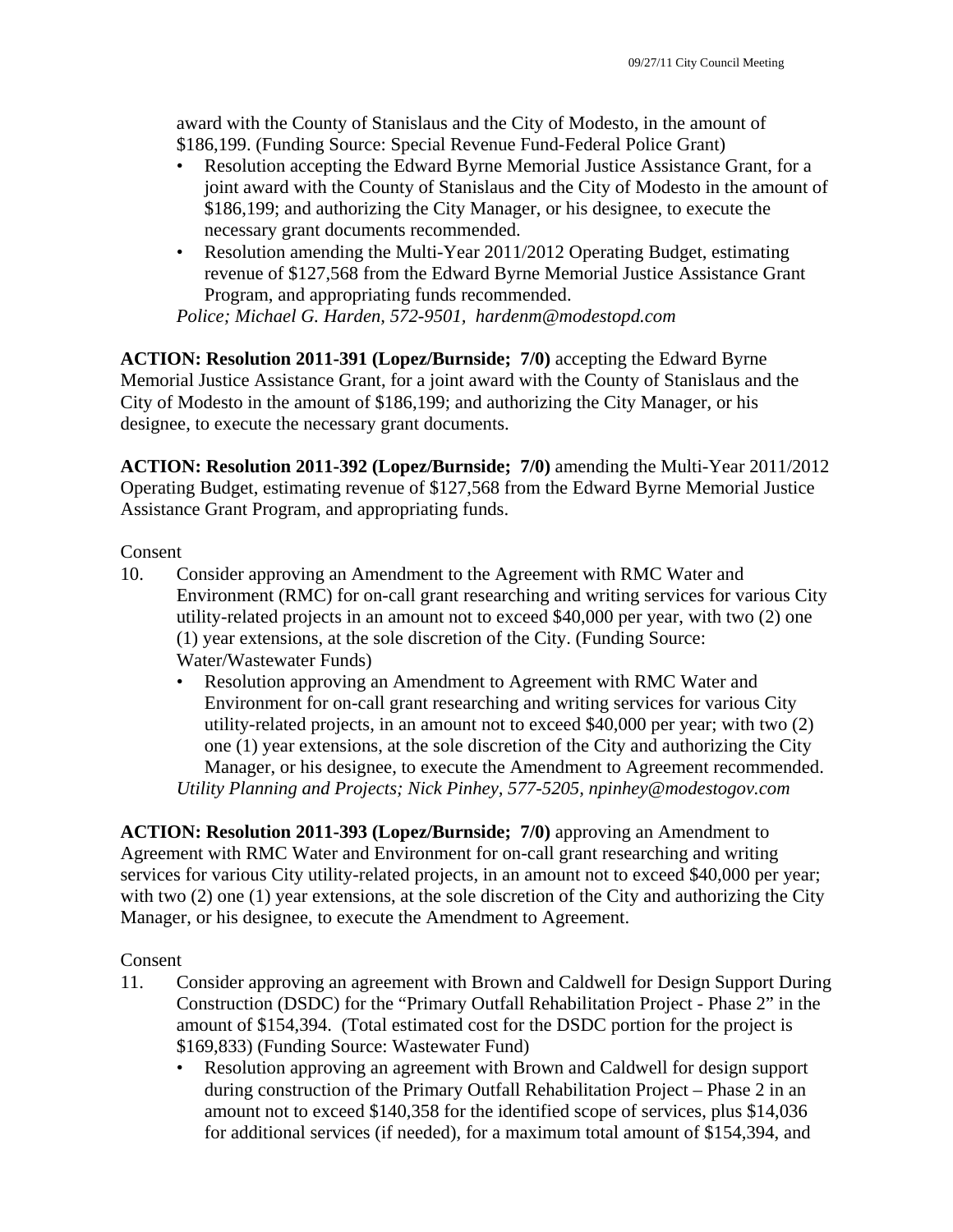award with the County of Stanislaus and the City of Modesto, in the amount of $186,199. (Funding Source: Special Revenue Fund-Federal Police Grant)

- Resolution accepting the Edward Byrne Memorial Justice Assistance Grant, for a joint award with the County of Stanislaus and the City of Modesto in the amount of $186,199; and authorizing the City Manager, or his designee, to execute the necessary grant documents recommended.
- Resolution amending the Multi-Year 2011/2012 Operating Budget, estimating revenue of $127,568 from the Edward Byrne Memorial Justice Assistance Grant Program, and appropriating funds recommended.

*Police; Michael G. Harden, 572-9501, hardenm@modestopd.com*

**ACTION: Resolution 2011-391 (Lopez/Burnside; 7/0)** accepting the Edward Byrne Memorial Justice Assistance Grant, for a joint award with the County of Stanislaus and the City of Modesto in the amount of $186,199; and authorizing the City Manager, or his designee, to execute the necessary grant documents.

**ACTION: Resolution 2011-392 (Lopez/Burnside; 7/0)** amending the Multi-Year 2011/2012 Operating Budget, estimating revenue of $127,568 from the Edward Byrne Memorial Justice Assistance Grant Program, and appropriating funds.

Consent

10. Consider approving an Amendment to the Agreement with RMC Water and Environment (RMC) for on-call grant researching and writing services for various City utility-related projects in an amount not to exceed $40,000 per year, with two (2) one (1) year extensions, at the sole discretion of the City. (Funding Source: Water/Wastewater Funds)
    - Resolution approving an Amendment to Agreement with RMC Water and Environment for on-call grant researching and writing services for various City utility-related projects, in an amount not to exceed $40,000 per year; with two (2) one (1) year extensions, at the sole discretion of the City and authorizing the City Manager, or his designee, to execute the Amendment to Agreement recommended.

    *Utility Planning and Projects; Nick Pinhey, 577-5205, npinhey@modestogov.com*

**ACTION: Resolution 2011-393 (Lopez/Burnside; 7/0)** approving an Amendment to Agreement with RMC Water and Environment for on-call grant researching and writing services for various City utility-related projects, in an amount not to exceed $40,000 per year; with two (2) one (1) year extensions, at the sole discretion of the City and authorizing the City Manager, or his designee, to execute the Amendment to Agreement.

Consent

11. Consider approving an agreement with Brown and Caldwell for Design Support During Construction (DSDC) for the "Primary Outfall Rehabilitation Project - Phase 2" in the amount of $154,394. (Total estimated cost for the DSDC portion for the project is $169,833) (Funding Source: Wastewater Fund)
    - Resolution approving an agreement with Brown and Caldwell for design support during construction of the Primary Outfall Rehabilitation Project – Phase 2 in an amount not to exceed $140,358 for the identified scope of services, plus $14,036 for additional services (if needed), for a maximum total amount of $154,394, and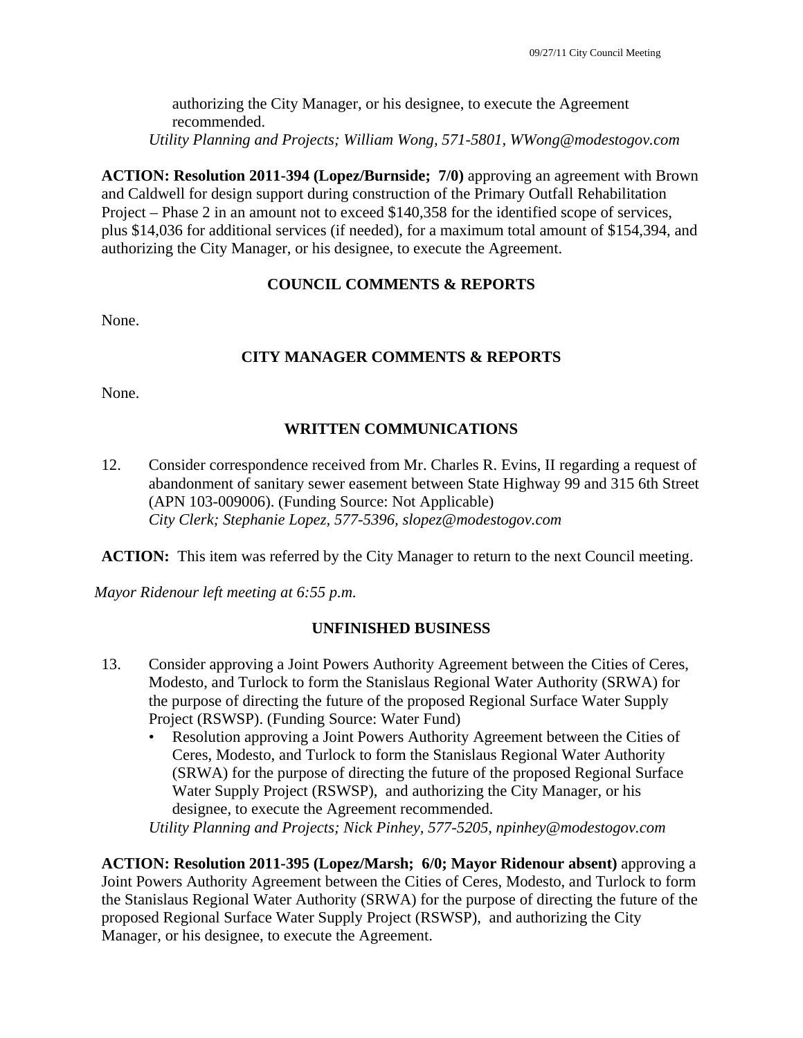authorizing the City Manager, or his designee, to execute the Agreement recommended.
*Utility Planning and Projects; William Wong, 571-5801, WWong@modestogov.com*

**ACTION: Resolution 2011-394 (Lopez/Burnside; 7/0)** approving an agreement with Brown and Caldwell for design support during construction of the Primary Outfall Rehabilitation Project – Phase 2 in an amount not to exceed $140,358 for the identified scope of services, plus $14,036 for additional services (if needed), for a maximum total amount of $154,394, and authorizing the City Manager, or his designee, to execute the Agreement.

## COUNCIL COMMENTS & REPORTS

None.

## CITY MANAGER COMMENTS & REPORTS

None.

## WRITTEN COMMUNICATIONS

12. Consider correspondence received from Mr. Charles R. Evins, II regarding a request of abandonment of sanitary sewer easement between State Highway 99 and 315 6th Street (APN 103-009006). (Funding Source: Not Applicable)
*City Clerk; Stephanie Lopez, 577-5396, slopez@modestogov.com*

**ACTION:** This item was referred by the City Manager to return to the next Council meeting.

*Mayor Ridenour left meeting at 6:55 p.m.*

## UNFINISHED BUSINESS

13. Consider approving a Joint Powers Authority Agreement between the Cities of Ceres, Modesto, and Turlock to form the Stanislaus Regional Water Authority (SRWA) for the purpose of directing the future of the proposed Regional Surface Water Supply Project (RSWSP). (Funding Source: Water Fund)
    - Resolution approving a Joint Powers Authority Agreement between the Cities of Ceres, Modesto, and Turlock to form the Stanislaus Regional Water Authority (SRWA) for the purpose of directing the future of the proposed Regional Surface Water Supply Project (RSWSP), and authorizing the City Manager, or his designee, to execute the Agreement recommended.

    *Utility Planning and Projects; Nick Pinhey, 577-5205, npinhey@modestogov.com*

**ACTION: Resolution 2011-395 (Lopez/Marsh; 6/0; Mayor Ridenour absent)** approving a Joint Powers Authority Agreement between the Cities of Ceres, Modesto, and Turlock to form the Stanislaus Regional Water Authority (SRWA) for the purpose of directing the future of the proposed Regional Surface Water Supply Project (RSWSP), and authorizing the City Manager, or his designee, to execute the Agreement.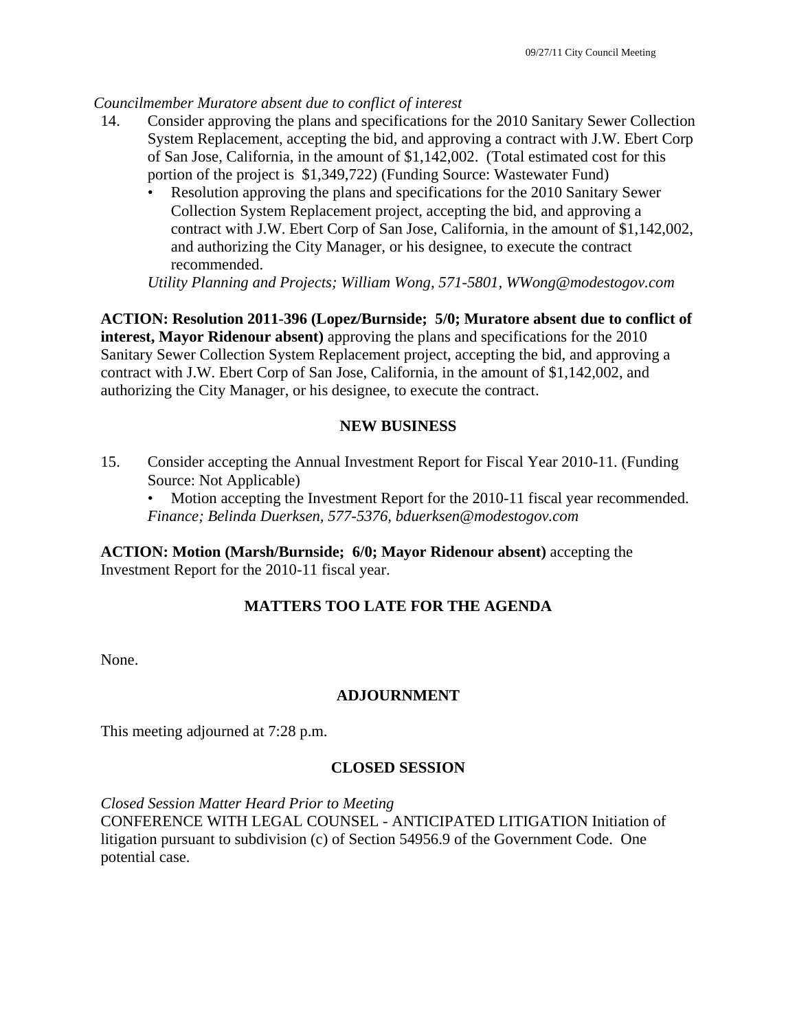*Councilmember Muratore absent due to conflict of interest*

14. Consider approving the plans and specifications for the 2010 Sanitary Sewer Collection System Replacement, accepting the bid, and approving a contract with J.W. Ebert Corp of San Jose, California, in the amount of $1,142,002. (Total estimated cost for this portion of the project is $1,349,722) (Funding Source: Wastewater Fund)
    - Resolution approving the plans and specifications for the 2010 Sanitary Sewer Collection System Replacement project, accepting the bid, and approving a contract with J.W. Ebert Corp of San Jose, California, in the amount of $1,142,002, and authorizing the City Manager, or his designee, to execute the contract recommended.

    *Utility Planning and Projects; William Wong, 571-5801, WWong@modestogov.com*

**ACTION: Resolution 2011-396 (Lopez/Burnside; 5/0; Muratore absent due to conflict of interest, Mayor Ridenour absent)** approving the plans and specifications for the 2010 Sanitary Sewer Collection System Replacement project, accepting the bid, and approving a contract with J.W. Ebert Corp of San Jose, California, in the amount of $1,142,002, and authorizing the City Manager, or his designee, to execute the contract.

## NEW BUSINESS

15. Consider accepting the Annual Investment Report for Fiscal Year 2010-11. (Funding Source: Not Applicable)
    - Motion accepting the Investment Report for the 2010-11 fiscal year recommended.

    *Finance; Belinda Duerksen, 577-5376, bduerksen@modestogov.com*

**ACTION: Motion (Marsh/Burnside; 6/0; Mayor Ridenour absent)** accepting the Investment Report for the 2010-11 fiscal year.

## MATTERS TOO LATE FOR THE AGENDA

None.

## ADJOURNMENT

This meeting adjourned at 7:28 p.m.

## CLOSED SESSION

*Closed Session Matter Heard Prior to Meeting*
CONFERENCE WITH LEGAL COUNSEL - ANTICIPATED LITIGATION Initiation of litigation pursuant to subdivision (c) of Section 54956.9 of the Government Code. One potential case.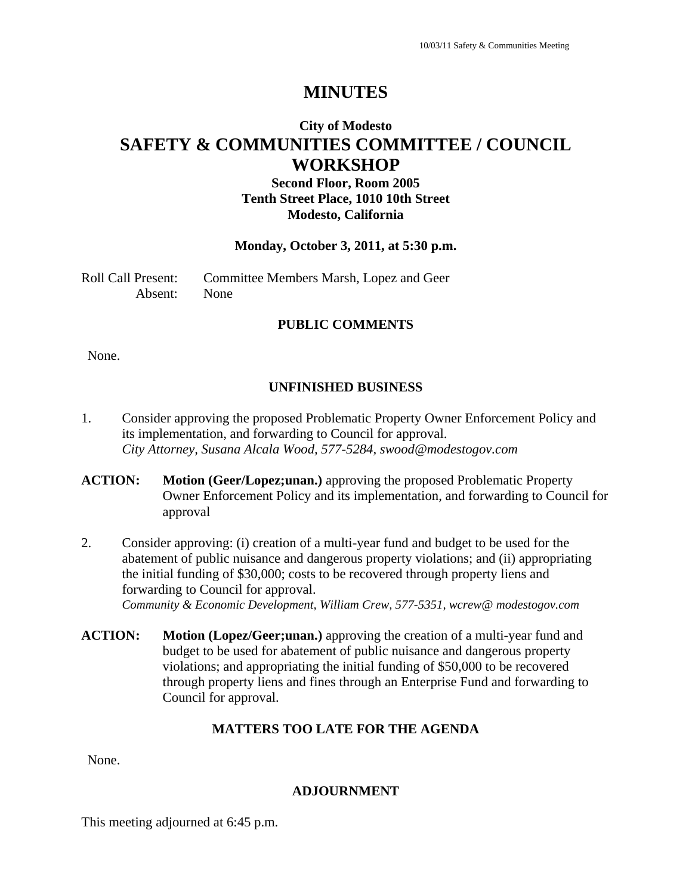# MINUTES

## City of Modesto

# SAFETY & COMMUNITIES COMMITTEE / COUNCIL WORKSHOP

**Second Floor, Room 2005**
**Tenth Street Place, 1010 10th Street**
**Modesto, California**

**Monday, October 3, 2011, at 5:30 p.m.**

Roll Call Present: Committee Members Marsh, Lopez and Geer
Absent: None

### PUBLIC COMMENTS

None.

### UNFINISHED BUSINESS

1. Consider approving the proposed Problematic Property Owner Enforcement Policy and its implementation, and forwarding to Council for approval.
*City Attorney, Susana Alcala Wood, 577-5284, swood@modestogov.com*

**ACTION:** **Motion (Geer/Lopez;unan.)** approving the proposed Problematic Property Owner Enforcement Policy and its implementation, and forwarding to Council for approval

2. Consider approving: (i) creation of a multi-year fund and budget to be used for the abatement of public nuisance and dangerous property violations; and (ii) appropriating the initial funding of $30,000; costs to be recovered through property liens and forwarding to Council for approval.
*Community & Economic Development, William Crew, 577-5351, wcrew@ modestogov.com*

**ACTION:** **Motion (Lopez/Geer;unan.)** approving the creation of a multi-year fund and budget to be used for abatement of public nuisance and dangerous property violations; and appropriating the initial funding of $50,000 to be recovered through property liens and fines through an Enterprise Fund and forwarding to Council for approval.

### MATTERS TOO LATE FOR THE AGENDA

None.

### ADJOURNMENT

This meeting adjourned at 6:45 p.m.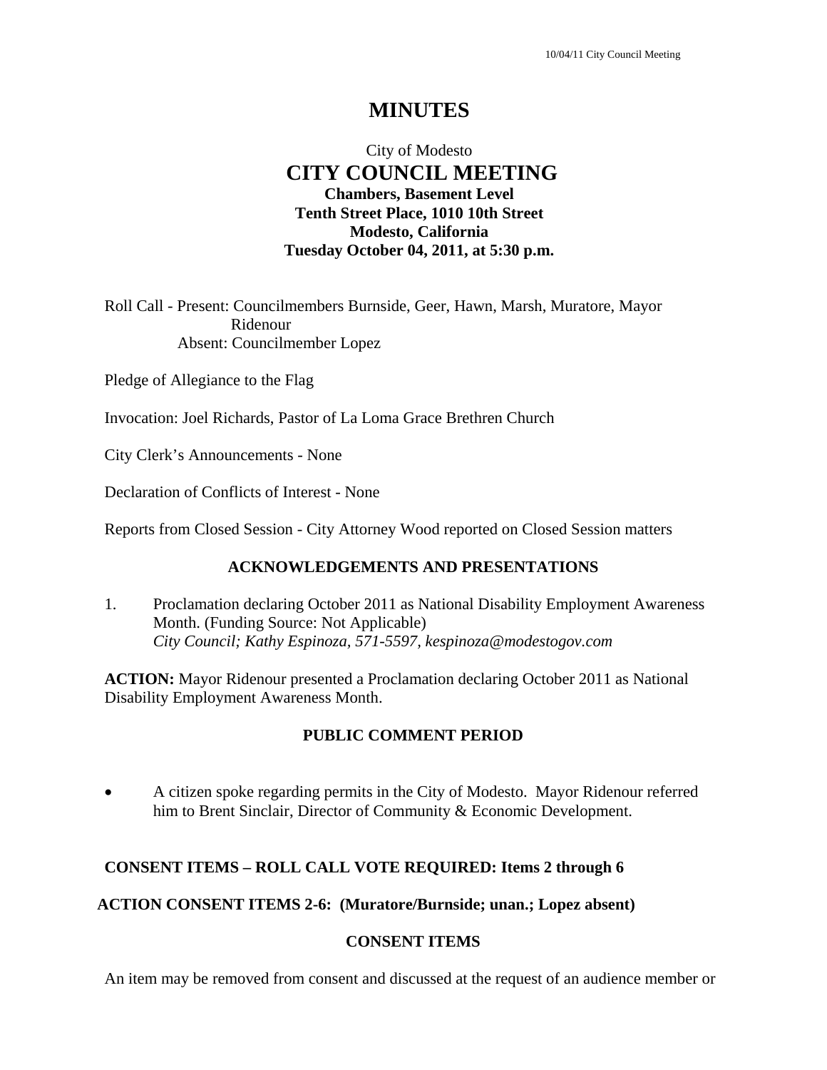# MINUTES

City of Modesto
**CITY COUNCIL MEETING**
**Chambers, Basement Level**
**Tenth Street Place, 1010 10th Street**
**Modesto, California**
**Tuesday October 04, 2011, at 5:30 p.m.**

Roll Call - Present: Councilmembers Burnside, Geer, Hawn, Marsh, Muratore, Mayor Ridenour
Absent: Councilmember Lopez

Pledge of Allegiance to the Flag

Invocation: Joel Richards, Pastor of La Loma Grace Brethren Church

City Clerk's Announcements - None

Declaration of Conflicts of Interest - None

Reports from Closed Session - City Attorney Wood reported on Closed Session matters

## ACKNOWLEDGEMENTS AND PRESENTATIONS

1. Proclamation declaring October 2011 as National Disability Employment Awareness Month. (Funding Source: Not Applicable)
   *City Council; Kathy Espinoza, 571-5597, kespinoza@modestogov.com*

**ACTION:** Mayor Ridenour presented a Proclamation declaring October 2011 as National Disability Employment Awareness Month.

## PUBLIC COMMENT PERIOD

- A citizen spoke regarding permits in the City of Modesto. Mayor Ridenour referred him to Brent Sinclair, Director of Community & Economic Development.

**CONSENT ITEMS – ROLL CALL VOTE REQUIRED: Items 2 through 6**

**ACTION CONSENT ITEMS 2-6: (Muratore/Burnside; unan.; Lopez absent)**

## CONSENT ITEMS

An item may be removed from consent and discussed at the request of an audience member or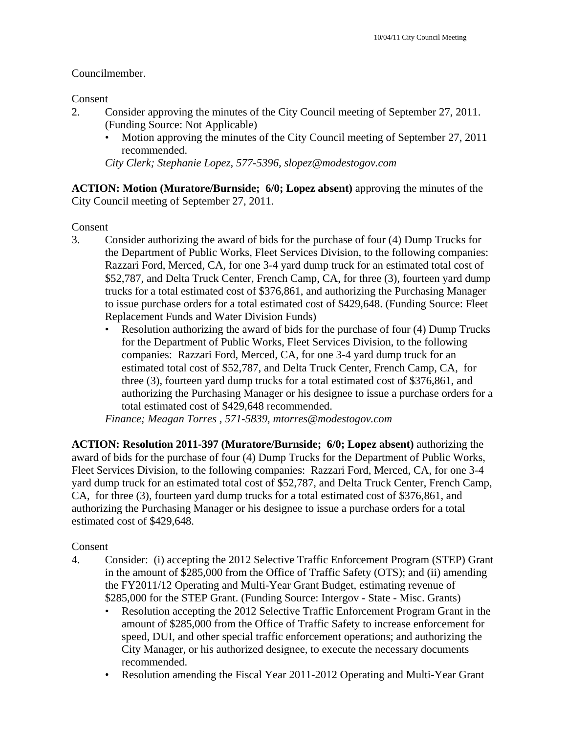Councilmember.

Consent

2. Consider approving the minutes of the City Council meeting of September 27, 2011. (Funding Source: Not Applicable)
   - Motion approving the minutes of the City Council meeting of September 27, 2011 recommended.

   *City Clerk; Stephanie Lopez, 577-5396, slopez@modestogov.com*

**ACTION: Motion (Muratore/Burnside; 6/0; Lopez absent)** approving the minutes of the City Council meeting of September 27, 2011.

Consent

3. Consider authorizing the award of bids for the purchase of four (4) Dump Trucks for the Department of Public Works, Fleet Services Division, to the following companies: Razzari Ford, Merced, CA, for one 3-4 yard dump truck for an estimated total cost of $52,787, and Delta Truck Center, French Camp, CA, for three (3), fourteen yard dump trucks for a total estimated cost of $376,861, and authorizing the Purchasing Manager to issue purchase orders for a total estimated cost of $429,648. (Funding Source: Fleet Replacement Funds and Water Division Funds)
   - Resolution authorizing the award of bids for the purchase of four (4) Dump Trucks for the Department of Public Works, Fleet Services Division, to the following companies: Razzari Ford, Merced, CA, for one 3-4 yard dump truck for an estimated total cost of $52,787, and Delta Truck Center, French Camp, CA, for three (3), fourteen yard dump trucks for a total estimated cost of $376,861, and authorizing the Purchasing Manager or his designee to issue a purchase orders for a total estimated cost of $429,648 recommended.

   *Finance; Meagan Torres , 571-5839, mtorres@modestogov.com*

**ACTION: Resolution 2011-397 (Muratore/Burnside; 6/0; Lopez absent)** authorizing the award of bids for the purchase of four (4) Dump Trucks for the Department of Public Works, Fleet Services Division, to the following companies: Razzari Ford, Merced, CA, for one 3-4 yard dump truck for an estimated total cost of $52,787, and Delta Truck Center, French Camp, CA, for three (3), fourteen yard dump trucks for a total estimated cost of $376,861, and authorizing the Purchasing Manager or his designee to issue a purchase orders for a total estimated cost of $429,648.

Consent

4. Consider: (i) accepting the 2012 Selective Traffic Enforcement Program (STEP) Grant in the amount of $285,000 from the Office of Traffic Safety (OTS); and (ii) amending the FY2011/12 Operating and Multi-Year Grant Budget, estimating revenue of $285,000 for the STEP Grant. (Funding Source: Intergov - State - Misc. Grants)
   - Resolution accepting the 2012 Selective Traffic Enforcement Program Grant in the amount of $285,000 from the Office of Traffic Safety to increase enforcement for speed, DUI, and other special traffic enforcement operations; and authorizing the City Manager, or his authorized designee, to execute the necessary documents recommended.
   - Resolution amending the Fiscal Year 2011-2012 Operating and Multi-Year Grant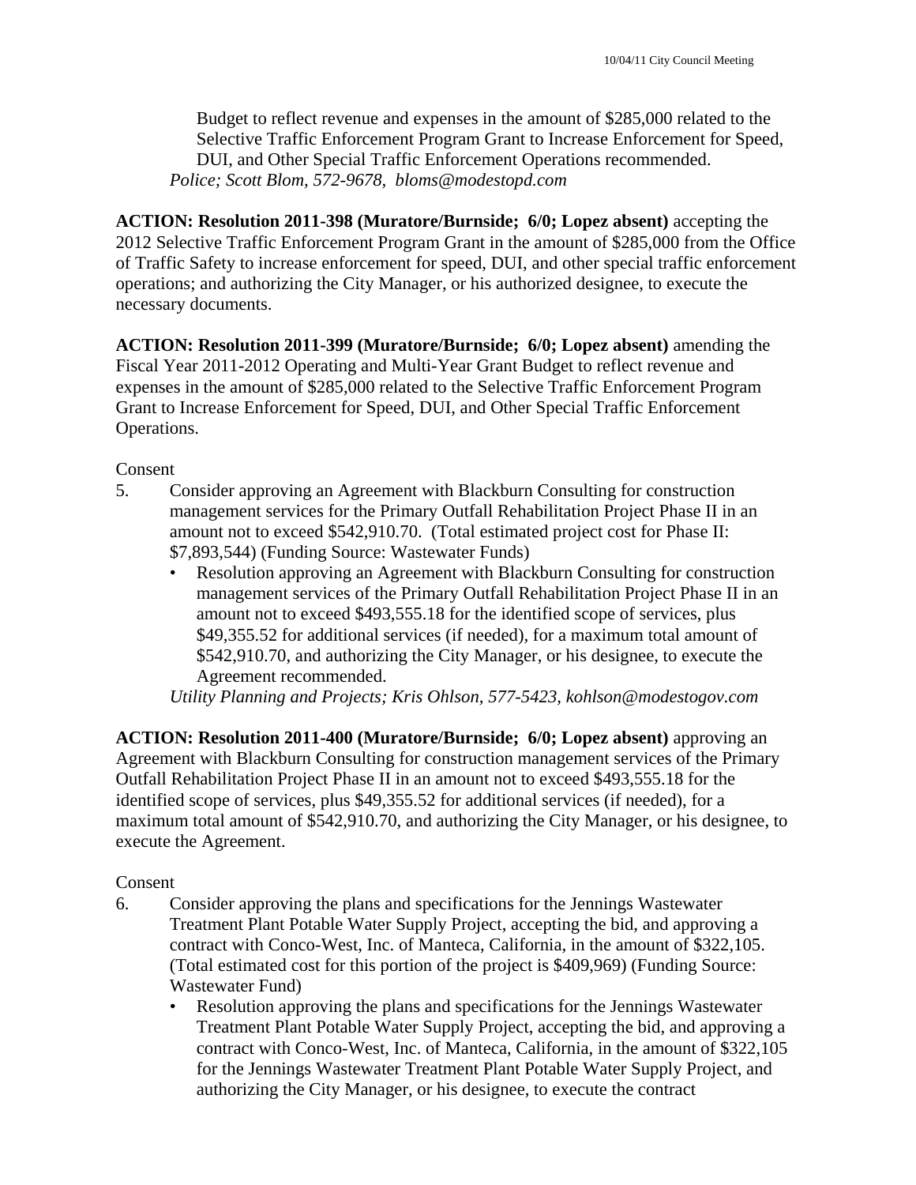Budget to reflect revenue and expenses in the amount of $285,000 related to the Selective Traffic Enforcement Program Grant to Increase Enforcement for Speed, DUI, and Other Special Traffic Enforcement Operations recommended.

*Police; Scott Blom, 572-9678, bloms@modestopd.com*

**ACTION: Resolution 2011-398 (Muratore/Burnside; 6/0; Lopez absent)** accepting the 2012 Selective Traffic Enforcement Program Grant in the amount of $285,000 from the Office of Traffic Safety to increase enforcement for speed, DUI, and other special traffic enforcement operations; and authorizing the City Manager, or his authorized designee, to execute the necessary documents.

**ACTION: Resolution 2011-399 (Muratore/Burnside; 6/0; Lopez absent)** amending the Fiscal Year 2011-2012 Operating and Multi-Year Grant Budget to reflect revenue and expenses in the amount of $285,000 related to the Selective Traffic Enforcement Program Grant to Increase Enforcement for Speed, DUI, and Other Special Traffic Enforcement Operations.

Consent

5. Consider approving an Agreement with Blackburn Consulting for construction management services for the Primary Outfall Rehabilitation Project Phase II in an amount not to exceed $542,910.70. (Total estimated project cost for Phase II: $7,893,544) (Funding Source: Wastewater Funds)
   - Resolution approving an Agreement with Blackburn Consulting for construction management services of the Primary Outfall Rehabilitation Project Phase II in an amount not to exceed $493,555.18 for the identified scope of services, plus $49,355.52 for additional services (if needed), for a maximum total amount of $542,910.70, and authorizing the City Manager, or his designee, to execute the Agreement recommended.

   *Utility Planning and Projects; Kris Ohlson, 577-5423, kohlson@modestogov.com*

**ACTION: Resolution 2011-400 (Muratore/Burnside; 6/0; Lopez absent)** approving an Agreement with Blackburn Consulting for construction management services of the Primary Outfall Rehabilitation Project Phase II in an amount not to exceed $493,555.18 for the identified scope of services, plus $49,355.52 for additional services (if needed), for a maximum total amount of $542,910.70, and authorizing the City Manager, or his designee, to execute the Agreement.

Consent

6. Consider approving the plans and specifications for the Jennings Wastewater Treatment Plant Potable Water Supply Project, accepting the bid, and approving a contract with Conco-West, Inc. of Manteca, California, in the amount of $322,105. (Total estimated cost for this portion of the project is $409,969) (Funding Source: Wastewater Fund)
   - Resolution approving the plans and specifications for the Jennings Wastewater Treatment Plant Potable Water Supply Project, accepting the bid, and approving a contract with Conco-West, Inc. of Manteca, California, in the amount of $322,105 for the Jennings Wastewater Treatment Plant Potable Water Supply Project, and authorizing the City Manager, or his designee, to execute the contract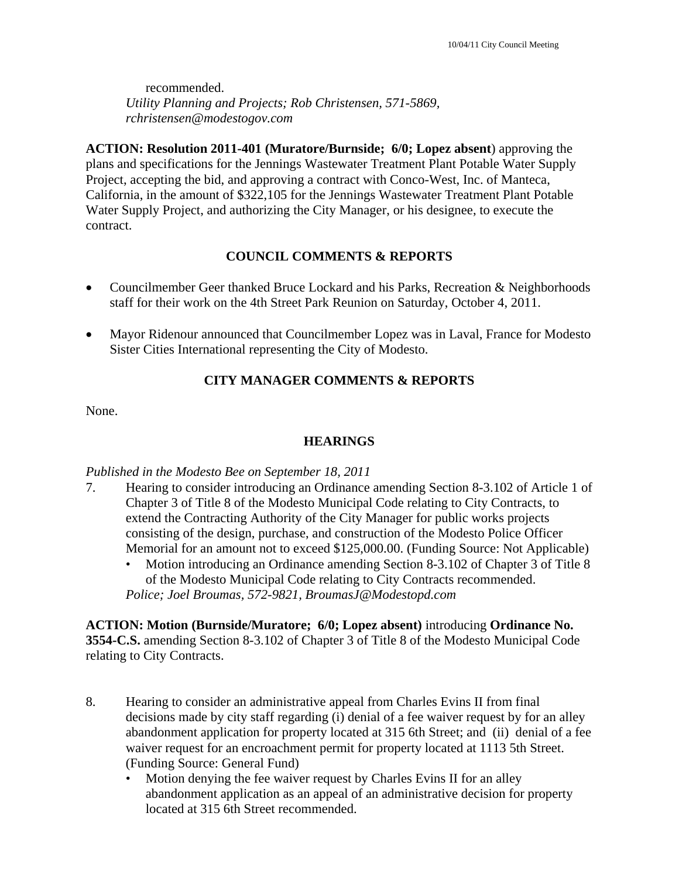recommended.
*Utility Planning and Projects; Rob Christensen, 571-5869, rchristensen@modestogov.com*

**ACTION: Resolution 2011-401 (Muratore/Burnside; 6/0; Lopez absent**) approving the plans and specifications for the Jennings Wastewater Treatment Plant Potable Water Supply Project, accepting the bid, and approving a contract with Conco-West, Inc. of Manteca, California, in the amount of $322,105 for the Jennings Wastewater Treatment Plant Potable Water Supply Project, and authorizing the City Manager, or his designee, to execute the contract.

## COUNCIL COMMENTS & REPORTS

- Councilmember Geer thanked Bruce Lockard and his Parks, Recreation & Neighborhoods staff for their work on the 4th Street Park Reunion on Saturday, October 4, 2011.
- Mayor Ridenour announced that Councilmember Lopez was in Laval, France for Modesto Sister Cities International representing the City of Modesto.

## CITY MANAGER COMMENTS & REPORTS

None.

## HEARINGS

*Published in the Modesto Bee on September 18, 2011*

7. Hearing to consider introducing an Ordinance amending Section 8-3.102 of Article 1 of Chapter 3 of Title 8 of the Modesto Municipal Code relating to City Contracts, to extend the Contracting Authority of the City Manager for public works projects consisting of the design, purchase, and construction of the Modesto Police Officer Memorial for an amount not to exceed $125,000.00. (Funding Source: Not Applicable)
   - Motion introducing an Ordinance amending Section 8-3.102 of Chapter 3 of Title 8 of the Modesto Municipal Code relating to City Contracts recommended.

   *Police; Joel Broumas, 572-9821, BroumasJ@Modestopd.com*

**ACTION: Motion (Burnside/Muratore; 6/0; Lopez absent)** introducing **Ordinance No. 3554-C.S.** amending Section 8-3.102 of Chapter 3 of Title 8 of the Modesto Municipal Code relating to City Contracts.

8. Hearing to consider an administrative appeal from Charles Evins II from final decisions made by city staff regarding (i) denial of a fee waiver request by for an alley abandonment application for property located at 315 6th Street; and (ii) denial of a fee waiver request for an encroachment permit for property located at 1113 5th Street. (Funding Source: General Fund)
   - Motion denying the fee waiver request by Charles Evins II for an alley abandonment application as an appeal of an administrative decision for property located at 315 6th Street recommended.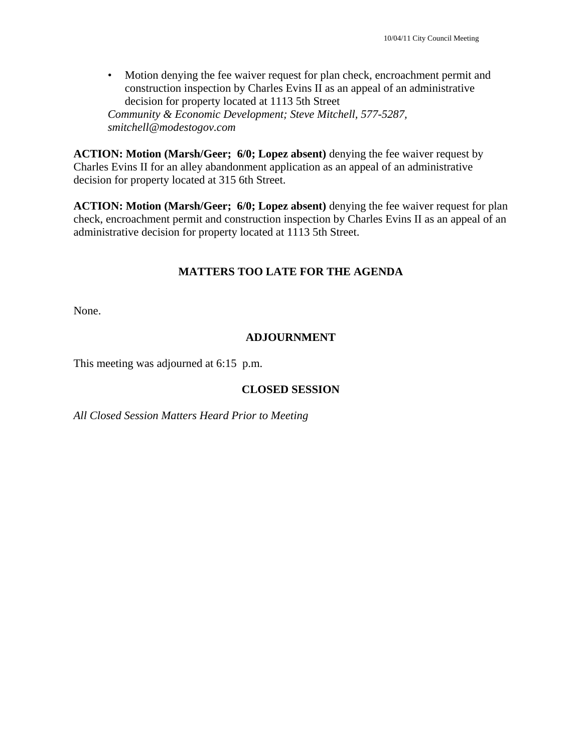- Motion denying the fee waiver request for plan check, encroachment permit and construction inspection by Charles Evins II as an appeal of an administrative decision for property located at 1113 5th Street

*Community & Economic Development; Steve Mitchell, 577-5287, smitchell@modestogov.com*

**ACTION: Motion (Marsh/Geer; 6/0; Lopez absent)** denying the fee waiver request by Charles Evins II for an alley abandonment application as an appeal of an administrative decision for property located at 315 6th Street.

**ACTION: Motion (Marsh/Geer; 6/0; Lopez absent)** denying the fee waiver request for plan check, encroachment permit and construction inspection by Charles Evins II as an appeal of an administrative decision for property located at 1113 5th Street.

## MATTERS TOO LATE FOR THE AGENDA

None.

## ADJOURNMENT

This meeting was adjourned at 6:15 p.m.

## CLOSED SESSION

*All Closed Session Matters Heard Prior to Meeting*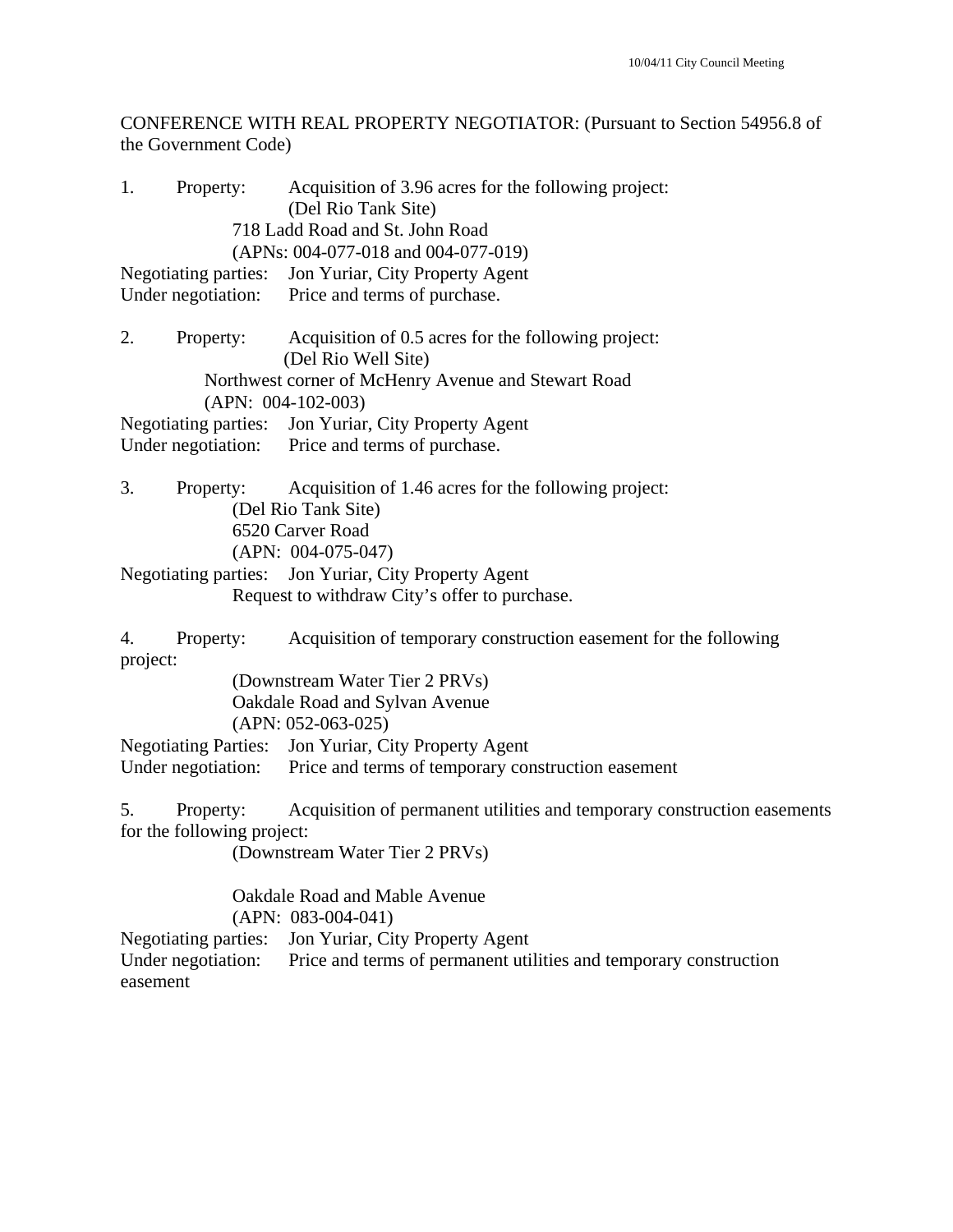CONFERENCE WITH REAL PROPERTY NEGOTIATOR: (Pursuant to Section 54956.8 of the Government Code)

1. Property: Acquisition of 3.96 acres for the following project:
   (Del Rio Tank Site)
   718 Ladd Road and St. John Road
   (APNs: 004-077-018 and 004-077-019)

   Negotiating parties: Jon Yuriar, City Property Agent
   Under negotiation: Price and terms of purchase.

2. Property: Acquisition of 0.5 acres for the following project:
   (Del Rio Well Site)
   Northwest corner of McHenry Avenue and Stewart Road
   (APN: 004-102-003)

   Negotiating parties: Jon Yuriar, City Property Agent
   Under negotiation: Price and terms of purchase.

3. Property: Acquisition of 1.46 acres for the following project:
   (Del Rio Tank Site)
   6520 Carver Road
   (APN: 004-075-047)

   Negotiating parties: Jon Yuriar, City Property Agent
   Request to withdraw City's offer to purchase.

4. Property: Acquisition of temporary construction easement for the following project:
   (Downstream Water Tier 2 PRVs)
   Oakdale Road and Sylvan Avenue
   (APN: 052-063-025)

   Negotiating Parties: Jon Yuriar, City Property Agent
   Under negotiation: Price and terms of temporary construction easement

5. Property: Acquisition of permanent utilities and temporary construction easements for the following project:
   (Downstream Water Tier 2 PRVs)

   Oakdale Road and Mable Avenue
   (APN: 083-004-041)

   Negotiating parties: Jon Yuriar, City Property Agent
   Under negotiation: Price and terms of permanent utilities and temporary construction easement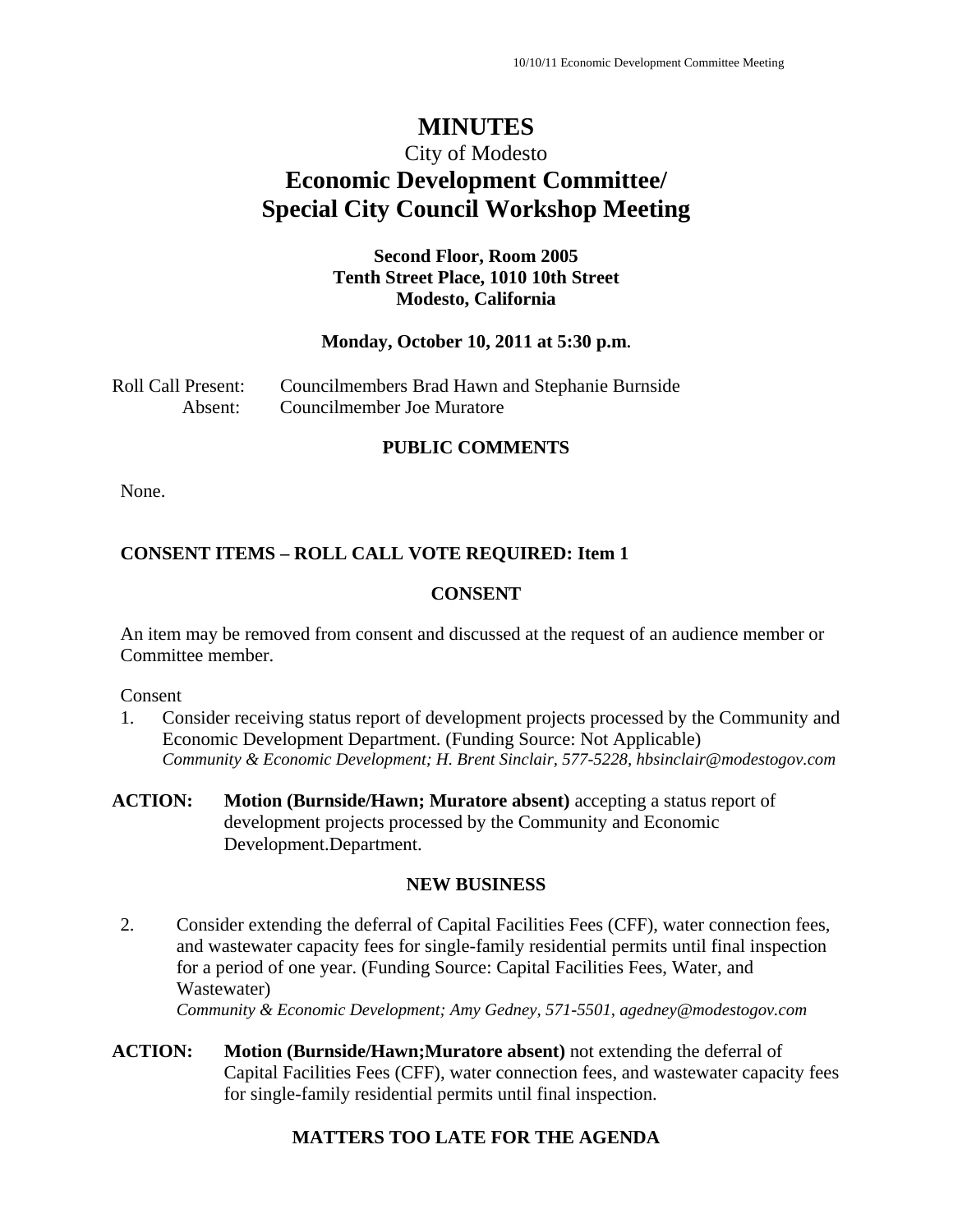# MINUTES

City of Modesto

## Economic Development Committee/ Special City Council Workshop Meeting

**Second Floor, Room 2005**
**Tenth Street Place, 1010 10th Street**
**Modesto, California**

**Monday, October 10, 2011 at 5:30 p.m.**

Roll Call Present: Councilmembers Brad Hawn and Stephanie Burnside
Absent: Councilmember Joe Muratore

### PUBLIC COMMENTS

None.

### CONSENT ITEMS – ROLL CALL VOTE REQUIRED: Item 1

### CONSENT

An item may be removed from consent and discussed at the request of an audience member or Committee member.

Consent

1. Consider receiving status report of development projects processed by the Community and Economic Development Department. (Funding Source: Not Applicable)
*Community & Economic Development; H. Brent Sinclair, 577-5228, hbsinclair@modestogov.com*

**ACTION:** **Motion (Burnside/Hawn; Muratore absent)** accepting a status report of development projects processed by the Community and Economic Development.Department.

### NEW BUSINESS

2. Consider extending the deferral of Capital Facilities Fees (CFF), water connection fees, and wastewater capacity fees for single-family residential permits until final inspection for a period of one year. (Funding Source: Capital Facilities Fees, Water, and Wastewater)
*Community & Economic Development; Amy Gedney, 571-5501, agedney@modestogov.com*

**ACTION:** **Motion (Burnside/Hawn;Muratore absent)** not extending the deferral of Capital Facilities Fees (CFF), water connection fees, and wastewater capacity fees for single-family residential permits until final inspection.

### MATTERS TOO LATE FOR THE AGENDA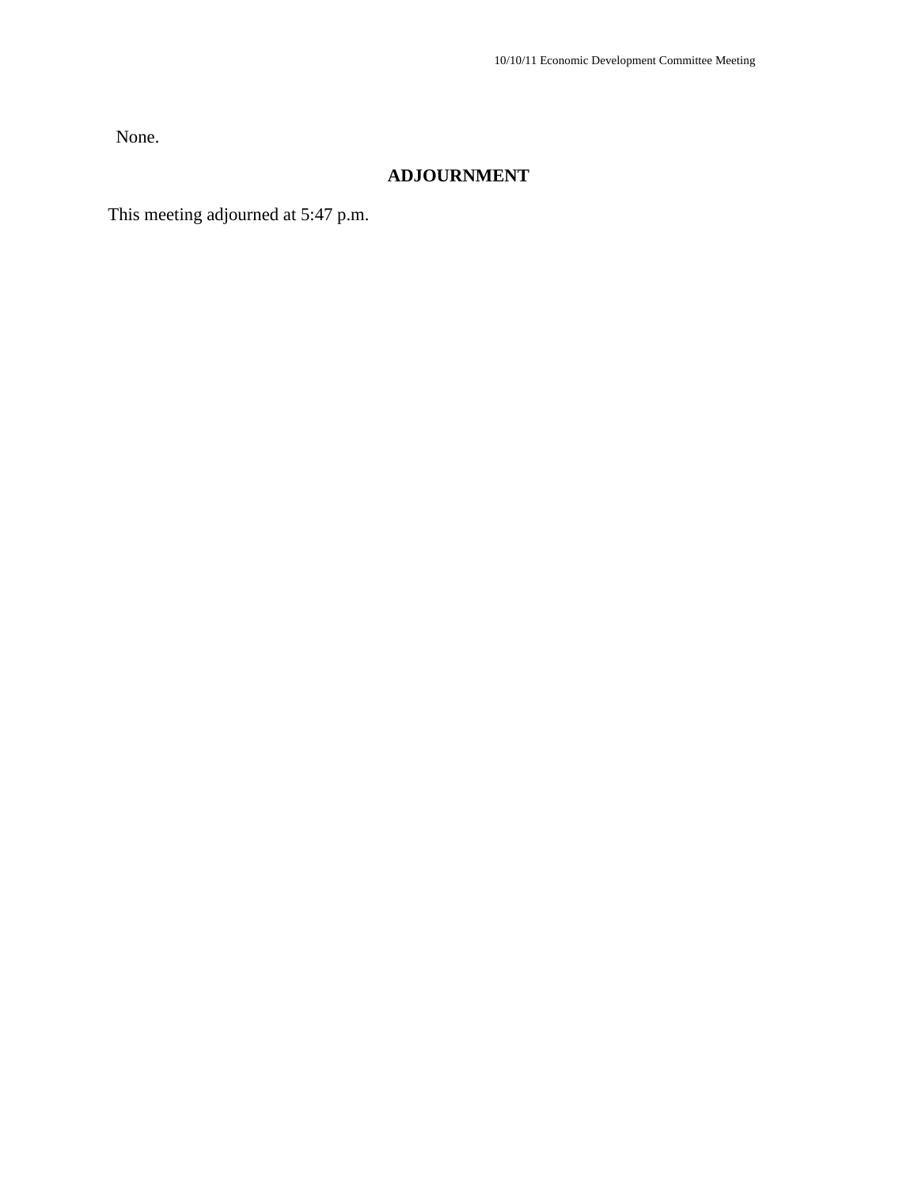None.

## ADJOURNMENT

This meeting adjourned at 5:47 p.m.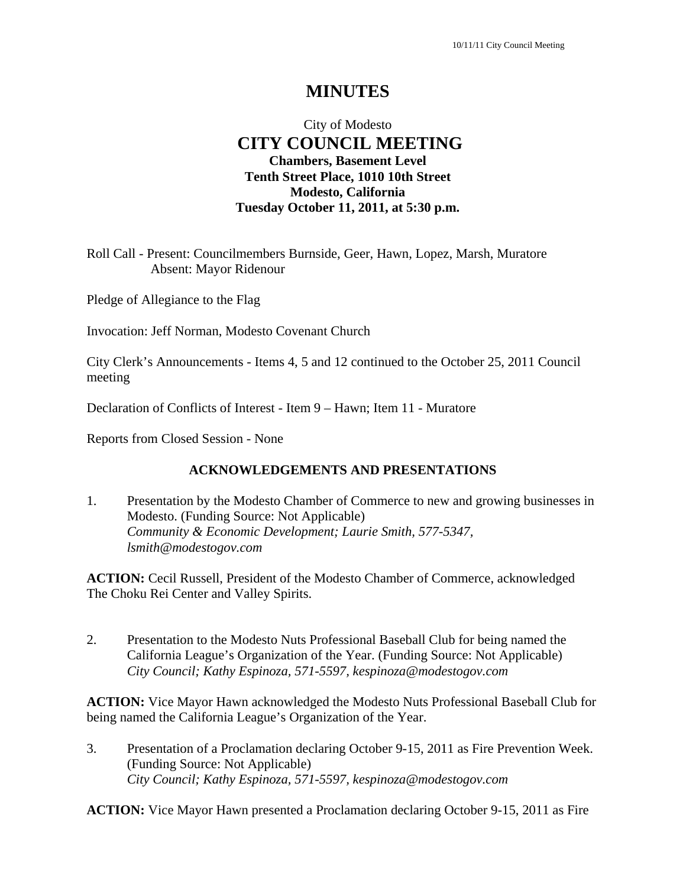# MINUTES

City of Modesto
**CITY COUNCIL MEETING**
**Chambers, Basement Level**
**Tenth Street Place, 1010 10th Street**
**Modesto, California**
**Tuesday October 11, 2011, at 5:30 p.m.**

Roll Call - Present: Councilmembers Burnside, Geer, Hawn, Lopez, Marsh, Muratore
Absent: Mayor Ridenour

Pledge of Allegiance to the Flag

Invocation: Jeff Norman, Modesto Covenant Church

City Clerk's Announcements - Items 4, 5 and 12 continued to the October 25, 2011 Council meeting

Declaration of Conflicts of Interest - Item 9 – Hawn; Item 11 - Muratore

Reports from Closed Session - None

### ACKNOWLEDGEMENTS AND PRESENTATIONS

1. Presentation by the Modesto Chamber of Commerce to new and growing businesses in Modesto. (Funding Source: Not Applicable)
   *Community & Economic Development; Laurie Smith, 577-5347, lsmith@modestogov.com*

**ACTION:** Cecil Russell, President of the Modesto Chamber of Commerce, acknowledged The Choku Rei Center and Valley Spirits.

2. Presentation to the Modesto Nuts Professional Baseball Club for being named the California League's Organization of the Year. (Funding Source: Not Applicable)
   *City Council; Kathy Espinoza, 571-5597, kespinoza@modestogov.com*

**ACTION:** Vice Mayor Hawn acknowledged the Modesto Nuts Professional Baseball Club for being named the California League's Organization of the Year.

3. Presentation of a Proclamation declaring October 9-15, 2011 as Fire Prevention Week. (Funding Source: Not Applicable)
   *City Council; Kathy Espinoza, 571-5597, kespinoza@modestogov.com*

**ACTION:** Vice Mayor Hawn presented a Proclamation declaring October 9-15, 2011 as Fire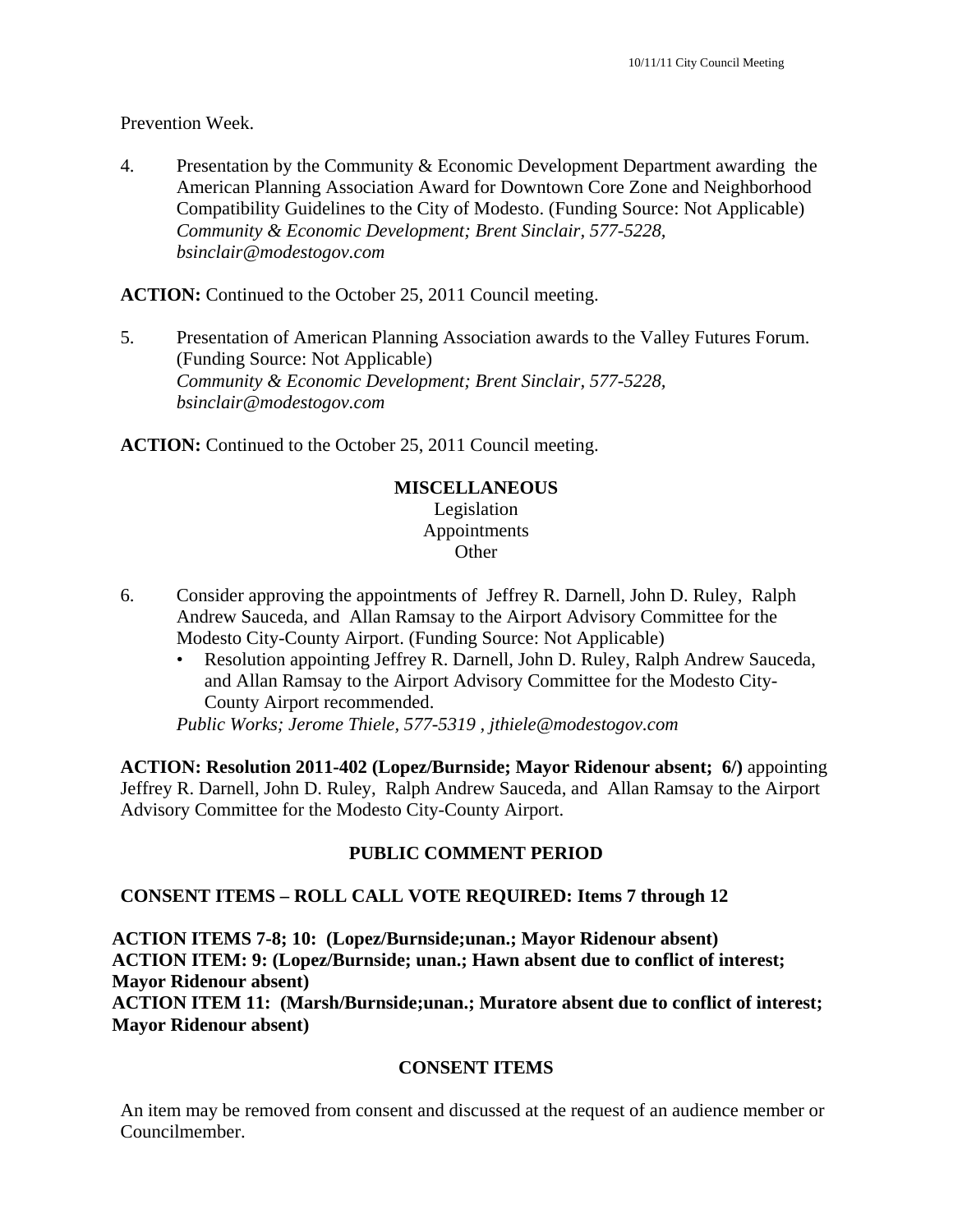Prevention Week.

4. Presentation by the Community & Economic Development Department awarding the American Planning Association Award for Downtown Core Zone and Neighborhood Compatibility Guidelines to the City of Modesto. (Funding Source: Not Applicable)
   *Community & Economic Development; Brent Sinclair, 577-5228, bsinclair@modestogov.com*

**ACTION:** Continued to the October 25, 2011 Council meeting.

5. Presentation of American Planning Association awards to the Valley Futures Forum. (Funding Source: Not Applicable)
   *Community & Economic Development; Brent Sinclair, 577-5228, bsinclair@modestogov.com*

**ACTION:** Continued to the October 25, 2011 Council meeting.

**MISCELLANEOUS**
Legislation
Appointments
Other

6. Consider approving the appointments of Jeffrey R. Darnell, John D. Ruley, Ralph Andrew Sauceda, and Allan Ramsay to the Airport Advisory Committee for the Modesto City-County Airport. (Funding Source: Not Applicable)
   - Resolution appointing Jeffrey R. Darnell, John D. Ruley, Ralph Andrew Sauceda, and Allan Ramsay to the Airport Advisory Committee for the Modesto City-County Airport recommended.

   *Public Works; Jerome Thiele, 577-5319 , jthiele@modestogov.com*

**ACTION: Resolution 2011-402 (Lopez/Burnside; Mayor Ridenour absent; 6/)** appointing Jeffrey R. Darnell, John D. Ruley, Ralph Andrew Sauceda, and Allan Ramsay to the Airport Advisory Committee for the Modesto City-County Airport.

**PUBLIC COMMENT PERIOD**

**CONSENT ITEMS – ROLL CALL VOTE REQUIRED: Items 7 through 12**

**ACTION ITEMS 7-8; 10: (Lopez/Burnside;unan.; Mayor Ridenour absent)**
**ACTION ITEM: 9: (Lopez/Burnside; unan.; Hawn absent due to conflict of interest; Mayor Ridenour absent)**
**ACTION ITEM 11: (Marsh/Burnside;unan.; Muratore absent due to conflict of interest; Mayor Ridenour absent)**

**CONSENT ITEMS**

An item may be removed from consent and discussed at the request of an audience member or Councilmember.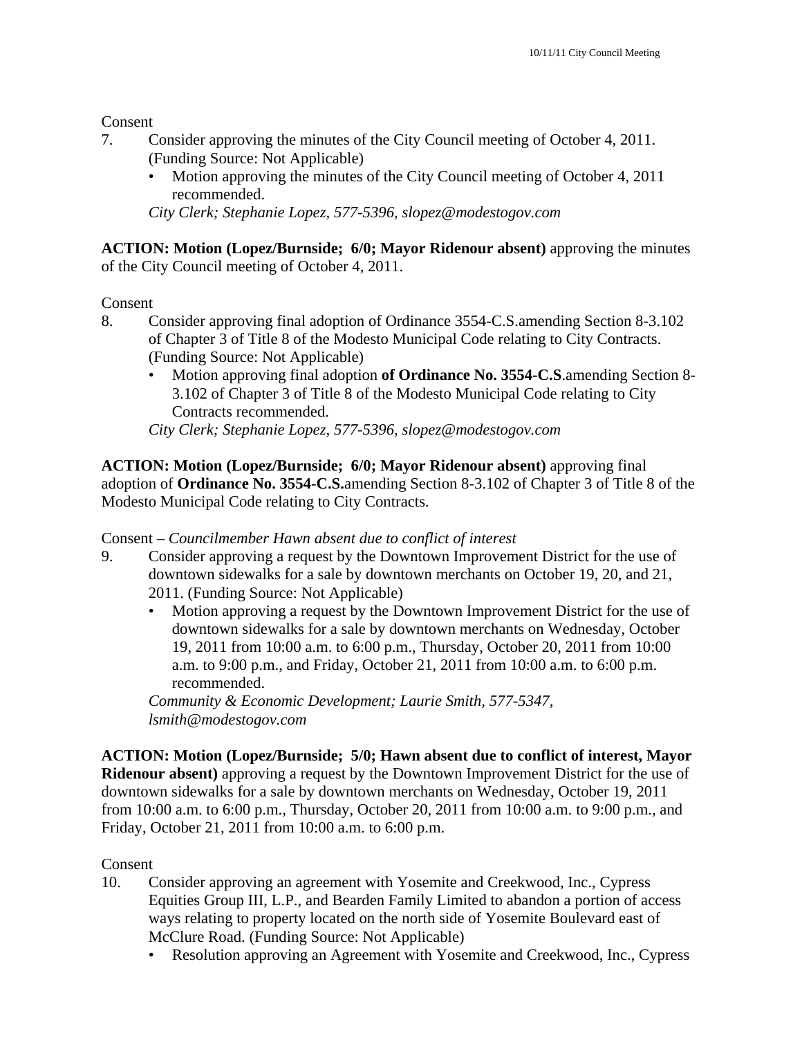Consent

7. Consider approving the minutes of the City Council meeting of October 4, 2011. (Funding Source: Not Applicable)
   - Motion approving the minutes of the City Council meeting of October 4, 2011 recommended.

   *City Clerk; Stephanie Lopez, 577-5396, slopez@modestogov.com*

**ACTION: Motion (Lopez/Burnside; 6/0; Mayor Ridenour absent)** approving the minutes of the City Council meeting of October 4, 2011.

Consent

8. Consider approving final adoption of Ordinance 3554-C.S.amending Section 8-3.102 of Chapter 3 of Title 8 of the Modesto Municipal Code relating to City Contracts. (Funding Source: Not Applicable)
   - Motion approving final adoption **of Ordinance No. 3554-C.S**.amending Section 8-3.102 of Chapter 3 of Title 8 of the Modesto Municipal Code relating to City Contracts recommended.

   *City Clerk; Stephanie Lopez, 577-5396, slopez@modestogov.com*

**ACTION: Motion (Lopez/Burnside; 6/0; Mayor Ridenour absent)** approving final adoption of **Ordinance No. 3554-C.S.**amending Section 8-3.102 of Chapter 3 of Title 8 of the Modesto Municipal Code relating to City Contracts.

Consent – *Councilmember Hawn absent due to conflict of interest*

9. Consider approving a request by the Downtown Improvement District for the use of downtown sidewalks for a sale by downtown merchants on October 19, 20, and 21, 2011. (Funding Source: Not Applicable)
   - Motion approving a request by the Downtown Improvement District for the use of downtown sidewalks for a sale by downtown merchants on Wednesday, October 19, 2011 from 10:00 a.m. to 6:00 p.m., Thursday, October 20, 2011 from 10:00 a.m. to 9:00 p.m., and Friday, October 21, 2011 from 10:00 a.m. to 6:00 p.m. recommended.

   *Community & Economic Development; Laurie Smith, 577-5347, lsmith@modestogov.com*

**ACTION: Motion (Lopez/Burnside; 5/0; Hawn absent due to conflict of interest, Mayor Ridenour absent)** approving a request by the Downtown Improvement District for the use of downtown sidewalks for a sale by downtown merchants on Wednesday, October 19, 2011 from 10:00 a.m. to 6:00 p.m., Thursday, October 20, 2011 from 10:00 a.m. to 9:00 p.m., and Friday, October 21, 2011 from 10:00 a.m. to 6:00 p.m.

Consent

10. Consider approving an agreement with Yosemite and Creekwood, Inc., Cypress Equities Group III, L.P., and Bearden Family Limited to abandon a portion of access ways relating to property located on the north side of Yosemite Boulevard east of McClure Road. (Funding Source: Not Applicable)
    - Resolution approving an Agreement with Yosemite and Creekwood, Inc., Cypress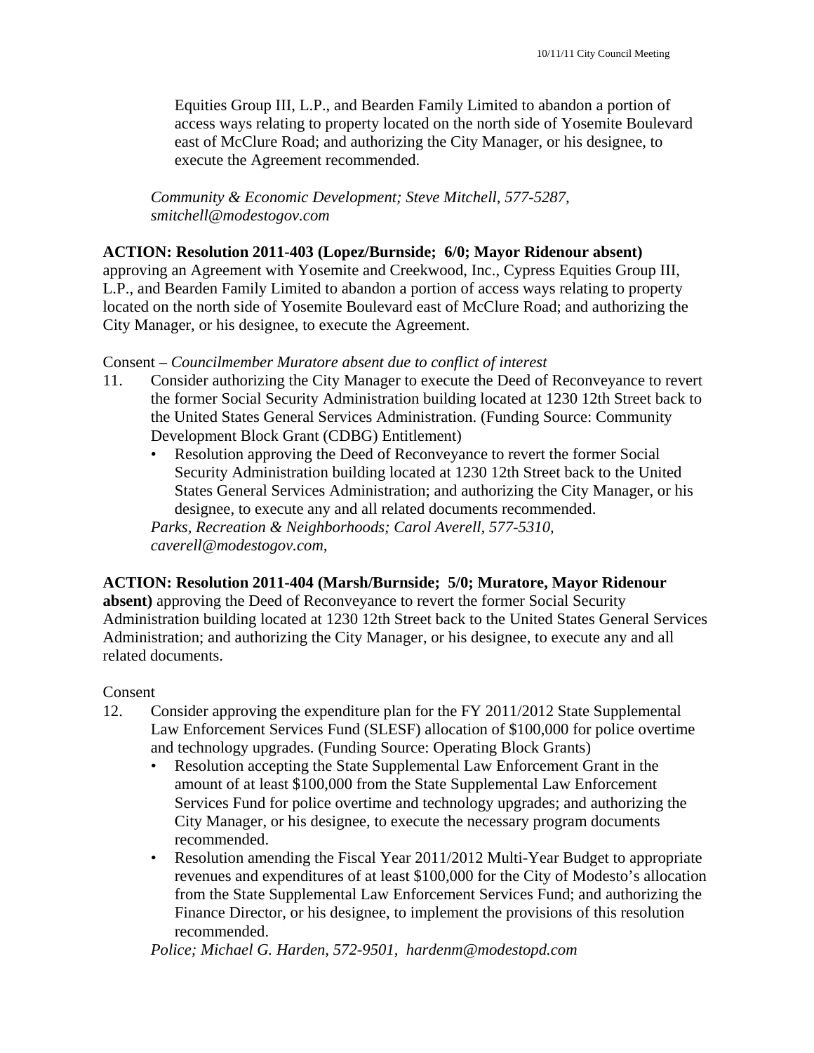Equities Group III, L.P., and Bearden Family Limited to abandon a portion of access ways relating to property located on the north side of Yosemite Boulevard east of McClure Road; and authorizing the City Manager, or his designee, to execute the Agreement recommended.

*Community & Economic Development; Steve Mitchell, 577-5287, smitchell@modestogov.com*

**ACTION: Resolution 2011-403 (Lopez/Burnside; 6/0; Mayor Ridenour absent)** approving an Agreement with Yosemite and Creekwood, Inc., Cypress Equities Group III, L.P., and Bearden Family Limited to abandon a portion of access ways relating to property located on the north side of Yosemite Boulevard east of McClure Road; and authorizing the City Manager, or his designee, to execute the Agreement.

Consent – *Councilmember Muratore absent due to conflict of interest*

11. Consider authorizing the City Manager to execute the Deed of Reconveyance to revert the former Social Security Administration building located at 1230 12th Street back to the United States General Services Administration. (Funding Source: Community Development Block Grant (CDBG) Entitlement)
    - Resolution approving the Deed of Reconveyance to revert the former Social Security Administration building located at 1230 12th Street back to the United States General Services Administration; and authorizing the City Manager, or his designee, to execute any and all related documents recommended.

    *Parks, Recreation & Neighborhoods; Carol Averell, 577-5310, caverell@modestogov.com,*

**ACTION: Resolution 2011-404 (Marsh/Burnside; 5/0; Muratore, Mayor Ridenour absent)** approving the Deed of Reconveyance to revert the former Social Security Administration building located at 1230 12th Street back to the United States General Services Administration; and authorizing the City Manager, or his designee, to execute any and all related documents.

Consent

12. Consider approving the expenditure plan for the FY 2011/2012 State Supplemental Law Enforcement Services Fund (SLESF) allocation of $100,000 for police overtime and technology upgrades. (Funding Source: Operating Block Grants)
    - Resolution accepting the State Supplemental Law Enforcement Grant in the amount of at least $100,000 from the State Supplemental Law Enforcement Services Fund for police overtime and technology upgrades; and authorizing the City Manager, or his designee, to execute the necessary program documents recommended.
    - Resolution amending the Fiscal Year 2011/2012 Multi-Year Budget to appropriate revenues and expenditures of at least $100,000 for the City of Modesto's allocation from the State Supplemental Law Enforcement Services Fund; and authorizing the Finance Director, or his designee, to implement the provisions of this resolution recommended.

    *Police; Michael G. Harden, 572-9501, hardenm@modestopd.com*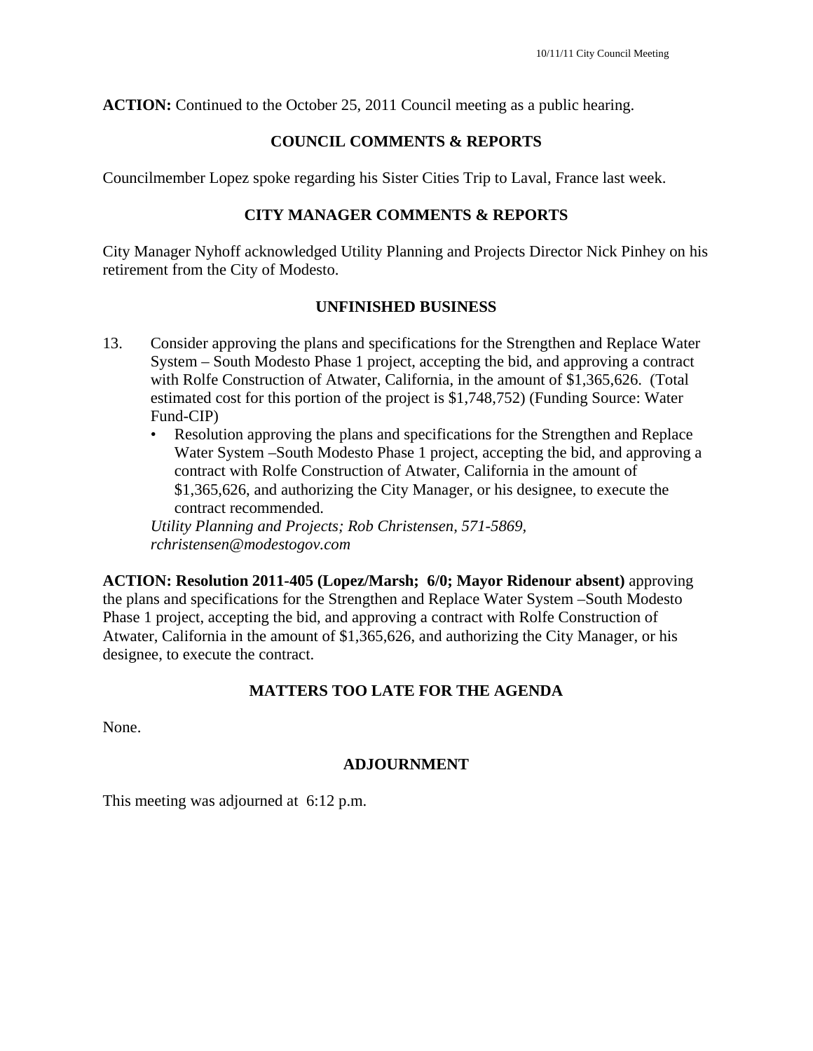**ACTION:** Continued to the October 25, 2011 Council meeting as a public hearing.

## COUNCIL COMMENTS & REPORTS

Councilmember Lopez spoke regarding his Sister Cities Trip to Laval, France last week.

## CITY MANAGER COMMENTS & REPORTS

City Manager Nyhoff acknowledged Utility Planning and Projects Director Nick Pinhey on his retirement from the City of Modesto.

## UNFINISHED BUSINESS

13. Consider approving the plans and specifications for the Strengthen and Replace Water System – South Modesto Phase 1 project, accepting the bid, and approving a contract with Rolfe Construction of Atwater, California, in the amount of $1,365,626. (Total estimated cost for this portion of the project is $1,748,752) (Funding Source: Water Fund-CIP)
    - Resolution approving the plans and specifications for the Strengthen and Replace Water System –South Modesto Phase 1 project, accepting the bid, and approving a contract with Rolfe Construction of Atwater, California in the amount of $1,365,626, and authorizing the City Manager, or his designee, to execute the contract recommended.

    *Utility Planning and Projects; Rob Christensen, 571-5869, rchristensen@modestogov.com*

**ACTION: Resolution 2011-405 (Lopez/Marsh; 6/0; Mayor Ridenour absent)** approving the plans and specifications for the Strengthen and Replace Water System –South Modesto Phase 1 project, accepting the bid, and approving a contract with Rolfe Construction of Atwater, California in the amount of $1,365,626, and authorizing the City Manager, or his designee, to execute the contract.

## MATTERS TOO LATE FOR THE AGENDA

None.

## ADJOURNMENT

This meeting was adjourned at 6:12 p.m.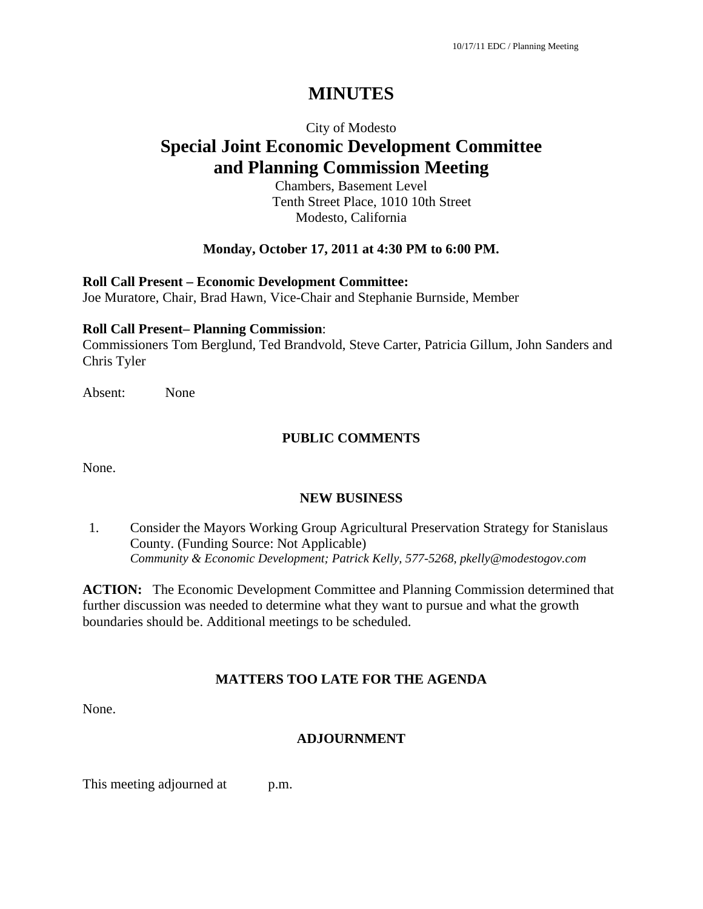# MINUTES

City of Modesto

## Special Joint Economic Development Committee and Planning Commission Meeting

Chambers, Basement Level
Tenth Street Place, 1010 10th Street
Modesto, California

**Monday, October 17, 2011 at 4:30 PM to 6:00 PM.**

**Roll Call Present – Economic Development Committee:**
Joe Muratore, Chair, Brad Hawn, Vice-Chair and Stephanie Burnside, Member

**Roll Call Present– Planning Commission**:
Commissioners Tom Berglund, Ted Brandvold, Steve Carter, Patricia Gillum, John Sanders and Chris Tyler

Absent: None

### PUBLIC COMMENTS

None.

### NEW BUSINESS

1. Consider the Mayors Working Group Agricultural Preservation Strategy for Stanislaus County. (Funding Source: Not Applicable)
   *Community & Economic Development; Patrick Kelly, 577-5268, pkelly@modestogov.com*

**ACTION:** The Economic Development Committee and Planning Commission determined that further discussion was needed to determine what they want to pursue and what the growth boundaries should be. Additional meetings to be scheduled.

### MATTERS TOO LATE FOR THE AGENDA

None.

### ADJOURNMENT

This meeting adjourned at p.m.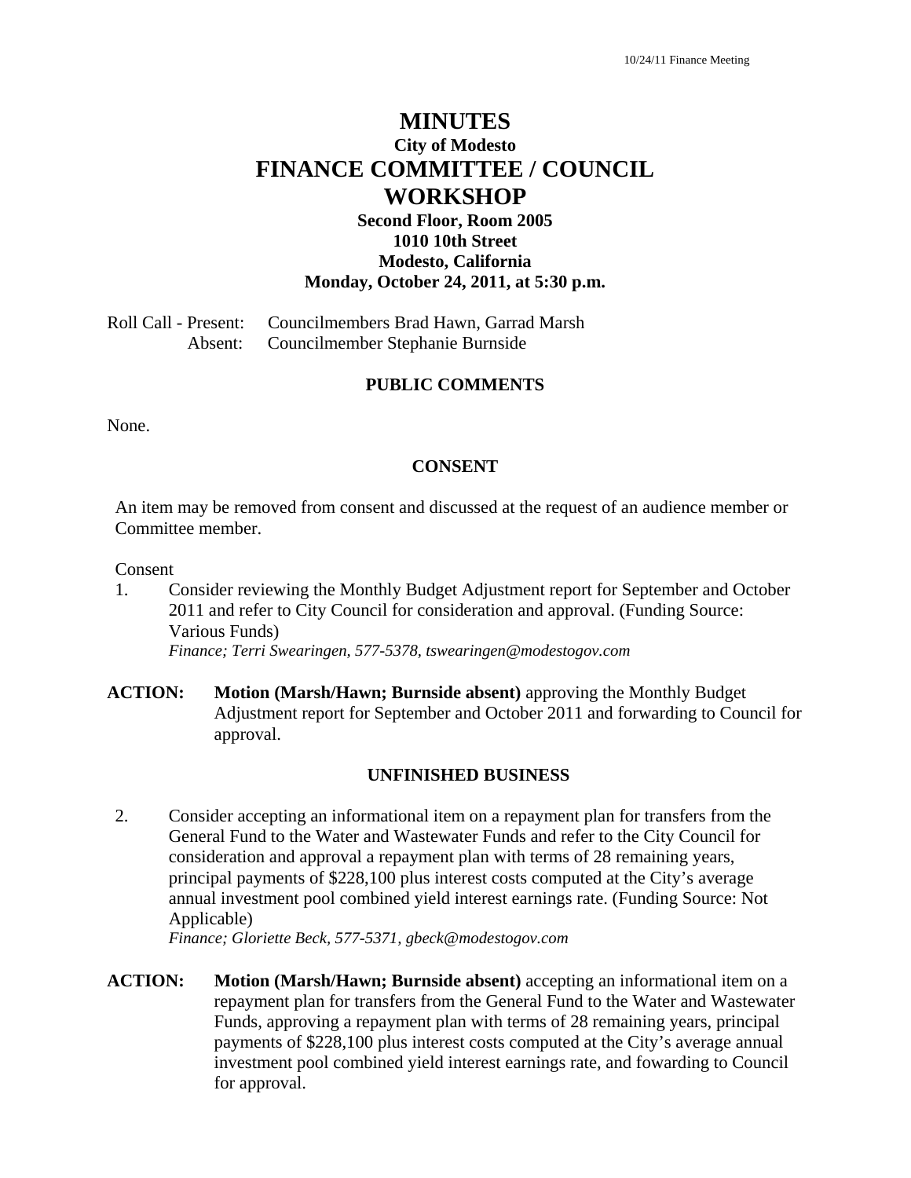# MINUTES

### City of Modesto

## FINANCE COMMITTEE / COUNCIL WORKSHOP

### Second Floor, Room 2005
### 1010 10th Street
### Modesto, California
### Monday, October 24, 2011, at 5:30 p.m.

Roll Call - Present: Councilmembers Brad Hawn, Garrad Marsh
Absent: Councilmember Stephanie Burnside

### PUBLIC COMMENTS

None.

### CONSENT

An item may be removed from consent and discussed at the request of an audience member or Committee member.

Consent

1. Consider reviewing the Monthly Budget Adjustment report for September and October 2011 and refer to City Council for consideration and approval. (Funding Source: Various Funds)
   *Finance; Terri Swearingen, 577-5378, tswearingen@modestogov.com*

**ACTION:** **Motion (Marsh/Hawn; Burnside absent)** approving the Monthly Budget Adjustment report for September and October 2011 and forwarding to Council for approval.

### UNFINISHED BUSINESS

2. Consider accepting an informational item on a repayment plan for transfers from the General Fund to the Water and Wastewater Funds and refer to the City Council for consideration and approval a repayment plan with terms of 28 remaining years, principal payments of $228,100 plus interest costs computed at the City's average annual investment pool combined yield interest earnings rate. (Funding Source: Not Applicable)
   *Finance; Gloriette Beck, 577-5371, gbeck@modestogov.com*

**ACTION:** **Motion (Marsh/Hawn; Burnside absent)** accepting an informational item on a repayment plan for transfers from the General Fund to the Water and Wastewater Funds, approving a repayment plan with terms of 28 remaining years, principal payments of $228,100 plus interest costs computed at the City's average annual investment pool combined yield interest earnings rate, and fowarding to Council for approval.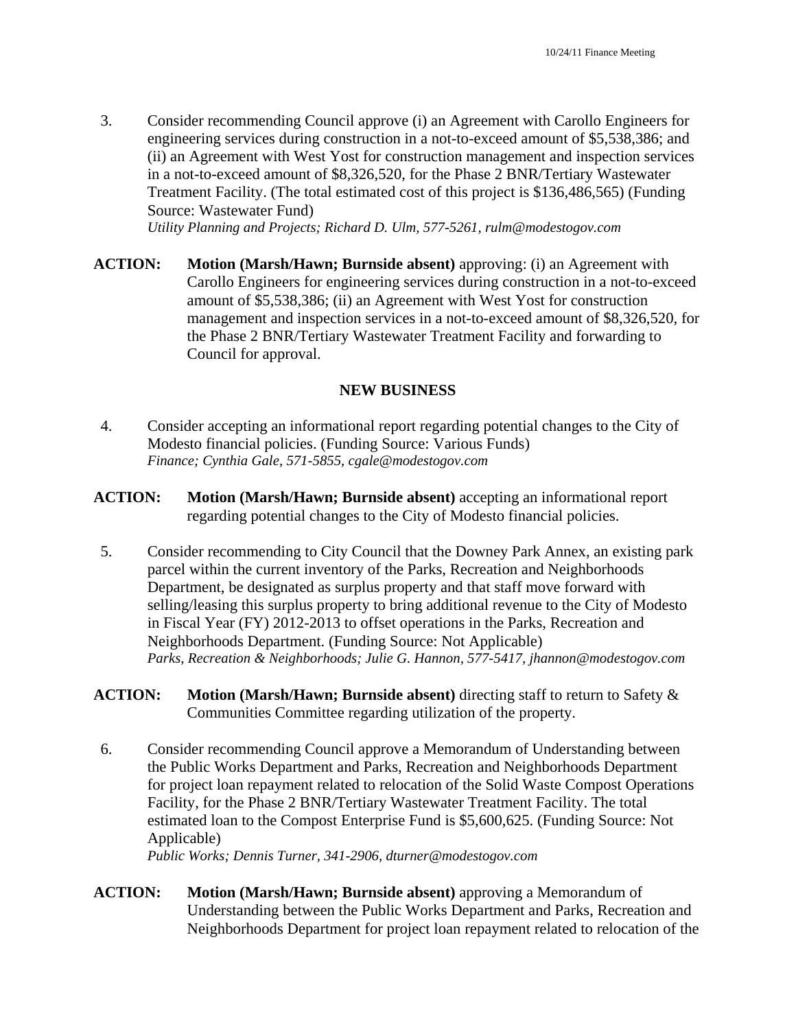3. Consider recommending Council approve (i) an Agreement with Carollo Engineers for engineering services during construction in a not-to-exceed amount of $5,538,386; and (ii) an Agreement with West Yost for construction management and inspection services in a not-to-exceed amount of $8,326,520, for the Phase 2 BNR/Tertiary Wastewater Treatment Facility. (The total estimated cost of this project is $136,486,565) (Funding Source: Wastewater Fund)
*Utility Planning and Projects; Richard D. Ulm, 577-5261, rulm@modestogov.com*

**ACTION:** **Motion (Marsh/Hawn; Burnside absent)** approving: (i) an Agreement with Carollo Engineers for engineering services during construction in a not-to-exceed amount of $5,538,386; (ii) an Agreement with West Yost for construction management and inspection services in a not-to-exceed amount of $8,326,520, for the Phase 2 BNR/Tertiary Wastewater Treatment Facility and forwarding to Council for approval.

## NEW BUSINESS

4. Consider accepting an informational report regarding potential changes to the City of Modesto financial policies. (Funding Source: Various Funds)
*Finance; Cynthia Gale, 571-5855, cgale@modestogov.com*

**ACTION:** **Motion (Marsh/Hawn; Burnside absent)** accepting an informational report regarding potential changes to the City of Modesto financial policies.

5. Consider recommending to City Council that the Downey Park Annex, an existing park parcel within the current inventory of the Parks, Recreation and Neighborhoods Department, be designated as surplus property and that staff move forward with selling/leasing this surplus property to bring additional revenue to the City of Modesto in Fiscal Year (FY) 2012-2013 to offset operations in the Parks, Recreation and Neighborhoods Department. (Funding Source: Not Applicable)
*Parks, Recreation & Neighborhoods; Julie G. Hannon, 577-5417, jhannon@modestogov.com*

**ACTION:** **Motion (Marsh/Hawn; Burnside absent)** directing staff to return to Safety & Communities Committee regarding utilization of the property.

6. Consider recommending Council approve a Memorandum of Understanding between the Public Works Department and Parks, Recreation and Neighborhoods Department for project loan repayment related to relocation of the Solid Waste Compost Operations Facility, for the Phase 2 BNR/Tertiary Wastewater Treatment Facility. The total estimated loan to the Compost Enterprise Fund is $5,600,625. (Funding Source: Not Applicable)
*Public Works; Dennis Turner, 341-2906, dturner@modestogov.com*

**ACTION:** **Motion (Marsh/Hawn; Burnside absent)** approving a Memorandum of Understanding between the Public Works Department and Parks, Recreation and Neighborhoods Department for project loan repayment related to relocation of the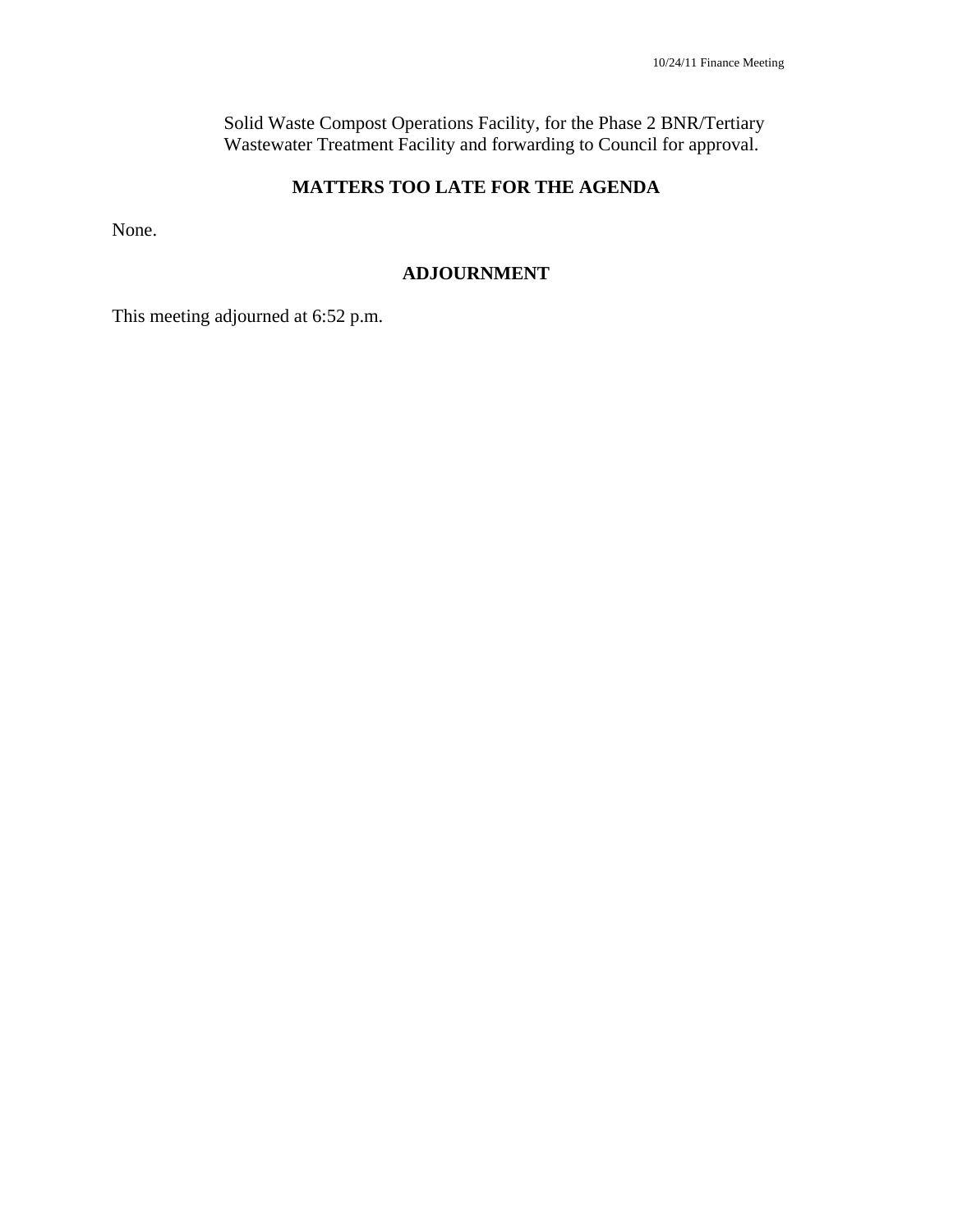Solid Waste Compost Operations Facility, for the Phase 2 BNR/Tertiary Wastewater Treatment Facility and forwarding to Council for approval.

## MATTERS TOO LATE FOR THE AGENDA

None.

## ADJOURNMENT

This meeting adjourned at 6:52 p.m.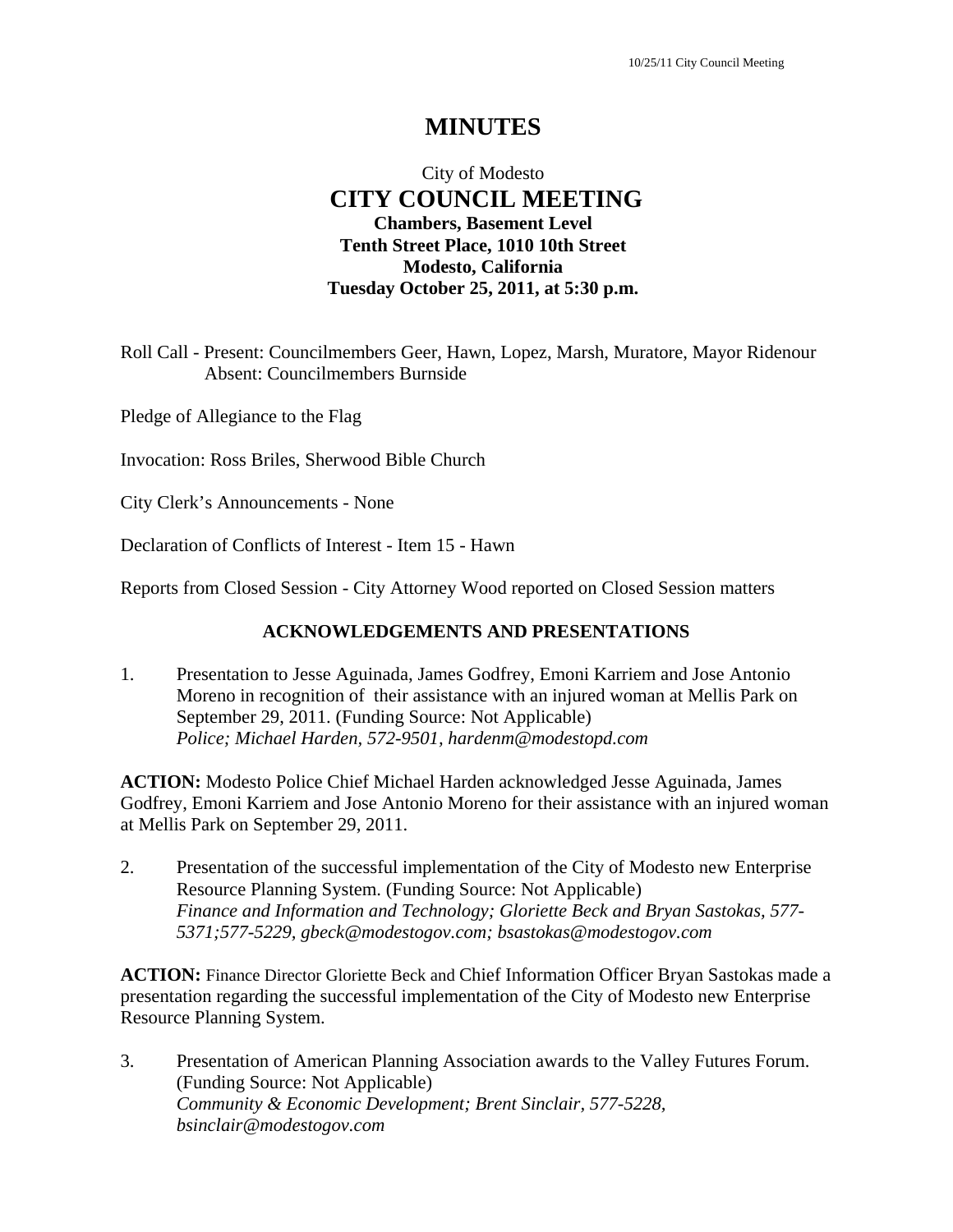# MINUTES

City of Modesto
**CITY COUNCIL MEETING**
**Chambers, Basement Level**
**Tenth Street Place, 1010 10th Street**
**Modesto, California**
**Tuesday October 25, 2011, at 5:30 p.m.**

Roll Call - Present: Councilmembers Geer, Hawn, Lopez, Marsh, Muratore, Mayor Ridenour
Absent: Councilmembers Burnside

Pledge of Allegiance to the Flag

Invocation: Ross Briles, Sherwood Bible Church

City Clerk's Announcements - None

Declaration of Conflicts of Interest - Item 15 - Hawn

Reports from Closed Session - City Attorney Wood reported on Closed Session matters

### ACKNOWLEDGEMENTS AND PRESENTATIONS

1. Presentation to Jesse Aguinada, James Godfrey, Emoni Karriem and Jose Antonio Moreno in recognition of their assistance with an injured woman at Mellis Park on September 29, 2011. (Funding Source: Not Applicable)
   *Police; Michael Harden, 572-9501, hardenm@modestopd.com*

**ACTION:** Modesto Police Chief Michael Harden acknowledged Jesse Aguinada, James Godfrey, Emoni Karriem and Jose Antonio Moreno for their assistance with an injured woman at Mellis Park on September 29, 2011.

2. Presentation of the successful implementation of the City of Modesto new Enterprise Resource Planning System. (Funding Source: Not Applicable)
   *Finance and Information and Technology; Gloriette Beck and Bryan Sastokas, 577-5371;577-5229, gbeck@modestogov.com; bsastokas@modestogov.com*

**ACTION:** Finance Director Gloriette Beck and Chief Information Officer Bryan Sastokas made a presentation regarding the successful implementation of the City of Modesto new Enterprise Resource Planning System.

3. Presentation of American Planning Association awards to the Valley Futures Forum. (Funding Source: Not Applicable)
   *Community & Economic Development; Brent Sinclair, 577-5228, bsinclair@modestogov.com*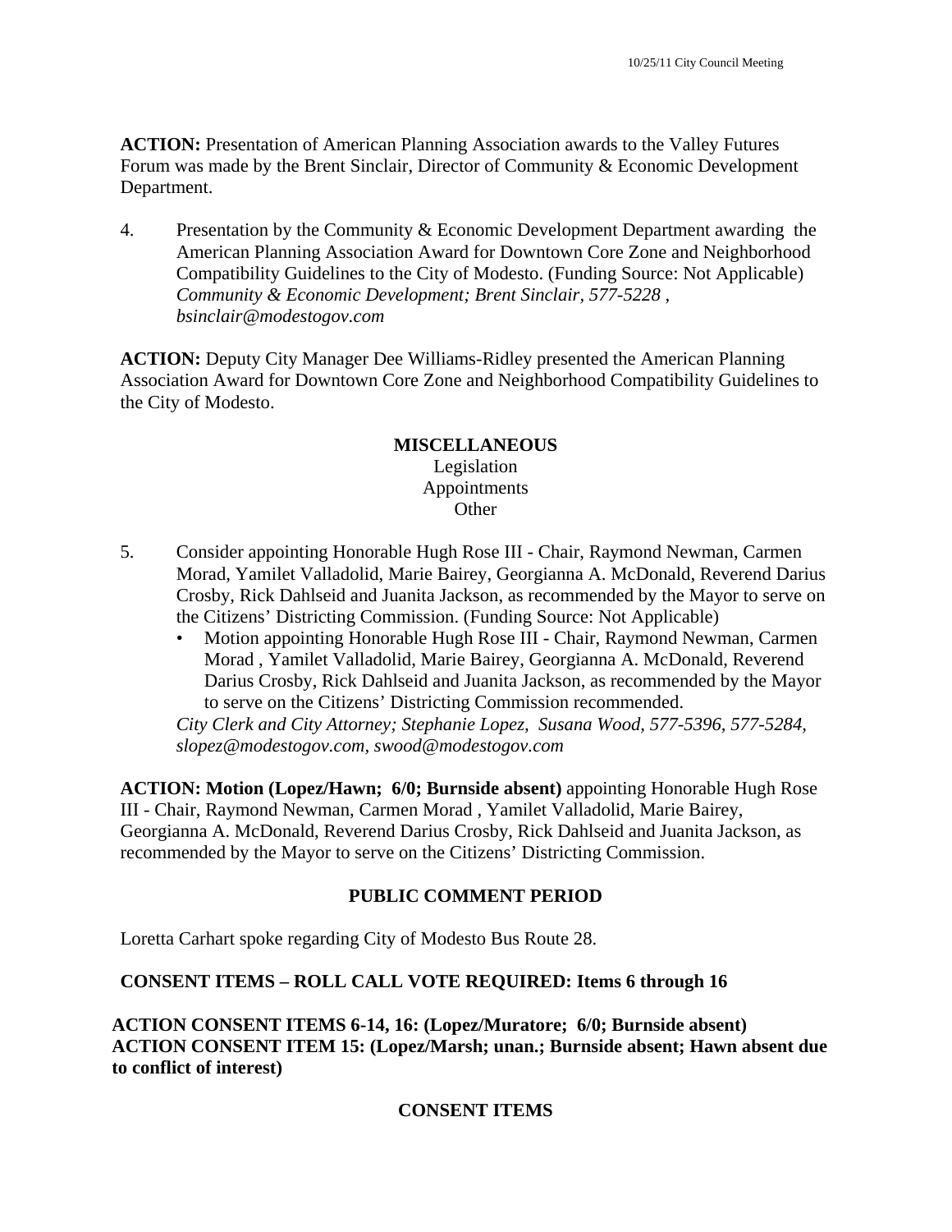**ACTION:** Presentation of American Planning Association awards to the Valley Futures Forum was made by the Brent Sinclair, Director of Community & Economic Development Department.

4. Presentation by the Community & Economic Development Department awarding the American Planning Association Award for Downtown Core Zone and Neighborhood Compatibility Guidelines to the City of Modesto. (Funding Source: Not Applicable) *Community & Economic Development; Brent Sinclair, 577-5228 , bsinclair@modestogov.com*

**ACTION:** Deputy City Manager Dee Williams-Ridley presented the American Planning Association Award for Downtown Core Zone and Neighborhood Compatibility Guidelines to the City of Modesto.

**MISCELLANEOUS**

Legislation
Appointments
Other

5. Consider appointing Honorable Hugh Rose III - Chair, Raymond Newman, Carmen Morad, Yamilet Valladolid, Marie Bairey, Georgianna A. McDonald, Reverend Darius Crosby, Rick Dahlseid and Juanita Jackson, as recommended by the Mayor to serve on the Citizens' Districting Commission. (Funding Source: Not Applicable)
   - Motion appointing Honorable Hugh Rose III - Chair, Raymond Newman, Carmen Morad , Yamilet Valladolid, Marie Bairey, Georgianna A. McDonald, Reverend Darius Crosby, Rick Dahlseid and Juanita Jackson, as recommended by the Mayor to serve on the Citizens' Districting Commission recommended.

   *City Clerk and City Attorney; Stephanie Lopez, Susana Wood, 577-5396, 577-5284, slopez@modestogov.com, swood@modestogov.com*

**ACTION: Motion (Lopez/Hawn; 6/0; Burnside absent)** appointing Honorable Hugh Rose III - Chair, Raymond Newman, Carmen Morad , Yamilet Valladolid, Marie Bairey, Georgianna A. McDonald, Reverend Darius Crosby, Rick Dahlseid and Juanita Jackson, as recommended by the Mayor to serve on the Citizens' Districting Commission.

**PUBLIC COMMENT PERIOD**

Loretta Carhart spoke regarding City of Modesto Bus Route 28.

**CONSENT ITEMS – ROLL CALL VOTE REQUIRED: Items 6 through 16**

**ACTION CONSENT ITEMS 6-14, 16: (Lopez/Muratore; 6/0; Burnside absent)**
**ACTION CONSENT ITEM 15: (Lopez/Marsh; unan.; Burnside absent; Hawn absent due to conflict of interest)**

**CONSENT ITEMS**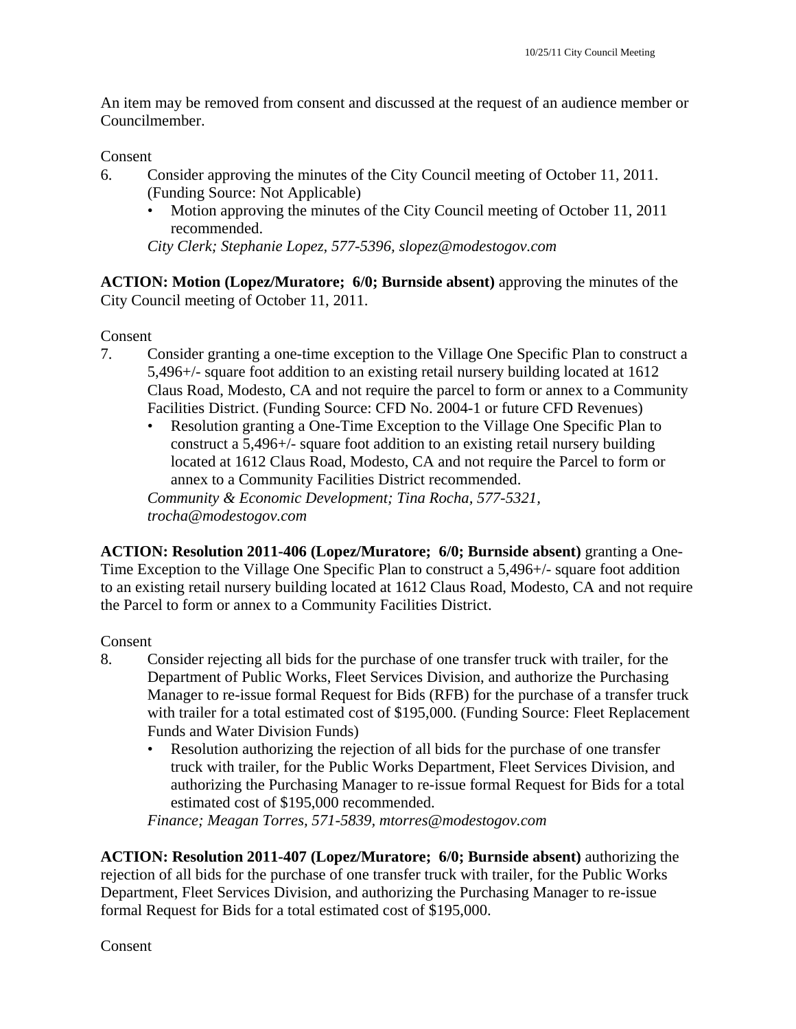An item may be removed from consent and discussed at the request of an audience member or Councilmember.

Consent

6. Consider approving the minutes of the City Council meeting of October 11, 2011. (Funding Source: Not Applicable)
   - Motion approving the minutes of the City Council meeting of October 11, 2011 recommended.

   *City Clerk; Stephanie Lopez, 577-5396, slopez@modestogov.com*

**ACTION: Motion (Lopez/Muratore; 6/0; Burnside absent)** approving the minutes of the City Council meeting of October 11, 2011.

Consent

7. Consider granting a one-time exception to the Village One Specific Plan to construct a 5,496+/- square foot addition to an existing retail nursery building located at 1612 Claus Road, Modesto, CA and not require the parcel to form or annex to a Community Facilities District. (Funding Source: CFD No. 2004-1 or future CFD Revenues)
   - Resolution granting a One-Time Exception to the Village One Specific Plan to construct a 5,496+/- square foot addition to an existing retail nursery building located at 1612 Claus Road, Modesto, CA and not require the Parcel to form or annex to a Community Facilities District recommended.

   *Community & Economic Development; Tina Rocha, 577-5321, trocha@modestogov.com*

**ACTION: Resolution 2011-406 (Lopez/Muratore; 6/0; Burnside absent)** granting a One-Time Exception to the Village One Specific Plan to construct a 5,496+/- square foot addition to an existing retail nursery building located at 1612 Claus Road, Modesto, CA and not require the Parcel to form or annex to a Community Facilities District.

Consent

8. Consider rejecting all bids for the purchase of one transfer truck with trailer, for the Department of Public Works, Fleet Services Division, and authorize the Purchasing Manager to re-issue formal Request for Bids (RFB) for the purchase of a transfer truck with trailer for a total estimated cost of $195,000. (Funding Source: Fleet Replacement Funds and Water Division Funds)
   - Resolution authorizing the rejection of all bids for the purchase of one transfer truck with trailer, for the Public Works Department, Fleet Services Division, and authorizing the Purchasing Manager to re-issue formal Request for Bids for a total estimated cost of $195,000 recommended.

   *Finance; Meagan Torres, 571-5839, mtorres@modestogov.com*

**ACTION: Resolution 2011-407 (Lopez/Muratore; 6/0; Burnside absent)** authorizing the rejection of all bids for the purchase of one transfer truck with trailer, for the Public Works Department, Fleet Services Division, and authorizing the Purchasing Manager to re-issue formal Request for Bids for a total estimated cost of $195,000.

Consent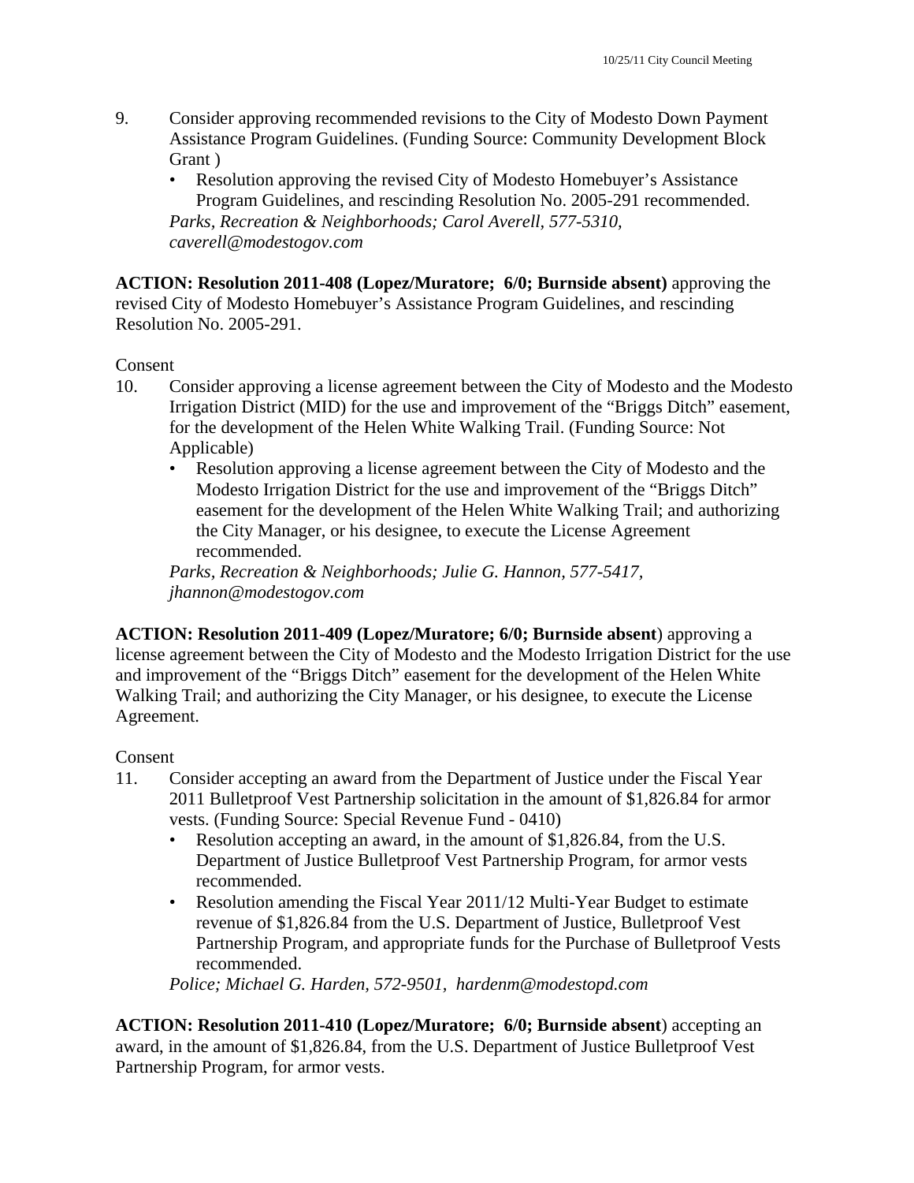9. Consider approving recommended revisions to the City of Modesto Down Payment Assistance Program Guidelines. (Funding Source: Community Development Block Grant )
   - Resolution approving the revised City of Modesto Homebuyer's Assistance Program Guidelines, and rescinding Resolution No. 2005-291 recommended.

   *Parks, Recreation & Neighborhoods; Carol Averell, 577-5310, caverell@modestogov.com*

**ACTION: Resolution 2011-408 (Lopez/Muratore; 6/0; Burnside absent)** approving the revised City of Modesto Homebuyer's Assistance Program Guidelines, and rescinding Resolution No. 2005-291.

Consent

10. Consider approving a license agreement between the City of Modesto and the Modesto Irrigation District (MID) for the use and improvement of the "Briggs Ditch" easement, for the development of the Helen White Walking Trail. (Funding Source: Not Applicable)
    - Resolution approving a license agreement between the City of Modesto and the Modesto Irrigation District for the use and improvement of the "Briggs Ditch" easement for the development of the Helen White Walking Trail; and authorizing the City Manager, or his designee, to execute the License Agreement recommended.

    *Parks, Recreation & Neighborhoods; Julie G. Hannon, 577-5417, jhannon@modestogov.com*

**ACTION: Resolution 2011-409 (Lopez/Muratore; 6/0; Burnside absent**) approving a license agreement between the City of Modesto and the Modesto Irrigation District for the use and improvement of the "Briggs Ditch" easement for the development of the Helen White Walking Trail; and authorizing the City Manager, or his designee, to execute the License Agreement.

Consent

11. Consider accepting an award from the Department of Justice under the Fiscal Year 2011 Bulletproof Vest Partnership solicitation in the amount of $1,826.84 for armor vests. (Funding Source: Special Revenue Fund - 0410)
    - Resolution accepting an award, in the amount of $1,826.84, from the U.S. Department of Justice Bulletproof Vest Partnership Program, for armor vests recommended.
    - Resolution amending the Fiscal Year 2011/12 Multi-Year Budget to estimate revenue of $1,826.84 from the U.S. Department of Justice, Bulletproof Vest Partnership Program, and appropriate funds for the Purchase of Bulletproof Vests recommended.

    *Police; Michael G. Harden, 572-9501, hardenm@modestopd.com*

**ACTION: Resolution 2011-410 (Lopez/Muratore; 6/0; Burnside absent**) accepting an award, in the amount of $1,826.84, from the U.S. Department of Justice Bulletproof Vest Partnership Program, for armor vests.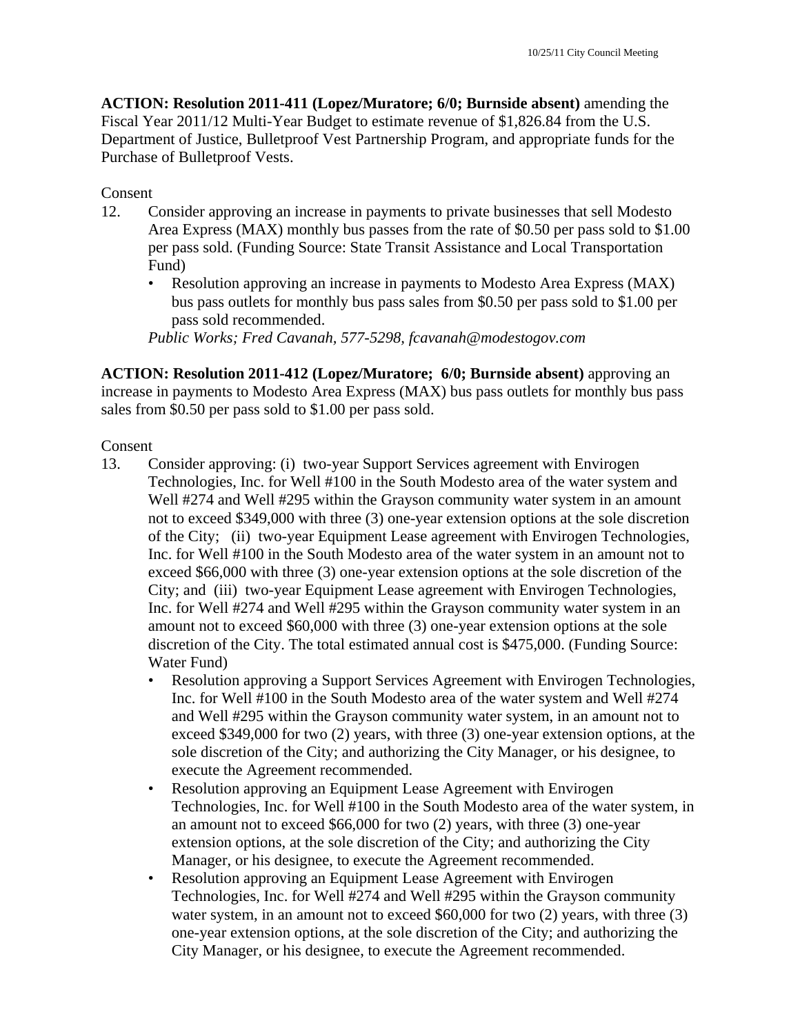**ACTION: Resolution 2011-411 (Lopez/Muratore; 6/0; Burnside absent)** amending the Fiscal Year 2011/12 Multi-Year Budget to estimate revenue of $1,826.84 from the U.S. Department of Justice, Bulletproof Vest Partnership Program, and appropriate funds for the Purchase of Bulletproof Vests.

Consent

12. Consider approving an increase in payments to private businesses that sell Modesto Area Express (MAX) monthly bus passes from the rate of $0.50 per pass sold to $1.00 per pass sold. (Funding Source: State Transit Assistance and Local Transportation Fund)
    - Resolution approving an increase in payments to Modesto Area Express (MAX) bus pass outlets for monthly bus pass sales from $0.50 per pass sold to $1.00 per pass sold recommended.

    *Public Works; Fred Cavanah, 577-5298, fcavanah@modestogov.com*

**ACTION: Resolution 2011-412 (Lopez/Muratore; 6/0; Burnside absent)** approving an increase in payments to Modesto Area Express (MAX) bus pass outlets for monthly bus pass sales from $0.50 per pass sold to $1.00 per pass sold.

Consent

13. Consider approving: (i) two-year Support Services agreement with Envirogen Technologies, Inc. for Well #100 in the South Modesto area of the water system and Well #274 and Well #295 within the Grayson community water system in an amount not to exceed $349,000 with three (3) one-year extension options at the sole discretion of the City; (ii) two-year Equipment Lease agreement with Envirogen Technologies, Inc. for Well #100 in the South Modesto area of the water system in an amount not to exceed $66,000 with three (3) one-year extension options at the sole discretion of the City; and (iii) two-year Equipment Lease agreement with Envirogen Technologies, Inc. for Well #274 and Well #295 within the Grayson community water system in an amount not to exceed $60,000 with three (3) one-year extension options at the sole discretion of the City. The total estimated annual cost is $475,000. (Funding Source: Water Fund)
    - Resolution approving a Support Services Agreement with Envirogen Technologies, Inc. for Well #100 in the South Modesto area of the water system and Well #274 and Well #295 within the Grayson community water system, in an amount not to exceed $349,000 for two (2) years, with three (3) one-year extension options, at the sole discretion of the City; and authorizing the City Manager, or his designee, to execute the Agreement recommended.
    - Resolution approving an Equipment Lease Agreement with Envirogen Technologies, Inc. for Well #100 in the South Modesto area of the water system, in an amount not to exceed $66,000 for two (2) years, with three (3) one-year extension options, at the sole discretion of the City; and authorizing the City Manager, or his designee, to execute the Agreement recommended.
    - Resolution approving an Equipment Lease Agreement with Envirogen Technologies, Inc. for Well #274 and Well #295 within the Grayson community water system, in an amount not to exceed $60,000 for two (2) years, with three (3) one-year extension options, at the sole discretion of the City; and authorizing the City Manager, or his designee, to execute the Agreement recommended.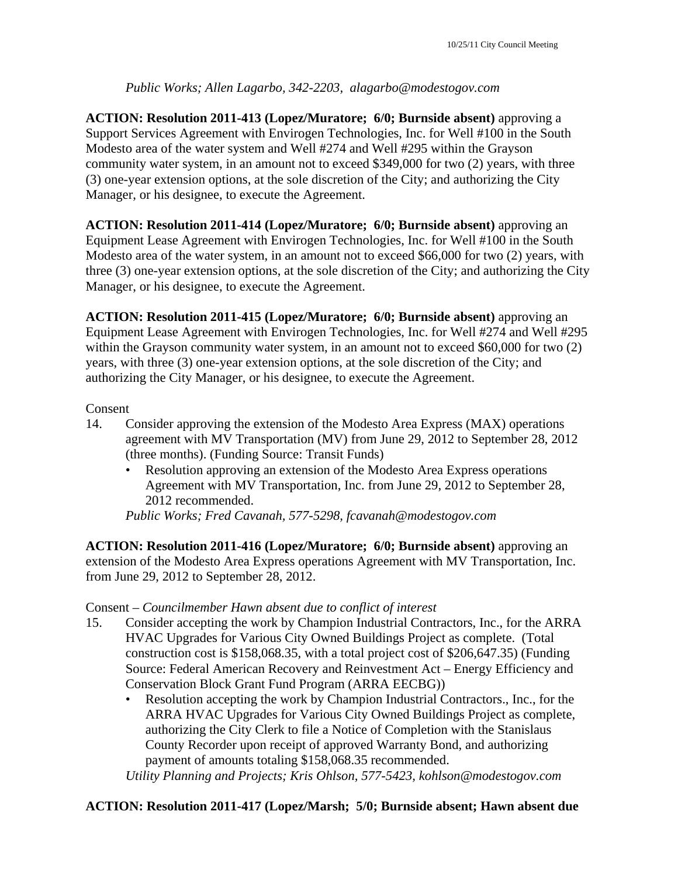*Public Works; Allen Lagarbo, 342-2203, alagarbo@modestogov.com*

**ACTION: Resolution 2011-413 (Lopez/Muratore; 6/0; Burnside absent)** approving a Support Services Agreement with Envirogen Technologies, Inc. for Well #100 in the South Modesto area of the water system and Well #274 and Well #295 within the Grayson community water system, in an amount not to exceed $349,000 for two (2) years, with three (3) one-year extension options, at the sole discretion of the City; and authorizing the City Manager, or his designee, to execute the Agreement.

**ACTION: Resolution 2011-414 (Lopez/Muratore; 6/0; Burnside absent)** approving an Equipment Lease Agreement with Envirogen Technologies, Inc. for Well #100 in the South Modesto area of the water system, in an amount not to exceed $66,000 for two (2) years, with three (3) one-year extension options, at the sole discretion of the City; and authorizing the City Manager, or his designee, to execute the Agreement.

**ACTION: Resolution 2011-415 (Lopez/Muratore; 6/0; Burnside absent)** approving an Equipment Lease Agreement with Envirogen Technologies, Inc. for Well #274 and Well #295 within the Grayson community water system, in an amount not to exceed $60,000 for two (2) years, with three (3) one-year extension options, at the sole discretion of the City; and authorizing the City Manager, or his designee, to execute the Agreement.

Consent

14. Consider approving the extension of the Modesto Area Express (MAX) operations agreement with MV Transportation (MV) from June 29, 2012 to September 28, 2012 (three months). (Funding Source: Transit Funds)
    - Resolution approving an extension of the Modesto Area Express operations Agreement with MV Transportation, Inc. from June 29, 2012 to September 28, 2012 recommended.

    *Public Works; Fred Cavanah, 577-5298, fcavanah@modestogov.com*

**ACTION: Resolution 2011-416 (Lopez/Muratore; 6/0; Burnside absent)** approving an extension of the Modesto Area Express operations Agreement with MV Transportation, Inc. from June 29, 2012 to September 28, 2012.

Consent – *Councilmember Hawn absent due to conflict of interest*

15. Consider accepting the work by Champion Industrial Contractors, Inc., for the ARRA HVAC Upgrades for Various City Owned Buildings Project as complete. (Total construction cost is $158,068.35, with a total project cost of $206,647.35) (Funding Source: Federal American Recovery and Reinvestment Act – Energy Efficiency and Conservation Block Grant Fund Program (ARRA EECBG))
    - Resolution accepting the work by Champion Industrial Contractors., Inc., for the ARRA HVAC Upgrades for Various City Owned Buildings Project as complete, authorizing the City Clerk to file a Notice of Completion with the Stanislaus County Recorder upon receipt of approved Warranty Bond, and authorizing payment of amounts totaling $158,068.35 recommended.

    *Utility Planning and Projects; Kris Ohlson, 577-5423, kohlson@modestogov.com*

**ACTION: Resolution 2011-417 (Lopez/Marsh; 5/0; Burnside absent; Hawn absent due**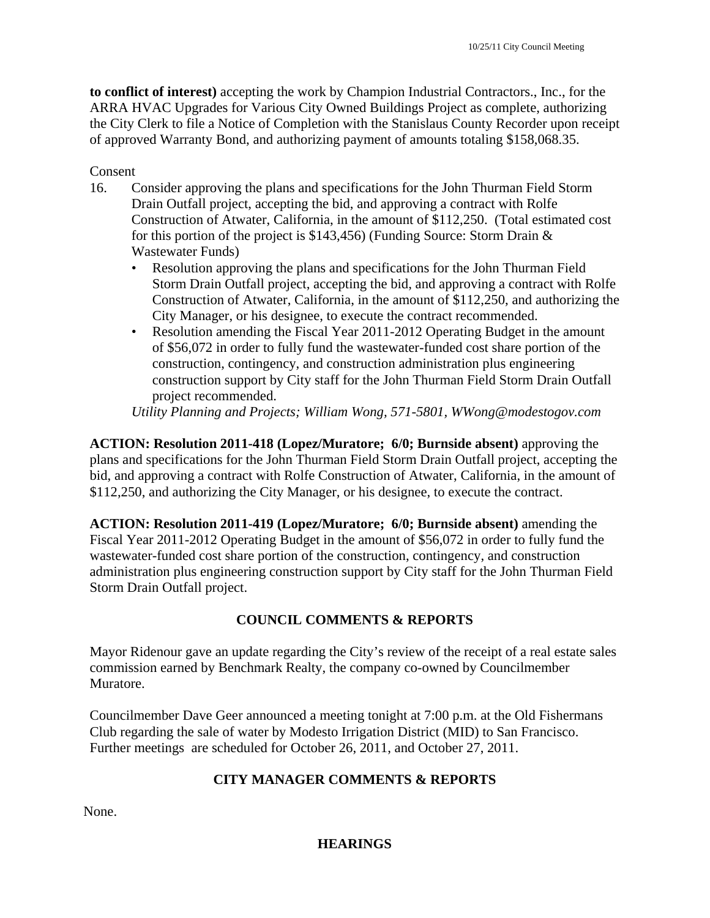**to conflict of interest)** accepting the work by Champion Industrial Contractors., Inc., for the ARRA HVAC Upgrades for Various City Owned Buildings Project as complete, authorizing the City Clerk to file a Notice of Completion with the Stanislaus County Recorder upon receipt of approved Warranty Bond, and authorizing payment of amounts totaling $158,068.35.

Consent

16. Consider approving the plans and specifications for the John Thurman Field Storm Drain Outfall project, accepting the bid, and approving a contract with Rolfe Construction of Atwater, California, in the amount of $112,250. (Total estimated cost for this portion of the project is $143,456) (Funding Source: Storm Drain & Wastewater Funds)
    - Resolution approving the plans and specifications for the John Thurman Field Storm Drain Outfall project, accepting the bid, and approving a contract with Rolfe Construction of Atwater, California, in the amount of $112,250, and authorizing the City Manager, or his designee, to execute the contract recommended.
    - Resolution amending the Fiscal Year 2011-2012 Operating Budget in the amount of $56,072 in order to fully fund the wastewater-funded cost share portion of the construction, contingency, and construction administration plus engineering construction support by City staff for the John Thurman Field Storm Drain Outfall project recommended.

    *Utility Planning and Projects; William Wong, 571-5801, WWong@modestogov.com*

**ACTION: Resolution 2011-418 (Lopez/Muratore; 6/0; Burnside absent)** approving the plans and specifications for the John Thurman Field Storm Drain Outfall project, accepting the bid, and approving a contract with Rolfe Construction of Atwater, California, in the amount of $112,250, and authorizing the City Manager, or his designee, to execute the contract.

**ACTION: Resolution 2011-419 (Lopez/Muratore; 6/0; Burnside absent)** amending the Fiscal Year 2011-2012 Operating Budget in the amount of $56,072 in order to fully fund the wastewater-funded cost share portion of the construction, contingency, and construction administration plus engineering construction support by City staff for the John Thurman Field Storm Drain Outfall project.

## COUNCIL COMMENTS & REPORTS

Mayor Ridenour gave an update regarding the City's review of the receipt of a real estate sales commission earned by Benchmark Realty, the company co-owned by Councilmember Muratore.

Councilmember Dave Geer announced a meeting tonight at 7:00 p.m. at the Old Fishermans Club regarding the sale of water by Modesto Irrigation District (MID) to San Francisco. Further meetings are scheduled for October 26, 2011, and October 27, 2011.

## CITY MANAGER COMMENTS & REPORTS

None.

## HEARINGS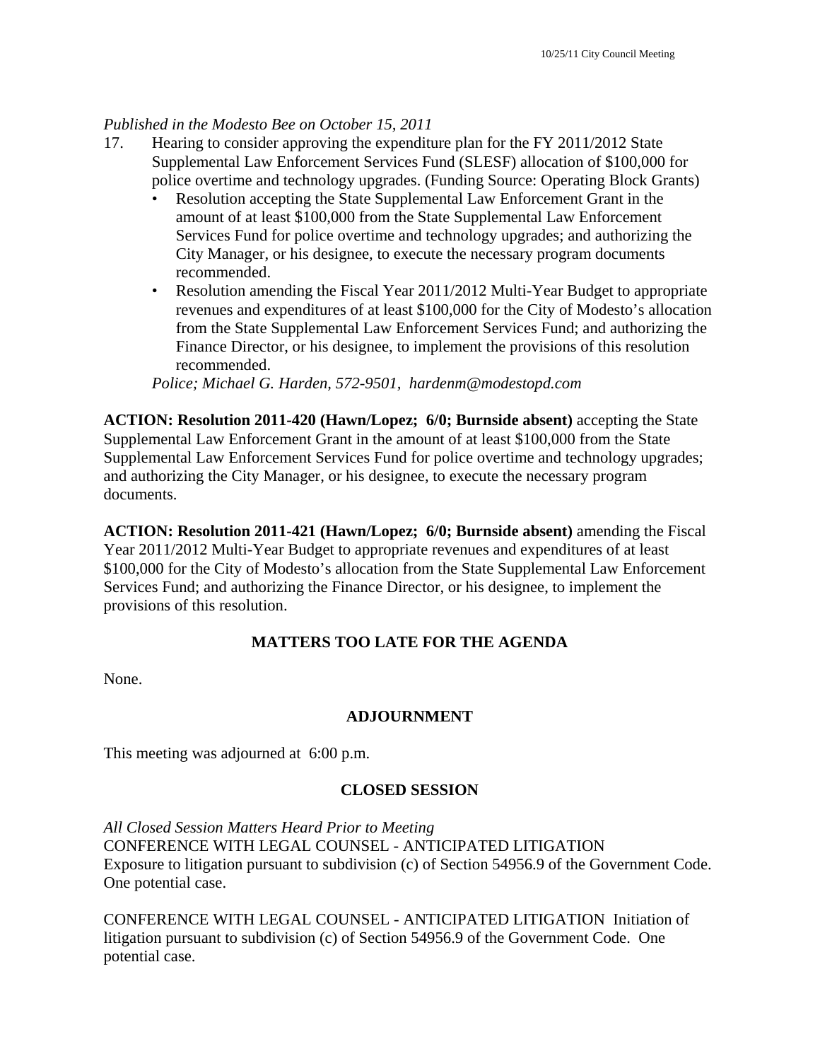*Published in the Modesto Bee on October 15, 2011*

17. Hearing to consider approving the expenditure plan for the FY 2011/2012 State Supplemental Law Enforcement Services Fund (SLESF) allocation of $100,000 for police overtime and technology upgrades. (Funding Source: Operating Block Grants)
    - Resolution accepting the State Supplemental Law Enforcement Grant in the amount of at least $100,000 from the State Supplemental Law Enforcement Services Fund for police overtime and technology upgrades; and authorizing the City Manager, or his designee, to execute the necessary program documents recommended.
    - Resolution amending the Fiscal Year 2011/2012 Multi-Year Budget to appropriate revenues and expenditures of at least $100,000 for the City of Modesto's allocation from the State Supplemental Law Enforcement Services Fund; and authorizing the Finance Director, or his designee, to implement the provisions of this resolution recommended.

    *Police; Michael G. Harden, 572-9501, hardenm@modestopd.com*

**ACTION: Resolution 2011-420 (Hawn/Lopez; 6/0; Burnside absent)** accepting the State Supplemental Law Enforcement Grant in the amount of at least $100,000 from the State Supplemental Law Enforcement Services Fund for police overtime and technology upgrades; and authorizing the City Manager, or his designee, to execute the necessary program documents.

**ACTION: Resolution 2011-421 (Hawn/Lopez; 6/0; Burnside absent)** amending the Fiscal Year 2011/2012 Multi-Year Budget to appropriate revenues and expenditures of at least $100,000 for the City of Modesto's allocation from the State Supplemental Law Enforcement Services Fund; and authorizing the Finance Director, or his designee, to implement the provisions of this resolution.

## MATTERS TOO LATE FOR THE AGENDA

None.

## ADJOURNMENT

This meeting was adjourned at 6:00 p.m.

## CLOSED SESSION

*All Closed Session Matters Heard Prior to Meeting*

CONFERENCE WITH LEGAL COUNSEL - ANTICIPATED LITIGATION
Exposure to litigation pursuant to subdivision (c) of Section 54956.9 of the Government Code. One potential case.

CONFERENCE WITH LEGAL COUNSEL - ANTICIPATED LITIGATION Initiation of litigation pursuant to subdivision (c) of Section 54956.9 of the Government Code. One potential case.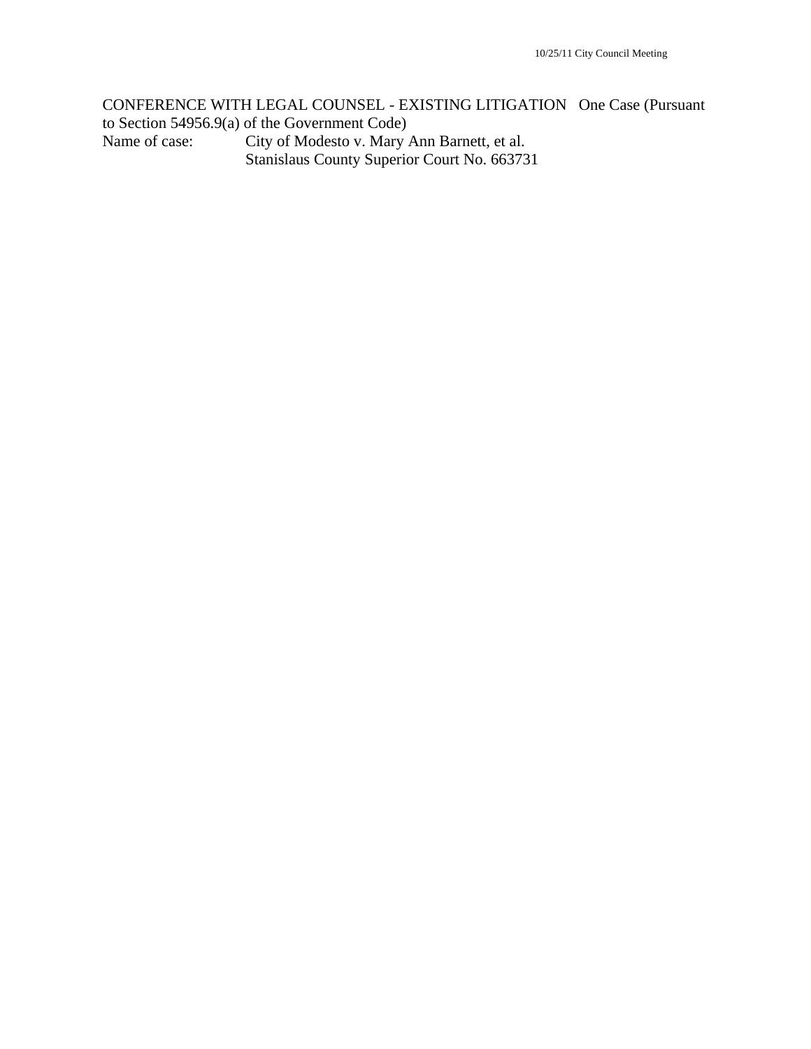CONFERENCE WITH LEGAL COUNSEL - EXISTING LITIGATION One Case (Pursuant to Section 54956.9(a) of the Government Code)

Name of case: City of Modesto v. Mary Ann Barnett, et al.
Stanislaus County Superior Court No. 663731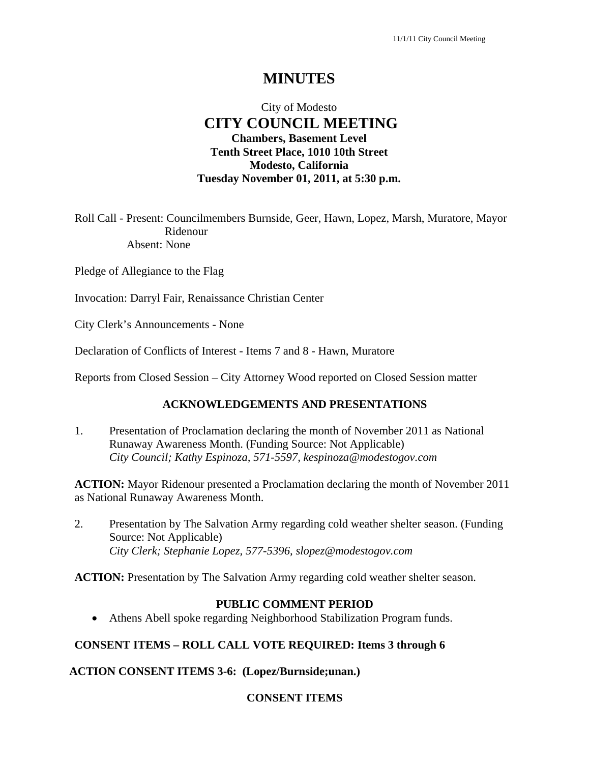# MINUTES

City of Modesto
**CITY COUNCIL MEETING**
**Chambers, Basement Level**
**Tenth Street Place, 1010 10th Street**
**Modesto, California**
**Tuesday November 01, 2011, at 5:30 p.m.**

Roll Call - Present: Councilmembers Burnside, Geer, Hawn, Lopez, Marsh, Muratore, Mayor Ridenour
Absent: None

Pledge of Allegiance to the Flag

Invocation: Darryl Fair, Renaissance Christian Center

City Clerk's Announcements - None

Declaration of Conflicts of Interest - Items 7 and 8 - Hawn, Muratore

Reports from Closed Session – City Attorney Wood reported on Closed Session matter

## ACKNOWLEDGEMENTS AND PRESENTATIONS

1. Presentation of Proclamation declaring the month of November 2011 as National Runaway Awareness Month. (Funding Source: Not Applicable)
*City Council; Kathy Espinoza, 571-5597, kespinoza@modestogov.com*

**ACTION:** Mayor Ridenour presented a Proclamation declaring the month of November 2011 as National Runaway Awareness Month.

2. Presentation by The Salvation Army regarding cold weather shelter season. (Funding Source: Not Applicable)
*City Clerk; Stephanie Lopez, 577-5396, slopez@modestogov.com*

**ACTION:** Presentation by The Salvation Army regarding cold weather shelter season.

## PUBLIC COMMENT PERIOD

- Athens Abell spoke regarding Neighborhood Stabilization Program funds.

**CONSENT ITEMS – ROLL CALL VOTE REQUIRED: Items 3 through 6**

**ACTION CONSENT ITEMS 3-6: (Lopez/Burnside;unan.)**

## CONSENT ITEMS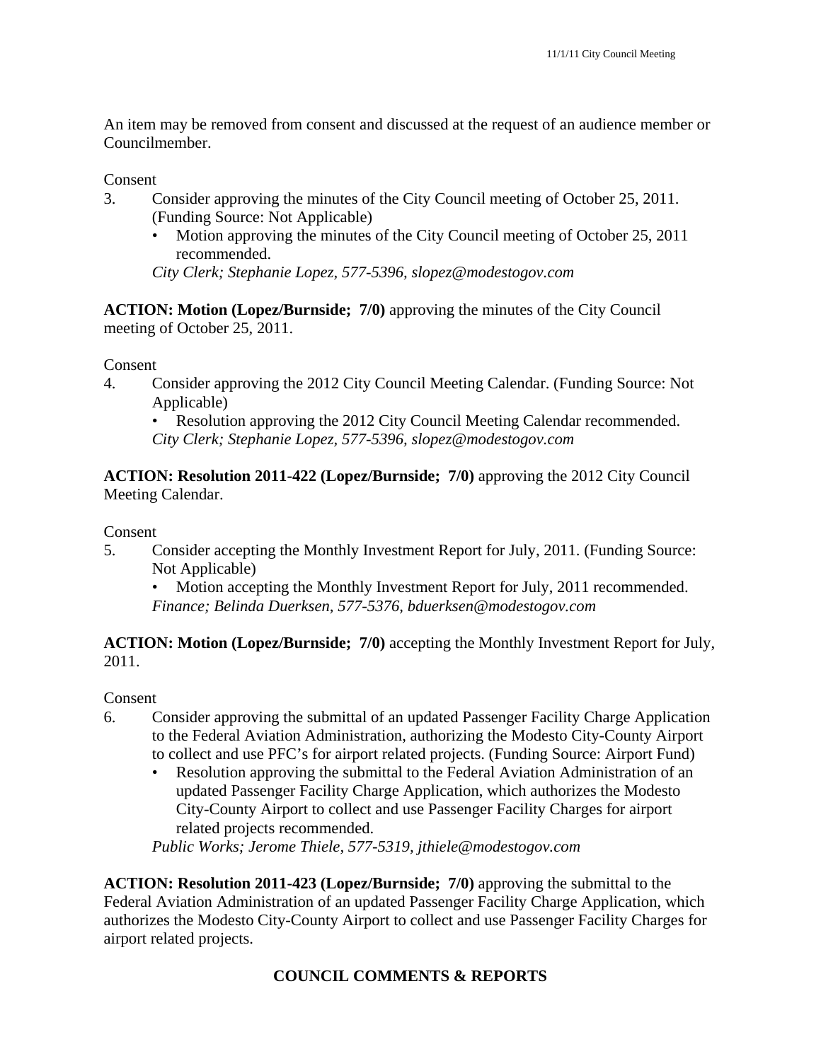An item may be removed from consent and discussed at the request of an audience member or Councilmember.

Consent

3. Consider approving the minutes of the City Council meeting of October 25, 2011. (Funding Source: Not Applicable)
   - Motion approving the minutes of the City Council meeting of October 25, 2011 recommended.

   *City Clerk; Stephanie Lopez, 577-5396, slopez@modestogov.com*

**ACTION: Motion (Lopez/Burnside; 7/0)** approving the minutes of the City Council meeting of October 25, 2011.

Consent

4. Consider approving the 2012 City Council Meeting Calendar. (Funding Source: Not Applicable)
   - Resolution approving the 2012 City Council Meeting Calendar recommended.

   *City Clerk; Stephanie Lopez, 577-5396, slopez@modestogov.com*

**ACTION: Resolution 2011-422 (Lopez/Burnside; 7/0)** approving the 2012 City Council Meeting Calendar.

Consent

5. Consider accepting the Monthly Investment Report for July, 2011. (Funding Source: Not Applicable)
   - Motion accepting the Monthly Investment Report for July, 2011 recommended.

   *Finance; Belinda Duerksen, 577-5376, bduerksen@modestogov.com*

**ACTION: Motion (Lopez/Burnside; 7/0)** accepting the Monthly Investment Report for July, 2011.

Consent

6. Consider approving the submittal of an updated Passenger Facility Charge Application to the Federal Aviation Administration, authorizing the Modesto City-County Airport to collect and use PFC's for airport related projects. (Funding Source: Airport Fund)
   - Resolution approving the submittal to the Federal Aviation Administration of an updated Passenger Facility Charge Application, which authorizes the Modesto City-County Airport to collect and use Passenger Facility Charges for airport related projects recommended.

   *Public Works; Jerome Thiele, 577-5319, jthiele@modestogov.com*

**ACTION: Resolution 2011-423 (Lopez/Burnside; 7/0)** approving the submittal to the Federal Aviation Administration of an updated Passenger Facility Charge Application, which authorizes the Modesto City-County Airport to collect and use Passenger Facility Charges for airport related projects.

## COUNCIL COMMENTS & REPORTS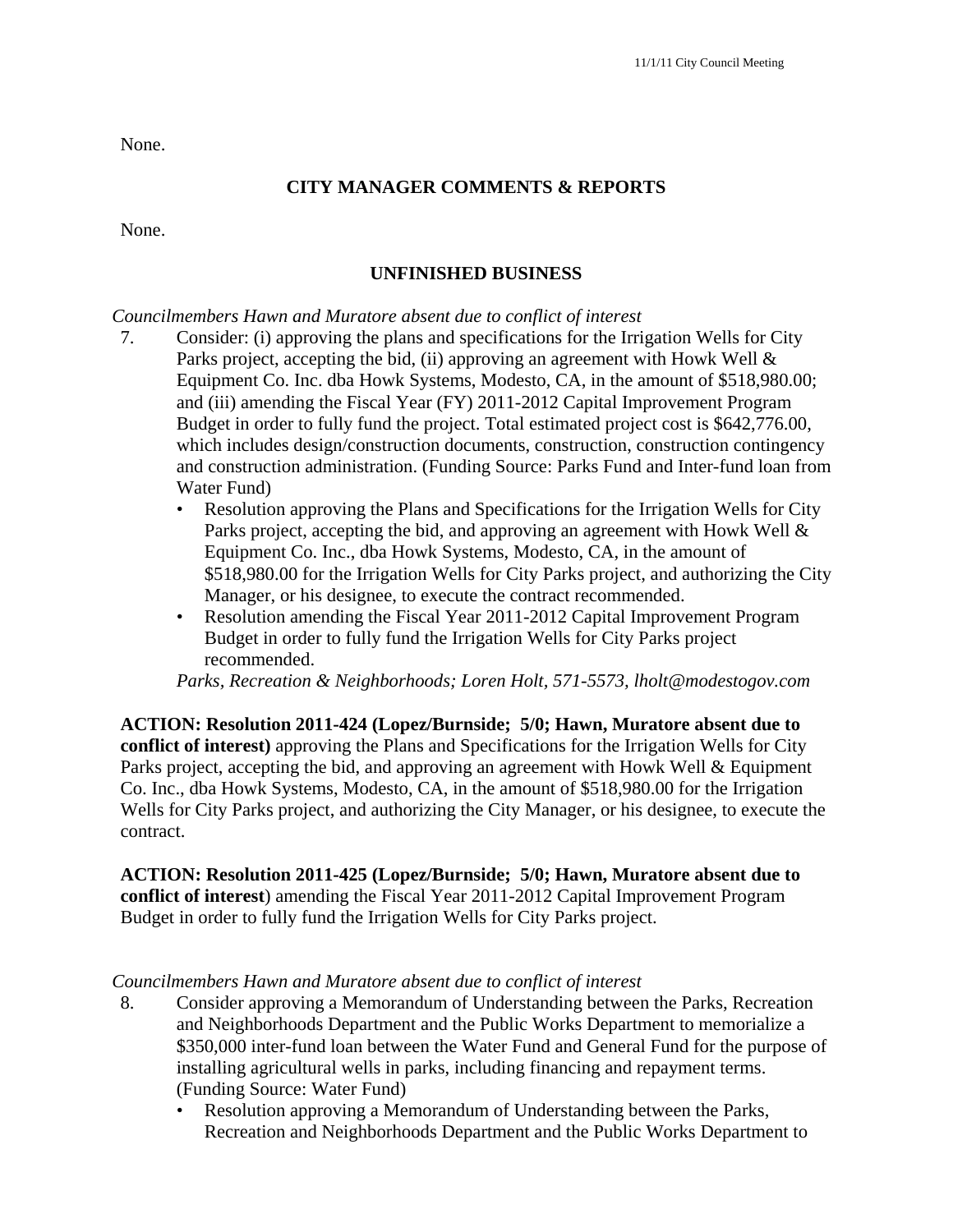None.

## CITY MANAGER COMMENTS & REPORTS

None.

## UNFINISHED BUSINESS

*Councilmembers Hawn and Muratore absent due to conflict of interest*

7. Consider: (i) approving the plans and specifications for the Irrigation Wells for City Parks project, accepting the bid, (ii) approving an agreement with Howk Well & Equipment Co. Inc. dba Howk Systems, Modesto, CA, in the amount of $518,980.00; and (iii) amending the Fiscal Year (FY) 2011-2012 Capital Improvement Program Budget in order to fully fund the project. Total estimated project cost is $642,776.00, which includes design/construction documents, construction, construction contingency and construction administration. (Funding Source: Parks Fund and Inter-fund loan from Water Fund)
   - Resolution approving the Plans and Specifications for the Irrigation Wells for City Parks project, accepting the bid, and approving an agreement with Howk Well & Equipment Co. Inc., dba Howk Systems, Modesto, CA, in the amount of $518,980.00 for the Irrigation Wells for City Parks project, and authorizing the City Manager, or his designee, to execute the contract recommended.
   - Resolution amending the Fiscal Year 2011-2012 Capital Improvement Program Budget in order to fully fund the Irrigation Wells for City Parks project recommended.

   *Parks, Recreation & Neighborhoods; Loren Holt, 571-5573, lholt@modestogov.com*

**ACTION: Resolution 2011-424 (Lopez/Burnside; 5/0; Hawn, Muratore absent due to conflict of interest)** approving the Plans and Specifications for the Irrigation Wells for City Parks project, accepting the bid, and approving an agreement with Howk Well & Equipment Co. Inc., dba Howk Systems, Modesto, CA, in the amount of $518,980.00 for the Irrigation Wells for City Parks project, and authorizing the City Manager, or his designee, to execute the contract.

**ACTION: Resolution 2011-425 (Lopez/Burnside; 5/0; Hawn, Muratore absent due to conflict of interest**) amending the Fiscal Year 2011-2012 Capital Improvement Program Budget in order to fully fund the Irrigation Wells for City Parks project.

*Councilmembers Hawn and Muratore absent due to conflict of interest*

8. Consider approving a Memorandum of Understanding between the Parks, Recreation and Neighborhoods Department and the Public Works Department to memorialize a $350,000 inter-fund loan between the Water Fund and General Fund for the purpose of installing agricultural wells in parks, including financing and repayment terms. (Funding Source: Water Fund)
   - Resolution approving a Memorandum of Understanding between the Parks, Recreation and Neighborhoods Department and the Public Works Department to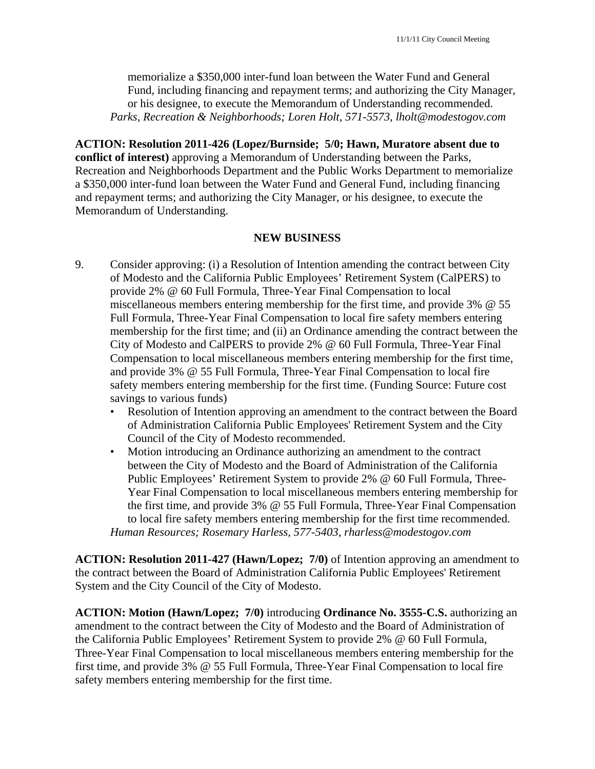memorialize a $350,000 inter-fund loan between the Water Fund and General Fund, including financing and repayment terms; and authorizing the City Manager, or his designee, to execute the Memorandum of Understanding recommended.
*Parks, Recreation & Neighborhoods; Loren Holt, 571-5573, lholt@modestogov.com*

**ACTION: Resolution 2011-426 (Lopez/Burnside; 5/0; Hawn, Muratore absent due to conflict of interest)** approving a Memorandum of Understanding between the Parks, Recreation and Neighborhoods Department and the Public Works Department to memorialize a $350,000 inter-fund loan between the Water Fund and General Fund, including financing and repayment terms; and authorizing the City Manager, or his designee, to execute the Memorandum of Understanding.

## NEW BUSINESS

9. Consider approving: (i) a Resolution of Intention amending the contract between City of Modesto and the California Public Employees' Retirement System (CalPERS) to provide 2% @ 60 Full Formula, Three-Year Final Compensation to local miscellaneous members entering membership for the first time, and provide 3% @ 55 Full Formula, Three-Year Final Compensation to local fire safety members entering membership for the first time; and (ii) an Ordinance amending the contract between the City of Modesto and CalPERS to provide 2% @ 60 Full Formula, Three-Year Final Compensation to local miscellaneous members entering membership for the first time, and provide 3% @ 55 Full Formula, Three-Year Final Compensation to local fire safety members entering membership for the first time. (Funding Source: Future cost savings to various funds)
   - Resolution of Intention approving an amendment to the contract between the Board of Administration California Public Employees' Retirement System and the City Council of the City of Modesto recommended.
   - Motion introducing an Ordinance authorizing an amendment to the contract between the City of Modesto and the Board of Administration of the California Public Employees' Retirement System to provide 2% @ 60 Full Formula, Three-Year Final Compensation to local miscellaneous members entering membership for the first time, and provide 3% @ 55 Full Formula, Three-Year Final Compensation to local fire safety members entering membership for the first time recommended.

   *Human Resources; Rosemary Harless, 577-5403, rharless@modestogov.com*

**ACTION: Resolution 2011-427 (Hawn/Lopez; 7/0)** of Intention approving an amendment to the contract between the Board of Administration California Public Employees' Retirement System and the City Council of the City of Modesto.

**ACTION: Motion (Hawn/Lopez; 7/0)** introducing **Ordinance No. 3555-C.S.** authorizing an amendment to the contract between the City of Modesto and the Board of Administration of the California Public Employees' Retirement System to provide 2% @ 60 Full Formula, Three-Year Final Compensation to local miscellaneous members entering membership for the first time, and provide 3% @ 55 Full Formula, Three-Year Final Compensation to local fire safety members entering membership for the first time.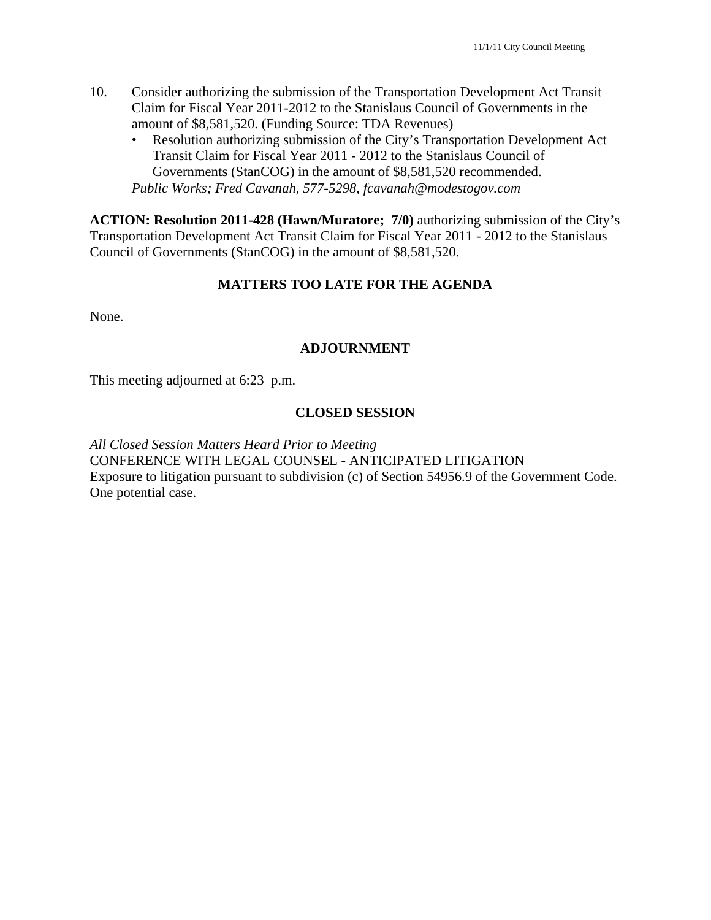10. Consider authorizing the submission of the Transportation Development Act Transit Claim for Fiscal Year 2011-2012 to the Stanislaus Council of Governments in the amount of $8,581,520. (Funding Source: TDA Revenues)
    - Resolution authorizing submission of the City's Transportation Development Act Transit Claim for Fiscal Year 2011 - 2012 to the Stanislaus Council of Governments (StanCOG) in the amount of $8,581,520 recommended.

    *Public Works; Fred Cavanah, 577-5298, fcavanah@modestogov.com*

**ACTION: Resolution 2011-428 (Hawn/Muratore; 7/0)** authorizing submission of the City's Transportation Development Act Transit Claim for Fiscal Year 2011 - 2012 to the Stanislaus Council of Governments (StanCOG) in the amount of $8,581,520.

## MATTERS TOO LATE FOR THE AGENDA

None.

## ADJOURNMENT

This meeting adjourned at 6:23 p.m.

## CLOSED SESSION

*All Closed Session Matters Heard Prior to Meeting*
CONFERENCE WITH LEGAL COUNSEL - ANTICIPATED LITIGATION
Exposure to litigation pursuant to subdivision (c) of Section 54956.9 of the Government Code. One potential case.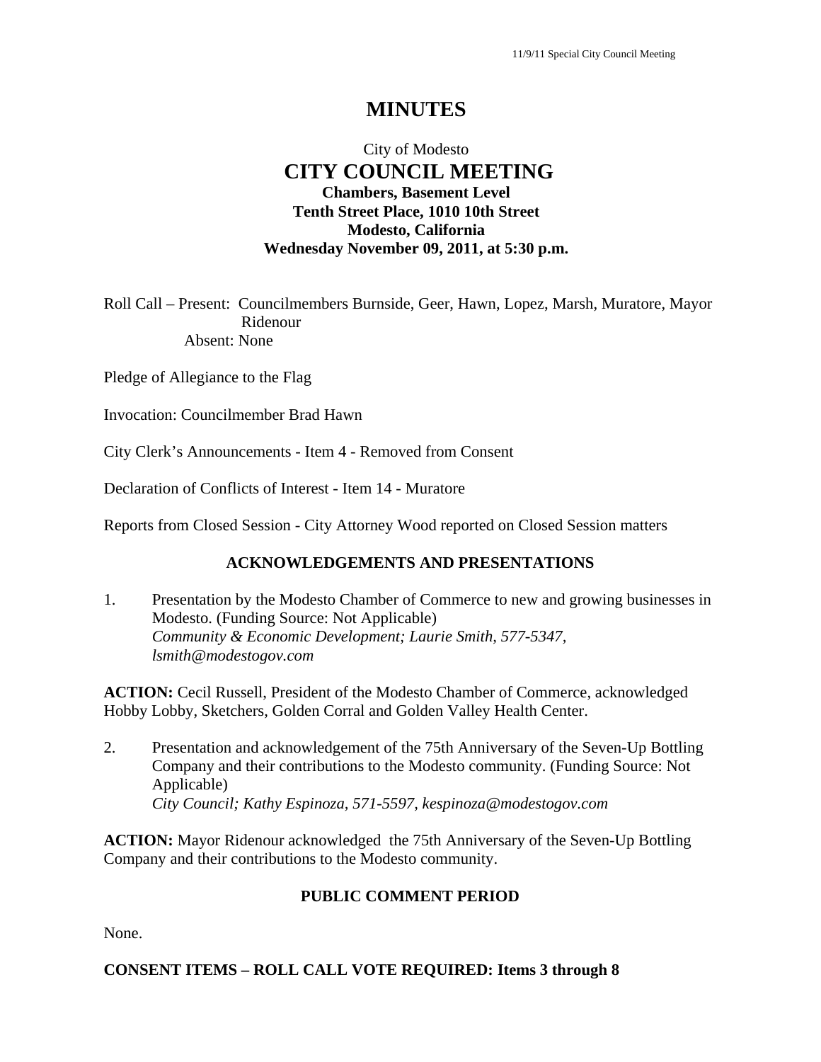# MINUTES

City of Modesto
## CITY COUNCIL MEETING
**Chambers, Basement Level**
**Tenth Street Place, 1010 10th Street**
**Modesto, California**
**Wednesday November 09, 2011, at 5:30 p.m.**

Roll Call – Present: Councilmembers Burnside, Geer, Hawn, Lopez, Marsh, Muratore, Mayor Ridenour
Absent: None

Pledge of Allegiance to the Flag

Invocation: Councilmember Brad Hawn

City Clerk's Announcements - Item 4 - Removed from Consent

Declaration of Conflicts of Interest - Item 14 - Muratore

Reports from Closed Session - City Attorney Wood reported on Closed Session matters

### ACKNOWLEDGEMENTS AND PRESENTATIONS

1. Presentation by the Modesto Chamber of Commerce to new and growing businesses in Modesto. (Funding Source: Not Applicable)
*Community & Economic Development; Laurie Smith, 577-5347, lsmith@modestogov.com*

**ACTION:** Cecil Russell, President of the Modesto Chamber of Commerce, acknowledged Hobby Lobby, Sketchers, Golden Corral and Golden Valley Health Center.

2. Presentation and acknowledgement of the 75th Anniversary of the Seven-Up Bottling Company and their contributions to the Modesto community. (Funding Source: Not Applicable)
*City Council; Kathy Espinoza, 571-5597, kespinoza@modestogov.com*

**ACTION:** Mayor Ridenour acknowledged the 75th Anniversary of the Seven-Up Bottling Company and their contributions to the Modesto community.

### PUBLIC COMMENT PERIOD

None.

### CONSENT ITEMS – ROLL CALL VOTE REQUIRED: Items 3 through 8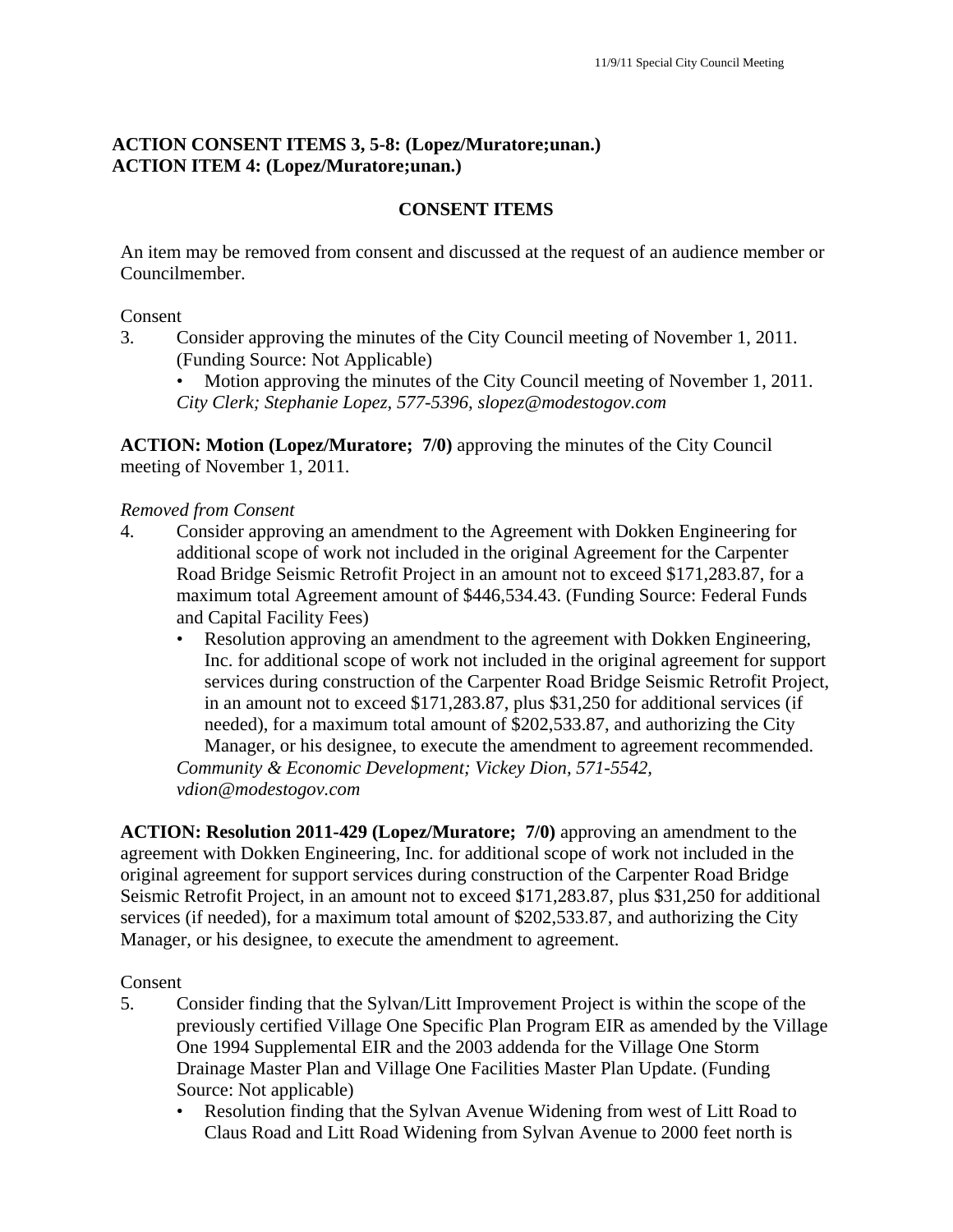**ACTION CONSENT ITEMS 3, 5-8: (Lopez/Muratore;unan.)**
**ACTION ITEM 4: (Lopez/Muratore;unan.)**

**CONSENT ITEMS**

An item may be removed from consent and discussed at the request of an audience member or Councilmember.

Consent

3. Consider approving the minutes of the City Council meeting of November 1, 2011. (Funding Source: Not Applicable)
   - Motion approving the minutes of the City Council meeting of November 1, 2011.

   *City Clerk; Stephanie Lopez, 577-5396, slopez@modestogov.com*

**ACTION: Motion (Lopez/Muratore; 7/0)** approving the minutes of the City Council meeting of November 1, 2011.

*Removed from Consent*

4. Consider approving an amendment to the Agreement with Dokken Engineering for additional scope of work not included in the original Agreement for the Carpenter Road Bridge Seismic Retrofit Project in an amount not to exceed $171,283.87, for a maximum total Agreement amount of $446,534.43. (Funding Source: Federal Funds and Capital Facility Fees)
   - Resolution approving an amendment to the agreement with Dokken Engineering, Inc. for additional scope of work not included in the original agreement for support services during construction of the Carpenter Road Bridge Seismic Retrofit Project, in an amount not to exceed $171,283.87, plus $31,250 for additional services (if needed), for a maximum total amount of $202,533.87, and authorizing the City Manager, or his designee, to execute the amendment to agreement recommended.

   *Community & Economic Development; Vickey Dion, 571-5542, vdion@modestogov.com*

**ACTION: Resolution 2011-429 (Lopez/Muratore; 7/0)** approving an amendment to the agreement with Dokken Engineering, Inc. for additional scope of work not included in the original agreement for support services during construction of the Carpenter Road Bridge Seismic Retrofit Project, in an amount not to exceed $171,283.87, plus $31,250 for additional services (if needed), for a maximum total amount of $202,533.87, and authorizing the City Manager, or his designee, to execute the amendment to agreement.

Consent

5. Consider finding that the Sylvan/Litt Improvement Project is within the scope of the previously certified Village One Specific Plan Program EIR as amended by the Village One 1994 Supplemental EIR and the 2003 addenda for the Village One Storm Drainage Master Plan and Village One Facilities Master Plan Update. (Funding Source: Not applicable)
   - Resolution finding that the Sylvan Avenue Widening from west of Litt Road to Claus Road and Litt Road Widening from Sylvan Avenue to 2000 feet north is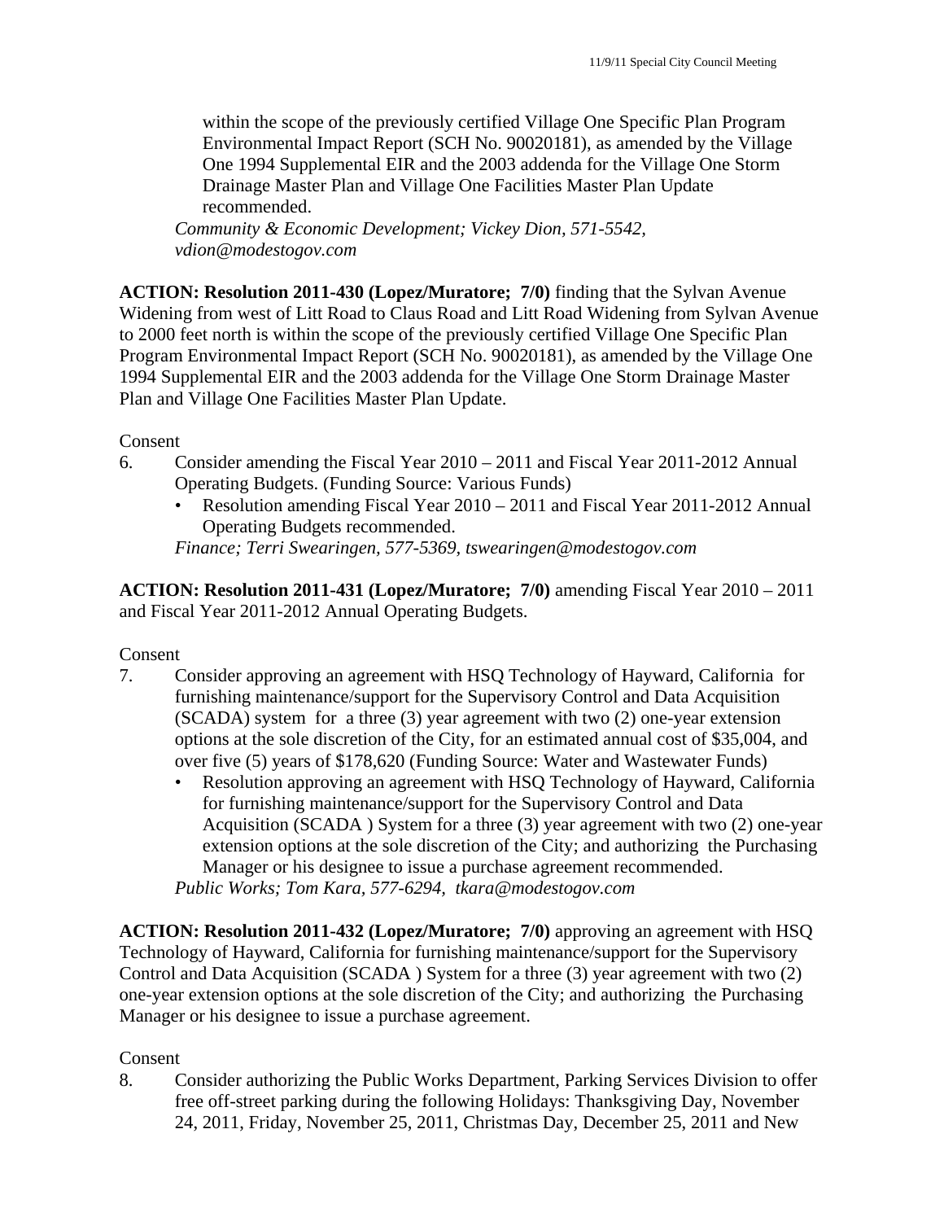within the scope of the previously certified Village One Specific Plan Program Environmental Impact Report (SCH No. 90020181), as amended by the Village One 1994 Supplemental EIR and the 2003 addenda for the Village One Storm Drainage Master Plan and Village One Facilities Master Plan Update recommended.

*Community & Economic Development; Vickey Dion, 571-5542, vdion@modestogov.com*

**ACTION: Resolution 2011-430 (Lopez/Muratore; 7/0)** finding that the Sylvan Avenue Widening from west of Litt Road to Claus Road and Litt Road Widening from Sylvan Avenue to 2000 feet north is within the scope of the previously certified Village One Specific Plan Program Environmental Impact Report (SCH No. 90020181), as amended by the Village One 1994 Supplemental EIR and the 2003 addenda for the Village One Storm Drainage Master Plan and Village One Facilities Master Plan Update.

Consent

6. Consider amending the Fiscal Year 2010 – 2011 and Fiscal Year 2011-2012 Annual Operating Budgets. (Funding Source: Various Funds)
   - Resolution amending Fiscal Year 2010 – 2011 and Fiscal Year 2011-2012 Annual Operating Budgets recommended.

   *Finance; Terri Swearingen, 577-5369, tswearingen@modestogov.com*

**ACTION: Resolution 2011-431 (Lopez/Muratore; 7/0)** amending Fiscal Year 2010 – 2011 and Fiscal Year 2011-2012 Annual Operating Budgets.

Consent

7. Consider approving an agreement with HSQ Technology of Hayward, California for furnishing maintenance/support for the Supervisory Control and Data Acquisition (SCADA) system for a three (3) year agreement with two (2) one-year extension options at the sole discretion of the City, for an estimated annual cost of $35,004, and over five (5) years of $178,620 (Funding Source: Water and Wastewater Funds)
   - Resolution approving an agreement with HSQ Technology of Hayward, California for furnishing maintenance/support for the Supervisory Control and Data Acquisition (SCADA ) System for a three (3) year agreement with two (2) one-year extension options at the sole discretion of the City; and authorizing the Purchasing Manager or his designee to issue a purchase agreement recommended.

   *Public Works; Tom Kara, 577-6294, tkara@modestogov.com*

**ACTION: Resolution 2011-432 (Lopez/Muratore; 7/0)** approving an agreement with HSQ Technology of Hayward, California for furnishing maintenance/support for the Supervisory Control and Data Acquisition (SCADA ) System for a three (3) year agreement with two (2) one-year extension options at the sole discretion of the City; and authorizing the Purchasing Manager or his designee to issue a purchase agreement.

Consent

8. Consider authorizing the Public Works Department, Parking Services Division to offer free off-street parking during the following Holidays: Thanksgiving Day, November 24, 2011, Friday, November 25, 2011, Christmas Day, December 25, 2011 and New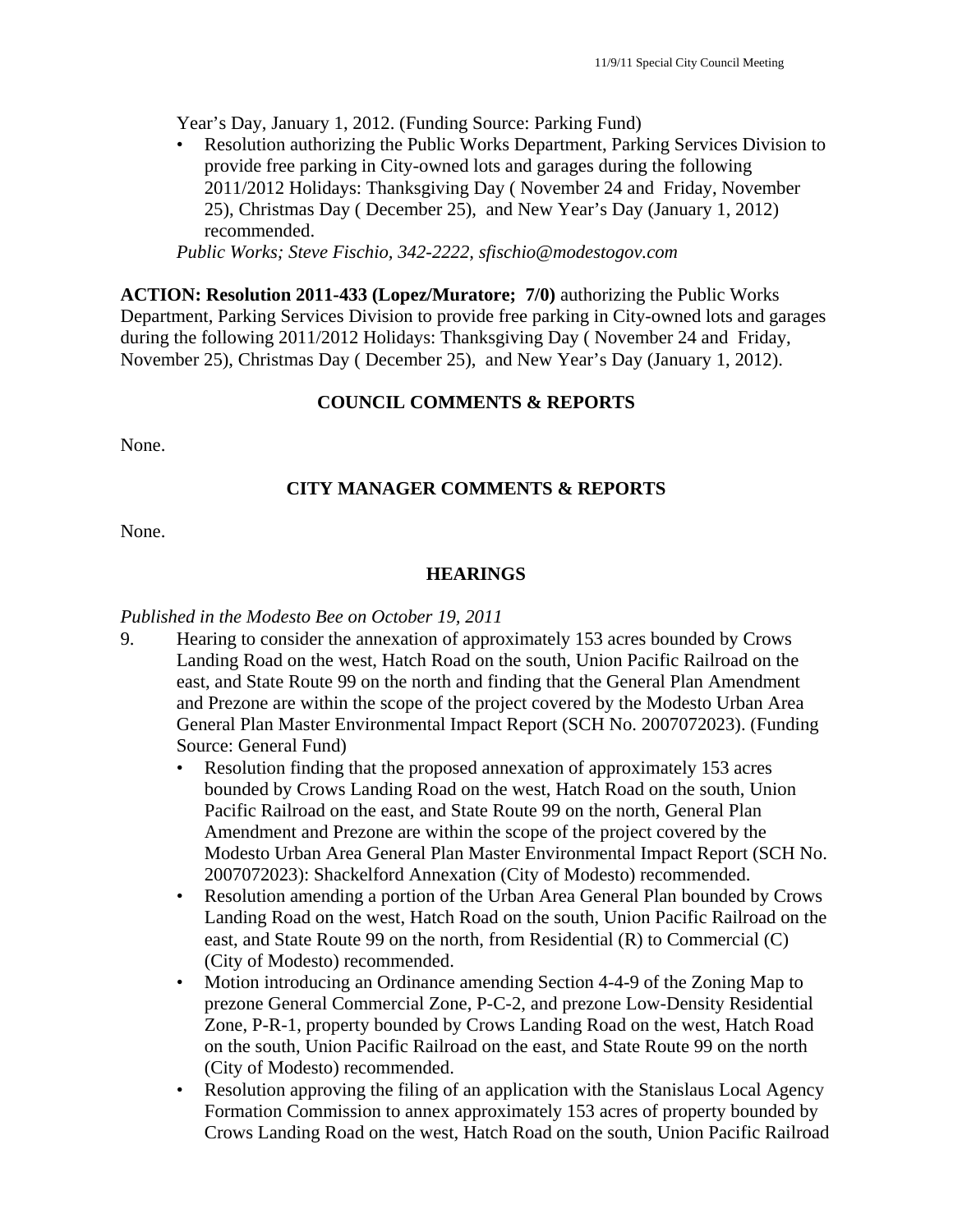Year's Day, January 1, 2012. (Funding Source: Parking Fund)

- Resolution authorizing the Public Works Department, Parking Services Division to provide free parking in City-owned lots and garages during the following 2011/2012 Holidays: Thanksgiving Day ( November 24 and Friday, November 25), Christmas Day ( December 25), and New Year's Day (January 1, 2012) recommended.

*Public Works; Steve Fischio, 342-2222, sfischio@modestogov.com*

**ACTION: Resolution 2011-433 (Lopez/Muratore; 7/0)** authorizing the Public Works Department, Parking Services Division to provide free parking in City-owned lots and garages during the following 2011/2012 Holidays: Thanksgiving Day ( November 24 and Friday, November 25), Christmas Day ( December 25), and New Year's Day (January 1, 2012).

## COUNCIL COMMENTS & REPORTS

None.

## CITY MANAGER COMMENTS & REPORTS

None.

## HEARINGS

*Published in the Modesto Bee on October 19, 2011*

9. Hearing to consider the annexation of approximately 153 acres bounded by Crows Landing Road on the west, Hatch Road on the south, Union Pacific Railroad on the east, and State Route 99 on the north and finding that the General Plan Amendment and Prezone are within the scope of the project covered by the Modesto Urban Area General Plan Master Environmental Impact Report (SCH No. 2007072023). (Funding Source: General Fund)
   - Resolution finding that the proposed annexation of approximately 153 acres bounded by Crows Landing Road on the west, Hatch Road on the south, Union Pacific Railroad on the east, and State Route 99 on the north, General Plan Amendment and Prezone are within the scope of the project covered by the Modesto Urban Area General Plan Master Environmental Impact Report (SCH No. 2007072023): Shackelford Annexation (City of Modesto) recommended.
   - Resolution amending a portion of the Urban Area General Plan bounded by Crows Landing Road on the west, Hatch Road on the south, Union Pacific Railroad on the east, and State Route 99 on the north, from Residential (R) to Commercial (C) (City of Modesto) recommended.
   - Motion introducing an Ordinance amending Section 4-4-9 of the Zoning Map to prezone General Commercial Zone, P-C-2, and prezone Low-Density Residential Zone, P-R-1, property bounded by Crows Landing Road on the west, Hatch Road on the south, Union Pacific Railroad on the east, and State Route 99 on the north (City of Modesto) recommended.
   - Resolution approving the filing of an application with the Stanislaus Local Agency Formation Commission to annex approximately 153 acres of property bounded by Crows Landing Road on the west, Hatch Road on the south, Union Pacific Railroad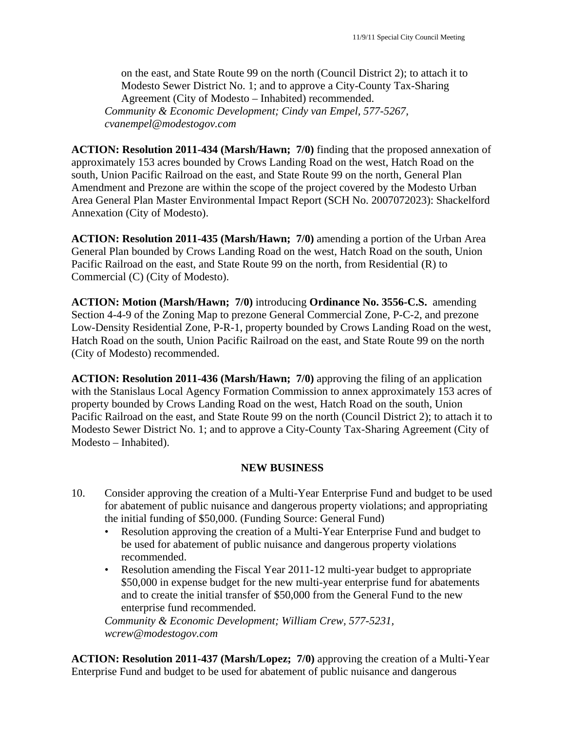on the east, and State Route 99 on the north (Council District 2); to attach it to Modesto Sewer District No. 1; and to approve a City-County Tax-Sharing Agreement (City of Modesto – Inhabited) recommended.

*Community & Economic Development; Cindy van Empel, 577-5267, cvanempel@modestogov.com*

**ACTION: Resolution 2011-434 (Marsh/Hawn; 7/0)** finding that the proposed annexation of approximately 153 acres bounded by Crows Landing Road on the west, Hatch Road on the south, Union Pacific Railroad on the east, and State Route 99 on the north, General Plan Amendment and Prezone are within the scope of the project covered by the Modesto Urban Area General Plan Master Environmental Impact Report (SCH No. 2007072023): Shackelford Annexation (City of Modesto).

**ACTION: Resolution 2011-435 (Marsh/Hawn; 7/0)** amending a portion of the Urban Area General Plan bounded by Crows Landing Road on the west, Hatch Road on the south, Union Pacific Railroad on the east, and State Route 99 on the north, from Residential (R) to Commercial (C) (City of Modesto).

**ACTION: Motion (Marsh/Hawn; 7/0)** introducing **Ordinance No. 3556-C.S.** amending Section 4-4-9 of the Zoning Map to prezone General Commercial Zone, P-C-2, and prezone Low-Density Residential Zone, P-R-1, property bounded by Crows Landing Road on the west, Hatch Road on the south, Union Pacific Railroad on the east, and State Route 99 on the north (City of Modesto) recommended.

**ACTION: Resolution 2011-436 (Marsh/Hawn; 7/0)** approving the filing of an application with the Stanislaus Local Agency Formation Commission to annex approximately 153 acres of property bounded by Crows Landing Road on the west, Hatch Road on the south, Union Pacific Railroad on the east, and State Route 99 on the north (Council District 2); to attach it to Modesto Sewer District No. 1; and to approve a City-County Tax-Sharing Agreement (City of Modesto – Inhabited).

## NEW BUSINESS

10. Consider approving the creation of a Multi-Year Enterprise Fund and budget to be used for abatement of public nuisance and dangerous property violations; and appropriating the initial funding of $50,000. (Funding Source: General Fund)
    - Resolution approving the creation of a Multi-Year Enterprise Fund and budget to be used for abatement of public nuisance and dangerous property violations recommended.
    - Resolution amending the Fiscal Year 2011-12 multi-year budget to appropriate $50,000 in expense budget for the new multi-year enterprise fund for abatements and to create the initial transfer of $50,000 from the General Fund to the new enterprise fund recommended.

    *Community & Economic Development; William Crew, 577-5231, wcrew@modestogov.com*

**ACTION: Resolution 2011-437 (Marsh/Lopez; 7/0)** approving the creation of a Multi-Year Enterprise Fund and budget to be used for abatement of public nuisance and dangerous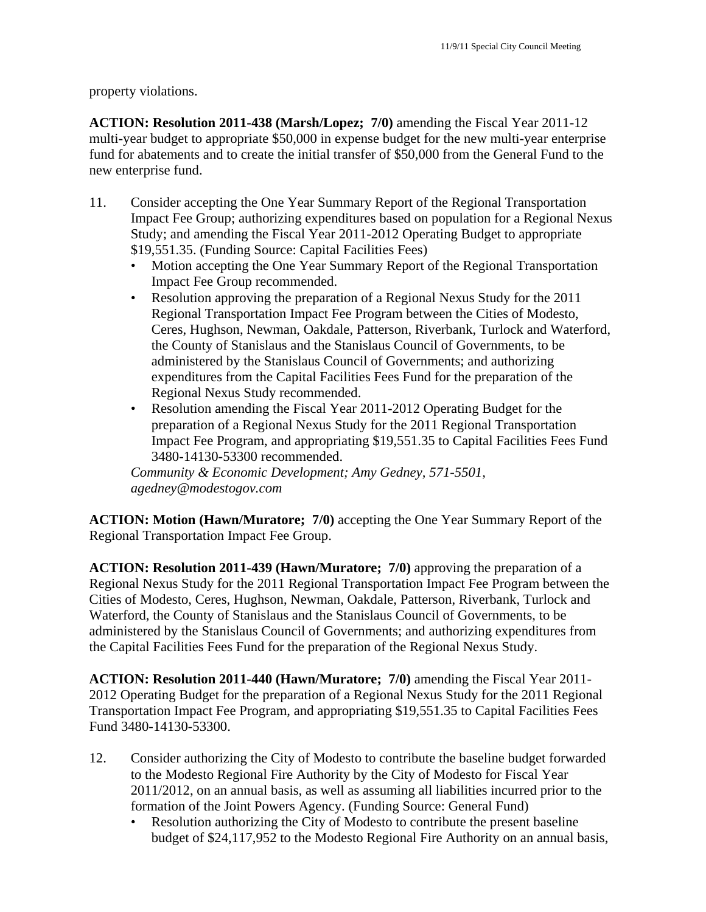property violations.

**ACTION: Resolution 2011-438 (Marsh/Lopez; 7/0)** amending the Fiscal Year 2011-12 multi-year budget to appropriate $50,000 in expense budget for the new multi-year enterprise fund for abatements and to create the initial transfer of $50,000 from the General Fund to the new enterprise fund.

11. Consider accepting the One Year Summary Report of the Regional Transportation Impact Fee Group; authorizing expenditures based on population for a Regional Nexus Study; and amending the Fiscal Year 2011-2012 Operating Budget to appropriate $19,551.35. (Funding Source: Capital Facilities Fees)
    - Motion accepting the One Year Summary Report of the Regional Transportation Impact Fee Group recommended.
    - Resolution approving the preparation of a Regional Nexus Study for the 2011 Regional Transportation Impact Fee Program between the Cities of Modesto, Ceres, Hughson, Newman, Oakdale, Patterson, Riverbank, Turlock and Waterford, the County of Stanislaus and the Stanislaus Council of Governments, to be administered by the Stanislaus Council of Governments; and authorizing expenditures from the Capital Facilities Fees Fund for the preparation of the Regional Nexus Study recommended.
    - Resolution amending the Fiscal Year 2011-2012 Operating Budget for the preparation of a Regional Nexus Study for the 2011 Regional Transportation Impact Fee Program, and appropriating $19,551.35 to Capital Facilities Fees Fund 3480-14130-53300 recommended.

    *Community & Economic Development; Amy Gedney, 571-5501, agedney@modestogov.com*

**ACTION: Motion (Hawn/Muratore; 7/0)** accepting the One Year Summary Report of the Regional Transportation Impact Fee Group.

**ACTION: Resolution 2011-439 (Hawn/Muratore; 7/0)** approving the preparation of a Regional Nexus Study for the 2011 Regional Transportation Impact Fee Program between the Cities of Modesto, Ceres, Hughson, Newman, Oakdale, Patterson, Riverbank, Turlock and Waterford, the County of Stanislaus and the Stanislaus Council of Governments, to be administered by the Stanislaus Council of Governments; and authorizing expenditures from the Capital Facilities Fees Fund for the preparation of the Regional Nexus Study.

**ACTION: Resolution 2011-440 (Hawn/Muratore; 7/0)** amending the Fiscal Year 2011-2012 Operating Budget for the preparation of a Regional Nexus Study for the 2011 Regional Transportation Impact Fee Program, and appropriating $19,551.35 to Capital Facilities Fees Fund 3480-14130-53300.

12. Consider authorizing the City of Modesto to contribute the baseline budget forwarded to the Modesto Regional Fire Authority by the City of Modesto for Fiscal Year 2011/2012, on an annual basis, as well as assuming all liabilities incurred prior to the formation of the Joint Powers Agency. (Funding Source: General Fund)
    - Resolution authorizing the City of Modesto to contribute the present baseline budget of $24,117,952 to the Modesto Regional Fire Authority on an annual basis,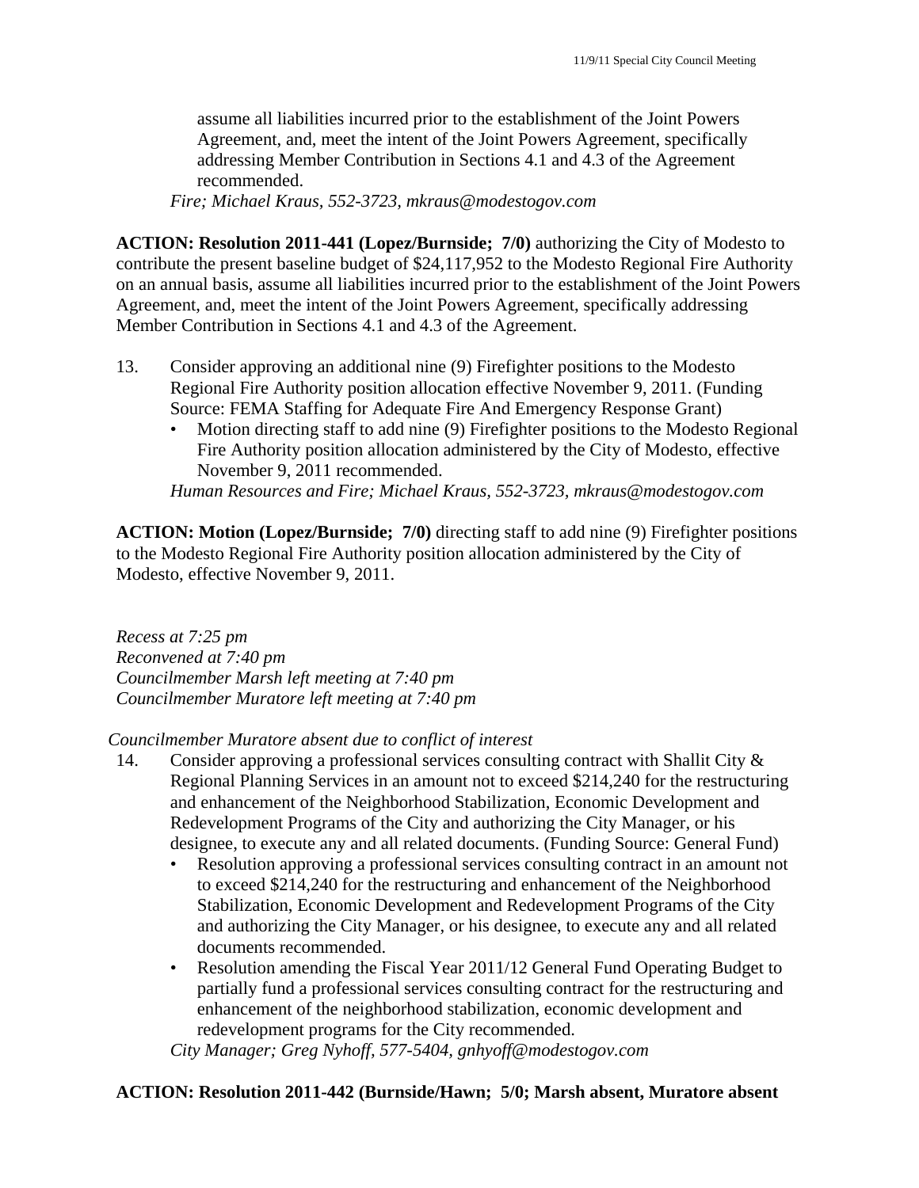assume all liabilities incurred prior to the establishment of the Joint Powers Agreement, and, meet the intent of the Joint Powers Agreement, specifically addressing Member Contribution in Sections 4.1 and 4.3 of the Agreement recommended.

*Fire; Michael Kraus, 552-3723, mkraus@modestogov.com*

**ACTION: Resolution 2011-441 (Lopez/Burnside; 7/0)** authorizing the City of Modesto to contribute the present baseline budget of $24,117,952 to the Modesto Regional Fire Authority on an annual basis, assume all liabilities incurred prior to the establishment of the Joint Powers Agreement, and, meet the intent of the Joint Powers Agreement, specifically addressing Member Contribution in Sections 4.1 and 4.3 of the Agreement.

13. Consider approving an additional nine (9) Firefighter positions to the Modesto Regional Fire Authority position allocation effective November 9, 2011. (Funding Source: FEMA Staffing for Adequate Fire And Emergency Response Grant)
    - Motion directing staff to add nine (9) Firefighter positions to the Modesto Regional Fire Authority position allocation administered by the City of Modesto, effective November 9, 2011 recommended.

    *Human Resources and Fire; Michael Kraus, 552-3723, mkraus@modestogov.com*

**ACTION: Motion (Lopez/Burnside; 7/0)** directing staff to add nine (9) Firefighter positions to the Modesto Regional Fire Authority position allocation administered by the City of Modesto, effective November 9, 2011.

*Recess at 7:25 pm*
*Reconvened at 7:40 pm*
*Councilmember Marsh left meeting at 7:40 pm*
*Councilmember Muratore left meeting at 7:40 pm*

*Councilmember Muratore absent due to conflict of interest*

14. Consider approving a professional services consulting contract with Shallit City & Regional Planning Services in an amount not to exceed $214,240 for the restructuring and enhancement of the Neighborhood Stabilization, Economic Development and Redevelopment Programs of the City and authorizing the City Manager, or his designee, to execute any and all related documents. (Funding Source: General Fund)
    - Resolution approving a professional services consulting contract in an amount not to exceed $214,240 for the restructuring and enhancement of the Neighborhood Stabilization, Economic Development and Redevelopment Programs of the City and authorizing the City Manager, or his designee, to execute any and all related documents recommended.
    - Resolution amending the Fiscal Year 2011/12 General Fund Operating Budget to partially fund a professional services consulting contract for the restructuring and enhancement of the neighborhood stabilization, economic development and redevelopment programs for the City recommended.

    *City Manager; Greg Nyhoff, 577-5404, gnhyoff@modestogov.com*

**ACTION: Resolution 2011-442 (Burnside/Hawn; 5/0; Marsh absent, Muratore absent**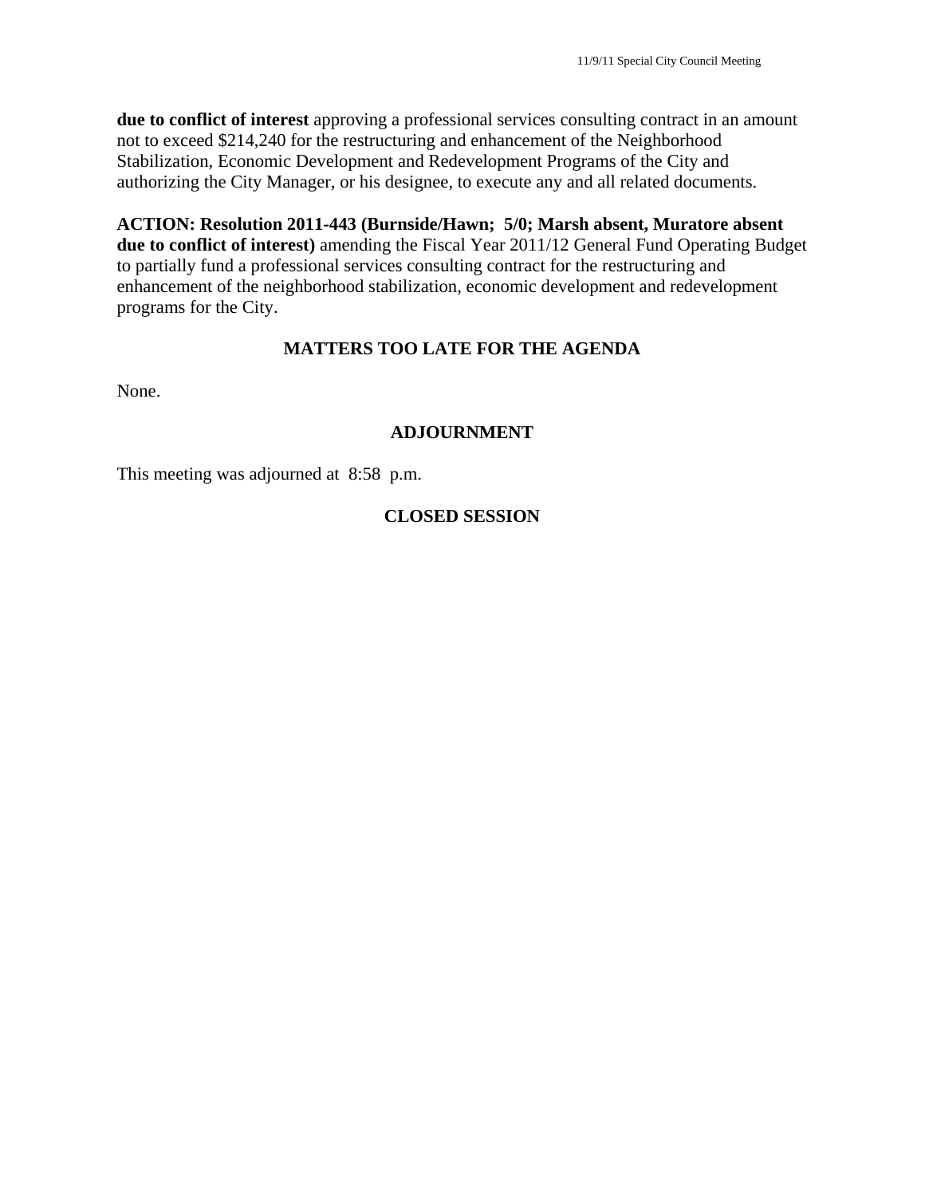**due to conflict of interest** approving a professional services consulting contract in an amount not to exceed $214,240 for the restructuring and enhancement of the Neighborhood Stabilization, Economic Development and Redevelopment Programs of the City and authorizing the City Manager, or his designee, to execute any and all related documents.

**ACTION: Resolution 2011-443 (Burnside/Hawn; 5/0; Marsh absent, Muratore absent due to conflict of interest)** amending the Fiscal Year 2011/12 General Fund Operating Budget to partially fund a professional services consulting contract for the restructuring and enhancement of the neighborhood stabilization, economic development and redevelopment programs for the City.

## MATTERS TOO LATE FOR THE AGENDA

None.

## ADJOURNMENT

This meeting was adjourned at 8:58 p.m.

## CLOSED SESSION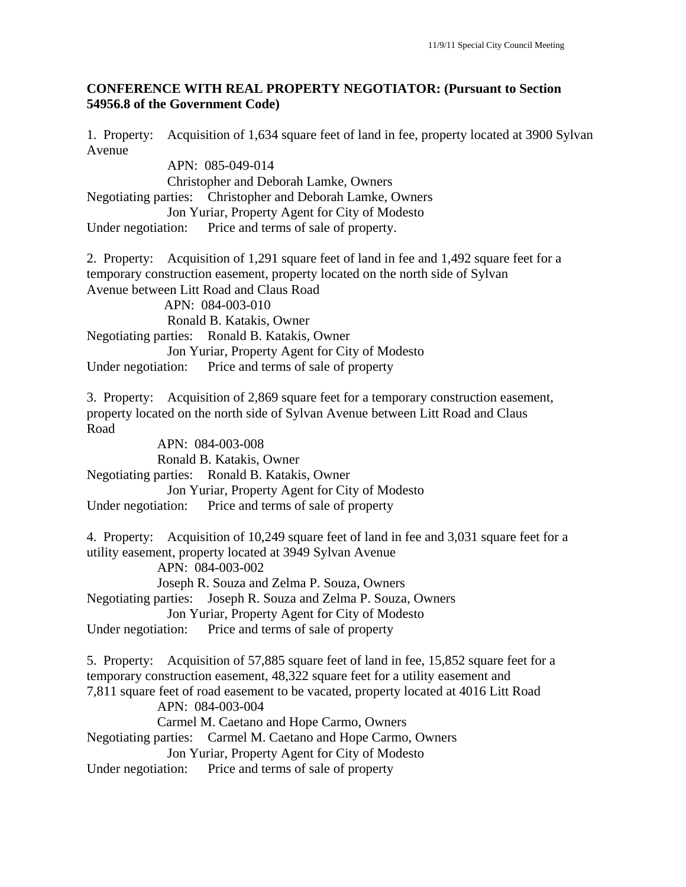**CONFERENCE WITH REAL PROPERTY NEGOTIATOR: (Pursuant to Section 54956.8 of the Government Code)**

1. Property: Acquisition of 1,634 square feet of land in fee, property located at 3900 Sylvan Avenue
   APN: 085-049-014
   Christopher and Deborah Lamke, Owners
   Negotiating parties: Christopher and Deborah Lamke, Owners
   Jon Yuriar, Property Agent for City of Modesto
   Under negotiation: Price and terms of sale of property.

2. Property: Acquisition of 1,291 square feet of land in fee and 1,492 square feet for a temporary construction easement, property located on the north side of Sylvan Avenue between Litt Road and Claus Road
   APN: 084-003-010
   Ronald B. Katakis, Owner
   Negotiating parties: Ronald B. Katakis, Owner
   Jon Yuriar, Property Agent for City of Modesto
   Under negotiation: Price and terms of sale of property

3. Property: Acquisition of 2,869 square feet for a temporary construction easement, property located on the north side of Sylvan Avenue between Litt Road and Claus Road
   APN: 084-003-008
   Ronald B. Katakis, Owner
   Negotiating parties: Ronald B. Katakis, Owner
   Jon Yuriar, Property Agent for City of Modesto
   Under negotiation: Price and terms of sale of property

4. Property: Acquisition of 10,249 square feet of land in fee and 3,031 square feet for a utility easement, property located at 3949 Sylvan Avenue
   APN: 084-003-002
   Joseph R. Souza and Zelma P. Souza, Owners
   Negotiating parties: Joseph R. Souza and Zelma P. Souza, Owners
   Jon Yuriar, Property Agent for City of Modesto
   Under negotiation: Price and terms of sale of property

5. Property: Acquisition of 57,885 square feet of land in fee, 15,852 square feet for a temporary construction easement, 48,322 square feet for a utility easement and 7,811 square feet of road easement to be vacated, property located at 4016 Litt Road
   APN: 084-003-004
   Carmel M. Caetano and Hope Carmo, Owners
   Negotiating parties: Carmel M. Caetano and Hope Carmo, Owners
   Jon Yuriar, Property Agent for City of Modesto
   Under negotiation: Price and terms of sale of property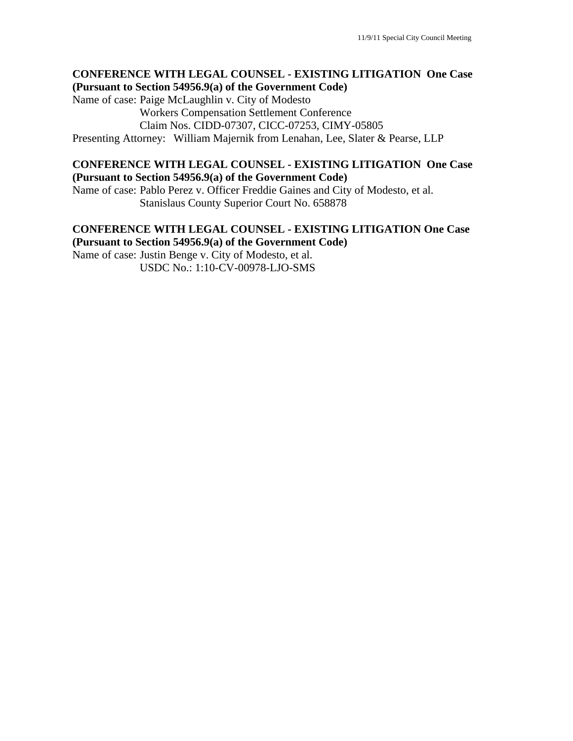**CONFERENCE WITH LEGAL COUNSEL - EXISTING LITIGATION One Case (Pursuant to Section 54956.9(a) of the Government Code)**

Name of case: Paige McLaughlin v. City of Modesto
Workers Compensation Settlement Conference
Claim Nos. CIDD-07307, CICC-07253, CIMY-05805
Presenting Attorney: William Majernik from Lenahan, Lee, Slater & Pearse, LLP

**CONFERENCE WITH LEGAL COUNSEL - EXISTING LITIGATION One Case (Pursuant to Section 54956.9(a) of the Government Code)**

Name of case: Pablo Perez v. Officer Freddie Gaines and City of Modesto, et al.
Stanislaus County Superior Court No. 658878

**CONFERENCE WITH LEGAL COUNSEL - EXISTING LITIGATION One Case (Pursuant to Section 54956.9(a) of the Government Code)**

Name of case: Justin Benge v. City of Modesto, et al.
USDC No.: 1:10-CV-00978-LJO-SMS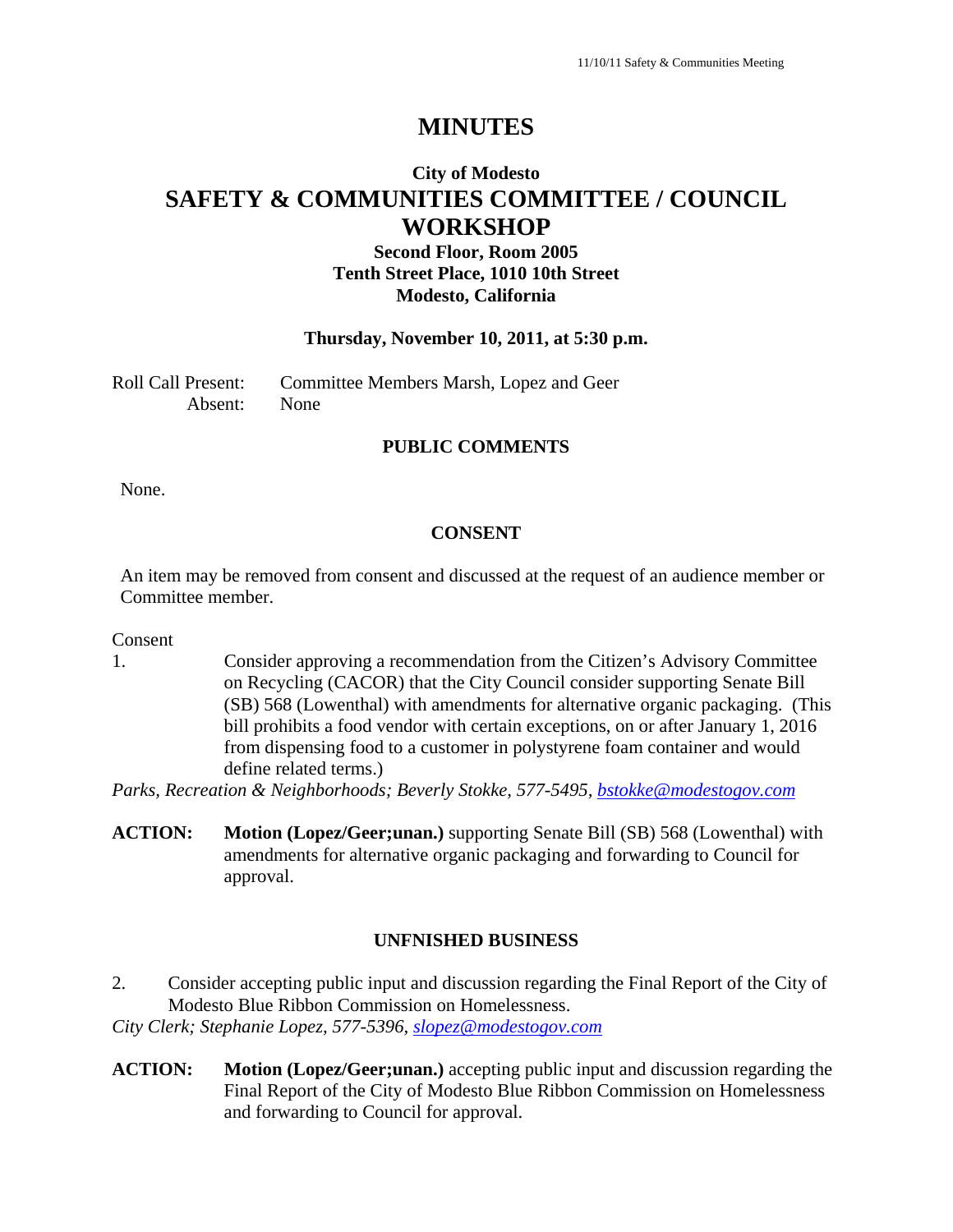# MINUTES

## City of Modesto

# SAFETY & COMMUNITIES COMMITTEE / COUNCIL WORKSHOP

### Second Floor, Room 2005
### Tenth Street Place, 1010 10th Street
### Modesto, California

**Thursday, November 10, 2011, at 5:30 p.m.**

Roll Call Present: Committee Members Marsh, Lopez and Geer
Absent: None

### PUBLIC COMMENTS

None.

### CONSENT

An item may be removed from consent and discussed at the request of an audience member or Committee member.

Consent

1. Consider approving a recommendation from the Citizen's Advisory Committee on Recycling (CACOR) that the City Council consider supporting Senate Bill (SB) 568 (Lowenthal) with amendments for alternative organic packaging. (This bill prohibits a food vendor with certain exceptions, on or after January 1, 2016 from dispensing food to a customer in polystyrene foam container and would define related terms.)

*Parks, Recreation & Neighborhoods; Beverly Stokke, 577-5495, bstokke@modestogov.com*

**ACTION:** **Motion (Lopez/Geer;unan.)** supporting Senate Bill (SB) 568 (Lowenthal) with amendments for alternative organic packaging and forwarding to Council for approval.

### UNFNISHED BUSINESS

2. Consider accepting public input and discussion regarding the Final Report of the City of Modesto Blue Ribbon Commission on Homelessness.

*City Clerk; Stephanie Lopez, 577-5396, slopez@modestogov.com*

**ACTION:** **Motion (Lopez/Geer;unan.)** accepting public input and discussion regarding the Final Report of the City of Modesto Blue Ribbon Commission on Homelessness and forwarding to Council for approval.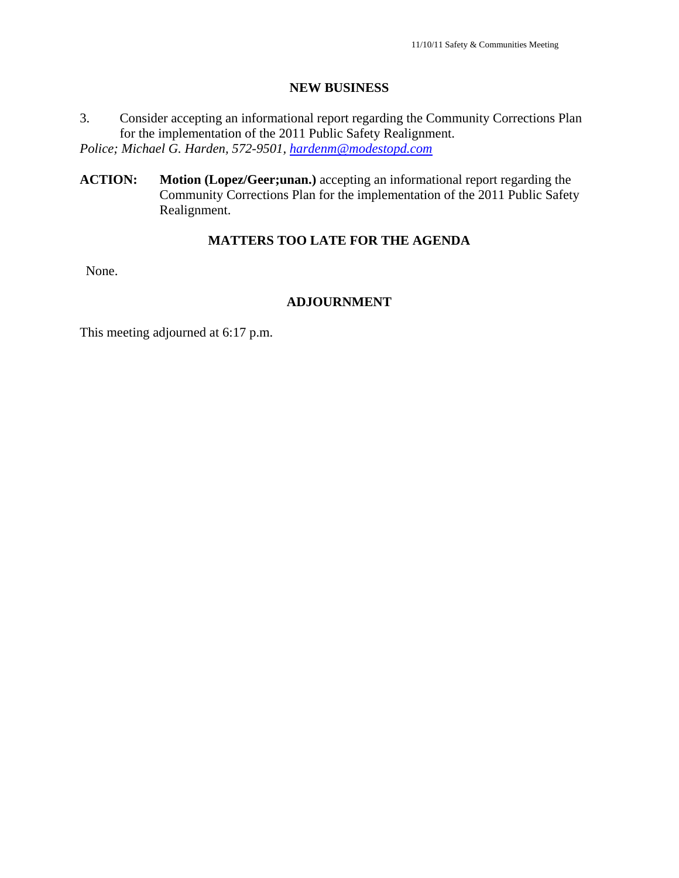## NEW BUSINESS

3. Consider accepting an informational report regarding the Community Corrections Plan for the implementation of the 2011 Public Safety Realignment.

*Police; Michael G. Harden, 572-9501, hardenm@modestopd.com*

**ACTION:** **Motion (Lopez/Geer;unan.)** accepting an informational report regarding the Community Corrections Plan for the implementation of the 2011 Public Safety Realignment.

## MATTERS TOO LATE FOR THE AGENDA

None.

## ADJOURNMENT

This meeting adjourned at 6:17 p.m.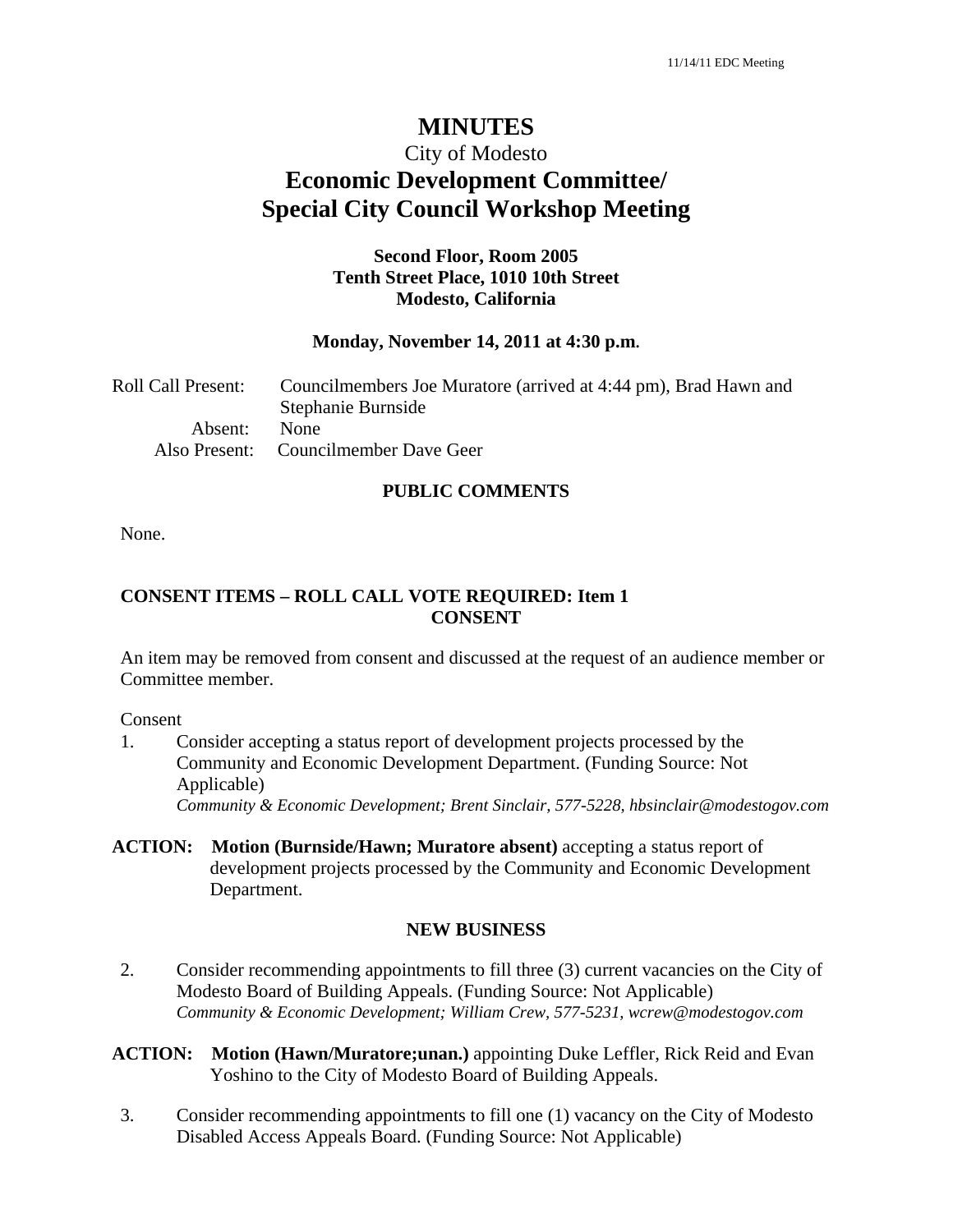# MINUTES

City of Modesto

## Economic Development Committee/ Special City Council Workshop Meeting

**Second Floor, Room 2005**
**Tenth Street Place, 1010 10th Street**
**Modesto, California**

**Monday, November 14, 2011 at 4:30 p.m.**

Roll Call Present: Councilmembers Joe Muratore (arrived at 4:44 pm), Brad Hawn and Stephanie Burnside
Absent: None
Also Present: Councilmember Dave Geer

### PUBLIC COMMENTS

None.

### CONSENT ITEMS – ROLL CALL VOTE REQUIRED: Item 1
### CONSENT

An item may be removed from consent and discussed at the request of an audience member or Committee member.

Consent

1. Consider accepting a status report of development projects processed by the Community and Economic Development Department. (Funding Source: Not Applicable)
   *Community & Economic Development; Brent Sinclair, 577-5228, hbsinclair@modestogov.com*

**ACTION: Motion (Burnside/Hawn; Muratore absent)** accepting a status report of development projects processed by the Community and Economic Development Department.

### NEW BUSINESS

2. Consider recommending appointments to fill three (3) current vacancies on the City of Modesto Board of Building Appeals. (Funding Source: Not Applicable)
   *Community & Economic Development; William Crew, 577-5231, wcrew@modestogov.com*

**ACTION: Motion (Hawn/Muratore;unan.)** appointing Duke Leffler, Rick Reid and Evan Yoshino to the City of Modesto Board of Building Appeals.

3. Consider recommending appointments to fill one (1) vacancy on the City of Modesto Disabled Access Appeals Board. (Funding Source: Not Applicable)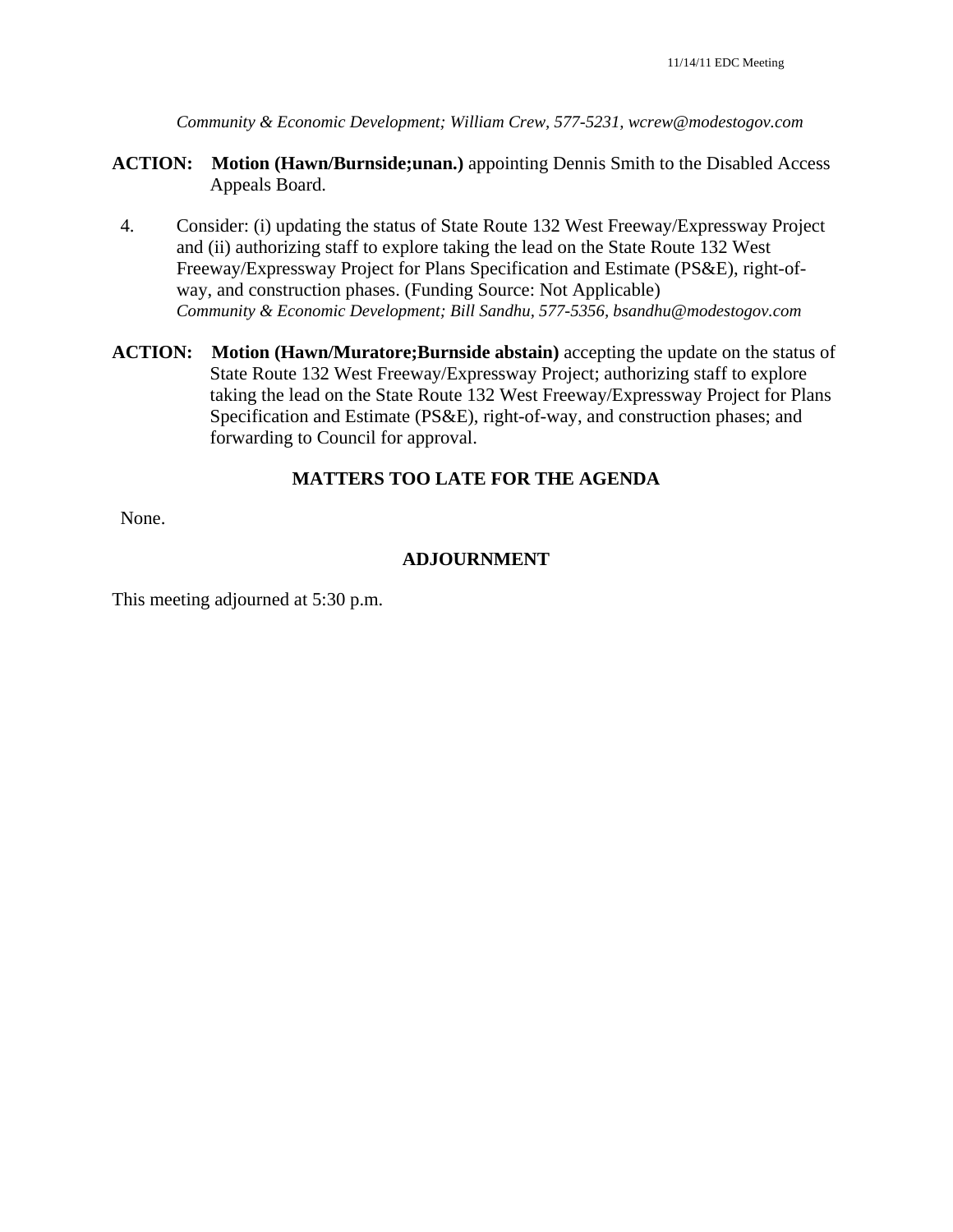*Community & Economic Development; William Crew, 577-5231, wcrew@modestogov.com*

**ACTION:** **Motion (Hawn/Burnside;unan.)** appointing Dennis Smith to the Disabled Access Appeals Board.

4. Consider: (i) updating the status of State Route 132 West Freeway/Expressway Project and (ii) authorizing staff to explore taking the lead on the State Route 132 West Freeway/Expressway Project for Plans Specification and Estimate (PS&E), right-of-way, and construction phases. (Funding Source: Not Applicable)
*Community & Economic Development; Bill Sandhu, 577-5356, bsandhu@modestogov.com*

**ACTION:** **Motion (Hawn/Muratore;Burnside abstain)** accepting the update on the status of State Route 132 West Freeway/Expressway Project; authorizing staff to explore taking the lead on the State Route 132 West Freeway/Expressway Project for Plans Specification and Estimate (PS&E), right-of-way, and construction phases; and forwarding to Council for approval.

## MATTERS TOO LATE FOR THE AGENDA

None.

## ADJOURNMENT

This meeting adjourned at 5:30 p.m.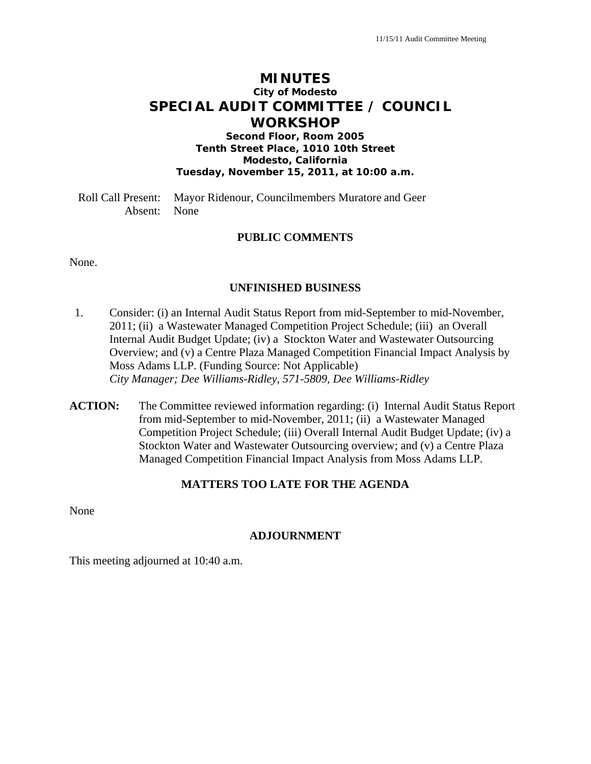# MINUTES

**City of Modesto**

## SPECIAL AUDIT COMMITTEE / COUNCIL WORKSHOP

**Second Floor, Room 2005**
**Tenth Street Place, 1010 10th Street**
**Modesto, California**
**Tuesday, November 15, 2011, at 10:00 a.m.**

Roll Call Present: Mayor Ridenour, Councilmembers Muratore and Geer
Absent: None

### PUBLIC COMMENTS

None.

### UNFINISHED BUSINESS

1. Consider: (i) an Internal Audit Status Report from mid-September to mid-November, 2011; (ii) a Wastewater Managed Competition Project Schedule; (iii) an Overall Internal Audit Budget Update; (iv) a Stockton Water and Wastewater Outsourcing Overview; and (v) a Centre Plaza Managed Competition Financial Impact Analysis by Moss Adams LLP. (Funding Source: Not Applicable)
*City Manager; Dee Williams-Ridley, 571-5809, Dee Williams-Ridley*

**ACTION:** The Committee reviewed information regarding: (i) Internal Audit Status Report from mid-September to mid-November, 2011; (ii) a Wastewater Managed Competition Project Schedule; (iii) Overall Internal Audit Budget Update; (iv) a Stockton Water and Wastewater Outsourcing overview; and (v) a Centre Plaza Managed Competition Financial Impact Analysis from Moss Adams LLP.

### MATTERS TOO LATE FOR THE AGENDA

None

### ADJOURNMENT

This meeting adjourned at 10:40 a.m.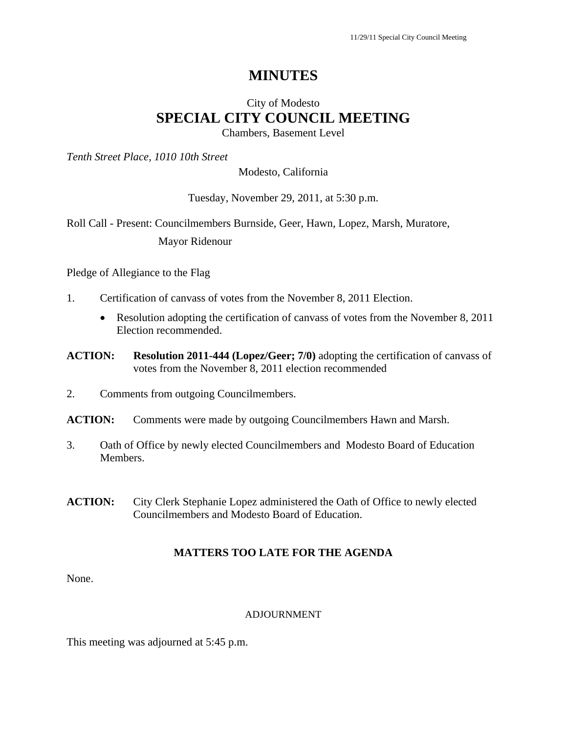# MINUTES

City of Modesto

## SPECIAL CITY COUNCIL MEETING

Chambers, Basement Level

*Tenth Street Place, 1010 10th Street*

Modesto, California

Tuesday, November 29, 2011, at 5:30 p.m.

Roll Call - Present: Councilmembers Burnside, Geer, Hawn, Lopez, Marsh, Muratore, Mayor Ridenour

Pledge of Allegiance to the Flag

1. Certification of canvass of votes from the November 8, 2011 Election.
   - Resolution adopting the certification of canvass of votes from the November 8, 2011 Election recommended.

**ACTION:** **Resolution 2011-444 (Lopez/Geer; 7/0)** adopting the certification of canvass of votes from the November 8, 2011 election recommended

2. Comments from outgoing Councilmembers.

**ACTION:** Comments were made by outgoing Councilmembers Hawn and Marsh.

3. Oath of Office by newly elected Councilmembers and Modesto Board of Education Members.

**ACTION:** City Clerk Stephanie Lopez administered the Oath of Office to newly elected Councilmembers and Modesto Board of Education.

### MATTERS TOO LATE FOR THE AGENDA

None.

ADJOURNMENT

This meeting was adjourned at 5:45 p.m.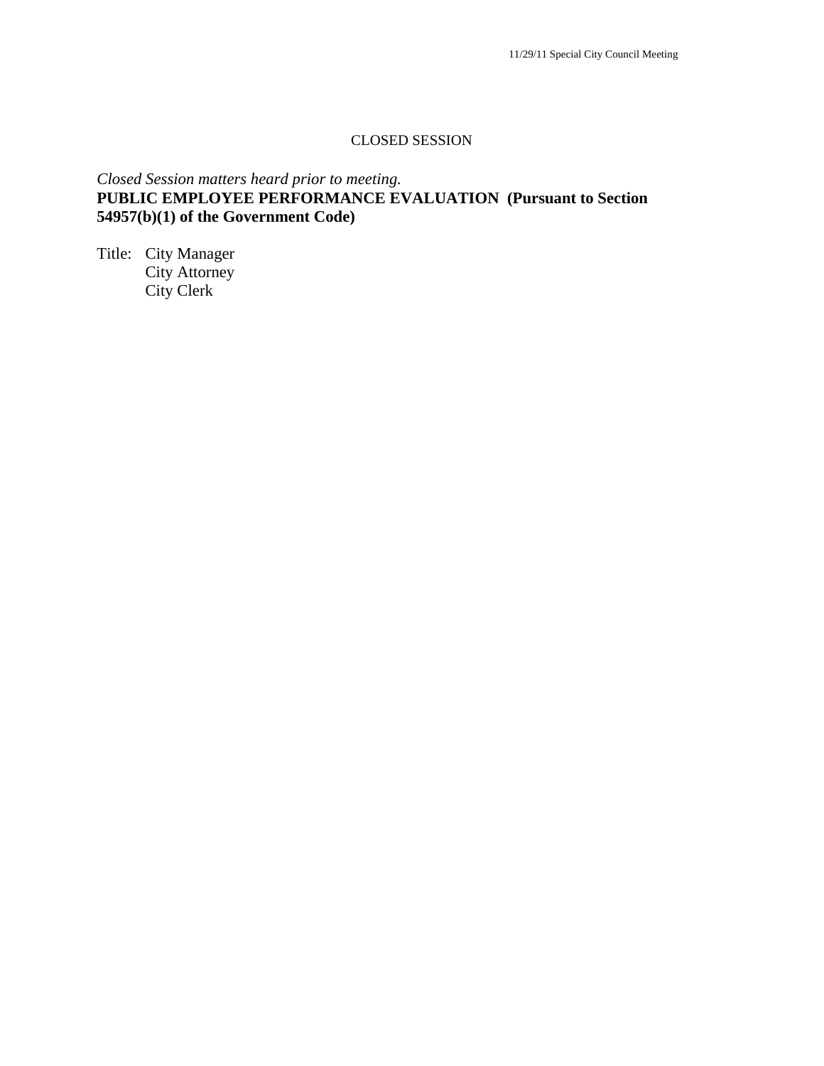CLOSED SESSION

*Closed Session matters heard prior to meeting.*

**PUBLIC EMPLOYEE PERFORMANCE EVALUATION (Pursuant to Section 54957(b)(1) of the Government Code)**

Title: City Manager
City Attorney
City Clerk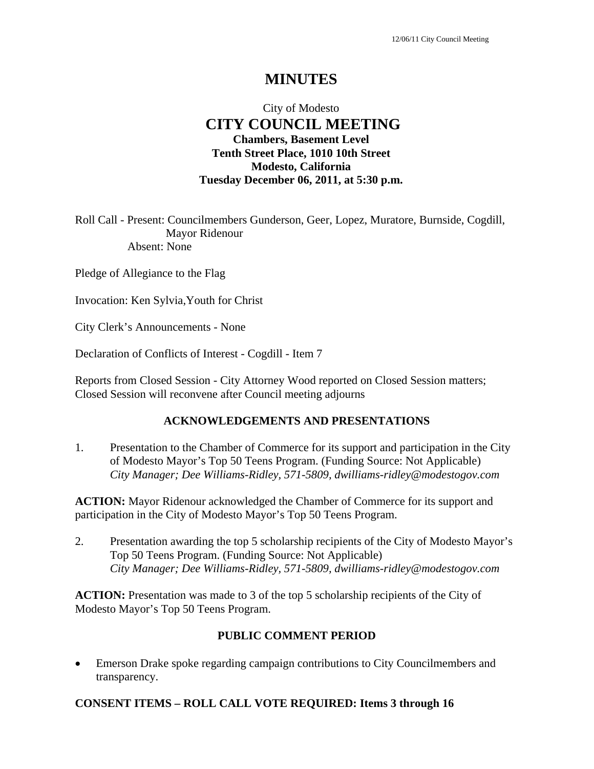# MINUTES

City of Modesto

## CITY COUNCIL MEETING

**Chambers, Basement Level**
**Tenth Street Place, 1010 10th Street**
**Modesto, California**
**Tuesday December 06, 2011, at 5:30 p.m.**

Roll Call - Present: Councilmembers Gunderson, Geer, Lopez, Muratore, Burnside, Cogdill, Mayor Ridenour
Absent: None

Pledge of Allegiance to the Flag

Invocation: Ken Sylvia,Youth for Christ

City Clerk's Announcements - None

Declaration of Conflicts of Interest - Cogdill - Item 7

Reports from Closed Session - City Attorney Wood reported on Closed Session matters; Closed Session will reconvene after Council meeting adjourns

### ACKNOWLEDGEMENTS AND PRESENTATIONS

1. Presentation to the Chamber of Commerce for its support and participation in the City of Modesto Mayor's Top 50 Teens Program. (Funding Source: Not Applicable)
   *City Manager; Dee Williams-Ridley, 571-5809, dwilliams-ridley@modestogov.com*

**ACTION:** Mayor Ridenour acknowledged the Chamber of Commerce for its support and participation in the City of Modesto Mayor's Top 50 Teens Program.

2. Presentation awarding the top 5 scholarship recipients of the City of Modesto Mayor's Top 50 Teens Program. (Funding Source: Not Applicable)
   *City Manager; Dee Williams-Ridley, 571-5809, dwilliams-ridley@modestogov.com*

**ACTION:** Presentation was made to 3 of the top 5 scholarship recipients of the City of Modesto Mayor's Top 50 Teens Program.

### PUBLIC COMMENT PERIOD

- Emerson Drake spoke regarding campaign contributions to City Councilmembers and transparency.

### CONSENT ITEMS – ROLL CALL VOTE REQUIRED: Items 3 through 16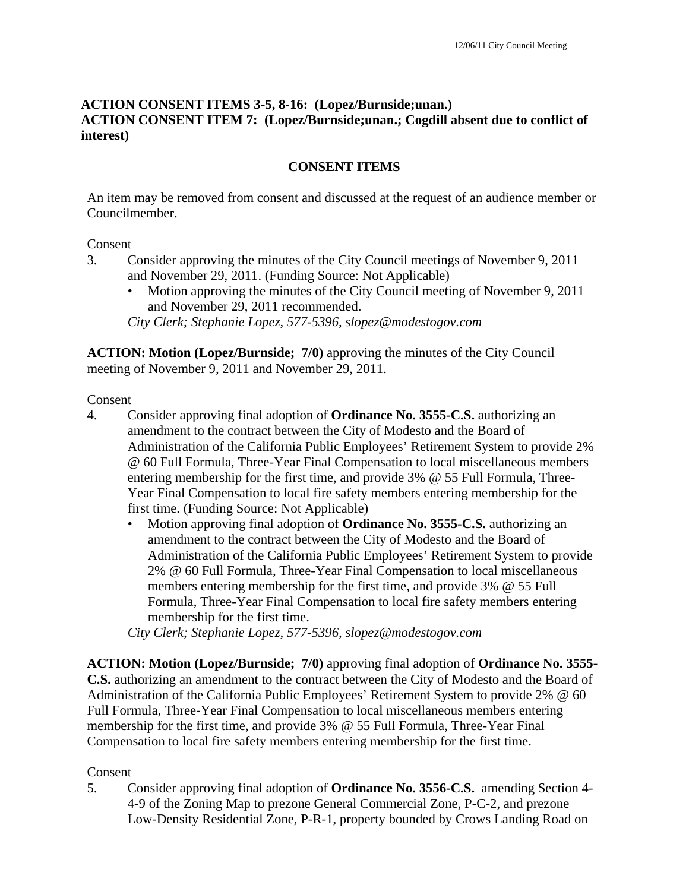**ACTION CONSENT ITEMS 3-5, 8-16: (Lopez/Burnside;unan.)**
**ACTION CONSENT ITEM 7: (Lopez/Burnside;unan.; Cogdill absent due to conflict of interest)**

## CONSENT ITEMS

An item may be removed from consent and discussed at the request of an audience member or Councilmember.

Consent

3. Consider approving the minutes of the City Council meetings of November 9, 2011 and November 29, 2011. (Funding Source: Not Applicable)
   - Motion approving the minutes of the City Council meeting of November 9, 2011 and November 29, 2011 recommended.

   *City Clerk; Stephanie Lopez, 577-5396, slopez@modestogov.com*

**ACTION: Motion (Lopez/Burnside; 7/0)** approving the minutes of the City Council meeting of November 9, 2011 and November 29, 2011.

Consent

4. Consider approving final adoption of **Ordinance No. 3555-C.S.** authorizing an amendment to the contract between the City of Modesto and the Board of Administration of the California Public Employees' Retirement System to provide 2% @ 60 Full Formula, Three-Year Final Compensation to local miscellaneous members entering membership for the first time, and provide 3% @ 55 Full Formula, Three-Year Final Compensation to local fire safety members entering membership for the first time. (Funding Source: Not Applicable)
   - Motion approving final adoption of **Ordinance No. 3555-C.S.** authorizing an amendment to the contract between the City of Modesto and the Board of Administration of the California Public Employees' Retirement System to provide 2% @ 60 Full Formula, Three-Year Final Compensation to local miscellaneous members entering membership for the first time, and provide 3% @ 55 Full Formula, Three-Year Final Compensation to local fire safety members entering membership for the first time.

   *City Clerk; Stephanie Lopez, 577-5396, slopez@modestogov.com*

**ACTION: Motion (Lopez/Burnside; 7/0)** approving final adoption of **Ordinance No. 3555-C.S.** authorizing an amendment to the contract between the City of Modesto and the Board of Administration of the California Public Employees' Retirement System to provide 2% @ 60 Full Formula, Three-Year Final Compensation to local miscellaneous members entering membership for the first time, and provide 3% @ 55 Full Formula, Three-Year Final Compensation to local fire safety members entering membership for the first time.

Consent

5. Consider approving final adoption of **Ordinance No. 3556-C.S.** amending Section 4-4-9 of the Zoning Map to prezone General Commercial Zone, P-C-2, and prezone Low-Density Residential Zone, P-R-1, property bounded by Crows Landing Road on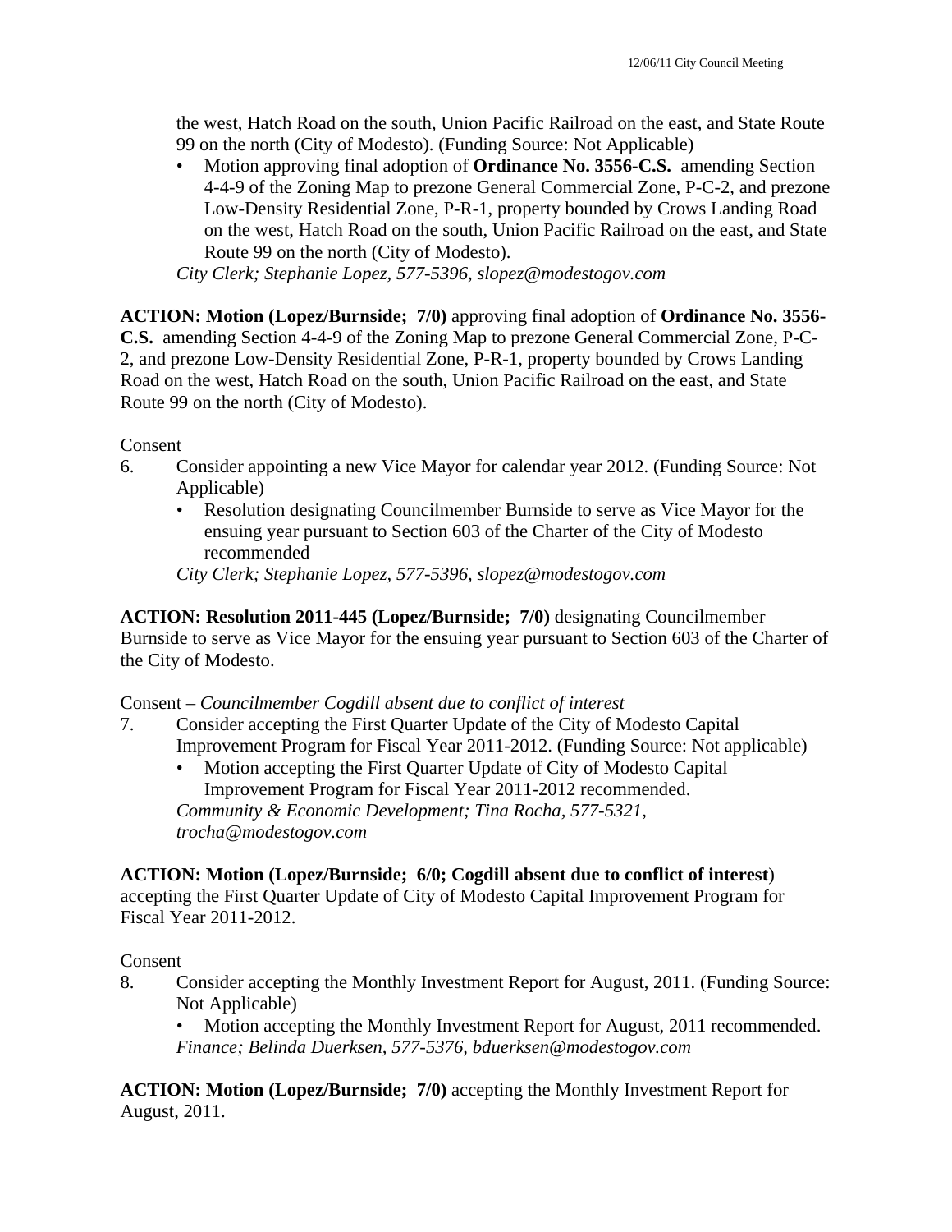the west, Hatch Road on the south, Union Pacific Railroad on the east, and State Route 99 on the north (City of Modesto). (Funding Source: Not Applicable)

- Motion approving final adoption of **Ordinance No. 3556-C.S.** amending Section 4-4-9 of the Zoning Map to prezone General Commercial Zone, P-C-2, and prezone Low-Density Residential Zone, P-R-1, property bounded by Crows Landing Road on the west, Hatch Road on the south, Union Pacific Railroad on the east, and State Route 99 on the north (City of Modesto).

*City Clerk; Stephanie Lopez, 577-5396, slopez@modestogov.com*

**ACTION: Motion (Lopez/Burnside; 7/0)** approving final adoption of **Ordinance No. 3556-C.S.** amending Section 4-4-9 of the Zoning Map to prezone General Commercial Zone, P-C-2, and prezone Low-Density Residential Zone, P-R-1, property bounded by Crows Landing Road on the west, Hatch Road on the south, Union Pacific Railroad on the east, and State Route 99 on the north (City of Modesto).

Consent

6. Consider appointing a new Vice Mayor for calendar year 2012. (Funding Source: Not Applicable)
   - Resolution designating Councilmember Burnside to serve as Vice Mayor for the ensuing year pursuant to Section 603 of the Charter of the City of Modesto recommended

   *City Clerk; Stephanie Lopez, 577-5396, slopez@modestogov.com*

**ACTION: Resolution 2011-445 (Lopez/Burnside; 7/0)** designating Councilmember Burnside to serve as Vice Mayor for the ensuing year pursuant to Section 603 of the Charter of the City of Modesto.

Consent – *Councilmember Cogdill absent due to conflict of interest*

7. Consider accepting the First Quarter Update of the City of Modesto Capital Improvement Program for Fiscal Year 2011-2012. (Funding Source: Not applicable)
   - Motion accepting the First Quarter Update of City of Modesto Capital Improvement Program for Fiscal Year 2011-2012 recommended.

   *Community & Economic Development; Tina Rocha, 577-5321, trocha@modestogov.com*

**ACTION: Motion (Lopez/Burnside; 6/0; Cogdill absent due to conflict of interest)** accepting the First Quarter Update of City of Modesto Capital Improvement Program for Fiscal Year 2011-2012.

Consent

8. Consider accepting the Monthly Investment Report for August, 2011. (Funding Source: Not Applicable)
   - Motion accepting the Monthly Investment Report for August, 2011 recommended.

   *Finance; Belinda Duerksen, 577-5376, bduerksen@modestogov.com*

**ACTION: Motion (Lopez/Burnside; 7/0)** accepting the Monthly Investment Report for August, 2011.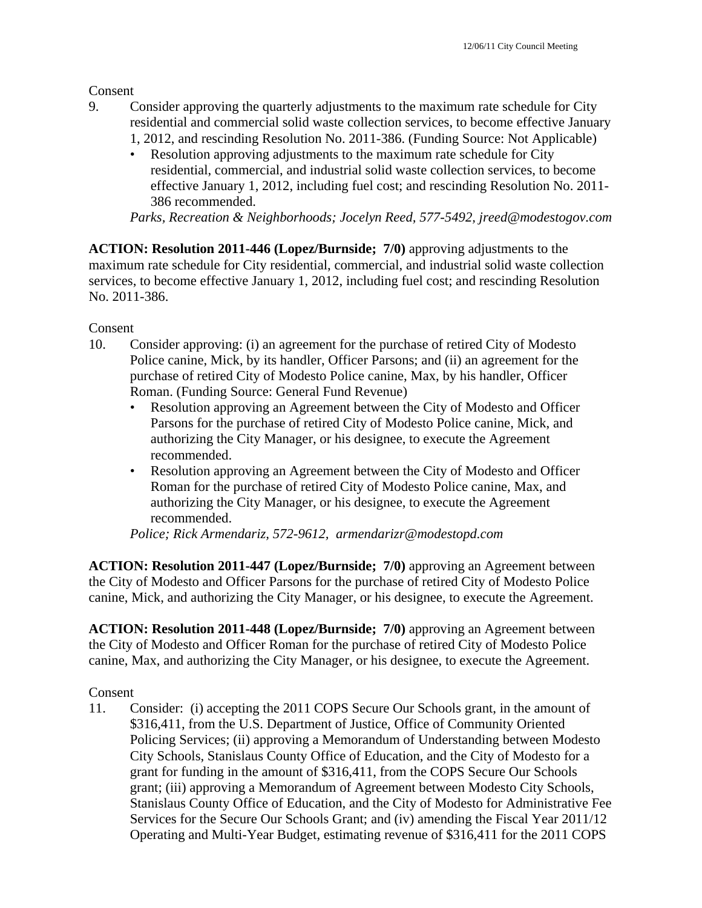Consent

9. Consider approving the quarterly adjustments to the maximum rate schedule for City residential and commercial solid waste collection services, to become effective January 1, 2012, and rescinding Resolution No. 2011-386. (Funding Source: Not Applicable)
   - Resolution approving adjustments to the maximum rate schedule for City residential, commercial, and industrial solid waste collection services, to become effective January 1, 2012, including fuel cost; and rescinding Resolution No. 2011-386 recommended.

   *Parks, Recreation & Neighborhoods; Jocelyn Reed, 577-5492, jreed@modestogov.com*

**ACTION: Resolution 2011-446 (Lopez/Burnside; 7/0)** approving adjustments to the maximum rate schedule for City residential, commercial, and industrial solid waste collection services, to become effective January 1, 2012, including fuel cost; and rescinding Resolution No. 2011-386.

Consent

10. Consider approving: (i) an agreement for the purchase of retired City of Modesto Police canine, Mick, by its handler, Officer Parsons; and (ii) an agreement for the purchase of retired City of Modesto Police canine, Max, by his handler, Officer Roman. (Funding Source: General Fund Revenue)
    - Resolution approving an Agreement between the City of Modesto and Officer Parsons for the purchase of retired City of Modesto Police canine, Mick, and authorizing the City Manager, or his designee, to execute the Agreement recommended.
    - Resolution approving an Agreement between the City of Modesto and Officer Roman for the purchase of retired City of Modesto Police canine, Max, and authorizing the City Manager, or his designee, to execute the Agreement recommended.

    *Police; Rick Armendariz, 572-9612, armendarizr@modestopd.com*

**ACTION: Resolution 2011-447 (Lopez/Burnside; 7/0)** approving an Agreement between the City of Modesto and Officer Parsons for the purchase of retired City of Modesto Police canine, Mick, and authorizing the City Manager, or his designee, to execute the Agreement.

**ACTION: Resolution 2011-448 (Lopez/Burnside; 7/0)** approving an Agreement between the City of Modesto and Officer Roman for the purchase of retired City of Modesto Police canine, Max, and authorizing the City Manager, or his designee, to execute the Agreement.

Consent

11. Consider: (i) accepting the 2011 COPS Secure Our Schools grant, in the amount of $316,411, from the U.S. Department of Justice, Office of Community Oriented Policing Services; (ii) approving a Memorandum of Understanding between Modesto City Schools, Stanislaus County Office of Education, and the City of Modesto for a grant for funding in the amount of $316,411, from the COPS Secure Our Schools grant; (iii) approving a Memorandum of Agreement between Modesto City Schools, Stanislaus County Office of Education, and the City of Modesto for Administrative Fee Services for the Secure Our Schools Grant; and (iv) amending the Fiscal Year 2011/12 Operating and Multi-Year Budget, estimating revenue of $316,411 for the 2011 COPS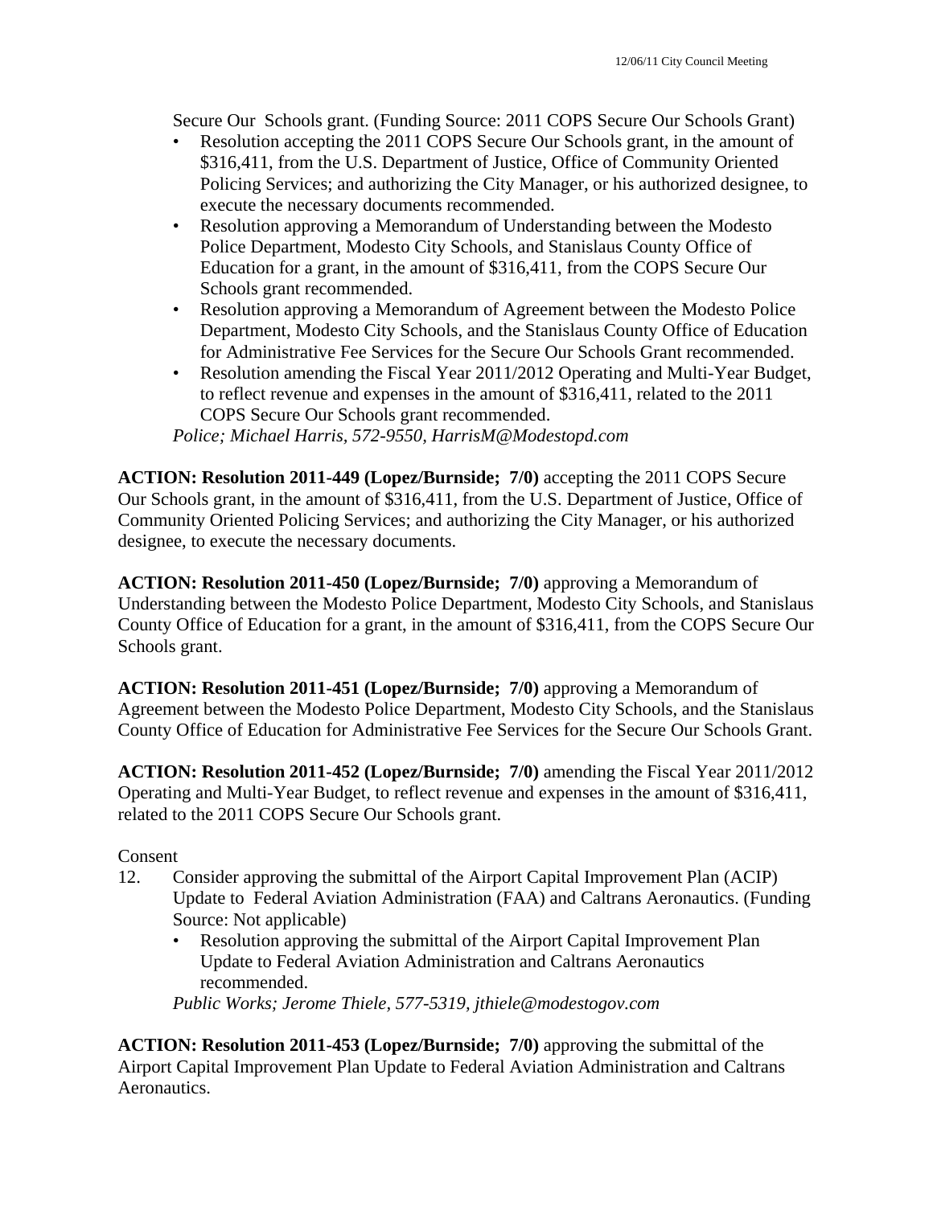Secure Our Schools grant. (Funding Source: 2011 COPS Secure Our Schools Grant)

- Resolution accepting the 2011 COPS Secure Our Schools grant, in the amount of $316,411, from the U.S. Department of Justice, Office of Community Oriented Policing Services; and authorizing the City Manager, or his authorized designee, to execute the necessary documents recommended.
- Resolution approving a Memorandum of Understanding between the Modesto Police Department, Modesto City Schools, and Stanislaus County Office of Education for a grant, in the amount of $316,411, from the COPS Secure Our Schools grant recommended.
- Resolution approving a Memorandum of Agreement between the Modesto Police Department, Modesto City Schools, and the Stanislaus County Office of Education for Administrative Fee Services for the Secure Our Schools Grant recommended.
- Resolution amending the Fiscal Year 2011/2012 Operating and Multi-Year Budget, to reflect revenue and expenses in the amount of $316,411, related to the 2011 COPS Secure Our Schools grant recommended.

*Police; Michael Harris, 572-9550, HarrisM@Modestopd.com*

**ACTION: Resolution 2011-449 (Lopez/Burnside; 7/0)** accepting the 2011 COPS Secure Our Schools grant, in the amount of $316,411, from the U.S. Department of Justice, Office of Community Oriented Policing Services; and authorizing the City Manager, or his authorized designee, to execute the necessary documents.

**ACTION: Resolution 2011-450 (Lopez/Burnside; 7/0)** approving a Memorandum of Understanding between the Modesto Police Department, Modesto City Schools, and Stanislaus County Office of Education for a grant, in the amount of $316,411, from the COPS Secure Our Schools grant.

**ACTION: Resolution 2011-451 (Lopez/Burnside; 7/0)** approving a Memorandum of Agreement between the Modesto Police Department, Modesto City Schools, and the Stanislaus County Office of Education for Administrative Fee Services for the Secure Our Schools Grant.

**ACTION: Resolution 2011-452 (Lopez/Burnside; 7/0)** amending the Fiscal Year 2011/2012 Operating and Multi-Year Budget, to reflect revenue and expenses in the amount of $316,411, related to the 2011 COPS Secure Our Schools grant.

Consent

12. Consider approving the submittal of the Airport Capital Improvement Plan (ACIP) Update to Federal Aviation Administration (FAA) and Caltrans Aeronautics. (Funding Source: Not applicable)
    - Resolution approving the submittal of the Airport Capital Improvement Plan Update to Federal Aviation Administration and Caltrans Aeronautics recommended.

    *Public Works; Jerome Thiele, 577-5319, jthiele@modestogov.com*

**ACTION: Resolution 2011-453 (Lopez/Burnside; 7/0)** approving the submittal of the Airport Capital Improvement Plan Update to Federal Aviation Administration and Caltrans Aeronautics.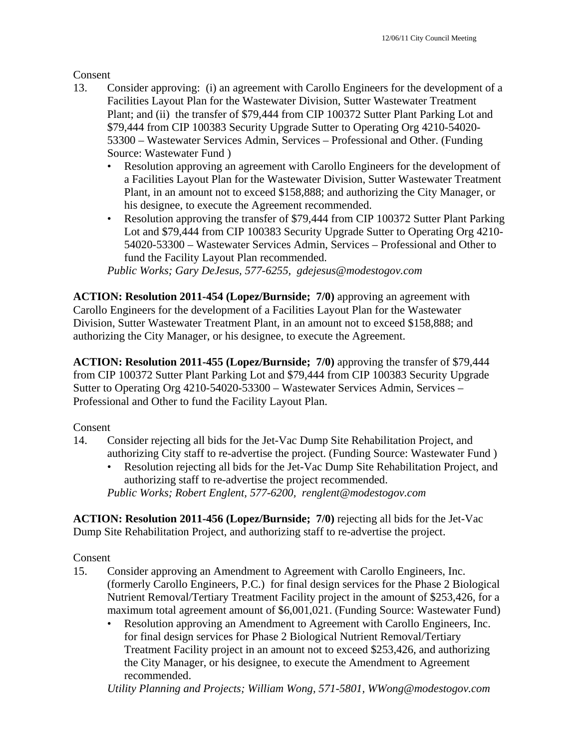Consent

13. Consider approving: (i) an agreement with Carollo Engineers for the development of a Facilities Layout Plan for the Wastewater Division, Sutter Wastewater Treatment Plant; and (ii) the transfer of $79,444 from CIP 100372 Sutter Plant Parking Lot and $79,444 from CIP 100383 Security Upgrade Sutter to Operating Org 4210-54020-53300 – Wastewater Services Admin, Services – Professional and Other. (Funding Source: Wastewater Fund )
    - Resolution approving an agreement with Carollo Engineers for the development of a Facilities Layout Plan for the Wastewater Division, Sutter Wastewater Treatment Plant, in an amount not to exceed $158,888; and authorizing the City Manager, or his designee, to execute the Agreement recommended.
    - Resolution approving the transfer of $79,444 from CIP 100372 Sutter Plant Parking Lot and $79,444 from CIP 100383 Security Upgrade Sutter to Operating Org 4210-54020-53300 – Wastewater Services Admin, Services – Professional and Other to fund the Facility Layout Plan recommended.

    *Public Works; Gary DeJesus, 577-6255, gdejesus@modestogov.com*

**ACTION: Resolution 2011-454 (Lopez/Burnside; 7/0)** approving an agreement with Carollo Engineers for the development of a Facilities Layout Plan for the Wastewater Division, Sutter Wastewater Treatment Plant, in an amount not to exceed $158,888; and authorizing the City Manager, or his designee, to execute the Agreement.

**ACTION: Resolution 2011-455 (Lopez/Burnside; 7/0)** approving the transfer of $79,444 from CIP 100372 Sutter Plant Parking Lot and $79,444 from CIP 100383 Security Upgrade Sutter to Operating Org 4210-54020-53300 – Wastewater Services Admin, Services – Professional and Other to fund the Facility Layout Plan.

Consent

14. Consider rejecting all bids for the Jet-Vac Dump Site Rehabilitation Project, and authorizing City staff to re-advertise the project. (Funding Source: Wastewater Fund )
    - Resolution rejecting all bids for the Jet-Vac Dump Site Rehabilitation Project, and authorizing staff to re-advertise the project recommended.

    *Public Works; Robert Englent, 577-6200, renglent@modestogov.com*

**ACTION: Resolution 2011-456 (Lopez/Burnside; 7/0)** rejecting all bids for the Jet-Vac Dump Site Rehabilitation Project, and authorizing staff to re-advertise the project.

Consent

15. Consider approving an Amendment to Agreement with Carollo Engineers, Inc. (formerly Carollo Engineers, P.C.) for final design services for the Phase 2 Biological Nutrient Removal/Tertiary Treatment Facility project in the amount of $253,426, for a maximum total agreement amount of $6,001,021. (Funding Source: Wastewater Fund)
    - Resolution approving an Amendment to Agreement with Carollo Engineers, Inc. for final design services for Phase 2 Biological Nutrient Removal/Tertiary Treatment Facility project in an amount not to exceed $253,426, and authorizing the City Manager, or his designee, to execute the Amendment to Agreement recommended.

    *Utility Planning and Projects; William Wong, 571-5801, WWong@modestogov.com*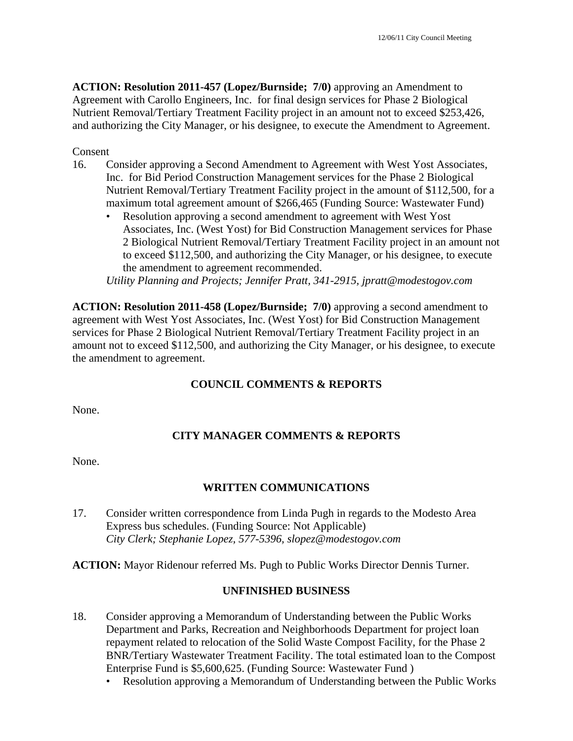**ACTION: Resolution 2011-457 (Lopez/Burnside; 7/0)** approving an Amendment to Agreement with Carollo Engineers, Inc. for final design services for Phase 2 Biological Nutrient Removal/Tertiary Treatment Facility project in an amount not to exceed $253,426, and authorizing the City Manager, or his designee, to execute the Amendment to Agreement.

Consent

16. Consider approving a Second Amendment to Agreement with West Yost Associates, Inc. for Bid Period Construction Management services for the Phase 2 Biological Nutrient Removal/Tertiary Treatment Facility project in the amount of $112,500, for a maximum total agreement amount of $266,465 (Funding Source: Wastewater Fund)
    - Resolution approving a second amendment to agreement with West Yost Associates, Inc. (West Yost) for Bid Construction Management services for Phase 2 Biological Nutrient Removal/Tertiary Treatment Facility project in an amount not to exceed $112,500, and authorizing the City Manager, or his designee, to execute the amendment to agreement recommended.

    *Utility Planning and Projects; Jennifer Pratt, 341-2915, jpratt@modestogov.com*

**ACTION: Resolution 2011-458 (Lopez/Burnside; 7/0)** approving a second amendment to agreement with West Yost Associates, Inc. (West Yost) for Bid Construction Management services for Phase 2 Biological Nutrient Removal/Tertiary Treatment Facility project in an amount not to exceed $112,500, and authorizing the City Manager, or his designee, to execute the amendment to agreement.

## COUNCIL COMMENTS & REPORTS

None.

## CITY MANAGER COMMENTS & REPORTS

None.

## WRITTEN COMMUNICATIONS

17. Consider written correspondence from Linda Pugh in regards to the Modesto Area Express bus schedules. (Funding Source: Not Applicable)

    *City Clerk; Stephanie Lopez, 577-5396, slopez@modestogov.com*

**ACTION:** Mayor Ridenour referred Ms. Pugh to Public Works Director Dennis Turner.

## UNFINISHED BUSINESS

18. Consider approving a Memorandum of Understanding between the Public Works Department and Parks, Recreation and Neighborhoods Department for project loan repayment related to relocation of the Solid Waste Compost Facility, for the Phase 2 BNR/Tertiary Wastewater Treatment Facility. The total estimated loan to the Compost Enterprise Fund is $5,600,625. (Funding Source: Wastewater Fund )
    - Resolution approving a Memorandum of Understanding between the Public Works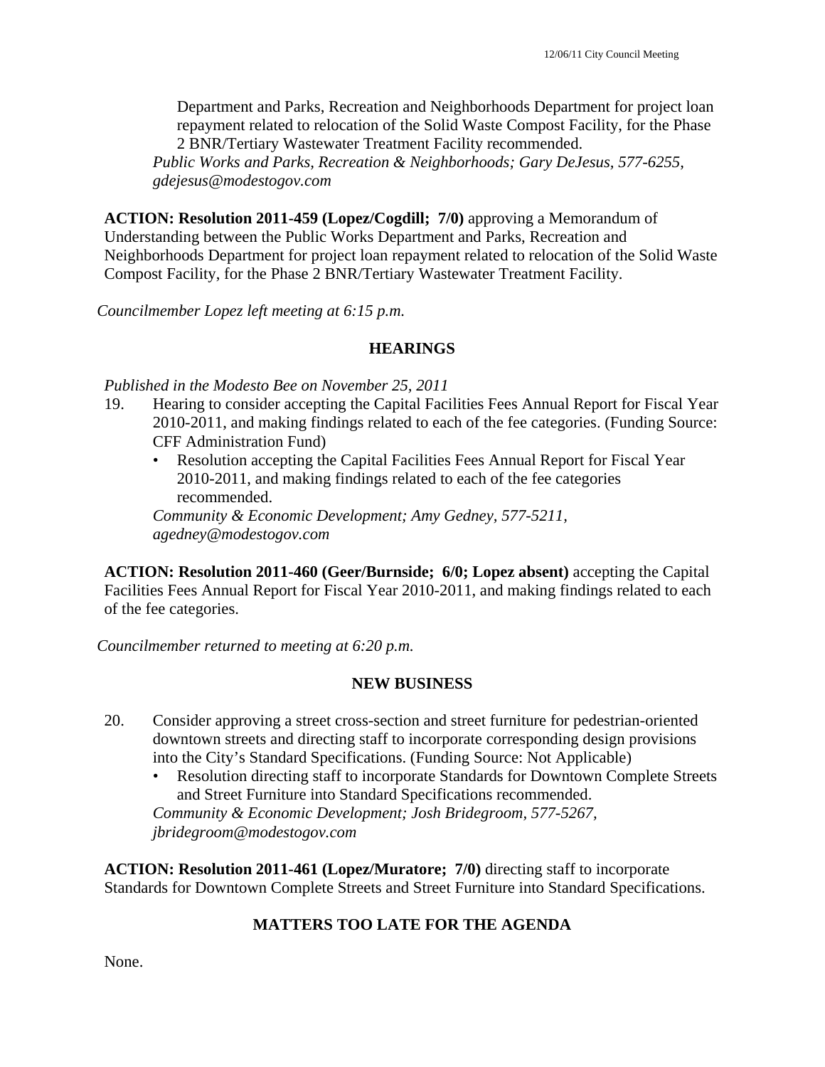Department and Parks, Recreation and Neighborhoods Department for project loan repayment related to relocation of the Solid Waste Compost Facility, for the Phase 2 BNR/Tertiary Wastewater Treatment Facility recommended.
*Public Works and Parks, Recreation & Neighborhoods; Gary DeJesus, 577-6255, gdejesus@modestogov.com*

**ACTION: Resolution 2011-459 (Lopez/Cogdill; 7/0)** approving a Memorandum of Understanding between the Public Works Department and Parks, Recreation and Neighborhoods Department for project loan repayment related to relocation of the Solid Waste Compost Facility, for the Phase 2 BNR/Tertiary Wastewater Treatment Facility.

*Councilmember Lopez left meeting at 6:15 p.m.*

## HEARINGS

*Published in the Modesto Bee on November 25, 2011*

19. Hearing to consider accepting the Capital Facilities Fees Annual Report for Fiscal Year 2010-2011, and making findings related to each of the fee categories. (Funding Source: CFF Administration Fund)
    - Resolution accepting the Capital Facilities Fees Annual Report for Fiscal Year 2010-2011, and making findings related to each of the fee categories recommended.

    *Community & Economic Development; Amy Gedney, 577-5211, agedney@modestogov.com*

**ACTION: Resolution 2011-460 (Geer/Burnside; 6/0; Lopez absent)** accepting the Capital Facilities Fees Annual Report for Fiscal Year 2010-2011, and making findings related to each of the fee categories.

*Councilmember returned to meeting at 6:20 p.m.*

## NEW BUSINESS

20. Consider approving a street cross-section and street furniture for pedestrian-oriented downtown streets and directing staff to incorporate corresponding design provisions into the City's Standard Specifications. (Funding Source: Not Applicable)
    - Resolution directing staff to incorporate Standards for Downtown Complete Streets and Street Furniture into Standard Specifications recommended.

    *Community & Economic Development; Josh Bridegroom, 577-5267, jbridegroom@modestogov.com*

**ACTION: Resolution 2011-461 (Lopez/Muratore; 7/0)** directing staff to incorporate Standards for Downtown Complete Streets and Street Furniture into Standard Specifications.

## MATTERS TOO LATE FOR THE AGENDA

None.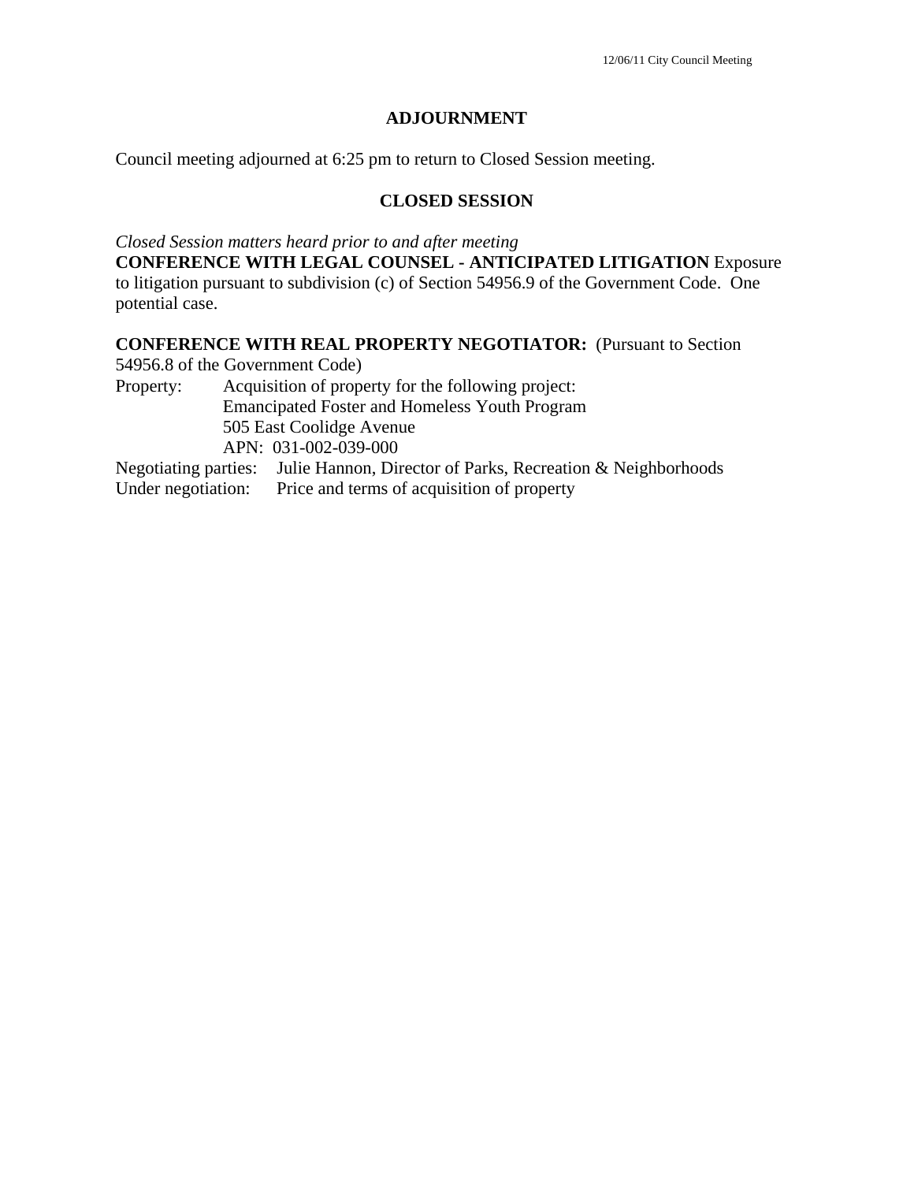## ADJOURNMENT

Council meeting adjourned at 6:25 pm to return to Closed Session meeting.

## CLOSED SESSION

*Closed Session matters heard prior to and after meeting*

**CONFERENCE WITH LEGAL COUNSEL - ANTICIPATED LITIGATION** Exposure to litigation pursuant to subdivision (c) of Section 54956.9 of the Government Code. One potential case.

**CONFERENCE WITH REAL PROPERTY NEGOTIATOR:** (Pursuant to Section 54956.8 of the Government Code)

Property: Acquisition of property for the following project:
Emancipated Foster and Homeless Youth Program
505 East Coolidge Avenue
APN: 031-002-039-000

Negotiating parties: Julie Hannon, Director of Parks, Recreation & Neighborhoods

Under negotiation: Price and terms of acquisition of property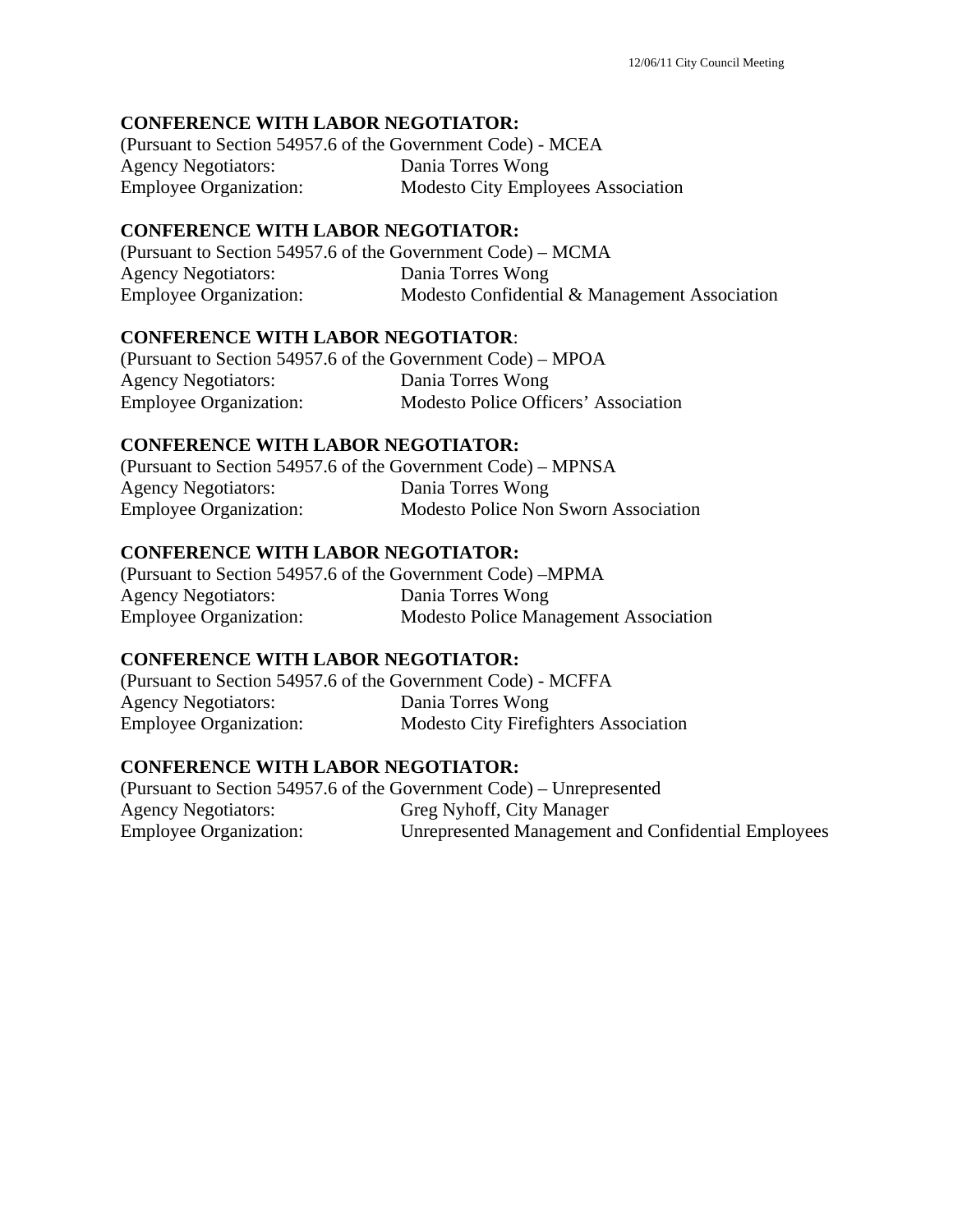**CONFERENCE WITH LABOR NEGOTIATOR:**
(Pursuant to Section 54957.6 of the Government Code) - MCEA
Agency Negotiators: Dania Torres Wong
Employee Organization: Modesto City Employees Association

**CONFERENCE WITH LABOR NEGOTIATOR:**
(Pursuant to Section 54957.6 of the Government Code) – MCMA
Agency Negotiators: Dania Torres Wong
Employee Organization: Modesto Confidential & Management Association

**CONFERENCE WITH LABOR NEGOTIATOR**:
(Pursuant to Section 54957.6 of the Government Code) – MPOA
Agency Negotiators: Dania Torres Wong
Employee Organization: Modesto Police Officers' Association

**CONFERENCE WITH LABOR NEGOTIATOR:**
(Pursuant to Section 54957.6 of the Government Code) – MPNSA
Agency Negotiators: Dania Torres Wong
Employee Organization: Modesto Police Non Sworn Association

**CONFERENCE WITH LABOR NEGOTIATOR:**
(Pursuant to Section 54957.6 of the Government Code) –MPMA
Agency Negotiators: Dania Torres Wong
Employee Organization: Modesto Police Management Association

**CONFERENCE WITH LABOR NEGOTIATOR:**
(Pursuant to Section 54957.6 of the Government Code) - MCFFA
Agency Negotiators: Dania Torres Wong
Employee Organization: Modesto City Firefighters Association

**CONFERENCE WITH LABOR NEGOTIATOR:**
(Pursuant to Section 54957.6 of the Government Code) – Unrepresented
Agency Negotiators: Greg Nyhoff, City Manager
Employee Organization: Unrepresented Management and Confidential Employees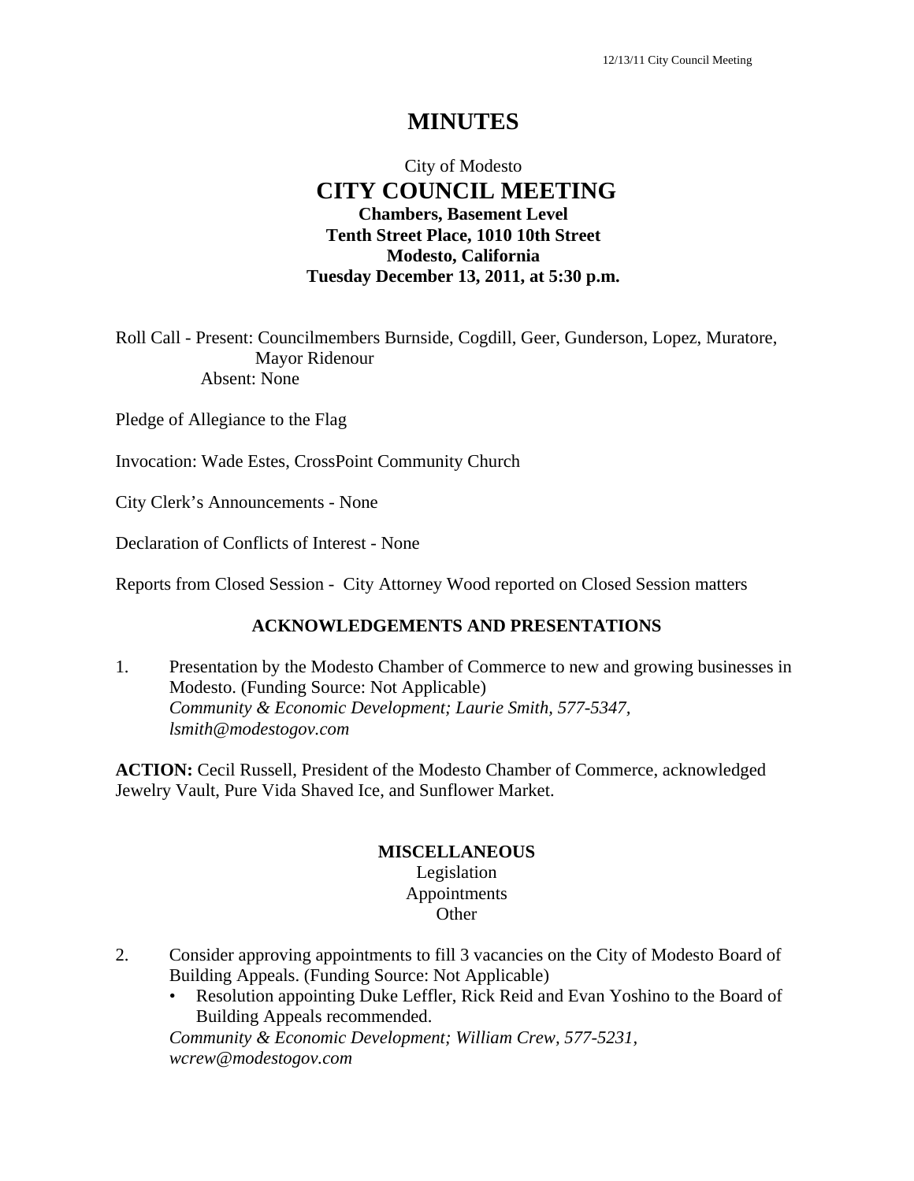# MINUTES

City of Modesto

## CITY COUNCIL MEETING

**Chambers, Basement Level**
**Tenth Street Place, 1010 10th Street**
**Modesto, California**
**Tuesday December 13, 2011, at 5:30 p.m.**

Roll Call - Present: Councilmembers Burnside, Cogdill, Geer, Gunderson, Lopez, Muratore, Mayor Ridenour
Absent: None

Pledge of Allegiance to the Flag

Invocation: Wade Estes, CrossPoint Community Church

City Clerk's Announcements - None

Declaration of Conflicts of Interest - None

Reports from Closed Session - City Attorney Wood reported on Closed Session matters

### ACKNOWLEDGEMENTS AND PRESENTATIONS

1. Presentation by the Modesto Chamber of Commerce to new and growing businesses in Modesto. (Funding Source: Not Applicable)
   *Community & Economic Development; Laurie Smith, 577-5347, lsmith@modestogov.com*

**ACTION:** Cecil Russell, President of the Modesto Chamber of Commerce, acknowledged Jewelry Vault, Pure Vida Shaved Ice, and Sunflower Market.

### MISCELLANEOUS

Legislation
Appointments
Other

2. Consider approving appointments to fill 3 vacancies on the City of Modesto Board of Building Appeals. (Funding Source: Not Applicable)
   - Resolution appointing Duke Leffler, Rick Reid and Evan Yoshino to the Board of Building Appeals recommended.

   *Community & Economic Development; William Crew, 577-5231, wcrew@modestogov.com*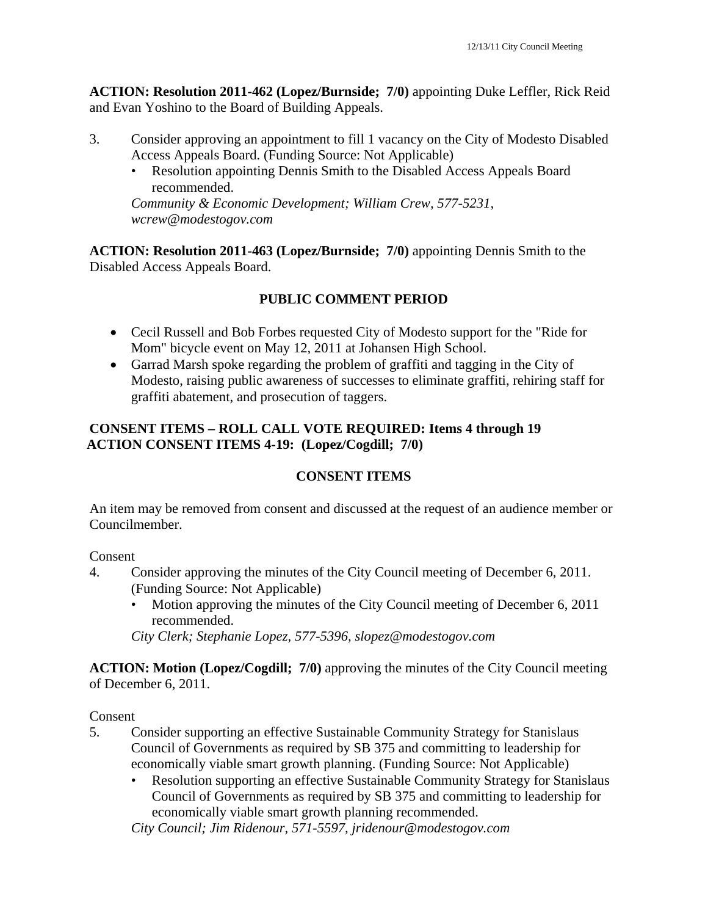**ACTION: Resolution 2011-462 (Lopez/Burnside; 7/0)** appointing Duke Leffler, Rick Reid and Evan Yoshino to the Board of Building Appeals.

3. Consider approving an appointment to fill 1 vacancy on the City of Modesto Disabled Access Appeals Board. (Funding Source: Not Applicable)
   - Resolution appointing Dennis Smith to the Disabled Access Appeals Board recommended.

   *Community & Economic Development; William Crew, 577-5231, wcrew@modestogov.com*

**ACTION: Resolution 2011-463 (Lopez/Burnside; 7/0)** appointing Dennis Smith to the Disabled Access Appeals Board.

## PUBLIC COMMENT PERIOD

- Cecil Russell and Bob Forbes requested City of Modesto support for the "Ride for Mom" bicycle event on May 12, 2011 at Johansen High School.
- Garrad Marsh spoke regarding the problem of graffiti and tagging in the City of Modesto, raising public awareness of successes to eliminate graffiti, rehiring staff for graffiti abatement, and prosecution of taggers.

**CONSENT ITEMS – ROLL CALL VOTE REQUIRED: Items 4 through 19**
**ACTION CONSENT ITEMS 4-19: (Lopez/Cogdill; 7/0)**

## CONSENT ITEMS

An item may be removed from consent and discussed at the request of an audience member or Councilmember.

Consent

4. Consider approving the minutes of the City Council meeting of December 6, 2011. (Funding Source: Not Applicable)
   - Motion approving the minutes of the City Council meeting of December 6, 2011 recommended.

   *City Clerk; Stephanie Lopez, 577-5396, slopez@modestogov.com*

**ACTION: Motion (Lopez/Cogdill; 7/0)** approving the minutes of the City Council meeting of December 6, 2011.

Consent

5. Consider supporting an effective Sustainable Community Strategy for Stanislaus Council of Governments as required by SB 375 and committing to leadership for economically viable smart growth planning. (Funding Source: Not Applicable)
   - Resolution supporting an effective Sustainable Community Strategy for Stanislaus Council of Governments as required by SB 375 and committing to leadership for economically viable smart growth planning recommended.

   *City Council; Jim Ridenour, 571-5597, jridenour@modestogov.com*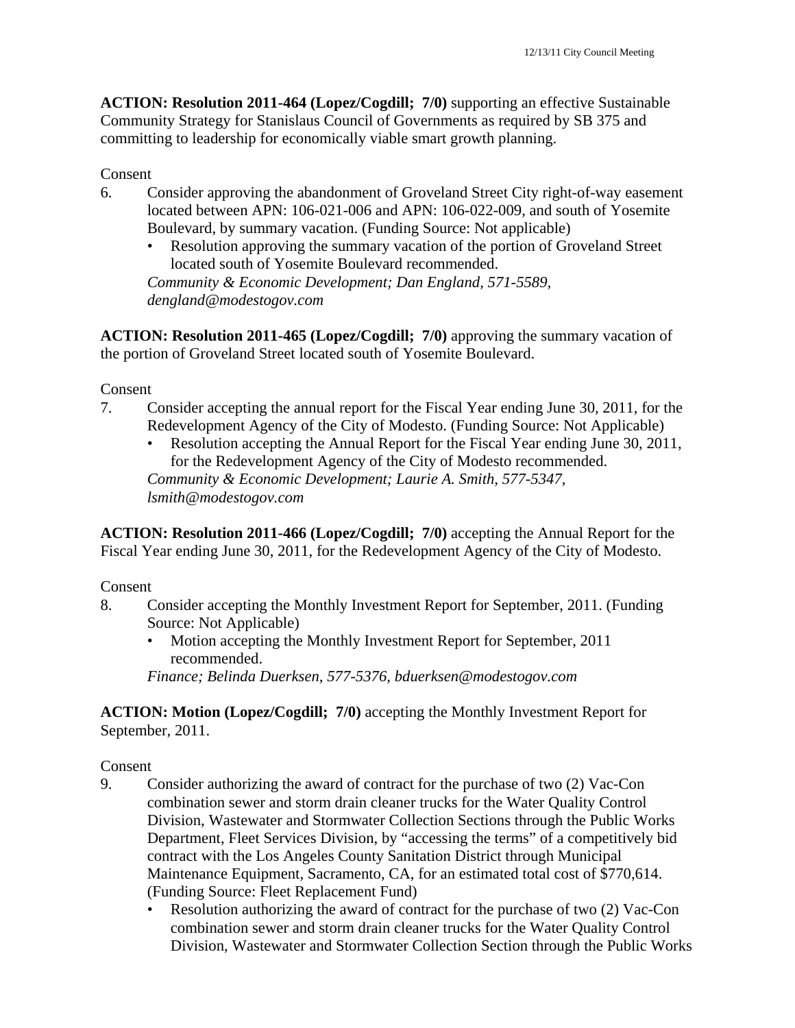**ACTION: Resolution 2011-464 (Lopez/Cogdill; 7/0)** supporting an effective Sustainable Community Strategy for Stanislaus Council of Governments as required by SB 375 and committing to leadership for economically viable smart growth planning.

Consent

6. Consider approving the abandonment of Groveland Street City right-of-way easement located between APN: 106-021-006 and APN: 106-022-009, and south of Yosemite Boulevard, by summary vacation. (Funding Source: Not applicable)
   - Resolution approving the summary vacation of the portion of Groveland Street located south of Yosemite Boulevard recommended.

   *Community & Economic Development; Dan England, 571-5589, dengland@modestogov.com*

**ACTION: Resolution 2011-465 (Lopez/Cogdill; 7/0)** approving the summary vacation of the portion of Groveland Street located south of Yosemite Boulevard.

Consent

7. Consider accepting the annual report for the Fiscal Year ending June 30, 2011, for the Redevelopment Agency of the City of Modesto. (Funding Source: Not Applicable)
   - Resolution accepting the Annual Report for the Fiscal Year ending June 30, 2011, for the Redevelopment Agency of the City of Modesto recommended.

   *Community & Economic Development; Laurie A. Smith, 577-5347, lsmith@modestogov.com*

**ACTION: Resolution 2011-466 (Lopez/Cogdill; 7/0)** accepting the Annual Report for the Fiscal Year ending June 30, 2011, for the Redevelopment Agency of the City of Modesto.

Consent

8. Consider accepting the Monthly Investment Report for September, 2011. (Funding Source: Not Applicable)
   - Motion accepting the Monthly Investment Report for September, 2011 recommended.

   *Finance; Belinda Duerksen, 577-5376, bduerksen@modestogov.com*

**ACTION: Motion (Lopez/Cogdill; 7/0)** accepting the Monthly Investment Report for September, 2011.

Consent

9. Consider authorizing the award of contract for the purchase of two (2) Vac-Con combination sewer and storm drain cleaner trucks for the Water Quality Control Division, Wastewater and Stormwater Collection Sections through the Public Works Department, Fleet Services Division, by "accessing the terms" of a competitively bid contract with the Los Angeles County Sanitation District through Municipal Maintenance Equipment, Sacramento, CA, for an estimated total cost of $770,614. (Funding Source: Fleet Replacement Fund)
   - Resolution authorizing the award of contract for the purchase of two (2) Vac-Con combination sewer and storm drain cleaner trucks for the Water Quality Control Division, Wastewater and Stormwater Collection Section through the Public Works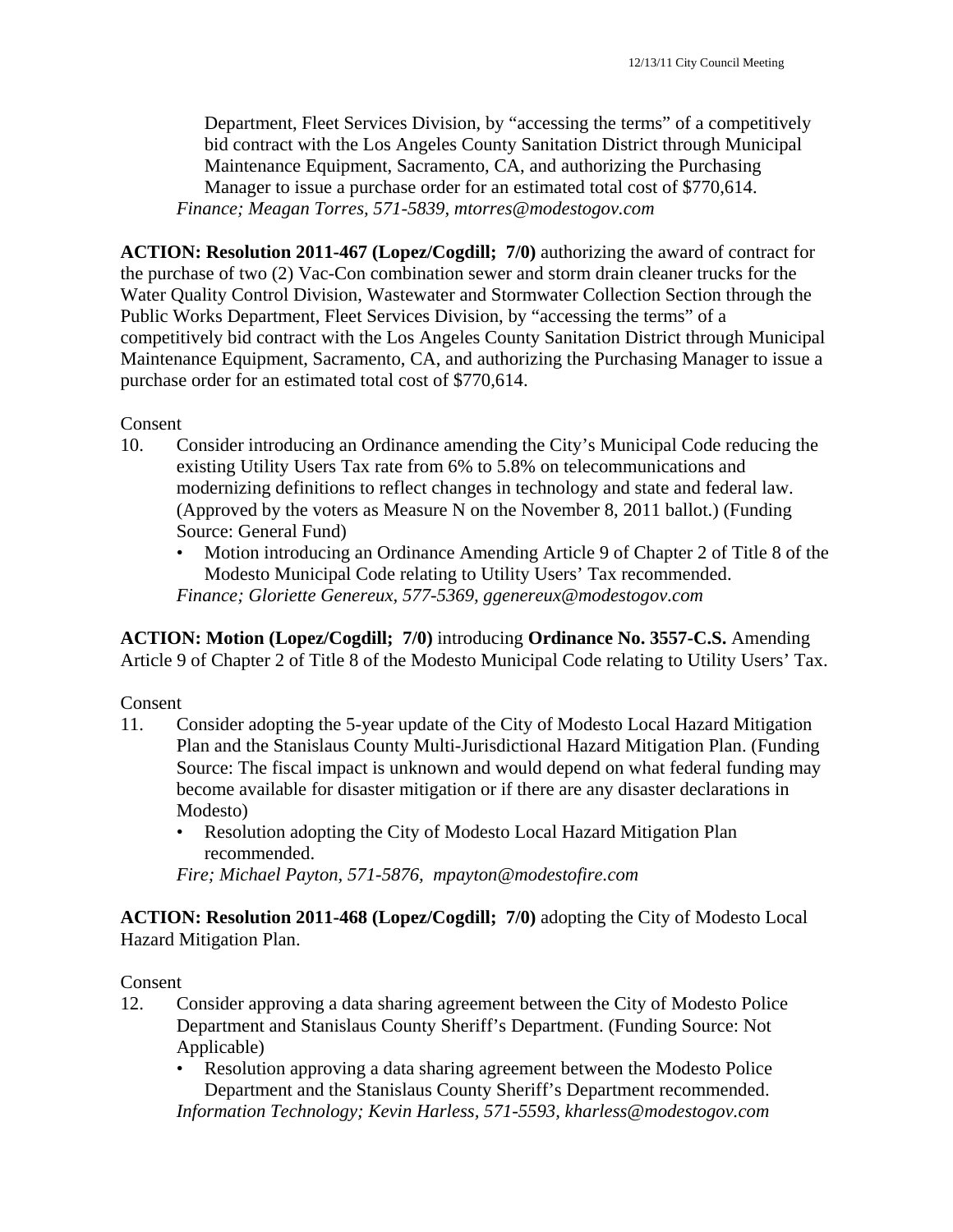Department, Fleet Services Division, by "accessing the terms" of a competitively bid contract with the Los Angeles County Sanitation District through Municipal Maintenance Equipment, Sacramento, CA, and authorizing the Purchasing Manager to issue a purchase order for an estimated total cost of $770,614.
*Finance; Meagan Torres, 571-5839, mtorres@modestogov.com*

**ACTION: Resolution 2011-467 (Lopez/Cogdill; 7/0)** authorizing the award of contract for the purchase of two (2) Vac-Con combination sewer and storm drain cleaner trucks for the Water Quality Control Division, Wastewater and Stormwater Collection Section through the Public Works Department, Fleet Services Division, by "accessing the terms" of a competitively bid contract with the Los Angeles County Sanitation District through Municipal Maintenance Equipment, Sacramento, CA, and authorizing the Purchasing Manager to issue a purchase order for an estimated total cost of $770,614.

Consent

10. Consider introducing an Ordinance amending the City's Municipal Code reducing the existing Utility Users Tax rate from 6% to 5.8% on telecommunications and modernizing definitions to reflect changes in technology and state and federal law. (Approved by the voters as Measure N on the November 8, 2011 ballot.) (Funding Source: General Fund)
    - Motion introducing an Ordinance Amending Article 9 of Chapter 2 of Title 8 of the Modesto Municipal Code relating to Utility Users' Tax recommended.

    *Finance; Gloriette Genereux, 577-5369, ggenereux@modestogov.com*

**ACTION: Motion (Lopez/Cogdill; 7/0)** introducing **Ordinance No. 3557-C.S.** Amending Article 9 of Chapter 2 of Title 8 of the Modesto Municipal Code relating to Utility Users' Tax.

Consent

11. Consider adopting the 5-year update of the City of Modesto Local Hazard Mitigation Plan and the Stanislaus County Multi-Jurisdictional Hazard Mitigation Plan. (Funding Source: The fiscal impact is unknown and would depend on what federal funding may become available for disaster mitigation or if there are any disaster declarations in Modesto)
    - Resolution adopting the City of Modesto Local Hazard Mitigation Plan recommended.

    *Fire; Michael Payton, 571-5876, mpayton@modestofire.com*

**ACTION: Resolution 2011-468 (Lopez/Cogdill; 7/0)** adopting the City of Modesto Local Hazard Mitigation Plan.

Consent

12. Consider approving a data sharing agreement between the City of Modesto Police Department and Stanislaus County Sheriff's Department. (Funding Source: Not Applicable)
    - Resolution approving a data sharing agreement between the Modesto Police Department and the Stanislaus County Sheriff's Department recommended.

    *Information Technology; Kevin Harless, 571-5593, kharless@modestogov.com*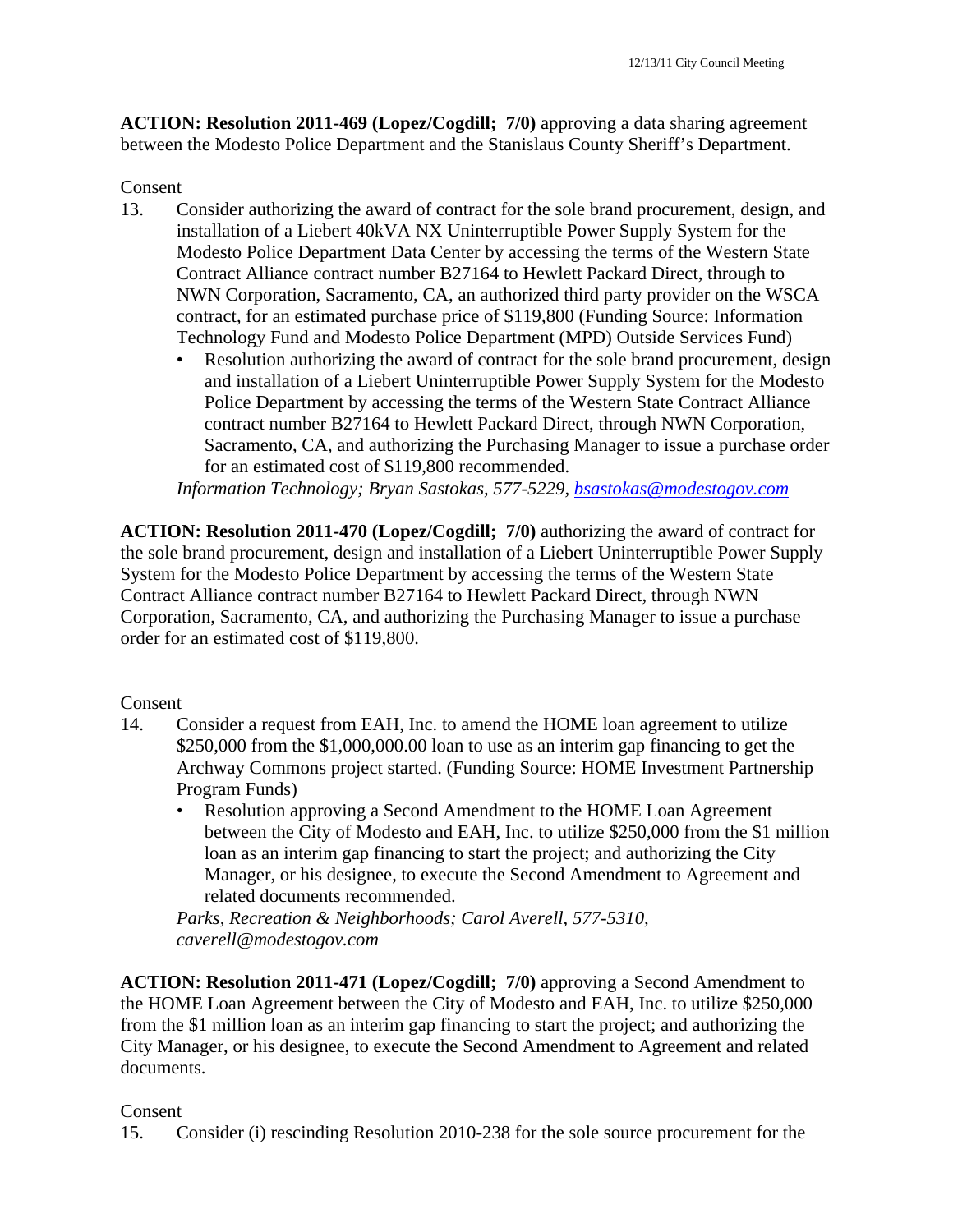**ACTION: Resolution 2011-469 (Lopez/Cogdill; 7/0)** approving a data sharing agreement between the Modesto Police Department and the Stanislaus County Sheriff's Department.

Consent

13. Consider authorizing the award of contract for the sole brand procurement, design, and installation of a Liebert 40kVA NX Uninterruptible Power Supply System for the Modesto Police Department Data Center by accessing the terms of the Western State Contract Alliance contract number B27164 to Hewlett Packard Direct, through to NWN Corporation, Sacramento, CA, an authorized third party provider on the WSCA contract, for an estimated purchase price of $119,800 (Funding Source: Information Technology Fund and Modesto Police Department (MPD) Outside Services Fund)
    - Resolution authorizing the award of contract for the sole brand procurement, design and installation of a Liebert Uninterruptible Power Supply System for the Modesto Police Department by accessing the terms of the Western State Contract Alliance contract number B27164 to Hewlett Packard Direct, through NWN Corporation, Sacramento, CA, and authorizing the Purchasing Manager to issue a purchase order for an estimated cost of $119,800 recommended.

    *Information Technology; Bryan Sastokas, 577-5229, bsastokas@modestogov.com*

**ACTION: Resolution 2011-470 (Lopez/Cogdill; 7/0)** authorizing the award of contract for the sole brand procurement, design and installation of a Liebert Uninterruptible Power Supply System for the Modesto Police Department by accessing the terms of the Western State Contract Alliance contract number B27164 to Hewlett Packard Direct, through NWN Corporation, Sacramento, CA, and authorizing the Purchasing Manager to issue a purchase order for an estimated cost of $119,800.

Consent

14. Consider a request from EAH, Inc. to amend the HOME loan agreement to utilize $250,000 from the $1,000,000.00 loan to use as an interim gap financing to get the Archway Commons project started. (Funding Source: HOME Investment Partnership Program Funds)
    - Resolution approving a Second Amendment to the HOME Loan Agreement between the City of Modesto and EAH, Inc. to utilize $250,000 from the $1 million loan as an interim gap financing to start the project; and authorizing the City Manager, or his designee, to execute the Second Amendment to Agreement and related documents recommended.

    *Parks, Recreation & Neighborhoods; Carol Averell, 577-5310, caverell@modestogov.com*

**ACTION: Resolution 2011-471 (Lopez/Cogdill; 7/0)** approving a Second Amendment to the HOME Loan Agreement between the City of Modesto and EAH, Inc. to utilize $250,000 from the $1 million loan as an interim gap financing to start the project; and authorizing the City Manager, or his designee, to execute the Second Amendment to Agreement and related documents.

Consent

15. Consider (i) rescinding Resolution 2010-238 for the sole source procurement for the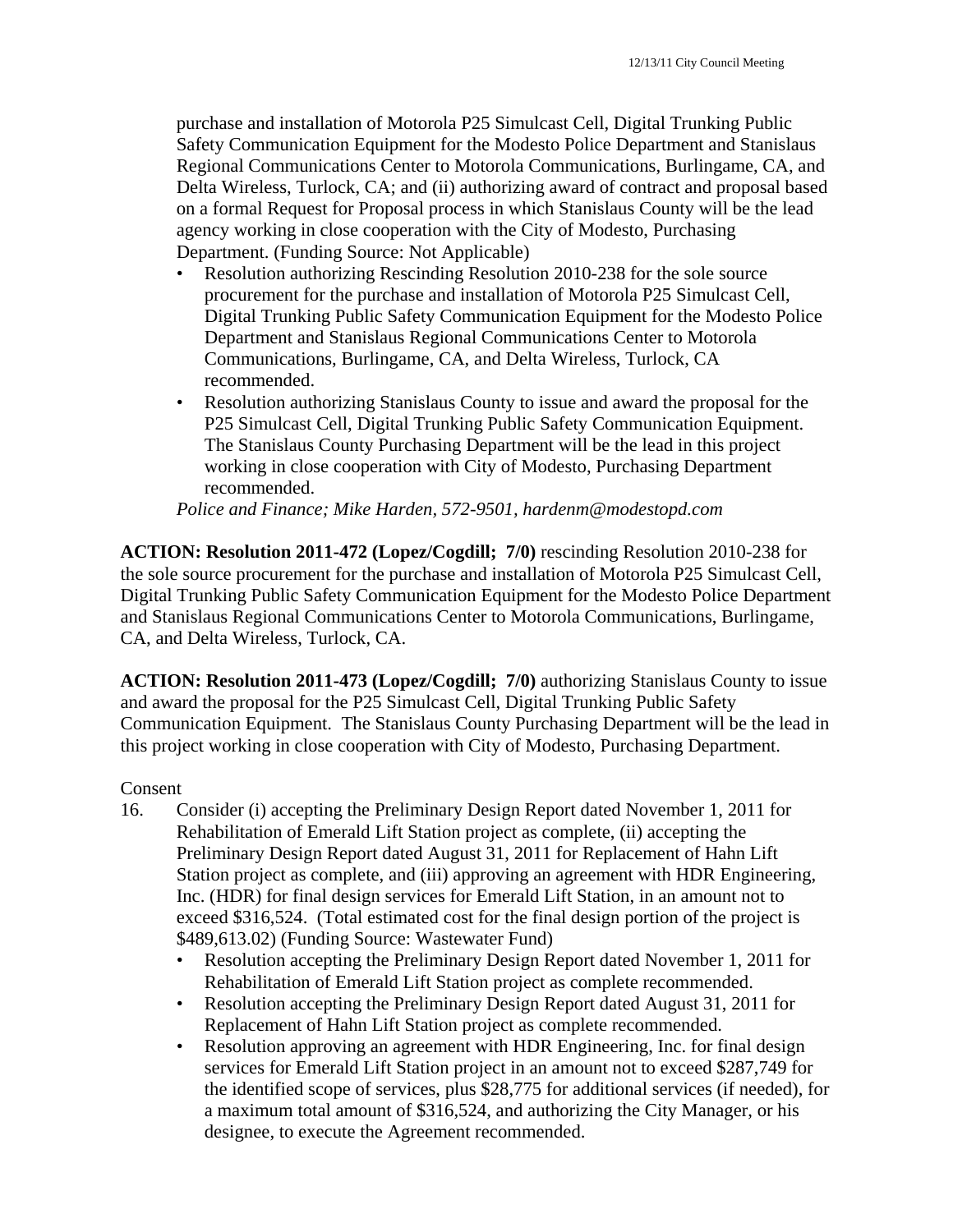purchase and installation of Motorola P25 Simulcast Cell, Digital Trunking Public Safety Communication Equipment for the Modesto Police Department and Stanislaus Regional Communications Center to Motorola Communications, Burlingame, CA, and Delta Wireless, Turlock, CA; and (ii) authorizing award of contract and proposal based on a formal Request for Proposal process in which Stanislaus County will be the lead agency working in close cooperation with the City of Modesto, Purchasing Department. (Funding Source: Not Applicable)

- Resolution authorizing Rescinding Resolution 2010-238 for the sole source procurement for the purchase and installation of Motorola P25 Simulcast Cell, Digital Trunking Public Safety Communication Equipment for the Modesto Police Department and Stanislaus Regional Communications Center to Motorola Communications, Burlingame, CA, and Delta Wireless, Turlock, CA recommended.
- Resolution authorizing Stanislaus County to issue and award the proposal for the P25 Simulcast Cell, Digital Trunking Public Safety Communication Equipment. The Stanislaus County Purchasing Department will be the lead in this project working in close cooperation with City of Modesto, Purchasing Department recommended.

*Police and Finance; Mike Harden, 572-9501, hardenm@modestopd.com*

**ACTION: Resolution 2011-472 (Lopez/Cogdill; 7/0)** rescinding Resolution 2010-238 for the sole source procurement for the purchase and installation of Motorola P25 Simulcast Cell, Digital Trunking Public Safety Communication Equipment for the Modesto Police Department and Stanislaus Regional Communications Center to Motorola Communications, Burlingame, CA, and Delta Wireless, Turlock, CA.

**ACTION: Resolution 2011-473 (Lopez/Cogdill; 7/0)** authorizing Stanislaus County to issue and award the proposal for the P25 Simulcast Cell, Digital Trunking Public Safety Communication Equipment. The Stanislaus County Purchasing Department will be the lead in this project working in close cooperation with City of Modesto, Purchasing Department.

Consent

16. Consider (i) accepting the Preliminary Design Report dated November 1, 2011 for Rehabilitation of Emerald Lift Station project as complete, (ii) accepting the Preliminary Design Report dated August 31, 2011 for Replacement of Hahn Lift Station project as complete, and (iii) approving an agreement with HDR Engineering, Inc. (HDR) for final design services for Emerald Lift Station, in an amount not to exceed $316,524. (Total estimated cost for the final design portion of the project is $489,613.02) (Funding Source: Wastewater Fund)
    - Resolution accepting the Preliminary Design Report dated November 1, 2011 for Rehabilitation of Emerald Lift Station project as complete recommended.
    - Resolution accepting the Preliminary Design Report dated August 31, 2011 for Replacement of Hahn Lift Station project as complete recommended.
    - Resolution approving an agreement with HDR Engineering, Inc. for final design services for Emerald Lift Station project in an amount not to exceed $287,749 for the identified scope of services, plus $28,775 for additional services (if needed), for a maximum total amount of $316,524, and authorizing the City Manager, or his designee, to execute the Agreement recommended.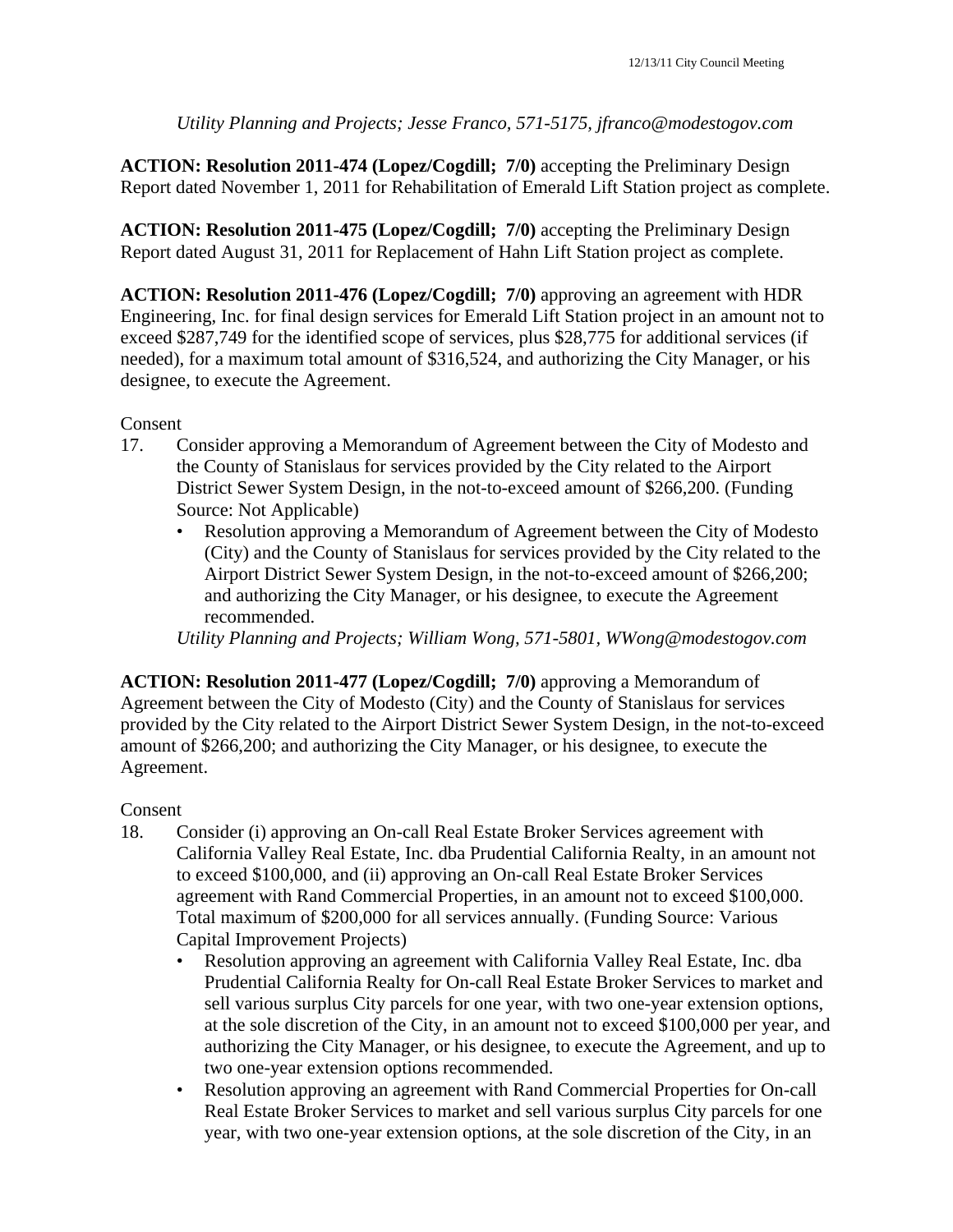*Utility Planning and Projects; Jesse Franco, 571-5175, jfranco@modestogov.com*

**ACTION: Resolution 2011-474 (Lopez/Cogdill; 7/0)** accepting the Preliminary Design Report dated November 1, 2011 for Rehabilitation of Emerald Lift Station project as complete.

**ACTION: Resolution 2011-475 (Lopez/Cogdill; 7/0)** accepting the Preliminary Design Report dated August 31, 2011 for Replacement of Hahn Lift Station project as complete.

**ACTION: Resolution 2011-476 (Lopez/Cogdill; 7/0)** approving an agreement with HDR Engineering, Inc. for final design services for Emerald Lift Station project in an amount not to exceed $287,749 for the identified scope of services, plus $28,775 for additional services (if needed), for a maximum total amount of $316,524, and authorizing the City Manager, or his designee, to execute the Agreement.

Consent

17. Consider approving a Memorandum of Agreement between the City of Modesto and the County of Stanislaus for services provided by the City related to the Airport District Sewer System Design, in the not-to-exceed amount of $266,200. (Funding Source: Not Applicable)
    - Resolution approving a Memorandum of Agreement between the City of Modesto (City) and the County of Stanislaus for services provided by the City related to the Airport District Sewer System Design, in the not-to-exceed amount of $266,200; and authorizing the City Manager, or his designee, to execute the Agreement recommended.

    *Utility Planning and Projects; William Wong, 571-5801, WWong@modestogov.com*

**ACTION: Resolution 2011-477 (Lopez/Cogdill; 7/0)** approving a Memorandum of Agreement between the City of Modesto (City) and the County of Stanislaus for services provided by the City related to the Airport District Sewer System Design, in the not-to-exceed amount of $266,200; and authorizing the City Manager, or his designee, to execute the Agreement.

Consent

18. Consider (i) approving an On-call Real Estate Broker Services agreement with California Valley Real Estate, Inc. dba Prudential California Realty, in an amount not to exceed $100,000, and (ii) approving an On-call Real Estate Broker Services agreement with Rand Commercial Properties, in an amount not to exceed $100,000. Total maximum of $200,000 for all services annually. (Funding Source: Various Capital Improvement Projects)
    - Resolution approving an agreement with California Valley Real Estate, Inc. dba Prudential California Realty for On-call Real Estate Broker Services to market and sell various surplus City parcels for one year, with two one-year extension options, at the sole discretion of the City, in an amount not to exceed $100,000 per year, and authorizing the City Manager, or his designee, to execute the Agreement, and up to two one-year extension options recommended.
    - Resolution approving an agreement with Rand Commercial Properties for On-call Real Estate Broker Services to market and sell various surplus City parcels for one year, with two one-year extension options, at the sole discretion of the City, in an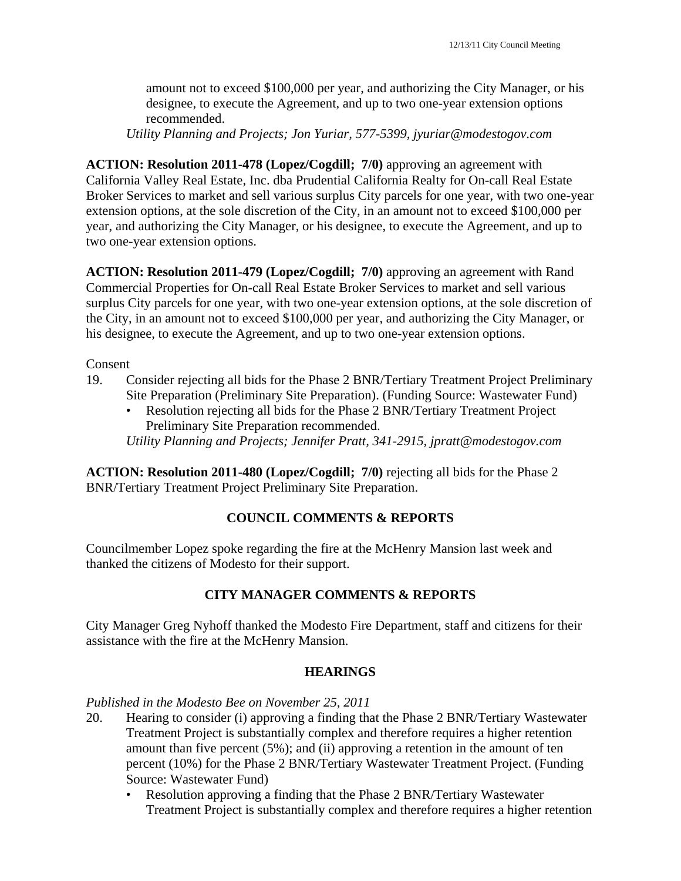amount not to exceed $100,000 per year, and authorizing the City Manager, or his designee, to execute the Agreement, and up to two one-year extension options recommended.

*Utility Planning and Projects; Jon Yuriar, 577-5399, jyuriar@modestogov.com*

**ACTION: Resolution 2011-478 (Lopez/Cogdill; 7/0)** approving an agreement with California Valley Real Estate, Inc. dba Prudential California Realty for On-call Real Estate Broker Services to market and sell various surplus City parcels for one year, with two one-year extension options, at the sole discretion of the City, in an amount not to exceed $100,000 per year, and authorizing the City Manager, or his designee, to execute the Agreement, and up to two one-year extension options.

**ACTION: Resolution 2011-479 (Lopez/Cogdill; 7/0)** approving an agreement with Rand Commercial Properties for On-call Real Estate Broker Services to market and sell various surplus City parcels for one year, with two one-year extension options, at the sole discretion of the City, in an amount not to exceed $100,000 per year, and authorizing the City Manager, or his designee, to execute the Agreement, and up to two one-year extension options.

Consent

19. Consider rejecting all bids for the Phase 2 BNR/Tertiary Treatment Project Preliminary Site Preparation (Preliminary Site Preparation). (Funding Source: Wastewater Fund)
    - Resolution rejecting all bids for the Phase 2 BNR/Tertiary Treatment Project Preliminary Site Preparation recommended.

    *Utility Planning and Projects; Jennifer Pratt, 341-2915, jpratt@modestogov.com*

**ACTION: Resolution 2011-480 (Lopez/Cogdill; 7/0)** rejecting all bids for the Phase 2 BNR/Tertiary Treatment Project Preliminary Site Preparation.

## COUNCIL COMMENTS & REPORTS

Councilmember Lopez spoke regarding the fire at the McHenry Mansion last week and thanked the citizens of Modesto for their support.

## CITY MANAGER COMMENTS & REPORTS

City Manager Greg Nyhoff thanked the Modesto Fire Department, staff and citizens for their assistance with the fire at the McHenry Mansion.

## HEARINGS

*Published in the Modesto Bee on November 25, 2011*

20. Hearing to consider (i) approving a finding that the Phase 2 BNR/Tertiary Wastewater Treatment Project is substantially complex and therefore requires a higher retention amount than five percent (5%); and (ii) approving a retention in the amount of ten percent (10%) for the Phase 2 BNR/Tertiary Wastewater Treatment Project. (Funding Source: Wastewater Fund)
    - Resolution approving a finding that the Phase 2 BNR/Tertiary Wastewater Treatment Project is substantially complex and therefore requires a higher retention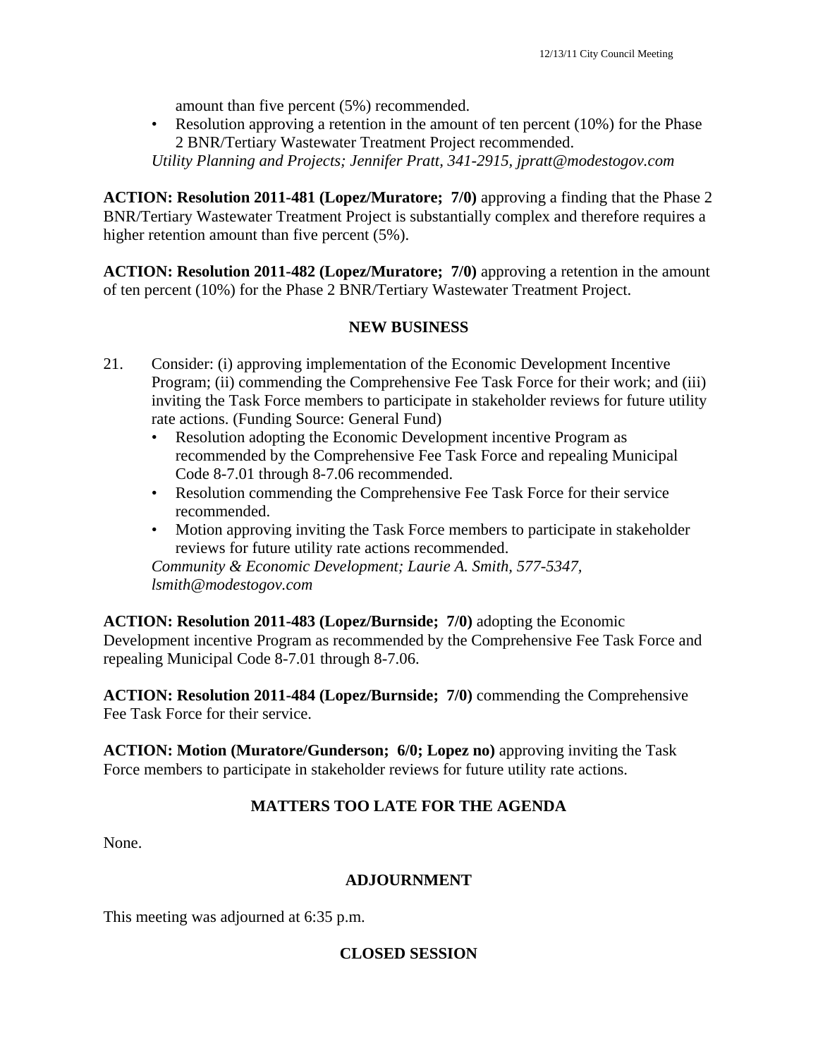amount than five percent (5%) recommended.

- Resolution approving a retention in the amount of ten percent (10%) for the Phase 2 BNR/Tertiary Wastewater Treatment Project recommended.

*Utility Planning and Projects; Jennifer Pratt, 341-2915, jpratt@modestogov.com*

**ACTION: Resolution 2011-481 (Lopez/Muratore; 7/0)** approving a finding that the Phase 2 BNR/Tertiary Wastewater Treatment Project is substantially complex and therefore requires a higher retention amount than five percent (5%).

**ACTION: Resolution 2011-482 (Lopez/Muratore; 7/0)** approving a retention in the amount of ten percent (10%) for the Phase 2 BNR/Tertiary Wastewater Treatment Project.

## NEW BUSINESS

21. Consider: (i) approving implementation of the Economic Development Incentive Program; (ii) commending the Comprehensive Fee Task Force for their work; and (iii) inviting the Task Force members to participate in stakeholder reviews for future utility rate actions. (Funding Source: General Fund)
    - Resolution adopting the Economic Development incentive Program as recommended by the Comprehensive Fee Task Force and repealing Municipal Code 8-7.01 through 8-7.06 recommended.
    - Resolution commending the Comprehensive Fee Task Force for their service recommended.
    - Motion approving inviting the Task Force members to participate in stakeholder reviews for future utility rate actions recommended.

    *Community & Economic Development; Laurie A. Smith, 577-5347, lsmith@modestogov.com*

**ACTION: Resolution 2011-483 (Lopez/Burnside; 7/0)** adopting the Economic Development incentive Program as recommended by the Comprehensive Fee Task Force and repealing Municipal Code 8-7.01 through 8-7.06.

**ACTION: Resolution 2011-484 (Lopez/Burnside; 7/0)** commending the Comprehensive Fee Task Force for their service.

**ACTION: Motion (Muratore/Gunderson; 6/0; Lopez no)** approving inviting the Task Force members to participate in stakeholder reviews for future utility rate actions.

## MATTERS TOO LATE FOR THE AGENDA

None.

## ADJOURNMENT

This meeting was adjourned at 6:35 p.m.

## CLOSED SESSION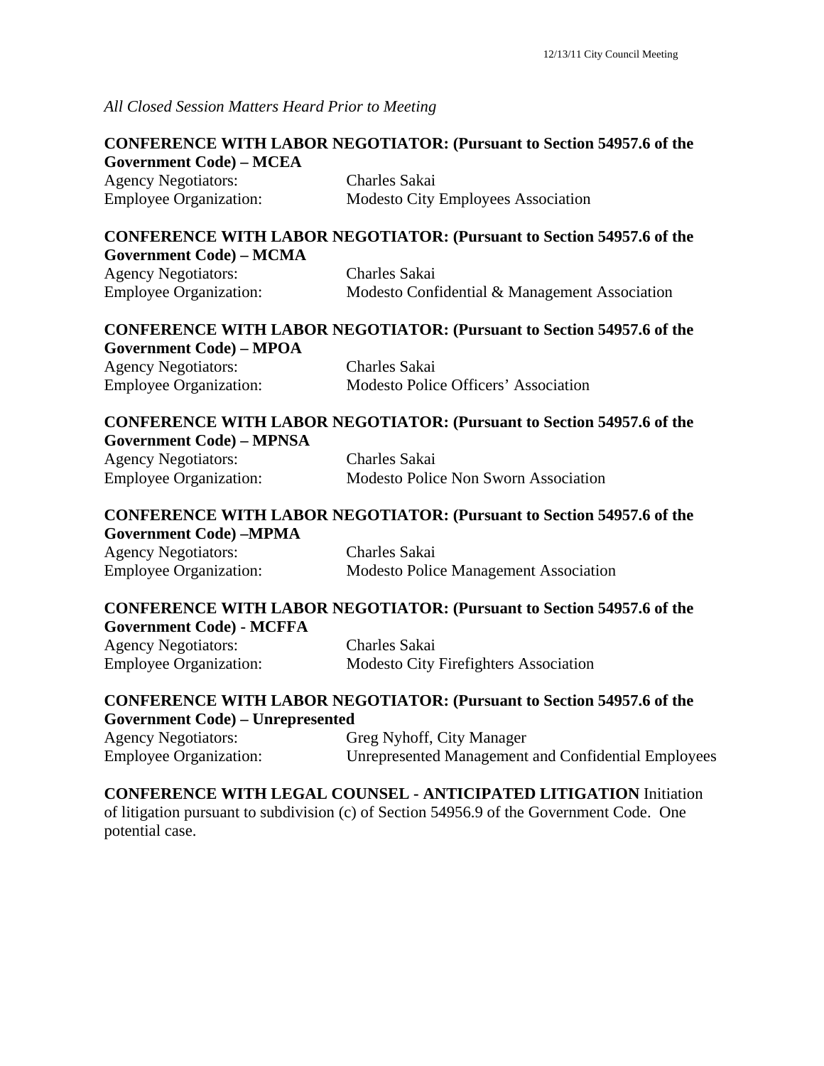*All Closed Session Matters Heard Prior to Meeting*

**CONFERENCE WITH LABOR NEGOTIATOR: (Pursuant to Section 54957.6 of the Government Code) – MCEA**

Agency Negotiators: Charles Sakai
Employee Organization: Modesto City Employees Association

**CONFERENCE WITH LABOR NEGOTIATOR: (Pursuant to Section 54957.6 of the Government Code) – MCMA**

Agency Negotiators: Charles Sakai
Employee Organization: Modesto Confidential & Management Association

**CONFERENCE WITH LABOR NEGOTIATOR: (Pursuant to Section 54957.6 of the Government Code) – MPOA**

Agency Negotiators: Charles Sakai
Employee Organization: Modesto Police Officers' Association

**CONFERENCE WITH LABOR NEGOTIATOR: (Pursuant to Section 54957.6 of the Government Code) – MPNSA**

Agency Negotiators: Charles Sakai
Employee Organization: Modesto Police Non Sworn Association

**CONFERENCE WITH LABOR NEGOTIATOR: (Pursuant to Section 54957.6 of the Government Code) –MPMA**

Agency Negotiators: Charles Sakai
Employee Organization: Modesto Police Management Association

**CONFERENCE WITH LABOR NEGOTIATOR: (Pursuant to Section 54957.6 of the Government Code) - MCFFA**

Agency Negotiators: Charles Sakai
Employee Organization: Modesto City Firefighters Association

**CONFERENCE WITH LABOR NEGOTIATOR: (Pursuant to Section 54957.6 of the Government Code) – Unrepresented**

Agency Negotiators: Greg Nyhoff, City Manager
Employee Organization: Unrepresented Management and Confidential Employees

**CONFERENCE WITH LEGAL COUNSEL - ANTICIPATED LITIGATION** Initiation of litigation pursuant to subdivision (c) of Section 54956.9 of the Government Code. One potential case.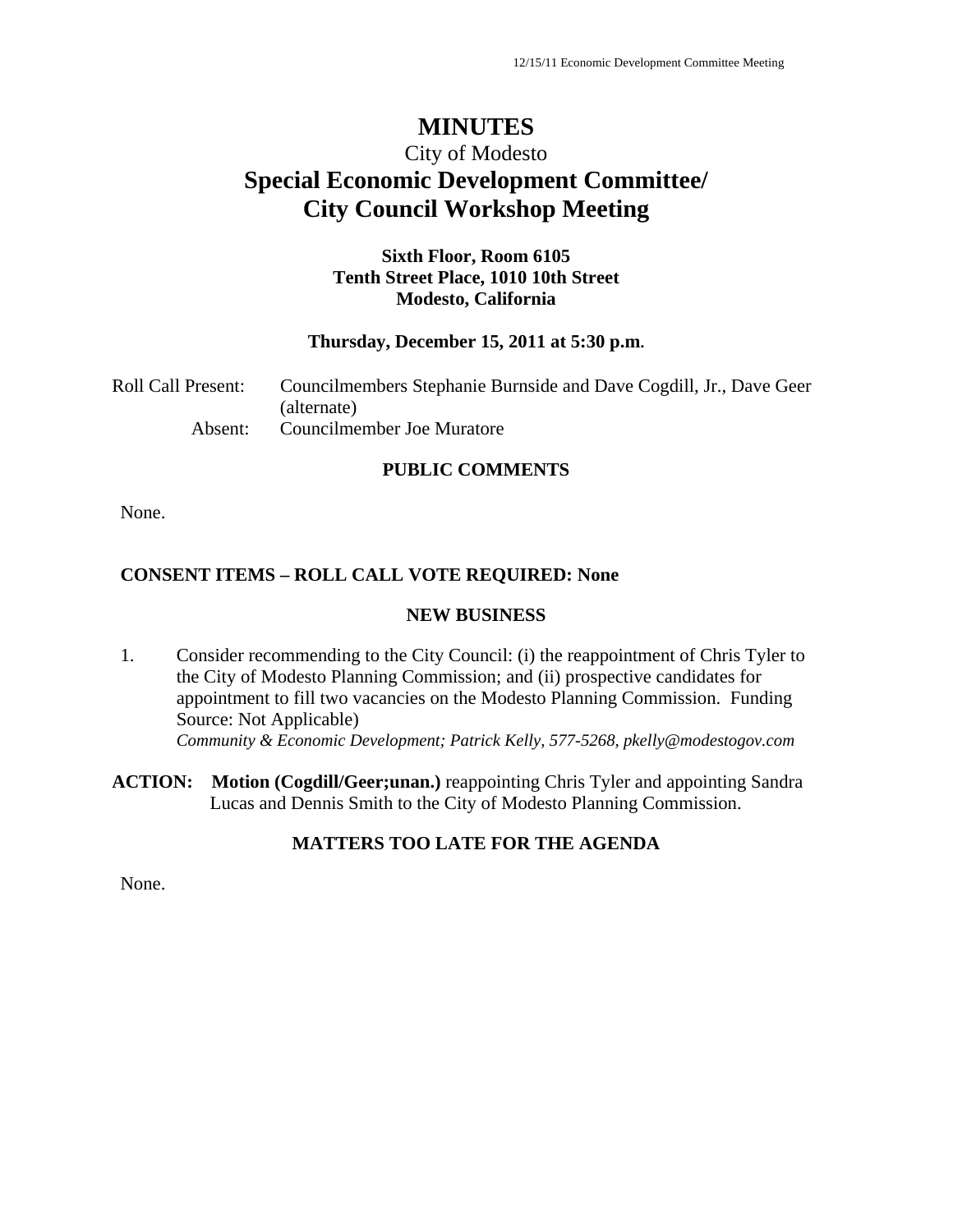# MINUTES

City of Modesto

## Special Economic Development Committee/ City Council Workshop Meeting

**Sixth Floor, Room 6105**
**Tenth Street Place, 1010 10th Street**
**Modesto, California**

**Thursday, December 15, 2011 at 5:30 p.m.**

Roll Call Present: Councilmembers Stephanie Burnside and Dave Cogdill, Jr., Dave Geer (alternate)
Absent: Councilmember Joe Muratore

### PUBLIC COMMENTS

None.

**CONSENT ITEMS – ROLL CALL VOTE REQUIRED: None**

### NEW BUSINESS

1. Consider recommending to the City Council: (i) the reappointment of Chris Tyler to the City of Modesto Planning Commission; and (ii) prospective candidates for appointment to fill two vacancies on the Modesto Planning Commission. Funding Source: Not Applicable)
*Community & Economic Development; Patrick Kelly, 577-5268, pkelly@modestogov.com*

**ACTION: Motion (Cogdill/Geer;unan.)** reappointing Chris Tyler and appointing Sandra Lucas and Dennis Smith to the City of Modesto Planning Commission.

### MATTERS TOO LATE FOR THE AGENDA

None.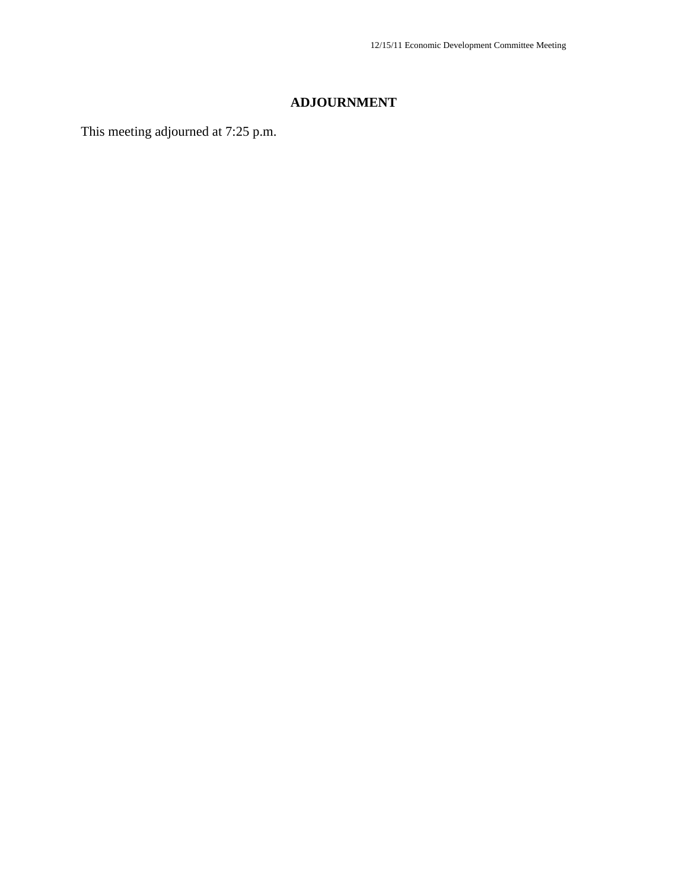## ADJOURNMENT

This meeting adjourned at 7:25 p.m.